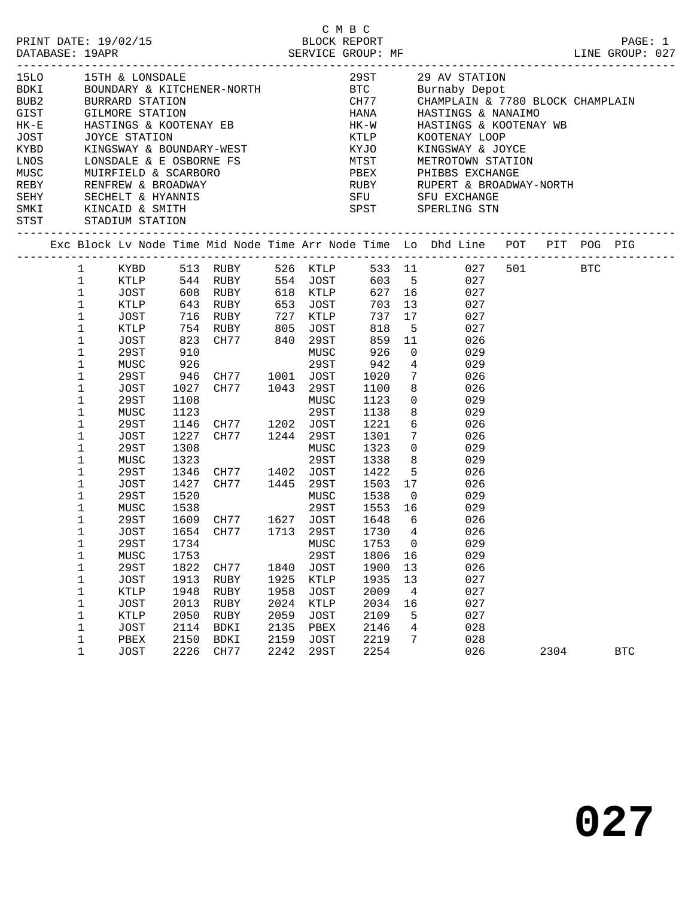C M B C

PRINT DATE: 19/02/15 BLOCK REPORT PAGE: 1
DATABASE: 19APR SERVICE GROUP: MF LINE GROUP: 027

| Code | Name | Code | Name |
|---|---|---|---|
| 15LO | 15TH & LONSDALE | 29ST | 29 AV STATION |
| BDKI | BOUNDARY & KITCHENER-NORTH | BTC | Burnaby Depot |
| BUB2 | BURRARD STATION | CH77 | CHAMPLAIN & 7780 BLOCK CHAMPLAIN |
| GIST | GILMORE STATION | HANA | HASTINGS & NANAIMO |
| HK-E | HASTINGS & KOOTENAY EB | HK-W | HASTINGS & KOOTENAY WB |
| JOST | JOYCE STATION | KTLP | KOOTENAY LOOP |
| KYBD | KINGSWAY & BOUNDARY-WEST | KYJO | KINGSWAY & JOYCE |
| LNOS | LONSDALE & E OSBORNE FS | MTST | METROTOWN STATION |
| MUSC | MUIRFIELD & SCARBORO | PBEX | PHIBBS EXCHANGE |
| REBY | RENFREW & BROADWAY | RUBY | RUPERT & BROADWAY-NORTH |
| SEHY | SECHELT & HYANNIS | SFU | SFU EXCHANGE |
| SMKI | KINCAID & SMITH | SPST | SPERLING STN |
| STST | STADIUM STATION | | |

| Exc | Block | Lv Node | Time | Mid Node | Time | Arr Node | Time | Lo | Dhd Line | POT | PIT | POG | PIG |
|---|---|---|---|---|---|---|---|---|---|---|---|---|---|
| | 1 | KYBD | 513 | RUBY | 526 | KTLP | 533 | 11 | 027 | 501 | | BTC | |
| | 1 | KTLP | 544 | RUBY | 554 | JOST | 603 | 5 | 027 | | | | |
| | 1 | JOST | 608 | RUBY | 618 | KTLP | 627 | 16 | 027 | | | | |
| | 1 | KTLP | 643 | RUBY | 653 | JOST | 703 | 13 | 027 | | | | |
| | 1 | JOST | 716 | RUBY | 727 | KTLP | 737 | 17 | 027 | | | | |
| | 1 | KTLP | 754 | RUBY | 805 | JOST | 818 | 5 | 027 | | | | |
| | 1 | JOST | 823 | CH77 | 840 | 29ST | 859 | 11 | 026 | | | | |
| | 1 | 29ST | 910 | | | MUSC | 926 | 0 | 029 | | | | |
| | 1 | MUSC | 926 | | | 29ST | 942 | 4 | 029 | | | | |
| | 1 | 29ST | 946 | CH77 | 1001 | JOST | 1020 | 7 | 026 | | | | |
| | 1 | JOST | 1027 | CH77 | 1043 | 29ST | 1100 | 8 | 026 | | | | |
| | 1 | 29ST | 1108 | | | MUSC | 1123 | 0 | 029 | | | | |
| | 1 | MUSC | 1123 | | | 29ST | 1138 | 8 | 029 | | | | |
| | 1 | 29ST | 1146 | CH77 | 1202 | JOST | 1221 | 6 | 026 | | | | |
| | 1 | JOST | 1227 | CH77 | 1244 | 29ST | 1301 | 7 | 026 | | | | |
| | 1 | 29ST | 1308 | | | MUSC | 1323 | 0 | 029 | | | | |
| | 1 | MUSC | 1323 | | | 29ST | 1338 | 8 | 029 | | | | |
| | 1 | 29ST | 1346 | CH77 | 1402 | JOST | 1422 | 5 | 026 | | | | |
| | 1 | JOST | 1427 | CH77 | 1445 | 29ST | 1503 | 17 | 026 | | | | |
| | 1 | 29ST | 1520 | | | MUSC | 1538 | 0 | 029 | | | | |
| | 1 | MUSC | 1538 | | | 29ST | 1553 | 16 | 029 | | | | |
| | 1 | 29ST | 1609 | CH77 | 1627 | JOST | 1648 | 6 | 026 | | | | |
| | 1 | JOST | 1654 | CH77 | 1713 | 29ST | 1730 | 4 | 026 | | | | |
| | 1 | 29ST | 1734 | | | MUSC | 1753 | 0 | 029 | | | | |
| | 1 | MUSC | 1753 | | | 29ST | 1806 | 16 | 029 | | | | |
| | 1 | 29ST | 1822 | CH77 | 1840 | JOST | 1900 | 13 | 026 | | | | |
| | 1 | JOST | 1913 | RUBY | 1925 | KTLP | 1935 | 13 | 027 | | | | |
| | 1 | KTLP | 1948 | RUBY | 1958 | JOST | 2009 | 4 | 027 | | | | |
| | 1 | JOST | 2013 | RUBY | 2024 | KTLP | 2034 | 16 | 027 | | | | |
| | 1 | KTLP | 2050 | RUBY | 2059 | JOST | 2109 | 5 | 027 | | | | |
| | 1 | JOST | 2114 | BDKI | 2135 | PBEX | 2146 | 4 | 028 | | | | |
| | 1 | PBEX | 2150 | BDKI | 2159 | JOST | 2219 | 7 | 028 | | | | |
| | 1 | JOST | 2226 | CH77 | 2242 | 29ST | 2254 | | 026 | | 2304 | | BTC |

# 027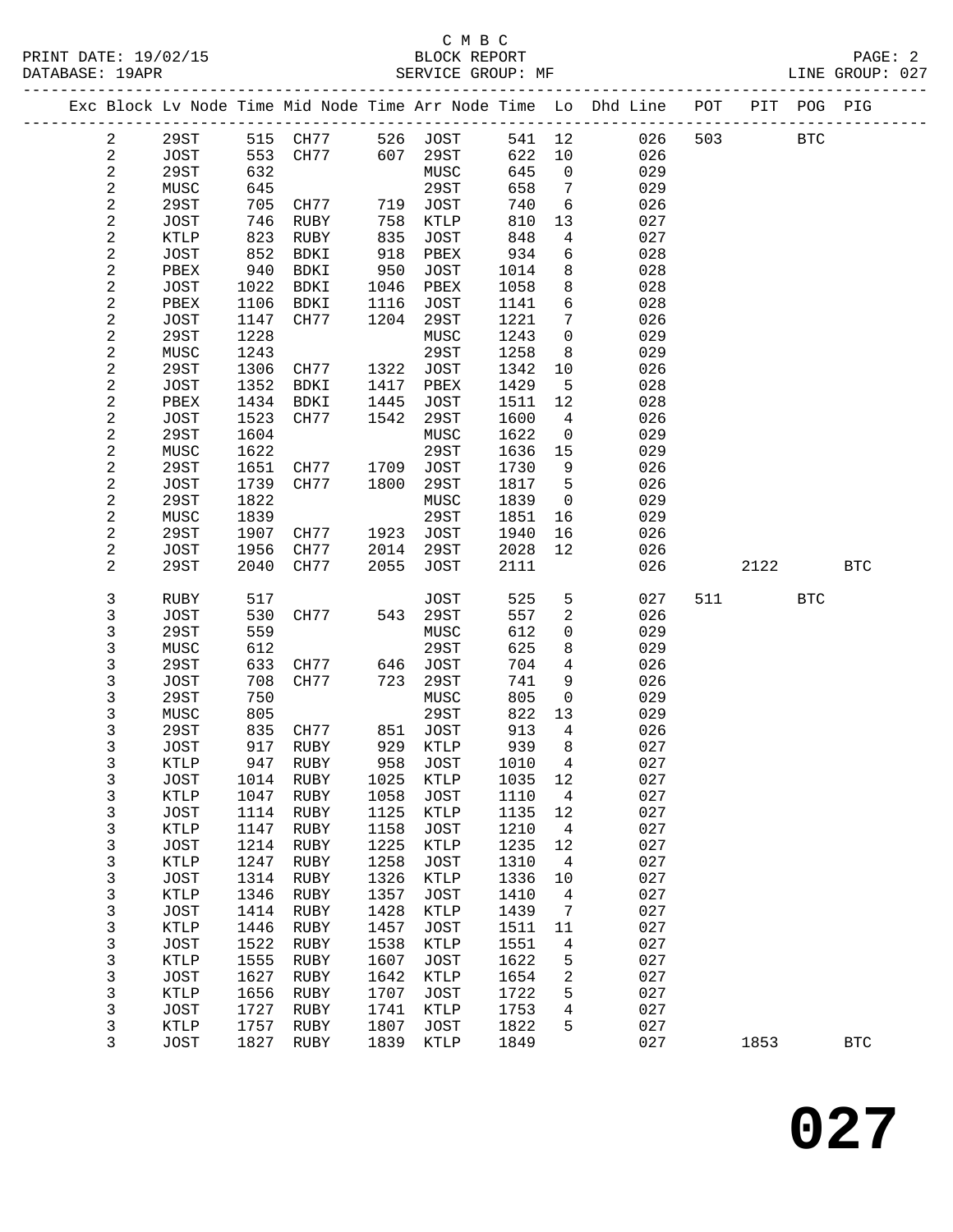C M B C
BLOCK REPORT
SERVICE GROUP: MF

PRINT DATE: 19/02/15
DATABASE: 19APR
LINE GROUP: 027

| Exc | Block | Lv Node | Time | Mid Node | Time | Arr Node | Time | Lo | Dhd Line | POT | PIT | POG | PIG |
|---|---|---|---|---|---|---|---|---|---|---|---|---|---|
| | 2 | 29ST | 515 | CH77 | 526 | JOST | 541 | 12 | 026 | 503 | | BTC | |
| | 2 | JOST | 553 | CH77 | 607 | 29ST | 622 | 10 | 026 | | | | |
| | 2 | 29ST | 632 | | | MUSC | 645 | 0 | 029 | | | | |
| | 2 | MUSC | 645 | | | 29ST | 658 | 7 | 029 | | | | |
| | 2 | 29ST | 705 | CH77 | 719 | JOST | 740 | 6 | 026 | | | | |
| | 2 | JOST | 746 | RUBY | 758 | KTLP | 810 | 13 | 027 | | | | |
| | 2 | KTLP | 823 | RUBY | 835 | JOST | 848 | 4 | 027 | | | | |
| | 2 | JOST | 852 | BDKI | 918 | PBEX | 934 | 6 | 028 | | | | |
| | 2 | PBEX | 940 | BDKI | 950 | JOST | 1014 | 8 | 028 | | | | |
| | 2 | JOST | 1022 | BDKI | 1046 | PBEX | 1058 | 8 | 028 | | | | |
| | 2 | PBEX | 1106 | BDKI | 1116 | JOST | 1141 | 6 | 028 | | | | |
| | 2 | JOST | 1147 | CH77 | 1204 | 29ST | 1221 | 7 | 026 | | | | |
| | 2 | 29ST | 1228 | | | MUSC | 1243 | 0 | 029 | | | | |
| | 2 | MUSC | 1243 | | | 29ST | 1258 | 8 | 029 | | | | |
| | 2 | 29ST | 1306 | CH77 | 1322 | JOST | 1342 | 10 | 026 | | | | |
| | 2 | JOST | 1352 | BDKI | 1417 | PBEX | 1429 | 5 | 028 | | | | |
| | 2 | PBEX | 1434 | BDKI | 1445 | JOST | 1511 | 12 | 028 | | | | |
| | 2 | JOST | 1523 | CH77 | 1542 | 29ST | 1600 | 4 | 026 | | | | |
| | 2 | 29ST | 1604 | | | MUSC | 1622 | 0 | 029 | | | | |
| | 2 | MUSC | 1622 | | | 29ST | 1636 | 15 | 029 | | | | |
| | 2 | 29ST | 1651 | CH77 | 1709 | JOST | 1730 | 9 | 026 | | | | |
| | 2 | JOST | 1739 | CH77 | 1800 | 29ST | 1817 | 5 | 026 | | | | |
| | 2 | 29ST | 1822 | | | MUSC | 1839 | 0 | 029 | | | | |
| | 2 | MUSC | 1839 | | | 29ST | 1851 | 16 | 029 | | | | |
| | 2 | 29ST | 1907 | CH77 | 1923 | JOST | 1940 | 16 | 026 | | | | |
| | 2 | JOST | 1956 | CH77 | 2014 | 29ST | 2028 | 12 | 026 | | | | |
| | 2 | 29ST | 2040 | CH77 | 2055 | JOST | 2111 | | 026 | | 2122 | | BTC |
| | 3 | RUBY | 517 | | | JOST | 525 | 5 | 027 | 511 | | BTC | |
| | 3 | JOST | 530 | CH77 | 543 | 29ST | 557 | 2 | 026 | | | | |
| | 3 | 29ST | 559 | | | MUSC | 612 | 0 | 029 | | | | |
| | 3 | MUSC | 612 | | | 29ST | 625 | 8 | 029 | | | | |
| | 3 | 29ST | 633 | CH77 | 646 | JOST | 704 | 4 | 026 | | | | |
| | 3 | JOST | 708 | CH77 | 723 | 29ST | 741 | 9 | 026 | | | | |
| | 3 | 29ST | 750 | | | MUSC | 805 | 0 | 029 | | | | |
| | 3 | MUSC | 805 | | | 29ST | 822 | 13 | 029 | | | | |
| | 3 | 29ST | 835 | CH77 | 851 | JOST | 913 | 4 | 026 | | | | |
| | 3 | JOST | 917 | RUBY | 929 | KTLP | 939 | 8 | 027 | | | | |
| | 3 | KTLP | 947 | RUBY | 958 | JOST | 1010 | 4 | 027 | | | | |
| | 3 | JOST | 1014 | RUBY | 1025 | KTLP | 1035 | 12 | 027 | | | | |
| | 3 | KTLP | 1047 | RUBY | 1058 | JOST | 1110 | 4 | 027 | | | | |
| | 3 | JOST | 1114 | RUBY | 1125 | KTLP | 1135 | 12 | 027 | | | | |
| | 3 | KTLP | 1147 | RUBY | 1158 | JOST | 1210 | 4 | 027 | | | | |
| | 3 | JOST | 1214 | RUBY | 1225 | KTLP | 1235 | 12 | 027 | | | | |
| | 3 | KTLP | 1247 | RUBY | 1258 | JOST | 1310 | 4 | 027 | | | | |
| | 3 | JOST | 1314 | RUBY | 1326 | KTLP | 1336 | 10 | 027 | | | | |
| | 3 | KTLP | 1346 | RUBY | 1357 | JOST | 1410 | 4 | 027 | | | | |
| | 3 | JOST | 1414 | RUBY | 1428 | KTLP | 1439 | 7 | 027 | | | | |
| | 3 | KTLP | 1446 | RUBY | 1457 | JOST | 1511 | 11 | 027 | | | | |
| | 3 | JOST | 1522 | RUBY | 1538 | KTLP | 1551 | 4 | 027 | | | | |
| | 3 | KTLP | 1555 | RUBY | 1607 | JOST | 1622 | 5 | 027 | | | | |
| | 3 | JOST | 1627 | RUBY | 1642 | KTLP | 1654 | 2 | 027 | | | | |
| | 3 | KTLP | 1656 | RUBY | 1707 | JOST | 1722 | 5 | 027 | | | | |
| | 3 | JOST | 1727 | RUBY | 1741 | KTLP | 1753 | 4 | 027 | | | | |
| | 3 | KTLP | 1757 | RUBY | 1807 | JOST | 1822 | 5 | 027 | | | | |
| | 3 | JOST | 1827 | RUBY | 1839 | KTLP | 1849 | | 027 | | 1853 | | BTC |

# 027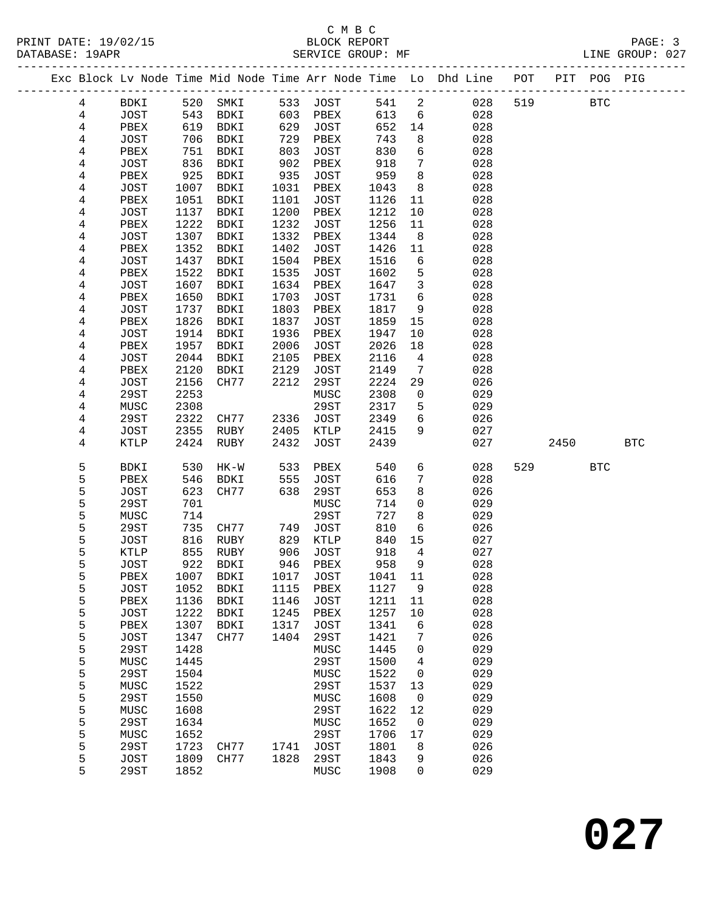C M B C
PRINT DATE: 19/02/15 BLOCK REPORT
DATABASE: 19APR SERVICE GROUP: MF LINE GROUP: 027

| Exc | Block | Lv Node | Time | Mid Node | Time | Arr Node | Time | Lo | Dhd Line | POT | PIT | POG | PIG |
|---|---|---|---|---|---|---|---|---|---|---|---|---|---|
| | 4 | BDKI | 520 | SMKI | 533 | JOST | 541 | 2 | 028 | 519 | | BTC | |
| | 4 | JOST | 543 | BDKI | 603 | PBEX | 613 | 6 | 028 | | | | |
| | 4 | PBEX | 619 | BDKI | 629 | JOST | 652 | 14 | 028 | | | | |
| | 4 | JOST | 706 | BDKI | 729 | PBEX | 743 | 8 | 028 | | | | |
| | 4 | PBEX | 751 | BDKI | 803 | JOST | 830 | 6 | 028 | | | | |
| | 4 | JOST | 836 | BDKI | 902 | PBEX | 918 | 7 | 028 | | | | |
| | 4 | PBEX | 925 | BDKI | 935 | JOST | 959 | 8 | 028 | | | | |
| | 4 | JOST | 1007 | BDKI | 1031 | PBEX | 1043 | 8 | 028 | | | | |
| | 4 | PBEX | 1051 | BDKI | 1101 | JOST | 1126 | 11 | 028 | | | | |
| | 4 | JOST | 1137 | BDKI | 1200 | PBEX | 1212 | 10 | 028 | | | | |
| | 4 | PBEX | 1222 | BDKI | 1232 | JOST | 1256 | 11 | 028 | | | | |
| | 4 | JOST | 1307 | BDKI | 1332 | PBEX | 1344 | 8 | 028 | | | | |
| | 4 | PBEX | 1352 | BDKI | 1402 | JOST | 1426 | 11 | 028 | | | | |
| | 4 | JOST | 1437 | BDKI | 1504 | PBEX | 1516 | 6 | 028 | | | | |
| | 4 | PBEX | 1522 | BDKI | 1535 | JOST | 1602 | 5 | 028 | | | | |
| | 4 | JOST | 1607 | BDKI | 1634 | PBEX | 1647 | 3 | 028 | | | | |
| | 4 | PBEX | 1650 | BDKI | 1703 | JOST | 1731 | 6 | 028 | | | | |
| | 4 | JOST | 1737 | BDKI | 1803 | PBEX | 1817 | 9 | 028 | | | | |
| | 4 | PBEX | 1826 | BDKI | 1837 | JOST | 1859 | 15 | 028 | | | | |
| | 4 | JOST | 1914 | BDKI | 1936 | PBEX | 1947 | 10 | 028 | | | | |
| | 4 | PBEX | 1957 | BDKI | 2006 | JOST | 2026 | 18 | 028 | | | | |
| | 4 | JOST | 2044 | BDKI | 2105 | PBEX | 2116 | 4 | 028 | | | | |
| | 4 | PBEX | 2120 | BDKI | 2129 | JOST | 2149 | 7 | 028 | | | | |
| | 4 | JOST | 2156 | CH77 | 2212 | 29ST | 2224 | 29 | 026 | | | | |
| | 4 | 29ST | 2253 | | | MUSC | 2308 | 0 | 029 | | | | |
| | 4 | MUSC | 2308 | | | 29ST | 2317 | 5 | 029 | | | | |
| | 4 | 29ST | 2322 | CH77 | 2336 | JOST | 2349 | 6 | 026 | | | | |
| | 4 | JOST | 2355 | RUBY | 2405 | KTLP | 2415 | 9 | 027 | | | | |
| | 4 | KTLP | 2424 | RUBY | 2432 | JOST | 2439 | | 027 | | 2450 | | BTC |
| | 5 | BDKI | 530 | HK-W | 533 | PBEX | 540 | 6 | 028 | 529 | | BTC | |
| | 5 | PBEX | 546 | BDKI | 555 | JOST | 616 | 7 | 028 | | | | |
| | 5 | JOST | 623 | CH77 | 638 | 29ST | 653 | 8 | 026 | | | | |
| | 5 | 29ST | 701 | | | MUSC | 714 | 0 | 029 | | | | |
| | 5 | MUSC | 714 | | | 29ST | 727 | 8 | 029 | | | | |
| | 5 | 29ST | 735 | CH77 | 749 | JOST | 810 | 6 | 026 | | | | |
| | 5 | JOST | 816 | RUBY | 829 | KTLP | 840 | 15 | 027 | | | | |
| | 5 | KTLP | 855 | RUBY | 906 | JOST | 918 | 4 | 027 | | | | |
| | 5 | JOST | 922 | BDKI | 946 | PBEX | 958 | 9 | 028 | | | | |
| | 5 | PBEX | 1007 | BDKI | 1017 | JOST | 1041 | 11 | 028 | | | | |
| | 5 | JOST | 1052 | BDKI | 1115 | PBEX | 1127 | 9 | 028 | | | | |
| | 5 | PBEX | 1136 | BDKI | 1146 | JOST | 1211 | 11 | 028 | | | | |
| | 5 | JOST | 1222 | BDKI | 1245 | PBEX | 1257 | 10 | 028 | | | | |
| | 5 | PBEX | 1307 | BDKI | 1317 | JOST | 1341 | 6 | 028 | | | | |
| | 5 | JOST | 1347 | CH77 | 1404 | 29ST | 1421 | 7 | 026 | | | | |
| | 5 | 29ST | 1428 | | | MUSC | 1445 | 0 | 029 | | | | |
| | 5 | MUSC | 1445 | | | 29ST | 1500 | 4 | 029 | | | | |
| | 5 | 29ST | 1504 | | | MUSC | 1522 | 0 | 029 | | | | |
| | 5 | MUSC | 1522 | | | 29ST | 1537 | 13 | 029 | | | | |
| | 5 | 29ST | 1550 | | | MUSC | 1608 | 0 | 029 | | | | |
| | 5 | MUSC | 1608 | | | 29ST | 1622 | 12 | 029 | | | | |
| | 5 | 29ST | 1634 | | | MUSC | 1652 | 0 | 029 | | | | |
| | 5 | MUSC | 1652 | | | 29ST | 1706 | 17 | 029 | | | | |
| | 5 | 29ST | 1723 | CH77 | 1741 | JOST | 1801 | 8 | 026 | | | | |
| | 5 | JOST | 1809 | CH77 | 1828 | 29ST | 1843 | 9 | 026 | | | | |
| | 5 | 29ST | 1852 | | | MUSC | 1908 | 0 | 029 | | | | |

**027**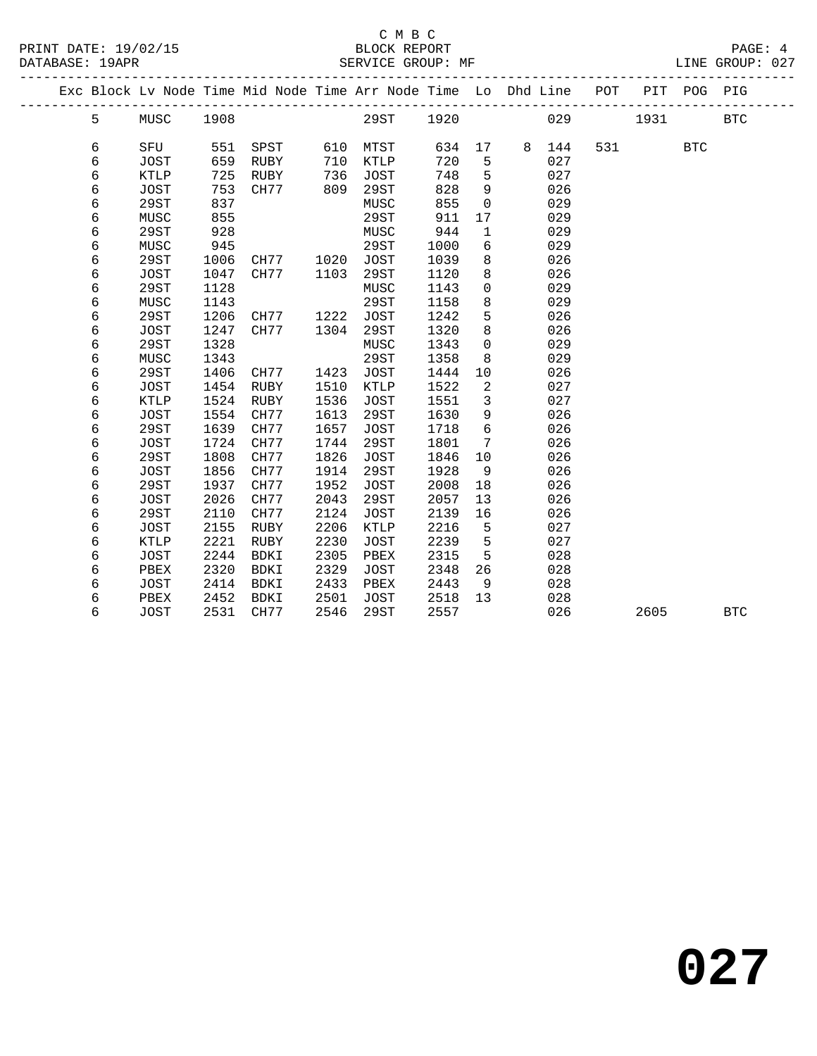C M B C
BLOCK REPORT
SERVICE GROUP: MF

PRINT DATE: 19/02/15
DATABASE: 19APR
LINE GROUP: 027

| Exc | Block | Lv Node | Time | Mid Node | Time | Arr Node | Time | Lo | Dhd | Line | POT | PIT | POG | PIG |
|---|---|---|---|---|---|---|---|---|---|---|---|---|---|---|
| | 5 | MUSC | 1908 | | | 29ST | 1920 | | | 029 | | 1931 | | BTC |
| | 6 | SFU | 551 | SPST | 610 | MTST | 634 | 17 | 8 | 144 | 531 | | BTC | |
| | 6 | JOST | 659 | RUBY | 710 | KTLP | 720 | 5 | | 027 | | | | |
| | 6 | KTLP | 725 | RUBY | 736 | JOST | 748 | 5 | | 027 | | | | |
| | 6 | JOST | 753 | CH77 | 809 | 29ST | 828 | 9 | | 026 | | | | |
| | 6 | 29ST | 837 | | | MUSC | 855 | 0 | | 029 | | | | |
| | 6 | MUSC | 855 | | | 29ST | 911 | 17 | | 029 | | | | |
| | 6 | 29ST | 928 | | | MUSC | 944 | 1 | | 029 | | | | |
| | 6 | MUSC | 945 | | | 29ST | 1000 | 6 | | 029 | | | | |
| | 6 | 29ST | 1006 | CH77 | 1020 | JOST | 1039 | 8 | | 026 | | | | |
| | 6 | JOST | 1047 | CH77 | 1103 | 29ST | 1120 | 8 | | 026 | | | | |
| | 6 | 29ST | 1128 | | | MUSC | 1143 | 0 | | 029 | | | | |
| | 6 | MUSC | 1143 | | | 29ST | 1158 | 8 | | 029 | | | | |
| | 6 | 29ST | 1206 | CH77 | 1222 | JOST | 1242 | 5 | | 026 | | | | |
| | 6 | JOST | 1247 | CH77 | 1304 | 29ST | 1320 | 8 | | 026 | | | | |
| | 6 | 29ST | 1328 | | | MUSC | 1343 | 0 | | 029 | | | | |
| | 6 | MUSC | 1343 | | | 29ST | 1358 | 8 | | 029 | | | | |
| | 6 | 29ST | 1406 | CH77 | 1423 | JOST | 1444 | 10 | | 026 | | | | |
| | 6 | JOST | 1454 | RUBY | 1510 | KTLP | 1522 | 2 | | 027 | | | | |
| | 6 | KTLP | 1524 | RUBY | 1536 | JOST | 1551 | 3 | | 027 | | | | |
| | 6 | JOST | 1554 | CH77 | 1613 | 29ST | 1630 | 9 | | 026 | | | | |
| | 6 | 29ST | 1639 | CH77 | 1657 | JOST | 1718 | 6 | | 026 | | | | |
| | 6 | JOST | 1724 | CH77 | 1744 | 29ST | 1801 | 7 | | 026 | | | | |
| | 6 | 29ST | 1808 | CH77 | 1826 | JOST | 1846 | 10 | | 026 | | | | |
| | 6 | JOST | 1856 | CH77 | 1914 | 29ST | 1928 | 9 | | 026 | | | | |
| | 6 | 29ST | 1937 | CH77 | 1952 | JOST | 2008 | 18 | | 026 | | | | |
| | 6 | JOST | 2026 | CH77 | 2043 | 29ST | 2057 | 13 | | 026 | | | | |
| | 6 | 29ST | 2110 | CH77 | 2124 | JOST | 2139 | 16 | | 026 | | | | |
| | 6 | JOST | 2155 | RUBY | 2206 | KTLP | 2216 | 5 | | 027 | | | | |
| | 6 | KTLP | 2221 | RUBY | 2230 | JOST | 2239 | 5 | | 027 | | | | |
| | 6 | JOST | 2244 | BDKI | 2305 | PBEX | 2315 | 5 | | 028 | | | | |
| | 6 | PBEX | 2320 | BDKI | 2329 | JOST | 2348 | 26 | | 028 | | | | |
| | 6 | JOST | 2414 | BDKI | 2433 | PBEX | 2443 | 9 | | 028 | | | | |
| | 6 | PBEX | 2452 | BDKI | 2501 | JOST | 2518 | 13 | | 028 | | | | |
| | 6 | JOST | 2531 | CH77 | 2546 | 29ST | 2557 | | | 026 | | 2605 | | BTC |

# 027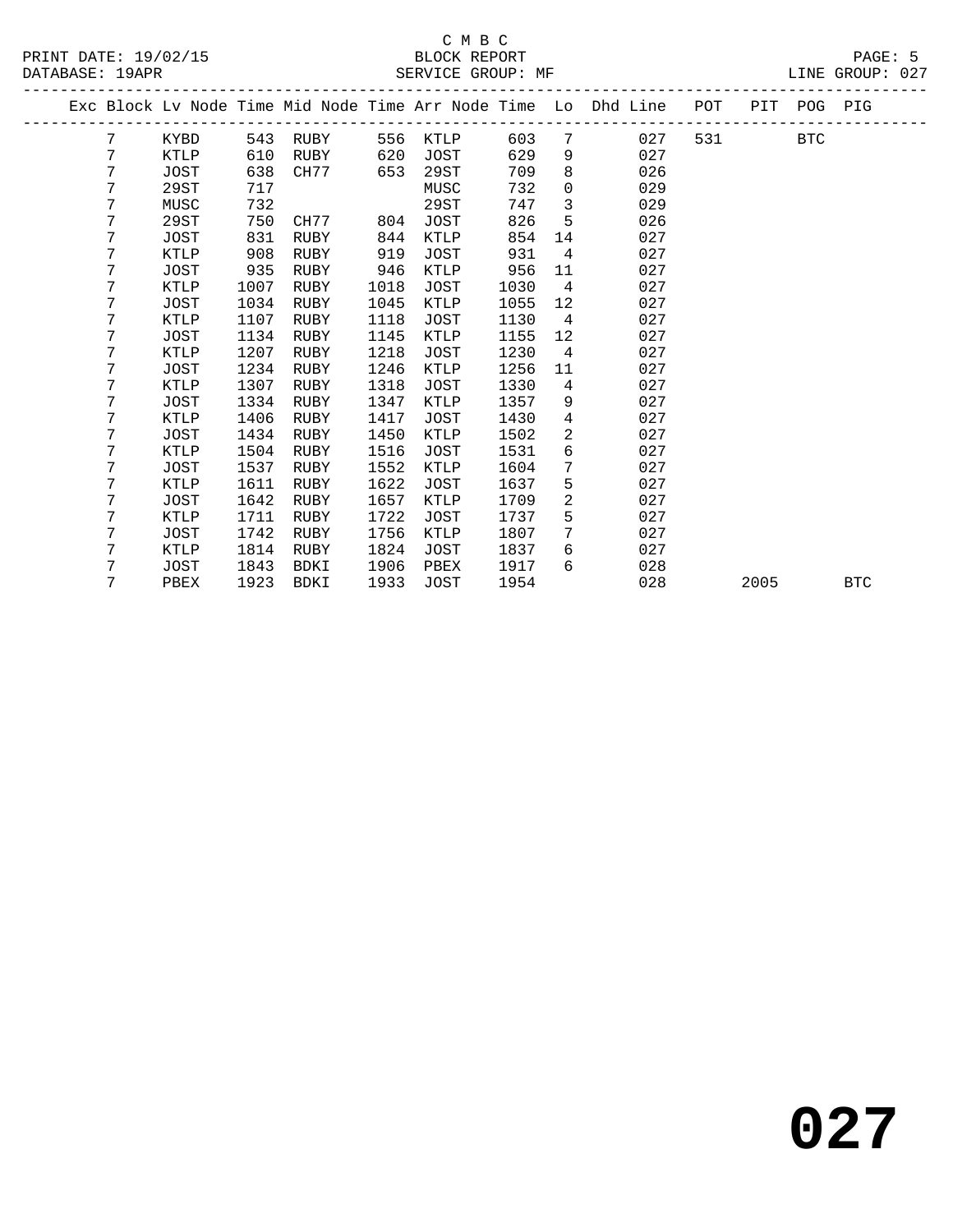| Exc | Block | Lv Node | Time | Mid Node | Time | Arr Node | Time | Lo | Dhd Line | POT | PIT | POG | PIG |
|---|---|---|---|---|---|---|---|---|---|---|---|---|---|
| | 7 | KYBD | 543 | RUBY | 556 | KTLP | 603 | 7 | 027 | 531 | | BTC | |
| | 7 | KTLP | 610 | RUBY | 620 | JOST | 629 | 9 | 027 | | | | |
| | 7 | JOST | 638 | CH77 | 653 | 29ST | 709 | 8 | 026 | | | | |
| | 7 | 29ST | 717 | | | MUSC | 732 | 0 | 029 | | | | |
| | 7 | MUSC | 732 | | | 29ST | 747 | 3 | 029 | | | | |
| | 7 | 29ST | 750 | CH77 | 804 | JOST | 826 | 5 | 026 | | | | |
| | 7 | JOST | 831 | RUBY | 844 | KTLP | 854 | 14 | 027 | | | | |
| | 7 | KTLP | 908 | RUBY | 919 | JOST | 931 | 4 | 027 | | | | |
| | 7 | JOST | 935 | RUBY | 946 | KTLP | 956 | 11 | 027 | | | | |
| | 7 | KTLP | 1007 | RUBY | 1018 | JOST | 1030 | 4 | 027 | | | | |
| | 7 | JOST | 1034 | RUBY | 1045 | KTLP | 1055 | 12 | 027 | | | | |
| | 7 | KTLP | 1107 | RUBY | 1118 | JOST | 1130 | 4 | 027 | | | | |
| | 7 | JOST | 1134 | RUBY | 1145 | KTLP | 1155 | 12 | 027 | | | | |
| | 7 | KTLP | 1207 | RUBY | 1218 | JOST | 1230 | 4 | 027 | | | | |
| | 7 | JOST | 1234 | RUBY | 1246 | KTLP | 1256 | 11 | 027 | | | | |
| | 7 | KTLP | 1307 | RUBY | 1318 | JOST | 1330 | 4 | 027 | | | | |
| | 7 | JOST | 1334 | RUBY | 1347 | KTLP | 1357 | 9 | 027 | | | | |
| | 7 | KTLP | 1406 | RUBY | 1417 | JOST | 1430 | 4 | 027 | | | | |
| | 7 | JOST | 1434 | RUBY | 1450 | KTLP | 1502 | 2 | 027 | | | | |
| | 7 | KTLP | 1504 | RUBY | 1516 | JOST | 1531 | 6 | 027 | | | | |
| | 7 | JOST | 1537 | RUBY | 1552 | KTLP | 1604 | 7 | 027 | | | | |
| | 7 | KTLP | 1611 | RUBY | 1622 | JOST | 1637 | 5 | 027 | | | | |
| | 7 | JOST | 1642 | RUBY | 1657 | KTLP | 1709 | 2 | 027 | | | | |
| | 7 | KTLP | 1711 | RUBY | 1722 | JOST | 1737 | 5 | 027 | | | | |
| | 7 | JOST | 1742 | RUBY | 1756 | KTLP | 1807 | 7 | 027 | | | | |
| | 7 | KTLP | 1814 | RUBY | 1824 | JOST | 1837 | 6 | 027 | | | | |
| | 7 | JOST | 1843 | BDKI | 1906 | PBEX | 1917 | 6 | 028 | | | | |
| | 7 | PBEX | 1923 | BDKI | 1933 | JOST | 1954 | | 028 | | 2005 | | BTC |

# 027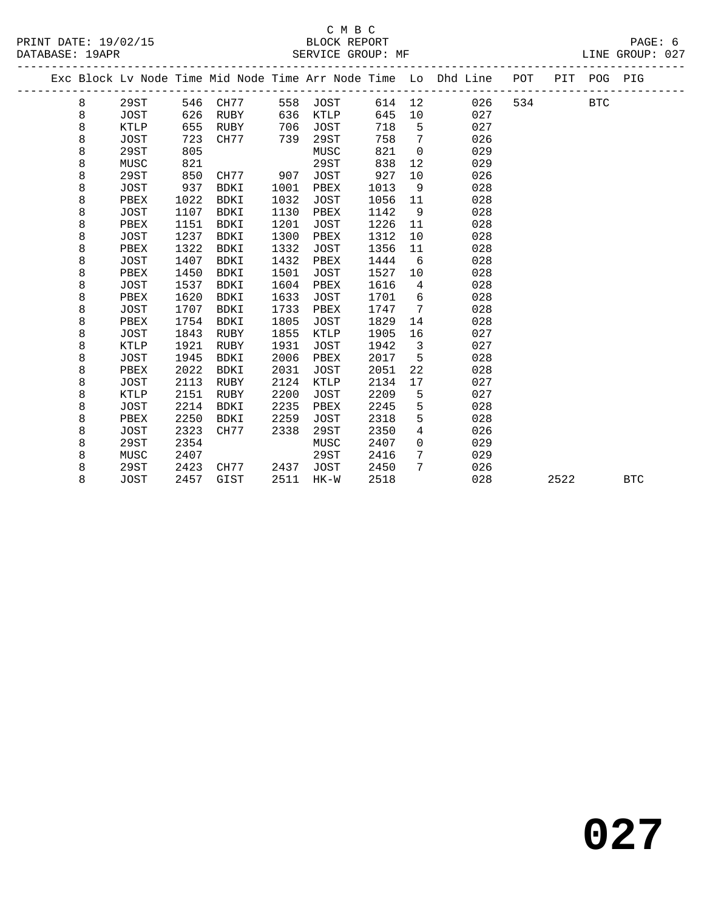C M B C
BLOCK REPORT
SERVICE GROUP: MF

PRINT DATE: 19/02/15
DATABASE: 19APR
LINE GROUP: 027

| Exc | Block | Lv Node | Time | Mid Node | Time | Arr Node | Time | Lo | Dhd Line | POT | PIT | POG | PIG |
|---|---|---|---|---|---|---|---|---|---|---|---|---|---|
| | 8 | 29ST | 546 | CH77 | 558 | JOST | 614 | 12 | 026 | 534 | | BTC | |
| | 8 | JOST | 626 | RUBY | 636 | KTLP | 645 | 10 | 027 | | | | |
| | 8 | KTLP | 655 | RUBY | 706 | JOST | 718 | 5 | 027 | | | | |
| | 8 | JOST | 723 | CH77 | 739 | 29ST | 758 | 7 | 026 | | | | |
| | 8 | 29ST | 805 | | | MUSC | 821 | 0 | 029 | | | | |
| | 8 | MUSC | 821 | | | 29ST | 838 | 12 | 029 | | | | |
| | 8 | 29ST | 850 | CH77 | 907 | JOST | 927 | 10 | 026 | | | | |
| | 8 | JOST | 937 | BDKI | 1001 | PBEX | 1013 | 9 | 028 | | | | |
| | 8 | PBEX | 1022 | BDKI | 1032 | JOST | 1056 | 11 | 028 | | | | |
| | 8 | JOST | 1107 | BDKI | 1130 | PBEX | 1142 | 9 | 028 | | | | |
| | 8 | PBEX | 1151 | BDKI | 1201 | JOST | 1226 | 11 | 028 | | | | |
| | 8 | JOST | 1237 | BDKI | 1300 | PBEX | 1312 | 10 | 028 | | | | |
| | 8 | PBEX | 1322 | BDKI | 1332 | JOST | 1356 | 11 | 028 | | | | |
| | 8 | JOST | 1407 | BDKI | 1432 | PBEX | 1444 | 6 | 028 | | | | |
| | 8 | PBEX | 1450 | BDKI | 1501 | JOST | 1527 | 10 | 028 | | | | |
| | 8 | JOST | 1537 | BDKI | 1604 | PBEX | 1616 | 4 | 028 | | | | |
| | 8 | PBEX | 1620 | BDKI | 1633 | JOST | 1701 | 6 | 028 | | | | |
| | 8 | JOST | 1707 | BDKI | 1733 | PBEX | 1747 | 7 | 028 | | | | |
| | 8 | PBEX | 1754 | BDKI | 1805 | JOST | 1829 | 14 | 028 | | | | |
| | 8 | JOST | 1843 | RUBY | 1855 | KTLP | 1905 | 16 | 027 | | | | |
| | 8 | KTLP | 1921 | RUBY | 1931 | JOST | 1942 | 3 | 027 | | | | |
| | 8 | JOST | 1945 | BDKI | 2006 | PBEX | 2017 | 5 | 028 | | | | |
| | 8 | PBEX | 2022 | BDKI | 2031 | JOST | 2051 | 22 | 028 | | | | |
| | 8 | JOST | 2113 | RUBY | 2124 | KTLP | 2134 | 17 | 027 | | | | |
| | 8 | KTLP | 2151 | RUBY | 2200 | JOST | 2209 | 5 | 027 | | | | |
| | 8 | JOST | 2214 | BDKI | 2235 | PBEX | 2245 | 5 | 028 | | | | |
| | 8 | PBEX | 2250 | BDKI | 2259 | JOST | 2318 | 5 | 028 | | | | |
| | 8 | JOST | 2323 | CH77 | 2338 | 29ST | 2350 | 4 | 026 | | | | |
| | 8 | 29ST | 2354 | | | MUSC | 2407 | 0 | 029 | | | | |
| | 8 | MUSC | 2407 | | | 29ST | 2416 | 7 | 029 | | | | |
| | 8 | 29ST | 2423 | CH77 | 2437 | JOST | 2450 | 7 | 026 | | | | |
| | 8 | JOST | 2457 | GIST | 2511 | HK-W | 2518 | | 028 | | 2522 | | BTC |

027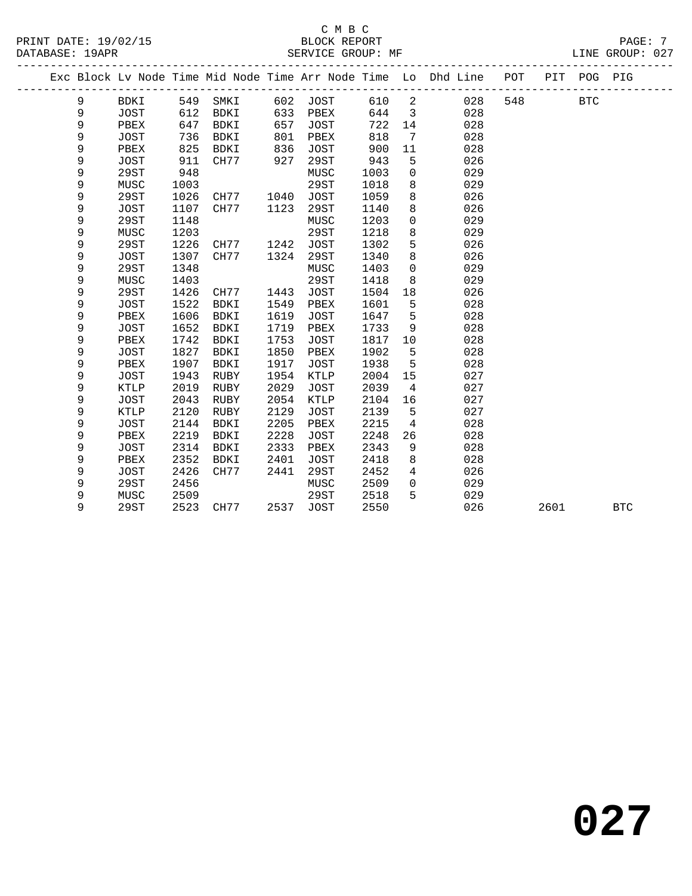C M B C

BLOCK REPORT

SERVICE GROUP: MF

PRINT DATE: 19/02/15
DATABASE: 19APR
LINE GROUP: 027

| Exc | Block | Lv Node | Time | Mid Node | Time | Arr Node | Time | Lo | Dhd Line | POT | PIT | POG | PIG |
|---|---|---|---|---|---|---|---|---|---|---|---|---|---|
| | 9 | BDKI | 549 | SMKI | 602 | JOST | 610 | 2 | 028 | 548 | | BTC | |
| | 9 | JOST | 612 | BDKI | 633 | PBEX | 644 | 3 | 028 | | | | |
| | 9 | PBEX | 647 | BDKI | 657 | JOST | 722 | 14 | 028 | | | | |
| | 9 | JOST | 736 | BDKI | 801 | PBEX | 818 | 7 | 028 | | | | |
| | 9 | PBEX | 825 | BDKI | 836 | JOST | 900 | 11 | 028 | | | | |
| | 9 | JOST | 911 | CH77 | 927 | 29ST | 943 | 5 | 026 | | | | |
| | 9 | 29ST | 948 | | | MUSC | 1003 | 0 | 029 | | | | |
| | 9 | MUSC | 1003 | | | 29ST | 1018 | 8 | 029 | | | | |
| | 9 | 29ST | 1026 | CH77 | 1040 | JOST | 1059 | 8 | 026 | | | | |
| | 9 | JOST | 1107 | CH77 | 1123 | 29ST | 1140 | 8 | 026 | | | | |
| | 9 | 29ST | 1148 | | | MUSC | 1203 | 0 | 029 | | | | |
| | 9 | MUSC | 1203 | | | 29ST | 1218 | 8 | 029 | | | | |
| | 9 | 29ST | 1226 | CH77 | 1242 | JOST | 1302 | 5 | 026 | | | | |
| | 9 | JOST | 1307 | CH77 | 1324 | 29ST | 1340 | 8 | 026 | | | | |
| | 9 | 29ST | 1348 | | | MUSC | 1403 | 0 | 029 | | | | |
| | 9 | MUSC | 1403 | | | 29ST | 1418 | 8 | 029 | | | | |
| | 9 | 29ST | 1426 | CH77 | 1443 | JOST | 1504 | 18 | 026 | | | | |
| | 9 | JOST | 1522 | BDKI | 1549 | PBEX | 1601 | 5 | 028 | | | | |
| | 9 | PBEX | 1606 | BDKI | 1619 | JOST | 1647 | 5 | 028 | | | | |
| | 9 | JOST | 1652 | BDKI | 1719 | PBEX | 1733 | 9 | 028 | | | | |
| | 9 | PBEX | 1742 | BDKI | 1753 | JOST | 1817 | 10 | 028 | | | | |
| | 9 | JOST | 1827 | BDKI | 1850 | PBEX | 1902 | 5 | 028 | | | | |
| | 9 | PBEX | 1907 | BDKI | 1917 | JOST | 1938 | 5 | 028 | | | | |
| | 9 | JOST | 1943 | RUBY | 1954 | KTLP | 2004 | 15 | 027 | | | | |
| | 9 | KTLP | 2019 | RUBY | 2029 | JOST | 2039 | 4 | 027 | | | | |
| | 9 | JOST | 2043 | RUBY | 2054 | KTLP | 2104 | 16 | 027 | | | | |
| | 9 | KTLP | 2120 | RUBY | 2129 | JOST | 2139 | 5 | 027 | | | | |
| | 9 | JOST | 2144 | BDKI | 2205 | PBEX | 2215 | 4 | 028 | | | | |
| | 9 | PBEX | 2219 | BDKI | 2228 | JOST | 2248 | 26 | 028 | | | | |
| | 9 | JOST | 2314 | BDKI | 2333 | PBEX | 2343 | 9 | 028 | | | | |
| | 9 | PBEX | 2352 | BDKI | 2401 | JOST | 2418 | 8 | 028 | | | | |
| | 9 | JOST | 2426 | CH77 | 2441 | 29ST | 2452 | 4 | 026 | | | | |
| | 9 | 29ST | 2456 | | | MUSC | 2509 | 0 | 029 | | | | |
| | 9 | MUSC | 2509 | | | 29ST | 2518 | 5 | 029 | | | | |
| | 9 | 29ST | 2523 | CH77 | 2537 | JOST | 2550 | | 026 | | 2601 | | BTC |

# 027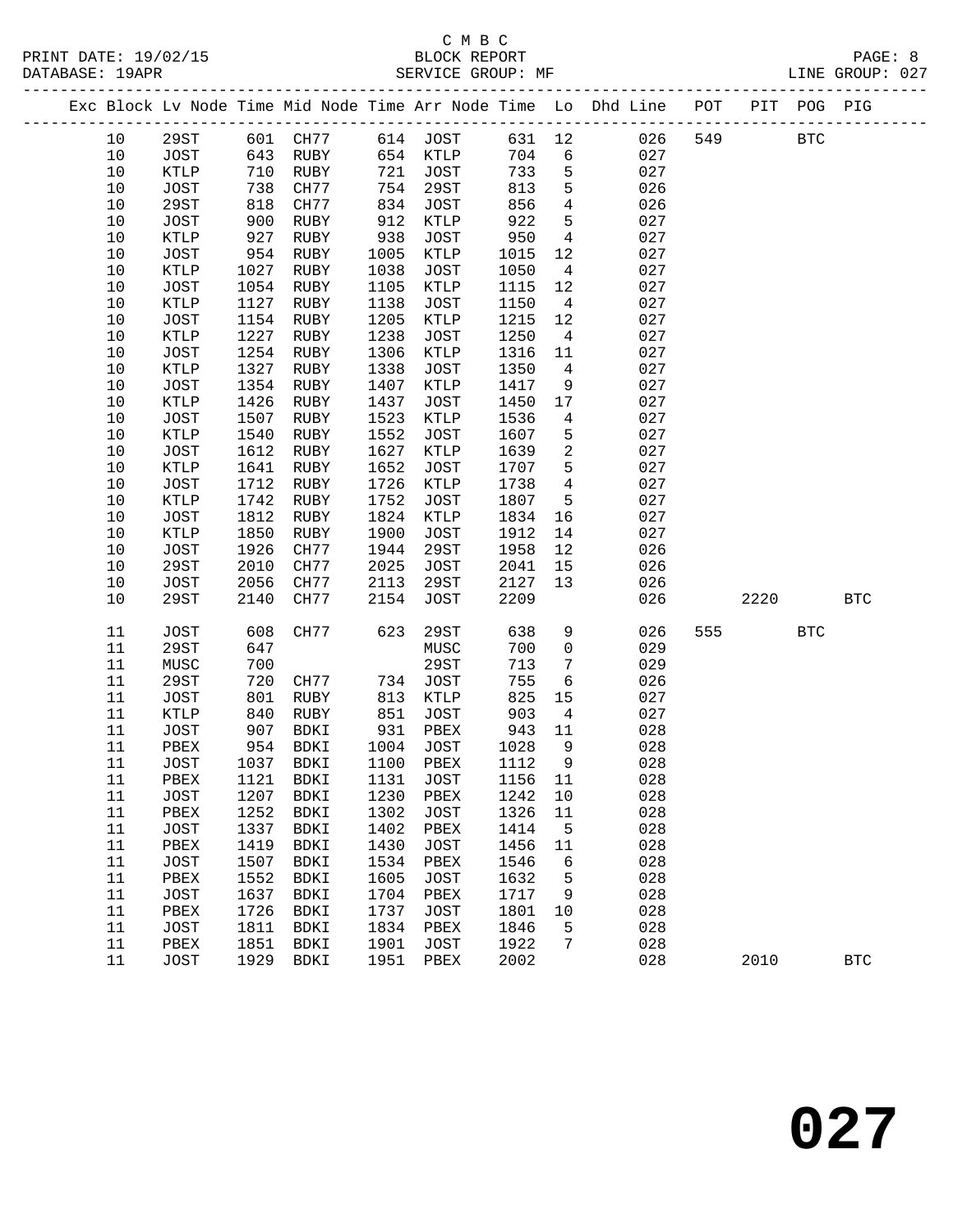C M B C
BLOCK REPORT
SERVICE GROUP: MF

PRINT DATE: 19/02/15
DATABASE: 19APR
LINE GROUP: 027

| Exc | Block | Lv Node | Time | Mid Node | Time | Arr Node | Time | Lo | Dhd Line | POT | PIT | POG | PIG |
|---|---|---|---|---|---|---|---|---|---|---|---|---|---|
| | 10 | 29ST | 601 | CH77 | 614 | JOST | 631 | 12 | 026 | 549 | | BTC | |
| | 10 | JOST | 643 | RUBY | 654 | KTLP | 704 | 6 | 027 | | | | |
| | 10 | KTLP | 710 | RUBY | 721 | JOST | 733 | 5 | 027 | | | | |
| | 10 | JOST | 738 | CH77 | 754 | 29ST | 813 | 5 | 026 | | | | |
| | 10 | 29ST | 818 | CH77 | 834 | JOST | 856 | 4 | 026 | | | | |
| | 10 | JOST | 900 | RUBY | 912 | KTLP | 922 | 5 | 027 | | | | |
| | 10 | KTLP | 927 | RUBY | 938 | JOST | 950 | 4 | 027 | | | | |
| | 10 | JOST | 954 | RUBY | 1005 | KTLP | 1015 | 12 | 027 | | | | |
| | 10 | KTLP | 1027 | RUBY | 1038 | JOST | 1050 | 4 | 027 | | | | |
| | 10 | JOST | 1054 | RUBY | 1105 | KTLP | 1115 | 12 | 027 | | | | |
| | 10 | KTLP | 1127 | RUBY | 1138 | JOST | 1150 | 4 | 027 | | | | |
| | 10 | JOST | 1154 | RUBY | 1205 | KTLP | 1215 | 12 | 027 | | | | |
| | 10 | KTLP | 1227 | RUBY | 1238 | JOST | 1250 | 4 | 027 | | | | |
| | 10 | JOST | 1254 | RUBY | 1306 | KTLP | 1316 | 11 | 027 | | | | |
| | 10 | KTLP | 1327 | RUBY | 1338 | JOST | 1350 | 4 | 027 | | | | |
| | 10 | JOST | 1354 | RUBY | 1407 | KTLP | 1417 | 9 | 027 | | | | |
| | 10 | KTLP | 1426 | RUBY | 1437 | JOST | 1450 | 17 | 027 | | | | |
| | 10 | JOST | 1507 | RUBY | 1523 | KTLP | 1536 | 4 | 027 | | | | |
| | 10 | KTLP | 1540 | RUBY | 1552 | JOST | 1607 | 5 | 027 | | | | |
| | 10 | JOST | 1612 | RUBY | 1627 | KTLP | 1639 | 2 | 027 | | | | |
| | 10 | KTLP | 1641 | RUBY | 1652 | JOST | 1707 | 5 | 027 | | | | |
| | 10 | JOST | 1712 | RUBY | 1726 | KTLP | 1738 | 4 | 027 | | | | |
| | 10 | KTLP | 1742 | RUBY | 1752 | JOST | 1807 | 5 | 027 | | | | |
| | 10 | JOST | 1812 | RUBY | 1824 | KTLP | 1834 | 16 | 027 | | | | |
| | 10 | KTLP | 1850 | RUBY | 1900 | JOST | 1912 | 14 | 027 | | | | |
| | 10 | JOST | 1926 | CH77 | 1944 | 29ST | 1958 | 12 | 026 | | | | |
| | 10 | 29ST | 2010 | CH77 | 2025 | JOST | 2041 | 15 | 026 | | | | |
| | 10 | JOST | 2056 | CH77 | 2113 | 29ST | 2127 | 13 | 026 | | | | |
| | 10 | 29ST | 2140 | CH77 | 2154 | JOST | 2209 | | 026 | | 2220 | | BTC |
| | 11 | JOST | 608 | CH77 | 623 | 29ST | 638 | 9 | 026 | 555 | | BTC | |
| | 11 | 29ST | 647 | | | MUSC | 700 | 0 | 029 | | | | |
| | 11 | MUSC | 700 | | | 29ST | 713 | 7 | 029 | | | | |
| | 11 | 29ST | 720 | CH77 | 734 | JOST | 755 | 6 | 026 | | | | |
| | 11 | JOST | 801 | RUBY | 813 | KTLP | 825 | 15 | 027 | | | | |
| | 11 | KTLP | 840 | RUBY | 851 | JOST | 903 | 4 | 027 | | | | |
| | 11 | JOST | 907 | BDKI | 931 | PBEX | 943 | 11 | 028 | | | | |
| | 11 | PBEX | 954 | BDKI | 1004 | JOST | 1028 | 9 | 028 | | | | |
| | 11 | JOST | 1037 | BDKI | 1100 | PBEX | 1112 | 9 | 028 | | | | |
| | 11 | PBEX | 1121 | BDKI | 1131 | JOST | 1156 | 11 | 028 | | | | |
| | 11 | JOST | 1207 | BDKI | 1230 | PBEX | 1242 | 10 | 028 | | | | |
| | 11 | PBEX | 1252 | BDKI | 1302 | JOST | 1326 | 11 | 028 | | | | |
| | 11 | JOST | 1337 | BDKI | 1402 | PBEX | 1414 | 5 | 028 | | | | |
| | 11 | PBEX | 1419 | BDKI | 1430 | JOST | 1456 | 11 | 028 | | | | |
| | 11 | JOST | 1507 | BDKI | 1534 | PBEX | 1546 | 6 | 028 | | | | |
| | 11 | PBEX | 1552 | BDKI | 1605 | JOST | 1632 | 5 | 028 | | | | |
| | 11 | JOST | 1637 | BDKI | 1704 | PBEX | 1717 | 9 | 028 | | | | |
| | 11 | PBEX | 1726 | BDKI | 1737 | JOST | 1801 | 10 | 028 | | | | |
| | 11 | JOST | 1811 | BDKI | 1834 | PBEX | 1846 | 5 | 028 | | | | |
| | 11 | PBEX | 1851 | BDKI | 1901 | JOST | 1922 | 7 | 028 | | | | |
| | 11 | JOST | 1929 | BDKI | 1951 | PBEX | 2002 | | 028 | | 2010 | | BTC |

# 027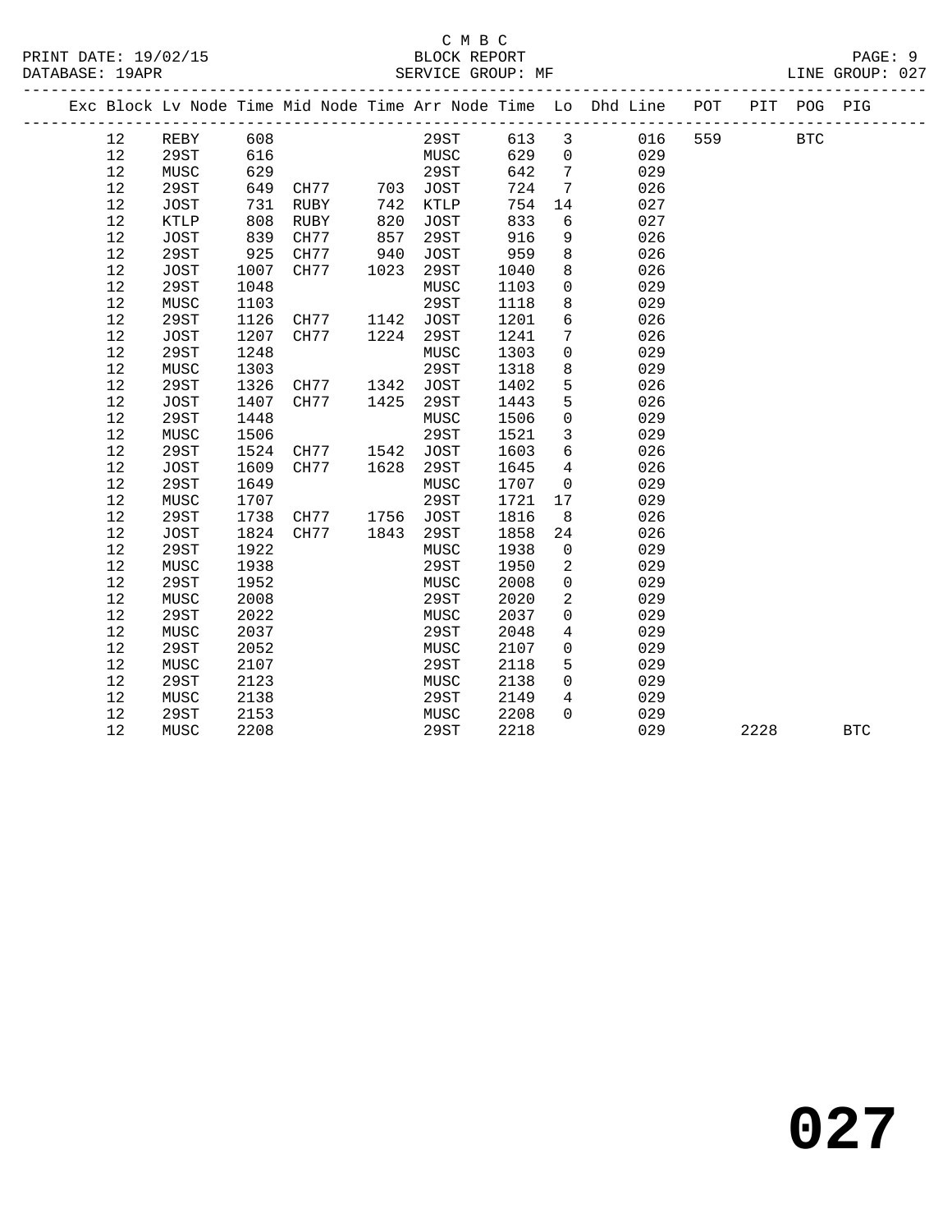C M B C

BLOCK REPORT

SERVICE GROUP: MF

| Exc | Block | Lv | Node | Time | Mid Node | Time | Arr Node | Time | Lo | Dhd Line | POT | PIT | POG | PIG |
|---|---|---|---|---|---|---|---|---|---|---|---|---|---|---|
| | 12 | | REBY | 608 | | | 29ST | 613 | 3 | 016 | 559 | | BTC | |
| | 12 | | 29ST | 616 | | | MUSC | 629 | 0 | 029 | | | | |
| | 12 | | MUSC | 629 | | | 29ST | 642 | 7 | 029 | | | | |
| | 12 | | 29ST | 649 | CH77 | 703 | JOST | 724 | 7 | 026 | | | | |
| | 12 | | JOST | 731 | RUBY | 742 | KTLP | 754 | 14 | 027 | | | | |
| | 12 | | KTLP | 808 | RUBY | 820 | JOST | 833 | 6 | 027 | | | | |
| | 12 | | JOST | 839 | CH77 | 857 | 29ST | 916 | 9 | 026 | | | | |
| | 12 | | 29ST | 925 | CH77 | 940 | JOST | 959 | 8 | 026 | | | | |
| | 12 | | JOST | 1007 | CH77 | 1023 | 29ST | 1040 | 8 | 026 | | | | |
| | 12 | | 29ST | 1048 | | | MUSC | 1103 | 0 | 029 | | | | |
| | 12 | | MUSC | 1103 | | | 29ST | 1118 | 8 | 029 | | | | |
| | 12 | | 29ST | 1126 | CH77 | 1142 | JOST | 1201 | 6 | 026 | | | | |
| | 12 | | JOST | 1207 | CH77 | 1224 | 29ST | 1241 | 7 | 026 | | | | |
| | 12 | | 29ST | 1248 | | | MUSC | 1303 | 0 | 029 | | | | |
| | 12 | | MUSC | 1303 | | | 29ST | 1318 | 8 | 029 | | | | |
| | 12 | | 29ST | 1326 | CH77 | 1342 | JOST | 1402 | 5 | 026 | | | | |
| | 12 | | JOST | 1407 | CH77 | 1425 | 29ST | 1443 | 5 | 026 | | | | |
| | 12 | | 29ST | 1448 | | | MUSC | 1506 | 0 | 029 | | | | |
| | 12 | | MUSC | 1506 | | | 29ST | 1521 | 3 | 029 | | | | |
| | 12 | | 29ST | 1524 | CH77 | 1542 | JOST | 1603 | 6 | 026 | | | | |
| | 12 | | JOST | 1609 | CH77 | 1628 | 29ST | 1645 | 4 | 026 | | | | |
| | 12 | | 29ST | 1649 | | | MUSC | 1707 | 0 | 029 | | | | |
| | 12 | | MUSC | 1707 | | | 29ST | 1721 | 17 | 029 | | | | |
| | 12 | | 29ST | 1738 | CH77 | 1756 | JOST | 1816 | 8 | 026 | | | | |
| | 12 | | JOST | 1824 | CH77 | 1843 | 29ST | 1858 | 24 | 026 | | | | |
| | 12 | | 29ST | 1922 | | | MUSC | 1938 | 0 | 029 | | | | |
| | 12 | | MUSC | 1938 | | | 29ST | 1950 | 2 | 029 | | | | |
| | 12 | | 29ST | 1952 | | | MUSC | 2008 | 0 | 029 | | | | |
| | 12 | | MUSC | 2008 | | | 29ST | 2020 | 2 | 029 | | | | |
| | 12 | | 29ST | 2022 | | | MUSC | 2037 | 0 | 029 | | | | |
| | 12 | | MUSC | 2037 | | | 29ST | 2048 | 4 | 029 | | | | |
| | 12 | | 29ST | 2052 | | | MUSC | 2107 | 0 | 029 | | | | |
| | 12 | | MUSC | 2107 | | | 29ST | 2118 | 5 | 029 | | | | |
| | 12 | | 29ST | 2123 | | | MUSC | 2138 | 0 | 029 | | | | |
| | 12 | | MUSC | 2138 | | | 29ST | 2149 | 4 | 029 | | | | |
| | 12 | | 29ST | 2153 | | | MUSC | 2208 | 0 | 029 | | | | |
| | 12 | | MUSC | 2208 | | | 29ST | 2218 | | 029 | | 2228 | | BTC |

**027**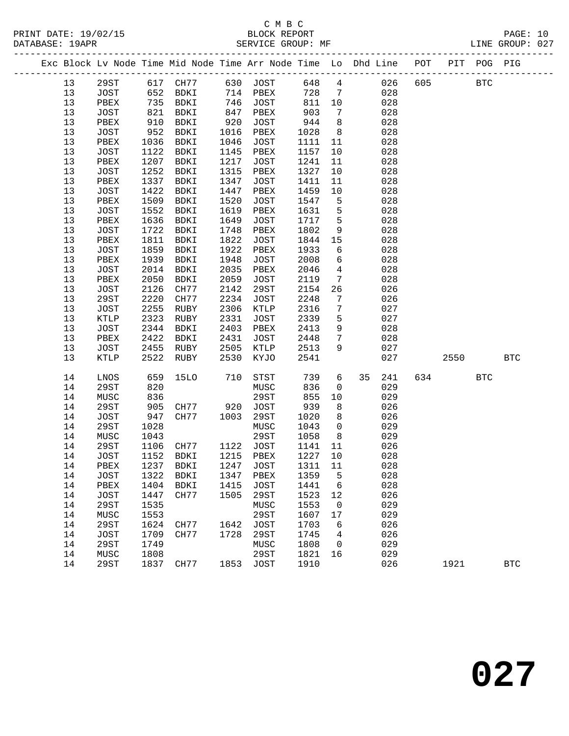C M B C
BLOCK REPORT
SERVICE GROUP: MF

PRINT DATE: 19/02/15
DATABASE: 19APR
LINE GROUP: 027

| Exc | Block | Lv Node | Time | Mid Node | Time | Arr Node | Time | Lo | Dhd | Line | POT | PIT | POG | PIG |
|---|---|---|---|---|---|---|---|---|---|---|---|---|---|---|
| | 13 | 29ST | 617 | CH77 | 630 | JOST | 648 | 4 | | 026 | 605 | | BTC | |
| | 13 | JOST | 652 | BDKI | 714 | PBEX | 728 | 7 | | 028 | | | | |
| | 13 | PBEX | 735 | BDKI | 746 | JOST | 811 | 10 | | 028 | | | | |
| | 13 | JOST | 821 | BDKI | 847 | PBEX | 903 | 7 | | 028 | | | | |
| | 13 | PBEX | 910 | BDKI | 920 | JOST | 944 | 8 | | 028 | | | | |
| | 13 | JOST | 952 | BDKI | 1016 | PBEX | 1028 | 8 | | 028 | | | | |
| | 13 | PBEX | 1036 | BDKI | 1046 | JOST | 1111 | 11 | | 028 | | | | |
| | 13 | JOST | 1122 | BDKI | 1145 | PBEX | 1157 | 10 | | 028 | | | | |
| | 13 | PBEX | 1207 | BDKI | 1217 | JOST | 1241 | 11 | | 028 | | | | |
| | 13 | JOST | 1252 | BDKI | 1315 | PBEX | 1327 | 10 | | 028 | | | | |
| | 13 | PBEX | 1337 | BDKI | 1347 | JOST | 1411 | 11 | | 028 | | | | |
| | 13 | JOST | 1422 | BDKI | 1447 | PBEX | 1459 | 10 | | 028 | | | | |
| | 13 | PBEX | 1509 | BDKI | 1520 | JOST | 1547 | 5 | | 028 | | | | |
| | 13 | JOST | 1552 | BDKI | 1619 | PBEX | 1631 | 5 | | 028 | | | | |
| | 13 | PBEX | 1636 | BDKI | 1649 | JOST | 1717 | 5 | | 028 | | | | |
| | 13 | JOST | 1722 | BDKI | 1748 | PBEX | 1802 | 9 | | 028 | | | | |
| | 13 | PBEX | 1811 | BDKI | 1822 | JOST | 1844 | 15 | | 028 | | | | |
| | 13 | JOST | 1859 | BDKI | 1922 | PBEX | 1933 | 6 | | 028 | | | | |
| | 13 | PBEX | 1939 | BDKI | 1948 | JOST | 2008 | 6 | | 028 | | | | |
| | 13 | JOST | 2014 | BDKI | 2035 | PBEX | 2046 | 4 | | 028 | | | | |
| | 13 | PBEX | 2050 | BDKI | 2059 | JOST | 2119 | 7 | | 028 | | | | |
| | 13 | JOST | 2126 | CH77 | 2142 | 29ST | 2154 | 26 | | 026 | | | | |
| | 13 | 29ST | 2220 | CH77 | 2234 | JOST | 2248 | 7 | | 026 | | | | |
| | 13 | JOST | 2255 | RUBY | 2306 | KTLP | 2316 | 7 | | 027 | | | | |
| | 13 | KTLP | 2323 | RUBY | 2331 | JOST | 2339 | 5 | | 027 | | | | |
| | 13 | JOST | 2344 | BDKI | 2403 | PBEX | 2413 | 9 | | 028 | | | | |
| | 13 | PBEX | 2422 | BDKI | 2431 | JOST | 2448 | 7 | | 028 | | | | |
| | 13 | JOST | 2455 | RUBY | 2505 | KTLP | 2513 | 9 | | 027 | | | | |
| | 13 | KTLP | 2522 | RUBY | 2530 | KYJO | 2541 | | | 027 | | 2550 | | BTC |
| | 14 | LNOS | 659 | 15LO | 710 | STST | 739 | 6 | 35 | 241 | 634 | | BTC | |
| | 14 | 29ST | 820 | | | MUSC | 836 | 0 | | 029 | | | | |
| | 14 | MUSC | 836 | | | 29ST | 855 | 10 | | 029 | | | | |
| | 14 | 29ST | 905 | CH77 | 920 | JOST | 939 | 8 | | 026 | | | | |
| | 14 | JOST | 947 | CH77 | 1003 | 29ST | 1020 | 8 | | 026 | | | | |
| | 14 | 29ST | 1028 | | | MUSC | 1043 | 0 | | 029 | | | | |
| | 14 | MUSC | 1043 | | | 29ST | 1058 | 8 | | 029 | | | | |
| | 14 | 29ST | 1106 | CH77 | 1122 | JOST | 1141 | 11 | | 026 | | | | |
| | 14 | JOST | 1152 | BDKI | 1215 | PBEX | 1227 | 10 | | 028 | | | | |
| | 14 | PBEX | 1237 | BDKI | 1247 | JOST | 1311 | 11 | | 028 | | | | |
| | 14 | JOST | 1322 | BDKI | 1347 | PBEX | 1359 | 5 | | 028 | | | | |
| | 14 | PBEX | 1404 | BDKI | 1415 | JOST | 1441 | 6 | | 028 | | | | |
| | 14 | JOST | 1447 | CH77 | 1505 | 29ST | 1523 | 12 | | 026 | | | | |
| | 14 | 29ST | 1535 | | | MUSC | 1553 | 0 | | 029 | | | | |
| | 14 | MUSC | 1553 | | | 29ST | 1607 | 17 | | 029 | | | | |
| | 14 | 29ST | 1624 | CH77 | 1642 | JOST | 1703 | 6 | | 026 | | | | |
| | 14 | JOST | 1709 | CH77 | 1728 | 29ST | 1745 | 4 | | 026 | | | | |
| | 14 | 29ST | 1749 | | | MUSC | 1808 | 0 | | 029 | | | | |
| | 14 | MUSC | 1808 | | | 29ST | 1821 | 16 | | 029 | | | | |
| | 14 | 29ST | 1837 | CH77 | 1853 | JOST | 1910 | | | 026 | | 1921 | | BTC |

# 027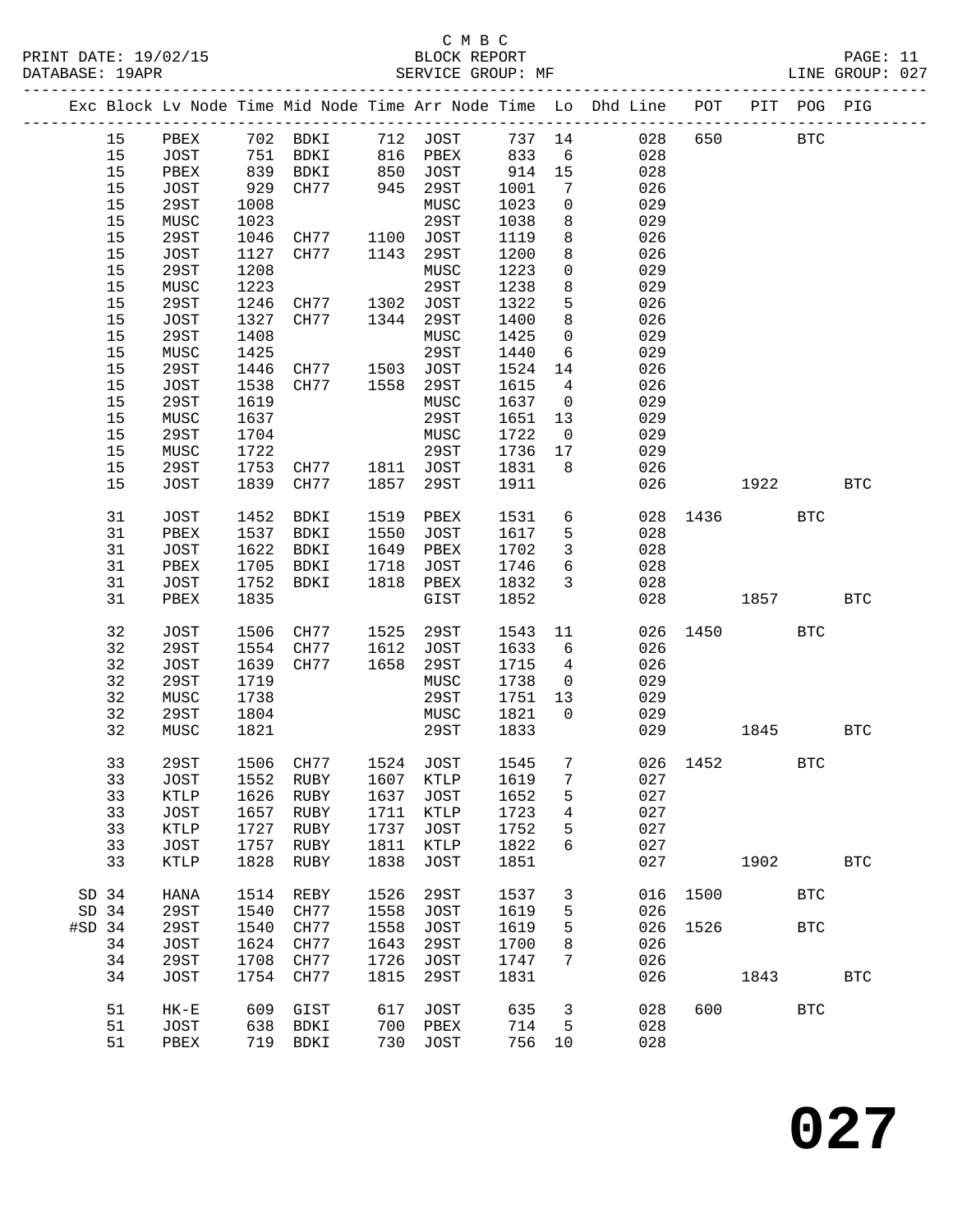C M B C
BLOCK REPORT
SERVICE GROUP: MF

PRINT DATE: 19/02/15
DATABASE: 19APR
LINE GROUP: 027

| Exc | Block | Lv | Node | Time | Mid Node | Time | Arr Node | Time | Lo | Dhd Line | POT | PIT | POG | PIG |
|---|---|---|---|---|---|---|---|---|---|---|---|---|---|---|
| | 15 | | PBEX | 702 | BDKI | 712 | JOST | 737 | 14 | 028 | 650 | | BTC | |
| | 15 | | JOST | 751 | BDKI | 816 | PBEX | 833 | 6 | 028 | | | | |
| | 15 | | PBEX | 839 | BDKI | 850 | JOST | 914 | 15 | 028 | | | | |
| | 15 | | JOST | 929 | CH77 | 945 | 29ST | 1001 | 7 | 026 | | | | |
| | 15 | | 29ST | 1008 | | | MUSC | 1023 | 0 | 029 | | | | |
| | 15 | | MUSC | 1023 | | | 29ST | 1038 | 8 | 029 | | | | |
| | 15 | | 29ST | 1046 | CH77 | 1100 | JOST | 1119 | 8 | 026 | | | | |
| | 15 | | JOST | 1127 | CH77 | 1143 | 29ST | 1200 | 8 | 026 | | | | |
| | 15 | | 29ST | 1208 | | | MUSC | 1223 | 0 | 029 | | | | |
| | 15 | | MUSC | 1223 | | | 29ST | 1238 | 8 | 029 | | | | |
| | 15 | | 29ST | 1246 | CH77 | 1302 | JOST | 1322 | 5 | 026 | | | | |
| | 15 | | JOST | 1327 | CH77 | 1344 | 29ST | 1400 | 8 | 026 | | | | |
| | 15 | | 29ST | 1408 | | | MUSC | 1425 | 0 | 029 | | | | |
| | 15 | | MUSC | 1425 | | | 29ST | 1440 | 6 | 029 | | | | |
| | 15 | | 29ST | 1446 | CH77 | 1503 | JOST | 1524 | 14 | 026 | | | | |
| | 15 | | JOST | 1538 | CH77 | 1558 | 29ST | 1615 | 4 | 026 | | | | |
| | 15 | | 29ST | 1619 | | | MUSC | 1637 | 0 | 029 | | | | |
| | 15 | | MUSC | 1637 | | | 29ST | 1651 | 13 | 029 | | | | |
| | 15 | | 29ST | 1704 | | | MUSC | 1722 | 0 | 029 | | | | |
| | 15 | | MUSC | 1722 | | | 29ST | 1736 | 17 | 029 | | | | |
| | 15 | | 29ST | 1753 | CH77 | 1811 | JOST | 1831 | 8 | 026 | | | | |
| | 15 | | JOST | 1839 | CH77 | 1857 | 29ST | 1911 | | 026 | | 1922 | | BTC |
| | 31 | | JOST | 1452 | BDKI | 1519 | PBEX | 1531 | 6 | 028 | 1436 | | BTC | |
| | 31 | | PBEX | 1537 | BDKI | 1550 | JOST | 1617 | 5 | 028 | | | | |
| | 31 | | JOST | 1622 | BDKI | 1649 | PBEX | 1702 | 3 | 028 | | | | |
| | 31 | | PBEX | 1705 | BDKI | 1718 | JOST | 1746 | 6 | 028 | | | | |
| | 31 | | JOST | 1752 | BDKI | 1818 | PBEX | 1832 | 3 | 028 | | | | |
| | 31 | | PBEX | 1835 | | | GIST | 1852 | | 028 | | 1857 | | BTC |
| | 32 | | JOST | 1506 | CH77 | 1525 | 29ST | 1543 | 11 | 026 | 1450 | | BTC | |
| | 32 | | 29ST | 1554 | CH77 | 1612 | JOST | 1633 | 6 | 026 | | | | |
| | 32 | | JOST | 1639 | CH77 | 1658 | 29ST | 1715 | 4 | 026 | | | | |
| | 32 | | 29ST | 1719 | | | MUSC | 1738 | 0 | 029 | | | | |
| | 32 | | MUSC | 1738 | | | 29ST | 1751 | 13 | 029 | | | | |
| | 32 | | 29ST | 1804 | | | MUSC | 1821 | 0 | 029 | | | | |
| | 32 | | MUSC | 1821 | | | 29ST | 1833 | | 029 | | 1845 | | BTC |
| | 33 | | 29ST | 1506 | CH77 | 1524 | JOST | 1545 | 7 | 026 | 1452 | | BTC | |
| | 33 | | JOST | 1552 | RUBY | 1607 | KTLP | 1619 | 7 | 027 | | | | |
| | 33 | | KTLP | 1626 | RUBY | 1637 | JOST | 1652 | 5 | 027 | | | | |
| | 33 | | JOST | 1657 | RUBY | 1711 | KTLP | 1723 | 4 | 027 | | | | |
| | 33 | | KTLP | 1727 | RUBY | 1737 | JOST | 1752 | 5 | 027 | | | | |
| | 33 | | JOST | 1757 | RUBY | 1811 | KTLP | 1822 | 6 | 027 | | | | |
| | 33 | | KTLP | 1828 | RUBY | 1838 | JOST | 1851 | | 027 | | 1902 | | BTC |
| SD | 34 | | HANA | 1514 | REBY | 1526 | 29ST | 1537 | 3 | 016 | 1500 | | BTC | |
| SD | 34 | | 29ST | 1540 | CH77 | 1558 | JOST | 1619 | 5 | 026 | | | | |
| #SD | 34 | | 29ST | 1540 | CH77 | 1558 | JOST | 1619 | 5 | 026 | 1526 | | BTC | |
| | 34 | | JOST | 1624 | CH77 | 1643 | 29ST | 1700 | 8 | 026 | | | | |
| | 34 | | 29ST | 1708 | CH77 | 1726 | JOST | 1747 | 7 | 026 | | | | |
| | 34 | | JOST | 1754 | CH77 | 1815 | 29ST | 1831 | | 026 | | 1843 | | BTC |
| | 51 | | HK-E | 609 | GIST | 617 | JOST | 635 | 3 | 028 | 600 | | BTC | |
| | 51 | | JOST | 638 | BDKI | 700 | PBEX | 714 | 5 | 028 | | | | |
| | 51 | | PBEX | 719 | BDKI | 730 | JOST | 756 | 10 | 028 | | | | |

# 027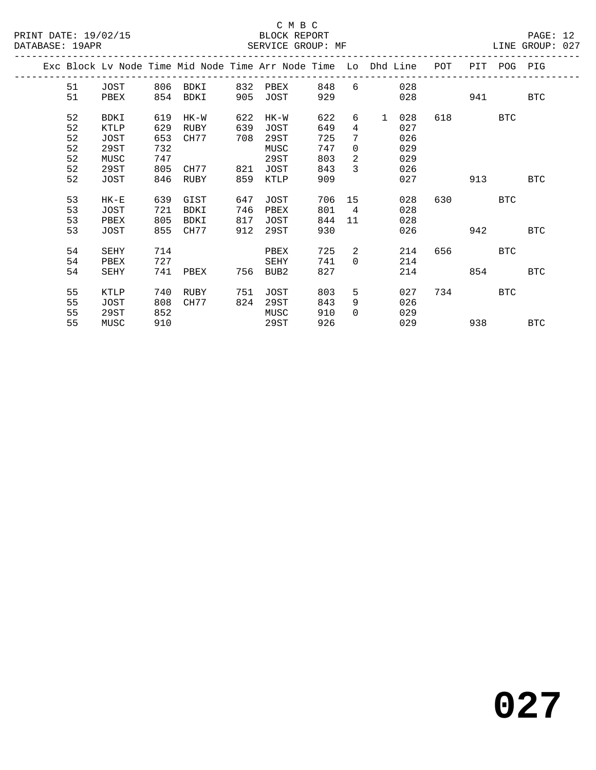C M B C
BLOCK REPORT
SERVICE GROUP: MF

PRINT DATE: 19/02/15
DATABASE: 19APR
LINE GROUP: 027

| Exc | Block | Lv Node | Time | Mid Node | Time | Arr Node | Time | Lo | Dhd | Line | POT | PIT | POG | PIG |
|---|---|---|---|---|---|---|---|---|---|---|---|---|---|---|
| | 51 | JOST | 806 | BDKI | 832 | PBEX | 848 | 6 | | 028 | | | | |
| | 51 | PBEX | 854 | BDKI | 905 | JOST | 929 | | | 028 | | 941 | | BTC |
| | 52 | BDKI | 619 | HK-W | 622 | HK-W | 622 | 6 | 1 | 028 | 618 | | BTC | |
| | 52 | KTLP | 629 | RUBY | 639 | JOST | 649 | 4 | | 027 | | | | |
| | 52 | JOST | 653 | CH77 | 708 | 29ST | 725 | 7 | | 026 | | | | |
| | 52 | 29ST | 732 | | | MUSC | 747 | 0 | | 029 | | | | |
| | 52 | MUSC | 747 | | | 29ST | 803 | 2 | | 029 | | | | |
| | 52 | 29ST | 805 | CH77 | 821 | JOST | 843 | 3 | | 026 | | | | |
| | 52 | JOST | 846 | RUBY | 859 | KTLP | 909 | | | 027 | | 913 | | BTC |
| | 53 | HK-E | 639 | GIST | 647 | JOST | 706 | 15 | | 028 | 630 | | BTC | |
| | 53 | JOST | 721 | BDKI | 746 | PBEX | 801 | 4 | | 028 | | | | |
| | 53 | PBEX | 805 | BDKI | 817 | JOST | 844 | 11 | | 028 | | | | |
| | 53 | JOST | 855 | CH77 | 912 | 29ST | 930 | | | 026 | | 942 | | BTC |
| | 54 | SEHY | 714 | | | PBEX | 725 | 2 | | 214 | 656 | | BTC | |
| | 54 | PBEX | 727 | | | SEHY | 741 | 0 | | 214 | | | | |
| | 54 | SEHY | 741 | PBEX | 756 | BUB2 | 827 | | | 214 | | 854 | | BTC |
| | 55 | KTLP | 740 | RUBY | 751 | JOST | 803 | 5 | | 027 | 734 | | BTC | |
| | 55 | JOST | 808 | CH77 | 824 | 29ST | 843 | 9 | | 026 | | | | |
| | 55 | 29ST | 852 | | | MUSC | 910 | 0 | | 029 | | | | |
| | 55 | MUSC | 910 | | | 29ST | 926 | | | 029 | | 938 | | BTC |

# 027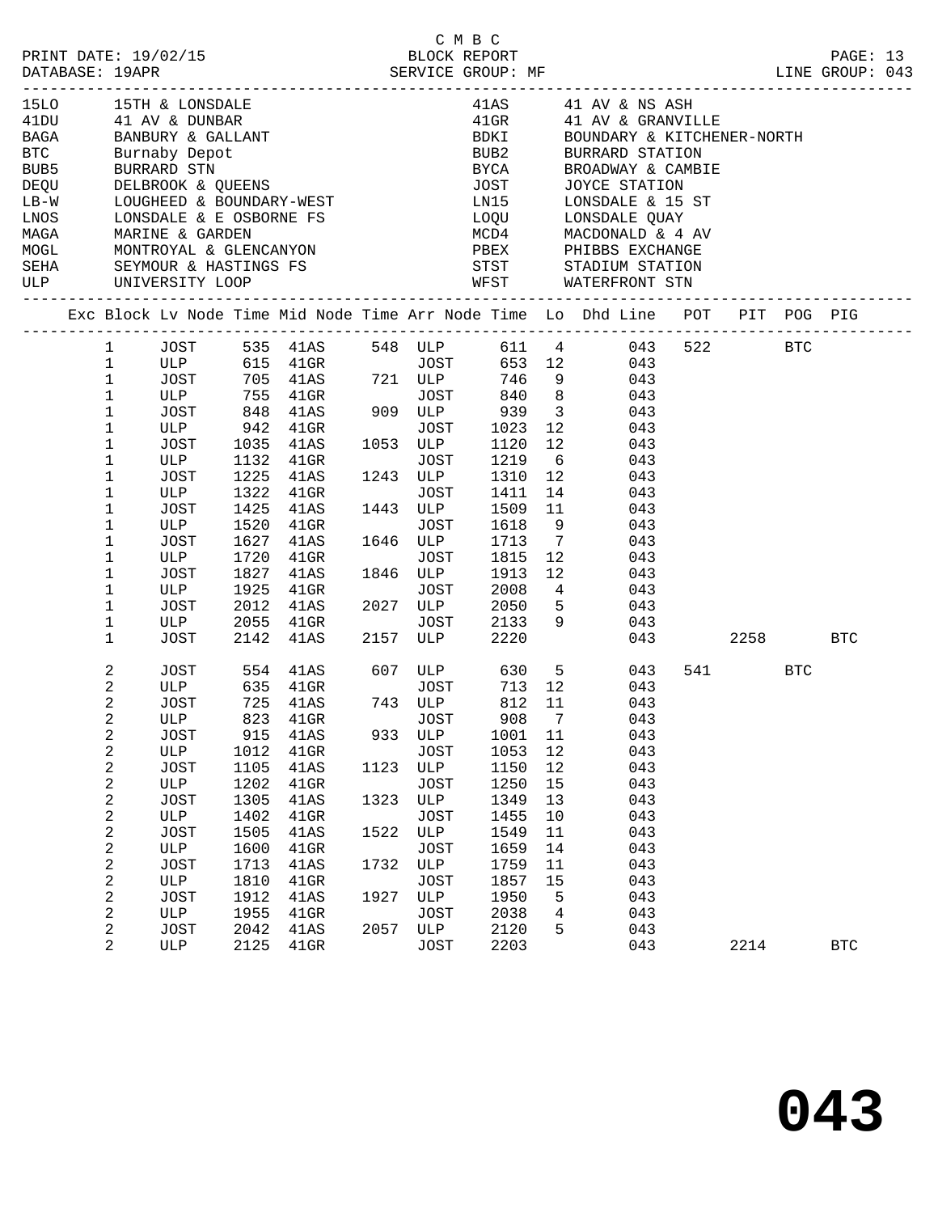C M B C

PRINT DATE: 19/02/15 BLOCK REPORT
DATABASE: 19APR SERVICE GROUP: MF LINE GROUP: 043

| Code | Description | Code | Description |
|---|---|---|---|
| 15LO | 15TH & LONSDALE | 41AS | 41 AV & NS ASH |
| 41DU | 41 AV & DUNBAR | 41GR | 41 AV & GRANVILLE |
| BAGA | BANBURY & GALLANT | BDKI | BOUNDARY & KITCHENER-NORTH |
| BTC | Burnaby Depot | BUB2 | BURRARD STATION |
| BUB5 | BURRARD STN | BYCA | BROADWAY & CAMBIE |
| DEQU | DELBROOK & QUEENS | JOST | JOYCE STATION |
| LB-W | LOUGHEED & BOUNDARY-WEST | LN15 | LONSDALE & 15 ST |
| LNOS | LONSDALE & E OSBORNE FS | LOQU | LONSDALE QUAY |
| MAGA | MARINE & GARDEN | MCD4 | MACDONALD & 4 AV |
| MOGL | MONTROYAL & GLENCANYON | PBEX | PHIBBS EXCHANGE |
| SEHA | SEYMOUR & HASTINGS FS | STST | STADIUM STATION |
| ULP | UNIVERSITY LOOP | WFST | WATERFRONT STN |

| Exc | Block | Lv Node | Time | Mid Node | Time | Arr Node | Time | Lo | Dhd Line | POT | PIT | POG | PIG |
|---|---|---|---|---|---|---|---|---|---|---|---|---|---|
| | 1 | JOST | 535 | 41AS | 548 | ULP | 611 | 4 | 043 | 522 | | BTC | |
| | 1 | ULP | 615 | 41GR | | JOST | 653 | 12 | 043 | | | | |
| | 1 | JOST | 705 | 41AS | 721 | ULP | 746 | 9 | 043 | | | | |
| | 1 | ULP | 755 | 41GR | | JOST | 840 | 8 | 043 | | | | |
| | 1 | JOST | 848 | 41AS | 909 | ULP | 939 | 3 | 043 | | | | |
| | 1 | ULP | 942 | 41GR | | JOST | 1023 | 12 | 043 | | | | |
| | 1 | JOST | 1035 | 41AS | 1053 | ULP | 1120 | 12 | 043 | | | | |
| | 1 | ULP | 1132 | 41GR | | JOST | 1219 | 6 | 043 | | | | |
| | 1 | JOST | 1225 | 41AS | 1243 | ULP | 1310 | 12 | 043 | | | | |
| | 1 | ULP | 1322 | 41GR | | JOST | 1411 | 14 | 043 | | | | |
| | 1 | JOST | 1425 | 41AS | 1443 | ULP | 1509 | 11 | 043 | | | | |
| | 1 | ULP | 1520 | 41GR | | JOST | 1618 | 9 | 043 | | | | |
| | 1 | JOST | 1627 | 41AS | 1646 | ULP | 1713 | 7 | 043 | | | | |
| | 1 | ULP | 1720 | 41GR | | JOST | 1815 | 12 | 043 | | | | |
| | 1 | JOST | 1827 | 41AS | 1846 | ULP | 1913 | 12 | 043 | | | | |
| | 1 | ULP | 1925 | 41GR | | JOST | 2008 | 4 | 043 | | | | |
| | 1 | JOST | 2012 | 41AS | 2027 | ULP | 2050 | 5 | 043 | | | | |
| | 1 | ULP | 2055 | 41GR | | JOST | 2133 | 9 | 043 | | | | |
| | 1 | JOST | 2142 | 41AS | 2157 | ULP | 2220 | | 043 | | 2258 | | BTC |
| | 2 | JOST | 554 | 41AS | 607 | ULP | 630 | 5 | 043 | 541 | | BTC | |
| | 2 | ULP | 635 | 41GR | | JOST | 713 | 12 | 043 | | | | |
| | 2 | JOST | 725 | 41AS | 743 | ULP | 812 | 11 | 043 | | | | |
| | 2 | ULP | 823 | 41GR | | JOST | 908 | 7 | 043 | | | | |
| | 2 | JOST | 915 | 41AS | 933 | ULP | 1001 | 11 | 043 | | | | |
| | 2 | ULP | 1012 | 41GR | | JOST | 1053 | 12 | 043 | | | | |
| | 2 | JOST | 1105 | 41AS | 1123 | ULP | 1150 | 12 | 043 | | | | |
| | 2 | ULP | 1202 | 41GR | | JOST | 1250 | 15 | 043 | | | | |
| | 2 | JOST | 1305 | 41AS | 1323 | ULP | 1349 | 13 | 043 | | | | |
| | 2 | ULP | 1402 | 41GR | | JOST | 1455 | 10 | 043 | | | | |
| | 2 | JOST | 1505 | 41AS | 1522 | ULP | 1549 | 11 | 043 | | | | |
| | 2 | ULP | 1600 | 41GR | | JOST | 1659 | 14 | 043 | | | | |
| | 2 | JOST | 1713 | 41AS | 1732 | ULP | 1759 | 11 | 043 | | | | |
| | 2 | ULP | 1810 | 41GR | | JOST | 1857 | 15 | 043 | | | | |
| | 2 | JOST | 1912 | 41AS | 1927 | ULP | 1950 | 5 | 043 | | | | |
| | 2 | ULP | 1955 | 41GR | | JOST | 2038 | 4 | 043 | | | | |
| | 2 | JOST | 2042 | 41AS | 2057 | ULP | 2120 | 5 | 043 | | | | |
| | 2 | ULP | 2125 | 41GR | | JOST | 2203 | | 043 | | 2214 | | BTC |

**043**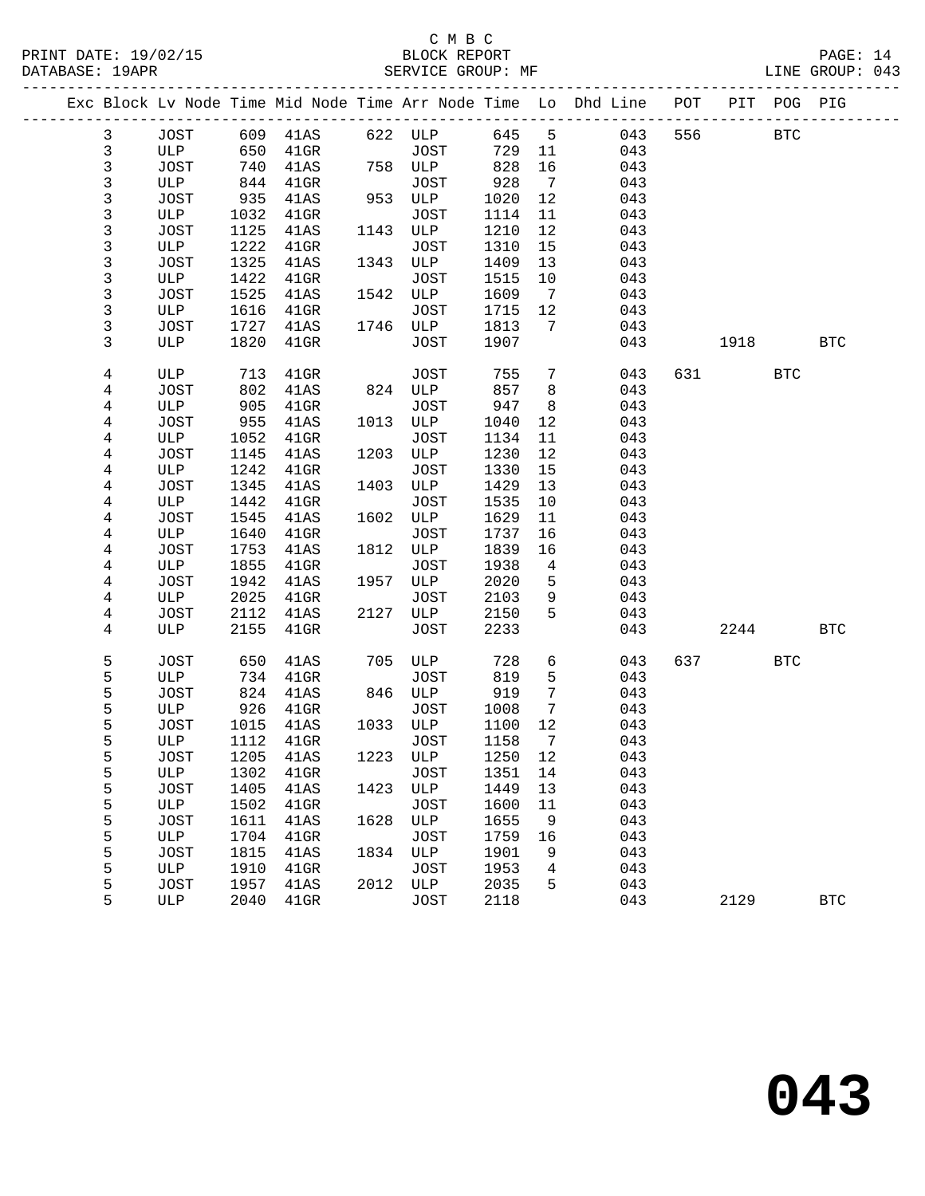C M B C

PRINT DATE: 19/02/15 BLOCK REPORT
DATABASE: 19APR SERVICE GROUP: MF LINE GROUP: 043

| Exc | Block | Lv | Node | Time | Mid Node | Time | Arr Node | Time | Lo | Dhd Line | POT | PIT | POG | PIG |
|---|---|---|---|---|---|---|---|---|---|---|---|---|---|---|
| | 3 | | JOST | 609 | 41AS | 622 | ULP | 645 | 5 | 043 | 556 | | BTC | |
| | 3 | | ULP | 650 | 41GR | | JOST | 729 | 11 | 043 | | | | |
| | 3 | | JOST | 740 | 41AS | 758 | ULP | 828 | 16 | 043 | | | | |
| | 3 | | ULP | 844 | 41GR | | JOST | 928 | 7 | 043 | | | | |
| | 3 | | JOST | 935 | 41AS | 953 | ULP | 1020 | 12 | 043 | | | | |
| | 3 | | ULP | 1032 | 41GR | | JOST | 1114 | 11 | 043 | | | | |
| | 3 | | JOST | 1125 | 41AS | 1143 | ULP | 1210 | 12 | 043 | | | | |
| | 3 | | ULP | 1222 | 41GR | | JOST | 1310 | 15 | 043 | | | | |
| | 3 | | JOST | 1325 | 41AS | 1343 | ULP | 1409 | 13 | 043 | | | | |
| | 3 | | ULP | 1422 | 41GR | | JOST | 1515 | 10 | 043 | | | | |
| | 3 | | JOST | 1525 | 41AS | 1542 | ULP | 1609 | 7 | 043 | | | | |
| | 3 | | ULP | 1616 | 41GR | | JOST | 1715 | 12 | 043 | | | | |
| | 3 | | JOST | 1727 | 41AS | 1746 | ULP | 1813 | 7 | 043 | | | | |
| | 3 | | ULP | 1820 | 41GR | | JOST | 1907 | | 043 | | 1918 | | BTC |
| | 4 | | ULP | 713 | 41GR | | JOST | 755 | 7 | 043 | 631 | | BTC | |
| | 4 | | JOST | 802 | 41AS | 824 | ULP | 857 | 8 | 043 | | | | |
| | 4 | | ULP | 905 | 41GR | | JOST | 947 | 8 | 043 | | | | |
| | 4 | | JOST | 955 | 41AS | 1013 | ULP | 1040 | 12 | 043 | | | | |
| | 4 | | ULP | 1052 | 41GR | | JOST | 1134 | 11 | 043 | | | | |
| | 4 | | JOST | 1145 | 41AS | 1203 | ULP | 1230 | 12 | 043 | | | | |
| | 4 | | ULP | 1242 | 41GR | | JOST | 1330 | 15 | 043 | | | | |
| | 4 | | JOST | 1345 | 41AS | 1403 | ULP | 1429 | 13 | 043 | | | | |
| | 4 | | ULP | 1442 | 41GR | | JOST | 1535 | 10 | 043 | | | | |
| | 4 | | JOST | 1545 | 41AS | 1602 | ULP | 1629 | 11 | 043 | | | | |
| | 4 | | ULP | 1640 | 41GR | | JOST | 1737 | 16 | 043 | | | | |
| | 4 | | JOST | 1753 | 41AS | 1812 | ULP | 1839 | 16 | 043 | | | | |
| | 4 | | ULP | 1855 | 41GR | | JOST | 1938 | 4 | 043 | | | | |
| | 4 | | JOST | 1942 | 41AS | 1957 | ULP | 2020 | 5 | 043 | | | | |
| | 4 | | ULP | 2025 | 41GR | | JOST | 2103 | 9 | 043 | | | | |
| | 4 | | JOST | 2112 | 41AS | 2127 | ULP | 2150 | 5 | 043 | | | | |
| | 4 | | ULP | 2155 | 41GR | | JOST | 2233 | | 043 | | 2244 | | BTC |
| | 5 | | JOST | 650 | 41AS | 705 | ULP | 728 | 6 | 043 | 637 | | BTC | |
| | 5 | | ULP | 734 | 41GR | | JOST | 819 | 5 | 043 | | | | |
| | 5 | | JOST | 824 | 41AS | 846 | ULP | 919 | 7 | 043 | | | | |
| | 5 | | ULP | 926 | 41GR | | JOST | 1008 | 7 | 043 | | | | |
| | 5 | | JOST | 1015 | 41AS | 1033 | ULP | 1100 | 12 | 043 | | | | |
| | 5 | | ULP | 1112 | 41GR | | JOST | 1158 | 7 | 043 | | | | |
| | 5 | | JOST | 1205 | 41AS | 1223 | ULP | 1250 | 12 | 043 | | | | |
| | 5 | | ULP | 1302 | 41GR | | JOST | 1351 | 14 | 043 | | | | |
| | 5 | | JOST | 1405 | 41AS | 1423 | ULP | 1449 | 13 | 043 | | | | |
| | 5 | | ULP | 1502 | 41GR | | JOST | 1600 | 11 | 043 | | | | |
| | 5 | | JOST | 1611 | 41AS | 1628 | ULP | 1655 | 9 | 043 | | | | |
| | 5 | | ULP | 1704 | 41GR | | JOST | 1759 | 16 | 043 | | | | |
| | 5 | | JOST | 1815 | 41AS | 1834 | ULP | 1901 | 9 | 043 | | | | |
| | 5 | | ULP | 1910 | 41GR | | JOST | 1953 | 4 | 043 | | | | |
| | 5 | | JOST | 1957 | 41AS | 2012 | ULP | 2035 | 5 | 043 | | | | |
| | 5 | | ULP | 2040 | 41GR | | JOST | 2118 | | 043 | | 2129 | | BTC |

# 043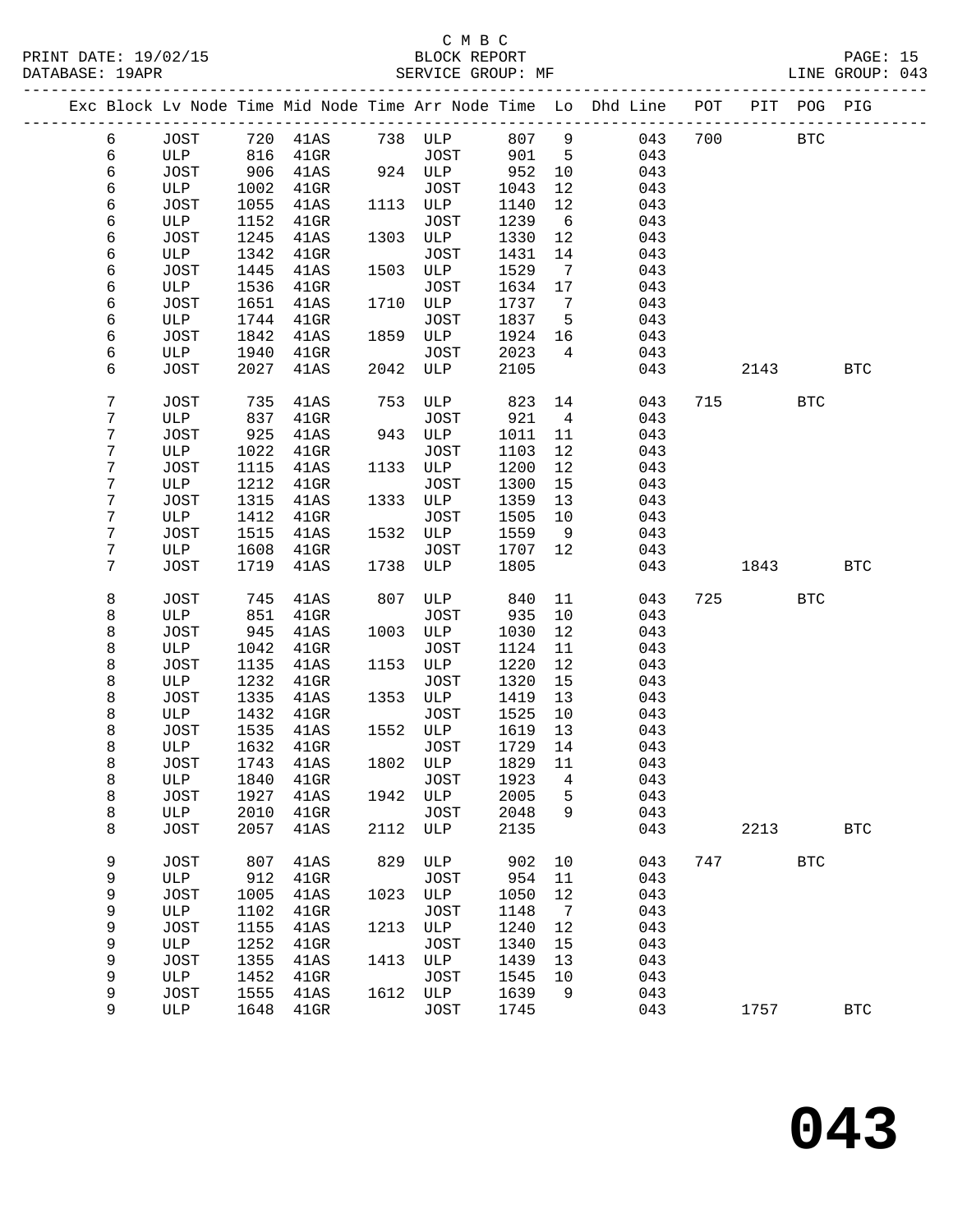C M B C
BLOCK REPORT
SERVICE GROUP: MF

PRINT DATE: 19/02/15
DATABASE: 19APR
LINE GROUP: 043

| Exc | Block | Lv | Node | Time | Mid Node | Time | Arr Node | Time | Lo | Dhd Line | POT | PIT | POG | PIG |
|---|---|---|---|---|---|---|---|---|---|---|---|---|---|---|
| | 6 | | JOST | 720 | 41AS | 738 | ULP | 807 | 9 | 043 | 700 | | BTC | |
| | 6 | | ULP | 816 | 41GR | | JOST | 901 | 5 | 043 | | | | |
| | 6 | | JOST | 906 | 41AS | 924 | ULP | 952 | 10 | 043 | | | | |
| | 6 | | ULP | 1002 | 41GR | | JOST | 1043 | 12 | 043 | | | | |
| | 6 | | JOST | 1055 | 41AS | 1113 | ULP | 1140 | 12 | 043 | | | | |
| | 6 | | ULP | 1152 | 41GR | | JOST | 1239 | 6 | 043 | | | | |
| | 6 | | JOST | 1245 | 41AS | 1303 | ULP | 1330 | 12 | 043 | | | | |
| | 6 | | ULP | 1342 | 41GR | | JOST | 1431 | 14 | 043 | | | | |
| | 6 | | JOST | 1445 | 41AS | 1503 | ULP | 1529 | 7 | 043 | | | | |
| | 6 | | ULP | 1536 | 41GR | | JOST | 1634 | 17 | 043 | | | | |
| | 6 | | JOST | 1651 | 41AS | 1710 | ULP | 1737 | 7 | 043 | | | | |
| | 6 | | ULP | 1744 | 41GR | | JOST | 1837 | 5 | 043 | | | | |
| | 6 | | JOST | 1842 | 41AS | 1859 | ULP | 1924 | 16 | 043 | | | | |
| | 6 | | ULP | 1940 | 41GR | | JOST | 2023 | 4 | 043 | | | | |
| | 6 | | JOST | 2027 | 41AS | 2042 | ULP | 2105 | | 043 | | 2143 | | BTC |
| | 7 | | JOST | 735 | 41AS | 753 | ULP | 823 | 14 | 043 | 715 | | BTC | |
| | 7 | | ULP | 837 | 41GR | | JOST | 921 | 4 | 043 | | | | |
| | 7 | | JOST | 925 | 41AS | 943 | ULP | 1011 | 11 | 043 | | | | |
| | 7 | | ULP | 1022 | 41GR | | JOST | 1103 | 12 | 043 | | | | |
| | 7 | | JOST | 1115 | 41AS | 1133 | ULP | 1200 | 12 | 043 | | | | |
| | 7 | | ULP | 1212 | 41GR | | JOST | 1300 | 15 | 043 | | | | |
| | 7 | | JOST | 1315 | 41AS | 1333 | ULP | 1359 | 13 | 043 | | | | |
| | 7 | | ULP | 1412 | 41GR | | JOST | 1505 | 10 | 043 | | | | |
| | 7 | | JOST | 1515 | 41AS | 1532 | ULP | 1559 | 9 | 043 | | | | |
| | 7 | | ULP | 1608 | 41GR | | JOST | 1707 | 12 | 043 | | | | |
| | 7 | | JOST | 1719 | 41AS | 1738 | ULP | 1805 | | 043 | | 1843 | | BTC |
| | 8 | | JOST | 745 | 41AS | 807 | ULP | 840 | 11 | 043 | 725 | | BTC | |
| | 8 | | ULP | 851 | 41GR | | JOST | 935 | 10 | 043 | | | | |
| | 8 | | JOST | 945 | 41AS | 1003 | ULP | 1030 | 12 | 043 | | | | |
| | 8 | | ULP | 1042 | 41GR | | JOST | 1124 | 11 | 043 | | | | |
| | 8 | | JOST | 1135 | 41AS | 1153 | ULP | 1220 | 12 | 043 | | | | |
| | 8 | | ULP | 1232 | 41GR | | JOST | 1320 | 15 | 043 | | | | |
| | 8 | | JOST | 1335 | 41AS | 1353 | ULP | 1419 | 13 | 043 | | | | |
| | 8 | | ULP | 1432 | 41GR | | JOST | 1525 | 10 | 043 | | | | |
| | 8 | | JOST | 1535 | 41AS | 1552 | ULP | 1619 | 13 | 043 | | | | |
| | 8 | | ULP | 1632 | 41GR | | JOST | 1729 | 14 | 043 | | | | |
| | 8 | | JOST | 1743 | 41AS | 1802 | ULP | 1829 | 11 | 043 | | | | |
| | 8 | | ULP | 1840 | 41GR | | JOST | 1923 | 4 | 043 | | | | |
| | 8 | | JOST | 1927 | 41AS | 1942 | ULP | 2005 | 5 | 043 | | | | |
| | 8 | | ULP | 2010 | 41GR | | JOST | 2048 | 9 | 043 | | | | |
| | 8 | | JOST | 2057 | 41AS | 2112 | ULP | 2135 | | 043 | | 2213 | | BTC |
| | 9 | | JOST | 807 | 41AS | 829 | ULP | 902 | 10 | 043 | 747 | | BTC | |
| | 9 | | ULP | 912 | 41GR | | JOST | 954 | 11 | 043 | | | | |
| | 9 | | JOST | 1005 | 41AS | 1023 | ULP | 1050 | 12 | 043 | | | | |
| | 9 | | ULP | 1102 | 41GR | | JOST | 1148 | 7 | 043 | | | | |
| | 9 | | JOST | 1155 | 41AS | 1213 | ULP | 1240 | 12 | 043 | | | | |
| | 9 | | ULP | 1252 | 41GR | | JOST | 1340 | 15 | 043 | | | | |
| | 9 | | JOST | 1355 | 41AS | 1413 | ULP | 1439 | 13 | 043 | | | | |
| | 9 | | ULP | 1452 | 41GR | | JOST | 1545 | 10 | 043 | | | | |
| | 9 | | JOST | 1555 | 41AS | 1612 | ULP | 1639 | 9 | 043 | | | | |
| | 9 | | ULP | 1648 | 41GR | | JOST | 1745 | | 043 | | 1757 | | BTC |

**043**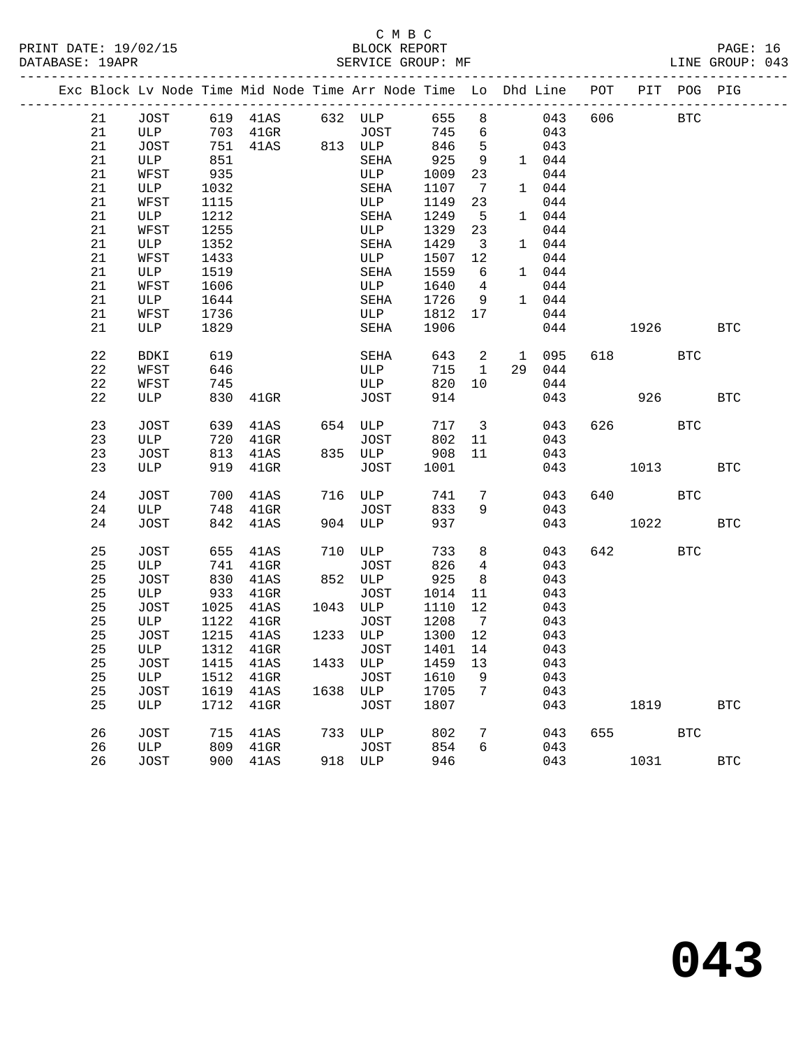C M B C

BLOCK REPORT

SERVICE GROUP: MF

LINE GROUP: 043

| Exc | Block | Lv Node | Time | Mid Node | Time | Arr Node | Time | Lo | Dhd | Line | POT | PIT | POG | PIG |
|---|---|---|---|---|---|---|---|---|---|---|---|---|---|---|
| | 21 | JOST | 619 | 41AS | 632 | ULP | 655 | 8 | | 043 | 606 | | BTC | |
| | 21 | ULP | 703 | 41GR | | JOST | 745 | 6 | | 043 | | | | |
| | 21 | JOST | 751 | 41AS | 813 | ULP | 846 | 5 | | 043 | | | | |
| | 21 | ULP | 851 | | | SEHA | 925 | 9 | 1 | 044 | | | | |
| | 21 | WFST | 935 | | | ULP | 1009 | 23 | | 044 | | | | |
| | 21 | ULP | 1032 | | | SEHA | 1107 | 7 | 1 | 044 | | | | |
| | 21 | WFST | 1115 | | | ULP | 1149 | 23 | | 044 | | | | |
| | 21 | ULP | 1212 | | | SEHA | 1249 | 5 | 1 | 044 | | | | |
| | 21 | WFST | 1255 | | | ULP | 1329 | 23 | | 044 | | | | |
| | 21 | ULP | 1352 | | | SEHA | 1429 | 3 | 1 | 044 | | | | |
| | 21 | WFST | 1433 | | | ULP | 1507 | 12 | | 044 | | | | |
| | 21 | ULP | 1519 | | | SEHA | 1559 | 6 | 1 | 044 | | | | |
| | 21 | WFST | 1606 | | | ULP | 1640 | 4 | | 044 | | | | |
| | 21 | ULP | 1644 | | | SEHA | 1726 | 9 | 1 | 044 | | | | |
| | 21 | WFST | 1736 | | | ULP | 1812 | 17 | | 044 | | | | |
| | 21 | ULP | 1829 | | | SEHA | 1906 | | | 044 | | 1926 | | BTC |
| | 22 | BDKI | 619 | | | SEHA | 643 | 2 | 1 | 095 | 618 | | BTC | |
| | 22 | WFST | 646 | | | ULP | 715 | 1 | 29 | 044 | | | | |
| | 22 | WFST | 745 | | | ULP | 820 | 10 | | 044 | | | | |
| | 22 | ULP | 830 | 41GR | | JOST | 914 | | | 043 | | 926 | | BTC |
| | 23 | JOST | 639 | 41AS | 654 | ULP | 717 | 3 | | 043 | 626 | | BTC | |
| | 23 | ULP | 720 | 41GR | | JOST | 802 | 11 | | 043 | | | | |
| | 23 | JOST | 813 | 41AS | 835 | ULP | 908 | 11 | | 043 | | | | |
| | 23 | ULP | 919 | 41GR | | JOST | 1001 | | | 043 | | 1013 | | BTC |
| | 24 | JOST | 700 | 41AS | 716 | ULP | 741 | 7 | | 043 | 640 | | BTC | |
| | 24 | ULP | 748 | 41GR | | JOST | 833 | 9 | | 043 | | | | |
| | 24 | JOST | 842 | 41AS | 904 | ULP | 937 | | | 043 | | 1022 | | BTC |
| | 25 | JOST | 655 | 41AS | 710 | ULP | 733 | 8 | | 043 | 642 | | BTC | |
| | 25 | ULP | 741 | 41GR | | JOST | 826 | 4 | | 043 | | | | |
| | 25 | JOST | 830 | 41AS | 852 | ULP | 925 | 8 | | 043 | | | | |
| | 25 | ULP | 933 | 41GR | | JOST | 1014 | 11 | | 043 | | | | |
| | 25 | JOST | 1025 | 41AS | 1043 | ULP | 1110 | 12 | | 043 | | | | |
| | 25 | ULP | 1122 | 41GR | | JOST | 1208 | 7 | | 043 | | | | |
| | 25 | JOST | 1215 | 41AS | 1233 | ULP | 1300 | 12 | | 043 | | | | |
| | 25 | ULP | 1312 | 41GR | | JOST | 1401 | 14 | | 043 | | | | |
| | 25 | JOST | 1415 | 41AS | 1433 | ULP | 1459 | 13 | | 043 | | | | |
| | 25 | ULP | 1512 | 41GR | | JOST | 1610 | 9 | | 043 | | | | |
| | 25 | JOST | 1619 | 41AS | 1638 | ULP | 1705 | 7 | | 043 | | | | |
| | 25 | ULP | 1712 | 41GR | | JOST | 1807 | | | 043 | | 1819 | | BTC |
| | 26 | JOST | 715 | 41AS | 733 | ULP | 802 | 7 | | 043 | 655 | | BTC | |
| | 26 | ULP | 809 | 41GR | | JOST | 854 | 6 | | 043 | | | | |
| | 26 | JOST | 900 | 41AS | 918 | ULP | 946 | | | 043 | | 1031 | | BTC |

**043**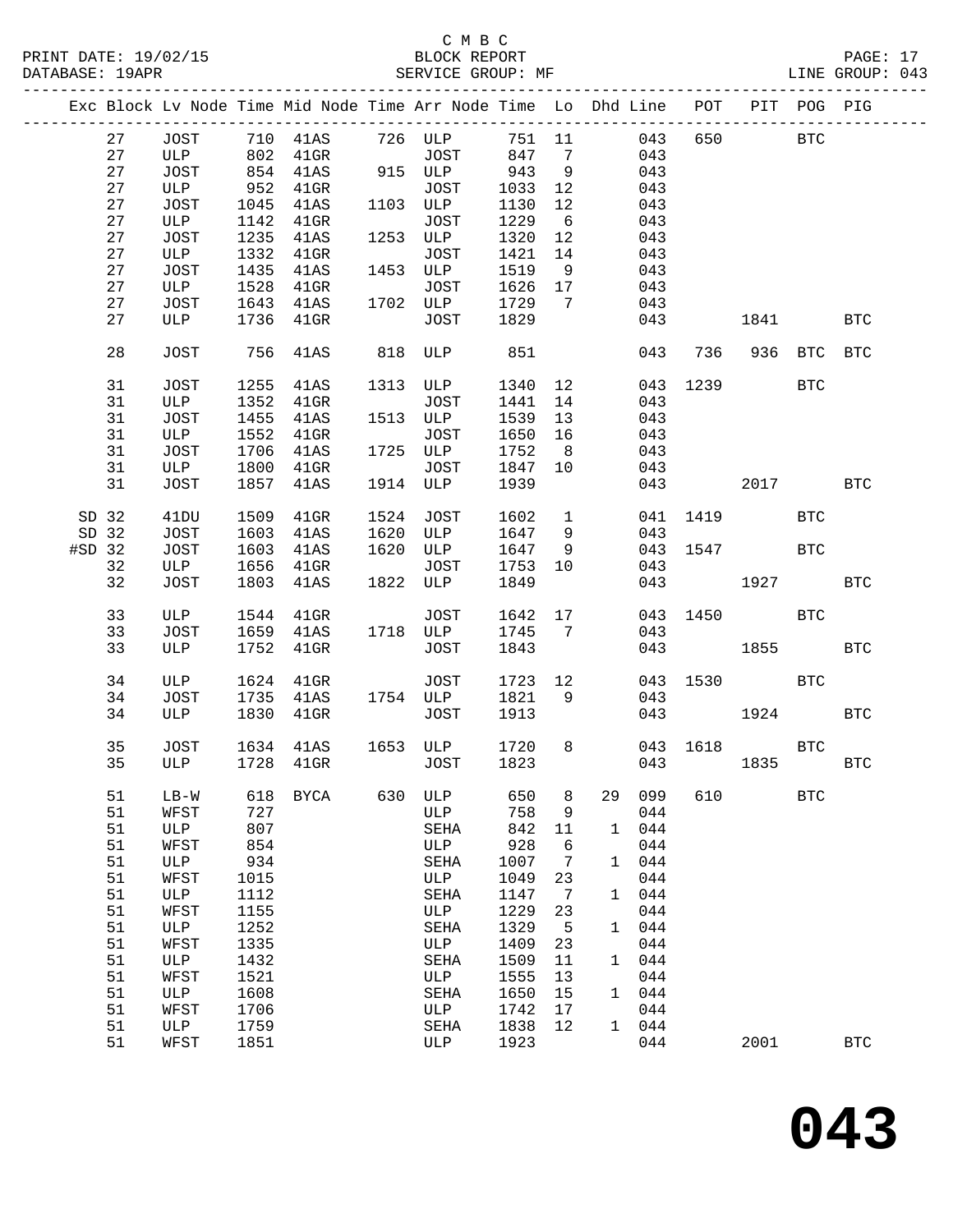C M B C

BLOCK REPORT

SERVICE GROUP: MF

LINE GROUP: 043

| Exc | Block | Lv Node | Time | Mid Node | Time | Arr Node | Time | Lo | Dhd | Line | POT | PIT | POG | PIG |
|---|---|---|---|---|---|---|---|---|---|---|---|---|---|---|
| | 27 | JOST | 710 | 41AS | 726 | ULP | 751 | 11 | | 043 | 650 | | BTC | |
| | 27 | ULP | 802 | 41GR | | JOST | 847 | 7 | | 043 | | | | |
| | 27 | JOST | 854 | 41AS | 915 | ULP | 943 | 9 | | 043 | | | | |
| | 27 | ULP | 952 | 41GR | | JOST | 1033 | 12 | | 043 | | | | |
| | 27 | JOST | 1045 | 41AS | 1103 | ULP | 1130 | 12 | | 043 | | | | |
| | 27 | ULP | 1142 | 41GR | | JOST | 1229 | 6 | | 043 | | | | |
| | 27 | JOST | 1235 | 41AS | 1253 | ULP | 1320 | 12 | | 043 | | | | |
| | 27 | ULP | 1332 | 41GR | | JOST | 1421 | 14 | | 043 | | | | |
| | 27 | JOST | 1435 | 41AS | 1453 | ULP | 1519 | 9 | | 043 | | | | |
| | 27 | ULP | 1528 | 41GR | | JOST | 1626 | 17 | | 043 | | | | |
| | 27 | JOST | 1643 | 41AS | 1702 | ULP | 1729 | 7 | | 043 | | | | |
| | 27 | ULP | 1736 | 41GR | | JOST | 1829 | | | 043 | | 1841 | | BTC |
| | 28 | JOST | 756 | 41AS | 818 | ULP | 851 | | | 043 | 736 | 936 | BTC | BTC |
| | 31 | JOST | 1255 | 41AS | 1313 | ULP | 1340 | 12 | | 043 | 1239 | | BTC | |
| | 31 | ULP | 1352 | 41GR | | JOST | 1441 | 14 | | 043 | | | | |
| | 31 | JOST | 1455 | 41AS | 1513 | ULP | 1539 | 13 | | 043 | | | | |
| | 31 | ULP | 1552 | 41GR | | JOST | 1650 | 16 | | 043 | | | | |
| | 31 | JOST | 1706 | 41AS | 1725 | ULP | 1752 | 8 | | 043 | | | | |
| | 31 | ULP | 1800 | 41GR | | JOST | 1847 | 10 | | 043 | | | | |
| | 31 | JOST | 1857 | 41AS | 1914 | ULP | 1939 | | | 043 | | 2017 | | BTC |
| SD | 32 | 41DU | 1509 | 41GR | 1524 | JOST | 1602 | 1 | | 041 | 1419 | | BTC | |
| SD | 32 | JOST | 1603 | 41AS | 1620 | ULP | 1647 | 9 | | 043 | | | | |
| #SD | 32 | JOST | 1603 | 41AS | 1620 | ULP | 1647 | 9 | | 043 | 1547 | | BTC | |
| | 32 | ULP | 1656 | 41GR | | JOST | 1753 | 10 | | 043 | | | | |
| | 32 | JOST | 1803 | 41AS | 1822 | ULP | 1849 | | | 043 | | 1927 | | BTC |
| | 33 | ULP | 1544 | 41GR | | JOST | 1642 | 17 | | 043 | 1450 | | BTC | |
| | 33 | JOST | 1659 | 41AS | 1718 | ULP | 1745 | 7 | | 043 | | | | |
| | 33 | ULP | 1752 | 41GR | | JOST | 1843 | | | 043 | | 1855 | | BTC |
| | 34 | ULP | 1624 | 41GR | | JOST | 1723 | 12 | | 043 | 1530 | | BTC | |
| | 34 | JOST | 1735 | 41AS | 1754 | ULP | 1821 | 9 | | 043 | | | | |
| | 34 | ULP | 1830 | 41GR | | JOST | 1913 | | | 043 | | 1924 | | BTC |
| | 35 | JOST | 1634 | 41AS | 1653 | ULP | 1720 | 8 | | 043 | 1618 | | BTC | |
| | 35 | ULP | 1728 | 41GR | | JOST | 1823 | | | 043 | | 1835 | | BTC |
| | 51 | LB-W | 618 | BYCA | 630 | ULP | 650 | 8 | 29 | 099 | 610 | | BTC | |
| | 51 | WFST | 727 | | | ULP | 758 | 9 | | 044 | | | | |
| | 51 | ULP | 807 | | | SEHA | 842 | 11 | 1 | 044 | | | | |
| | 51 | WFST | 854 | | | ULP | 928 | 6 | | 044 | | | | |
| | 51 | ULP | 934 | | | SEHA | 1007 | 7 | 1 | 044 | | | | |
| | 51 | WFST | 1015 | | | ULP | 1049 | 23 | | 044 | | | | |
| | 51 | ULP | 1112 | | | SEHA | 1147 | 7 | 1 | 044 | | | | |
| | 51 | WFST | 1155 | | | ULP | 1229 | 23 | | 044 | | | | |
| | 51 | ULP | 1252 | | | SEHA | 1329 | 5 | 1 | 044 | | | | |
| | 51 | WFST | 1335 | | | ULP | 1409 | 23 | | 044 | | | | |
| | 51 | ULP | 1432 | | | SEHA | 1509 | 11 | 1 | 044 | | | | |
| | 51 | WFST | 1521 | | | ULP | 1555 | 13 | | 044 | | | | |
| | 51 | ULP | 1608 | | | SEHA | 1650 | 15 | 1 | 044 | | | | |
| | 51 | WFST | 1706 | | | ULP | 1742 | 17 | | 044 | | | | |
| | 51 | ULP | 1759 | | | SEHA | 1838 | 12 | 1 | 044 | | | | |
| | 51 | WFST | 1851 | | | ULP | 1923 | | | 044 | | 2001 | | BTC |

# 043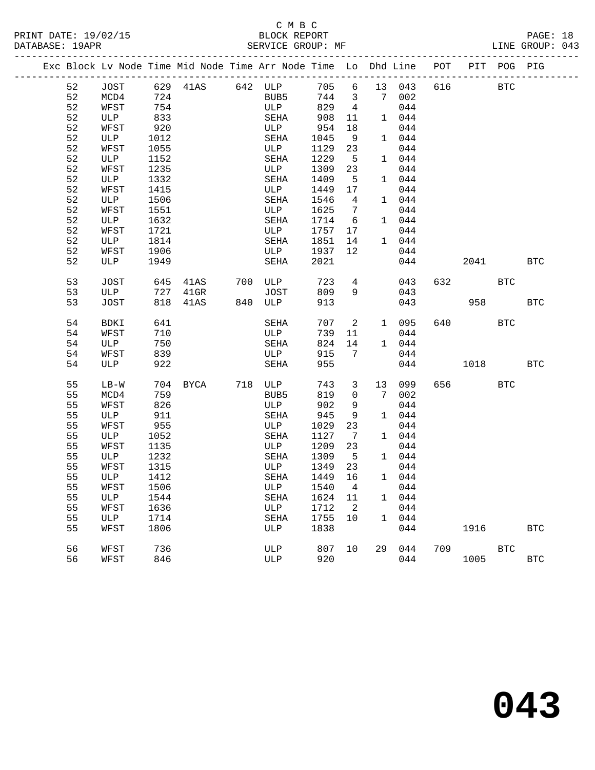C M B C
BLOCK REPORT
SERVICE GROUP: MF

PRINT DATE: 19/02/15
DATABASE: 19APR
LINE GROUP: 043

| Exc | Block | Lv | Node | Time | Mid Node | Time | Arr Node | Time | Lo | Dhd | Line | POT | PIT | POG | PIG |
|---|---|---|---|---|---|---|---|---|---|---|---|---|---|---|---|
| | 52 | | JOST | 629 | 41AS | 642 | ULP | 705 | 6 | 13 | 043 | 616 | | BTC | |
| | 52 | | MCD4 | 724 | | | BUB5 | 744 | 3 | 7 | 002 | | | | |
| | 52 | | WFST | 754 | | | ULP | 829 | 4 | | 044 | | | | |
| | 52 | | ULP | 833 | | | SEHA | 908 | 11 | 1 | 044 | | | | |
| | 52 | | WFST | 920 | | | ULP | 954 | 18 | | 044 | | | | |
| | 52 | | ULP | 1012 | | | SEHA | 1045 | 9 | 1 | 044 | | | | |
| | 52 | | WFST | 1055 | | | ULP | 1129 | 23 | | 044 | | | | |
| | 52 | | ULP | 1152 | | | SEHA | 1229 | 5 | 1 | 044 | | | | |
| | 52 | | WFST | 1235 | | | ULP | 1309 | 23 | | 044 | | | | |
| | 52 | | ULP | 1332 | | | SEHA | 1409 | 5 | 1 | 044 | | | | |
| | 52 | | WFST | 1415 | | | ULP | 1449 | 17 | | 044 | | | | |
| | 52 | | ULP | 1506 | | | SEHA | 1546 | 4 | 1 | 044 | | | | |
| | 52 | | WFST | 1551 | | | ULP | 1625 | 7 | | 044 | | | | |
| | 52 | | ULP | 1632 | | | SEHA | 1714 | 6 | 1 | 044 | | | | |
| | 52 | | WFST | 1721 | | | ULP | 1757 | 17 | | 044 | | | | |
| | 52 | | ULP | 1814 | | | SEHA | 1851 | 14 | 1 | 044 | | | | |
| | 52 | | WFST | 1906 | | | ULP | 1937 | 12 | | 044 | | | | |
| | 52 | | ULP | 1949 | | | SEHA | 2021 | | | 044 | | 2041 | | BTC |
| | 53 | | JOST | 645 | 41AS | 700 | ULP | 723 | 4 | | 043 | 632 | | BTC | |
| | 53 | | ULP | 727 | 41GR | | JOST | 809 | 9 | | 043 | | | | |
| | 53 | | JOST | 818 | 41AS | 840 | ULP | 913 | | | 043 | | 958 | | BTC |
| | 54 | | BDKI | 641 | | | SEHA | 707 | 2 | 1 | 095 | 640 | | BTC | |
| | 54 | | WFST | 710 | | | ULP | 739 | 11 | | 044 | | | | |
| | 54 | | ULP | 750 | | | SEHA | 824 | 14 | 1 | 044 | | | | |
| | 54 | | WFST | 839 | | | ULP | 915 | 7 | | 044 | | | | |
| | 54 | | ULP | 922 | | | SEHA | 955 | | | 044 | | 1018 | | BTC |
| | 55 | | LB-W | 704 | BYCA | 718 | ULP | 743 | 3 | 13 | 099 | 656 | | BTC | |
| | 55 | | MCD4 | 759 | | | BUB5 | 819 | 0 | 7 | 002 | | | | |
| | 55 | | WFST | 826 | | | ULP | 902 | 9 | | 044 | | | | |
| | 55 | | ULP | 911 | | | SEHA | 945 | 9 | 1 | 044 | | | | |
| | 55 | | WFST | 955 | | | ULP | 1029 | 23 | | 044 | | | | |
| | 55 | | ULP | 1052 | | | SEHA | 1127 | 7 | 1 | 044 | | | | |
| | 55 | | WFST | 1135 | | | ULP | 1209 | 23 | | 044 | | | | |
| | 55 | | ULP | 1232 | | | SEHA | 1309 | 5 | 1 | 044 | | | | |
| | 55 | | WFST | 1315 | | | ULP | 1349 | 23 | | 044 | | | | |
| | 55 | | ULP | 1412 | | | SEHA | 1449 | 16 | 1 | 044 | | | | |
| | 55 | | WFST | 1506 | | | ULP | 1540 | 4 | | 044 | | | | |
| | 55 | | ULP | 1544 | | | SEHA | 1624 | 11 | 1 | 044 | | | | |
| | 55 | | WFST | 1636 | | | ULP | 1712 | 2 | | 044 | | | | |
| | 55 | | ULP | 1714 | | | SEHA | 1755 | 10 | 1 | 044 | | | | |
| | 55 | | WFST | 1806 | | | ULP | 1838 | | | 044 | | 1916 | | BTC |
| | 56 | | WFST | 736 | | | ULP | 807 | 10 | 29 | 044 | 709 | | BTC | |
| | 56 | | WFST | 846 | | | ULP | 920 | | | 044 | | 1005 | | BTC |

# 043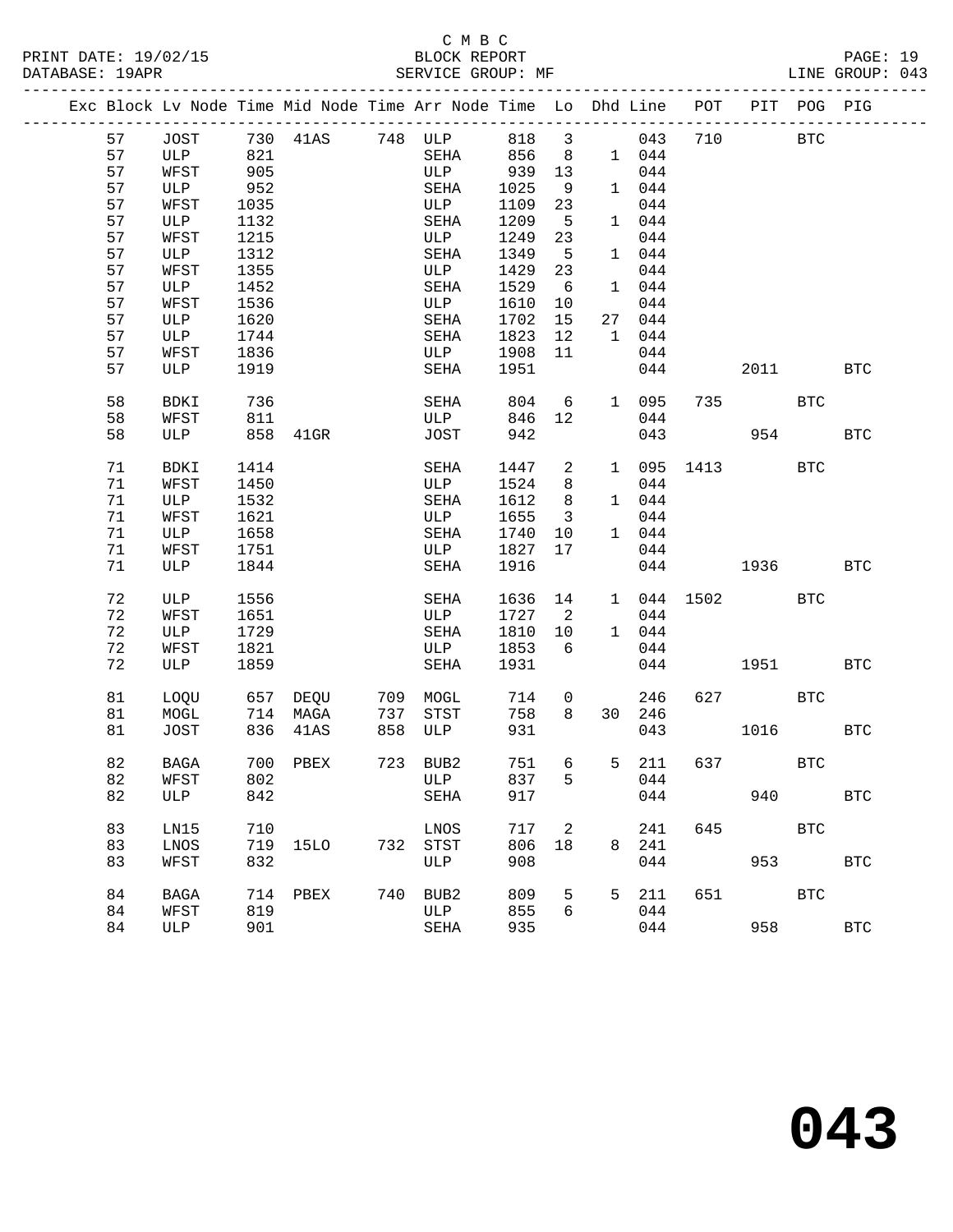C M B C
BLOCK REPORT
SERVICE GROUP: MF

PRINT DATE: 19/02/15
DATABASE: 19APR
LINE GROUP: 043

| Exc | Block | Lv Node | Time | Mid Node | Time | Arr Node | Time | Lo | Dhd | Line | POT | PIT | POG | PIG |
|---|---|---|---|---|---|---|---|---|---|---|---|---|---|---|
| | 57 | JOST | 730 | 41AS | 748 | ULP | 818 | 3 | | 043 | 710 | | BTC | |
| | 57 | ULP | 821 | | | SEHA | 856 | 8 | 1 | 044 | | | | |
| | 57 | WFST | 905 | | | ULP | 939 | 13 | | 044 | | | | |
| | 57 | ULP | 952 | | | SEHA | 1025 | 9 | 1 | 044 | | | | |
| | 57 | WFST | 1035 | | | ULP | 1109 | 23 | | 044 | | | | |
| | 57 | ULP | 1132 | | | SEHA | 1209 | 5 | 1 | 044 | | | | |
| | 57 | WFST | 1215 | | | ULP | 1249 | 23 | | 044 | | | | |
| | 57 | ULP | 1312 | | | SEHA | 1349 | 5 | 1 | 044 | | | | |
| | 57 | WFST | 1355 | | | ULP | 1429 | 23 | | 044 | | | | |
| | 57 | ULP | 1452 | | | SEHA | 1529 | 6 | 1 | 044 | | | | |
| | 57 | WFST | 1536 | | | ULP | 1610 | 10 | | 044 | | | | |
| | 57 | ULP | 1620 | | | SEHA | 1702 | 15 | 27 | 044 | | | | |
| | 57 | ULP | 1744 | | | SEHA | 1823 | 12 | 1 | 044 | | | | |
| | 57 | WFST | 1836 | | | ULP | 1908 | 11 | | 044 | | | | |
| | 57 | ULP | 1919 | | | SEHA | 1951 | | | 044 | | 2011 | | BTC |
| | 58 | BDKI | 736 | | | SEHA | 804 | 6 | 1 | 095 | 735 | | BTC | |
| | 58 | WFST | 811 | | | ULP | 846 | 12 | | 044 | | | | |
| | 58 | ULP | 858 | 41GR | | JOST | 942 | | | 043 | | 954 | | BTC |
| | 71 | BDKI | 1414 | | | SEHA | 1447 | 2 | 1 | 095 | 1413 | | BTC | |
| | 71 | WFST | 1450 | | | ULP | 1524 | 8 | | 044 | | | | |
| | 71 | ULP | 1532 | | | SEHA | 1612 | 8 | 1 | 044 | | | | |
| | 71 | WFST | 1621 | | | ULP | 1655 | 3 | | 044 | | | | |
| | 71 | ULP | 1658 | | | SEHA | 1740 | 10 | 1 | 044 | | | | |
| | 71 | WFST | 1751 | | | ULP | 1827 | 17 | | 044 | | | | |
| | 71 | ULP | 1844 | | | SEHA | 1916 | | | 044 | | 1936 | | BTC |
| | 72 | ULP | 1556 | | | SEHA | 1636 | 14 | 1 | 044 | 1502 | | BTC | |
| | 72 | WFST | 1651 | | | ULP | 1727 | 2 | | 044 | | | | |
| | 72 | ULP | 1729 | | | SEHA | 1810 | 10 | 1 | 044 | | | | |
| | 72 | WFST | 1821 | | | ULP | 1853 | 6 | | 044 | | | | |
| | 72 | ULP | 1859 | | | SEHA | 1931 | | | 044 | | 1951 | | BTC |
| | 81 | LOQU | 657 | DEQU | 709 | MOGL | 714 | 0 | | 246 | 627 | | BTC | |
| | 81 | MOGL | 714 | MAGA | 737 | STST | 758 | 8 | 30 | 246 | | | | |
| | 81 | JOST | 836 | 41AS | 858 | ULP | 931 | | | 043 | | 1016 | | BTC |
| | 82 | BAGA | 700 | PBEX | 723 | BUB2 | 751 | 6 | 5 | 211 | 637 | | BTC | |
| | 82 | WFST | 802 | | | ULP | 837 | 5 | | 044 | | | | |
| | 82 | ULP | 842 | | | SEHA | 917 | | | 044 | | 940 | | BTC |
| | 83 | LN15 | 710 | | | LNOS | 717 | 2 | | 241 | 645 | | BTC | |
| | 83 | LNOS | 719 | 15LO | 732 | STST | 806 | 18 | 8 | 241 | | | | |
| | 83 | WFST | 832 | | | ULP | 908 | | | 044 | | 953 | | BTC |
| | 84 | BAGA | 714 | PBEX | 740 | BUB2 | 809 | 5 | 5 | 211 | 651 | | BTC | |
| | 84 | WFST | 819 | | | ULP | 855 | 6 | | 044 | | | | |
| | 84 | ULP | 901 | | | SEHA | 935 | | | 044 | | 958 | | BTC |

# 043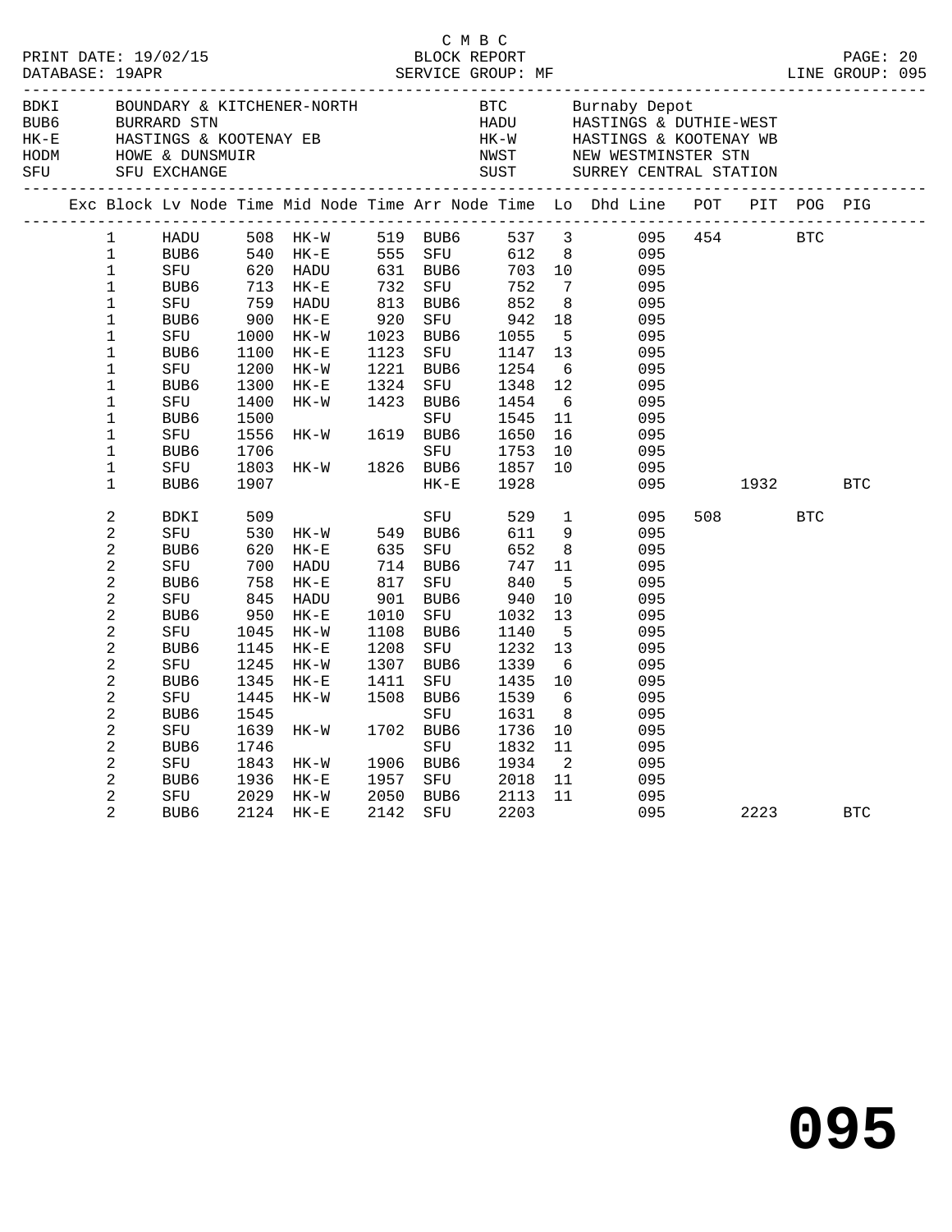C M B C

PRINT DATE: 19/02/15 BLOCK REPORT
DATABASE: 19APR SERVICE GROUP: MF LINE GROUP: 095

| Code | Name | Code | Name |
|---|---|---|---|
| BDKI | BOUNDARY & KITCHENER-NORTH | BTC | Burnaby Depot |
| BUB6 | BURRARD STN | HADU | HASTINGS & DUTHIE-WEST |
| HK-E | HASTINGS & KOOTENAY EB | HK-W | HASTINGS & KOOTENAY WB |
| HODM | HOWE & DUNSMUIR | NWST | NEW WESTMINSTER STN |
| SFU | SFU EXCHANGE | SUST | SURREY CENTRAL STATION |

| Exc | Block | Lv Node | Time | Mid Node | Time | Arr Node | Time | Lo | Dhd Line | POT | PIT | POG | PIG |
|---|---|---|---|---|---|---|---|---|---|---|---|---|---|
| | 1 | HADU | 508 | HK-W | 519 | BUB6 | 537 | 3 | 095 | 454 | | BTC | |
| | 1 | BUB6 | 540 | HK-E | 555 | SFU | 612 | 8 | 095 | | | | |
| | 1 | SFU | 620 | HADU | 631 | BUB6 | 703 | 10 | 095 | | | | |
| | 1 | BUB6 | 713 | HK-E | 732 | SFU | 752 | 7 | 095 | | | | |
| | 1 | SFU | 759 | HADU | 813 | BUB6 | 852 | 8 | 095 | | | | |
| | 1 | BUB6 | 900 | HK-E | 920 | SFU | 942 | 18 | 095 | | | | |
| | 1 | SFU | 1000 | HK-W | 1023 | BUB6 | 1055 | 5 | 095 | | | | |
| | 1 | BUB6 | 1100 | HK-E | 1123 | SFU | 1147 | 13 | 095 | | | | |
| | 1 | SFU | 1200 | HK-W | 1221 | BUB6 | 1254 | 6 | 095 | | | | |
| | 1 | BUB6 | 1300 | HK-E | 1324 | SFU | 1348 | 12 | 095 | | | | |
| | 1 | SFU | 1400 | HK-W | 1423 | BUB6 | 1454 | 6 | 095 | | | | |
| | 1 | BUB6 | 1500 | | | SFU | 1545 | 11 | 095 | | | | |
| | 1 | SFU | 1556 | HK-W | 1619 | BUB6 | 1650 | 16 | 095 | | | | |
| | 1 | BUB6 | 1706 | | | SFU | 1753 | 10 | 095 | | | | |
| | 1 | SFU | 1803 | HK-W | 1826 | BUB6 | 1857 | 10 | 095 | | | | |
| | 1 | BUB6 | 1907 | | | HK-E | 1928 | | 095 | | 1932 | | BTC |
| | 2 | BDKI | 509 | | | SFU | 529 | 1 | 095 | 508 | | BTC | |
| | 2 | SFU | 530 | HK-W | 549 | BUB6 | 611 | 9 | 095 | | | | |
| | 2 | BUB6 | 620 | HK-E | 635 | SFU | 652 | 8 | 095 | | | | |
| | 2 | SFU | 700 | HADU | 714 | BUB6 | 747 | 11 | 095 | | | | |
| | 2 | BUB6 | 758 | HK-E | 817 | SFU | 840 | 5 | 095 | | | | |
| | 2 | SFU | 845 | HADU | 901 | BUB6 | 940 | 10 | 095 | | | | |
| | 2 | BUB6 | 950 | HK-E | 1010 | SFU | 1032 | 13 | 095 | | | | |
| | 2 | SFU | 1045 | HK-W | 1108 | BUB6 | 1140 | 5 | 095 | | | | |
| | 2 | BUB6 | 1145 | HK-E | 1208 | SFU | 1232 | 13 | 095 | | | | |
| | 2 | SFU | 1245 | HK-W | 1307 | BUB6 | 1339 | 6 | 095 | | | | |
| | 2 | BUB6 | 1345 | HK-E | 1411 | SFU | 1435 | 10 | 095 | | | | |
| | 2 | SFU | 1445 | HK-W | 1508 | BUB6 | 1539 | 6 | 095 | | | | |
| | 2 | BUB6 | 1545 | | | SFU | 1631 | 8 | 095 | | | | |
| | 2 | SFU | 1639 | HK-W | 1702 | BUB6 | 1736 | 10 | 095 | | | | |
| | 2 | BUB6 | 1746 | | | SFU | 1832 | 11 | 095 | | | | |
| | 2 | SFU | 1843 | HK-W | 1906 | BUB6 | 1934 | 2 | 095 | | | | |
| | 2 | BUB6 | 1936 | HK-E | 1957 | SFU | 2018 | 11 | 095 | | | | |
| | 2 | SFU | 2029 | HK-W | 2050 | BUB6 | 2113 | 11 | 095 | | | | |
| | 2 | BUB6 | 2124 | HK-E | 2142 | SFU | 2203 | | 095 | | 2223 | | BTC |

095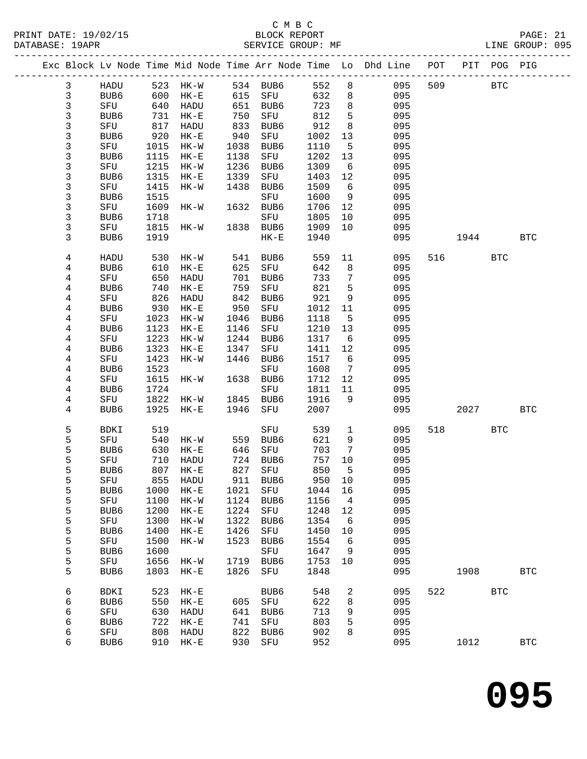C M B C

BLOCK REPORT

SERVICE GROUP: MF

LINE GROUP: 095

| Exc | Block | Lv | Node | Time | Mid Node | Time | Arr Node | Time | Lo | Dhd Line | POT | PIT | POG | PIG |
|---|---|---|---|---|---|---|---|---|---|---|---|---|---|---|
| | 3 | | HADU | 523 | HK-W | 534 | BUB6 | 552 | 8 | 095 | 509 | | BTC | |
| | 3 | | BUB6 | 600 | HK-E | 615 | SFU | 632 | 8 | 095 | | | | |
| | 3 | | SFU | 640 | HADU | 651 | BUB6 | 723 | 8 | 095 | | | | |
| | 3 | | BUB6 | 731 | HK-E | 750 | SFU | 812 | 5 | 095 | | | | |
| | 3 | | SFU | 817 | HADU | 833 | BUB6 | 912 | 8 | 095 | | | | |
| | 3 | | BUB6 | 920 | HK-E | 940 | SFU | 1002 | 13 | 095 | | | | |
| | 3 | | SFU | 1015 | HK-W | 1038 | BUB6 | 1110 | 5 | 095 | | | | |
| | 3 | | BUB6 | 1115 | HK-E | 1138 | SFU | 1202 | 13 | 095 | | | | |
| | 3 | | SFU | 1215 | HK-W | 1236 | BUB6 | 1309 | 6 | 095 | | | | |
| | 3 | | BUB6 | 1315 | HK-E | 1339 | SFU | 1403 | 12 | 095 | | | | |
| | 3 | | SFU | 1415 | HK-W | 1438 | BUB6 | 1509 | 6 | 095 | | | | |
| | 3 | | BUB6 | 1515 | | | SFU | 1600 | 9 | 095 | | | | |
| | 3 | | SFU | 1609 | HK-W | 1632 | BUB6 | 1706 | 12 | 095 | | | | |
| | 3 | | BUB6 | 1718 | | | SFU | 1805 | 10 | 095 | | | | |
| | 3 | | SFU | 1815 | HK-W | 1838 | BUB6 | 1909 | 10 | 095 | | | | |
| | 3 | | BUB6 | 1919 | | | HK-E | 1940 | | 095 | | 1944 | | BTC |
| | 4 | | HADU | 530 | HK-W | 541 | BUB6 | 559 | 11 | 095 | 516 | | BTC | |
| | 4 | | BUB6 | 610 | HK-E | 625 | SFU | 642 | 8 | 095 | | | | |
| | 4 | | SFU | 650 | HADU | 701 | BUB6 | 733 | 7 | 095 | | | | |
| | 4 | | BUB6 | 740 | HK-E | 759 | SFU | 821 | 5 | 095 | | | | |
| | 4 | | SFU | 826 | HADU | 842 | BUB6 | 921 | 9 | 095 | | | | |
| | 4 | | BUB6 | 930 | HK-E | 950 | SFU | 1012 | 11 | 095 | | | | |
| | 4 | | SFU | 1023 | HK-W | 1046 | BUB6 | 1118 | 5 | 095 | | | | |
| | 4 | | BUB6 | 1123 | HK-E | 1146 | SFU | 1210 | 13 | 095 | | | | |
| | 4 | | SFU | 1223 | HK-W | 1244 | BUB6 | 1317 | 6 | 095 | | | | |
| | 4 | | BUB6 | 1323 | HK-E | 1347 | SFU | 1411 | 12 | 095 | | | | |
| | 4 | | SFU | 1423 | HK-W | 1446 | BUB6 | 1517 | 6 | 095 | | | | |
| | 4 | | BUB6 | 1523 | | | SFU | 1608 | 7 | 095 | | | | |
| | 4 | | SFU | 1615 | HK-W | 1638 | BUB6 | 1712 | 12 | 095 | | | | |
| | 4 | | BUB6 | 1724 | | | SFU | 1811 | 11 | 095 | | | | |
| | 4 | | SFU | 1822 | HK-W | 1845 | BUB6 | 1916 | 9 | 095 | | | | |
| | 4 | | BUB6 | 1925 | HK-E | 1946 | SFU | 2007 | | 095 | | 2027 | | BTC |
| | 5 | | BDKI | 519 | | | SFU | 539 | 1 | 095 | 518 | | BTC | |
| | 5 | | SFU | 540 | HK-W | 559 | BUB6 | 621 | 9 | 095 | | | | |
| | 5 | | BUB6 | 630 | HK-E | 646 | SFU | 703 | 7 | 095 | | | | |
| | 5 | | SFU | 710 | HADU | 724 | BUB6 | 757 | 10 | 095 | | | | |
| | 5 | | BUB6 | 807 | HK-E | 827 | SFU | 850 | 5 | 095 | | | | |
| | 5 | | SFU | 855 | HADU | 911 | BUB6 | 950 | 10 | 095 | | | | |
| | 5 | | BUB6 | 1000 | HK-E | 1021 | SFU | 1044 | 16 | 095 | | | | |
| | 5 | | SFU | 1100 | HK-W | 1124 | BUB6 | 1156 | 4 | 095 | | | | |
| | 5 | | BUB6 | 1200 | HK-E | 1224 | SFU | 1248 | 12 | 095 | | | | |
| | 5 | | SFU | 1300 | HK-W | 1322 | BUB6 | 1354 | 6 | 095 | | | | |
| | 5 | | BUB6 | 1400 | HK-E | 1426 | SFU | 1450 | 10 | 095 | | | | |
| | 5 | | SFU | 1500 | HK-W | 1523 | BUB6 | 1554 | 6 | 095 | | | | |
| | 5 | | BUB6 | 1600 | | | SFU | 1647 | 9 | 095 | | | | |
| | 5 | | SFU | 1656 | HK-W | 1719 | BUB6 | 1753 | 10 | 095 | | | | |
| | 5 | | BUB6 | 1803 | HK-E | 1826 | SFU | 1848 | | 095 | | 1908 | | BTC |
| | 6 | | BDKI | 523 | HK-E | | BUB6 | 548 | 2 | 095 | 522 | | BTC | |
| | 6 | | BUB6 | 550 | HK-E | 605 | SFU | 622 | 8 | 095 | | | | |
| | 6 | | SFU | 630 | HADU | 641 | BUB6 | 713 | 9 | 095 | | | | |
| | 6 | | BUB6 | 722 | HK-E | 741 | SFU | 803 | 5 | 095 | | | | |
| | 6 | | SFU | 808 | HADU | 822 | BUB6 | 902 | 8 | 095 | | | | |
| | 6 | | BUB6 | 910 | HK-E | 930 | SFU | 952 | | 095 | | 1012 | | BTC |

# 095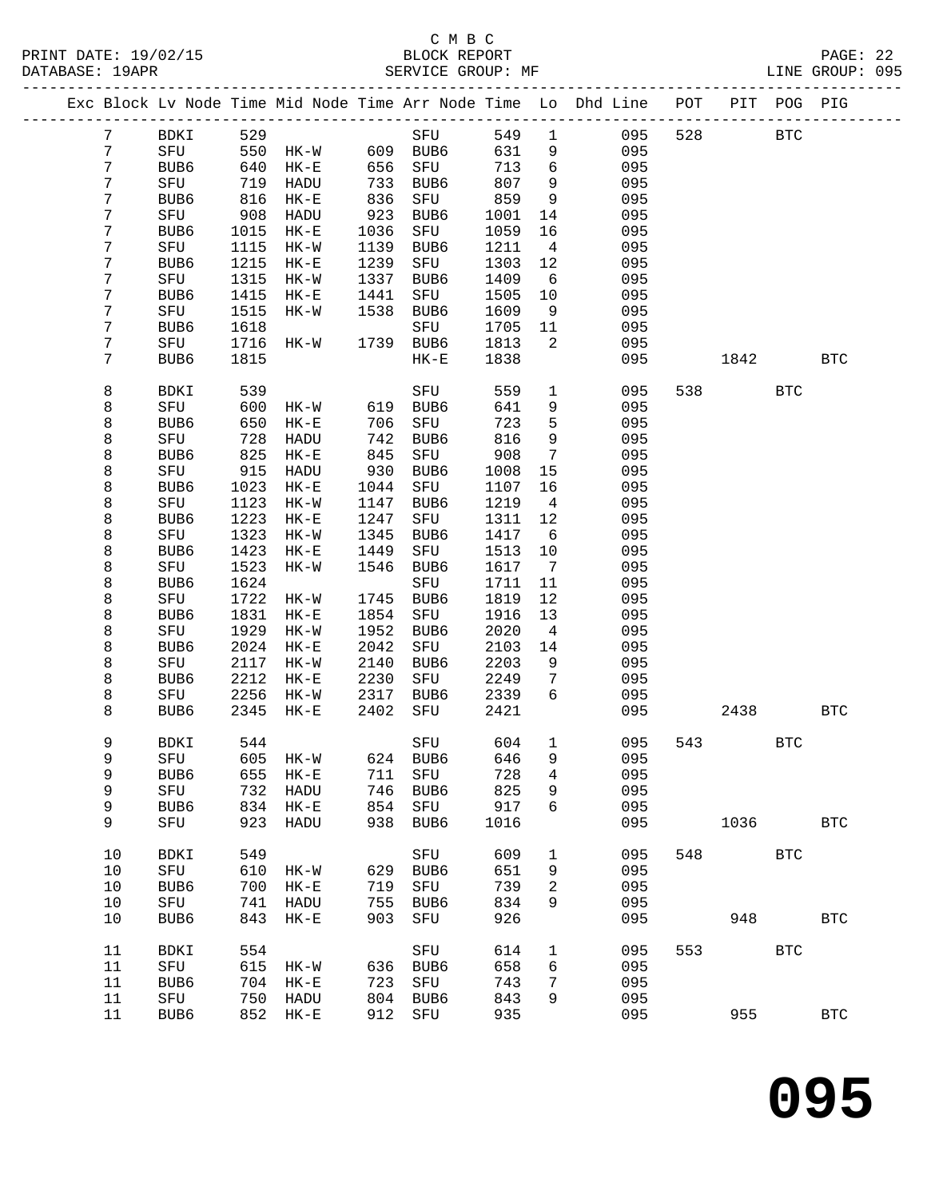C M B C
BLOCK REPORT
SERVICE GROUP: MF

LINE GROUP: 095

| Exc | Block | Lv | Node | Time | Mid Node | Time | Arr Node | Time | Lo | Dhd Line | POT | PIT | POG | PIG |
|---|---|---|---|---|---|---|---|---|---|---|---|---|---|---|
| | 7 | | BDKI | 529 | | | SFU | 549 | 1 | 095 | 528 | | BTC | |
| | 7 | | SFU | 550 | HK-W | 609 | BUB6 | 631 | 9 | 095 | | | | |
| | 7 | | BUB6 | 640 | HK-E | 656 | SFU | 713 | 6 | 095 | | | | |
| | 7 | | SFU | 719 | HADU | 733 | BUB6 | 807 | 9 | 095 | | | | |
| | 7 | | BUB6 | 816 | HK-E | 836 | SFU | 859 | 9 | 095 | | | | |
| | 7 | | SFU | 908 | HADU | 923 | BUB6 | 1001 | 14 | 095 | | | | |
| | 7 | | BUB6 | 1015 | HK-E | 1036 | SFU | 1059 | 16 | 095 | | | | |
| | 7 | | SFU | 1115 | HK-W | 1139 | BUB6 | 1211 | 4 | 095 | | | | |
| | 7 | | BUB6 | 1215 | HK-E | 1239 | SFU | 1303 | 12 | 095 | | | | |
| | 7 | | SFU | 1315 | HK-W | 1337 | BUB6 | 1409 | 6 | 095 | | | | |
| | 7 | | BUB6 | 1415 | HK-E | 1441 | SFU | 1505 | 10 | 095 | | | | |
| | 7 | | SFU | 1515 | HK-W | 1538 | BUB6 | 1609 | 9 | 095 | | | | |
| | 7 | | BUB6 | 1618 | | | SFU | 1705 | 11 | 095 | | | | |
| | 7 | | SFU | 1716 | HK-W | 1739 | BUB6 | 1813 | 2 | 095 | | | | |
| | 7 | | BUB6 | 1815 | | | HK-E | 1838 | | 095 | | 1842 | | BTC |
| | 8 | | BDKI | 539 | | | SFU | 559 | 1 | 095 | 538 | | BTC | |
| | 8 | | SFU | 600 | HK-W | 619 | BUB6 | 641 | 9 | 095 | | | | |
| | 8 | | BUB6 | 650 | HK-E | 706 | SFU | 723 | 5 | 095 | | | | |
| | 8 | | SFU | 728 | HADU | 742 | BUB6 | 816 | 9 | 095 | | | | |
| | 8 | | BUB6 | 825 | HK-E | 845 | SFU | 908 | 7 | 095 | | | | |
| | 8 | | SFU | 915 | HADU | 930 | BUB6 | 1008 | 15 | 095 | | | | |
| | 8 | | BUB6 | 1023 | HK-E | 1044 | SFU | 1107 | 16 | 095 | | | | |
| | 8 | | SFU | 1123 | HK-W | 1147 | BUB6 | 1219 | 4 | 095 | | | | |
| | 8 | | BUB6 | 1223 | HK-E | 1247 | SFU | 1311 | 12 | 095 | | | | |
| | 8 | | SFU | 1323 | HK-W | 1345 | BUB6 | 1417 | 6 | 095 | | | | |
| | 8 | | BUB6 | 1423 | HK-E | 1449 | SFU | 1513 | 10 | 095 | | | | |
| | 8 | | SFU | 1523 | HK-W | 1546 | BUB6 | 1617 | 7 | 095 | | | | |
| | 8 | | BUB6 | 1624 | | | SFU | 1711 | 11 | 095 | | | | |
| | 8 | | SFU | 1722 | HK-W | 1745 | BUB6 | 1819 | 12 | 095 | | | | |
| | 8 | | BUB6 | 1831 | HK-E | 1854 | SFU | 1916 | 13 | 095 | | | | |
| | 8 | | SFU | 1929 | HK-W | 1952 | BUB6 | 2020 | 4 | 095 | | | | |
| | 8 | | BUB6 | 2024 | HK-E | 2042 | SFU | 2103 | 14 | 095 | | | | |
| | 8 | | SFU | 2117 | HK-W | 2140 | BUB6 | 2203 | 9 | 095 | | | | |
| | 8 | | BUB6 | 2212 | HK-E | 2230 | SFU | 2249 | 7 | 095 | | | | |
| | 8 | | SFU | 2256 | HK-W | 2317 | BUB6 | 2339 | 6 | 095 | | | | |
| | 8 | | BUB6 | 2345 | HK-E | 2402 | SFU | 2421 | | 095 | | 2438 | | BTC |
| | 9 | | BDKI | 544 | | | SFU | 604 | 1 | 095 | 543 | | BTC | |
| | 9 | | SFU | 605 | HK-W | 624 | BUB6 | 646 | 9 | 095 | | | | |
| | 9 | | BUB6 | 655 | HK-E | 711 | SFU | 728 | 4 | 095 | | | | |
| | 9 | | SFU | 732 | HADU | 746 | BUB6 | 825 | 9 | 095 | | | | |
| | 9 | | BUB6 | 834 | HK-E | 854 | SFU | 917 | 6 | 095 | | | | |
| | 9 | | SFU | 923 | HADU | 938 | BUB6 | 1016 | | 095 | | 1036 | | BTC |
| | 10 | | BDKI | 549 | | | SFU | 609 | 1 | 095 | 548 | | BTC | |
| | 10 | | SFU | 610 | HK-W | 629 | BUB6 | 651 | 9 | 095 | | | | |
| | 10 | | BUB6 | 700 | HK-E | 719 | SFU | 739 | 2 | 095 | | | | |
| | 10 | | SFU | 741 | HADU | 755 | BUB6 | 834 | 9 | 095 | | | | |
| | 10 | | BUB6 | 843 | HK-E | 903 | SFU | 926 | | 095 | | 948 | | BTC |
| | 11 | | BDKI | 554 | | | SFU | 614 | 1 | 095 | 553 | | BTC | |
| | 11 | | SFU | 615 | HK-W | 636 | BUB6 | 658 | 6 | 095 | | | | |
| | 11 | | BUB6 | 704 | HK-E | 723 | SFU | 743 | 7 | 095 | | | | |
| | 11 | | SFU | 750 | HADU | 804 | BUB6 | 843 | 9 | 095 | | | | |
| | 11 | | BUB6 | 852 | HK-E | 912 | SFU | 935 | | 095 | | 955 | | BTC |

095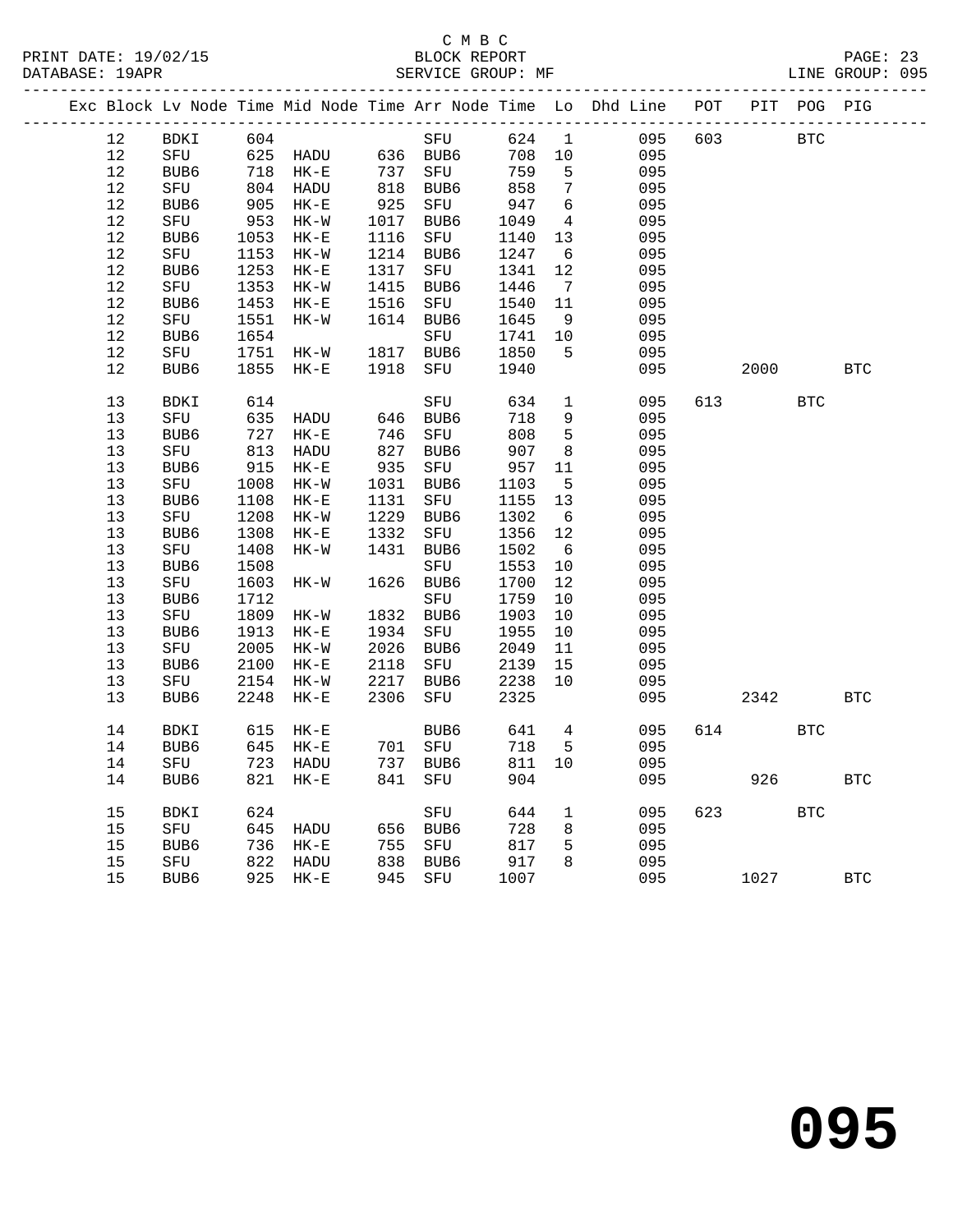C M B C
BLOCK REPORT
SERVICE GROUP: MF

PRINT DATE: 19/02/15
DATABASE: 19APR
LINE GROUP: 095

| Exc | Block | Lv Node | Time | Mid Node | Time | Arr Node | Time | Lo | Dhd Line | POT | PIT | POG | PIG |
|---|---|---|---|---|---|---|---|---|---|---|---|---|---|
| | 12 | BDKI | 604 | | | SFU | 624 | 1 | 095 | 603 | | BTC | |
| | 12 | SFU | 625 | HADU | 636 | BUB6 | 708 | 10 | 095 | | | | |
| | 12 | BUB6 | 718 | HK-E | 737 | SFU | 759 | 5 | 095 | | | | |
| | 12 | SFU | 804 | HADU | 818 | BUB6 | 858 | 7 | 095 | | | | |
| | 12 | BUB6 | 905 | HK-E | 925 | SFU | 947 | 6 | 095 | | | | |
| | 12 | SFU | 953 | HK-W | 1017 | BUB6 | 1049 | 4 | 095 | | | | |
| | 12 | BUB6 | 1053 | HK-E | 1116 | SFU | 1140 | 13 | 095 | | | | |
| | 12 | SFU | 1153 | HK-W | 1214 | BUB6 | 1247 | 6 | 095 | | | | |
| | 12 | BUB6 | 1253 | HK-E | 1317 | SFU | 1341 | 12 | 095 | | | | |
| | 12 | SFU | 1353 | HK-W | 1415 | BUB6 | 1446 | 7 | 095 | | | | |
| | 12 | BUB6 | 1453 | HK-E | 1516 | SFU | 1540 | 11 | 095 | | | | |
| | 12 | SFU | 1551 | HK-W | 1614 | BUB6 | 1645 | 9 | 095 | | | | |
| | 12 | BUB6 | 1654 | | | SFU | 1741 | 10 | 095 | | | | |
| | 12 | SFU | 1751 | HK-W | 1817 | BUB6 | 1850 | 5 | 095 | | | | |
| | 12 | BUB6 | 1855 | HK-E | 1918 | SFU | 1940 | | 095 | | 2000 | | BTC |
| | 13 | BDKI | 614 | | | SFU | 634 | 1 | 095 | 613 | | BTC | |
| | 13 | SFU | 635 | HADU | 646 | BUB6 | 718 | 9 | 095 | | | | |
| | 13 | BUB6 | 727 | HK-E | 746 | SFU | 808 | 5 | 095 | | | | |
| | 13 | SFU | 813 | HADU | 827 | BUB6 | 907 | 8 | 095 | | | | |
| | 13 | BUB6 | 915 | HK-E | 935 | SFU | 957 | 11 | 095 | | | | |
| | 13 | SFU | 1008 | HK-W | 1031 | BUB6 | 1103 | 5 | 095 | | | | |
| | 13 | BUB6 | 1108 | HK-E | 1131 | SFU | 1155 | 13 | 095 | | | | |
| | 13 | SFU | 1208 | HK-W | 1229 | BUB6 | 1302 | 6 | 095 | | | | |
| | 13 | BUB6 | 1308 | HK-E | 1332 | SFU | 1356 | 12 | 095 | | | | |
| | 13 | SFU | 1408 | HK-W | 1431 | BUB6 | 1502 | 6 | 095 | | | | |
| | 13 | BUB6 | 1508 | | | SFU | 1553 | 10 | 095 | | | | |
| | 13 | SFU | 1603 | HK-W | 1626 | BUB6 | 1700 | 12 | 095 | | | | |
| | 13 | BUB6 | 1712 | | | SFU | 1759 | 10 | 095 | | | | |
| | 13 | SFU | 1809 | HK-W | 1832 | BUB6 | 1903 | 10 | 095 | | | | |
| | 13 | BUB6 | 1913 | HK-E | 1934 | SFU | 1955 | 10 | 095 | | | | |
| | 13 | SFU | 2005 | HK-W | 2026 | BUB6 | 2049 | 11 | 095 | | | | |
| | 13 | BUB6 | 2100 | HK-E | 2118 | SFU | 2139 | 15 | 095 | | | | |
| | 13 | SFU | 2154 | HK-W | 2217 | BUB6 | 2238 | 10 | 095 | | | | |
| | 13 | BUB6 | 2248 | HK-E | 2306 | SFU | 2325 | | 095 | | 2342 | | BTC |
| | 14 | BDKI | 615 | HK-E | | BUB6 | 641 | 4 | 095 | 614 | | BTC | |
| | 14 | BUB6 | 645 | HK-E | 701 | SFU | 718 | 5 | 095 | | | | |
| | 14 | SFU | 723 | HADU | 737 | BUB6 | 811 | 10 | 095 | | | | |
| | 14 | BUB6 | 821 | HK-E | 841 | SFU | 904 | | 095 | | 926 | | BTC |
| | 15 | BDKI | 624 | | | SFU | 644 | 1 | 095 | 623 | | BTC | |
| | 15 | SFU | 645 | HADU | 656 | BUB6 | 728 | 8 | 095 | | | | |
| | 15 | BUB6 | 736 | HK-E | 755 | SFU | 817 | 5 | 095 | | | | |
| | 15 | SFU | 822 | HADU | 838 | BUB6 | 917 | 8 | 095 | | | | |
| | 15 | BUB6 | 925 | HK-E | 945 | SFU | 1007 | | 095 | | 1027 | | BTC |

095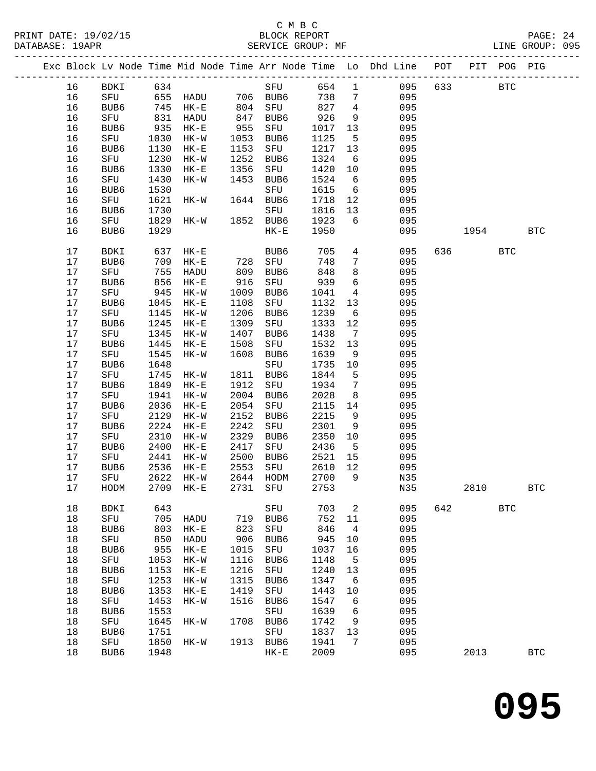C M B C
BLOCK REPORT
SERVICE GROUP: MF

| Exc | Block | Lv | Node | Time | Mid Node | Time | Arr Node | Time | Lo | Dhd Line | POT | PIT | POG | PIG |
|---|---|---|---|---|---|---|---|---|---|---|---|---|---|---|
| | 16 | BDKI | 634 | | | SFU | 654 | 1 | | 095 | 633 | | BTC | |
| | 16 | SFU | 655 | HADU | 706 | BUB6 | 738 | 7 | | 095 | | | | |
| | 16 | BUB6 | 745 | HK-E | 804 | SFU | 827 | 4 | | 095 | | | | |
| | 16 | SFU | 831 | HADU | 847 | BUB6 | 926 | 9 | | 095 | | | | |
| | 16 | BUB6 | 935 | HK-E | 955 | SFU | 1017 | 13 | | 095 | | | | |
| | 16 | SFU | 1030 | HK-W | 1053 | BUB6 | 1125 | 5 | | 095 | | | | |
| | 16 | BUB6 | 1130 | HK-E | 1153 | SFU | 1217 | 13 | | 095 | | | | |
| | 16 | SFU | 1230 | HK-W | 1252 | BUB6 | 1324 | 6 | | 095 | | | | |
| | 16 | BUB6 | 1330 | HK-E | 1356 | SFU | 1420 | 10 | | 095 | | | | |
| | 16 | SFU | 1430 | HK-W | 1453 | BUB6 | 1524 | 6 | | 095 | | | | |
| | 16 | BUB6 | 1530 | | | SFU | 1615 | 6 | | 095 | | | | |
| | 16 | SFU | 1621 | HK-W | 1644 | BUB6 | 1718 | 12 | | 095 | | | | |
| | 16 | BUB6 | 1730 | | | SFU | 1816 | 13 | | 095 | | | | |
| | 16 | SFU | 1829 | HK-W | 1852 | BUB6 | 1923 | 6 | | 095 | | | | |
| | 16 | BUB6 | 1929 | | | HK-E | 1950 | | | 095 | | 1954 | | BTC |
| | 17 | BDKI | 637 | HK-E | | BUB6 | 705 | 4 | | 095 | 636 | | BTC | |
| | 17 | BUB6 | 709 | HK-E | 728 | SFU | 748 | 7 | | 095 | | | | |
| | 17 | SFU | 755 | HADU | 809 | BUB6 | 848 | 8 | | 095 | | | | |
| | 17 | BUB6 | 856 | HK-E | 916 | SFU | 939 | 6 | | 095 | | | | |
| | 17 | SFU | 945 | HK-W | 1009 | BUB6 | 1041 | 4 | | 095 | | | | |
| | 17 | BUB6 | 1045 | HK-E | 1108 | SFU | 1132 | 13 | | 095 | | | | |
| | 17 | SFU | 1145 | HK-W | 1206 | BUB6 | 1239 | 6 | | 095 | | | | |
| | 17 | BUB6 | 1245 | HK-E | 1309 | SFU | 1333 | 12 | | 095 | | | | |
| | 17 | SFU | 1345 | HK-W | 1407 | BUB6 | 1438 | 7 | | 095 | | | | |
| | 17 | BUB6 | 1445 | HK-E | 1508 | SFU | 1532 | 13 | | 095 | | | | |
| | 17 | SFU | 1545 | HK-W | 1608 | BUB6 | 1639 | 9 | | 095 | | | | |
| | 17 | BUB6 | 1648 | | | SFU | 1735 | 10 | | 095 | | | | |
| | 17 | SFU | 1745 | HK-W | 1811 | BUB6 | 1844 | 5 | | 095 | | | | |
| | 17 | BUB6 | 1849 | HK-E | 1912 | SFU | 1934 | 7 | | 095 | | | | |
| | 17 | SFU | 1941 | HK-W | 2004 | BUB6 | 2028 | 8 | | 095 | | | | |
| | 17 | BUB6 | 2036 | HK-E | 2054 | SFU | 2115 | 14 | | 095 | | | | |
| | 17 | SFU | 2129 | HK-W | 2152 | BUB6 | 2215 | 9 | | 095 | | | | |
| | 17 | BUB6 | 2224 | HK-E | 2242 | SFU | 2301 | 9 | | 095 | | | | |
| | 17 | SFU | 2310 | HK-W | 2329 | BUB6 | 2350 | 10 | | 095 | | | | |
| | 17 | BUB6 | 2400 | HK-E | 2417 | SFU | 2436 | 5 | | 095 | | | | |
| | 17 | SFU | 2441 | HK-W | 2500 | BUB6 | 2521 | 15 | | 095 | | | | |
| | 17 | BUB6 | 2536 | HK-E | 2553 | SFU | 2610 | 12 | | 095 | | | | |
| | 17 | SFU | 2622 | HK-W | 2644 | HODM | 2700 | 9 | | N35 | | | | |
| | 17 | HODM | 2709 | HK-E | 2731 | SFU | 2753 | | | N35 | | 2810 | | BTC |
| | 18 | BDKI | 643 | | | SFU | 703 | 2 | | 095 | 642 | | BTC | |
| | 18 | SFU | 705 | HADU | 719 | BUB6 | 752 | 11 | | 095 | | | | |
| | 18 | BUB6 | 803 | HK-E | 823 | SFU | 846 | 4 | | 095 | | | | |
| | 18 | SFU | 850 | HADU | 906 | BUB6 | 945 | 10 | | 095 | | | | |
| | 18 | BUB6 | 955 | HK-E | 1015 | SFU | 1037 | 16 | | 095 | | | | |
| | 18 | SFU | 1053 | HK-W | 1116 | BUB6 | 1148 | 5 | | 095 | | | | |
| | 18 | BUB6 | 1153 | HK-E | 1216 | SFU | 1240 | 13 | | 095 | | | | |
| | 18 | SFU | 1253 | HK-W | 1315 | BUB6 | 1347 | 6 | | 095 | | | | |
| | 18 | BUB6 | 1353 | HK-E | 1419 | SFU | 1443 | 10 | | 095 | | | | |
| | 18 | SFU | 1453 | HK-W | 1516 | BUB6 | 1547 | 6 | | 095 | | | | |
| | 18 | BUB6 | 1553 | | | SFU | 1639 | 6 | | 095 | | | | |
| | 18 | SFU | 1645 | HK-W | 1708 | BUB6 | 1742 | 9 | | 095 | | | | |
| | 18 | BUB6 | 1751 | | | SFU | 1837 | 13 | | 095 | | | | |
| | 18 | SFU | 1850 | HK-W | 1913 | BUB6 | 1941 | 7 | | 095 | | | | |
| | 18 | BUB6 | 1948 | | | HK-E | 2009 | | | 095 | | 2013 | | BTC |

095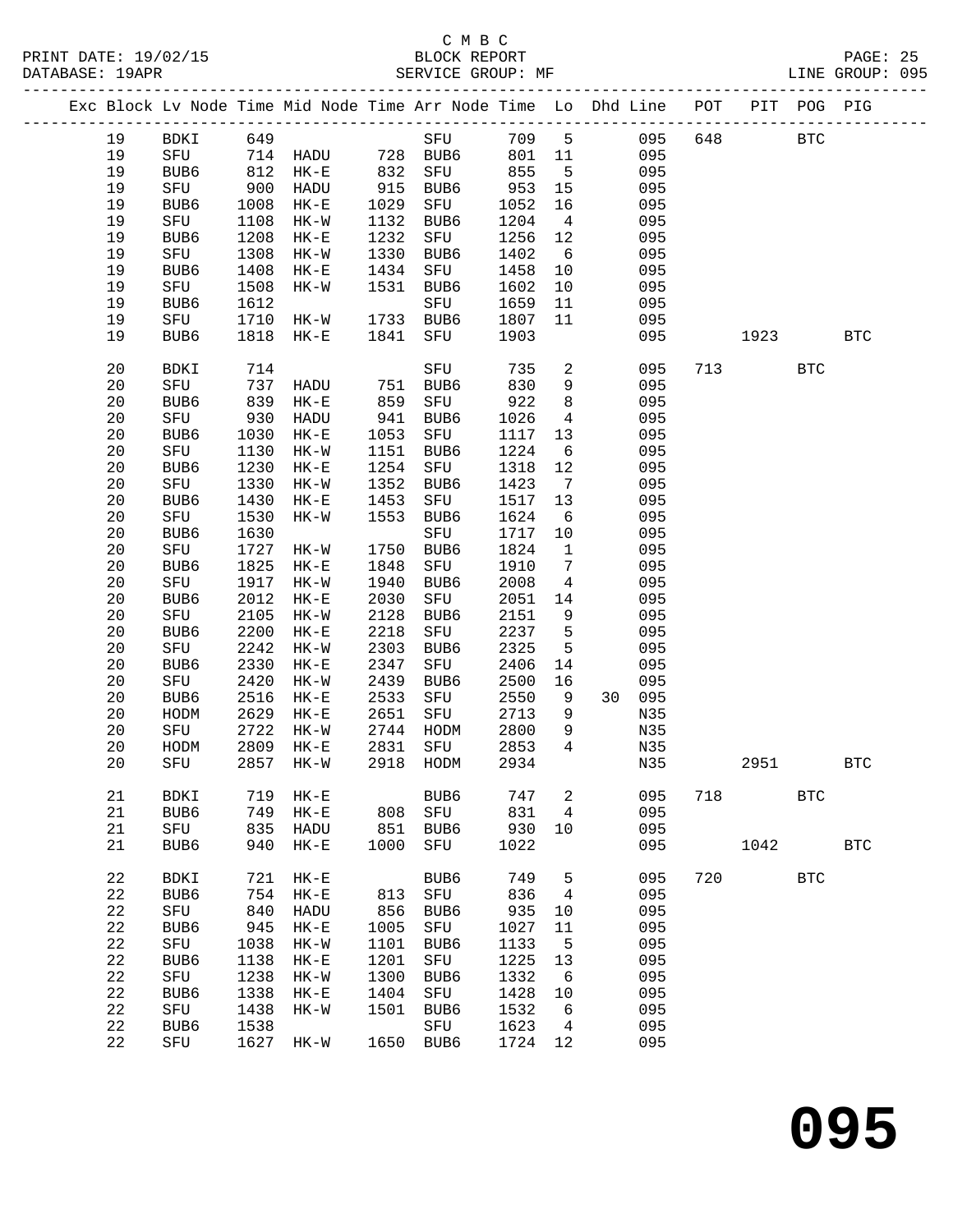C M B C
PRINT DATE: 19/02/15 BLOCK REPORT
DATABASE: 19APR SERVICE GROUP: MF LINE GROUP: 095

| Exc | Block | Lv | Node | Time | Mid Node | Time | Arr Node | Time | Lo | Dhd Line | POT | PIT | POG | PIG |
|---|---|---|---|---|---|---|---|---|---|---|---|---|---|---|
| | 19 | | BDKI | 649 | | | SFU | 709 | 5 | 095 | 648 | | BTC | |
| | 19 | | SFU | 714 | HADU | 728 | BUB6 | 801 | 11 | 095 | | | | |
| | 19 | | BUB6 | 812 | HK-E | 832 | SFU | 855 | 5 | 095 | | | | |
| | 19 | | SFU | 900 | HADU | 915 | BUB6 | 953 | 15 | 095 | | | | |
| | 19 | | BUB6 | 1008 | HK-E | 1029 | SFU | 1052 | 16 | 095 | | | | |
| | 19 | | SFU | 1108 | HK-W | 1132 | BUB6 | 1204 | 4 | 095 | | | | |
| | 19 | | BUB6 | 1208 | HK-E | 1232 | SFU | 1256 | 12 | 095 | | | | |
| | 19 | | SFU | 1308 | HK-W | 1330 | BUB6 | 1402 | 6 | 095 | | | | |
| | 19 | | BUB6 | 1408 | HK-E | 1434 | SFU | 1458 | 10 | 095 | | | | |
| | 19 | | SFU | 1508 | HK-W | 1531 | BUB6 | 1602 | 10 | 095 | | | | |
| | 19 | | BUB6 | 1612 | | | SFU | 1659 | 11 | 095 | | | | |
| | 19 | | SFU | 1710 | HK-W | 1733 | BUB6 | 1807 | 11 | 095 | | | | |
| | 19 | | BUB6 | 1818 | HK-E | 1841 | SFU | 1903 | | 095 | | 1923 | | BTC |
| | 20 | | BDKI | 714 | | | SFU | 735 | 2 | 095 | 713 | | BTC | |
| | 20 | | SFU | 737 | HADU | 751 | BUB6 | 830 | 9 | 095 | | | | |
| | 20 | | BUB6 | 839 | HK-E | 859 | SFU | 922 | 8 | 095 | | | | |
| | 20 | | SFU | 930 | HADU | 941 | BUB6 | 1026 | 4 | 095 | | | | |
| | 20 | | BUB6 | 1030 | HK-E | 1053 | SFU | 1117 | 13 | 095 | | | | |
| | 20 | | SFU | 1130 | HK-W | 1151 | BUB6 | 1224 | 6 | 095 | | | | |
| | 20 | | BUB6 | 1230 | HK-E | 1254 | SFU | 1318 | 12 | 095 | | | | |
| | 20 | | SFU | 1330 | HK-W | 1352 | BUB6 | 1423 | 7 | 095 | | | | |
| | 20 | | BUB6 | 1430 | HK-E | 1453 | SFU | 1517 | 13 | 095 | | | | |
| | 20 | | SFU | 1530 | HK-W | 1553 | BUB6 | 1624 | 6 | 095 | | | | |
| | 20 | | BUB6 | 1630 | | | SFU | 1717 | 10 | 095 | | | | |
| | 20 | | SFU | 1727 | HK-W | 1750 | BUB6 | 1824 | 1 | 095 | | | | |
| | 20 | | BUB6 | 1825 | HK-E | 1848 | SFU | 1910 | 7 | 095 | | | | |
| | 20 | | SFU | 1917 | HK-W | 1940 | BUB6 | 2008 | 4 | 095 | | | | |
| | 20 | | BUB6 | 2012 | HK-E | 2030 | SFU | 2051 | 14 | 095 | | | | |
| | 20 | | SFU | 2105 | HK-W | 2128 | BUB6 | 2151 | 9 | 095 | | | | |
| | 20 | | BUB6 | 2200 | HK-E | 2218 | SFU | 2237 | 5 | 095 | | | | |
| | 20 | | SFU | 2242 | HK-W | 2303 | BUB6 | 2325 | 5 | 095 | | | | |
| | 20 | | BUB6 | 2330 | HK-E | 2347 | SFU | 2406 | 14 | 095 | | | | |
| | 20 | | SFU | 2420 | HK-W | 2439 | BUB6 | 2500 | 16 | 095 | | | | |
| | 20 | | BUB6 | 2516 | HK-E | 2533 | SFU | 2550 | 9 | 30 095 | | | | |
| | 20 | | HODM | 2629 | HK-E | 2651 | SFU | 2713 | 9 | N35 | | | | |
| | 20 | | SFU | 2722 | HK-W | 2744 | HODM | 2800 | 9 | N35 | | | | |
| | 20 | | HODM | 2809 | HK-E | 2831 | SFU | 2853 | 4 | N35 | | | | |
| | 20 | | SFU | 2857 | HK-W | 2918 | HODM | 2934 | | N35 | | 2951 | | BTC |
| | 21 | | BDKI | 719 | HK-E | | BUB6 | 747 | 2 | 095 | 718 | | BTC | |
| | 21 | | BUB6 | 749 | HK-E | 808 | SFU | 831 | 4 | 095 | | | | |
| | 21 | | SFU | 835 | HADU | 851 | BUB6 | 930 | 10 | 095 | | | | |
| | 21 | | BUB6 | 940 | HK-E | 1000 | SFU | 1022 | | 095 | | 1042 | | BTC |
| | 22 | | BDKI | 721 | HK-E | | BUB6 | 749 | 5 | 095 | 720 | | BTC | |
| | 22 | | BUB6 | 754 | HK-E | 813 | SFU | 836 | 4 | 095 | | | | |
| | 22 | | SFU | 840 | HADU | 856 | BUB6 | 935 | 10 | 095 | | | | |
| | 22 | | BUB6 | 945 | HK-E | 1005 | SFU | 1027 | 11 | 095 | | | | |
| | 22 | | SFU | 1038 | HK-W | 1101 | BUB6 | 1133 | 5 | 095 | | | | |
| | 22 | | BUB6 | 1138 | HK-E | 1201 | SFU | 1225 | 13 | 095 | | | | |
| | 22 | | SFU | 1238 | HK-W | 1300 | BUB6 | 1332 | 6 | 095 | | | | |
| | 22 | | BUB6 | 1338 | HK-E | 1404 | SFU | 1428 | 10 | 095 | | | | |
| | 22 | | SFU | 1438 | HK-W | 1501 | BUB6 | 1532 | 6 | 095 | | | | |
| | 22 | | BUB6 | 1538 | | | SFU | 1623 | 4 | 095 | | | | |
| | 22 | | SFU | 1627 | HK-W | 1650 | BUB6 | 1724 | 12 | 095 | | | | |

095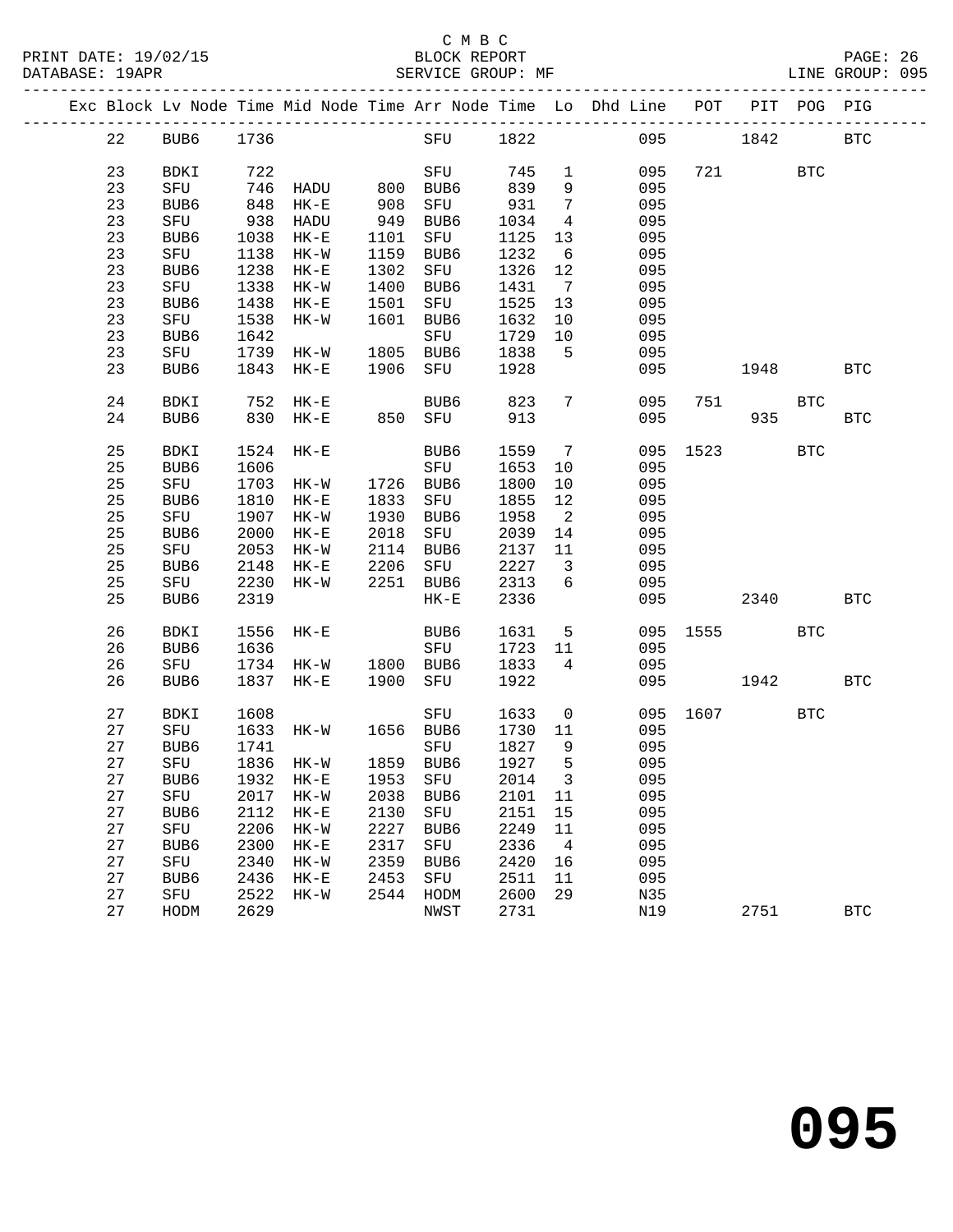C M B C
BLOCK REPORT
SERVICE GROUP: MF

PRINT DATE: 19/02/15
DATABASE: 19APR
LINE GROUP: 095

| Exc | Block | Lv | Node | Time | Mid Node | Time | Arr Node | Time | Lo | Dhd Line | POT | PIT | POG | PIG |
|---|---|---|---|---|---|---|---|---|---|---|---|---|---|---|
| | 22 | | BUB6 | 1736 | | | SFU | 1822 | | 095 | | 1842 | | BTC |
| | 23 | | BDKI | 722 | | | SFU | 745 | 1 | 095 | 721 | | BTC | |
| | 23 | | SFU | 746 | HADU | 800 | BUB6 | 839 | 9 | 095 | | | | |
| | 23 | | BUB6 | 848 | HK-E | 908 | SFU | 931 | 7 | 095 | | | | |
| | 23 | | SFU | 938 | HADU | 949 | BUB6 | 1034 | 4 | 095 | | | | |
| | 23 | | BUB6 | 1038 | HK-E | 1101 | SFU | 1125 | 13 | 095 | | | | |
| | 23 | | SFU | 1138 | HK-W | 1159 | BUB6 | 1232 | 6 | 095 | | | | |
| | 23 | | BUB6 | 1238 | HK-E | 1302 | SFU | 1326 | 12 | 095 | | | | |
| | 23 | | SFU | 1338 | HK-W | 1400 | BUB6 | 1431 | 7 | 095 | | | | |
| | 23 | | BUB6 | 1438 | HK-E | 1501 | SFU | 1525 | 13 | 095 | | | | |
| | 23 | | SFU | 1538 | HK-W | 1601 | BUB6 | 1632 | 10 | 095 | | | | |
| | 23 | | BUB6 | 1642 | | | SFU | 1729 | 10 | 095 | | | | |
| | 23 | | SFU | 1739 | HK-W | 1805 | BUB6 | 1838 | 5 | 095 | | | | |
| | 23 | | BUB6 | 1843 | HK-E | 1906 | SFU | 1928 | | 095 | | 1948 | | BTC |
| | 24 | | BDKI | 752 | HK-E | | BUB6 | 823 | 7 | 095 | 751 | | BTC | |
| | 24 | | BUB6 | 830 | HK-E | 850 | SFU | 913 | | 095 | | 935 | | BTC |
| | 25 | | BDKI | 1524 | HK-E | | BUB6 | 1559 | 7 | 095 | 1523 | | BTC | |
| | 25 | | BUB6 | 1606 | | | SFU | 1653 | 10 | 095 | | | | |
| | 25 | | SFU | 1703 | HK-W | 1726 | BUB6 | 1800 | 10 | 095 | | | | |
| | 25 | | BUB6 | 1810 | HK-E | 1833 | SFU | 1855 | 12 | 095 | | | | |
| | 25 | | SFU | 1907 | HK-W | 1930 | BUB6 | 1958 | 2 | 095 | | | | |
| | 25 | | BUB6 | 2000 | HK-E | 2018 | SFU | 2039 | 14 | 095 | | | | |
| | 25 | | SFU | 2053 | HK-W | 2114 | BUB6 | 2137 | 11 | 095 | | | | |
| | 25 | | BUB6 | 2148 | HK-E | 2206 | SFU | 2227 | 3 | 095 | | | | |
| | 25 | | SFU | 2230 | HK-W | 2251 | BUB6 | 2313 | 6 | 095 | | | | |
| | 25 | | BUB6 | 2319 | | | HK-E | 2336 | | 095 | | 2340 | | BTC |
| | 26 | | BDKI | 1556 | HK-E | | BUB6 | 1631 | 5 | 095 | 1555 | | BTC | |
| | 26 | | BUB6 | 1636 | | | SFU | 1723 | 11 | 095 | | | | |
| | 26 | | SFU | 1734 | HK-W | 1800 | BUB6 | 1833 | 4 | 095 | | | | |
| | 26 | | BUB6 | 1837 | HK-E | 1900 | SFU | 1922 | | 095 | | 1942 | | BTC |
| | 27 | | BDKI | 1608 | | | SFU | 1633 | 0 | 095 | 1607 | | BTC | |
| | 27 | | SFU | 1633 | HK-W | 1656 | BUB6 | 1730 | 11 | 095 | | | | |
| | 27 | | BUB6 | 1741 | | | SFU | 1827 | 9 | 095 | | | | |
| | 27 | | SFU | 1836 | HK-W | 1859 | BUB6 | 1927 | 5 | 095 | | | | |
| | 27 | | BUB6 | 1932 | HK-E | 1953 | SFU | 2014 | 3 | 095 | | | | |
| | 27 | | SFU | 2017 | HK-W | 2038 | BUB6 | 2101 | 11 | 095 | | | | |
| | 27 | | BUB6 | 2112 | HK-E | 2130 | SFU | 2151 | 15 | 095 | | | | |
| | 27 | | SFU | 2206 | HK-W | 2227 | BUB6 | 2249 | 11 | 095 | | | | |
| | 27 | | BUB6 | 2300 | HK-E | 2317 | SFU | 2336 | 4 | 095 | | | | |
| | 27 | | SFU | 2340 | HK-W | 2359 | BUB6 | 2420 | 16 | 095 | | | | |
| | 27 | | BUB6 | 2436 | HK-E | 2453 | SFU | 2511 | 11 | 095 | | | | |
| | 27 | | SFU | 2522 | HK-W | 2544 | HODM | 2600 | 29 | N35 | | | | |
| | 27 | | HODM | 2629 | | | NWST | 2731 | | N19 | | 2751 | | BTC |

095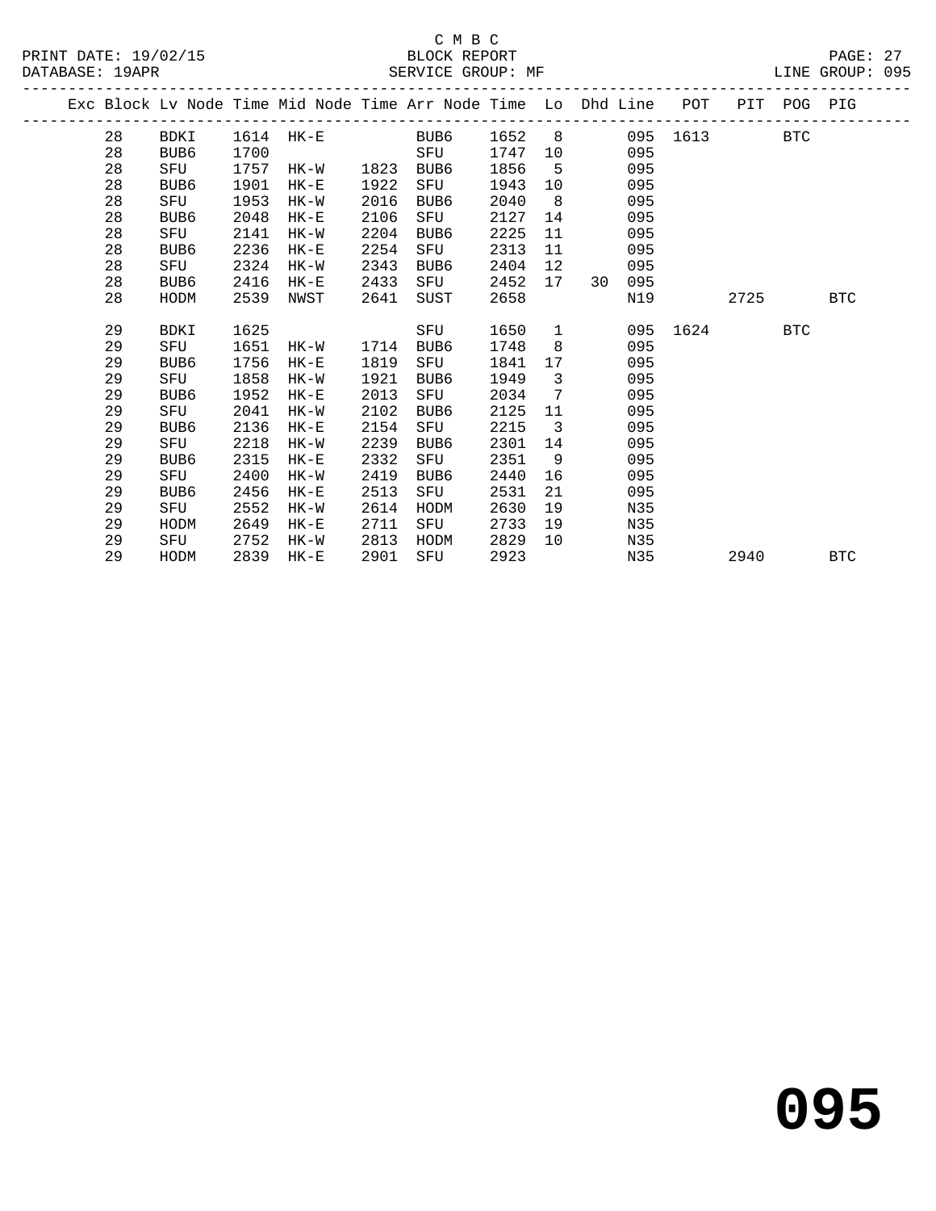C M B C

BLOCK REPORT

SERVICE GROUP: MF

LINE GROUP: 095

| Exc | Block | Lv | Node | Time | Mid Node | Time | Arr Node | Time | Lo | Dhd | Line | POT | PIT | POG | PIG |
|---|---|---|---|---|---|---|---|---|---|---|---|---|---|---|---|
| | 28 | | BDKI | 1614 | HK-E | | BUB6 | 1652 | 8 | | 095 | 1613 | | BTC | |
| | 28 | | BUB6 | 1700 | | | SFU | 1747 | 10 | | 095 | | | | |
| | 28 | | SFU | 1757 | HK-W | 1823 | BUB6 | 1856 | 5 | | 095 | | | | |
| | 28 | | BUB6 | 1901 | HK-E | 1922 | SFU | 1943 | 10 | | 095 | | | | |
| | 28 | | SFU | 1953 | HK-W | 2016 | BUB6 | 2040 | 8 | | 095 | | | | |
| | 28 | | BUB6 | 2048 | HK-E | 2106 | SFU | 2127 | 14 | | 095 | | | | |
| | 28 | | SFU | 2141 | HK-W | 2204 | BUB6 | 2225 | 11 | | 095 | | | | |
| | 28 | | BUB6 | 2236 | HK-E | 2254 | SFU | 2313 | 11 | | 095 | | | | |
| | 28 | | SFU | 2324 | HK-W | 2343 | BUB6 | 2404 | 12 | | 095 | | | | |
| | 28 | | BUB6 | 2416 | HK-E | 2433 | SFU | 2452 | 17 | 30 | 095 | | | | |
| | 28 | | HODM | 2539 | NWST | 2641 | SUST | 2658 | | | N19 | | 2725 | | BTC |
| | 29 | | BDKI | 1625 | | | SFU | 1650 | 1 | | 095 | 1624 | | BTC | |
| | 29 | | SFU | 1651 | HK-W | 1714 | BUB6 | 1748 | 8 | | 095 | | | | |
| | 29 | | BUB6 | 1756 | HK-E | 1819 | SFU | 1841 | 17 | | 095 | | | | |
| | 29 | | SFU | 1858 | HK-W | 1921 | BUB6 | 1949 | 3 | | 095 | | | | |
| | 29 | | BUB6 | 1952 | HK-E | 2013 | SFU | 2034 | 7 | | 095 | | | | |
| | 29 | | SFU | 2041 | HK-W | 2102 | BUB6 | 2125 | 11 | | 095 | | | | |
| | 29 | | BUB6 | 2136 | HK-E | 2154 | SFU | 2215 | 3 | | 095 | | | | |
| | 29 | | SFU | 2218 | HK-W | 2239 | BUB6 | 2301 | 14 | | 095 | | | | |
| | 29 | | BUB6 | 2315 | HK-E | 2332 | SFU | 2351 | 9 | | 095 | | | | |
| | 29 | | SFU | 2400 | HK-W | 2419 | BUB6 | 2440 | 16 | | 095 | | | | |
| | 29 | | BUB6 | 2456 | HK-E | 2513 | SFU | 2531 | 21 | | 095 | | | | |
| | 29 | | SFU | 2552 | HK-W | 2614 | HODM | 2630 | 19 | | N35 | | | | |
| | 29 | | HODM | 2649 | HK-E | 2711 | SFU | 2733 | 19 | | N35 | | | | |
| | 29 | | SFU | 2752 | HK-W | 2813 | HODM | 2829 | 10 | | N35 | | | | |
| | 29 | | HODM | 2839 | HK-E | 2901 | SFU | 2923 | | | N35 | | 2940 | | BTC |

# 095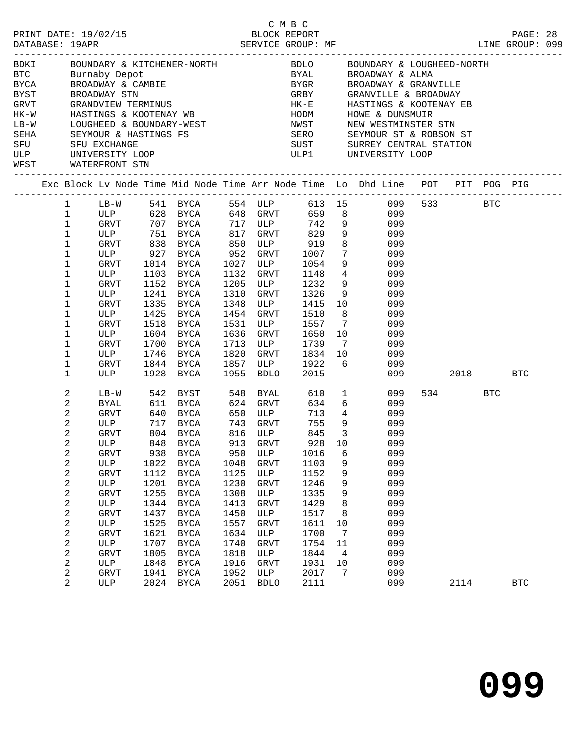C M B C

PRINT DATE: 19/02/15 BLOCK REPORT
DATABASE: 19APR SERVICE GROUP: MF LINE GROUP: 099

| Code | Description | Code | Description |
|---|---|---|---|
| BDKI | BOUNDARY & KITCHENER-NORTH | BDLO | BOUNDARY & LOUGHEED-NORTH |
| BTC | Burnaby Depot | BYAL | BROADWAY & ALMA |
| BYCA | BROADWAY & CAMBIE | BYGR | BROADWAY & GRANVILLE |
| BYST | BROADWAY STN | GRBY | GRANVILLE & BROADWAY |
| GRVT | GRANDVIEW TERMINUS | HK-E | HASTINGS & KOOTENAY EB |
| HK-W | HASTINGS & KOOTENAY WB | HODM | HOWE & DUNSMUIR |
| LB-W | LOUGHEED & BOUNDARY-WEST | NWST | NEW WESTMINSTER STN |
| SEHA | SEYMOUR & HASTINGS FS | SERO | SEYMOUR ST & ROBSON ST |
| SFU | SFU EXCHANGE | SUST | SURREY CENTRAL STATION |
| ULP | UNIVERSITY LOOP | ULP1 | UNIVERSITY LOOP |
| WFST | WATERFRONT STN | | |

| Exc | Block | Lv Node | Time | Mid Node | Time | Arr Node | Time | Lo | Dhd Line | POT | PIT | POG | PIG |
|---|---|---|---|---|---|---|---|---|---|---|---|---|---|
| | 1 | LB-W | 541 | BYCA | 554 | ULP | 613 | 15 | 099 | 533 | | BTC | |
| | 1 | ULP | 628 | BYCA | 648 | GRVT | 659 | 8 | 099 | | | | |
| | 1 | GRVT | 707 | BYCA | 717 | ULP | 742 | 9 | 099 | | | | |
| | 1 | ULP | 751 | BYCA | 817 | GRVT | 829 | 9 | 099 | | | | |
| | 1 | GRVT | 838 | BYCA | 850 | ULP | 919 | 8 | 099 | | | | |
| | 1 | ULP | 927 | BYCA | 952 | GRVT | 1007 | 7 | 099 | | | | |
| | 1 | GRVT | 1014 | BYCA | 1027 | ULP | 1054 | 9 | 099 | | | | |
| | 1 | ULP | 1103 | BYCA | 1132 | GRVT | 1148 | 4 | 099 | | | | |
| | 1 | GRVT | 1152 | BYCA | 1205 | ULP | 1232 | 9 | 099 | | | | |
| | 1 | ULP | 1241 | BYCA | 1310 | GRVT | 1326 | 9 | 099 | | | | |
| | 1 | GRVT | 1335 | BYCA | 1348 | ULP | 1415 | 10 | 099 | | | | |
| | 1 | ULP | 1425 | BYCA | 1454 | GRVT | 1510 | 8 | 099 | | | | |
| | 1 | GRVT | 1518 | BYCA | 1531 | ULP | 1557 | 7 | 099 | | | | |
| | 1 | ULP | 1604 | BYCA | 1636 | GRVT | 1650 | 10 | 099 | | | | |
| | 1 | GRVT | 1700 | BYCA | 1713 | ULP | 1739 | 7 | 099 | | | | |
| | 1 | ULP | 1746 | BYCA | 1820 | GRVT | 1834 | 10 | 099 | | | | |
| | 1 | GRVT | 1844 | BYCA | 1857 | ULP | 1922 | 6 | 099 | | | | |
| | 1 | ULP | 1928 | BYCA | 1955 | BDLO | 2015 | | 099 | | 2018 | | BTC |
| | 2 | LB-W | 542 | BYST | 548 | BYAL | 610 | 1 | 099 | 534 | | BTC | |
| | 2 | BYAL | 611 | BYCA | 624 | GRVT | 634 | 6 | 099 | | | | |
| | 2 | GRVT | 640 | BYCA | 650 | ULP | 713 | 4 | 099 | | | | |
| | 2 | ULP | 717 | BYCA | 743 | GRVT | 755 | 9 | 099 | | | | |
| | 2 | GRVT | 804 | BYCA | 816 | ULP | 845 | 3 | 099 | | | | |
| | 2 | ULP | 848 | BYCA | 913 | GRVT | 928 | 10 | 099 | | | | |
| | 2 | GRVT | 938 | BYCA | 950 | ULP | 1016 | 6 | 099 | | | | |
| | 2 | ULP | 1022 | BYCA | 1048 | GRVT | 1103 | 9 | 099 | | | | |
| | 2 | GRVT | 1112 | BYCA | 1125 | ULP | 1152 | 9 | 099 | | | | |
| | 2 | ULP | 1201 | BYCA | 1230 | GRVT | 1246 | 9 | 099 | | | | |
| | 2 | GRVT | 1255 | BYCA | 1308 | ULP | 1335 | 9 | 099 | | | | |
| | 2 | ULP | 1344 | BYCA | 1413 | GRVT | 1429 | 8 | 099 | | | | |
| | 2 | GRVT | 1437 | BYCA | 1450 | ULP | 1517 | 8 | 099 | | | | |
| | 2 | ULP | 1525 | BYCA | 1557 | GRVT | 1611 | 10 | 099 | | | | |
| | 2 | GRVT | 1621 | BYCA | 1634 | ULP | 1700 | 7 | 099 | | | | |
| | 2 | ULP | 1707 | BYCA | 1740 | GRVT | 1754 | 11 | 099 | | | | |
| | 2 | GRVT | 1805 | BYCA | 1818 | ULP | 1844 | 4 | 099 | | | | |
| | 2 | ULP | 1848 | BYCA | 1916 | GRVT | 1931 | 10 | 099 | | | | |
| | 2 | GRVT | 1941 | BYCA | 1952 | ULP | 2017 | 7 | 099 | | | | |
| | 2 | ULP | 2024 | BYCA | 2051 | BDLO | 2111 | | 099 | | 2114 | | BTC |

# 099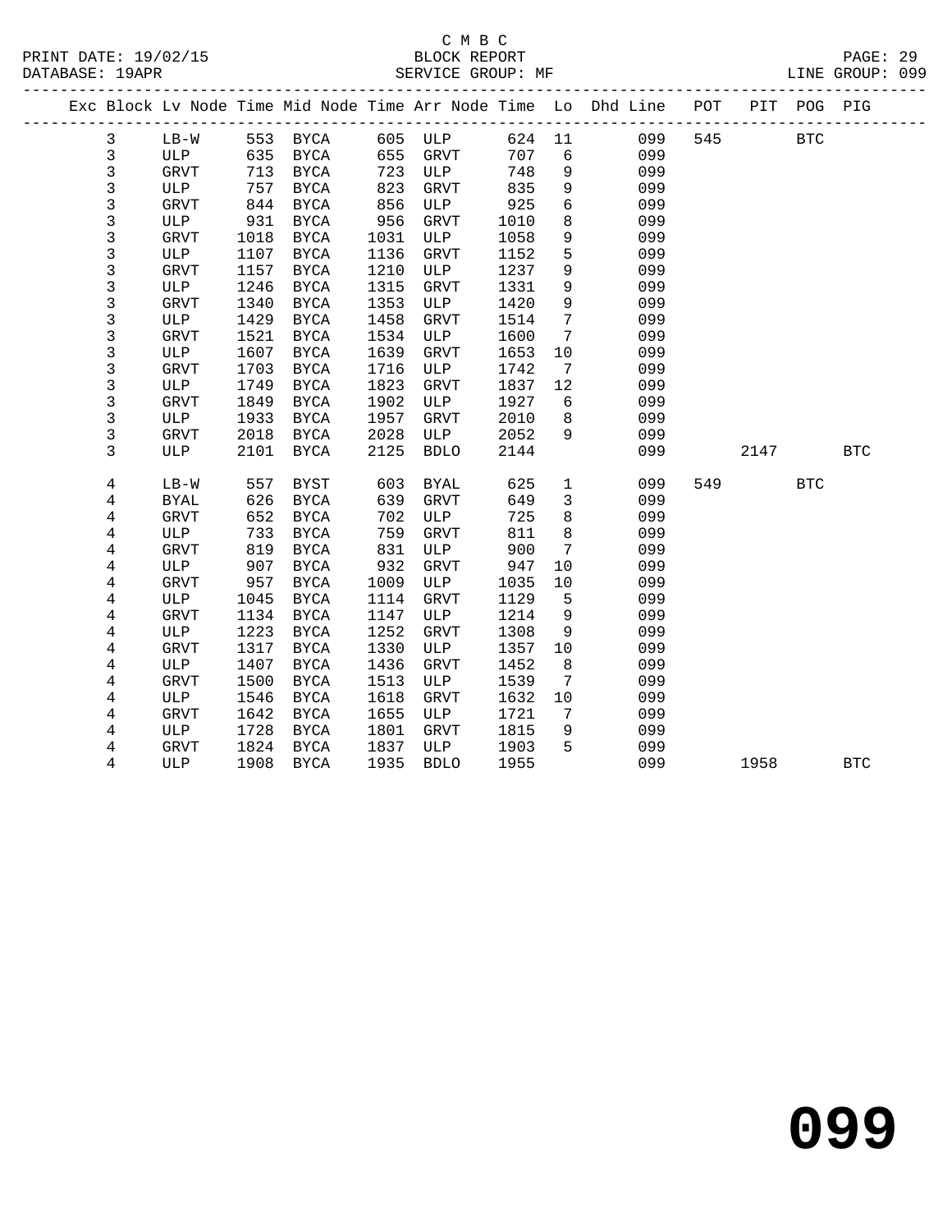C M B C

PRINT DATE: 19/02/15 BLOCK REPORT
DATABASE: 19APR SERVICE GROUP: MF LINE GROUP: 099

| Exc | Block | Lv Node | Time | Mid Node | Time | Arr Node | Time | Lo | Dhd Line | POT | PIT | POG | PIG |
|---|---|---|---|---|---|---|---|---|---|---|---|---|---|
| | 3 | LB-W | 553 | BYCA | 605 | ULP | 624 | 11 | 099 | 545 | | BTC | |
| | 3 | ULP | 635 | BYCA | 655 | GRVT | 707 | 6 | 099 | | | | |
| | 3 | GRVT | 713 | BYCA | 723 | ULP | 748 | 9 | 099 | | | | |
| | 3 | ULP | 757 | BYCA | 823 | GRVT | 835 | 9 | 099 | | | | |
| | 3 | GRVT | 844 | BYCA | 856 | ULP | 925 | 6 | 099 | | | | |
| | 3 | ULP | 931 | BYCA | 956 | GRVT | 1010 | 8 | 099 | | | | |
| | 3 | GRVT | 1018 | BYCA | 1031 | ULP | 1058 | 9 | 099 | | | | |
| | 3 | ULP | 1107 | BYCA | 1136 | GRVT | 1152 | 5 | 099 | | | | |
| | 3 | GRVT | 1157 | BYCA | 1210 | ULP | 1237 | 9 | 099 | | | | |
| | 3 | ULP | 1246 | BYCA | 1315 | GRVT | 1331 | 9 | 099 | | | | |
| | 3 | GRVT | 1340 | BYCA | 1353 | ULP | 1420 | 9 | 099 | | | | |
| | 3 | ULP | 1429 | BYCA | 1458 | GRVT | 1514 | 7 | 099 | | | | |
| | 3 | GRVT | 1521 | BYCA | 1534 | ULP | 1600 | 7 | 099 | | | | |
| | 3 | ULP | 1607 | BYCA | 1639 | GRVT | 1653 | 10 | 099 | | | | |
| | 3 | GRVT | 1703 | BYCA | 1716 | ULP | 1742 | 7 | 099 | | | | |
| | 3 | ULP | 1749 | BYCA | 1823 | GRVT | 1837 | 12 | 099 | | | | |
| | 3 | GRVT | 1849 | BYCA | 1902 | ULP | 1927 | 6 | 099 | | | | |
| | 3 | ULP | 1933 | BYCA | 1957 | GRVT | 2010 | 8 | 099 | | | | |
| | 3 | GRVT | 2018 | BYCA | 2028 | ULP | 2052 | 9 | 099 | | | | |
| | 3 | ULP | 2101 | BYCA | 2125 | BDLO | 2144 | | 099 | | 2147 | | BTC |
| | 4 | LB-W | 557 | BYST | 603 | BYAL | 625 | 1 | 099 | 549 | | BTC | |
| | 4 | BYAL | 626 | BYCA | 639 | GRVT | 649 | 3 | 099 | | | | |
| | 4 | GRVT | 652 | BYCA | 702 | ULP | 725 | 8 | 099 | | | | |
| | 4 | ULP | 733 | BYCA | 759 | GRVT | 811 | 8 | 099 | | | | |
| | 4 | GRVT | 819 | BYCA | 831 | ULP | 900 | 7 | 099 | | | | |
| | 4 | ULP | 907 | BYCA | 932 | GRVT | 947 | 10 | 099 | | | | |
| | 4 | GRVT | 957 | BYCA | 1009 | ULP | 1035 | 10 | 099 | | | | |
| | 4 | ULP | 1045 | BYCA | 1114 | GRVT | 1129 | 5 | 099 | | | | |
| | 4 | GRVT | 1134 | BYCA | 1147 | ULP | 1214 | 9 | 099 | | | | |
| | 4 | ULP | 1223 | BYCA | 1252 | GRVT | 1308 | 9 | 099 | | | | |
| | 4 | GRVT | 1317 | BYCA | 1330 | ULP | 1357 | 10 | 099 | | | | |
| | 4 | ULP | 1407 | BYCA | 1436 | GRVT | 1452 | 8 | 099 | | | | |
| | 4 | GRVT | 1500 | BYCA | 1513 | ULP | 1539 | 7 | 099 | | | | |
| | 4 | ULP | 1546 | BYCA | 1618 | GRVT | 1632 | 10 | 099 | | | | |
| | 4 | GRVT | 1642 | BYCA | 1655 | ULP | 1721 | 7 | 099 | | | | |
| | 4 | ULP | 1728 | BYCA | 1801 | GRVT | 1815 | 9 | 099 | | | | |
| | 4 | GRVT | 1824 | BYCA | 1837 | ULP | 1903 | 5 | 099 | | | | |
| | 4 | ULP | 1908 | BYCA | 1935 | BDLO | 1955 | | 099 | | 1958 | | BTC |

# 099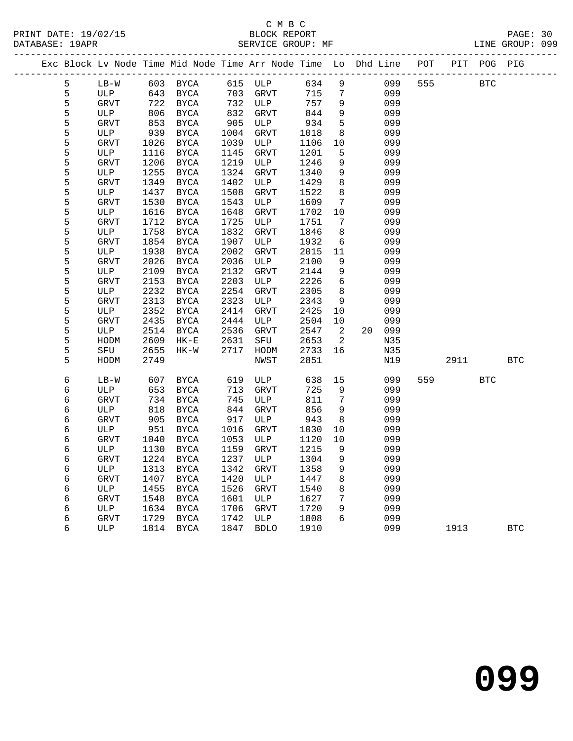C M B C

BLOCK REPORT

SERVICE GROUP: MF

LINE GROUP: 099

| Exc | Block | Lv Node | Time | Mid Node | Time | Arr Node | Time | Lo | Dhd | Line | POT | PIT | POG | PIG |
|---|---|---|---|---|---|---|---|---|---|---|---|---|---|---|
| | 5 | LB-W | 603 | BYCA | 615 | ULP | 634 | 9 | | 099 | 555 | | BTC | |
| | 5 | ULP | 643 | BYCA | 703 | GRVT | 715 | 7 | | 099 | | | | |
| | 5 | GRVT | 722 | BYCA | 732 | ULP | 757 | 9 | | 099 | | | | |
| | 5 | ULP | 806 | BYCA | 832 | GRVT | 844 | 9 | | 099 | | | | |
| | 5 | GRVT | 853 | BYCA | 905 | ULP | 934 | 5 | | 099 | | | | |
| | 5 | ULP | 939 | BYCA | 1004 | GRVT | 1018 | 8 | | 099 | | | | |
| | 5 | GRVT | 1026 | BYCA | 1039 | ULP | 1106 | 10 | | 099 | | | | |
| | 5 | ULP | 1116 | BYCA | 1145 | GRVT | 1201 | 5 | | 099 | | | | |
| | 5 | GRVT | 1206 | BYCA | 1219 | ULP | 1246 | 9 | | 099 | | | | |
| | 5 | ULP | 1255 | BYCA | 1324 | GRVT | 1340 | 9 | | 099 | | | | |
| | 5 | GRVT | 1349 | BYCA | 1402 | ULP | 1429 | 8 | | 099 | | | | |
| | 5 | ULP | 1437 | BYCA | 1508 | GRVT | 1522 | 8 | | 099 | | | | |
| | 5 | GRVT | 1530 | BYCA | 1543 | ULP | 1609 | 7 | | 099 | | | | |
| | 5 | ULP | 1616 | BYCA | 1648 | GRVT | 1702 | 10 | | 099 | | | | |
| | 5 | GRVT | 1712 | BYCA | 1725 | ULP | 1751 | 7 | | 099 | | | | |
| | 5 | ULP | 1758 | BYCA | 1832 | GRVT | 1846 | 8 | | 099 | | | | |
| | 5 | GRVT | 1854 | BYCA | 1907 | ULP | 1932 | 6 | | 099 | | | | |
| | 5 | ULP | 1938 | BYCA | 2002 | GRVT | 2015 | 11 | | 099 | | | | |
| | 5 | GRVT | 2026 | BYCA | 2036 | ULP | 2100 | 9 | | 099 | | | | |
| | 5 | ULP | 2109 | BYCA | 2132 | GRVT | 2144 | 9 | | 099 | | | | |
| | 5 | GRVT | 2153 | BYCA | 2203 | ULP | 2226 | 6 | | 099 | | | | |
| | 5 | ULP | 2232 | BYCA | 2254 | GRVT | 2305 | 8 | | 099 | | | | |
| | 5 | GRVT | 2313 | BYCA | 2323 | ULP | 2343 | 9 | | 099 | | | | |
| | 5 | ULP | 2352 | BYCA | 2414 | GRVT | 2425 | 10 | | 099 | | | | |
| | 5 | GRVT | 2435 | BYCA | 2444 | ULP | 2504 | 10 | | 099 | | | | |
| | 5 | ULP | 2514 | BYCA | 2536 | GRVT | 2547 | 2 | 20 | 099 | | | | |
| | 5 | HODM | 2609 | HK-E | 2631 | SFU | 2653 | 2 | | N35 | | | | |
| | 5 | SFU | 2655 | HK-W | 2717 | HODM | 2733 | 16 | | N35 | | | | |
| | 5 | HODM | 2749 | | | NWST | 2851 | | | N19 | | 2911 | | BTC |
| | 6 | LB-W | 607 | BYCA | 619 | ULP | 638 | 15 | | 099 | 559 | | BTC | |
| | 6 | ULP | 653 | BYCA | 713 | GRVT | 725 | 9 | | 099 | | | | |
| | 6 | GRVT | 734 | BYCA | 745 | ULP | 811 | 7 | | 099 | | | | |
| | 6 | ULP | 818 | BYCA | 844 | GRVT | 856 | 9 | | 099 | | | | |
| | 6 | GRVT | 905 | BYCA | 917 | ULP | 943 | 8 | | 099 | | | | |
| | 6 | ULP | 951 | BYCA | 1016 | GRVT | 1030 | 10 | | 099 | | | | |
| | 6 | GRVT | 1040 | BYCA | 1053 | ULP | 1120 | 10 | | 099 | | | | |
| | 6 | ULP | 1130 | BYCA | 1159 | GRVT | 1215 | 9 | | 099 | | | | |
| | 6 | GRVT | 1224 | BYCA | 1237 | ULP | 1304 | 9 | | 099 | | | | |
| | 6 | ULP | 1313 | BYCA | 1342 | GRVT | 1358 | 9 | | 099 | | | | |
| | 6 | GRVT | 1407 | BYCA | 1420 | ULP | 1447 | 8 | | 099 | | | | |
| | 6 | ULP | 1455 | BYCA | 1526 | GRVT | 1540 | 8 | | 099 | | | | |
| | 6 | GRVT | 1548 | BYCA | 1601 | ULP | 1627 | 7 | | 099 | | | | |
| | 6 | ULP | 1634 | BYCA | 1706 | GRVT | 1720 | 9 | | 099 | | | | |
| | 6 | GRVT | 1729 | BYCA | 1742 | ULP | 1808 | 6 | | 099 | | | | |
| | 6 | ULP | 1814 | BYCA | 1847 | BDLO | 1910 | | | 099 | | 1913 | | BTC |

099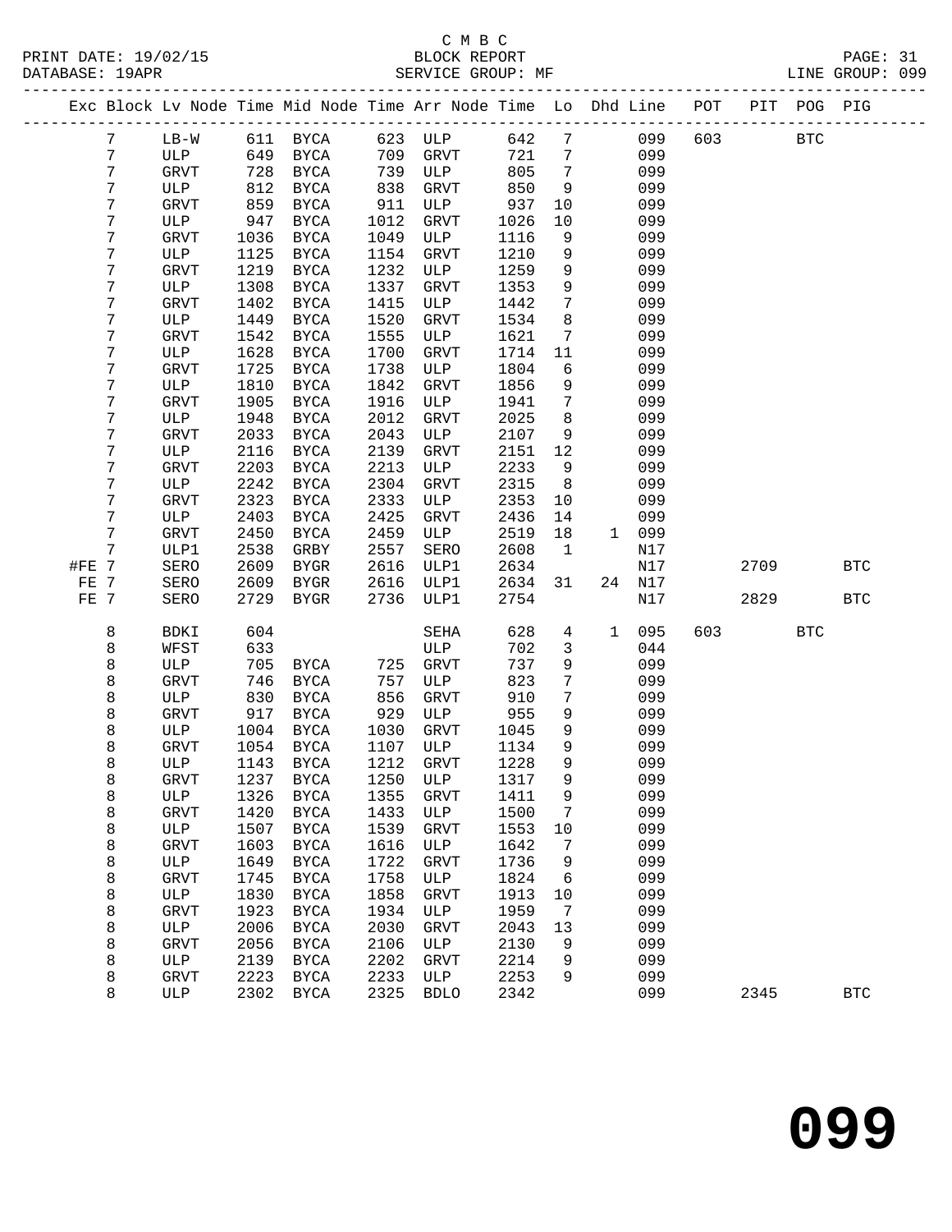C M B C

PRINT DATE: 19/02/15 BLOCK REPORT PAGE: 31
DATABASE: 19APR SERVICE GROUP: MF LINE GROUP: 099

| Exc | Block | Lv Node | Time | Mid Node | Time | Arr Node | Time | Lo | Dhd | Line | POT | PIT | POG | PIG |
|---|---|---|---|---|---|---|---|---|---|---|---|---|---|---|
| | 7 | LB-W | 611 | BYCA | 623 | ULP | 642 | 7 | | 099 | 603 | | BTC | |
| | 7 | ULP | 649 | BYCA | 709 | GRVT | 721 | 7 | | 099 | | | | |
| | 7 | GRVT | 728 | BYCA | 739 | ULP | 805 | 7 | | 099 | | | | |
| | 7 | ULP | 812 | BYCA | 838 | GRVT | 850 | 9 | | 099 | | | | |
| | 7 | GRVT | 859 | BYCA | 911 | ULP | 937 | 10 | | 099 | | | | |
| | 7 | ULP | 947 | BYCA | 1012 | GRVT | 1026 | 10 | | 099 | | | | |
| | 7 | GRVT | 1036 | BYCA | 1049 | ULP | 1116 | 9 | | 099 | | | | |
| | 7 | ULP | 1125 | BYCA | 1154 | GRVT | 1210 | 9 | | 099 | | | | |
| | 7 | GRVT | 1219 | BYCA | 1232 | ULP | 1259 | 9 | | 099 | | | | |
| | 7 | ULP | 1308 | BYCA | 1337 | GRVT | 1353 | 9 | | 099 | | | | |
| | 7 | GRVT | 1402 | BYCA | 1415 | ULP | 1442 | 7 | | 099 | | | | |
| | 7 | ULP | 1449 | BYCA | 1520 | GRVT | 1534 | 8 | | 099 | | | | |
| | 7 | GRVT | 1542 | BYCA | 1555 | ULP | 1621 | 7 | | 099 | | | | |
| | 7 | ULP | 1628 | BYCA | 1700 | GRVT | 1714 | 11 | | 099 | | | | |
| | 7 | GRVT | 1725 | BYCA | 1738 | ULP | 1804 | 6 | | 099 | | | | |
| | 7 | ULP | 1810 | BYCA | 1842 | GRVT | 1856 | 9 | | 099 | | | | |
| | 7 | GRVT | 1905 | BYCA | 1916 | ULP | 1941 | 7 | | 099 | | | | |
| | 7 | ULP | 1948 | BYCA | 2012 | GRVT | 2025 | 8 | | 099 | | | | |
| | 7 | GRVT | 2033 | BYCA | 2043 | ULP | 2107 | 9 | | 099 | | | | |
| | 7 | ULP | 2116 | BYCA | 2139 | GRVT | 2151 | 12 | | 099 | | | | |
| | 7 | GRVT | 2203 | BYCA | 2213 | ULP | 2233 | 9 | | 099 | | | | |
| | 7 | ULP | 2242 | BYCA | 2304 | GRVT | 2315 | 8 | | 099 | | | | |
| | 7 | GRVT | 2323 | BYCA | 2333 | ULP | 2353 | 10 | | 099 | | | | |
| | 7 | ULP | 2403 | BYCA | 2425 | GRVT | 2436 | 14 | | 099 | | | | |
| | 7 | GRVT | 2450 | BYCA | 2459 | ULP | 2519 | 18 | 1 | 099 | | | | |
| | 7 | ULP1 | 2538 | GRBY | 2557 | SERO | 2608 | 1 | | N17 | | | | |
| #FE | 7 | SERO | 2609 | BYGR | 2616 | ULP1 | 2634 | | | N17 | | 2709 | | BTC |
| FE | 7 | SERO | 2609 | BYGR | 2616 | ULP1 | 2634 | 31 | 24 | N17 | | | | |
| FE | 7 | SERO | 2729 | BYGR | 2736 | ULP1 | 2754 | | | N17 | | 2829 | | BTC |
| | 8 | BDKI | 604 | | | SEHA | 628 | 4 | 1 | 095 | 603 | | BTC | |
| | 8 | WFST | 633 | | | ULP | 702 | 3 | | 044 | | | | |
| | 8 | ULP | 705 | BYCA | 725 | GRVT | 737 | 9 | | 099 | | | | |
| | 8 | GRVT | 746 | BYCA | 757 | ULP | 823 | 7 | | 099 | | | | |
| | 8 | ULP | 830 | BYCA | 856 | GRVT | 910 | 7 | | 099 | | | | |
| | 8 | GRVT | 917 | BYCA | 929 | ULP | 955 | 9 | | 099 | | | | |
| | 8 | ULP | 1004 | BYCA | 1030 | GRVT | 1045 | 9 | | 099 | | | | |
| | 8 | GRVT | 1054 | BYCA | 1107 | ULP | 1134 | 9 | | 099 | | | | |
| | 8 | ULP | 1143 | BYCA | 1212 | GRVT | 1228 | 9 | | 099 | | | | |
| | 8 | GRVT | 1237 | BYCA | 1250 | ULP | 1317 | 9 | | 099 | | | | |
| | 8 | ULP | 1326 | BYCA | 1355 | GRVT | 1411 | 9 | | 099 | | | | |
| | 8 | GRVT | 1420 | BYCA | 1433 | ULP | 1500 | 7 | | 099 | | | | |
| | 8 | ULP | 1507 | BYCA | 1539 | GRVT | 1553 | 10 | | 099 | | | | |
| | 8 | GRVT | 1603 | BYCA | 1616 | ULP | 1642 | 7 | | 099 | | | | |
| | 8 | ULP | 1649 | BYCA | 1722 | GRVT | 1736 | 9 | | 099 | | | | |
| | 8 | GRVT | 1745 | BYCA | 1758 | ULP | 1824 | 6 | | 099 | | | | |
| | 8 | ULP | 1830 | BYCA | 1858 | GRVT | 1913 | 10 | | 099 | | | | |
| | 8 | GRVT | 1923 | BYCA | 1934 | ULP | 1959 | 7 | | 099 | | | | |
| | 8 | ULP | 2006 | BYCA | 2030 | GRVT | 2043 | 13 | | 099 | | | | |
| | 8 | GRVT | 2056 | BYCA | 2106 | ULP | 2130 | 9 | | 099 | | | | |
| | 8 | ULP | 2139 | BYCA | 2202 | GRVT | 2214 | 9 | | 099 | | | | |
| | 8 | GRVT | 2223 | BYCA | 2233 | ULP | 2253 | 9 | | 099 | | | | |
| | 8 | ULP | 2302 | BYCA | 2325 | BDLO | 2342 | | | 099 | | 2345 | | BTC |

# 099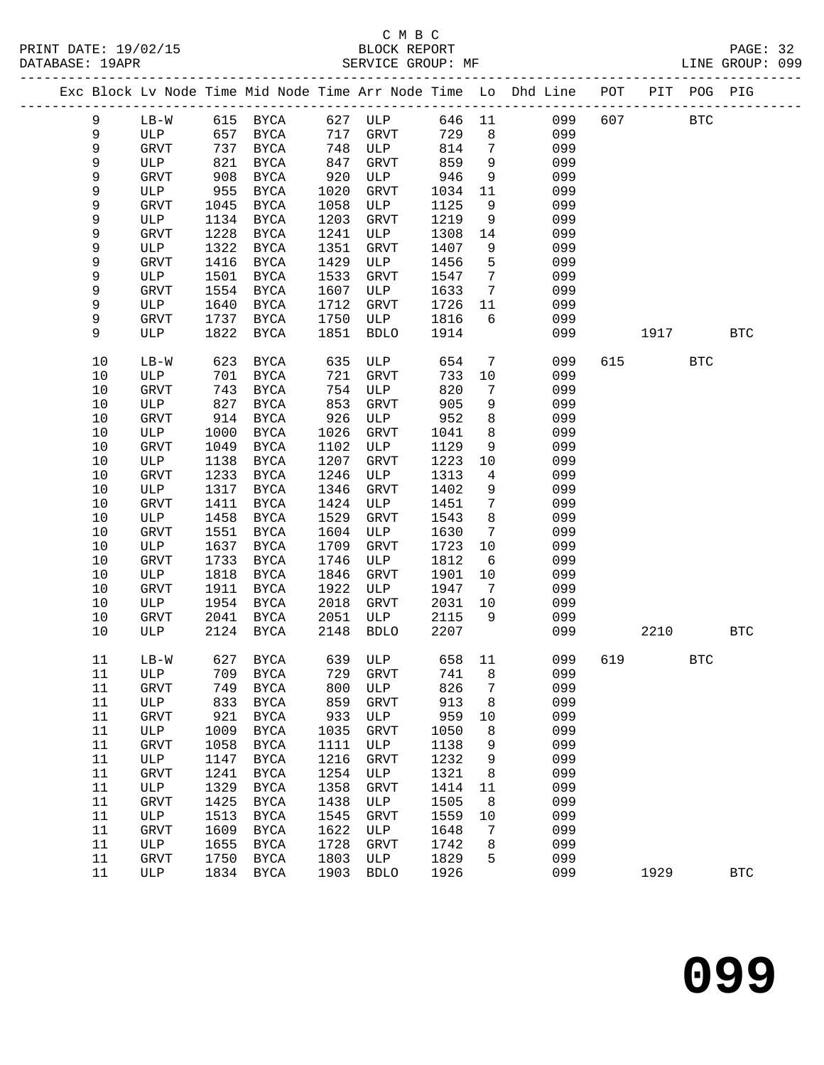C M B C
PRINT DATE: 19/02/15 BLOCK REPORT PAGE: 32
DATABASE: 19APR SERVICE GROUP: MF LINE GROUP: 099

| Exc | Block | Lv | Node | Time | Mid Node | Time | Arr Node | Time | Lo | Dhd Line | POT | PIT | POG | PIG |
|---|---|---|---|---|---|---|---|---|---|---|---|---|---|---|
| | 9 | | LB-W | 615 | BYCA | 627 | ULP | 646 | 11 | 099 | 607 | | BTC | |
| | 9 | | ULP | 657 | BYCA | 717 | GRVT | 729 | 8 | 099 | | | | |
| | 9 | | GRVT | 737 | BYCA | 748 | ULP | 814 | 7 | 099 | | | | |
| | 9 | | ULP | 821 | BYCA | 847 | GRVT | 859 | 9 | 099 | | | | |
| | 9 | | GRVT | 908 | BYCA | 920 | ULP | 946 | 9 | 099 | | | | |
| | 9 | | ULP | 955 | BYCA | 1020 | GRVT | 1034 | 11 | 099 | | | | |
| | 9 | | GRVT | 1045 | BYCA | 1058 | ULP | 1125 | 9 | 099 | | | | |
| | 9 | | ULP | 1134 | BYCA | 1203 | GRVT | 1219 | 9 | 099 | | | | |
| | 9 | | GRVT | 1228 | BYCA | 1241 | ULP | 1308 | 14 | 099 | | | | |
| | 9 | | ULP | 1322 | BYCA | 1351 | GRVT | 1407 | 9 | 099 | | | | |
| | 9 | | GRVT | 1416 | BYCA | 1429 | ULP | 1456 | 5 | 099 | | | | |
| | 9 | | ULP | 1501 | BYCA | 1533 | GRVT | 1547 | 7 | 099 | | | | |
| | 9 | | GRVT | 1554 | BYCA | 1607 | ULP | 1633 | 7 | 099 | | | | |
| | 9 | | ULP | 1640 | BYCA | 1712 | GRVT | 1726 | 11 | 099 | | | | |
| | 9 | | GRVT | 1737 | BYCA | 1750 | ULP | 1816 | 6 | 099 | | | | |
| | 9 | | ULP | 1822 | BYCA | 1851 | BDLO | 1914 | | 099 | | 1917 | | BTC |
| | 10 | | LB-W | 623 | BYCA | 635 | ULP | 654 | 7 | 099 | 615 | | BTC | |
| | 10 | | ULP | 701 | BYCA | 721 | GRVT | 733 | 10 | 099 | | | | |
| | 10 | | GRVT | 743 | BYCA | 754 | ULP | 820 | 7 | 099 | | | | |
| | 10 | | ULP | 827 | BYCA | 853 | GRVT | 905 | 9 | 099 | | | | |
| | 10 | | GRVT | 914 | BYCA | 926 | ULP | 952 | 8 | 099 | | | | |
| | 10 | | ULP | 1000 | BYCA | 1026 | GRVT | 1041 | 8 | 099 | | | | |
| | 10 | | GRVT | 1049 | BYCA | 1102 | ULP | 1129 | 9 | 099 | | | | |
| | 10 | | ULP | 1138 | BYCA | 1207 | GRVT | 1223 | 10 | 099 | | | | |
| | 10 | | GRVT | 1233 | BYCA | 1246 | ULP | 1313 | 4 | 099 | | | | |
| | 10 | | ULP | 1317 | BYCA | 1346 | GRVT | 1402 | 9 | 099 | | | | |
| | 10 | | GRVT | 1411 | BYCA | 1424 | ULP | 1451 | 7 | 099 | | | | |
| | 10 | | ULP | 1458 | BYCA | 1529 | GRVT | 1543 | 8 | 099 | | | | |
| | 10 | | GRVT | 1551 | BYCA | 1604 | ULP | 1630 | 7 | 099 | | | | |
| | 10 | | ULP | 1637 | BYCA | 1709 | GRVT | 1723 | 10 | 099 | | | | |
| | 10 | | GRVT | 1733 | BYCA | 1746 | ULP | 1812 | 6 | 099 | | | | |
| | 10 | | ULP | 1818 | BYCA | 1846 | GRVT | 1901 | 10 | 099 | | | | |
| | 10 | | GRVT | 1911 | BYCA | 1922 | ULP | 1947 | 7 | 099 | | | | |
| | 10 | | ULP | 1954 | BYCA | 2018 | GRVT | 2031 | 10 | 099 | | | | |
| | 10 | | GRVT | 2041 | BYCA | 2051 | ULP | 2115 | 9 | 099 | | | | |
| | 10 | | ULP | 2124 | BYCA | 2148 | BDLO | 2207 | | 099 | | 2210 | | BTC |
| | 11 | | LB-W | 627 | BYCA | 639 | ULP | 658 | 11 | 099 | 619 | | BTC | |
| | 11 | | ULP | 709 | BYCA | 729 | GRVT | 741 | 8 | 099 | | | | |
| | 11 | | GRVT | 749 | BYCA | 800 | ULP | 826 | 7 | 099 | | | | |
| | 11 | | ULP | 833 | BYCA | 859 | GRVT | 913 | 8 | 099 | | | | |
| | 11 | | GRVT | 921 | BYCA | 933 | ULP | 959 | 10 | 099 | | | | |
| | 11 | | ULP | 1009 | BYCA | 1035 | GRVT | 1050 | 8 | 099 | | | | |
| | 11 | | GRVT | 1058 | BYCA | 1111 | ULP | 1138 | 9 | 099 | | | | |
| | 11 | | ULP | 1147 | BYCA | 1216 | GRVT | 1232 | 9 | 099 | | | | |
| | 11 | | GRVT | 1241 | BYCA | 1254 | ULP | 1321 | 8 | 099 | | | | |
| | 11 | | ULP | 1329 | BYCA | 1358 | GRVT | 1414 | 11 | 099 | | | | |
| | 11 | | GRVT | 1425 | BYCA | 1438 | ULP | 1505 | 8 | 099 | | | | |
| | 11 | | ULP | 1513 | BYCA | 1545 | GRVT | 1559 | 10 | 099 | | | | |
| | 11 | | GRVT | 1609 | BYCA | 1622 | ULP | 1648 | 7 | 099 | | | | |
| | 11 | | ULP | 1655 | BYCA | 1728 | GRVT | 1742 | 8 | 099 | | | | |
| | 11 | | GRVT | 1750 | BYCA | 1803 | ULP | 1829 | 5 | 099 | | | | |
| | 11 | | ULP | 1834 | BYCA | 1903 | BDLO | 1926 | | 099 | | 1929 | | BTC |

# 099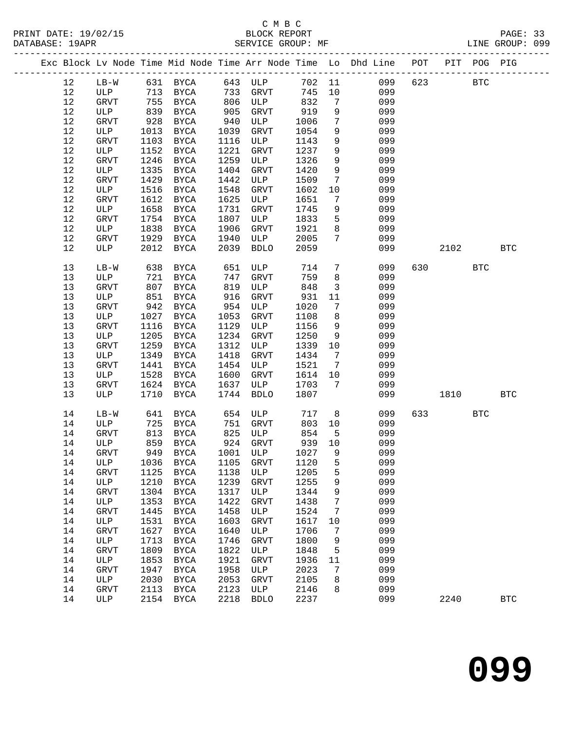C M B C
BLOCK REPORT
SERVICE GROUP: MF

PRINT DATE: 19/02/15
DATABASE: 19APR
LINE GROUP: 099

| Exc | Block | Lv | Node | Time | Mid Node | Time | Arr Node | Time | Lo | Dhd Line | POT | PIT | POG | PIG |
|---|---|---|---|---|---|---|---|---|---|---|---|---|---|---|
| | 12 | | LB-W | 631 | BYCA | 643 | ULP | 702 | 11 | 099 | 623 | | BTC | |
| | 12 | | ULP | 713 | BYCA | 733 | GRVT | 745 | 10 | 099 | | | | |
| | 12 | | GRVT | 755 | BYCA | 806 | ULP | 832 | 7 | 099 | | | | |
| | 12 | | ULP | 839 | BYCA | 905 | GRVT | 919 | 9 | 099 | | | | |
| | 12 | | GRVT | 928 | BYCA | 940 | ULP | 1006 | 7 | 099 | | | | |
| | 12 | | ULP | 1013 | BYCA | 1039 | GRVT | 1054 | 9 | 099 | | | | |
| | 12 | | GRVT | 1103 | BYCA | 1116 | ULP | 1143 | 9 | 099 | | | | |
| | 12 | | ULP | 1152 | BYCA | 1221 | GRVT | 1237 | 9 | 099 | | | | |
| | 12 | | GRVT | 1246 | BYCA | 1259 | ULP | 1326 | 9 | 099 | | | | |
| | 12 | | ULP | 1335 | BYCA | 1404 | GRVT | 1420 | 9 | 099 | | | | |
| | 12 | | GRVT | 1429 | BYCA | 1442 | ULP | 1509 | 7 | 099 | | | | |
| | 12 | | ULP | 1516 | BYCA | 1548 | GRVT | 1602 | 10 | 099 | | | | |
| | 12 | | GRVT | 1612 | BYCA | 1625 | ULP | 1651 | 7 | 099 | | | | |
| | 12 | | ULP | 1658 | BYCA | 1731 | GRVT | 1745 | 9 | 099 | | | | |
| | 12 | | GRVT | 1754 | BYCA | 1807 | ULP | 1833 | 5 | 099 | | | | |
| | 12 | | ULP | 1838 | BYCA | 1906 | GRVT | 1921 | 8 | 099 | | | | |
| | 12 | | GRVT | 1929 | BYCA | 1940 | ULP | 2005 | 7 | 099 | | | | |
| | 12 | | ULP | 2012 | BYCA | 2039 | BDLO | 2059 | | 099 | | 2102 | | BTC |
| | 13 | | LB-W | 638 | BYCA | 651 | ULP | 714 | 7 | 099 | 630 | | BTC | |
| | 13 | | ULP | 721 | BYCA | 747 | GRVT | 759 | 8 | 099 | | | | |
| | 13 | | GRVT | 807 | BYCA | 819 | ULP | 848 | 3 | 099 | | | | |
| | 13 | | ULP | 851 | BYCA | 916 | GRVT | 931 | 11 | 099 | | | | |
| | 13 | | GRVT | 942 | BYCA | 954 | ULP | 1020 | 7 | 099 | | | | |
| | 13 | | ULP | 1027 | BYCA | 1053 | GRVT | 1108 | 8 | 099 | | | | |
| | 13 | | GRVT | 1116 | BYCA | 1129 | ULP | 1156 | 9 | 099 | | | | |
| | 13 | | ULP | 1205 | BYCA | 1234 | GRVT | 1250 | 9 | 099 | | | | |
| | 13 | | GRVT | 1259 | BYCA | 1312 | ULP | 1339 | 10 | 099 | | | | |
| | 13 | | ULP | 1349 | BYCA | 1418 | GRVT | 1434 | 7 | 099 | | | | |
| | 13 | | GRVT | 1441 | BYCA | 1454 | ULP | 1521 | 7 | 099 | | | | |
| | 13 | | ULP | 1528 | BYCA | 1600 | GRVT | 1614 | 10 | 099 | | | | |
| | 13 | | GRVT | 1624 | BYCA | 1637 | ULP | 1703 | 7 | 099 | | | | |
| | 13 | | ULP | 1710 | BYCA | 1744 | BDLO | 1807 | | 099 | | 1810 | | BTC |
| | 14 | | LB-W | 641 | BYCA | 654 | ULP | 717 | 8 | 099 | 633 | | BTC | |
| | 14 | | ULP | 725 | BYCA | 751 | GRVT | 803 | 10 | 099 | | | | |
| | 14 | | GRVT | 813 | BYCA | 825 | ULP | 854 | 5 | 099 | | | | |
| | 14 | | ULP | 859 | BYCA | 924 | GRVT | 939 | 10 | 099 | | | | |
| | 14 | | GRVT | 949 | BYCA | 1001 | ULP | 1027 | 9 | 099 | | | | |
| | 14 | | ULP | 1036 | BYCA | 1105 | GRVT | 1120 | 5 | 099 | | | | |
| | 14 | | GRVT | 1125 | BYCA | 1138 | ULP | 1205 | 5 | 099 | | | | |
| | 14 | | ULP | 1210 | BYCA | 1239 | GRVT | 1255 | 9 | 099 | | | | |
| | 14 | | GRVT | 1304 | BYCA | 1317 | ULP | 1344 | 9 | 099 | | | | |
| | 14 | | ULP | 1353 | BYCA | 1422 | GRVT | 1438 | 7 | 099 | | | | |
| | 14 | | GRVT | 1445 | BYCA | 1458 | ULP | 1524 | 7 | 099 | | | | |
| | 14 | | ULP | 1531 | BYCA | 1603 | GRVT | 1617 | 10 | 099 | | | | |
| | 14 | | GRVT | 1627 | BYCA | 1640 | ULP | 1706 | 7 | 099 | | | | |
| | 14 | | ULP | 1713 | BYCA | 1746 | GRVT | 1800 | 9 | 099 | | | | |
| | 14 | | GRVT | 1809 | BYCA | 1822 | ULP | 1848 | 5 | 099 | | | | |
| | 14 | | ULP | 1853 | BYCA | 1921 | GRVT | 1936 | 11 | 099 | | | | |
| | 14 | | GRVT | 1947 | BYCA | 1958 | ULP | 2023 | 7 | 099 | | | | |
| | 14 | | ULP | 2030 | BYCA | 2053 | GRVT | 2105 | 8 | 099 | | | | |
| | 14 | | GRVT | 2113 | BYCA | 2123 | ULP | 2146 | 8 | 099 | | | | |
| | 14 | | ULP | 2154 | BYCA | 2218 | BDLO | 2237 | | 099 | | 2240 | | BTC |

099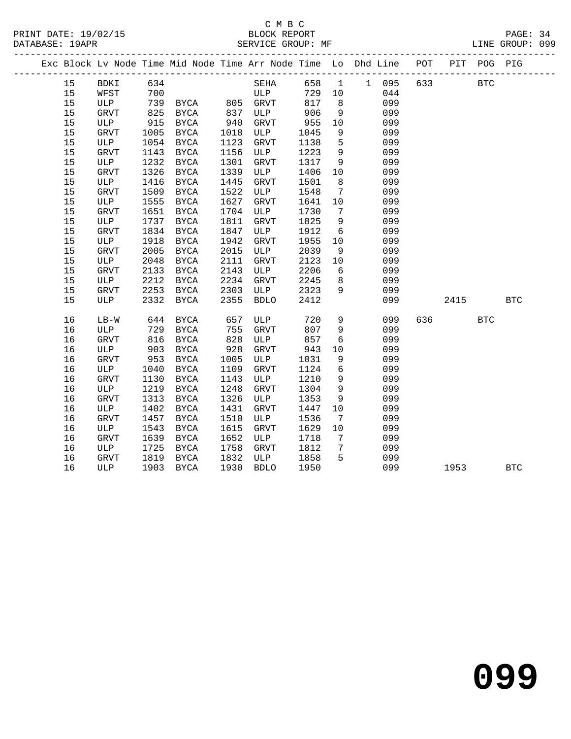C M B C

BLOCK REPORT

SERVICE GROUP: MF

LINE GROUP: 099

| Exc | Block | Lv | Node | Time | Mid Node | Time | Arr Node | Time | Lo | Dhd | Line | POT | PIT | POG | PIG |
|---|---|---|---|---|---|---|---|---|---|---|---|---|---|---|---|
| | 15 | | BDKI | 634 | | | SEHA | 658 | 1 | 1 | 095 | 633 | | BTC | |
| | 15 | | WFST | 700 | | | ULP | 729 | 10 | | 044 | | | | |
| | 15 | | ULP | 739 | BYCA | 805 | GRVT | 817 | 8 | | 099 | | | | |
| | 15 | | GRVT | 825 | BYCA | 837 | ULP | 906 | 9 | | 099 | | | | |
| | 15 | | ULP | 915 | BYCA | 940 | GRVT | 955 | 10 | | 099 | | | | |
| | 15 | | GRVT | 1005 | BYCA | 1018 | ULP | 1045 | 9 | | 099 | | | | |
| | 15 | | ULP | 1054 | BYCA | 1123 | GRVT | 1138 | 5 | | 099 | | | | |
| | 15 | | GRVT | 1143 | BYCA | 1156 | ULP | 1223 | 9 | | 099 | | | | |
| | 15 | | ULP | 1232 | BYCA | 1301 | GRVT | 1317 | 9 | | 099 | | | | |
| | 15 | | GRVT | 1326 | BYCA | 1339 | ULP | 1406 | 10 | | 099 | | | | |
| | 15 | | ULP | 1416 | BYCA | 1445 | GRVT | 1501 | 8 | | 099 | | | | |
| | 15 | | GRVT | 1509 | BYCA | 1522 | ULP | 1548 | 7 | | 099 | | | | |
| | 15 | | ULP | 1555 | BYCA | 1627 | GRVT | 1641 | 10 | | 099 | | | | |
| | 15 | | GRVT | 1651 | BYCA | 1704 | ULP | 1730 | 7 | | 099 | | | | |
| | 15 | | ULP | 1737 | BYCA | 1811 | GRVT | 1825 | 9 | | 099 | | | | |
| | 15 | | GRVT | 1834 | BYCA | 1847 | ULP | 1912 | 6 | | 099 | | | | |
| | 15 | | ULP | 1918 | BYCA | 1942 | GRVT | 1955 | 10 | | 099 | | | | |
| | 15 | | GRVT | 2005 | BYCA | 2015 | ULP | 2039 | 9 | | 099 | | | | |
| | 15 | | ULP | 2048 | BYCA | 2111 | GRVT | 2123 | 10 | | 099 | | | | |
| | 15 | | GRVT | 2133 | BYCA | 2143 | ULP | 2206 | 6 | | 099 | | | | |
| | 15 | | ULP | 2212 | BYCA | 2234 | GRVT | 2245 | 8 | | 099 | | | | |
| | 15 | | GRVT | 2253 | BYCA | 2303 | ULP | 2323 | 9 | | 099 | | | | |
| | 15 | | ULP | 2332 | BYCA | 2355 | BDLO | 2412 | | | 099 | | 2415 | | BTC |
| | 16 | | LB-W | 644 | BYCA | 657 | ULP | 720 | 9 | | 099 | 636 | | BTC | |
| | 16 | | ULP | 729 | BYCA | 755 | GRVT | 807 | 9 | | 099 | | | | |
| | 16 | | GRVT | 816 | BYCA | 828 | ULP | 857 | 6 | | 099 | | | | |
| | 16 | | ULP | 903 | BYCA | 928 | GRVT | 943 | 10 | | 099 | | | | |
| | 16 | | GRVT | 953 | BYCA | 1005 | ULP | 1031 | 9 | | 099 | | | | |
| | 16 | | ULP | 1040 | BYCA | 1109 | GRVT | 1124 | 6 | | 099 | | | | |
| | 16 | | GRVT | 1130 | BYCA | 1143 | ULP | 1210 | 9 | | 099 | | | | |
| | 16 | | ULP | 1219 | BYCA | 1248 | GRVT | 1304 | 9 | | 099 | | | | |
| | 16 | | GRVT | 1313 | BYCA | 1326 | ULP | 1353 | 9 | | 099 | | | | |
| | 16 | | ULP | 1402 | BYCA | 1431 | GRVT | 1447 | 10 | | 099 | | | | |
| | 16 | | GRVT | 1457 | BYCA | 1510 | ULP | 1536 | 7 | | 099 | | | | |
| | 16 | | ULP | 1543 | BYCA | 1615 | GRVT | 1629 | 10 | | 099 | | | | |
| | 16 | | GRVT | 1639 | BYCA | 1652 | ULP | 1718 | 7 | | 099 | | | | |
| | 16 | | ULP | 1725 | BYCA | 1758 | GRVT | 1812 | 7 | | 099 | | | | |
| | 16 | | GRVT | 1819 | BYCA | 1832 | ULP | 1858 | 5 | | 099 | | | | |
| | 16 | | ULP | 1903 | BYCA | 1930 | BDLO | 1950 | | | 099 | | 1953 | | BTC |

# 099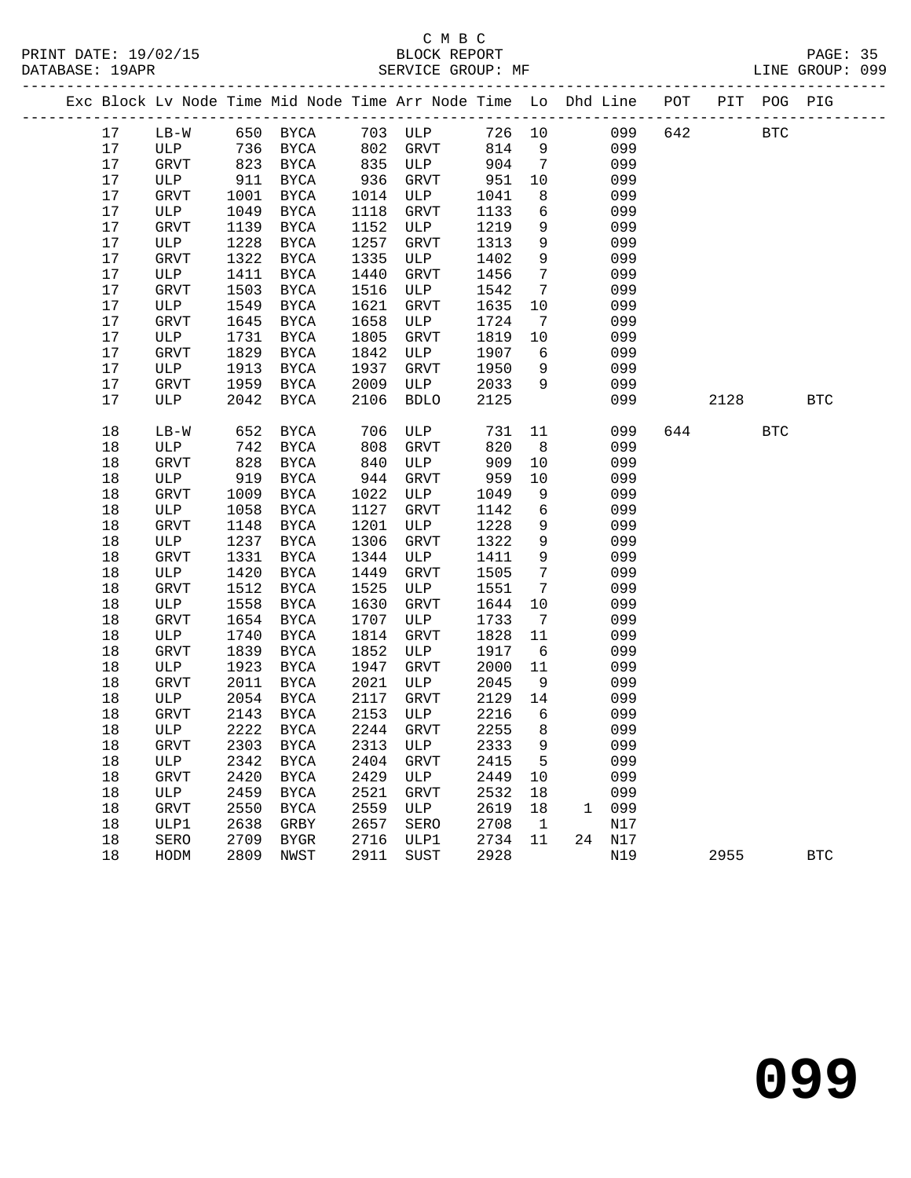C M B C
BLOCK REPORT
SERVICE GROUP: MF

PRINT DATE: 19/02/15
DATABASE: 19APR
LINE GROUP: 099

| Exc | Block | Lv | Node | Time | Mid Node | Time | Arr Node | Time | Lo | Dhd | Line | POT | PIT | POG | PIG |
|---|---|---|---|---|---|---|---|---|---|---|---|---|---|---|---|
| | 17 | | LB-W | 650 | BYCA | 703 | ULP | 726 | 10 | | 099 | 642 | | BTC | |
| | 17 | | ULP | 736 | BYCA | 802 | GRVT | 814 | 9 | | 099 | | | | |
| | 17 | | GRVT | 823 | BYCA | 835 | ULP | 904 | 7 | | 099 | | | | |
| | 17 | | ULP | 911 | BYCA | 936 | GRVT | 951 | 10 | | 099 | | | | |
| | 17 | | GRVT | 1001 | BYCA | 1014 | ULP | 1041 | 8 | | 099 | | | | |
| | 17 | | ULP | 1049 | BYCA | 1118 | GRVT | 1133 | 6 | | 099 | | | | |
| | 17 | | GRVT | 1139 | BYCA | 1152 | ULP | 1219 | 9 | | 099 | | | | |
| | 17 | | ULP | 1228 | BYCA | 1257 | GRVT | 1313 | 9 | | 099 | | | | |
| | 17 | | GRVT | 1322 | BYCA | 1335 | ULP | 1402 | 9 | | 099 | | | | |
| | 17 | | ULP | 1411 | BYCA | 1440 | GRVT | 1456 | 7 | | 099 | | | | |
| | 17 | | GRVT | 1503 | BYCA | 1516 | ULP | 1542 | 7 | | 099 | | | | |
| | 17 | | ULP | 1549 | BYCA | 1621 | GRVT | 1635 | 10 | | 099 | | | | |
| | 17 | | GRVT | 1645 | BYCA | 1658 | ULP | 1724 | 7 | | 099 | | | | |
| | 17 | | ULP | 1731 | BYCA | 1805 | GRVT | 1819 | 10 | | 099 | | | | |
| | 17 | | GRVT | 1829 | BYCA | 1842 | ULP | 1907 | 6 | | 099 | | | | |
| | 17 | | ULP | 1913 | BYCA | 1937 | GRVT | 1950 | 9 | | 099 | | | | |
| | 17 | | GRVT | 1959 | BYCA | 2009 | ULP | 2033 | 9 | | 099 | | | | |
| | 17 | | ULP | 2042 | BYCA | 2106 | BDLO | 2125 | | | 099 | | 2128 | | BTC |
| | 18 | | LB-W | 652 | BYCA | 706 | ULP | 731 | 11 | | 099 | 644 | | BTC | |
| | 18 | | ULP | 742 | BYCA | 808 | GRVT | 820 | 8 | | 099 | | | | |
| | 18 | | GRVT | 828 | BYCA | 840 | ULP | 909 | 10 | | 099 | | | | |
| | 18 | | ULP | 919 | BYCA | 944 | GRVT | 959 | 10 | | 099 | | | | |
| | 18 | | GRVT | 1009 | BYCA | 1022 | ULP | 1049 | 9 | | 099 | | | | |
| | 18 | | ULP | 1058 | BYCA | 1127 | GRVT | 1142 | 6 | | 099 | | | | |
| | 18 | | GRVT | 1148 | BYCA | 1201 | ULP | 1228 | 9 | | 099 | | | | |
| | 18 | | ULP | 1237 | BYCA | 1306 | GRVT | 1322 | 9 | | 099 | | | | |
| | 18 | | GRVT | 1331 | BYCA | 1344 | ULP | 1411 | 9 | | 099 | | | | |
| | 18 | | ULP | 1420 | BYCA | 1449 | GRVT | 1505 | 7 | | 099 | | | | |
| | 18 | | GRVT | 1512 | BYCA | 1525 | ULP | 1551 | 7 | | 099 | | | | |
| | 18 | | ULP | 1558 | BYCA | 1630 | GRVT | 1644 | 10 | | 099 | | | | |
| | 18 | | GRVT | 1654 | BYCA | 1707 | ULP | 1733 | 7 | | 099 | | | | |
| | 18 | | ULP | 1740 | BYCA | 1814 | GRVT | 1828 | 11 | | 099 | | | | |
| | 18 | | GRVT | 1839 | BYCA | 1852 | ULP | 1917 | 6 | | 099 | | | | |
| | 18 | | ULP | 1923 | BYCA | 1947 | GRVT | 2000 | 11 | | 099 | | | | |
| | 18 | | GRVT | 2011 | BYCA | 2021 | ULP | 2045 | 9 | | 099 | | | | |
| | 18 | | ULP | 2054 | BYCA | 2117 | GRVT | 2129 | 14 | | 099 | | | | |
| | 18 | | GRVT | 2143 | BYCA | 2153 | ULP | 2216 | 6 | | 099 | | | | |
| | 18 | | ULP | 2222 | BYCA | 2244 | GRVT | 2255 | 8 | | 099 | | | | |
| | 18 | | GRVT | 2303 | BYCA | 2313 | ULP | 2333 | 9 | | 099 | | | | |
| | 18 | | ULP | 2342 | BYCA | 2404 | GRVT | 2415 | 5 | | 099 | | | | |
| | 18 | | GRVT | 2420 | BYCA | 2429 | ULP | 2449 | 10 | | 099 | | | | |
| | 18 | | ULP | 2459 | BYCA | 2521 | GRVT | 2532 | 18 | | 099 | | | | |
| | 18 | | GRVT | 2550 | BYCA | 2559 | ULP | 2619 | 18 | 1 | 099 | | | | |
| | 18 | | ULP1 | 2638 | GRBY | 2657 | SERO | 2708 | 1 | | N17 | | | | |
| | 18 | | SERO | 2709 | BYGR | 2716 | ULP1 | 2734 | 11 | 24 | N17 | | | | |
| | 18 | | HODM | 2809 | NWST | 2911 | SUST | 2928 | | | N19 | | 2955 | | BTC |

099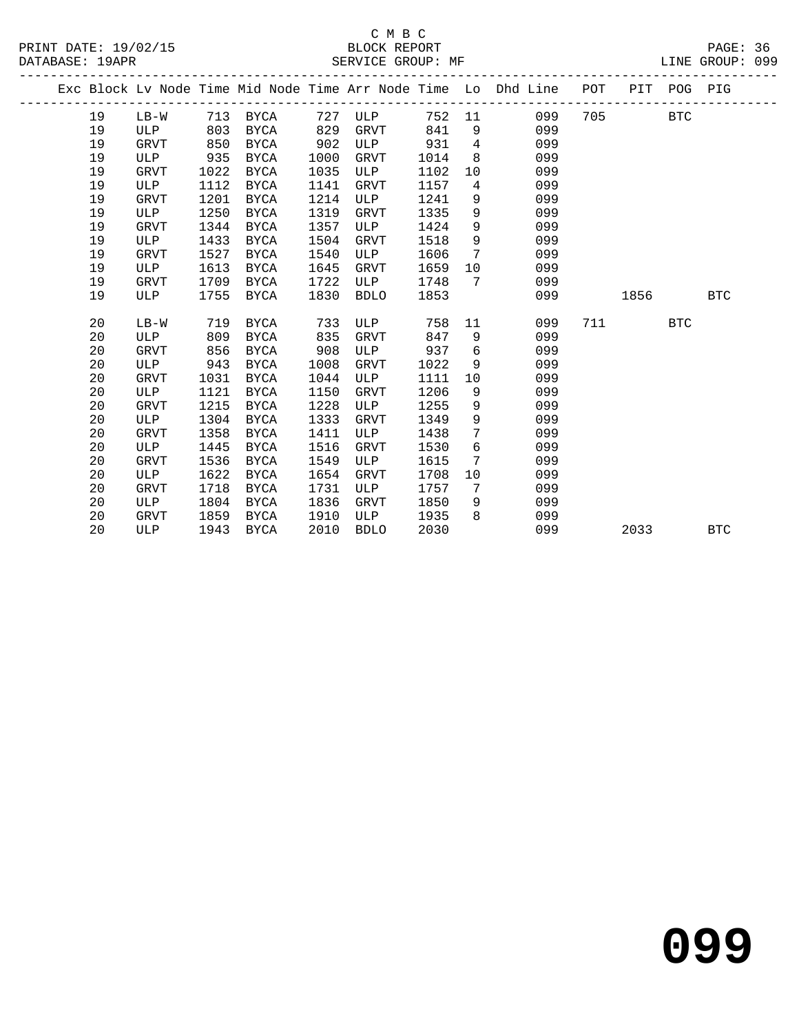C M B C

BLOCK REPORT

SERVICE GROUP: MF

LINE GROUP: 099

| Exc | Block | Lv Node | Time | Mid Node | Time | Arr Node | Time | Lo | Dhd Line | POT | PIT | POG | PIG |
|---|---|---|---|---|---|---|---|---|---|---|---|---|---|
| | 19 | LB-W | 713 | BYCA | 727 | ULP | 752 | 11 | 099 | 705 | | BTC | |
| | 19 | ULP | 803 | BYCA | 829 | GRVT | 841 | 9 | 099 | | | | |
| | 19 | GRVT | 850 | BYCA | 902 | ULP | 931 | 4 | 099 | | | | |
| | 19 | ULP | 935 | BYCA | 1000 | GRVT | 1014 | 8 | 099 | | | | |
| | 19 | GRVT | 1022 | BYCA | 1035 | ULP | 1102 | 10 | 099 | | | | |
| | 19 | ULP | 1112 | BYCA | 1141 | GRVT | 1157 | 4 | 099 | | | | |
| | 19 | GRVT | 1201 | BYCA | 1214 | ULP | 1241 | 9 | 099 | | | | |
| | 19 | ULP | 1250 | BYCA | 1319 | GRVT | 1335 | 9 | 099 | | | | |
| | 19 | GRVT | 1344 | BYCA | 1357 | ULP | 1424 | 9 | 099 | | | | |
| | 19 | ULP | 1433 | BYCA | 1504 | GRVT | 1518 | 9 | 099 | | | | |
| | 19 | GRVT | 1527 | BYCA | 1540 | ULP | 1606 | 7 | 099 | | | | |
| | 19 | ULP | 1613 | BYCA | 1645 | GRVT | 1659 | 10 | 099 | | | | |
| | 19 | GRVT | 1709 | BYCA | 1722 | ULP | 1748 | 7 | 099 | | | | |
| | 19 | ULP | 1755 | BYCA | 1830 | BDLO | 1853 | | 099 | | 1856 | | BTC |
| | 20 | LB-W | 719 | BYCA | 733 | ULP | 758 | 11 | 099 | 711 | | BTC | |
| | 20 | ULP | 809 | BYCA | 835 | GRVT | 847 | 9 | 099 | | | | |
| | 20 | GRVT | 856 | BYCA | 908 | ULP | 937 | 6 | 099 | | | | |
| | 20 | ULP | 943 | BYCA | 1008 | GRVT | 1022 | 9 | 099 | | | | |
| | 20 | GRVT | 1031 | BYCA | 1044 | ULP | 1111 | 10 | 099 | | | | |
| | 20 | ULP | 1121 | BYCA | 1150 | GRVT | 1206 | 9 | 099 | | | | |
| | 20 | GRVT | 1215 | BYCA | 1228 | ULP | 1255 | 9 | 099 | | | | |
| | 20 | ULP | 1304 | BYCA | 1333 | GRVT | 1349 | 9 | 099 | | | | |
| | 20 | GRVT | 1358 | BYCA | 1411 | ULP | 1438 | 7 | 099 | | | | |
| | 20 | ULP | 1445 | BYCA | 1516 | GRVT | 1530 | 6 | 099 | | | | |
| | 20 | GRVT | 1536 | BYCA | 1549 | ULP | 1615 | 7 | 099 | | | | |
| | 20 | ULP | 1622 | BYCA | 1654 | GRVT | 1708 | 10 | 099 | | | | |
| | 20 | GRVT | 1718 | BYCA | 1731 | ULP | 1757 | 7 | 099 | | | | |
| | 20 | ULP | 1804 | BYCA | 1836 | GRVT | 1850 | 9 | 099 | | | | |
| | 20 | GRVT | 1859 | BYCA | 1910 | ULP | 1935 | 8 | 099 | | | | |
| | 20 | ULP | 1943 | BYCA | 2010 | BDLO | 2030 | | 099 | | 2033 | | BTC |

**099**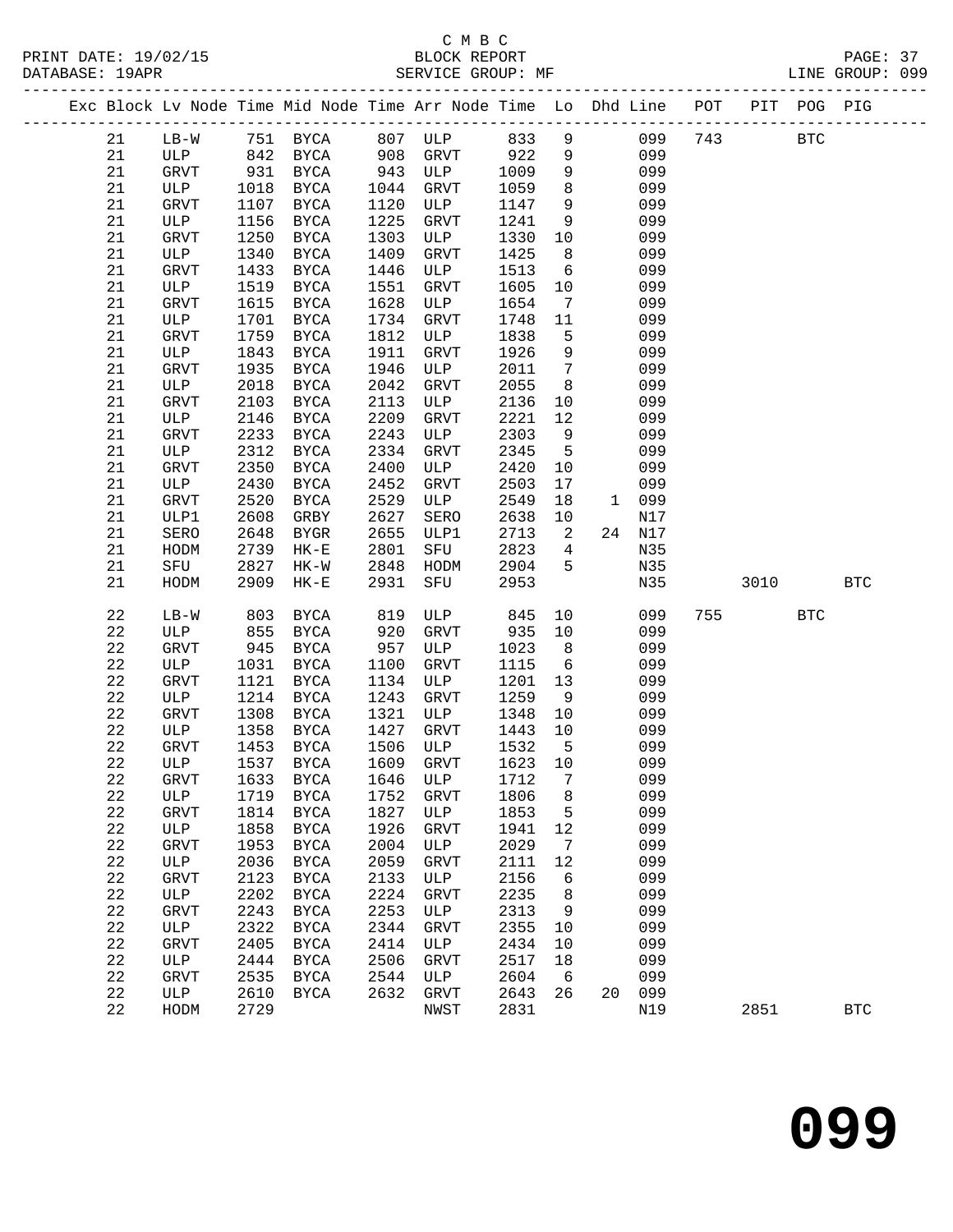C M B C
BLOCK REPORT
SERVICE GROUP: MF

PRINT DATE: 19/02/15
DATABASE: 19APR
LINE GROUP: 099

| Exc | Block | Lv Node | Time | Mid Node | Time | Arr Node | Time | Lo | Dhd | Line | POT | PIT | POG | PIG |
|---|---|---|---|---|---|---|---|---|---|---|---|---|---|---|
| | 21 | LB-W | 751 | BYCA | 807 | ULP | 833 | 9 | | 099 | 743 | | BTC | |
| | 21 | ULP | 842 | BYCA | 908 | GRVT | 922 | 9 | | 099 | | | | |
| | 21 | GRVT | 931 | BYCA | 943 | ULP | 1009 | 9 | | 099 | | | | |
| | 21 | ULP | 1018 | BYCA | 1044 | GRVT | 1059 | 8 | | 099 | | | | |
| | 21 | GRVT | 1107 | BYCA | 1120 | ULP | 1147 | 9 | | 099 | | | | |
| | 21 | ULP | 1156 | BYCA | 1225 | GRVT | 1241 | 9 | | 099 | | | | |
| | 21 | GRVT | 1250 | BYCA | 1303 | ULP | 1330 | 10 | | 099 | | | | |
| | 21 | ULP | 1340 | BYCA | 1409 | GRVT | 1425 | 8 | | 099 | | | | |
| | 21 | GRVT | 1433 | BYCA | 1446 | ULP | 1513 | 6 | | 099 | | | | |
| | 21 | ULP | 1519 | BYCA | 1551 | GRVT | 1605 | 10 | | 099 | | | | |
| | 21 | GRVT | 1615 | BYCA | 1628 | ULP | 1654 | 7 | | 099 | | | | |
| | 21 | ULP | 1701 | BYCA | 1734 | GRVT | 1748 | 11 | | 099 | | | | |
| | 21 | GRVT | 1759 | BYCA | 1812 | ULP | 1838 | 5 | | 099 | | | | |
| | 21 | ULP | 1843 | BYCA | 1911 | GRVT | 1926 | 9 | | 099 | | | | |
| | 21 | GRVT | 1935 | BYCA | 1946 | ULP | 2011 | 7 | | 099 | | | | |
| | 21 | ULP | 2018 | BYCA | 2042 | GRVT | 2055 | 8 | | 099 | | | | |
| | 21 | GRVT | 2103 | BYCA | 2113 | ULP | 2136 | 10 | | 099 | | | | |
| | 21 | ULP | 2146 | BYCA | 2209 | GRVT | 2221 | 12 | | 099 | | | | |
| | 21 | GRVT | 2233 | BYCA | 2243 | ULP | 2303 | 9 | | 099 | | | | |
| | 21 | ULP | 2312 | BYCA | 2334 | GRVT | 2345 | 5 | | 099 | | | | |
| | 21 | GRVT | 2350 | BYCA | 2400 | ULP | 2420 | 10 | | 099 | | | | |
| | 21 | ULP | 2430 | BYCA | 2452 | GRVT | 2503 | 17 | | 099 | | | | |
| | 21 | GRVT | 2520 | BYCA | 2529 | ULP | 2549 | 18 | 1 | 099 | | | | |
| | 21 | ULP1 | 2608 | GRBY | 2627 | SERO | 2638 | 10 | | N17 | | | | |
| | 21 | SERO | 2648 | BYGR | 2655 | ULP1 | 2713 | 2 | 24 | N17 | | | | |
| | 21 | HODM | 2739 | HK-E | 2801 | SFU | 2823 | 4 | | N35 | | | | |
| | 21 | SFU | 2827 | HK-W | 2848 | HODM | 2904 | 5 | | N35 | | | | |
| | 21 | HODM | 2909 | HK-E | 2931 | SFU | 2953 | | | N35 | | 3010 | | BTC |
| | 22 | LB-W | 803 | BYCA | 819 | ULP | 845 | 10 | | 099 | 755 | | BTC | |
| | 22 | ULP | 855 | BYCA | 920 | GRVT | 935 | 10 | | 099 | | | | |
| | 22 | GRVT | 945 | BYCA | 957 | ULP | 1023 | 8 | | 099 | | | | |
| | 22 | ULP | 1031 | BYCA | 1100 | GRVT | 1115 | 6 | | 099 | | | | |
| | 22 | GRVT | 1121 | BYCA | 1134 | ULP | 1201 | 13 | | 099 | | | | |
| | 22 | ULP | 1214 | BYCA | 1243 | GRVT | 1259 | 9 | | 099 | | | | |
| | 22 | GRVT | 1308 | BYCA | 1321 | ULP | 1348 | 10 | | 099 | | | | |
| | 22 | ULP | 1358 | BYCA | 1427 | GRVT | 1443 | 10 | | 099 | | | | |
| | 22 | GRVT | 1453 | BYCA | 1506 | ULP | 1532 | 5 | | 099 | | | | |
| | 22 | ULP | 1537 | BYCA | 1609 | GRVT | 1623 | 10 | | 099 | | | | |
| | 22 | GRVT | 1633 | BYCA | 1646 | ULP | 1712 | 7 | | 099 | | | | |
| | 22 | ULP | 1719 | BYCA | 1752 | GRVT | 1806 | 8 | | 099 | | | | |
| | 22 | GRVT | 1814 | BYCA | 1827 | ULP | 1853 | 5 | | 099 | | | | |
| | 22 | ULP | 1858 | BYCA | 1926 | GRVT | 1941 | 12 | | 099 | | | | |
| | 22 | GRVT | 1953 | BYCA | 2004 | ULP | 2029 | 7 | | 099 | | | | |
| | 22 | ULP | 2036 | BYCA | 2059 | GRVT | 2111 | 12 | | 099 | | | | |
| | 22 | GRVT | 2123 | BYCA | 2133 | ULP | 2156 | 6 | | 099 | | | | |
| | 22 | ULP | 2202 | BYCA | 2224 | GRVT | 2235 | 8 | | 099 | | | | |
| | 22 | GRVT | 2243 | BYCA | 2253 | ULP | 2313 | 9 | | 099 | | | | |
| | 22 | ULP | 2322 | BYCA | 2344 | GRVT | 2355 | 10 | | 099 | | | | |
| | 22 | GRVT | 2405 | BYCA | 2414 | ULP | 2434 | 10 | | 099 | | | | |
| | 22 | ULP | 2444 | BYCA | 2506 | GRVT | 2517 | 18 | | 099 | | | | |
| | 22 | GRVT | 2535 | BYCA | 2544 | ULP | 2604 | 6 | | 099 | | | | |
| | 22 | ULP | 2610 | BYCA | 2632 | GRVT | 2643 | 26 | 20 | 099 | | | | |
| | 22 | HODM | 2729 | | | NWST | 2831 | | | N19 | | 2851 | | BTC |

# 099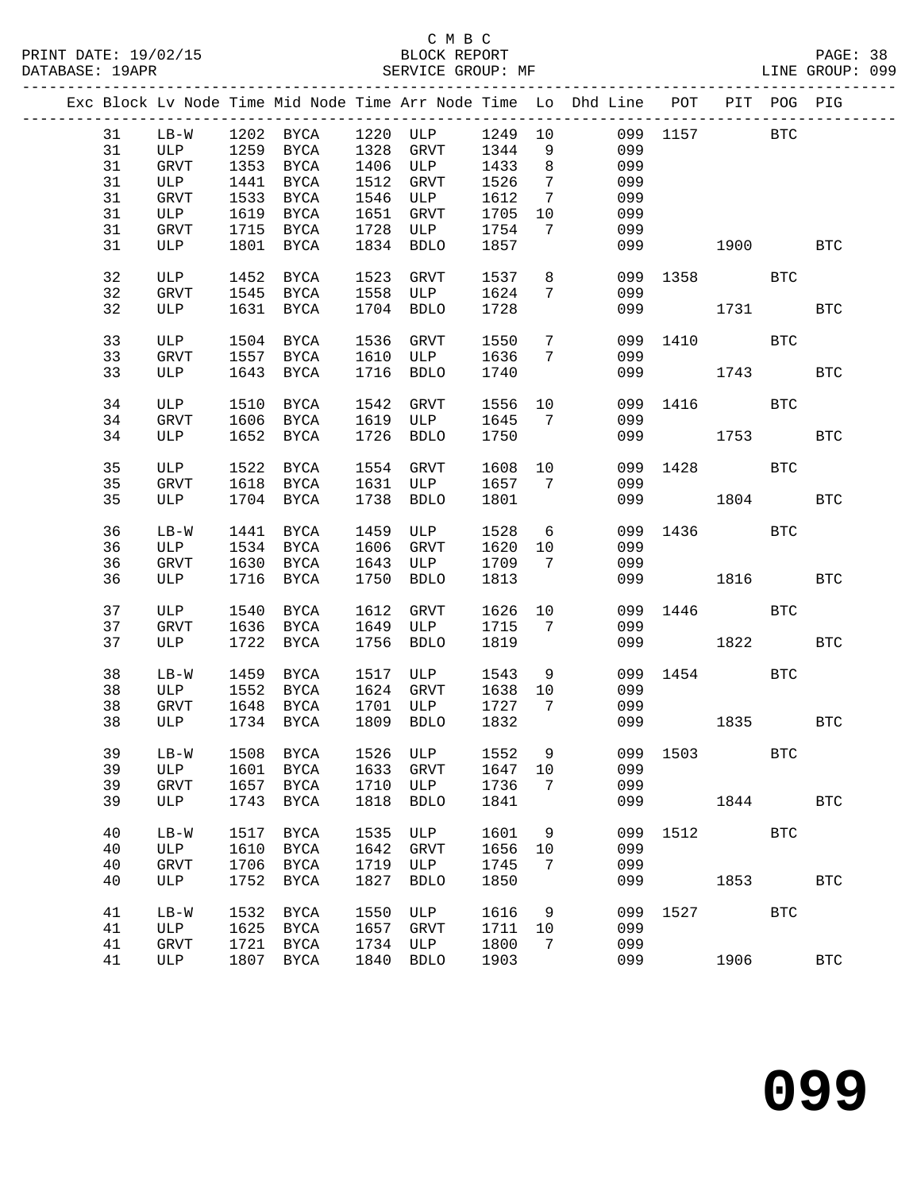C M B C
BLOCK REPORT
SERVICE GROUP: MF

PRINT DATE: 19/02/15
DATABASE: 19APR
LINE GROUP: 099

| Exc | Block | Lv Node | Time | Mid Node | Time | Arr Node | Time | Lo | Dhd Line | POT | PIT | POG | PIG |
|---|---|---|---|---|---|---|---|---|---|---|---|---|---|
| | 31 | LB-W | 1202 | BYCA | 1220 | ULP | 1249 | 10 | 099 | 1157 | | BTC | |
| | 31 | ULP | 1259 | BYCA | 1328 | GRVT | 1344 | 9 | 099 | | | | |
| | 31 | GRVT | 1353 | BYCA | 1406 | ULP | 1433 | 8 | 099 | | | | |
| | 31 | ULP | 1441 | BYCA | 1512 | GRVT | 1526 | 7 | 099 | | | | |
| | 31 | GRVT | 1533 | BYCA | 1546 | ULP | 1612 | 7 | 099 | | | | |
| | 31 | ULP | 1619 | BYCA | 1651 | GRVT | 1705 | 10 | 099 | | | | |
| | 31 | GRVT | 1715 | BYCA | 1728 | ULP | 1754 | 7 | 099 | | | | |
| | 31 | ULP | 1801 | BYCA | 1834 | BDLO | 1857 | | 099 | | 1900 | | BTC |
| | 32 | ULP | 1452 | BYCA | 1523 | GRVT | 1537 | 8 | 099 | 1358 | | BTC | |
| | 32 | GRVT | 1545 | BYCA | 1558 | ULP | 1624 | 7 | 099 | | | | |
| | 32 | ULP | 1631 | BYCA | 1704 | BDLO | 1728 | | 099 | | 1731 | | BTC |
| | 33 | ULP | 1504 | BYCA | 1536 | GRVT | 1550 | 7 | 099 | 1410 | | BTC | |
| | 33 | GRVT | 1557 | BYCA | 1610 | ULP | 1636 | 7 | 099 | | | | |
| | 33 | ULP | 1643 | BYCA | 1716 | BDLO | 1740 | | 099 | | 1743 | | BTC |
| | 34 | ULP | 1510 | BYCA | 1542 | GRVT | 1556 | 10 | 099 | 1416 | | BTC | |
| | 34 | GRVT | 1606 | BYCA | 1619 | ULP | 1645 | 7 | 099 | | | | |
| | 34 | ULP | 1652 | BYCA | 1726 | BDLO | 1750 | | 099 | | 1753 | | BTC |
| | 35 | ULP | 1522 | BYCA | 1554 | GRVT | 1608 | 10 | 099 | 1428 | | BTC | |
| | 35 | GRVT | 1618 | BYCA | 1631 | ULP | 1657 | 7 | 099 | | | | |
| | 35 | ULP | 1704 | BYCA | 1738 | BDLO | 1801 | | 099 | | 1804 | | BTC |
| | 36 | LB-W | 1441 | BYCA | 1459 | ULP | 1528 | 6 | 099 | 1436 | | BTC | |
| | 36 | ULP | 1534 | BYCA | 1606 | GRVT | 1620 | 10 | 099 | | | | |
| | 36 | GRVT | 1630 | BYCA | 1643 | ULP | 1709 | 7 | 099 | | | | |
| | 36 | ULP | 1716 | BYCA | 1750 | BDLO | 1813 | | 099 | | 1816 | | BTC |
| | 37 | ULP | 1540 | BYCA | 1612 | GRVT | 1626 | 10 | 099 | 1446 | | BTC | |
| | 37 | GRVT | 1636 | BYCA | 1649 | ULP | 1715 | 7 | 099 | | | | |
| | 37 | ULP | 1722 | BYCA | 1756 | BDLO | 1819 | | 099 | | 1822 | | BTC |
| | 38 | LB-W | 1459 | BYCA | 1517 | ULP | 1543 | 9 | 099 | 1454 | | BTC | |
| | 38 | ULP | 1552 | BYCA | 1624 | GRVT | 1638 | 10 | 099 | | | | |
| | 38 | GRVT | 1648 | BYCA | 1701 | ULP | 1727 | 7 | 099 | | | | |
| | 38 | ULP | 1734 | BYCA | 1809 | BDLO | 1832 | | 099 | | 1835 | | BTC |
| | 39 | LB-W | 1508 | BYCA | 1526 | ULP | 1552 | 9 | 099 | 1503 | | BTC | |
| | 39 | ULP | 1601 | BYCA | 1633 | GRVT | 1647 | 10 | 099 | | | | |
| | 39 | GRVT | 1657 | BYCA | 1710 | ULP | 1736 | 7 | 099 | | | | |
| | 39 | ULP | 1743 | BYCA | 1818 | BDLO | 1841 | | 099 | | 1844 | | BTC |
| | 40 | LB-W | 1517 | BYCA | 1535 | ULP | 1601 | 9 | 099 | 1512 | | BTC | |
| | 40 | ULP | 1610 | BYCA | 1642 | GRVT | 1656 | 10 | 099 | | | | |
| | 40 | GRVT | 1706 | BYCA | 1719 | ULP | 1745 | 7 | 099 | | | | |
| | 40 | ULP | 1752 | BYCA | 1827 | BDLO | 1850 | | 099 | | 1853 | | BTC |
| | 41 | LB-W | 1532 | BYCA | 1550 | ULP | 1616 | 9 | 099 | 1527 | | BTC | |
| | 41 | ULP | 1625 | BYCA | 1657 | GRVT | 1711 | 10 | 099 | | | | |
| | 41 | GRVT | 1721 | BYCA | 1734 | ULP | 1800 | 7 | 099 | | | | |
| | 41 | ULP | 1807 | BYCA | 1840 | BDLO | 1903 | | 099 | | 1906 | | BTC |

# 099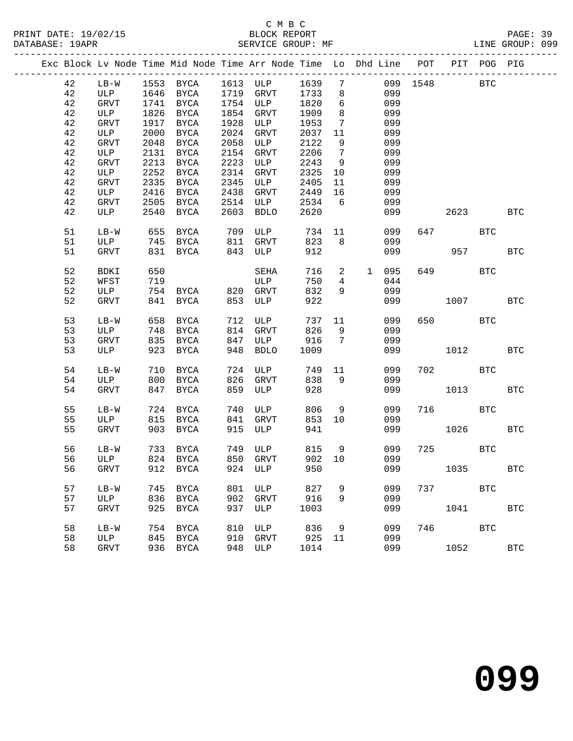C M B C
BLOCK REPORT
SERVICE GROUP: MF

PRINT DATE: 19/02/15
DATABASE: 19APR

LINE GROUP: 099

| Exc | Block | Lv | Node | Time | Mid Node | Time | Arr Node | Time | Lo | Dhd | Line | POT | PIT | POG | PIG |
|---|---|---|---|---|---|---|---|---|---|---|---|---|---|---|---|
| | 42 | | LB-W | 1553 | BYCA | 1613 | ULP | 1639 | 7 | | 099 | 1548 | | BTC | |
| | 42 | | ULP | 1646 | BYCA | 1719 | GRVT | 1733 | 8 | | 099 | | | | |
| | 42 | | GRVT | 1741 | BYCA | 1754 | ULP | 1820 | 6 | | 099 | | | | |
| | 42 | | ULP | 1826 | BYCA | 1854 | GRVT | 1909 | 8 | | 099 | | | | |
| | 42 | | GRVT | 1917 | BYCA | 1928 | ULP | 1953 | 7 | | 099 | | | | |
| | 42 | | ULP | 2000 | BYCA | 2024 | GRVT | 2037 | 11 | | 099 | | | | |
| | 42 | | GRVT | 2048 | BYCA | 2058 | ULP | 2122 | 9 | | 099 | | | | |
| | 42 | | ULP | 2131 | BYCA | 2154 | GRVT | 2206 | 7 | | 099 | | | | |
| | 42 | | GRVT | 2213 | BYCA | 2223 | ULP | 2243 | 9 | | 099 | | | | |
| | 42 | | ULP | 2252 | BYCA | 2314 | GRVT | 2325 | 10 | | 099 | | | | |
| | 42 | | GRVT | 2335 | BYCA | 2345 | ULP | 2405 | 11 | | 099 | | | | |
| | 42 | | ULP | 2416 | BYCA | 2438 | GRVT | 2449 | 16 | | 099 | | | | |
| | 42 | | GRVT | 2505 | BYCA | 2514 | ULP | 2534 | 6 | | 099 | | | | |
| | 42 | | ULP | 2540 | BYCA | 2603 | BDLO | 2620 | | | 099 | | 2623 | | BTC |
| | 51 | | LB-W | 655 | BYCA | 709 | ULP | 734 | 11 | | 099 | 647 | | BTC | |
| | 51 | | ULP | 745 | BYCA | 811 | GRVT | 823 | 8 | | 099 | | | | |
| | 51 | | GRVT | 831 | BYCA | 843 | ULP | 912 | | | 099 | | 957 | | BTC |
| | 52 | | BDKI | 650 | | | SEHA | 716 | 2 | 1 | 095 | 649 | | BTC | |
| | 52 | | WFST | 719 | | | ULP | 750 | 4 | | 044 | | | | |
| | 52 | | ULP | 754 | BYCA | 820 | GRVT | 832 | 9 | | 099 | | | | |
| | 52 | | GRVT | 841 | BYCA | 853 | ULP | 922 | | | 099 | | 1007 | | BTC |
| | 53 | | LB-W | 658 | BYCA | 712 | ULP | 737 | 11 | | 099 | 650 | | BTC | |
| | 53 | | ULP | 748 | BYCA | 814 | GRVT | 826 | 9 | | 099 | | | | |
| | 53 | | GRVT | 835 | BYCA | 847 | ULP | 916 | 7 | | 099 | | | | |
| | 53 | | ULP | 923 | BYCA | 948 | BDLO | 1009 | | | 099 | | 1012 | | BTC |
| | 54 | | LB-W | 710 | BYCA | 724 | ULP | 749 | 11 | | 099 | 702 | | BTC | |
| | 54 | | ULP | 800 | BYCA | 826 | GRVT | 838 | 9 | | 099 | | | | |
| | 54 | | GRVT | 847 | BYCA | 859 | ULP | 928 | | | 099 | | 1013 | | BTC |
| | 55 | | LB-W | 724 | BYCA | 740 | ULP | 806 | 9 | | 099 | 716 | | BTC | |
| | 55 | | ULP | 815 | BYCA | 841 | GRVT | 853 | 10 | | 099 | | | | |
| | 55 | | GRVT | 903 | BYCA | 915 | ULP | 941 | | | 099 | | 1026 | | BTC |
| | 56 | | LB-W | 733 | BYCA | 749 | ULP | 815 | 9 | | 099 | 725 | | BTC | |
| | 56 | | ULP | 824 | BYCA | 850 | GRVT | 902 | 10 | | 099 | | | | |
| | 56 | | GRVT | 912 | BYCA | 924 | ULP | 950 | | | 099 | | 1035 | | BTC |
| | 57 | | LB-W | 745 | BYCA | 801 | ULP | 827 | 9 | | 099 | 737 | | BTC | |
| | 57 | | ULP | 836 | BYCA | 902 | GRVT | 916 | 9 | | 099 | | | | |
| | 57 | | GRVT | 925 | BYCA | 937 | ULP | 1003 | | | 099 | | 1041 | | BTC |
| | 58 | | LB-W | 754 | BYCA | 810 | ULP | 836 | 9 | | 099 | 746 | | BTC | |
| | 58 | | ULP | 845 | BYCA | 910 | GRVT | 925 | 11 | | 099 | | | | |
| | 58 | | GRVT | 936 | BYCA | 948 | ULP | 1014 | | | 099 | | 1052 | | BTC |

**099**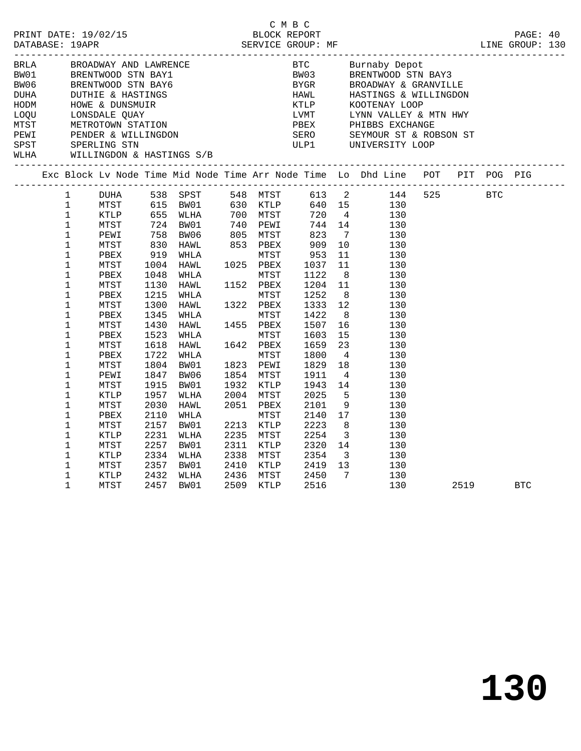C M B C

PRINT DATE: 19/02/15 BLOCK REPORT
DATABASE: 19APR SERVICE GROUP: MF LINE GROUP: 130

| Code | Name | Code | Name |
|---|---|---|---|
| BRLA | BROADWAY AND LAWRENCE | BTC | Burnaby Depot |
| BW01 | BRENTWOOD STN BAY1 | BW03 | BRENTWOOD STN BAY3 |
| BW06 | BRENTWOOD STN BAY6 | BYGR | BROADWAY & GRANVILLE |
| DUHA | DUTHIE & HASTINGS | HAWL | HASTINGS & WILLINGDON |
| HODM | HOWE & DUNSMUIR | KTLP | KOOTENAY LOOP |
| LOQU | LONSDALE QUAY | LVMT | LYNN VALLEY & MTN HWY |
| MTST | METROTOWN STATION | PBEX | PHIBBS EXCHANGE |
| PEWI | PENDER & WILLINGDON | SERO | SEYMOUR ST & ROBSON ST |
| SPST | SPERLING STN | ULP1 | UNIVERSITY LOOP |
| WLHA | WILLINGDON & HASTINGS S/B | | |

| Exc | Block | Lv Node | Time | Mid Node | Time | Arr Node | Time | Lo | Dhd Line | POT | PIT | POG | PIG |
|---|---|---|---|---|---|---|---|---|---|---|---|---|---|
| | 1 | DUHA | 538 | SPST | 548 | MTST | 613 | 2 | 144 | 525 | | BTC | |
| | 1 | MTST | 615 | BW01 | 630 | KTLP | 640 | 15 | 130 | | | | |
| | 1 | KTLP | 655 | WLHA | 700 | MTST | 720 | 4 | 130 | | | | |
| | 1 | MTST | 724 | BW01 | 740 | PEWI | 744 | 14 | 130 | | | | |
| | 1 | PEWI | 758 | BW06 | 805 | MTST | 823 | 7 | 130 | | | | |
| | 1 | MTST | 830 | HAWL | 853 | PBEX | 909 | 10 | 130 | | | | |
| | 1 | PBEX | 919 | WHLA | | MTST | 953 | 11 | 130 | | | | |
| | 1 | MTST | 1004 | HAWL | 1025 | PBEX | 1037 | 11 | 130 | | | | |
| | 1 | PBEX | 1048 | WHLA | | MTST | 1122 | 8 | 130 | | | | |
| | 1 | MTST | 1130 | HAWL | 1152 | PBEX | 1204 | 11 | 130 | | | | |
| | 1 | PBEX | 1215 | WHLA | | MTST | 1252 | 8 | 130 | | | | |
| | 1 | MTST | 1300 | HAWL | 1322 | PBEX | 1333 | 12 | 130 | | | | |
| | 1 | PBEX | 1345 | WHLA | | MTST | 1422 | 8 | 130 | | | | |
| | 1 | MTST | 1430 | HAWL | 1455 | PBEX | 1507 | 16 | 130 | | | | |
| | 1 | PBEX | 1523 | WHLA | | MTST | 1603 | 15 | 130 | | | | |
| | 1 | MTST | 1618 | HAWL | 1642 | PBEX | 1659 | 23 | 130 | | | | |
| | 1 | PBEX | 1722 | WHLA | | MTST | 1800 | 4 | 130 | | | | |
| | 1 | MTST | 1804 | BW01 | 1823 | PEWI | 1829 | 18 | 130 | | | | |
| | 1 | PEWI | 1847 | BW06 | 1854 | MTST | 1911 | 4 | 130 | | | | |
| | 1 | MTST | 1915 | BW01 | 1932 | KTLP | 1943 | 14 | 130 | | | | |
| | 1 | KTLP | 1957 | WLHA | 2004 | MTST | 2025 | 5 | 130 | | | | |
| | 1 | MTST | 2030 | HAWL | 2051 | PBEX | 2101 | 9 | 130 | | | | |
| | 1 | PBEX | 2110 | WHLA | | MTST | 2140 | 17 | 130 | | | | |
| | 1 | MTST | 2157 | BW01 | 2213 | KTLP | 2223 | 8 | 130 | | | | |
| | 1 | KTLP | 2231 | WLHA | 2235 | MTST | 2254 | 3 | 130 | | | | |
| | 1 | MTST | 2257 | BW01 | 2311 | KTLP | 2320 | 14 | 130 | | | | |
| | 1 | KTLP | 2334 | WLHA | 2338 | MTST | 2354 | 3 | 130 | | | | |
| | 1 | MTST | 2357 | BW01 | 2410 | KTLP | 2419 | 13 | 130 | | | | |
| | 1 | KTLP | 2432 | WLHA | 2436 | MTST | 2450 | 7 | 130 | | | | |
| | 1 | MTST | 2457 | BW01 | 2509 | KTLP | 2516 | | 130 | | 2519 | | BTC |

130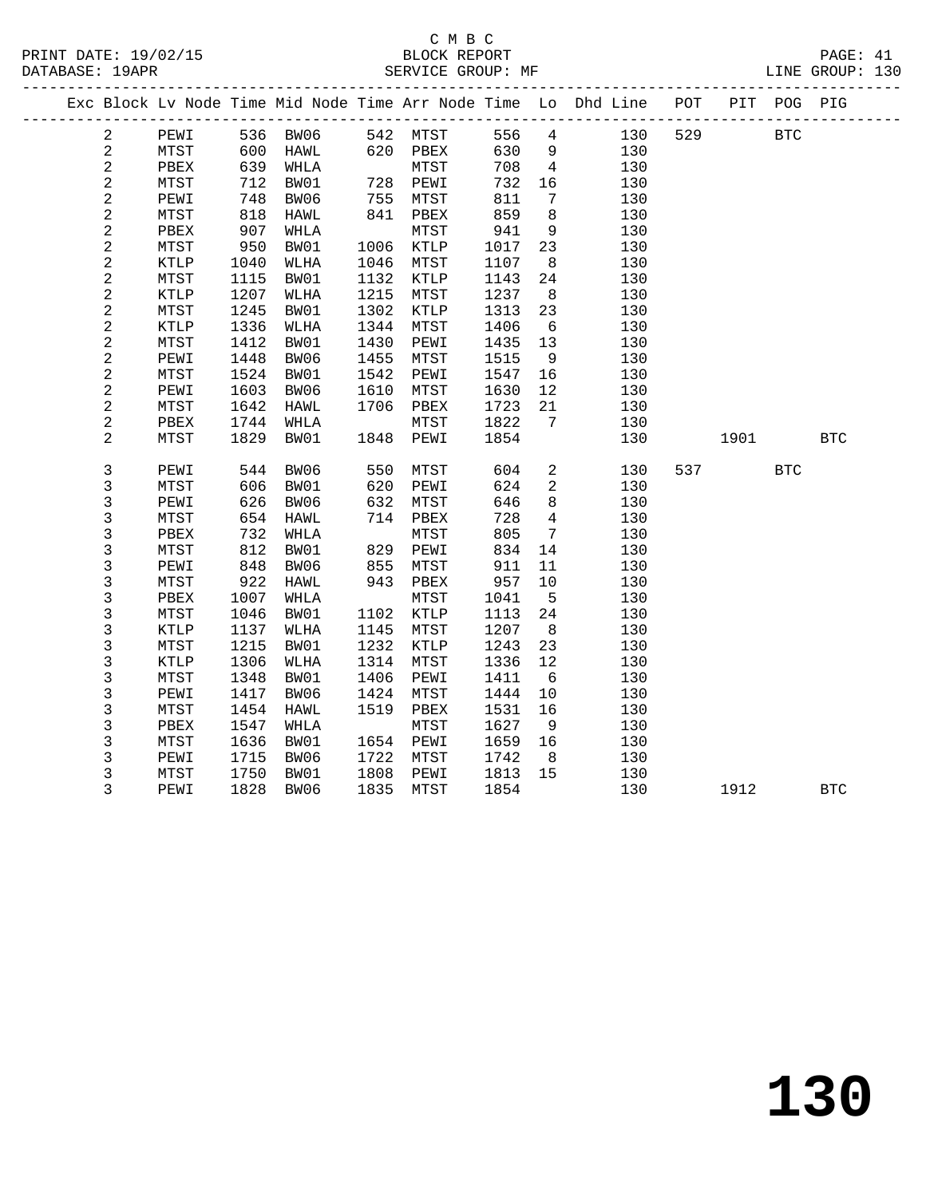C M B C

BLOCK REPORT

SERVICE GROUP: MF

| Exc | Block | Lv | Node | Time | Mid Node | Time | Arr Node | Time | Lo | Dhd Line | POT | PIT | POG | PIG |
|---|---|---|---|---|---|---|---|---|---|---|---|---|---|---|
| | 2 | | PEWI | 536 | BW06 | 542 | MTST | 556 | 4 | 130 | 529 | | BTC | |
| | 2 | | MTST | 600 | HAWL | 620 | PBEX | 630 | 9 | 130 | | | | |
| | 2 | | PBEX | 639 | WHLA | | MTST | 708 | 4 | 130 | | | | |
| | 2 | | MTST | 712 | BW01 | 728 | PEWI | 732 | 16 | 130 | | | | |
| | 2 | | PEWI | 748 | BW06 | 755 | MTST | 811 | 7 | 130 | | | | |
| | 2 | | MTST | 818 | HAWL | 841 | PBEX | 859 | 8 | 130 | | | | |
| | 2 | | PBEX | 907 | WHLA | | MTST | 941 | 9 | 130 | | | | |
| | 2 | | MTST | 950 | BW01 | 1006 | KTLP | 1017 | 23 | 130 | | | | |
| | 2 | | KTLP | 1040 | WLHA | 1046 | MTST | 1107 | 8 | 130 | | | | |
| | 2 | | MTST | 1115 | BW01 | 1132 | KTLP | 1143 | 24 | 130 | | | | |
| | 2 | | KTLP | 1207 | WLHA | 1215 | MTST | 1237 | 8 | 130 | | | | |
| | 2 | | MTST | 1245 | BW01 | 1302 | KTLP | 1313 | 23 | 130 | | | | |
| | 2 | | KTLP | 1336 | WLHA | 1344 | MTST | 1406 | 6 | 130 | | | | |
| | 2 | | MTST | 1412 | BW01 | 1430 | PEWI | 1435 | 13 | 130 | | | | |
| | 2 | | PEWI | 1448 | BW06 | 1455 | MTST | 1515 | 9 | 130 | | | | |
| | 2 | | MTST | 1524 | BW01 | 1542 | PEWI | 1547 | 16 | 130 | | | | |
| | 2 | | PEWI | 1603 | BW06 | 1610 | MTST | 1630 | 12 | 130 | | | | |
| | 2 | | MTST | 1642 | HAWL | 1706 | PBEX | 1723 | 21 | 130 | | | | |
| | 2 | | PBEX | 1744 | WHLA | | MTST | 1822 | 7 | 130 | | | | |
| | 2 | | MTST | 1829 | BW01 | 1848 | PEWI | 1854 | | 130 | | 1901 | | BTC |
| | 3 | | PEWI | 544 | BW06 | 550 | MTST | 604 | 2 | 130 | 537 | | BTC | |
| | 3 | | MTST | 606 | BW01 | 620 | PEWI | 624 | 2 | 130 | | | | |
| | 3 | | PEWI | 626 | BW06 | 632 | MTST | 646 | 8 | 130 | | | | |
| | 3 | | MTST | 654 | HAWL | 714 | PBEX | 728 | 4 | 130 | | | | |
| | 3 | | PBEX | 732 | WHLA | | MTST | 805 | 7 | 130 | | | | |
| | 3 | | MTST | 812 | BW01 | 829 | PEWI | 834 | 14 | 130 | | | | |
| | 3 | | PEWI | 848 | BW06 | 855 | MTST | 911 | 11 | 130 | | | | |
| | 3 | | MTST | 922 | HAWL | 943 | PBEX | 957 | 10 | 130 | | | | |
| | 3 | | PBEX | 1007 | WHLA | | MTST | 1041 | 5 | 130 | | | | |
| | 3 | | MTST | 1046 | BW01 | 1102 | KTLP | 1113 | 24 | 130 | | | | |
| | 3 | | KTLP | 1137 | WLHA | 1145 | MTST | 1207 | 8 | 130 | | | | |
| | 3 | | MTST | 1215 | BW01 | 1232 | KTLP | 1243 | 23 | 130 | | | | |
| | 3 | | KTLP | 1306 | WLHA | 1314 | MTST | 1336 | 12 | 130 | | | | |
| | 3 | | MTST | 1348 | BW01 | 1406 | PEWI | 1411 | 6 | 130 | | | | |
| | 3 | | PEWI | 1417 | BW06 | 1424 | MTST | 1444 | 10 | 130 | | | | |
| | 3 | | MTST | 1454 | HAWL | 1519 | PBEX | 1531 | 16 | 130 | | | | |
| | 3 | | PBEX | 1547 | WHLA | | MTST | 1627 | 9 | 130 | | | | |
| | 3 | | MTST | 1636 | BW01 | 1654 | PEWI | 1659 | 16 | 130 | | | | |
| | 3 | | PEWI | 1715 | BW06 | 1722 | MTST | 1742 | 8 | 130 | | | | |
| | 3 | | MTST | 1750 | BW01 | 1808 | PEWI | 1813 | 15 | 130 | | | | |
| | 3 | | PEWI | 1828 | BW06 | 1835 | MTST | 1854 | | 130 | | 1912 | | BTC |

130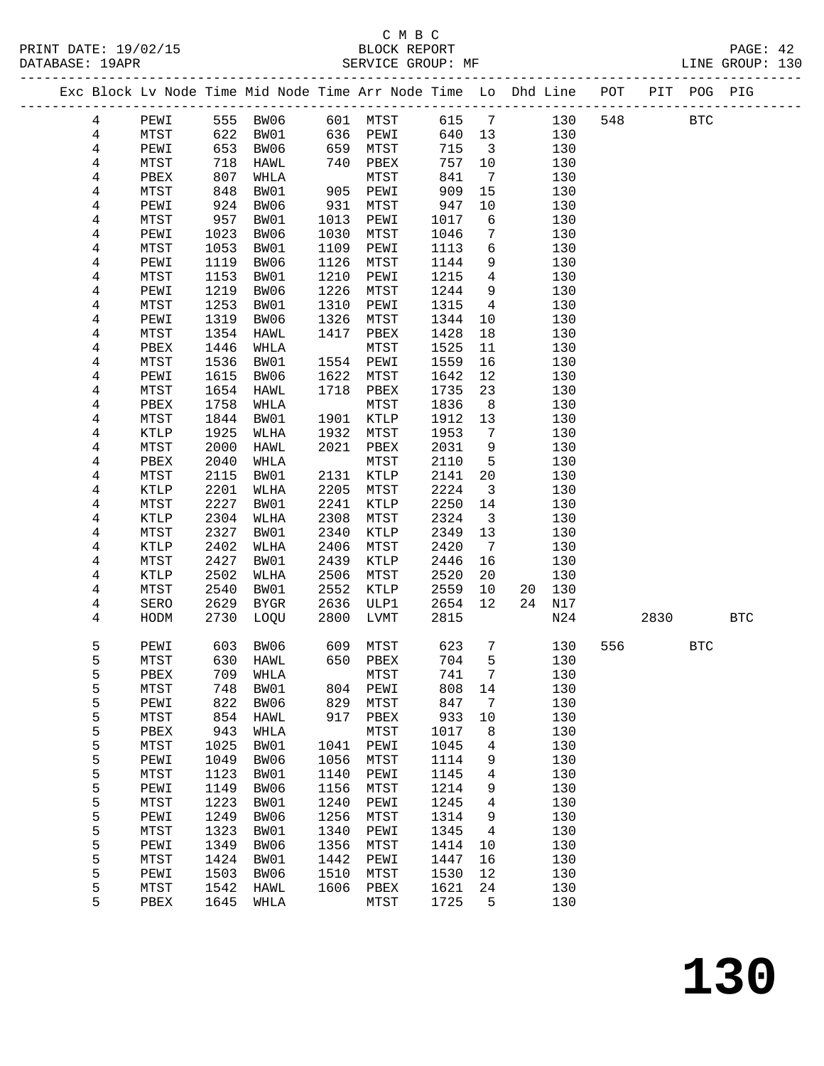C M B C
BLOCK REPORT
SERVICE GROUP: MF

PRINT DATE: 19/02/15
DATABASE: 19APR
LINE GROUP: 130

| Exc | Block | Lv | Node | Time | Mid Node | Time | Arr Node | Time | Lo | Dhd | Line | POT | PIT | POG | PIG |
|---|---|---|---|---|---|---|---|---|---|---|---|---|---|---|---|
| | 4 | | PEWI | 555 | BW06 | 601 | MTST | 615 | 7 | | 130 | 548 | | BTC | |
| | 4 | | MTST | 622 | BW01 | 636 | PEWI | 640 | 13 | | 130 | | | | |
| | 4 | | PEWI | 653 | BW06 | 659 | MTST | 715 | 3 | | 130 | | | | |
| | 4 | | MTST | 718 | HAWL | 740 | PBEX | 757 | 10 | | 130 | | | | |
| | 4 | | PBEX | 807 | WHLA | | MTST | 841 | 7 | | 130 | | | | |
| | 4 | | MTST | 848 | BW01 | 905 | PEWI | 909 | 15 | | 130 | | | | |
| | 4 | | PEWI | 924 | BW06 | 931 | MTST | 947 | 10 | | 130 | | | | |
| | 4 | | MTST | 957 | BW01 | 1013 | PEWI | 1017 | 6 | | 130 | | | | |
| | 4 | | PEWI | 1023 | BW06 | 1030 | MTST | 1046 | 7 | | 130 | | | | |
| | 4 | | MTST | 1053 | BW01 | 1109 | PEWI | 1113 | 6 | | 130 | | | | |
| | 4 | | PEWI | 1119 | BW06 | 1126 | MTST | 1144 | 9 | | 130 | | | | |
| | 4 | | MTST | 1153 | BW01 | 1210 | PEWI | 1215 | 4 | | 130 | | | | |
| | 4 | | PEWI | 1219 | BW06 | 1226 | MTST | 1244 | 9 | | 130 | | | | |
| | 4 | | MTST | 1253 | BW01 | 1310 | PEWI | 1315 | 4 | | 130 | | | | |
| | 4 | | PEWI | 1319 | BW06 | 1326 | MTST | 1344 | 10 | | 130 | | | | |
| | 4 | | MTST | 1354 | HAWL | 1417 | PBEX | 1428 | 18 | | 130 | | | | |
| | 4 | | PBEX | 1446 | WHLA | | MTST | 1525 | 11 | | 130 | | | | |
| | 4 | | MTST | 1536 | BW01 | 1554 | PEWI | 1559 | 16 | | 130 | | | | |
| | 4 | | PEWI | 1615 | BW06 | 1622 | MTST | 1642 | 12 | | 130 | | | | |
| | 4 | | MTST | 1654 | HAWL | 1718 | PBEX | 1735 | 23 | | 130 | | | | |
| | 4 | | PBEX | 1758 | WHLA | | MTST | 1836 | 8 | | 130 | | | | |
| | 4 | | MTST | 1844 | BW01 | 1901 | KTLP | 1912 | 13 | | 130 | | | | |
| | 4 | | KTLP | 1925 | WLHA | 1932 | MTST | 1953 | 7 | | 130 | | | | |
| | 4 | | MTST | 2000 | HAWL | 2021 | PBEX | 2031 | 9 | | 130 | | | | |
| | 4 | | PBEX | 2040 | WHLA | | MTST | 2110 | 5 | | 130 | | | | |
| | 4 | | MTST | 2115 | BW01 | 2131 | KTLP | 2141 | 20 | | 130 | | | | |
| | 4 | | KTLP | 2201 | WLHA | 2205 | MTST | 2224 | 3 | | 130 | | | | |
| | 4 | | MTST | 2227 | BW01 | 2241 | KTLP | 2250 | 14 | | 130 | | | | |
| | 4 | | KTLP | 2304 | WLHA | 2308 | MTST | 2324 | 3 | | 130 | | | | |
| | 4 | | MTST | 2327 | BW01 | 2340 | KTLP | 2349 | 13 | | 130 | | | | |
| | 4 | | KTLP | 2402 | WLHA | 2406 | MTST | 2420 | 7 | | 130 | | | | |
| | 4 | | MTST | 2427 | BW01 | 2439 | KTLP | 2446 | 16 | | 130 | | | | |
| | 4 | | KTLP | 2502 | WLHA | 2506 | MTST | 2520 | 20 | | 130 | | | | |
| | 4 | | MTST | 2540 | BW01 | 2552 | KTLP | 2559 | 10 | 20 | 130 | | | | |
| | 4 | | SERO | 2629 | BYGR | 2636 | ULP1 | 2654 | 12 | 24 | N17 | | | | |
| | 4 | | HODM | 2730 | LOQU | 2800 | LVMT | 2815 | | | N24 | | 2830 | | BTC |
| | 5 | | PEWI | 603 | BW06 | 609 | MTST | 623 | 7 | | 130 | 556 | | BTC | |
| | 5 | | MTST | 630 | HAWL | 650 | PBEX | 704 | 5 | | 130 | | | | |
| | 5 | | PBEX | 709 | WHLA | | MTST | 741 | 7 | | 130 | | | | |
| | 5 | | MTST | 748 | BW01 | 804 | PEWI | 808 | 14 | | 130 | | | | |
| | 5 | | PEWI | 822 | BW06 | 829 | MTST | 847 | 7 | | 130 | | | | |
| | 5 | | MTST | 854 | HAWL | 917 | PBEX | 933 | 10 | | 130 | | | | |
| | 5 | | PBEX | 943 | WHLA | | MTST | 1017 | 8 | | 130 | | | | |
| | 5 | | MTST | 1025 | BW01 | 1041 | PEWI | 1045 | 4 | | 130 | | | | |
| | 5 | | PEWI | 1049 | BW06 | 1056 | MTST | 1114 | 9 | | 130 | | | | |
| | 5 | | MTST | 1123 | BW01 | 1140 | PEWI | 1145 | 4 | | 130 | | | | |
| | 5 | | PEWI | 1149 | BW06 | 1156 | MTST | 1214 | 9 | | 130 | | | | |
| | 5 | | MTST | 1223 | BW01 | 1240 | PEWI | 1245 | 4 | | 130 | | | | |
| | 5 | | PEWI | 1249 | BW06 | 1256 | MTST | 1314 | 9 | | 130 | | | | |
| | 5 | | MTST | 1323 | BW01 | 1340 | PEWI | 1345 | 4 | | 130 | | | | |
| | 5 | | PEWI | 1349 | BW06 | 1356 | MTST | 1414 | 10 | | 130 | | | | |
| | 5 | | MTST | 1424 | BW01 | 1442 | PEWI | 1447 | 16 | | 130 | | | | |
| | 5 | | PEWI | 1503 | BW06 | 1510 | MTST | 1530 | 12 | | 130 | | | | |
| | 5 | | MTST | 1542 | HAWL | 1606 | PBEX | 1621 | 24 | | 130 | | | | |
| | 5 | | PBEX | 1645 | WHLA | | MTST | 1725 | 5 | | 130 | | | | |

# 130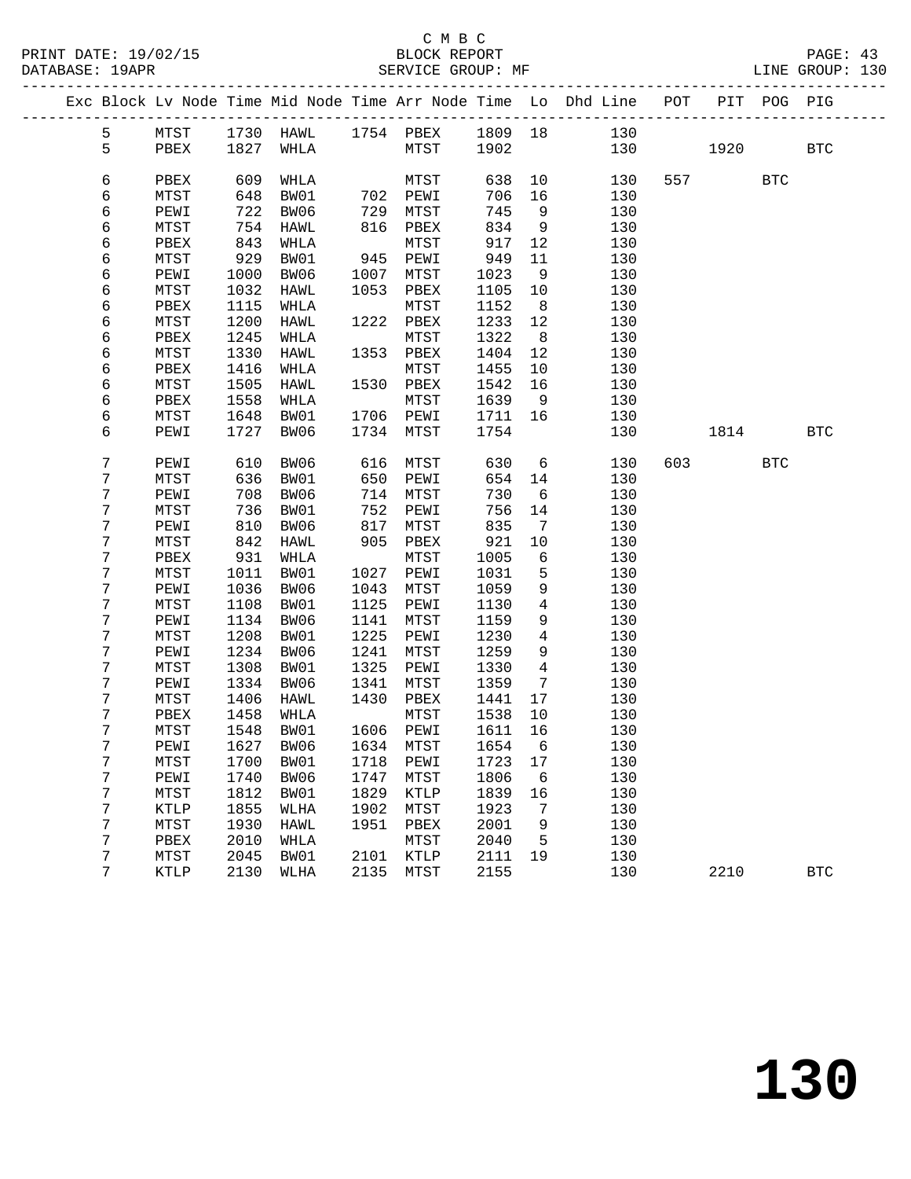C M B C
BLOCK REPORT
SERVICE GROUP: MF

LINE GROUP: 130

| Exc | Block | Lv | Node | Time | Mid Node | Time | Arr Node | Time | Lo | Dhd Line | POT | PIT | POG | PIG |
|---|---|---|---|---|---|---|---|---|---|---|---|---|---|---|
| | 5 | | MTST | 1730 | HAWL | 1754 | PBEX | 1809 | 18 | 130 | | | | |
| | 5 | | PBEX | 1827 | WHLA | | MTST | 1902 | | 130 | | 1920 | | BTC |
| | 6 | | PBEX | 609 | WHLA | | MTST | 638 | 10 | 130 | 557 | | BTC | |
| | 6 | | MTST | 648 | BW01 | 702 | PEWI | 706 | 16 | 130 | | | | |
| | 6 | | PEWI | 722 | BW06 | 729 | MTST | 745 | 9 | 130 | | | | |
| | 6 | | MTST | 754 | HAWL | 816 | PBEX | 834 | 9 | 130 | | | | |
| | 6 | | PBEX | 843 | WHLA | | MTST | 917 | 12 | 130 | | | | |
| | 6 | | MTST | 929 | BW01 | 945 | PEWI | 949 | 11 | 130 | | | | |
| | 6 | | PEWI | 1000 | BW06 | 1007 | MTST | 1023 | 9 | 130 | | | | |
| | 6 | | MTST | 1032 | HAWL | 1053 | PBEX | 1105 | 10 | 130 | | | | |
| | 6 | | PBEX | 1115 | WHLA | | MTST | 1152 | 8 | 130 | | | | |
| | 6 | | MTST | 1200 | HAWL | 1222 | PBEX | 1233 | 12 | 130 | | | | |
| | 6 | | PBEX | 1245 | WHLA | | MTST | 1322 | 8 | 130 | | | | |
| | 6 | | MTST | 1330 | HAWL | 1353 | PBEX | 1404 | 12 | 130 | | | | |
| | 6 | | PBEX | 1416 | WHLA | | MTST | 1455 | 10 | 130 | | | | |
| | 6 | | MTST | 1505 | HAWL | 1530 | PBEX | 1542 | 16 | 130 | | | | |
| | 6 | | PBEX | 1558 | WHLA | | MTST | 1639 | 9 | 130 | | | | |
| | 6 | | MTST | 1648 | BW01 | 1706 | PEWI | 1711 | 16 | 130 | | | | |
| | 6 | | PEWI | 1727 | BW06 | 1734 | MTST | 1754 | | 130 | | 1814 | | BTC |
| | 7 | | PEWI | 610 | BW06 | 616 | MTST | 630 | 6 | 130 | 603 | | BTC | |
| | 7 | | MTST | 636 | BW01 | 650 | PEWI | 654 | 14 | 130 | | | | |
| | 7 | | PEWI | 708 | BW06 | 714 | MTST | 730 | 6 | 130 | | | | |
| | 7 | | MTST | 736 | BW01 | 752 | PEWI | 756 | 14 | 130 | | | | |
| | 7 | | PEWI | 810 | BW06 | 817 | MTST | 835 | 7 | 130 | | | | |
| | 7 | | MTST | 842 | HAWL | 905 | PBEX | 921 | 10 | 130 | | | | |
| | 7 | | PBEX | 931 | WHLA | | MTST | 1005 | 6 | 130 | | | | |
| | 7 | | MTST | 1011 | BW01 | 1027 | PEWI | 1031 | 5 | 130 | | | | |
| | 7 | | PEWI | 1036 | BW06 | 1043 | MTST | 1059 | 9 | 130 | | | | |
| | 7 | | MTST | 1108 | BW01 | 1125 | PEWI | 1130 | 4 | 130 | | | | |
| | 7 | | PEWI | 1134 | BW06 | 1141 | MTST | 1159 | 9 | 130 | | | | |
| | 7 | | MTST | 1208 | BW01 | 1225 | PEWI | 1230 | 4 | 130 | | | | |
| | 7 | | PEWI | 1234 | BW06 | 1241 | MTST | 1259 | 9 | 130 | | | | |
| | 7 | | MTST | 1308 | BW01 | 1325 | PEWI | 1330 | 4 | 130 | | | | |
| | 7 | | PEWI | 1334 | BW06 | 1341 | MTST | 1359 | 7 | 130 | | | | |
| | 7 | | MTST | 1406 | HAWL | 1430 | PBEX | 1441 | 17 | 130 | | | | |
| | 7 | | PBEX | 1458 | WHLA | | MTST | 1538 | 10 | 130 | | | | |
| | 7 | | MTST | 1548 | BW01 | 1606 | PEWI | 1611 | 16 | 130 | | | | |
| | 7 | | PEWI | 1627 | BW06 | 1634 | MTST | 1654 | 6 | 130 | | | | |
| | 7 | | MTST | 1700 | BW01 | 1718 | PEWI | 1723 | 17 | 130 | | | | |
| | 7 | | PEWI | 1740 | BW06 | 1747 | MTST | 1806 | 6 | 130 | | | | |
| | 7 | | MTST | 1812 | BW01 | 1829 | KTLP | 1839 | 16 | 130 | | | | |
| | 7 | | KTLP | 1855 | WLHA | 1902 | MTST | 1923 | 7 | 130 | | | | |
| | 7 | | MTST | 1930 | HAWL | 1951 | PBEX | 2001 | 9 | 130 | | | | |
| | 7 | | PBEX | 2010 | WHLA | | MTST | 2040 | 5 | 130 | | | | |
| | 7 | | MTST | 2045 | BW01 | 2101 | KTLP | 2111 | 19 | 130 | | | | |
| | 7 | | KTLP | 2130 | WLHA | 2135 | MTST | 2155 | | 130 | | 2210 | | BTC |

130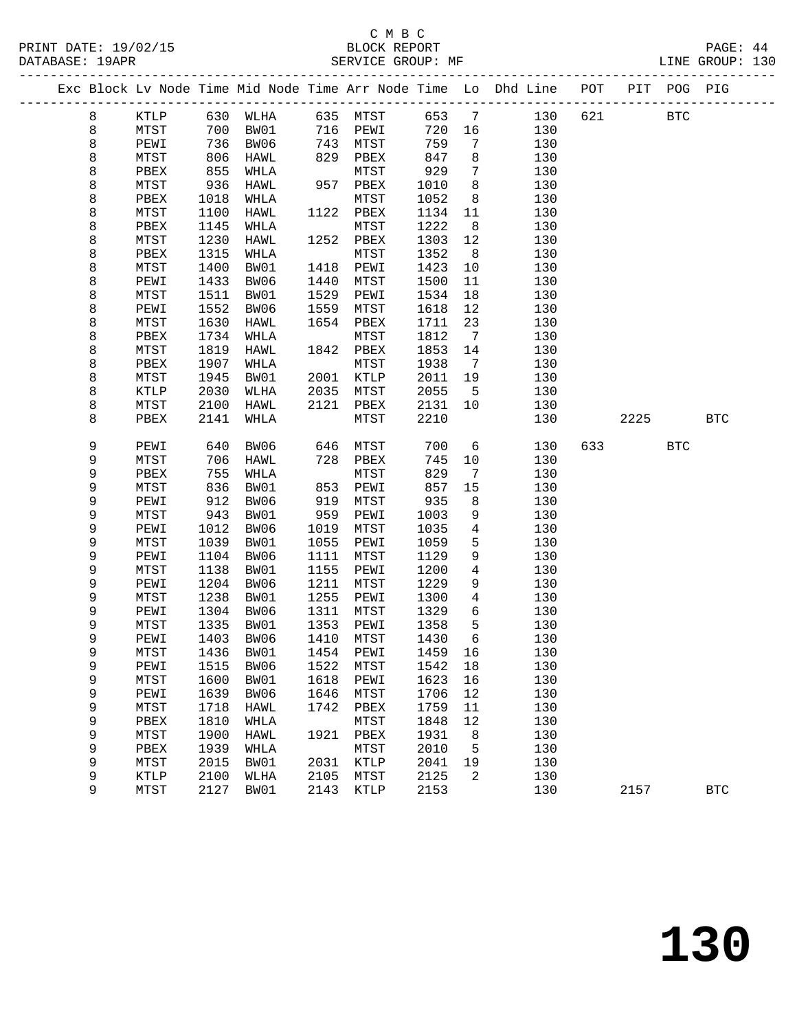C M B C
BLOCK REPORT
SERVICE GROUP: MF

PRINT DATE: 19/02/15
DATABASE: 19APR
LINE GROUP: 130

| Exc | Block | Lv | Node | Time | Mid Node | Time | Arr Node | Time | Lo | Dhd Line | POT | PIT | POG | PIG |
|---|---|---|---|---|---|---|---|---|---|---|---|---|---|---|
| | 8 | | KTLP | 630 | WLHA | 635 | MTST | 653 | 7 | 130 | 621 | | BTC | |
| | 8 | | MTST | 700 | BW01 | 716 | PEWI | 720 | 16 | 130 | | | | |
| | 8 | | PEWI | 736 | BW06 | 743 | MTST | 759 | 7 | 130 | | | | |
| | 8 | | MTST | 806 | HAWL | 829 | PBEX | 847 | 8 | 130 | | | | |
| | 8 | | PBEX | 855 | WHLA | | MTST | 929 | 7 | 130 | | | | |
| | 8 | | MTST | 936 | HAWL | 957 | PBEX | 1010 | 8 | 130 | | | | |
| | 8 | | PBEX | 1018 | WHLA | | MTST | 1052 | 8 | 130 | | | | |
| | 8 | | MTST | 1100 | HAWL | 1122 | PBEX | 1134 | 11 | 130 | | | | |
| | 8 | | PBEX | 1145 | WHLA | | MTST | 1222 | 8 | 130 | | | | |
| | 8 | | MTST | 1230 | HAWL | 1252 | PBEX | 1303 | 12 | 130 | | | | |
| | 8 | | PBEX | 1315 | WHLA | | MTST | 1352 | 8 | 130 | | | | |
| | 8 | | MTST | 1400 | BW01 | 1418 | PEWI | 1423 | 10 | 130 | | | | |
| | 8 | | PEWI | 1433 | BW06 | 1440 | MTST | 1500 | 11 | 130 | | | | |
| | 8 | | MTST | 1511 | BW01 | 1529 | PEWI | 1534 | 18 | 130 | | | | |
| | 8 | | PEWI | 1552 | BW06 | 1559 | MTST | 1618 | 12 | 130 | | | | |
| | 8 | | MTST | 1630 | HAWL | 1654 | PBEX | 1711 | 23 | 130 | | | | |
| | 8 | | PBEX | 1734 | WHLA | | MTST | 1812 | 7 | 130 | | | | |
| | 8 | | MTST | 1819 | HAWL | 1842 | PBEX | 1853 | 14 | 130 | | | | |
| | 8 | | PBEX | 1907 | WHLA | | MTST | 1938 | 7 | 130 | | | | |
| | 8 | | MTST | 1945 | BW01 | 2001 | KTLP | 2011 | 19 | 130 | | | | |
| | 8 | | KTLP | 2030 | WLHA | 2035 | MTST | 2055 | 5 | 130 | | | | |
| | 8 | | MTST | 2100 | HAWL | 2121 | PBEX | 2131 | 10 | 130 | | | | |
| | 8 | | PBEX | 2141 | WHLA | | MTST | 2210 | | 130 | | 2225 | | BTC |
| | 9 | | PEWI | 640 | BW06 | 646 | MTST | 700 | 6 | 130 | 633 | | BTC | |
| | 9 | | MTST | 706 | HAWL | 728 | PBEX | 745 | 10 | 130 | | | | |
| | 9 | | PBEX | 755 | WHLA | | MTST | 829 | 7 | 130 | | | | |
| | 9 | | MTST | 836 | BW01 | 853 | PEWI | 857 | 15 | 130 | | | | |
| | 9 | | PEWI | 912 | BW06 | 919 | MTST | 935 | 8 | 130 | | | | |
| | 9 | | MTST | 943 | BW01 | 959 | PEWI | 1003 | 9 | 130 | | | | |
| | 9 | | PEWI | 1012 | BW06 | 1019 | MTST | 1035 | 4 | 130 | | | | |
| | 9 | | MTST | 1039 | BW01 | 1055 | PEWI | 1059 | 5 | 130 | | | | |
| | 9 | | PEWI | 1104 | BW06 | 1111 | MTST | 1129 | 9 | 130 | | | | |
| | 9 | | MTST | 1138 | BW01 | 1155 | PEWI | 1200 | 4 | 130 | | | | |
| | 9 | | PEWI | 1204 | BW06 | 1211 | MTST | 1229 | 9 | 130 | | | | |
| | 9 | | MTST | 1238 | BW01 | 1255 | PEWI | 1300 | 4 | 130 | | | | |
| | 9 | | PEWI | 1304 | BW06 | 1311 | MTST | 1329 | 6 | 130 | | | | |
| | 9 | | MTST | 1335 | BW01 | 1353 | PEWI | 1358 | 5 | 130 | | | | |
| | 9 | | PEWI | 1403 | BW06 | 1410 | MTST | 1430 | 6 | 130 | | | | |
| | 9 | | MTST | 1436 | BW01 | 1454 | PEWI | 1459 | 16 | 130 | | | | |
| | 9 | | PEWI | 1515 | BW06 | 1522 | MTST | 1542 | 18 | 130 | | | | |
| | 9 | | MTST | 1600 | BW01 | 1618 | PEWI | 1623 | 16 | 130 | | | | |
| | 9 | | PEWI | 1639 | BW06 | 1646 | MTST | 1706 | 12 | 130 | | | | |
| | 9 | | MTST | 1718 | HAWL | 1742 | PBEX | 1759 | 11 | 130 | | | | |
| | 9 | | PBEX | 1810 | WHLA | | MTST | 1848 | 12 | 130 | | | | |
| | 9 | | MTST | 1900 | HAWL | 1921 | PBEX | 1931 | 8 | 130 | | | | |
| | 9 | | PBEX | 1939 | WHLA | | MTST | 2010 | 5 | 130 | | | | |
| | 9 | | MTST | 2015 | BW01 | 2031 | KTLP | 2041 | 19 | 130 | | | | |
| | 9 | | KTLP | 2100 | WLHA | 2105 | MTST | 2125 | 2 | 130 | | | | |
| | 9 | | MTST | 2127 | BW01 | 2143 | KTLP | 2153 | | 130 | | 2157 | | BTC |

# 130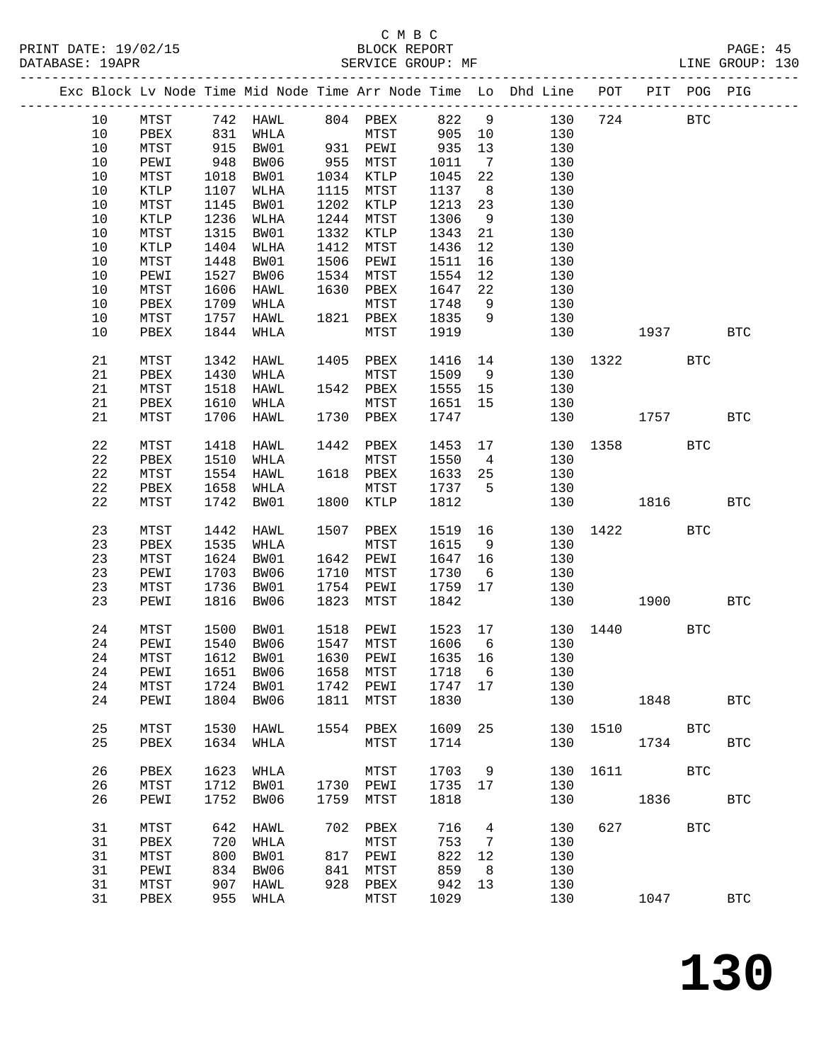C M B C

PRINT DATE: 19/02/15 BLOCK REPORT

DATABASE: 19APR SERVICE GROUP: MF LINE GROUP: 130

| Exc | Block | Lv | Node | Time | Mid Node | Time | Arr Node | Time | Lo | Dhd Line | POT | PIT | POG | PIG |
|---|---|---|---|---|---|---|---|---|---|---|---|---|---|---|
| | 10 | | MTST | 742 | HAWL | 804 | PBEX | 822 | 9 | 130 | 724 | | BTC | |
| | 10 | | PBEX | 831 | WHLA | | MTST | 905 | 10 | 130 | | | | |
| | 10 | | MTST | 915 | BW01 | 931 | PEWI | 935 | 13 | 130 | | | | |
| | 10 | | PEWI | 948 | BW06 | 955 | MTST | 1011 | 7 | 130 | | | | |
| | 10 | | MTST | 1018 | BW01 | 1034 | KTLP | 1045 | 22 | 130 | | | | |
| | 10 | | KTLP | 1107 | WLHA | 1115 | MTST | 1137 | 8 | 130 | | | | |
| | 10 | | MTST | 1145 | BW01 | 1202 | KTLP | 1213 | 23 | 130 | | | | |
| | 10 | | KTLP | 1236 | WLHA | 1244 | MTST | 1306 | 9 | 130 | | | | |
| | 10 | | MTST | 1315 | BW01 | 1332 | KTLP | 1343 | 21 | 130 | | | | |
| | 10 | | KTLP | 1404 | WLHA | 1412 | MTST | 1436 | 12 | 130 | | | | |
| | 10 | | MTST | 1448 | BW01 | 1506 | PEWI | 1511 | 16 | 130 | | | | |
| | 10 | | PEWI | 1527 | BW06 | 1534 | MTST | 1554 | 12 | 130 | | | | |
| | 10 | | MTST | 1606 | HAWL | 1630 | PBEX | 1647 | 22 | 130 | | | | |
| | 10 | | PBEX | 1709 | WHLA | | MTST | 1748 | 9 | 130 | | | | |
| | 10 | | MTST | 1757 | HAWL | 1821 | PBEX | 1835 | 9 | 130 | | | | |
| | 10 | | PBEX | 1844 | WHLA | | MTST | 1919 | | 130 | | 1937 | | BTC |
| | 21 | | MTST | 1342 | HAWL | 1405 | PBEX | 1416 | 14 | 130 | 1322 | | BTC | |
| | 21 | | PBEX | 1430 | WHLA | | MTST | 1509 | 9 | 130 | | | | |
| | 21 | | MTST | 1518 | HAWL | 1542 | PBEX | 1555 | 15 | 130 | | | | |
| | 21 | | PBEX | 1610 | WHLA | | MTST | 1651 | 15 | 130 | | | | |
| | 21 | | MTST | 1706 | HAWL | 1730 | PBEX | 1747 | | 130 | | 1757 | | BTC |
| | 22 | | MTST | 1418 | HAWL | 1442 | PBEX | 1453 | 17 | 130 | 1358 | | BTC | |
| | 22 | | PBEX | 1510 | WHLA | | MTST | 1550 | 4 | 130 | | | | |
| | 22 | | MTST | 1554 | HAWL | 1618 | PBEX | 1633 | 25 | 130 | | | | |
| | 22 | | PBEX | 1658 | WHLA | | MTST | 1737 | 5 | 130 | | | | |
| | 22 | | MTST | 1742 | BW01 | 1800 | KTLP | 1812 | | 130 | | 1816 | | BTC |
| | 23 | | MTST | 1442 | HAWL | 1507 | PBEX | 1519 | 16 | 130 | 1422 | | BTC | |
| | 23 | | PBEX | 1535 | WHLA | | MTST | 1615 | 9 | 130 | | | | |
| | 23 | | MTST | 1624 | BW01 | 1642 | PEWI | 1647 | 16 | 130 | | | | |
| | 23 | | PEWI | 1703 | BW06 | 1710 | MTST | 1730 | 6 | 130 | | | | |
| | 23 | | MTST | 1736 | BW01 | 1754 | PEWI | 1759 | 17 | 130 | | | | |
| | 23 | | PEWI | 1816 | BW06 | 1823 | MTST | 1842 | | 130 | | 1900 | | BTC |
| | 24 | | MTST | 1500 | BW01 | 1518 | PEWI | 1523 | 17 | 130 | 1440 | | BTC | |
| | 24 | | PEWI | 1540 | BW06 | 1547 | MTST | 1606 | 6 | 130 | | | | |
| | 24 | | MTST | 1612 | BW01 | 1630 | PEWI | 1635 | 16 | 130 | | | | |
| | 24 | | PEWI | 1651 | BW06 | 1658 | MTST | 1718 | 6 | 130 | | | | |
| | 24 | | MTST | 1724 | BW01 | 1742 | PEWI | 1747 | 17 | 130 | | | | |
| | 24 | | PEWI | 1804 | BW06 | 1811 | MTST | 1830 | | 130 | | 1848 | | BTC |
| | 25 | | MTST | 1530 | HAWL | 1554 | PBEX | 1609 | 25 | 130 | 1510 | | BTC | |
| | 25 | | PBEX | 1634 | WHLA | | MTST | 1714 | | 130 | | 1734 | | BTC |
| | 26 | | PBEX | 1623 | WHLA | | MTST | 1703 | 9 | 130 | 1611 | | BTC | |
| | 26 | | MTST | 1712 | BW01 | 1730 | PEWI | 1735 | 17 | 130 | | | | |
| | 26 | | PEWI | 1752 | BW06 | 1759 | MTST | 1818 | | 130 | | 1836 | | BTC |
| | 31 | | MTST | 642 | HAWL | 702 | PBEX | 716 | 4 | 130 | 627 | | BTC | |
| | 31 | | PBEX | 720 | WHLA | | MTST | 753 | 7 | 130 | | | | |
| | 31 | | MTST | 800 | BW01 | 817 | PEWI | 822 | 12 | 130 | | | | |
| | 31 | | PEWI | 834 | BW06 | 841 | MTST | 859 | 8 | 130 | | | | |
| | 31 | | MTST | 907 | HAWL | 928 | PBEX | 942 | 13 | 130 | | | | |
| | 31 | | PBEX | 955 | WHLA | | MTST | 1029 | | 130 | | 1047 | | BTC |

# 130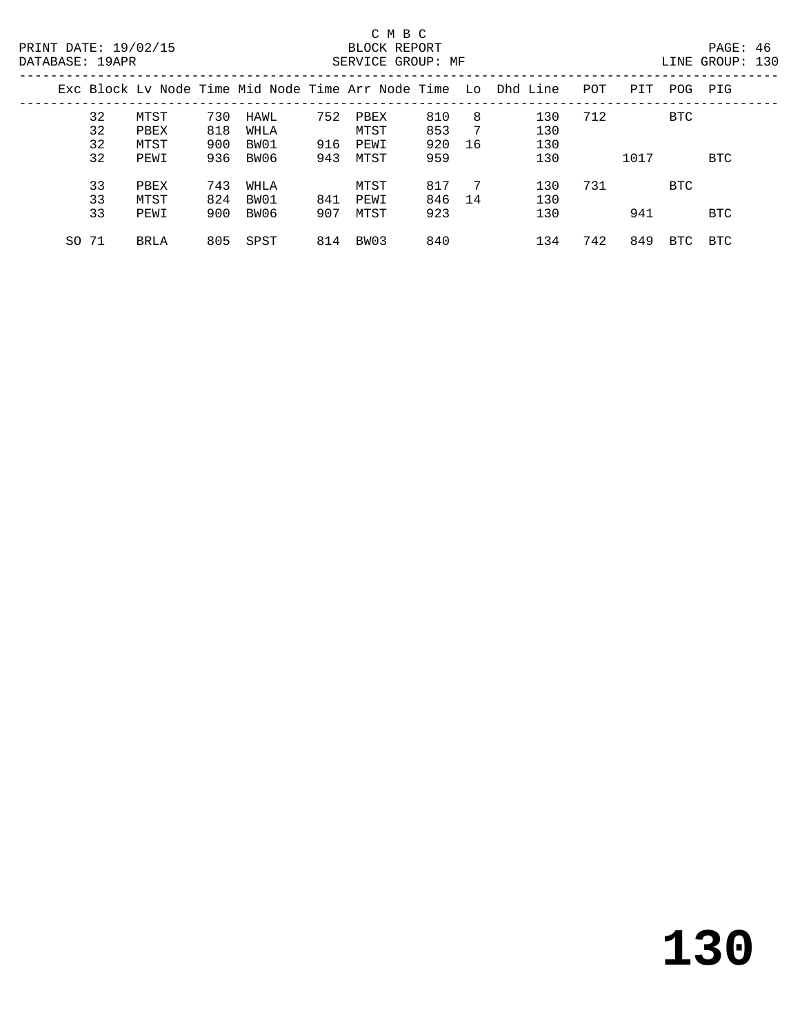C M B C

PRINT DATE: 19/02/15 BLOCK REPORT

DATABASE: 19APR SERVICE GROUP: MF LINE GROUP: 130

| Exc | Block | Lv Node | Time | Mid Node | Time | Arr Node | Time | Lo | Dhd Line | POT | PIT | POG | PIG |
|---|---|---|---|---|---|---|---|---|---|---|---|---|---|
| | 32 | MTST | 730 | HAWL | 752 | PBEX | 810 | 8 | 130 | 712 | | BTC | |
| | 32 | PBEX | 818 | WHLA | | MTST | 853 | 7 | 130 | | | | |
| | 32 | MTST | 900 | BW01 | 916 | PEWI | 920 | 16 | 130 | | | | |
| | 32 | PEWI | 936 | BW06 | 943 | MTST | 959 | | 130 | | 1017 | | BTC |
| | 33 | PBEX | 743 | WHLA | | MTST | 817 | 7 | 130 | 731 | | BTC | |
| | 33 | MTST | 824 | BW01 | 841 | PEWI | 846 | 14 | 130 | | | | |
| | 33 | PEWI | 900 | BW06 | 907 | MTST | 923 | | 130 | | 941 | | BTC |
| SO | 71 | BRLA | 805 | SPST | 814 | BW03 | 840 | | 134 | 742 | 849 | BTC | BTC |

# 130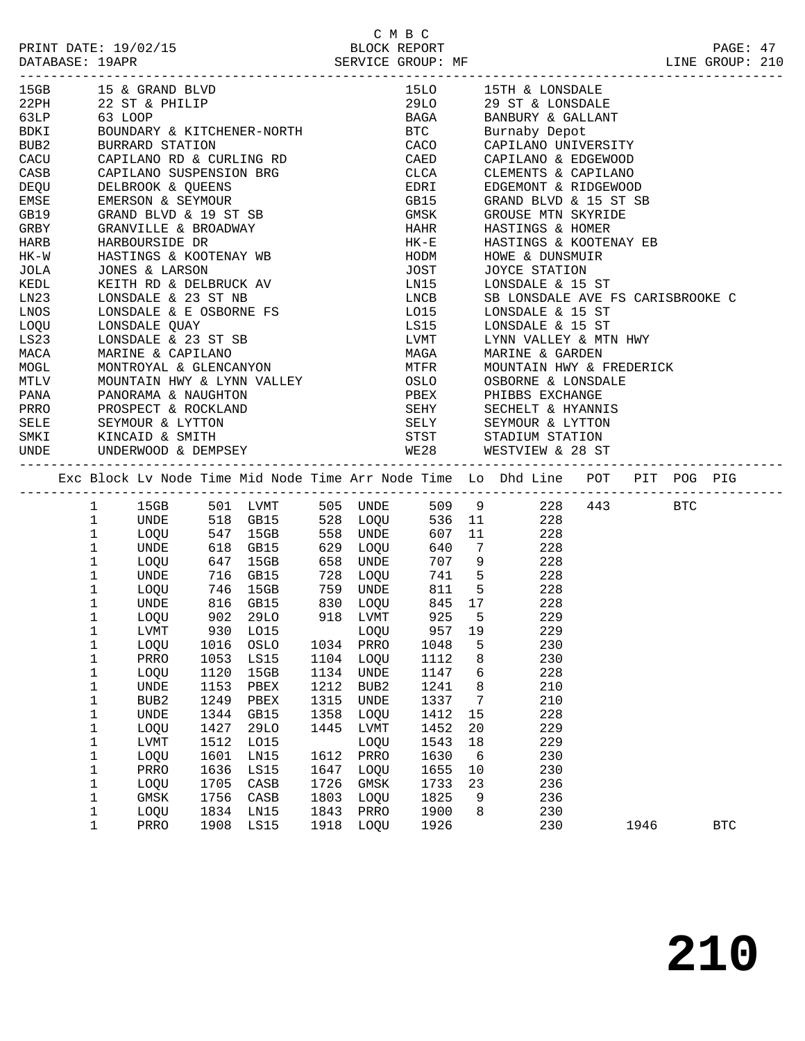C M B C
PRINT DATE: 19/02/15 BLOCK REPORT PAGE: 47
DATABASE: 19APR SERVICE GROUP: MF LINE GROUP: 210

| Code | Description | Code | Description |
|---|---|---|---|
| 15GB | 15 & GRAND BLVD | 15LO | 15TH & LONSDALE |
| 22PH | 22 ST & PHILIP | 29LO | 29 ST & LONSDALE |
| 63LP | 63 LOOP | BAGA | BANBURY & GALLANT |
| BDKI | BOUNDARY & KITCHENER-NORTH | BTC | Burnaby Depot |
| BUB2 | BURRARD STATION | CACO | CAPILANO UNIVERSITY |
| CACU | CAPILANO RD & CURLING RD | CAED | CAPILANO & EDGEWOOD |
| CASB | CAPILANO SUSPENSION BRG | CLCA | CLEMENTS & CAPILANO |
| DEQU | DELBROOK & QUEENS | EDRI | EDGEMONT & RIDGEWOOD |
| EMSE | EMERSON & SEYMOUR | GB15 | GRAND BLVD & 15 ST SB |
| GB19 | GRAND BLVD & 19 ST SB | GMSK | GROUSE MTN SKYRIDE |
| GRBY | GRANVILLE & BROADWAY | HAHR | HASTINGS & HOMER |
| HARB | HARBOURSIDE DR | HK-E | HASTINGS & KOOTENAY EB |
| HK-W | HASTINGS & KOOTENAY WB | HODM | HOWE & DUNSMUIR |
| JOLA | JONES & LARSON | JOST | JOYCE STATION |
| KEDL | KEITH RD & DELBRUCK AV | LN15 | LONSDALE & 15 ST |
| LN23 | LONSDALE & 23 ST NB | LNCB | SB LONSDALE AVE FS CARISBROOKE C |
| LNOS | LONSDALE & E OSBORNE FS | LO15 | LONSDALE & 15 ST |
| LOQU | LONSDALE QUAY | LS15 | LONSDALE & 15 ST |
| LS23 | LONSDALE & 23 ST SB | LVMT | LYNN VALLEY & MTN HWY |
| MACA | MARINE & CAPILANO | MAGA | MARINE & GARDEN |
| MOGL | MONTROYAL & GLENCANYON | MTFR | MOUNTAIN HWY & FREDERICK |
| MTLV | MOUNTAIN HWY & LYNN VALLEY | OSLO | OSBORNE & LONSDALE |
| PANA | PANORAMA & NAUGHTON | PBEX | PHIBBS EXCHANGE |
| PRRO | PROSPECT & ROCKLAND | SEHY | SECHELT & HYANNIS |
| SELE | SEYMOUR & LYTTON | SELY | SEYMOUR & LYTTON |
| SMKI | KINCAID & SMITH | STST | STADIUM STATION |
| UNDE | UNDERWOOD & DEMPSEY | WE28 | WESTVIEW & 28 ST |

| Exc | Block | Lv Node | Time | Mid Node | Time | Arr Node | Time | Lo | Dhd Line | POT | PIT | POG | PIG |
|---|---|---|---|---|---|---|---|---|---|---|---|---|---|
| | 1 | 15GB | 501 | LVMT | 505 | UNDE | 509 | 9 | 228 | 443 | | BTC | |
| | 1 | UNDE | 518 | GB15 | 528 | LOQU | 536 | 11 | 228 | | | | |
| | 1 | LOQU | 547 | 15GB | 558 | UNDE | 607 | 11 | 228 | | | | |
| | 1 | UNDE | 618 | GB15 | 629 | LOQU | 640 | 7 | 228 | | | | |
| | 1 | LOQU | 647 | 15GB | 658 | UNDE | 707 | 9 | 228 | | | | |
| | 1 | UNDE | 716 | GB15 | 728 | LOQU | 741 | 5 | 228 | | | | |
| | 1 | LOQU | 746 | 15GB | 759 | UNDE | 811 | 5 | 228 | | | | |
| | 1 | UNDE | 816 | GB15 | 830 | LOQU | 845 | 17 | 228 | | | | |
| | 1 | LOQU | 902 | 29LO | 918 | LVMT | 925 | 5 | 229 | | | | |
| | 1 | LVMT | 930 | LO15 | | LOQU | 957 | 19 | 229 | | | | |
| | 1 | LOQU | 1016 | OSLO | 1034 | PRRO | 1048 | 5 | 230 | | | | |
| | 1 | PRRO | 1053 | LS15 | 1104 | LOQU | 1112 | 8 | 230 | | | | |
| | 1 | LOQU | 1120 | 15GB | 1134 | UNDE | 1147 | 6 | 228 | | | | |
| | 1 | UNDE | 1153 | PBEX | 1212 | BUB2 | 1241 | 8 | 210 | | | | |
| | 1 | BUB2 | 1249 | PBEX | 1315 | UNDE | 1337 | 7 | 210 | | | | |
| | 1 | UNDE | 1344 | GB15 | 1358 | LOQU | 1412 | 15 | 228 | | | | |
| | 1 | LOQU | 1427 | 29LO | 1445 | LVMT | 1452 | 20 | 229 | | | | |
| | 1 | LVMT | 1512 | LO15 | | LOQU | 1543 | 18 | 229 | | | | |
| | 1 | LOQU | 1601 | LN15 | 1612 | PRRO | 1630 | 6 | 230 | | | | |
| | 1 | PRRO | 1636 | LS15 | 1647 | LOQU | 1655 | 10 | 230 | | | | |
| | 1 | LOQU | 1705 | CASB | 1726 | GMSK | 1733 | 23 | 236 | | | | |
| | 1 | GMSK | 1756 | CASB | 1803 | LOQU | 1825 | 9 | 236 | | | | |
| | 1 | LOQU | 1834 | LN15 | 1843 | PRRO | 1900 | 8 | 230 | | | | |
| | 1 | PRRO | 1908 | LS15 | 1918 | LOQU | 1926 | | 230 | | 1946 | | BTC |

210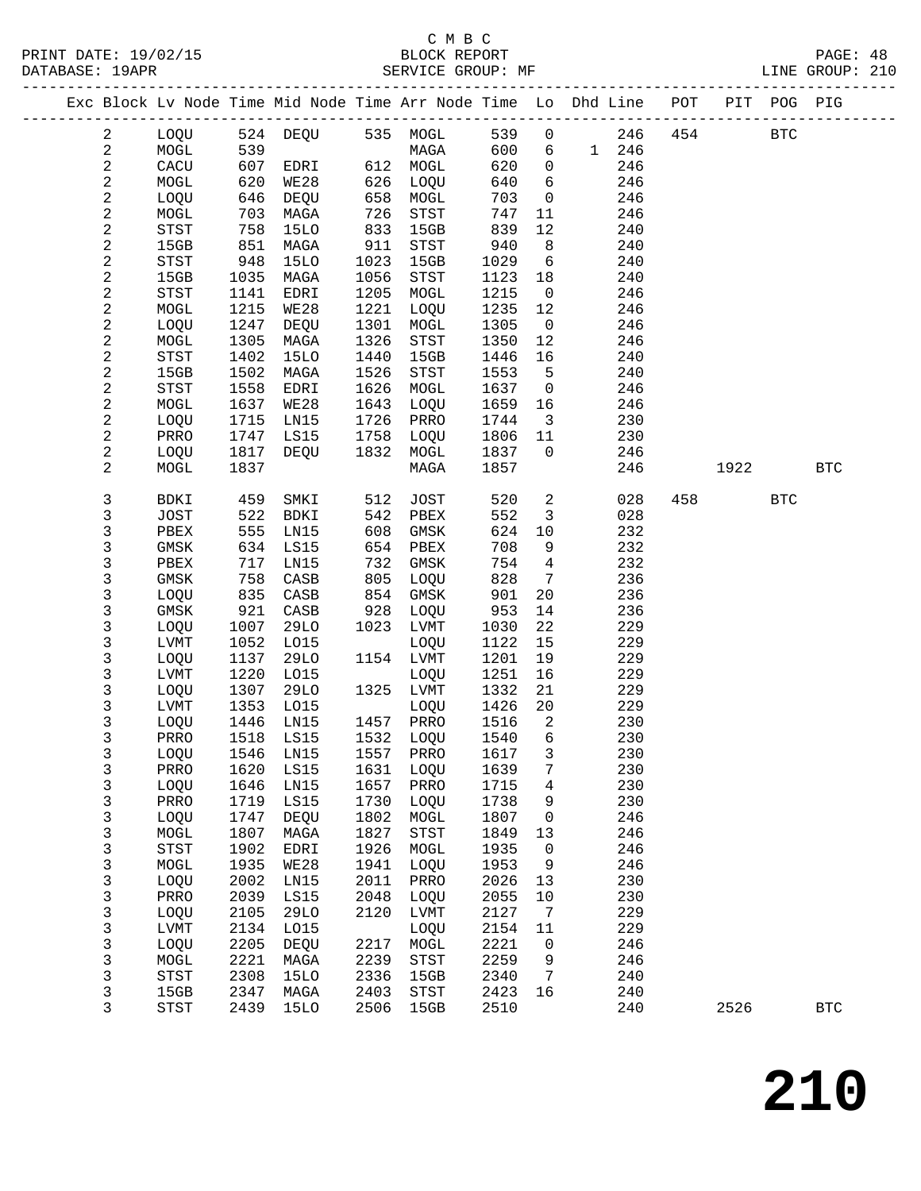C M B C
PRINT DATE: 19/02/15 BLOCK REPORT
DATABASE: 19APR SERVICE GROUP: MF LINE GROUP: 210

| Exc | Block | Lv | Node | Time | Mid Node | Time | Arr Node | Time | Lo | Dhd Line | POT | PIT | POG | PIG |
|---|---|---|---|---|---|---|---|---|---|---|---|---|---|---|
| | 2 | | LOQU | 524 | DEQU | 535 | MOGL | 539 | 0 | 246 | 454 | | BTC | |
| | 2 | | MOGL | 539 | | | MAGA | 600 | 6 | 1 246 | | | | |
| | 2 | | CACU | 607 | EDRI | 612 | MOGL | 620 | 0 | 246 | | | | |
| | 2 | | MOGL | 620 | WE28 | 626 | LOQU | 640 | 6 | 246 | | | | |
| | 2 | | LOQU | 646 | DEQU | 658 | MOGL | 703 | 0 | 246 | | | | |
| | 2 | | MOGL | 703 | MAGA | 726 | STST | 747 | 11 | 246 | | | | |
| | 2 | | STST | 758 | 15LO | 833 | 15GB | 839 | 12 | 240 | | | | |
| | 2 | | 15GB | 851 | MAGA | 911 | STST | 940 | 8 | 240 | | | | |
| | 2 | | STST | 948 | 15LO | 1023 | 15GB | 1029 | 6 | 240 | | | | |
| | 2 | | 15GB | 1035 | MAGA | 1056 | STST | 1123 | 18 | 240 | | | | |
| | 2 | | STST | 1141 | EDRI | 1205 | MOGL | 1215 | 0 | 246 | | | | |
| | 2 | | MOGL | 1215 | WE28 | 1221 | LOQU | 1235 | 12 | 246 | | | | |
| | 2 | | LOQU | 1247 | DEQU | 1301 | MOGL | 1305 | 0 | 246 | | | | |
| | 2 | | MOGL | 1305 | MAGA | 1326 | STST | 1350 | 12 | 246 | | | | |
| | 2 | | STST | 1402 | 15LO | 1440 | 15GB | 1446 | 16 | 240 | | | | |
| | 2 | | 15GB | 1502 | MAGA | 1526 | STST | 1553 | 5 | 240 | | | | |
| | 2 | | STST | 1558 | EDRI | 1626 | MOGL | 1637 | 0 | 246 | | | | |
| | 2 | | MOGL | 1637 | WE28 | 1643 | LOQU | 1659 | 16 | 246 | | | | |
| | 2 | | LOQU | 1715 | LN15 | 1726 | PRRO | 1744 | 3 | 230 | | | | |
| | 2 | | PRRO | 1747 | LS15 | 1758 | LOQU | 1806 | 11 | 230 | | | | |
| | 2 | | LOQU | 1817 | DEQU | 1832 | MOGL | 1837 | 0 | 246 | | | | |
| | 2 | | MOGL | 1837 | | | MAGA | 1857 | | 246 | | 1922 | | BTC |
| | 3 | | BDKI | 459 | SMKI | 512 | JOST | 520 | 2 | 028 | 458 | | BTC | |
| | 3 | | JOST | 522 | BDKI | 542 | PBEX | 552 | 3 | 028 | | | | |
| | 3 | | PBEX | 555 | LN15 | 608 | GMSK | 624 | 10 | 232 | | | | |
| | 3 | | GMSK | 634 | LS15 | 654 | PBEX | 708 | 9 | 232 | | | | |
| | 3 | | PBEX | 717 | LN15 | 732 | GMSK | 754 | 4 | 232 | | | | |
| | 3 | | GMSK | 758 | CASB | 805 | LOQU | 828 | 7 | 236 | | | | |
| | 3 | | LOQU | 835 | CASB | 854 | GMSK | 901 | 20 | 236 | | | | |
| | 3 | | GMSK | 921 | CASB | 928 | LOQU | 953 | 14 | 236 | | | | |
| | 3 | | LOQU | 1007 | 29LO | 1023 | LVMT | 1030 | 22 | 229 | | | | |
| | 3 | | LVMT | 1052 | LO15 | | LOQU | 1122 | 15 | 229 | | | | |
| | 3 | | LOQU | 1137 | 29LO | 1154 | LVMT | 1201 | 19 | 229 | | | | |
| | 3 | | LVMT | 1220 | LO15 | | LOQU | 1251 | 16 | 229 | | | | |
| | 3 | | LOQU | 1307 | 29LO | 1325 | LVMT | 1332 | 21 | 229 | | | | |
| | 3 | | LVMT | 1353 | LO15 | | LOQU | 1426 | 20 | 229 | | | | |
| | 3 | | LOQU | 1446 | LN15 | 1457 | PRRO | 1516 | 2 | 230 | | | | |
| | 3 | | PRRO | 1518 | LS15 | 1532 | LOQU | 1540 | 6 | 230 | | | | |
| | 3 | | LOQU | 1546 | LN15 | 1557 | PRRO | 1617 | 3 | 230 | | | | |
| | 3 | | PRRO | 1620 | LS15 | 1631 | LOQU | 1639 | 7 | 230 | | | | |
| | 3 | | LOQU | 1646 | LN15 | 1657 | PRRO | 1715 | 4 | 230 | | | | |
| | 3 | | PRRO | 1719 | LS15 | 1730 | LOQU | 1738 | 9 | 230 | | | | |
| | 3 | | LOQU | 1747 | DEQU | 1802 | MOGL | 1807 | 0 | 246 | | | | |
| | 3 | | MOGL | 1807 | MAGA | 1827 | STST | 1849 | 13 | 246 | | | | |
| | 3 | | STST | 1902 | EDRI | 1926 | MOGL | 1935 | 0 | 246 | | | | |
| | 3 | | MOGL | 1935 | WE28 | 1941 | LOQU | 1953 | 9 | 246 | | | | |
| | 3 | | LOQU | 2002 | LN15 | 2011 | PRRO | 2026 | 13 | 230 | | | | |
| | 3 | | PRRO | 2039 | LS15 | 2048 | LOQU | 2055 | 10 | 230 | | | | |
| | 3 | | LOQU | 2105 | 29LO | 2120 | LVMT | 2127 | 7 | 229 | | | | |
| | 3 | | LVMT | 2134 | LO15 | | LOQU | 2154 | 11 | 229 | | | | |
| | 3 | | LOQU | 2205 | DEQU | 2217 | MOGL | 2221 | 0 | 246 | | | | |
| | 3 | | MOGL | 2221 | MAGA | 2239 | STST | 2259 | 9 | 246 | | | | |
| | 3 | | STST | 2308 | 15LO | 2336 | 15GB | 2340 | 7 | 240 | | | | |
| | 3 | | 15GB | 2347 | MAGA | 2403 | STST | 2423 | 16 | 240 | | | | |
| | 3 | | STST | 2439 | 15LO | 2506 | 15GB | 2510 | | 240 | | 2526 | | BTC |

# 210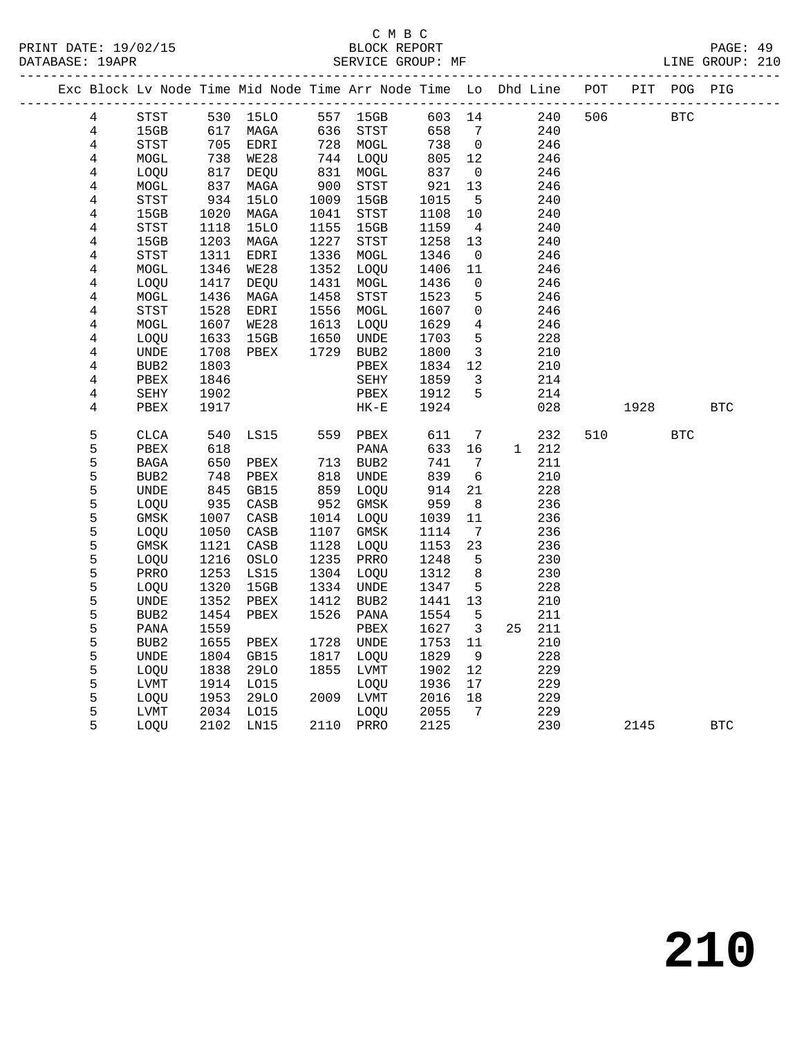C M B C

BLOCK REPORT

SERVICE GROUP: MF

LINE GROUP: 210

PRINT DATE: 19/02/15

DATABASE: 19APR

| Exc | Block | Lv Node | Time | Mid Node | Time | Arr Node | Time | Lo | Dhd | Line | POT | PIT | POG | PIG |
|---|---|---|---|---|---|---|---|---|---|---|---|---|---|---|
| | 4 | STST | 530 | 15LO | 557 | 15GB | 603 | 14 | | 240 | 506 | | BTC | |
| | 4 | 15GB | 617 | MAGA | 636 | STST | 658 | 7 | | 240 | | | | |
| | 4 | STST | 705 | EDRI | 728 | MOGL | 738 | 0 | | 246 | | | | |
| | 4 | MOGL | 738 | WE28 | 744 | LOQU | 805 | 12 | | 246 | | | | |
| | 4 | LOQU | 817 | DEQU | 831 | MOGL | 837 | 0 | | 246 | | | | |
| | 4 | MOGL | 837 | MAGA | 900 | STST | 921 | 13 | | 246 | | | | |
| | 4 | STST | 934 | 15LO | 1009 | 15GB | 1015 | 5 | | 240 | | | | |
| | 4 | 15GB | 1020 | MAGA | 1041 | STST | 1108 | 10 | | 240 | | | | |
| | 4 | STST | 1118 | 15LO | 1155 | 15GB | 1159 | 4 | | 240 | | | | |
| | 4 | 15GB | 1203 | MAGA | 1227 | STST | 1258 | 13 | | 240 | | | | |
| | 4 | STST | 1311 | EDRI | 1336 | MOGL | 1346 | 0 | | 246 | | | | |
| | 4 | MOGL | 1346 | WE28 | 1352 | LOQU | 1406 | 11 | | 246 | | | | |
| | 4 | LOQU | 1417 | DEQU | 1431 | MOGL | 1436 | 0 | | 246 | | | | |
| | 4 | MOGL | 1436 | MAGA | 1458 | STST | 1523 | 5 | | 246 | | | | |
| | 4 | STST | 1528 | EDRI | 1556 | MOGL | 1607 | 0 | | 246 | | | | |
| | 4 | MOGL | 1607 | WE28 | 1613 | LOQU | 1629 | 4 | | 246 | | | | |
| | 4 | LOQU | 1633 | 15GB | 1650 | UNDE | 1703 | 5 | | 228 | | | | |
| | 4 | UNDE | 1708 | PBEX | 1729 | BUB2 | 1800 | 3 | | 210 | | | | |
| | 4 | BUB2 | 1803 | | | PBEX | 1834 | 12 | | 210 | | | | |
| | 4 | PBEX | 1846 | | | SEHY | 1859 | 3 | | 214 | | | | |
| | 4 | SEHY | 1902 | | | PBEX | 1912 | 5 | | 214 | | | | |
| | 4 | PBEX | 1917 | | | HK-E | 1924 | | | 028 | | 1928 | | BTC |
| | 5 | CLCA | 540 | LS15 | 559 | PBEX | 611 | 7 | | 232 | 510 | | BTC | |
| | 5 | PBEX | 618 | | | PANA | 633 | 16 | 1 | 212 | | | | |
| | 5 | BAGA | 650 | PBEX | 713 | BUB2 | 741 | 7 | | 211 | | | | |
| | 5 | BUB2 | 748 | PBEX | 818 | UNDE | 839 | 6 | | 210 | | | | |
| | 5 | UNDE | 845 | GB15 | 859 | LOQU | 914 | 21 | | 228 | | | | |
| | 5 | LOQU | 935 | CASB | 952 | GMSK | 959 | 8 | | 236 | | | | |
| | 5 | GMSK | 1007 | CASB | 1014 | LOQU | 1039 | 11 | | 236 | | | | |
| | 5 | LOQU | 1050 | CASB | 1107 | GMSK | 1114 | 7 | | 236 | | | | |
| | 5 | GMSK | 1121 | CASB | 1128 | LOQU | 1153 | 23 | | 236 | | | | |
| | 5 | LOQU | 1216 | OSLO | 1235 | PRRO | 1248 | 5 | | 230 | | | | |
| | 5 | PRRO | 1253 | LS15 | 1304 | LOQU | 1312 | 8 | | 230 | | | | |
| | 5 | LOQU | 1320 | 15GB | 1334 | UNDE | 1347 | 5 | | 228 | | | | |
| | 5 | UNDE | 1352 | PBEX | 1412 | BUB2 | 1441 | 13 | | 210 | | | | |
| | 5 | BUB2 | 1454 | PBEX | 1526 | PANA | 1554 | 5 | | 211 | | | | |
| | 5 | PANA | 1559 | | | PBEX | 1627 | 3 | 25 | 211 | | | | |
| | 5 | BUB2 | 1655 | PBEX | 1728 | UNDE | 1753 | 11 | | 210 | | | | |
| | 5 | UNDE | 1804 | GB15 | 1817 | LOQU | 1829 | 9 | | 228 | | | | |
| | 5 | LOQU | 1838 | 29LO | 1855 | LVMT | 1902 | 12 | | 229 | | | | |
| | 5 | LVMT | 1914 | LO15 | | LOQU | 1936 | 17 | | 229 | | | | |
| | 5 | LOQU | 1953 | 29LO | 2009 | LVMT | 2016 | 18 | | 229 | | | | |
| | 5 | LVMT | 2034 | LO15 | | LOQU | 2055 | 7 | | 229 | | | | |
| | 5 | LOQU | 2102 | LN15 | 2110 | PRRO | 2125 | | | 230 | | 2145 | | BTC |

210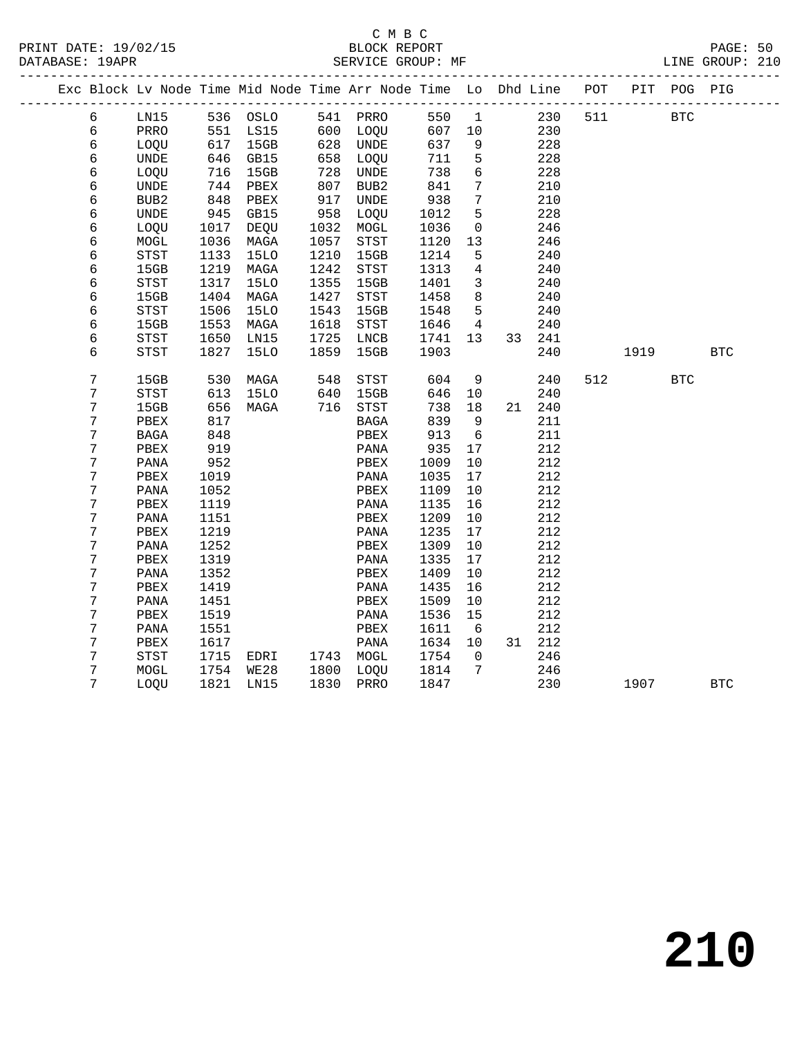C M B C

BLOCK REPORT

SERVICE GROUP: MF

PRINT DATE: 19/02/15
DATABASE: 19APR

LINE GROUP: 210

| Exc | Block | Lv | Node | Time | Mid Node | Time | Arr Node | Time | Lo | Dhd | Line | POT | PIT | POG | PIG |
|---|---|---|---|---|---|---|---|---|---|---|---|---|---|---|---|
| | 6 | | LN15 | 536 | OSLO | 541 | PRRO | 550 | 1 | | 230 | 511 | | BTC | |
| | 6 | | PRRO | 551 | LS15 | 600 | LOQU | 607 | 10 | | 230 | | | | |
| | 6 | | LOQU | 617 | 15GB | 628 | UNDE | 637 | 9 | | 228 | | | | |
| | 6 | | UNDE | 646 | GB15 | 658 | LOQU | 711 | 5 | | 228 | | | | |
| | 6 | | LOQU | 716 | 15GB | 728 | UNDE | 738 | 6 | | 228 | | | | |
| | 6 | | UNDE | 744 | PBEX | 807 | BUB2 | 841 | 7 | | 210 | | | | |
| | 6 | | BUB2 | 848 | PBEX | 917 | UNDE | 938 | 7 | | 210 | | | | |
| | 6 | | UNDE | 945 | GB15 | 958 | LOQU | 1012 | 5 | | 228 | | | | |
| | 6 | | LOQU | 1017 | DEQU | 1032 | MOGL | 1036 | 0 | | 246 | | | | |
| | 6 | | MOGL | 1036 | MAGA | 1057 | STST | 1120 | 13 | | 246 | | | | |
| | 6 | | STST | 1133 | 15LO | 1210 | 15GB | 1214 | 5 | | 240 | | | | |
| | 6 | | 15GB | 1219 | MAGA | 1242 | STST | 1313 | 4 | | 240 | | | | |
| | 6 | | STST | 1317 | 15LO | 1355 | 15GB | 1401 | 3 | | 240 | | | | |
| | 6 | | 15GB | 1404 | MAGA | 1427 | STST | 1458 | 8 | | 240 | | | | |
| | 6 | | STST | 1506 | 15LO | 1543 | 15GB | 1548 | 5 | | 240 | | | | |
| | 6 | | 15GB | 1553 | MAGA | 1618 | STST | 1646 | 4 | | 240 | | | | |
| | 6 | | STST | 1650 | LN15 | 1725 | LNCB | 1741 | 13 | 33 | 241 | | | | |
| | 6 | | STST | 1827 | 15LO | 1859 | 15GB | 1903 | | | 240 | | 1919 | | BTC |
| | 7 | | 15GB | 530 | MAGA | 548 | STST | 604 | 9 | | 240 | 512 | | BTC | |
| | 7 | | STST | 613 | 15LO | 640 | 15GB | 646 | 10 | | 240 | | | | |
| | 7 | | 15GB | 656 | MAGA | 716 | STST | 738 | 18 | 21 | 240 | | | | |
| | 7 | | PBEX | 817 | | | BAGA | 839 | 9 | | 211 | | | | |
| | 7 | | BAGA | 848 | | | PBEX | 913 | 6 | | 211 | | | | |
| | 7 | | PBEX | 919 | | | PANA | 935 | 17 | | 212 | | | | |
| | 7 | | PANA | 952 | | | PBEX | 1009 | 10 | | 212 | | | | |
| | 7 | | PBEX | 1019 | | | PANA | 1035 | 17 | | 212 | | | | |
| | 7 | | PANA | 1052 | | | PBEX | 1109 | 10 | | 212 | | | | |
| | 7 | | PBEX | 1119 | | | PANA | 1135 | 16 | | 212 | | | | |
| | 7 | | PANA | 1151 | | | PBEX | 1209 | 10 | | 212 | | | | |
| | 7 | | PBEX | 1219 | | | PANA | 1235 | 17 | | 212 | | | | |
| | 7 | | PANA | 1252 | | | PBEX | 1309 | 10 | | 212 | | | | |
| | 7 | | PBEX | 1319 | | | PANA | 1335 | 17 | | 212 | | | | |
| | 7 | | PANA | 1352 | | | PBEX | 1409 | 10 | | 212 | | | | |
| | 7 | | PBEX | 1419 | | | PANA | 1435 | 16 | | 212 | | | | |
| | 7 | | PANA | 1451 | | | PBEX | 1509 | 10 | | 212 | | | | |
| | 7 | | PBEX | 1519 | | | PANA | 1536 | 15 | | 212 | | | | |
| | 7 | | PANA | 1551 | | | PBEX | 1611 | 6 | | 212 | | | | |
| | 7 | | PBEX | 1617 | | | PANA | 1634 | 10 | 31 | 212 | | | | |
| | 7 | | STST | 1715 | EDRI | 1743 | MOGL | 1754 | 0 | | 246 | | | | |
| | 7 | | MOGL | 1754 | WE28 | 1800 | LOQU | 1814 | 7 | | 246 | | | | |
| | 7 | | LOQU | 1821 | LN15 | 1830 | PRRO | 1847 | | | 230 | | 1907 | | BTC |

# 210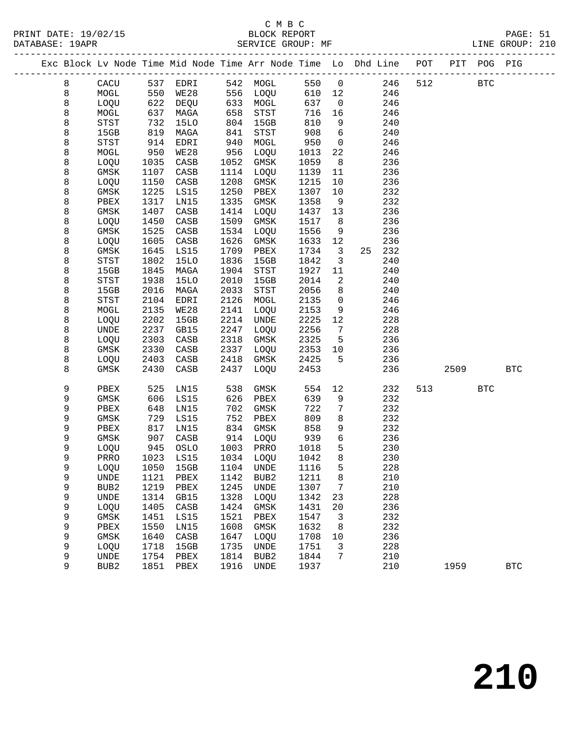C M B C
BLOCK REPORT
SERVICE GROUP: MF

PRINT DATE: 19/02/15
DATABASE: 19APR
LINE GROUP: 210

| Exc | Block | Lv Node | Time | Mid Node | Time | Arr Node | Time | Lo | Dhd Line | POT | PIT | POG | PIG |
|---|---|---|---|---|---|---|---|---|---|---|---|---|---|
| | 8 | CACU | 537 | EDRI | 542 | MOGL | 550 | 0 | 246 | 512 | | BTC | |
| | 8 | MOGL | 550 | WE28 | 556 | LOQU | 610 | 12 | 246 | | | | |
| | 8 | LOQU | 622 | DEQU | 633 | MOGL | 637 | 0 | 246 | | | | |
| | 8 | MOGL | 637 | MAGA | 658 | STST | 716 | 16 | 246 | | | | |
| | 8 | STST | 732 | 15LO | 804 | 15GB | 810 | 9 | 240 | | | | |
| | 8 | 15GB | 819 | MAGA | 841 | STST | 908 | 6 | 240 | | | | |
| | 8 | STST | 914 | EDRI | 940 | MOGL | 950 | 0 | 246 | | | | |
| | 8 | MOGL | 950 | WE28 | 956 | LOQU | 1013 | 22 | 246 | | | | |
| | 8 | LOQU | 1035 | CASB | 1052 | GMSK | 1059 | 8 | 236 | | | | |
| | 8 | GMSK | 1107 | CASB | 1114 | LOQU | 1139 | 11 | 236 | | | | |
| | 8 | LOQU | 1150 | CASB | 1208 | GMSK | 1215 | 10 | 236 | | | | |
| | 8 | GMSK | 1225 | LS15 | 1250 | PBEX | 1307 | 10 | 232 | | | | |
| | 8 | PBEX | 1317 | LN15 | 1335 | GMSK | 1358 | 9 | 232 | | | | |
| | 8 | GMSK | 1407 | CASB | 1414 | LOQU | 1437 | 13 | 236 | | | | |
| | 8 | LOQU | 1450 | CASB | 1509 | GMSK | 1517 | 8 | 236 | | | | |
| | 8 | GMSK | 1525 | CASB | 1534 | LOQU | 1556 | 9 | 236 | | | | |
| | 8 | LOQU | 1605 | CASB | 1626 | GMSK | 1633 | 12 | 236 | | | | |
| | 8 | GMSK | 1645 | LS15 | 1709 | PBEX | 1734 | 3 | 25 232 | | | | |
| | 8 | STST | 1802 | 15LO | 1836 | 15GB | 1842 | 3 | 240 | | | | |
| | 8 | 15GB | 1845 | MAGA | 1904 | STST | 1927 | 11 | 240 | | | | |
| | 8 | STST | 1938 | 15LO | 2010 | 15GB | 2014 | 2 | 240 | | | | |
| | 8 | 15GB | 2016 | MAGA | 2033 | STST | 2056 | 8 | 240 | | | | |
| | 8 | STST | 2104 | EDRI | 2126 | MOGL | 2135 | 0 | 246 | | | | |
| | 8 | MOGL | 2135 | WE28 | 2141 | LOQU | 2153 | 9 | 246 | | | | |
| | 8 | LOQU | 2202 | 15GB | 2214 | UNDE | 2225 | 12 | 228 | | | | |
| | 8 | UNDE | 2237 | GB15 | 2247 | LOQU | 2256 | 7 | 228 | | | | |
| | 8 | LOQU | 2303 | CASB | 2318 | GMSK | 2325 | 5 | 236 | | | | |
| | 8 | GMSK | 2330 | CASB | 2337 | LOQU | 2353 | 10 | 236 | | | | |
| | 8 | LOQU | 2403 | CASB | 2418 | GMSK | 2425 | 5 | 236 | | | | |
| | 8 | GMSK | 2430 | CASB | 2437 | LOQU | 2453 | | 236 | | 2509 | | BTC |
| | 9 | PBEX | 525 | LN15 | 538 | GMSK | 554 | 12 | 232 | 513 | | BTC | |
| | 9 | GMSK | 606 | LS15 | 626 | PBEX | 639 | 9 | 232 | | | | |
| | 9 | PBEX | 648 | LN15 | 702 | GMSK | 722 | 7 | 232 | | | | |
| | 9 | GMSK | 729 | LS15 | 752 | PBEX | 809 | 8 | 232 | | | | |
| | 9 | PBEX | 817 | LN15 | 834 | GMSK | 858 | 9 | 232 | | | | |
| | 9 | GMSK | 907 | CASB | 914 | LOQU | 939 | 6 | 236 | | | | |
| | 9 | LOQU | 945 | OSLO | 1003 | PRRO | 1018 | 5 | 230 | | | | |
| | 9 | PRRO | 1023 | LS15 | 1034 | LOQU | 1042 | 8 | 230 | | | | |
| | 9 | LOQU | 1050 | 15GB | 1104 | UNDE | 1116 | 5 | 228 | | | | |
| | 9 | UNDE | 1121 | PBEX | 1142 | BUB2 | 1211 | 8 | 210 | | | | |
| | 9 | BUB2 | 1219 | PBEX | 1245 | UNDE | 1307 | 7 | 210 | | | | |
| | 9 | UNDE | 1314 | GB15 | 1328 | LOQU | 1342 | 23 | 228 | | | | |
| | 9 | LOQU | 1405 | CASB | 1424 | GMSK | 1431 | 20 | 236 | | | | |
| | 9 | GMSK | 1451 | LS15 | 1521 | PBEX | 1547 | 3 | 232 | | | | |
| | 9 | PBEX | 1550 | LN15 | 1608 | GMSK | 1632 | 8 | 232 | | | | |
| | 9 | GMSK | 1640 | CASB | 1647 | LOQU | 1708 | 10 | 236 | | | | |
| | 9 | LOQU | 1718 | 15GB | 1735 | UNDE | 1751 | 3 | 228 | | | | |
| | 9 | UNDE | 1754 | PBEX | 1814 | BUB2 | 1844 | 7 | 210 | | | | |
| | 9 | BUB2 | 1851 | PBEX | 1916 | UNDE | 1937 | | 210 | | 1959 | | BTC |

210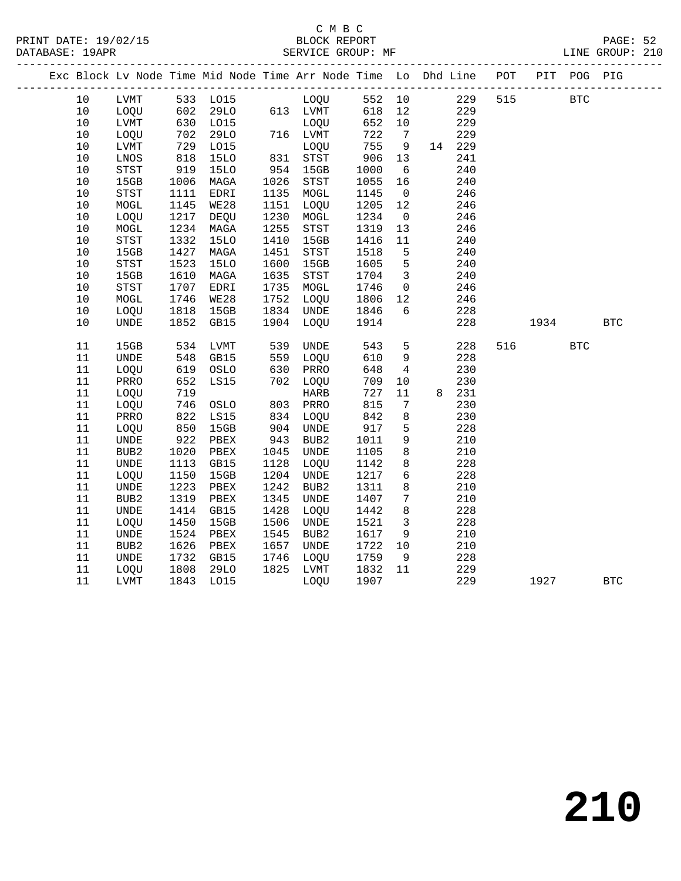C M B C
BLOCK REPORT
SERVICE GROUP: MF

PRINT DATE: 19/02/15
DATABASE: 19APR
LINE GROUP: 210

| Exc | Block | Lv Node | Time | Mid Node | Time | Arr Node | Time | Lo | Dhd | Line | POT | PIT | POG | PIG |
|---|---|---|---|---|---|---|---|---|---|---|---|---|---|---|
| | 10 | LVMT | 533 | LO15 | | LOQU | 552 | 10 | | 229 | 515 | | BTC | |
| | 10 | LOQU | 602 | 29LO | 613 | LVMT | 618 | 12 | | 229 | | | | |
| | 10 | LVMT | 630 | LO15 | | LOQU | 652 | 10 | | 229 | | | | |
| | 10 | LOQU | 702 | 29LO | 716 | LVMT | 722 | 7 | | 229 | | | | |
| | 10 | LVMT | 729 | LO15 | | LOQU | 755 | 9 | 14 | 229 | | | | |
| | 10 | LNOS | 818 | 15LO | 831 | STST | 906 | 13 | | 241 | | | | |
| | 10 | STST | 919 | 15LO | 954 | 15GB | 1000 | 6 | | 240 | | | | |
| | 10 | 15GB | 1006 | MAGA | 1026 | STST | 1055 | 16 | | 240 | | | | |
| | 10 | STST | 1111 | EDRI | 1135 | MOGL | 1145 | 0 | | 246 | | | | |
| | 10 | MOGL | 1145 | WE28 | 1151 | LOQU | 1205 | 12 | | 246 | | | | |
| | 10 | LOQU | 1217 | DEQU | 1230 | MOGL | 1234 | 0 | | 246 | | | | |
| | 10 | MOGL | 1234 | MAGA | 1255 | STST | 1319 | 13 | | 246 | | | | |
| | 10 | STST | 1332 | 15LO | 1410 | 15GB | 1416 | 11 | | 240 | | | | |
| | 10 | 15GB | 1427 | MAGA | 1451 | STST | 1518 | 5 | | 240 | | | | |
| | 10 | STST | 1523 | 15LO | 1600 | 15GB | 1605 | 5 | | 240 | | | | |
| | 10 | 15GB | 1610 | MAGA | 1635 | STST | 1704 | 3 | | 240 | | | | |
| | 10 | STST | 1707 | EDRI | 1735 | MOGL | 1746 | 0 | | 246 | | | | |
| | 10 | MOGL | 1746 | WE28 | 1752 | LOQU | 1806 | 12 | | 246 | | | | |
| | 10 | LOQU | 1818 | 15GB | 1834 | UNDE | 1846 | 6 | | 228 | | | | |
| | 10 | UNDE | 1852 | GB15 | 1904 | LOQU | 1914 | | | 228 | | 1934 | | BTC |
| | 11 | 15GB | 534 | LVMT | 539 | UNDE | 543 | 5 | | 228 | 516 | | BTC | |
| | 11 | UNDE | 548 | GB15 | 559 | LOQU | 610 | 9 | | 228 | | | | |
| | 11 | LOQU | 619 | OSLO | 630 | PRRO | 648 | 4 | | 230 | | | | |
| | 11 | PRRO | 652 | LS15 | 702 | LOQU | 709 | 10 | | 230 | | | | |
| | 11 | LOQU | 719 | | | HARB | 727 | 11 | 8 | 231 | | | | |
| | 11 | LOQU | 746 | OSLO | 803 | PRRO | 815 | 7 | | 230 | | | | |
| | 11 | PRRO | 822 | LS15 | 834 | LOQU | 842 | 8 | | 230 | | | | |
| | 11 | LOQU | 850 | 15GB | 904 | UNDE | 917 | 5 | | 228 | | | | |
| | 11 | UNDE | 922 | PBEX | 943 | BUB2 | 1011 | 9 | | 210 | | | | |
| | 11 | BUB2 | 1020 | PBEX | 1045 | UNDE | 1105 | 8 | | 210 | | | | |
| | 11 | UNDE | 1113 | GB15 | 1128 | LOQU | 1142 | 8 | | 228 | | | | |
| | 11 | LOQU | 1150 | 15GB | 1204 | UNDE | 1217 | 6 | | 228 | | | | |
| | 11 | UNDE | 1223 | PBEX | 1242 | BUB2 | 1311 | 8 | | 210 | | | | |
| | 11 | BUB2 | 1319 | PBEX | 1345 | UNDE | 1407 | 7 | | 210 | | | | |
| | 11 | UNDE | 1414 | GB15 | 1428 | LOQU | 1442 | 8 | | 228 | | | | |
| | 11 | LOQU | 1450 | 15GB | 1506 | UNDE | 1521 | 3 | | 228 | | | | |
| | 11 | UNDE | 1524 | PBEX | 1545 | BUB2 | 1617 | 9 | | 210 | | | | |
| | 11 | BUB2 | 1626 | PBEX | 1657 | UNDE | 1722 | 10 | | 210 | | | | |
| | 11 | UNDE | 1732 | GB15 | 1746 | LOQU | 1759 | 9 | | 228 | | | | |
| | 11 | LOQU | 1808 | 29LO | 1825 | LVMT | 1832 | 11 | | 229 | | | | |
| | 11 | LVMT | 1843 | LO15 | | LOQU | 1907 | | | 229 | | 1927 | | BTC |

210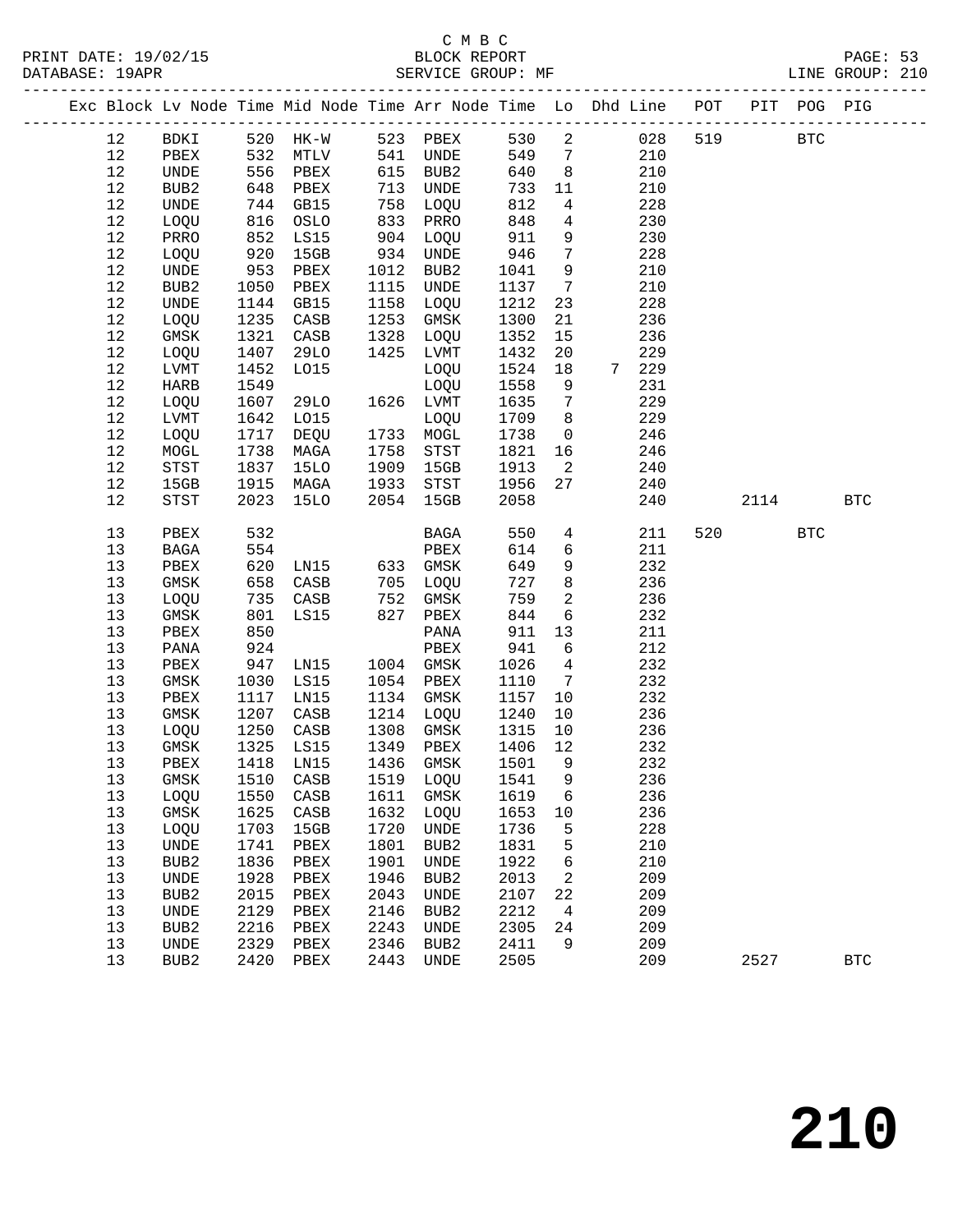C M B C

BLOCK REPORT

SERVICE GROUP: MF

LINE GROUP: 210

| Exc | Block | Lv Node | Time | Mid Node | Time | Arr Node | Time | Lo | Dhd | Line | POT | PIT | POG | PIG |
|---|---|---|---|---|---|---|---|---|---|---|---|---|---|---|
| | 12 | BDKI | 520 | HK-W | 523 | PBEX | 530 | 2 | | 028 | 519 | | BTC | |
| | 12 | PBEX | 532 | MTLV | 541 | UNDE | 549 | 7 | | 210 | | | | |
| | 12 | UNDE | 556 | PBEX | 615 | BUB2 | 640 | 8 | | 210 | | | | |
| | 12 | BUB2 | 648 | PBEX | 713 | UNDE | 733 | 11 | | 210 | | | | |
| | 12 | UNDE | 744 | GB15 | 758 | LOQU | 812 | 4 | | 228 | | | | |
| | 12 | LOQU | 816 | OSLO | 833 | PRRO | 848 | 4 | | 230 | | | | |
| | 12 | PRRO | 852 | LS15 | 904 | LOQU | 911 | 9 | | 230 | | | | |
| | 12 | LOQU | 920 | 15GB | 934 | UNDE | 946 | 7 | | 228 | | | | |
| | 12 | UNDE | 953 | PBEX | 1012 | BUB2 | 1041 | 9 | | 210 | | | | |
| | 12 | BUB2 | 1050 | PBEX | 1115 | UNDE | 1137 | 7 | | 210 | | | | |
| | 12 | UNDE | 1144 | GB15 | 1158 | LOQU | 1212 | 23 | | 228 | | | | |
| | 12 | LOQU | 1235 | CASB | 1253 | GMSK | 1300 | 21 | | 236 | | | | |
| | 12 | GMSK | 1321 | CASB | 1328 | LOQU | 1352 | 15 | | 236 | | | | |
| | 12 | LOQU | 1407 | 29LO | 1425 | LVMT | 1432 | 20 | | 229 | | | | |
| | 12 | LVMT | 1452 | LO15 | | LOQU | 1524 | 18 | 7 | 229 | | | | |
| | 12 | HARB | 1549 | | | LOQU | 1558 | 9 | | 231 | | | | |
| | 12 | LOQU | 1607 | 29LO | 1626 | LVMT | 1635 | 7 | | 229 | | | | |
| | 12 | LVMT | 1642 | LO15 | | LOQU | 1709 | 8 | | 229 | | | | |
| | 12 | LOQU | 1717 | DEQU | 1733 | MOGL | 1738 | 0 | | 246 | | | | |
| | 12 | MOGL | 1738 | MAGA | 1758 | STST | 1821 | 16 | | 246 | | | | |
| | 12 | STST | 1837 | 15LO | 1909 | 15GB | 1913 | 2 | | 240 | | | | |
| | 12 | 15GB | 1915 | MAGA | 1933 | STST | 1956 | 27 | | 240 | | | | |
| | 12 | STST | 2023 | 15LO | 2054 | 15GB | 2058 | | | 240 | | 2114 | | BTC |
| | 13 | PBEX | 532 | | | BAGA | 550 | 4 | | 211 | 520 | | BTC | |
| | 13 | BAGA | 554 | | | PBEX | 614 | 6 | | 211 | | | | |
| | 13 | PBEX | 620 | LN15 | 633 | GMSK | 649 | 9 | | 232 | | | | |
| | 13 | GMSK | 658 | CASB | 705 | LOQU | 727 | 8 | | 236 | | | | |
| | 13 | LOQU | 735 | CASB | 752 | GMSK | 759 | 2 | | 236 | | | | |
| | 13 | GMSK | 801 | LS15 | 827 | PBEX | 844 | 6 | | 232 | | | | |
| | 13 | PBEX | 850 | | | PANA | 911 | 13 | | 211 | | | | |
| | 13 | PANA | 924 | | | PBEX | 941 | 6 | | 212 | | | | |
| | 13 | PBEX | 947 | LN15 | 1004 | GMSK | 1026 | 4 | | 232 | | | | |
| | 13 | GMSK | 1030 | LS15 | 1054 | PBEX | 1110 | 7 | | 232 | | | | |
| | 13 | PBEX | 1117 | LN15 | 1134 | GMSK | 1157 | 10 | | 232 | | | | |
| | 13 | GMSK | 1207 | CASB | 1214 | LOQU | 1240 | 10 | | 236 | | | | |
| | 13 | LOQU | 1250 | CASB | 1308 | GMSK | 1315 | 10 | | 236 | | | | |
| | 13 | GMSK | 1325 | LS15 | 1349 | PBEX | 1406 | 12 | | 232 | | | | |
| | 13 | PBEX | 1418 | LN15 | 1436 | GMSK | 1501 | 9 | | 232 | | | | |
| | 13 | GMSK | 1510 | CASB | 1519 | LOQU | 1541 | 9 | | 236 | | | | |
| | 13 | LOQU | 1550 | CASB | 1611 | GMSK | 1619 | 6 | | 236 | | | | |
| | 13 | GMSK | 1625 | CASB | 1632 | LOQU | 1653 | 10 | | 236 | | | | |
| | 13 | LOQU | 1703 | 15GB | 1720 | UNDE | 1736 | 5 | | 228 | | | | |
| | 13 | UNDE | 1741 | PBEX | 1801 | BUB2 | 1831 | 5 | | 210 | | | | |
| | 13 | BUB2 | 1836 | PBEX | 1901 | UNDE | 1922 | 6 | | 210 | | | | |
| | 13 | UNDE | 1928 | PBEX | 1946 | BUB2 | 2013 | 2 | | 209 | | | | |
| | 13 | BUB2 | 2015 | PBEX | 2043 | UNDE | 2107 | 22 | | 209 | | | | |
| | 13 | UNDE | 2129 | PBEX | 2146 | BUB2 | 2212 | 4 | | 209 | | | | |
| | 13 | BUB2 | 2216 | PBEX | 2243 | UNDE | 2305 | 24 | | 209 | | | | |
| | 13 | UNDE | 2329 | PBEX | 2346 | BUB2 | 2411 | 9 | | 209 | | | | |
| | 13 | BUB2 | 2420 | PBEX | 2443 | UNDE | 2505 | | | 209 | | 2527 | | BTC |

# 210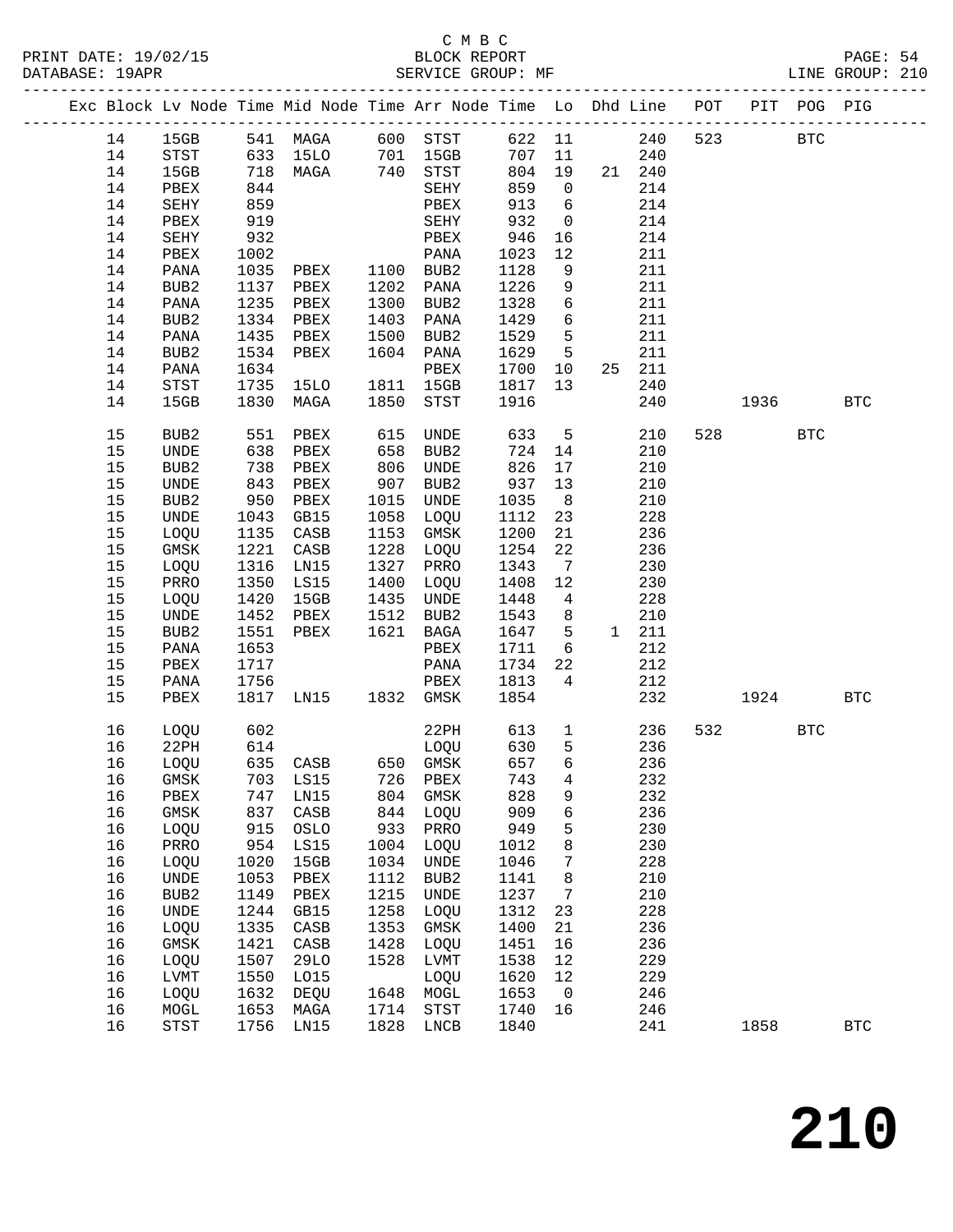C M B C
PRINT DATE: 19/02/15 BLOCK REPORT
DATABASE: 19APR SERVICE GROUP: MF LINE GROUP: 210

| Exc | Block | Lv | Node | Time | Mid Node | Time | Arr Node | Time | Lo | Dhd | Line | POT | PIT | POG | PIG |
|---|---|---|---|---|---|---|---|---|---|---|---|---|---|---|---|
| | 14 | | 15GB | 541 | MAGA | 600 | STST | 622 | 11 | | 240 | 523 | | BTC | |
| | 14 | | STST | 633 | 15LO | 701 | 15GB | 707 | 11 | | 240 | | | | |
| | 14 | | 15GB | 718 | MAGA | 740 | STST | 804 | 19 | 21 | 240 | | | | |
| | 14 | | PBEX | 844 | | | SEHY | 859 | 0 | | 214 | | | | |
| | 14 | | SEHY | 859 | | | PBEX | 913 | 6 | | 214 | | | | |
| | 14 | | PBEX | 919 | | | SEHY | 932 | 0 | | 214 | | | | |
| | 14 | | SEHY | 932 | | | PBEX | 946 | 16 | | 214 | | | | |
| | 14 | | PBEX | 1002 | | | PANA | 1023 | 12 | | 211 | | | | |
| | 14 | | PANA | 1035 | PBEX | 1100 | BUB2 | 1128 | 9 | | 211 | | | | |
| | 14 | | BUB2 | 1137 | PBEX | 1202 | PANA | 1226 | 9 | | 211 | | | | |
| | 14 | | PANA | 1235 | PBEX | 1300 | BUB2 | 1328 | 6 | | 211 | | | | |
| | 14 | | BUB2 | 1334 | PBEX | 1403 | PANA | 1429 | 6 | | 211 | | | | |
| | 14 | | PANA | 1435 | PBEX | 1500 | BUB2 | 1529 | 5 | | 211 | | | | |
| | 14 | | BUB2 | 1534 | PBEX | 1604 | PANA | 1629 | 5 | | 211 | | | | |
| | 14 | | PANA | 1634 | | | PBEX | 1700 | 10 | 25 | 211 | | | | |
| | 14 | | STST | 1735 | 15LO | 1811 | 15GB | 1817 | 13 | | 240 | | | | |
| | 14 | | 15GB | 1830 | MAGA | 1850 | STST | 1916 | | | 240 | | 1936 | | BTC |
| | 15 | | BUB2 | 551 | PBEX | 615 | UNDE | 633 | 5 | | 210 | 528 | | BTC | |
| | 15 | | UNDE | 638 | PBEX | 658 | BUB2 | 724 | 14 | | 210 | | | | |
| | 15 | | BUB2 | 738 | PBEX | 806 | UNDE | 826 | 17 | | 210 | | | | |
| | 15 | | UNDE | 843 | PBEX | 907 | BUB2 | 937 | 13 | | 210 | | | | |
| | 15 | | BUB2 | 950 | PBEX | 1015 | UNDE | 1035 | 8 | | 210 | | | | |
| | 15 | | UNDE | 1043 | GB15 | 1058 | LOQU | 1112 | 23 | | 228 | | | | |
| | 15 | | LOQU | 1135 | CASB | 1153 | GMSK | 1200 | 21 | | 236 | | | | |
| | 15 | | GMSK | 1221 | CASB | 1228 | LOQU | 1254 | 22 | | 236 | | | | |
| | 15 | | LOQU | 1316 | LN15 | 1327 | PRRO | 1343 | 7 | | 230 | | | | |
| | 15 | | PRRO | 1350 | LS15 | 1400 | LOQU | 1408 | 12 | | 230 | | | | |
| | 15 | | LOQU | 1420 | 15GB | 1435 | UNDE | 1448 | 4 | | 228 | | | | |
| | 15 | | UNDE | 1452 | PBEX | 1512 | BUB2 | 1543 | 8 | | 210 | | | | |
| | 15 | | BUB2 | 1551 | PBEX | 1621 | BAGA | 1647 | 5 | 1 | 211 | | | | |
| | 15 | | PANA | 1653 | | | PBEX | 1711 | 6 | | 212 | | | | |
| | 15 | | PBEX | 1717 | | | PANA | 1734 | 22 | | 212 | | | | |
| | 15 | | PANA | 1756 | | | PBEX | 1813 | 4 | | 212 | | | | |
| | 15 | | PBEX | 1817 | LN15 | 1832 | GMSK | 1854 | | | 232 | | 1924 | | BTC |
| | 16 | | LOQU | 602 | | | 22PH | 613 | 1 | | 236 | 532 | | BTC | |
| | 16 | | 22PH | 614 | | | LOQU | 630 | 5 | | 236 | | | | |
| | 16 | | LOQU | 635 | CASB | 650 | GMSK | 657 | 6 | | 236 | | | | |
| | 16 | | GMSK | 703 | LS15 | 726 | PBEX | 743 | 4 | | 232 | | | | |
| | 16 | | PBEX | 747 | LN15 | 804 | GMSK | 828 | 9 | | 232 | | | | |
| | 16 | | GMSK | 837 | CASB | 844 | LOQU | 909 | 6 | | 236 | | | | |
| | 16 | | LOQU | 915 | OSLO | 933 | PRRO | 949 | 5 | | 230 | | | | |
| | 16 | | PRRO | 954 | LS15 | 1004 | LOQU | 1012 | 8 | | 230 | | | | |
| | 16 | | LOQU | 1020 | 15GB | 1034 | UNDE | 1046 | 7 | | 228 | | | | |
| | 16 | | UNDE | 1053 | PBEX | 1112 | BUB2 | 1141 | 8 | | 210 | | | | |
| | 16 | | BUB2 | 1149 | PBEX | 1215 | UNDE | 1237 | 7 | | 210 | | | | |
| | 16 | | UNDE | 1244 | GB15 | 1258 | LOQU | 1312 | 23 | | 228 | | | | |
| | 16 | | LOQU | 1335 | CASB | 1353 | GMSK | 1400 | 21 | | 236 | | | | |
| | 16 | | GMSK | 1421 | CASB | 1428 | LOQU | 1451 | 16 | | 236 | | | | |
| | 16 | | LOQU | 1507 | 29LO | 1528 | LVMT | 1538 | 12 | | 229 | | | | |
| | 16 | | LVMT | 1550 | LO15 | | LOQU | 1620 | 12 | | 229 | | | | |
| | 16 | | LOQU | 1632 | DEQU | 1648 | MOGL | 1653 | 0 | | 246 | | | | |
| | 16 | | MOGL | 1653 | MAGA | 1714 | STST | 1740 | 16 | | 246 | | | | |
| | 16 | | STST | 1756 | LN15 | 1828 | LNCB | 1840 | | | 241 | | 1858 | | BTC |

210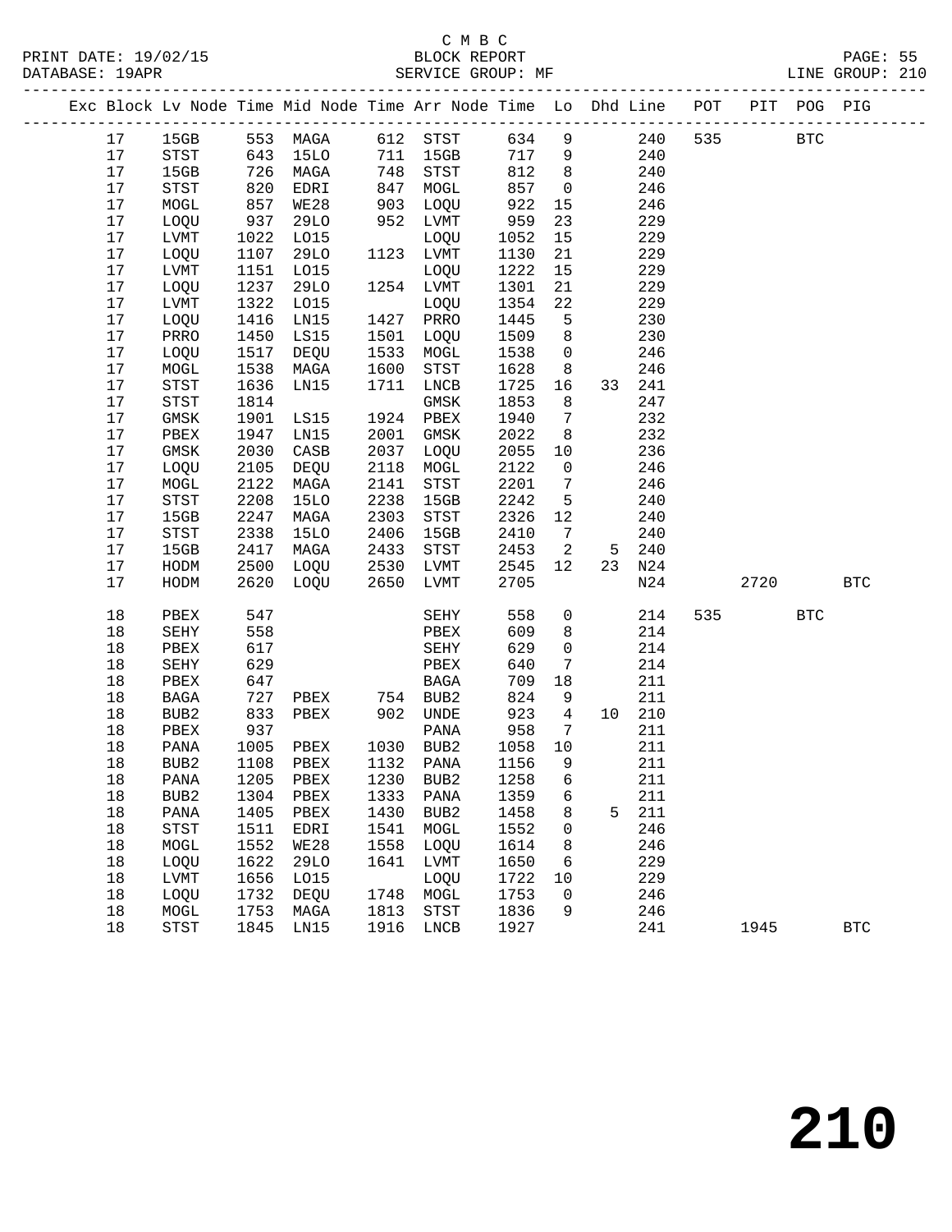C M B C
PRINT DATE: 19/02/15 BLOCK REPORT
DATABASE: 19APR SERVICE GROUP: MF LINE GROUP: 210

| Exc | Block | Lv Node | Time | Mid Node | Time | Arr Node | Time | Lo | Dhd | Line | POT | PIT | POG | PIG |
|---|---|---|---|---|---|---|---|---|---|---|---|---|---|---|
| | 17 | 15GB | 553 | MAGA | 612 | STST | 634 | 9 | | 240 | 535 | | BTC | |
| | 17 | STST | 643 | 15LO | 711 | 15GB | 717 | 9 | | 240 | | | | |
| | 17 | 15GB | 726 | MAGA | 748 | STST | 812 | 8 | | 240 | | | | |
| | 17 | STST | 820 | EDRI | 847 | MOGL | 857 | 0 | | 246 | | | | |
| | 17 | MOGL | 857 | WE28 | 903 | LOQU | 922 | 15 | | 246 | | | | |
| | 17 | LOQU | 937 | 29LO | 952 | LVMT | 959 | 23 | | 229 | | | | |
| | 17 | LVMT | 1022 | LO15 | | LOQU | 1052 | 15 | | 229 | | | | |
| | 17 | LOQU | 1107 | 29LO | 1123 | LVMT | 1130 | 21 | | 229 | | | | |
| | 17 | LVMT | 1151 | LO15 | | LOQU | 1222 | 15 | | 229 | | | | |
| | 17 | LOQU | 1237 | 29LO | 1254 | LVMT | 1301 | 21 | | 229 | | | | |
| | 17 | LVMT | 1322 | LO15 | | LOQU | 1354 | 22 | | 229 | | | | |
| | 17 | LOQU | 1416 | LN15 | 1427 | PRRO | 1445 | 5 | | 230 | | | | |
| | 17 | PRRO | 1450 | LS15 | 1501 | LOQU | 1509 | 8 | | 230 | | | | |
| | 17 | LOQU | 1517 | DEQU | 1533 | MOGL | 1538 | 0 | | 246 | | | | |
| | 17 | MOGL | 1538 | MAGA | 1600 | STST | 1628 | 8 | | 246 | | | | |
| | 17 | STST | 1636 | LN15 | 1711 | LNCB | 1725 | 16 | 33 | 241 | | | | |
| | 17 | STST | 1814 | | | GMSK | 1853 | 8 | | 247 | | | | |
| | 17 | GMSK | 1901 | LS15 | 1924 | PBEX | 1940 | 7 | | 232 | | | | |
| | 17 | PBEX | 1947 | LN15 | 2001 | GMSK | 2022 | 8 | | 232 | | | | |
| | 17 | GMSK | 2030 | CASB | 2037 | LOQU | 2055 | 10 | | 236 | | | | |
| | 17 | LOQU | 2105 | DEQU | 2118 | MOGL | 2122 | 0 | | 246 | | | | |
| | 17 | MOGL | 2122 | MAGA | 2141 | STST | 2201 | 7 | | 246 | | | | |
| | 17 | STST | 2208 | 15LO | 2238 | 15GB | 2242 | 5 | | 240 | | | | |
| | 17 | 15GB | 2247 | MAGA | 2303 | STST | 2326 | 12 | | 240 | | | | |
| | 17 | STST | 2338 | 15LO | 2406 | 15GB | 2410 | 7 | | 240 | | | | |
| | 17 | 15GB | 2417 | MAGA | 2433 | STST | 2453 | 2 | 5 | 240 | | | | |
| | 17 | HODM | 2500 | LOQU | 2530 | LVMT | 2545 | 12 | 23 | N24 | | | | |
| | 17 | HODM | 2620 | LOQU | 2650 | LVMT | 2705 | | | N24 | | 2720 | | BTC |
| | 18 | PBEX | 547 | | | SEHY | 558 | 0 | | 214 | 535 | | BTC | |
| | 18 | SEHY | 558 | | | PBEX | 609 | 8 | | 214 | | | | |
| | 18 | PBEX | 617 | | | SEHY | 629 | 0 | | 214 | | | | |
| | 18 | SEHY | 629 | | | PBEX | 640 | 7 | | 214 | | | | |
| | 18 | PBEX | 647 | | | BAGA | 709 | 18 | | 211 | | | | |
| | 18 | BAGA | 727 | PBEX | 754 | BUB2 | 824 | 9 | | 211 | | | | |
| | 18 | BUB2 | 833 | PBEX | 902 | UNDE | 923 | 4 | 10 | 210 | | | | |
| | 18 | PBEX | 937 | | | PANA | 958 | 7 | | 211 | | | | |
| | 18 | PANA | 1005 | PBEX | 1030 | BUB2 | 1058 | 10 | | 211 | | | | |
| | 18 | BUB2 | 1108 | PBEX | 1132 | PANA | 1156 | 9 | | 211 | | | | |
| | 18 | PANA | 1205 | PBEX | 1230 | BUB2 | 1258 | 6 | | 211 | | | | |
| | 18 | BUB2 | 1304 | PBEX | 1333 | PANA | 1359 | 6 | | 211 | | | | |
| | 18 | PANA | 1405 | PBEX | 1430 | BUB2 | 1458 | 8 | 5 | 211 | | | | |
| | 18 | STST | 1511 | EDRI | 1541 | MOGL | 1552 | 0 | | 246 | | | | |
| | 18 | MOGL | 1552 | WE28 | 1558 | LOQU | 1614 | 8 | | 246 | | | | |
| | 18 | LOQU | 1622 | 29LO | 1641 | LVMT | 1650 | 6 | | 229 | | | | |
| | 18 | LVMT | 1656 | LO15 | | LOQU | 1722 | 10 | | 229 | | | | |
| | 18 | LOQU | 1732 | DEQU | 1748 | MOGL | 1753 | 0 | | 246 | | | | |
| | 18 | MOGL | 1753 | MAGA | 1813 | STST | 1836 | 9 | | 246 | | | | |
| | 18 | STST | 1845 | LN15 | 1916 | LNCB | 1927 | | | 241 | | 1945 | | BTC |

# 210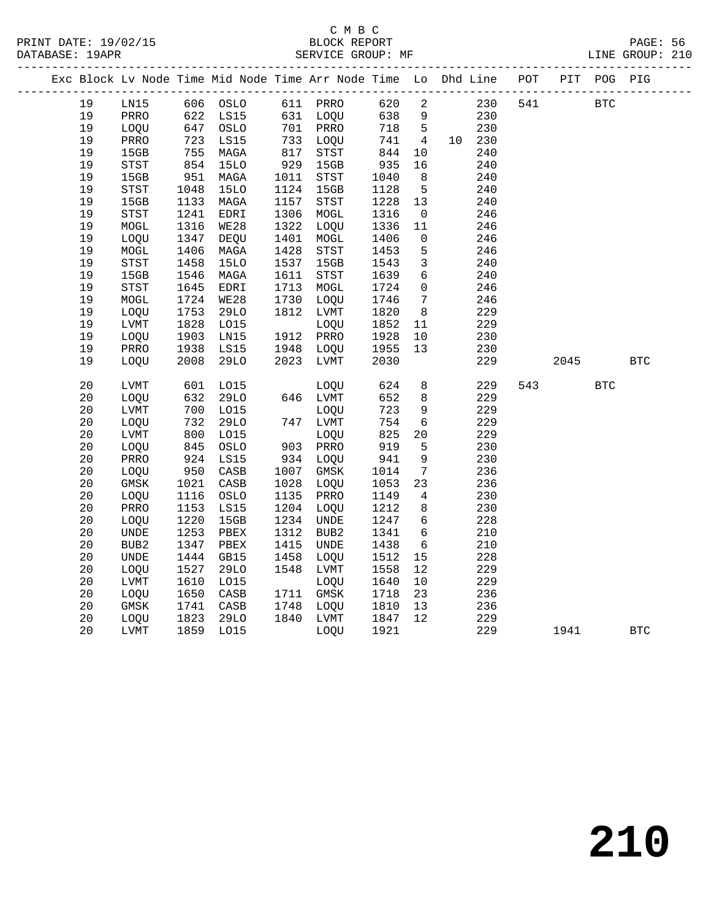C M B C
BLOCK REPORT
SERVICE GROUP: MF

PRINT DATE: 19/02/15
DATABASE: 19APR
LINE GROUP: 210

| Exc | Block | Lv Node | Time | Mid Node | Time | Arr Node | Time | Lo | Dhd | Line | POT | PIT | POG | PIG |
|---|---|---|---|---|---|---|---|---|---|---|---|---|---|---|
| | 19 | LN15 | 606 | OSLO | 611 | PRRO | 620 | 2 | | 230 | 541 | | BTC | |
| | 19 | PRRO | 622 | LS15 | 631 | LOQU | 638 | 9 | | 230 | | | | |
| | 19 | LOQU | 647 | OSLO | 701 | PRRO | 718 | 5 | | 230 | | | | |
| | 19 | PRRO | 723 | LS15 | 733 | LOQU | 741 | 4 | 10 | 230 | | | | |
| | 19 | 15GB | 755 | MAGA | 817 | STST | 844 | 10 | | 240 | | | | |
| | 19 | STST | 854 | 15LO | 929 | 15GB | 935 | 16 | | 240 | | | | |
| | 19 | 15GB | 951 | MAGA | 1011 | STST | 1040 | 8 | | 240 | | | | |
| | 19 | STST | 1048 | 15LO | 1124 | 15GB | 1128 | 5 | | 240 | | | | |
| | 19 | 15GB | 1133 | MAGA | 1157 | STST | 1228 | 13 | | 240 | | | | |
| | 19 | STST | 1241 | EDRI | 1306 | MOGL | 1316 | 0 | | 246 | | | | |
| | 19 | MOGL | 1316 | WE28 | 1322 | LOQU | 1336 | 11 | | 246 | | | | |
| | 19 | LOQU | 1347 | DEQU | 1401 | MOGL | 1406 | 0 | | 246 | | | | |
| | 19 | MOGL | 1406 | MAGA | 1428 | STST | 1453 | 5 | | 246 | | | | |
| | 19 | STST | 1458 | 15LO | 1537 | 15GB | 1543 | 3 | | 240 | | | | |
| | 19 | 15GB | 1546 | MAGA | 1611 | STST | 1639 | 6 | | 240 | | | | |
| | 19 | STST | 1645 | EDRI | 1713 | MOGL | 1724 | 0 | | 246 | | | | |
| | 19 | MOGL | 1724 | WE28 | 1730 | LOQU | 1746 | 7 | | 246 | | | | |
| | 19 | LOQU | 1753 | 29LO | 1812 | LVMT | 1820 | 8 | | 229 | | | | |
| | 19 | LVMT | 1828 | LO15 | | LOQU | 1852 | 11 | | 229 | | | | |
| | 19 | LOQU | 1903 | LN15 | 1912 | PRRO | 1928 | 10 | | 230 | | | | |
| | 19 | PRRO | 1938 | LS15 | 1948 | LOQU | 1955 | 13 | | 230 | | | | |
| | 19 | LOQU | 2008 | 29LO | 2023 | LVMT | 2030 | | | 229 | | 2045 | | BTC |
| | 20 | LVMT | 601 | LO15 | | LOQU | 624 | 8 | | 229 | 543 | | BTC | |
| | 20 | LOQU | 632 | 29LO | 646 | LVMT | 652 | 8 | | 229 | | | | |
| | 20 | LVMT | 700 | LO15 | | LOQU | 723 | 9 | | 229 | | | | |
| | 20 | LOQU | 732 | 29LO | 747 | LVMT | 754 | 6 | | 229 | | | | |
| | 20 | LVMT | 800 | LO15 | | LOQU | 825 | 20 | | 229 | | | | |
| | 20 | LOQU | 845 | OSLO | 903 | PRRO | 919 | 5 | | 230 | | | | |
| | 20 | PRRO | 924 | LS15 | 934 | LOQU | 941 | 9 | | 230 | | | | |
| | 20 | LOQU | 950 | CASB | 1007 | GMSK | 1014 | 7 | | 236 | | | | |
| | 20 | GMSK | 1021 | CASB | 1028 | LOQU | 1053 | 23 | | 236 | | | | |
| | 20 | LOQU | 1116 | OSLO | 1135 | PRRO | 1149 | 4 | | 230 | | | | |
| | 20 | PRRO | 1153 | LS15 | 1204 | LOQU | 1212 | 8 | | 230 | | | | |
| | 20 | LOQU | 1220 | 15GB | 1234 | UNDE | 1247 | 6 | | 228 | | | | |
| | 20 | UNDE | 1253 | PBEX | 1312 | BUB2 | 1341 | 6 | | 210 | | | | |
| | 20 | BUB2 | 1347 | PBEX | 1415 | UNDE | 1438 | 6 | | 210 | | | | |
| | 20 | UNDE | 1444 | GB15 | 1458 | LOQU | 1512 | 15 | | 228 | | | | |
| | 20 | LOQU | 1527 | 29LO | 1548 | LVMT | 1558 | 12 | | 229 | | | | |
| | 20 | LVMT | 1610 | LO15 | | LOQU | 1640 | 10 | | 229 | | | | |
| | 20 | LOQU | 1650 | CASB | 1711 | GMSK | 1718 | 23 | | 236 | | | | |
| | 20 | GMSK | 1741 | CASB | 1748 | LOQU | 1810 | 13 | | 236 | | | | |
| | 20 | LOQU | 1823 | 29LO | 1840 | LVMT | 1847 | 12 | | 229 | | | | |
| | 20 | LVMT | 1859 | LO15 | | LOQU | 1921 | | | 229 | | 1941 | | BTC |

210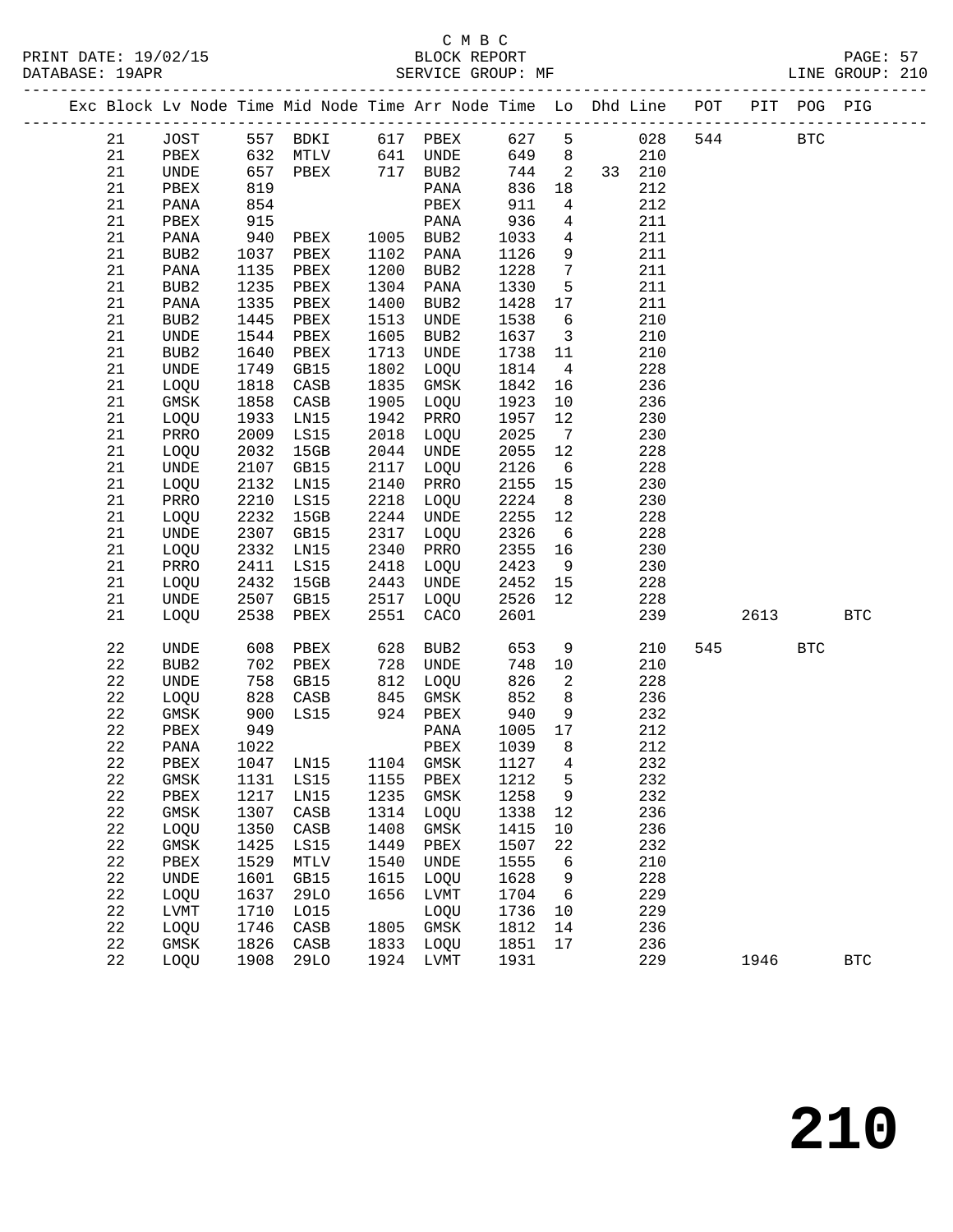C M B C
BLOCK REPORT
SERVICE GROUP: MF

PRINT DATE: 19/02/15
DATABASE: 19APR
LINE GROUP: 210

| Exc | Block | Lv Node | Time | Mid Node | Time | Arr Node | Time | Lo | Dhd | Line | POT | PIT | POG | PIG |
|---|---|---|---|---|---|---|---|---|---|---|---|---|---|---|
| | 21 | JOST | 557 | BDKI | 617 | PBEX | 627 | 5 | | 028 | 544 | | BTC | |
| | 21 | PBEX | 632 | MTLV | 641 | UNDE | 649 | 8 | | 210 | | | | |
| | 21 | UNDE | 657 | PBEX | 717 | BUB2 | 744 | 2 | 33 | 210 | | | | |
| | 21 | PBEX | 819 | | | PANA | 836 | 18 | | 212 | | | | |
| | 21 | PANA | 854 | | | PBEX | 911 | 4 | | 212 | | | | |
| | 21 | PBEX | 915 | | | PANA | 936 | 4 | | 211 | | | | |
| | 21 | PANA | 940 | PBEX | 1005 | BUB2 | 1033 | 4 | | 211 | | | | |
| | 21 | BUB2 | 1037 | PBEX | 1102 | PANA | 1126 | 9 | | 211 | | | | |
| | 21 | PANA | 1135 | PBEX | 1200 | BUB2 | 1228 | 7 | | 211 | | | | |
| | 21 | BUB2 | 1235 | PBEX | 1304 | PANA | 1330 | 5 | | 211 | | | | |
| | 21 | PANA | 1335 | PBEX | 1400 | BUB2 | 1428 | 17 | | 211 | | | | |
| | 21 | BUB2 | 1445 | PBEX | 1513 | UNDE | 1538 | 6 | | 210 | | | | |
| | 21 | UNDE | 1544 | PBEX | 1605 | BUB2 | 1637 | 3 | | 210 | | | | |
| | 21 | BUB2 | 1640 | PBEX | 1713 | UNDE | 1738 | 11 | | 210 | | | | |
| | 21 | UNDE | 1749 | GB15 | 1802 | LOQU | 1814 | 4 | | 228 | | | | |
| | 21 | LOQU | 1818 | CASB | 1835 | GMSK | 1842 | 16 | | 236 | | | | |
| | 21 | GMSK | 1858 | CASB | 1905 | LOQU | 1923 | 10 | | 236 | | | | |
| | 21 | LOQU | 1933 | LN15 | 1942 | PRRO | 1957 | 12 | | 230 | | | | |
| | 21 | PRRO | 2009 | LS15 | 2018 | LOQU | 2025 | 7 | | 230 | | | | |
| | 21 | LOQU | 2032 | 15GB | 2044 | UNDE | 2055 | 12 | | 228 | | | | |
| | 21 | UNDE | 2107 | GB15 | 2117 | LOQU | 2126 | 6 | | 228 | | | | |
| | 21 | LOQU | 2132 | LN15 | 2140 | PRRO | 2155 | 15 | | 230 | | | | |
| | 21 | PRRO | 2210 | LS15 | 2218 | LOQU | 2224 | 8 | | 230 | | | | |
| | 21 | LOQU | 2232 | 15GB | 2244 | UNDE | 2255 | 12 | | 228 | | | | |
| | 21 | UNDE | 2307 | GB15 | 2317 | LOQU | 2326 | 6 | | 228 | | | | |
| | 21 | LOQU | 2332 | LN15 | 2340 | PRRO | 2355 | 16 | | 230 | | | | |
| | 21 | PRRO | 2411 | LS15 | 2418 | LOQU | 2423 | 9 | | 230 | | | | |
| | 21 | LOQU | 2432 | 15GB | 2443 | UNDE | 2452 | 15 | | 228 | | | | |
| | 21 | UNDE | 2507 | GB15 | 2517 | LOQU | 2526 | 12 | | 228 | | | | |
| | 21 | LOQU | 2538 | PBEX | 2551 | CACO | 2601 | | | 239 | | 2613 | | BTC |
| | 22 | UNDE | 608 | PBEX | 628 | BUB2 | 653 | 9 | | 210 | 545 | | BTC | |
| | 22 | BUB2 | 702 | PBEX | 728 | UNDE | 748 | 10 | | 210 | | | | |
| | 22 | UNDE | 758 | GB15 | 812 | LOQU | 826 | 2 | | 228 | | | | |
| | 22 | LOQU | 828 | CASB | 845 | GMSK | 852 | 8 | | 236 | | | | |
| | 22 | GMSK | 900 | LS15 | 924 | PBEX | 940 | 9 | | 232 | | | | |
| | 22 | PBEX | 949 | | | PANA | 1005 | 17 | | 212 | | | | |
| | 22 | PANA | 1022 | | | PBEX | 1039 | 8 | | 212 | | | | |
| | 22 | PBEX | 1047 | LN15 | 1104 | GMSK | 1127 | 4 | | 232 | | | | |
| | 22 | GMSK | 1131 | LS15 | 1155 | PBEX | 1212 | 5 | | 232 | | | | |
| | 22 | PBEX | 1217 | LN15 | 1235 | GMSK | 1258 | 9 | | 232 | | | | |
| | 22 | GMSK | 1307 | CASB | 1314 | LOQU | 1338 | 12 | | 236 | | | | |
| | 22 | LOQU | 1350 | CASB | 1408 | GMSK | 1415 | 10 | | 236 | | | | |
| | 22 | GMSK | 1425 | LS15 | 1449 | PBEX | 1507 | 22 | | 232 | | | | |
| | 22 | PBEX | 1529 | MTLV | 1540 | UNDE | 1555 | 6 | | 210 | | | | |
| | 22 | UNDE | 1601 | GB15 | 1615 | LOQU | 1628 | 9 | | 228 | | | | |
| | 22 | LOQU | 1637 | 29LO | 1656 | LVMT | 1704 | 6 | | 229 | | | | |
| | 22 | LVMT | 1710 | LO15 | | LOQU | 1736 | 10 | | 229 | | | | |
| | 22 | LOQU | 1746 | CASB | 1805 | GMSK | 1812 | 14 | | 236 | | | | |
| | 22 | GMSK | 1826 | CASB | 1833 | LOQU | 1851 | 17 | | 236 | | | | |
| | 22 | LOQU | 1908 | 29LO | 1924 | LVMT | 1931 | | | 229 | | 1946 | | BTC |

210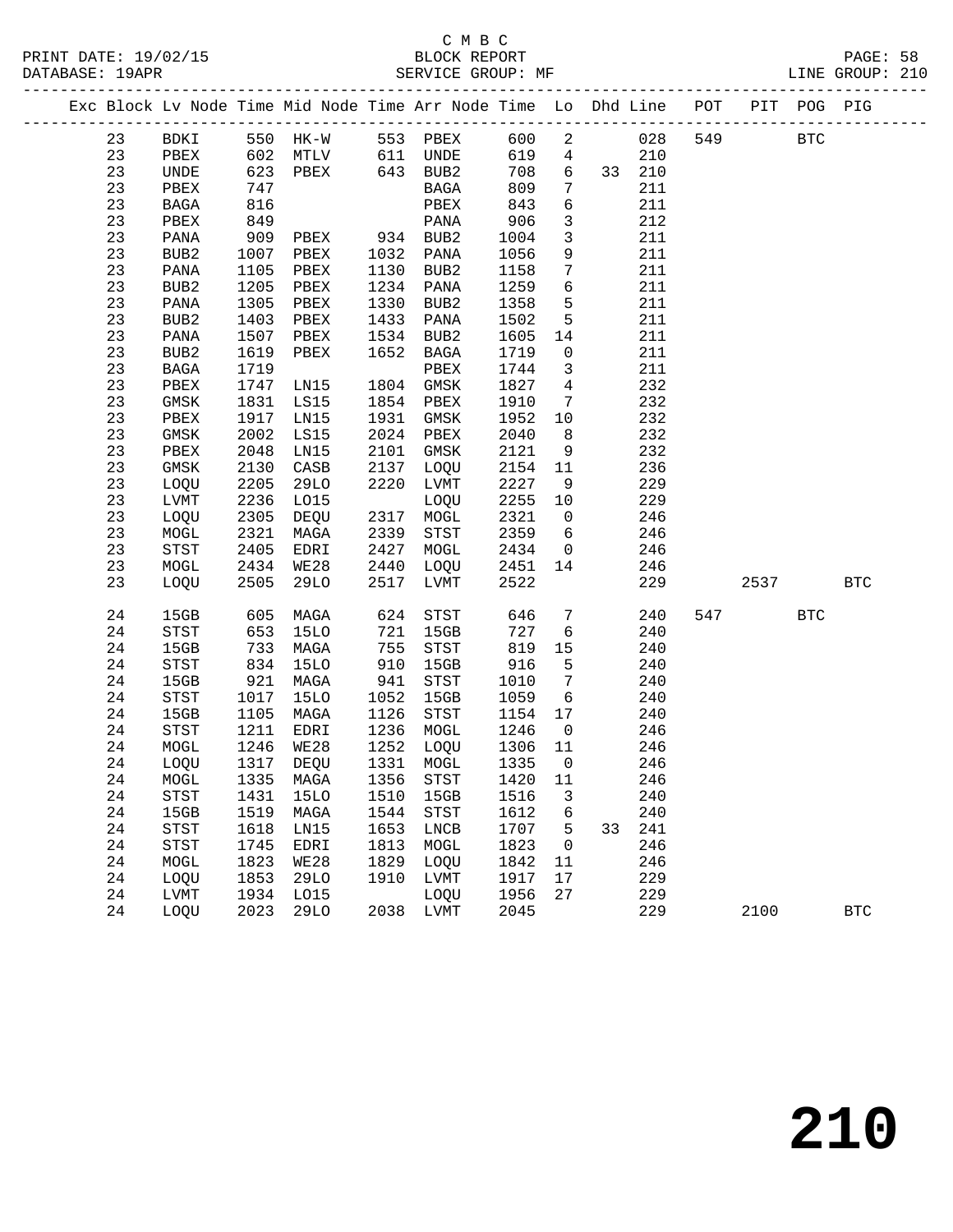C M B C
BLOCK REPORT
SERVICE GROUP: MF

PRINT DATE: 19/02/15
DATABASE: 19APR
LINE GROUP: 210

| Exc | Block | Lv | Node | Time | Mid Node | Time | Arr Node | Time | Lo | Dhd | Line | POT | PIT | POG | PIG |
|---|---|---|---|---|---|---|---|---|---|---|---|---|---|---|---|
| | 23 | | BDKI | 550 | HK-W | 553 | PBEX | 600 | 2 | | 028 | 549 | | BTC | |
| | 23 | | PBEX | 602 | MTLV | 611 | UNDE | 619 | 4 | | 210 | | | | |
| | 23 | | UNDE | 623 | PBEX | 643 | BUB2 | 708 | 6 | 33 | 210 | | | | |
| | 23 | | PBEX | 747 | | | BAGA | 809 | 7 | | 211 | | | | |
| | 23 | | BAGA | 816 | | | PBEX | 843 | 6 | | 211 | | | | |
| | 23 | | PBEX | 849 | | | PANA | 906 | 3 | | 212 | | | | |
| | 23 | | PANA | 909 | PBEX | 934 | BUB2 | 1004 | 3 | | 211 | | | | |
| | 23 | | BUB2 | 1007 | PBEX | 1032 | PANA | 1056 | 9 | | 211 | | | | |
| | 23 | | PANA | 1105 | PBEX | 1130 | BUB2 | 1158 | 7 | | 211 | | | | |
| | 23 | | BUB2 | 1205 | PBEX | 1234 | PANA | 1259 | 6 | | 211 | | | | |
| | 23 | | PANA | 1305 | PBEX | 1330 | BUB2 | 1358 | 5 | | 211 | | | | |
| | 23 | | BUB2 | 1403 | PBEX | 1433 | PANA | 1502 | 5 | | 211 | | | | |
| | 23 | | PANA | 1507 | PBEX | 1534 | BUB2 | 1605 | 14 | | 211 | | | | |
| | 23 | | BUB2 | 1619 | PBEX | 1652 | BAGA | 1719 | 0 | | 211 | | | | |
| | 23 | | BAGA | 1719 | | | PBEX | 1744 | 3 | | 211 | | | | |
| | 23 | | PBEX | 1747 | LN15 | 1804 | GMSK | 1827 | 4 | | 232 | | | | |
| | 23 | | GMSK | 1831 | LS15 | 1854 | PBEX | 1910 | 7 | | 232 | | | | |
| | 23 | | PBEX | 1917 | LN15 | 1931 | GMSK | 1952 | 10 | | 232 | | | | |
| | 23 | | GMSK | 2002 | LS15 | 2024 | PBEX | 2040 | 8 | | 232 | | | | |
| | 23 | | PBEX | 2048 | LN15 | 2101 | GMSK | 2121 | 9 | | 232 | | | | |
| | 23 | | GMSK | 2130 | CASB | 2137 | LOQU | 2154 | 11 | | 236 | | | | |
| | 23 | | LOQU | 2205 | 29LO | 2220 | LVMT | 2227 | 9 | | 229 | | | | |
| | 23 | | LVMT | 2236 | LO15 | | LOQU | 2255 | 10 | | 229 | | | | |
| | 23 | | LOQU | 2305 | DEQU | 2317 | MOGL | 2321 | 0 | | 246 | | | | |
| | 23 | | MOGL | 2321 | MAGA | 2339 | STST | 2359 | 6 | | 246 | | | | |
| | 23 | | STST | 2405 | EDRI | 2427 | MOGL | 2434 | 0 | | 246 | | | | |
| | 23 | | MOGL | 2434 | WE28 | 2440 | LOQU | 2451 | 14 | | 246 | | | | |
| | 23 | | LOQU | 2505 | 29LO | 2517 | LVMT | 2522 | | | 229 | | 2537 | | BTC |
| | 24 | | 15GB | 605 | MAGA | 624 | STST | 646 | 7 | | 240 | 547 | | BTC | |
| | 24 | | STST | 653 | 15LO | 721 | 15GB | 727 | 6 | | 240 | | | | |
| | 24 | | 15GB | 733 | MAGA | 755 | STST | 819 | 15 | | 240 | | | | |
| | 24 | | STST | 834 | 15LO | 910 | 15GB | 916 | 5 | | 240 | | | | |
| | 24 | | 15GB | 921 | MAGA | 941 | STST | 1010 | 7 | | 240 | | | | |
| | 24 | | STST | 1017 | 15LO | 1052 | 15GB | 1059 | 6 | | 240 | | | | |
| | 24 | | 15GB | 1105 | MAGA | 1126 | STST | 1154 | 17 | | 240 | | | | |
| | 24 | | STST | 1211 | EDRI | 1236 | MOGL | 1246 | 0 | | 246 | | | | |
| | 24 | | MOGL | 1246 | WE28 | 1252 | LOQU | 1306 | 11 | | 246 | | | | |
| | 24 | | LOQU | 1317 | DEQU | 1331 | MOGL | 1335 | 0 | | 246 | | | | |
| | 24 | | MOGL | 1335 | MAGA | 1356 | STST | 1420 | 11 | | 246 | | | | |
| | 24 | | STST | 1431 | 15LO | 1510 | 15GB | 1516 | 3 | | 240 | | | | |
| | 24 | | 15GB | 1519 | MAGA | 1544 | STST | 1612 | 6 | | 240 | | | | |
| | 24 | | STST | 1618 | LN15 | 1653 | LNCB | 1707 | 5 | 33 | 241 | | | | |
| | 24 | | STST | 1745 | EDRI | 1813 | MOGL | 1823 | 0 | | 246 | | | | |
| | 24 | | MOGL | 1823 | WE28 | 1829 | LOQU | 1842 | 11 | | 246 | | | | |
| | 24 | | LOQU | 1853 | 29LO | 1910 | LVMT | 1917 | 17 | | 229 | | | | |
| | 24 | | LVMT | 1934 | LO15 | | LOQU | 1956 | 27 | | 229 | | | | |
| | 24 | | LOQU | 2023 | 29LO | 2038 | LVMT | 2045 | | | 229 | | 2100 | | BTC |

210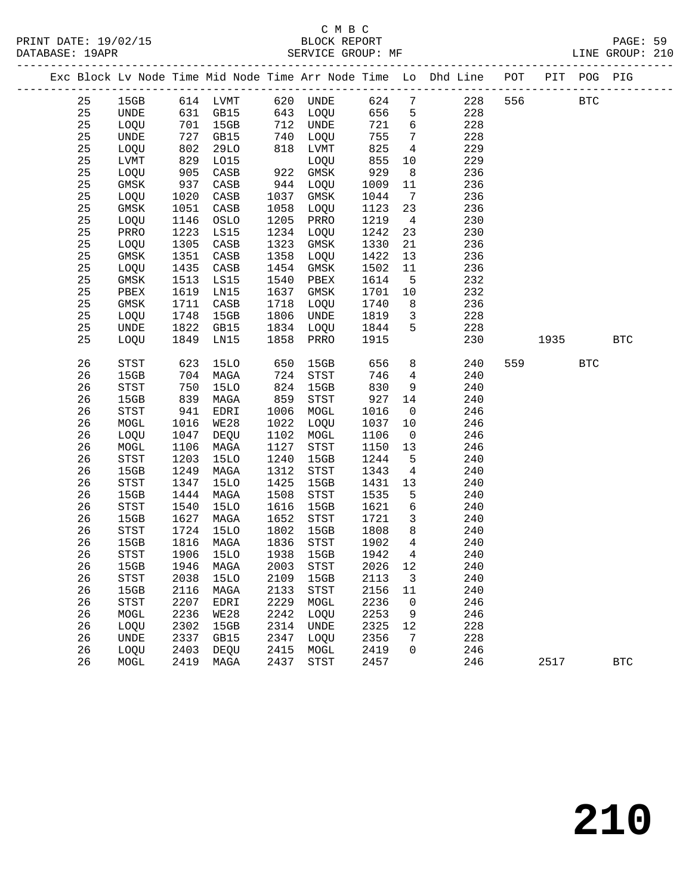C M B C

PRINT DATE: 19/02/15 BLOCK REPORT PAGE: 59
DATABASE: 19APR SERVICE GROUP: MF LINE GROUP: 210

| Exc | Block | Lv Node | Time | Mid Node | Time | Arr Node | Time | Lo | Dhd Line | POT | PIT | POG | PIG |
|---|---|---|---|---|---|---|---|---|---|---|---|---|---|
| | 25 | 15GB | 614 | LVMT | 620 | UNDE | 624 | 7 | 228 | 556 | | BTC | |
| | 25 | UNDE | 631 | GB15 | 643 | LOQU | 656 | 5 | 228 | | | | |
| | 25 | LOQU | 701 | 15GB | 712 | UNDE | 721 | 6 | 228 | | | | |
| | 25 | UNDE | 727 | GB15 | 740 | LOQU | 755 | 7 | 228 | | | | |
| | 25 | LOQU | 802 | 29LO | 818 | LVMT | 825 | 4 | 229 | | | | |
| | 25 | LVMT | 829 | LO15 | | LOQU | 855 | 10 | 229 | | | | |
| | 25 | LOQU | 905 | CASB | 922 | GMSK | 929 | 8 | 236 | | | | |
| | 25 | GMSK | 937 | CASB | 944 | LOQU | 1009 | 11 | 236 | | | | |
| | 25 | LOQU | 1020 | CASB | 1037 | GMSK | 1044 | 7 | 236 | | | | |
| | 25 | GMSK | 1051 | CASB | 1058 | LOQU | 1123 | 23 | 236 | | | | |
| | 25 | LOQU | 1146 | OSLO | 1205 | PRRO | 1219 | 4 | 230 | | | | |
| | 25 | PRRO | 1223 | LS15 | 1234 | LOQU | 1242 | 23 | 230 | | | | |
| | 25 | LOQU | 1305 | CASB | 1323 | GMSK | 1330 | 21 | 236 | | | | |
| | 25 | GMSK | 1351 | CASB | 1358 | LOQU | 1422 | 13 | 236 | | | | |
| | 25 | LOQU | 1435 | CASB | 1454 | GMSK | 1502 | 11 | 236 | | | | |
| | 25 | GMSK | 1513 | LS15 | 1540 | PBEX | 1614 | 5 | 232 | | | | |
| | 25 | PBEX | 1619 | LN15 | 1637 | GMSK | 1701 | 10 | 232 | | | | |
| | 25 | GMSK | 1711 | CASB | 1718 | LOQU | 1740 | 8 | 236 | | | | |
| | 25 | LOQU | 1748 | 15GB | 1806 | UNDE | 1819 | 3 | 228 | | | | |
| | 25 | UNDE | 1822 | GB15 | 1834 | LOQU | 1844 | 5 | 228 | | | | |
| | 25 | LOQU | 1849 | LN15 | 1858 | PRRO | 1915 | | 230 | | 1935 | | BTC |
| | 26 | STST | 623 | 15LO | 650 | 15GB | 656 | 8 | 240 | 559 | | BTC | |
| | 26 | 15GB | 704 | MAGA | 724 | STST | 746 | 4 | 240 | | | | |
| | 26 | STST | 750 | 15LO | 824 | 15GB | 830 | 9 | 240 | | | | |
| | 26 | 15GB | 839 | MAGA | 859 | STST | 927 | 14 | 240 | | | | |
| | 26 | STST | 941 | EDRI | 1006 | MOGL | 1016 | 0 | 246 | | | | |
| | 26 | MOGL | 1016 | WE28 | 1022 | LOQU | 1037 | 10 | 246 | | | | |
| | 26 | LOQU | 1047 | DEQU | 1102 | MOGL | 1106 | 0 | 246 | | | | |
| | 26 | MOGL | 1106 | MAGA | 1127 | STST | 1150 | 13 | 246 | | | | |
| | 26 | STST | 1203 | 15LO | 1240 | 15GB | 1244 | 5 | 240 | | | | |
| | 26 | 15GB | 1249 | MAGA | 1312 | STST | 1343 | 4 | 240 | | | | |
| | 26 | STST | 1347 | 15LO | 1425 | 15GB | 1431 | 13 | 240 | | | | |
| | 26 | 15GB | 1444 | MAGA | 1508 | STST | 1535 | 5 | 240 | | | | |
| | 26 | STST | 1540 | 15LO | 1616 | 15GB | 1621 | 6 | 240 | | | | |
| | 26 | 15GB | 1627 | MAGA | 1652 | STST | 1721 | 3 | 240 | | | | |
| | 26 | STST | 1724 | 15LO | 1802 | 15GB | 1808 | 8 | 240 | | | | |
| | 26 | 15GB | 1816 | MAGA | 1836 | STST | 1902 | 4 | 240 | | | | |
| | 26 | STST | 1906 | 15LO | 1938 | 15GB | 1942 | 4 | 240 | | | | |
| | 26 | 15GB | 1946 | MAGA | 2003 | STST | 2026 | 12 | 240 | | | | |
| | 26 | STST | 2038 | 15LO | 2109 | 15GB | 2113 | 3 | 240 | | | | |
| | 26 | 15GB | 2116 | MAGA | 2133 | STST | 2156 | 11 | 240 | | | | |
| | 26 | STST | 2207 | EDRI | 2229 | MOGL | 2236 | 0 | 246 | | | | |
| | 26 | MOGL | 2236 | WE28 | 2242 | LOQU | 2253 | 9 | 246 | | | | |
| | 26 | LOQU | 2302 | 15GB | 2314 | UNDE | 2325 | 12 | 228 | | | | |
| | 26 | UNDE | 2337 | GB15 | 2347 | LOQU | 2356 | 7 | 228 | | | | |
| | 26 | LOQU | 2403 | DEQU | 2415 | MOGL | 2419 | 0 | 246 | | | | |
| | 26 | MOGL | 2419 | MAGA | 2437 | STST | 2457 | | 246 | | 2517 | | BTC |

210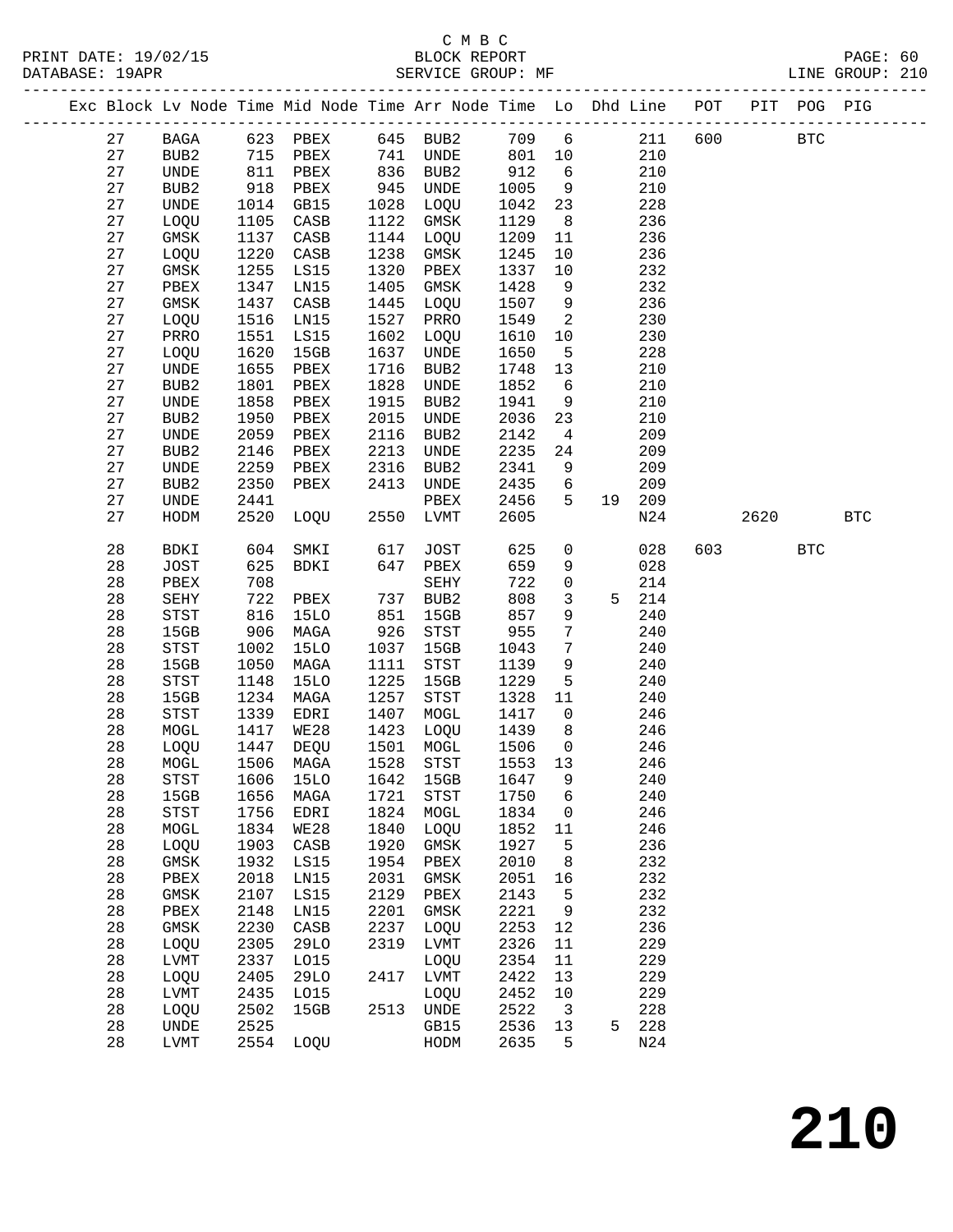C M B C

PRINT DATE: 19/02/15 BLOCK REPORT

DATABASE: 19APR SERVICE GROUP: MF LINE GROUP: 210

| Exc | Block | Lv | Node | Time | Mid Node | Time | Arr Node | Time | Lo | Dhd | Line | POT | PIT | POG | PIG |
|---|---|---|---|---|---|---|---|---|---|---|---|---|---|---|---|
| | 27 | | BAGA | 623 | PBEX | 645 | BUB2 | 709 | 6 | | 211 | 600 | | BTC | |
| | 27 | | BUB2 | 715 | PBEX | 741 | UNDE | 801 | 10 | | 210 | | | | |
| | 27 | | UNDE | 811 | PBEX | 836 | BUB2 | 912 | 6 | | 210 | | | | |
| | 27 | | BUB2 | 918 | PBEX | 945 | UNDE | 1005 | 9 | | 210 | | | | |
| | 27 | | UNDE | 1014 | GB15 | 1028 | LOQU | 1042 | 23 | | 228 | | | | |
| | 27 | | LOQU | 1105 | CASB | 1122 | GMSK | 1129 | 8 | | 236 | | | | |
| | 27 | | GMSK | 1137 | CASB | 1144 | LOQU | 1209 | 11 | | 236 | | | | |
| | 27 | | LOQU | 1220 | CASB | 1238 | GMSK | 1245 | 10 | | 236 | | | | |
| | 27 | | GMSK | 1255 | LS15 | 1320 | PBEX | 1337 | 10 | | 232 | | | | |
| | 27 | | PBEX | 1347 | LN15 | 1405 | GMSK | 1428 | 9 | | 232 | | | | |
| | 27 | | GMSK | 1437 | CASB | 1445 | LOQU | 1507 | 9 | | 236 | | | | |
| | 27 | | LOQU | 1516 | LN15 | 1527 | PRRO | 1549 | 2 | | 230 | | | | |
| | 27 | | PRRO | 1551 | LS15 | 1602 | LOQU | 1610 | 10 | | 230 | | | | |
| | 27 | | LOQU | 1620 | 15GB | 1637 | UNDE | 1650 | 5 | | 228 | | | | |
| | 27 | | UNDE | 1655 | PBEX | 1716 | BUB2 | 1748 | 13 | | 210 | | | | |
| | 27 | | BUB2 | 1801 | PBEX | 1828 | UNDE | 1852 | 6 | | 210 | | | | |
| | 27 | | UNDE | 1858 | PBEX | 1915 | BUB2 | 1941 | 9 | | 210 | | | | |
| | 27 | | BUB2 | 1950 | PBEX | 2015 | UNDE | 2036 | 23 | | 210 | | | | |
| | 27 | | UNDE | 2059 | PBEX | 2116 | BUB2 | 2142 | 4 | | 209 | | | | |
| | 27 | | BUB2 | 2146 | PBEX | 2213 | UNDE | 2235 | 24 | | 209 | | | | |
| | 27 | | UNDE | 2259 | PBEX | 2316 | BUB2 | 2341 | 9 | | 209 | | | | |
| | 27 | | BUB2 | 2350 | PBEX | 2413 | UNDE | 2435 | 6 | | 209 | | | | |
| | 27 | | UNDE | 2441 | | | PBEX | 2456 | 5 | 19 | 209 | | | | |
| | 27 | | HODM | 2520 | LOQU | 2550 | LVMT | 2605 | | | N24 | | 2620 | | BTC |
| | 28 | | BDKI | 604 | SMKI | 617 | JOST | 625 | 0 | | 028 | 603 | | BTC | |
| | 28 | | JOST | 625 | BDKI | 647 | PBEX | 659 | 9 | | 028 | | | | |
| | 28 | | PBEX | 708 | | | SEHY | 722 | 0 | | 214 | | | | |
| | 28 | | SEHY | 722 | PBEX | 737 | BUB2 | 808 | 3 | 5 | 214 | | | | |
| | 28 | | STST | 816 | 15LO | 851 | 15GB | 857 | 9 | | 240 | | | | |
| | 28 | | 15GB | 906 | MAGA | 926 | STST | 955 | 7 | | 240 | | | | |
| | 28 | | STST | 1002 | 15LO | 1037 | 15GB | 1043 | 7 | | 240 | | | | |
| | 28 | | 15GB | 1050 | MAGA | 1111 | STST | 1139 | 9 | | 240 | | | | |
| | 28 | | STST | 1148 | 15LO | 1225 | 15GB | 1229 | 5 | | 240 | | | | |
| | 28 | | 15GB | 1234 | MAGA | 1257 | STST | 1328 | 11 | | 240 | | | | |
| | 28 | | STST | 1339 | EDRI | 1407 | MOGL | 1417 | 0 | | 246 | | | | |
| | 28 | | MOGL | 1417 | WE28 | 1423 | LOQU | 1439 | 8 | | 246 | | | | |
| | 28 | | LOQU | 1447 | DEQU | 1501 | MOGL | 1506 | 0 | | 246 | | | | |
| | 28 | | MOGL | 1506 | MAGA | 1528 | STST | 1553 | 13 | | 246 | | | | |
| | 28 | | STST | 1606 | 15LO | 1642 | 15GB | 1647 | 9 | | 240 | | | | |
| | 28 | | 15GB | 1656 | MAGA | 1721 | STST | 1750 | 6 | | 240 | | | | |
| | 28 | | STST | 1756 | EDRI | 1824 | MOGL | 1834 | 0 | | 246 | | | | |
| | 28 | | MOGL | 1834 | WE28 | 1840 | LOQU | 1852 | 11 | | 246 | | | | |
| | 28 | | LOQU | 1903 | CASB | 1920 | GMSK | 1927 | 5 | | 236 | | | | |
| | 28 | | GMSK | 1932 | LS15 | 1954 | PBEX | 2010 | 8 | | 232 | | | | |
| | 28 | | PBEX | 2018 | LN15 | 2031 | GMSK | 2051 | 16 | | 232 | | | | |
| | 28 | | GMSK | 2107 | LS15 | 2129 | PBEX | 2143 | 5 | | 232 | | | | |
| | 28 | | PBEX | 2148 | LN15 | 2201 | GMSK | 2221 | 9 | | 232 | | | | |
| | 28 | | GMSK | 2230 | CASB | 2237 | LOQU | 2253 | 12 | | 236 | | | | |
| | 28 | | LOQU | 2305 | 29LO | 2319 | LVMT | 2326 | 11 | | 229 | | | | |
| | 28 | | LVMT | 2337 | LO15 | | LOQU | 2354 | 11 | | 229 | | | | |
| | 28 | | LOQU | 2405 | 29LO | 2417 | LVMT | 2422 | 13 | | 229 | | | | |
| | 28 | | LVMT | 2435 | LO15 | | LOQU | 2452 | 10 | | 229 | | | | |
| | 28 | | LOQU | 2502 | 15GB | 2513 | UNDE | 2522 | 3 | | 228 | | | | |
| | 28 | | UNDE | 2525 | | | GB15 | 2536 | 13 | 5 | 228 | | | | |
| | 28 | | LVMT | 2554 | LOQU | | HODM | 2635 | 5 | | N24 | | | | |

# 210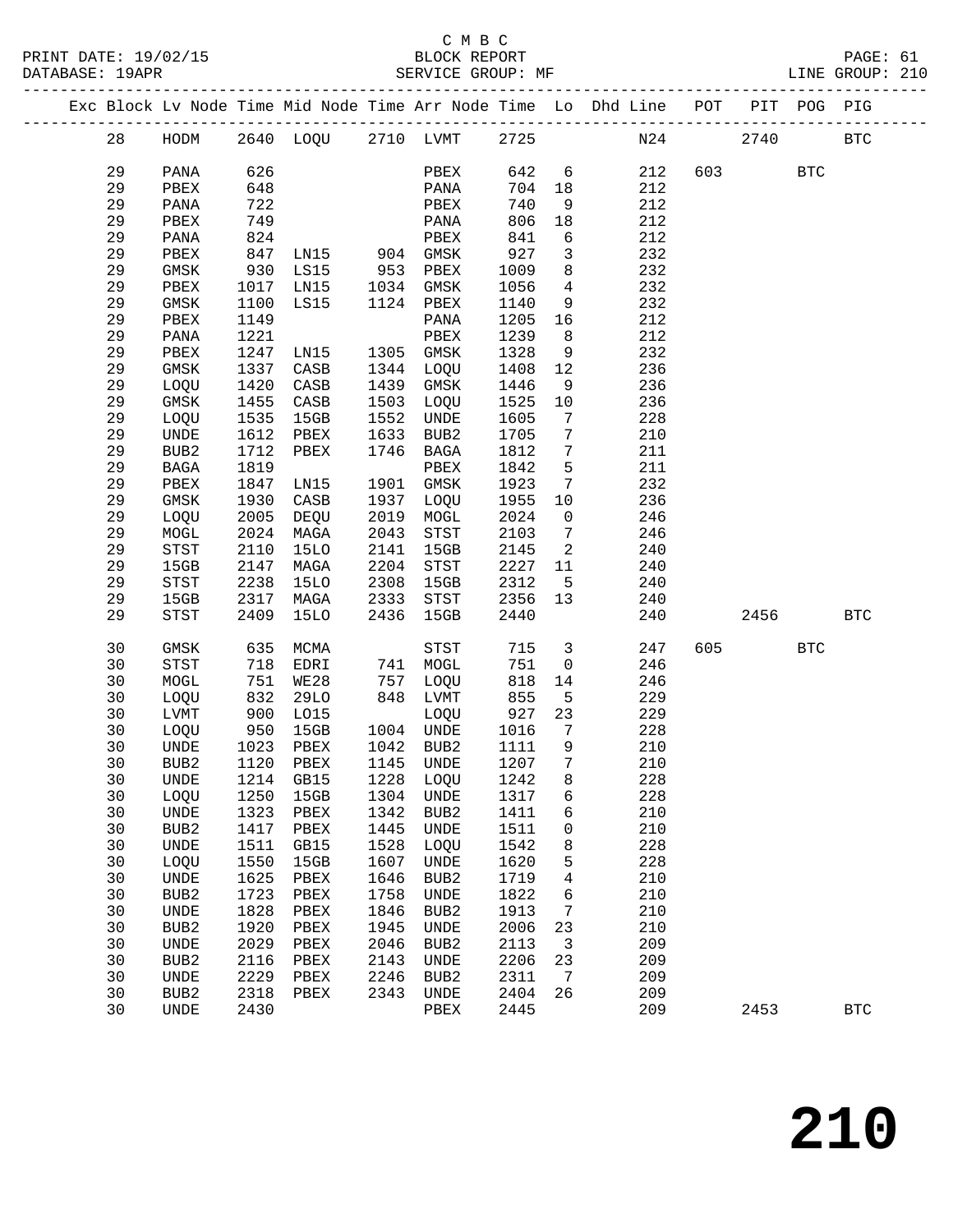C M B C

PRINT DATE: 19/02/15 BLOCK REPORT

DATABASE: 19APR SERVICE GROUP: MF LINE GROUP: 210

| Exc | Block | Lv | Node | Time | Mid Node | Time | Arr Node | Time | Lo | Dhd Line | POT | PIT | POG | PIG |
|---|---|---|---|---|---|---|---|---|---|---|---|---|---|---|
| | 28 | | HODM | 2640 | LOQU | 2710 | LVMT | 2725 | | N24 | | 2740 | | BTC |
| | 29 | | PANA | 626 | | | PBEX | 642 | 6 | 212 | 603 | | BTC | |
| | 29 | | PBEX | 648 | | | PANA | 704 | 18 | 212 | | | | |
| | 29 | | PANA | 722 | | | PBEX | 740 | 9 | 212 | | | | |
| | 29 | | PBEX | 749 | | | PANA | 806 | 18 | 212 | | | | |
| | 29 | | PANA | 824 | | | PBEX | 841 | 6 | 212 | | | | |
| | 29 | | PBEX | 847 | LN15 | 904 | GMSK | 927 | 3 | 232 | | | | |
| | 29 | | GMSK | 930 | LS15 | 953 | PBEX | 1009 | 8 | 232 | | | | |
| | 29 | | PBEX | 1017 | LN15 | 1034 | GMSK | 1056 | 4 | 232 | | | | |
| | 29 | | GMSK | 1100 | LS15 | 1124 | PBEX | 1140 | 9 | 232 | | | | |
| | 29 | | PBEX | 1149 | | | PANA | 1205 | 16 | 212 | | | | |
| | 29 | | PANA | 1221 | | | PBEX | 1239 | 8 | 212 | | | | |
| | 29 | | PBEX | 1247 | LN15 | 1305 | GMSK | 1328 | 9 | 232 | | | | |
| | 29 | | GMSK | 1337 | CASB | 1344 | LOQU | 1408 | 12 | 236 | | | | |
| | 29 | | LOQU | 1420 | CASB | 1439 | GMSK | 1446 | 9 | 236 | | | | |
| | 29 | | GMSK | 1455 | CASB | 1503 | LOQU | 1525 | 10 | 236 | | | | |
| | 29 | | LOQU | 1535 | 15GB | 1552 | UNDE | 1605 | 7 | 228 | | | | |
| | 29 | | UNDE | 1612 | PBEX | 1633 | BUB2 | 1705 | 7 | 210 | | | | |
| | 29 | | BUB2 | 1712 | PBEX | 1746 | BAGA | 1812 | 7 | 211 | | | | |
| | 29 | | BAGA | 1819 | | | PBEX | 1842 | 5 | 211 | | | | |
| | 29 | | PBEX | 1847 | LN15 | 1901 | GMSK | 1923 | 7 | 232 | | | | |
| | 29 | | GMSK | 1930 | CASB | 1937 | LOQU | 1955 | 10 | 236 | | | | |
| | 29 | | LOQU | 2005 | DEQU | 2019 | MOGL | 2024 | 0 | 246 | | | | |
| | 29 | | MOGL | 2024 | MAGA | 2043 | STST | 2103 | 7 | 246 | | | | |
| | 29 | | STST | 2110 | 15LO | 2141 | 15GB | 2145 | 2 | 240 | | | | |
| | 29 | | 15GB | 2147 | MAGA | 2204 | STST | 2227 | 11 | 240 | | | | |
| | 29 | | STST | 2238 | 15LO | 2308 | 15GB | 2312 | 5 | 240 | | | | |
| | 29 | | 15GB | 2317 | MAGA | 2333 | STST | 2356 | 13 | 240 | | | | |
| | 29 | | STST | 2409 | 15LO | 2436 | 15GB | 2440 | | 240 | | 2456 | | BTC |
| | 30 | | GMSK | 635 | MCMA | | STST | 715 | 3 | 247 | 605 | | BTC | |
| | 30 | | STST | 718 | EDRI | 741 | MOGL | 751 | 0 | 246 | | | | |
| | 30 | | MOGL | 751 | WE28 | 757 | LOQU | 818 | 14 | 246 | | | | |
| | 30 | | LOQU | 832 | 29LO | 848 | LVMT | 855 | 5 | 229 | | | | |
| | 30 | | LVMT | 900 | LO15 | | LOQU | 927 | 23 | 229 | | | | |
| | 30 | | LOQU | 950 | 15GB | 1004 | UNDE | 1016 | 7 | 228 | | | | |
| | 30 | | UNDE | 1023 | PBEX | 1042 | BUB2 | 1111 | 9 | 210 | | | | |
| | 30 | | BUB2 | 1120 | PBEX | 1145 | UNDE | 1207 | 7 | 210 | | | | |
| | 30 | | UNDE | 1214 | GB15 | 1228 | LOQU | 1242 | 8 | 228 | | | | |
| | 30 | | LOQU | 1250 | 15GB | 1304 | UNDE | 1317 | 6 | 228 | | | | |
| | 30 | | UNDE | 1323 | PBEX | 1342 | BUB2 | 1411 | 6 | 210 | | | | |
| | 30 | | BUB2 | 1417 | PBEX | 1445 | UNDE | 1511 | 0 | 210 | | | | |
| | 30 | | UNDE | 1511 | GB15 | 1528 | LOQU | 1542 | 8 | 228 | | | | |
| | 30 | | LOQU | 1550 | 15GB | 1607 | UNDE | 1620 | 5 | 228 | | | | |
| | 30 | | UNDE | 1625 | PBEX | 1646 | BUB2 | 1719 | 4 | 210 | | | | |
| | 30 | | BUB2 | 1723 | PBEX | 1758 | UNDE | 1822 | 6 | 210 | | | | |
| | 30 | | UNDE | 1828 | PBEX | 1846 | BUB2 | 1913 | 7 | 210 | | | | |
| | 30 | | BUB2 | 1920 | PBEX | 1945 | UNDE | 2006 | 23 | 210 | | | | |
| | 30 | | UNDE | 2029 | PBEX | 2046 | BUB2 | 2113 | 3 | 209 | | | | |
| | 30 | | BUB2 | 2116 | PBEX | 2143 | UNDE | 2206 | 23 | 209 | | | | |
| | 30 | | UNDE | 2229 | PBEX | 2246 | BUB2 | 2311 | 7 | 209 | | | | |
| | 30 | | BUB2 | 2318 | PBEX | 2343 | UNDE | 2404 | 26 | 209 | | | | |
| | 30 | | UNDE | 2430 | | | PBEX | 2445 | | 209 | | 2453 | | BTC |

# 210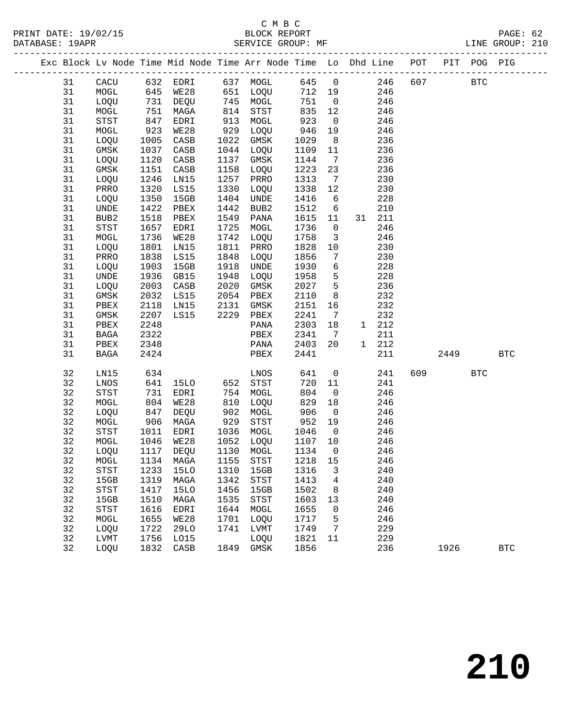C M B C

PRINT DATE: 19/02/15 BLOCK REPORT PAGE: 62
DATABASE: 19APR SERVICE GROUP: MF LINE GROUP: 210

| Exc | Block | Lv Node | Time | Mid Node | Time | Arr Node | Time | Lo | Dhd | Line | POT | PIT | POG | PIG |
|---|---|---|---|---|---|---|---|---|---|---|---|---|---|---|
| | 31 | CACU | 632 | EDRI | 637 | MOGL | 645 | 0 | | 246 | 607 | | BTC | |
| | 31 | MOGL | 645 | WE28 | 651 | LOQU | 712 | 19 | | 246 | | | | |
| | 31 | LOQU | 731 | DEQU | 745 | MOGL | 751 | 0 | | 246 | | | | |
| | 31 | MOGL | 751 | MAGA | 814 | STST | 835 | 12 | | 246 | | | | |
| | 31 | STST | 847 | EDRI | 913 | MOGL | 923 | 0 | | 246 | | | | |
| | 31 | MOGL | 923 | WE28 | 929 | LOQU | 946 | 19 | | 246 | | | | |
| | 31 | LOQU | 1005 | CASB | 1022 | GMSK | 1029 | 8 | | 236 | | | | |
| | 31 | GMSK | 1037 | CASB | 1044 | LOQU | 1109 | 11 | | 236 | | | | |
| | 31 | LOQU | 1120 | CASB | 1137 | GMSK | 1144 | 7 | | 236 | | | | |
| | 31 | GMSK | 1151 | CASB | 1158 | LOQU | 1223 | 23 | | 236 | | | | |
| | 31 | LOQU | 1246 | LN15 | 1257 | PRRO | 1313 | 7 | | 230 | | | | |
| | 31 | PRRO | 1320 | LS15 | 1330 | LOQU | 1338 | 12 | | 230 | | | | |
| | 31 | LOQU | 1350 | 15GB | 1404 | UNDE | 1416 | 6 | | 228 | | | | |
| | 31 | UNDE | 1422 | PBEX | 1442 | BUB2 | 1512 | 6 | | 210 | | | | |
| | 31 | BUB2 | 1518 | PBEX | 1549 | PANA | 1615 | 11 | 31 | 211 | | | | |
| | 31 | STST | 1657 | EDRI | 1725 | MOGL | 1736 | 0 | | 246 | | | | |
| | 31 | MOGL | 1736 | WE28 | 1742 | LOQU | 1758 | 3 | | 246 | | | | |
| | 31 | LOQU | 1801 | LN15 | 1811 | PRRO | 1828 | 10 | | 230 | | | | |
| | 31 | PRRO | 1838 | LS15 | 1848 | LOQU | 1856 | 7 | | 230 | | | | |
| | 31 | LOQU | 1903 | 15GB | 1918 | UNDE | 1930 | 6 | | 228 | | | | |
| | 31 | UNDE | 1936 | GB15 | 1948 | LOQU | 1958 | 5 | | 228 | | | | |
| | 31 | LOQU | 2003 | CASB | 2020 | GMSK | 2027 | 5 | | 236 | | | | |
| | 31 | GMSK | 2032 | LS15 | 2054 | PBEX | 2110 | 8 | | 232 | | | | |
| | 31 | PBEX | 2118 | LN15 | 2131 | GMSK | 2151 | 16 | | 232 | | | | |
| | 31 | GMSK | 2207 | LS15 | 2229 | PBEX | 2241 | 7 | | 232 | | | | |
| | 31 | PBEX | 2248 | | | PANA | 2303 | 18 | 1 | 212 | | | | |
| | 31 | BAGA | 2322 | | | PBEX | 2341 | 7 | | 211 | | | | |
| | 31 | PBEX | 2348 | | | PANA | 2403 | 20 | 1 | 212 | | | | |
| | 31 | BAGA | 2424 | | | PBEX | 2441 | | | 211 | | 2449 | | BTC |
| | 32 | LN15 | 634 | | | LNOS | 641 | 0 | | 241 | 609 | | BTC | |
| | 32 | LNOS | 641 | 15LO | 652 | STST | 720 | 11 | | 241 | | | | |
| | 32 | STST | 731 | EDRI | 754 | MOGL | 804 | 0 | | 246 | | | | |
| | 32 | MOGL | 804 | WE28 | 810 | LOQU | 829 | 18 | | 246 | | | | |
| | 32 | LOQU | 847 | DEQU | 902 | MOGL | 906 | 0 | | 246 | | | | |
| | 32 | MOGL | 906 | MAGA | 929 | STST | 952 | 19 | | 246 | | | | |
| | 32 | STST | 1011 | EDRI | 1036 | MOGL | 1046 | 0 | | 246 | | | | |
| | 32 | MOGL | 1046 | WE28 | 1052 | LOQU | 1107 | 10 | | 246 | | | | |
| | 32 | LOQU | 1117 | DEQU | 1130 | MOGL | 1134 | 0 | | 246 | | | | |
| | 32 | MOGL | 1134 | MAGA | 1155 | STST | 1218 | 15 | | 246 | | | | |
| | 32 | STST | 1233 | 15LO | 1310 | 15GB | 1316 | 3 | | 240 | | | | |
| | 32 | 15GB | 1319 | MAGA | 1342 | STST | 1413 | 4 | | 240 | | | | |
| | 32 | STST | 1417 | 15LO | 1456 | 15GB | 1502 | 8 | | 240 | | | | |
| | 32 | 15GB | 1510 | MAGA | 1535 | STST | 1603 | 13 | | 240 | | | | |
| | 32 | STST | 1616 | EDRI | 1644 | MOGL | 1655 | 0 | | 246 | | | | |
| | 32 | MOGL | 1655 | WE28 | 1701 | LOQU | 1717 | 5 | | 246 | | | | |
| | 32 | LOQU | 1722 | 29LO | 1741 | LVMT | 1749 | 7 | | 229 | | | | |
| | 32 | LVMT | 1756 | LO15 | | LOQU | 1821 | 11 | | 229 | | | | |
| | 32 | LOQU | 1832 | CASB | 1849 | GMSK | 1856 | | | 236 | | 1926 | | BTC |

# 210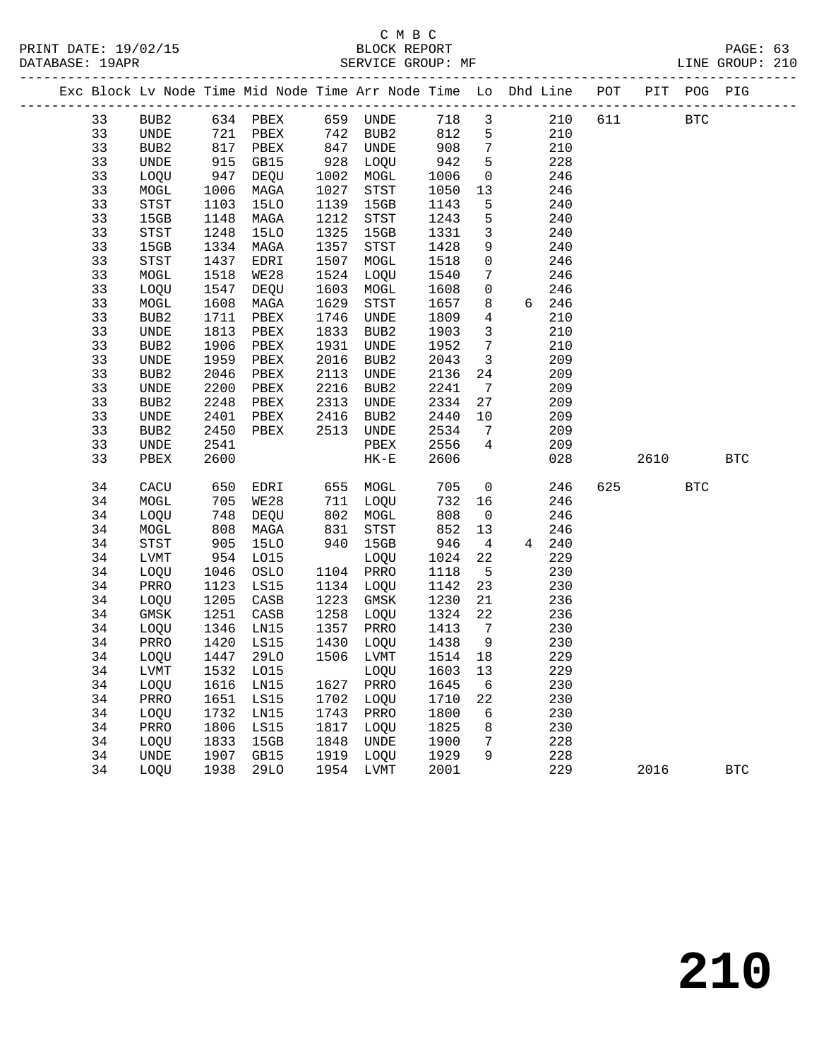C M B C
BLOCK REPORT
SERVICE GROUP: MF

PRINT DATE: 19/02/15
DATABASE: 19APR

LINE GROUP: 210

| Exc | Block | Lv Node | Time | Mid Node | Time | Arr Node | Time | Lo | Dhd | Line | POT | PIT | POG | PIG |
|---|---|---|---|---|---|---|---|---|---|---|---|---|---|---|
| | 33 | BUB2 | 634 | PBEX | 659 | UNDE | 718 | 3 | | 210 | 611 | | BTC | |
| | 33 | UNDE | 721 | PBEX | 742 | BUB2 | 812 | 5 | | 210 | | | | |
| | 33 | BUB2 | 817 | PBEX | 847 | UNDE | 908 | 7 | | 210 | | | | |
| | 33 | UNDE | 915 | GB15 | 928 | LOQU | 942 | 5 | | 228 | | | | |
| | 33 | LOQU | 947 | DEQU | 1002 | MOGL | 1006 | 0 | | 246 | | | | |
| | 33 | MOGL | 1006 | MAGA | 1027 | STST | 1050 | 13 | | 246 | | | | |
| | 33 | STST | 1103 | 15LO | 1139 | 15GB | 1143 | 5 | | 240 | | | | |
| | 33 | 15GB | 1148 | MAGA | 1212 | STST | 1243 | 5 | | 240 | | | | |
| | 33 | STST | 1248 | 15LO | 1325 | 15GB | 1331 | 3 | | 240 | | | | |
| | 33 | 15GB | 1334 | MAGA | 1357 | STST | 1428 | 9 | | 240 | | | | |
| | 33 | STST | 1437 | EDRI | 1507 | MOGL | 1518 | 0 | | 246 | | | | |
| | 33 | MOGL | 1518 | WE28 | 1524 | LOQU | 1540 | 7 | | 246 | | | | |
| | 33 | LOQU | 1547 | DEQU | 1603 | MOGL | 1608 | 0 | | 246 | | | | |
| | 33 | MOGL | 1608 | MAGA | 1629 | STST | 1657 | 8 | 6 | 246 | | | | |
| | 33 | BUB2 | 1711 | PBEX | 1746 | UNDE | 1809 | 4 | | 210 | | | | |
| | 33 | UNDE | 1813 | PBEX | 1833 | BUB2 | 1903 | 3 | | 210 | | | | |
| | 33 | BUB2 | 1906 | PBEX | 1931 | UNDE | 1952 | 7 | | 210 | | | | |
| | 33 | UNDE | 1959 | PBEX | 2016 | BUB2 | 2043 | 3 | | 209 | | | | |
| | 33 | BUB2 | 2046 | PBEX | 2113 | UNDE | 2136 | 24 | | 209 | | | | |
| | 33 | UNDE | 2200 | PBEX | 2216 | BUB2 | 2241 | 7 | | 209 | | | | |
| | 33 | BUB2 | 2248 | PBEX | 2313 | UNDE | 2334 | 27 | | 209 | | | | |
| | 33 | UNDE | 2401 | PBEX | 2416 | BUB2 | 2440 | 10 | | 209 | | | | |
| | 33 | BUB2 | 2450 | PBEX | 2513 | UNDE | 2534 | 7 | | 209 | | | | |
| | 33 | UNDE | 2541 | | | PBEX | 2556 | 4 | | 209 | | | | |
| | 33 | PBEX | 2600 | | | HK-E | 2606 | | | 028 | | 2610 | | BTC |
| | 34 | CACU | 650 | EDRI | 655 | MOGL | 705 | 0 | | 246 | 625 | | BTC | |
| | 34 | MOGL | 705 | WE28 | 711 | LOQU | 732 | 16 | | 246 | | | | |
| | 34 | LOQU | 748 | DEQU | 802 | MOGL | 808 | 0 | | 246 | | | | |
| | 34 | MOGL | 808 | MAGA | 831 | STST | 852 | 13 | | 246 | | | | |
| | 34 | STST | 905 | 15LO | 940 | 15GB | 946 | 4 | 4 | 240 | | | | |
| | 34 | LVMT | 954 | LO15 | | LOQU | 1024 | 22 | | 229 | | | | |
| | 34 | LOQU | 1046 | OSLO | 1104 | PRRO | 1118 | 5 | | 230 | | | | |
| | 34 | PRRO | 1123 | LS15 | 1134 | LOQU | 1142 | 23 | | 230 | | | | |
| | 34 | LOQU | 1205 | CASB | 1223 | GMSK | 1230 | 21 | | 236 | | | | |
| | 34 | GMSK | 1251 | CASB | 1258 | LOQU | 1324 | 22 | | 236 | | | | |
| | 34 | LOQU | 1346 | LN15 | 1357 | PRRO | 1413 | 7 | | 230 | | | | |
| | 34 | PRRO | 1420 | LS15 | 1430 | LOQU | 1438 | 9 | | 230 | | | | |
| | 34 | LOQU | 1447 | 29LO | 1506 | LVMT | 1514 | 18 | | 229 | | | | |
| | 34 | LVMT | 1532 | LO15 | | LOQU | 1603 | 13 | | 229 | | | | |
| | 34 | LOQU | 1616 | LN15 | 1627 | PRRO | 1645 | 6 | | 230 | | | | |
| | 34 | PRRO | 1651 | LS15 | 1702 | LOQU | 1710 | 22 | | 230 | | | | |
| | 34 | LOQU | 1732 | LN15 | 1743 | PRRO | 1800 | 6 | | 230 | | | | |
| | 34 | PRRO | 1806 | LS15 | 1817 | LOQU | 1825 | 8 | | 230 | | | | |
| | 34 | LOQU | 1833 | 15GB | 1848 | UNDE | 1900 | 7 | | 228 | | | | |
| | 34 | UNDE | 1907 | GB15 | 1919 | LOQU | 1929 | 9 | | 228 | | | | |
| | 34 | LOQU | 1938 | 29LO | 1954 | LVMT | 2001 | | | 229 | | 2016 | | BTC |

210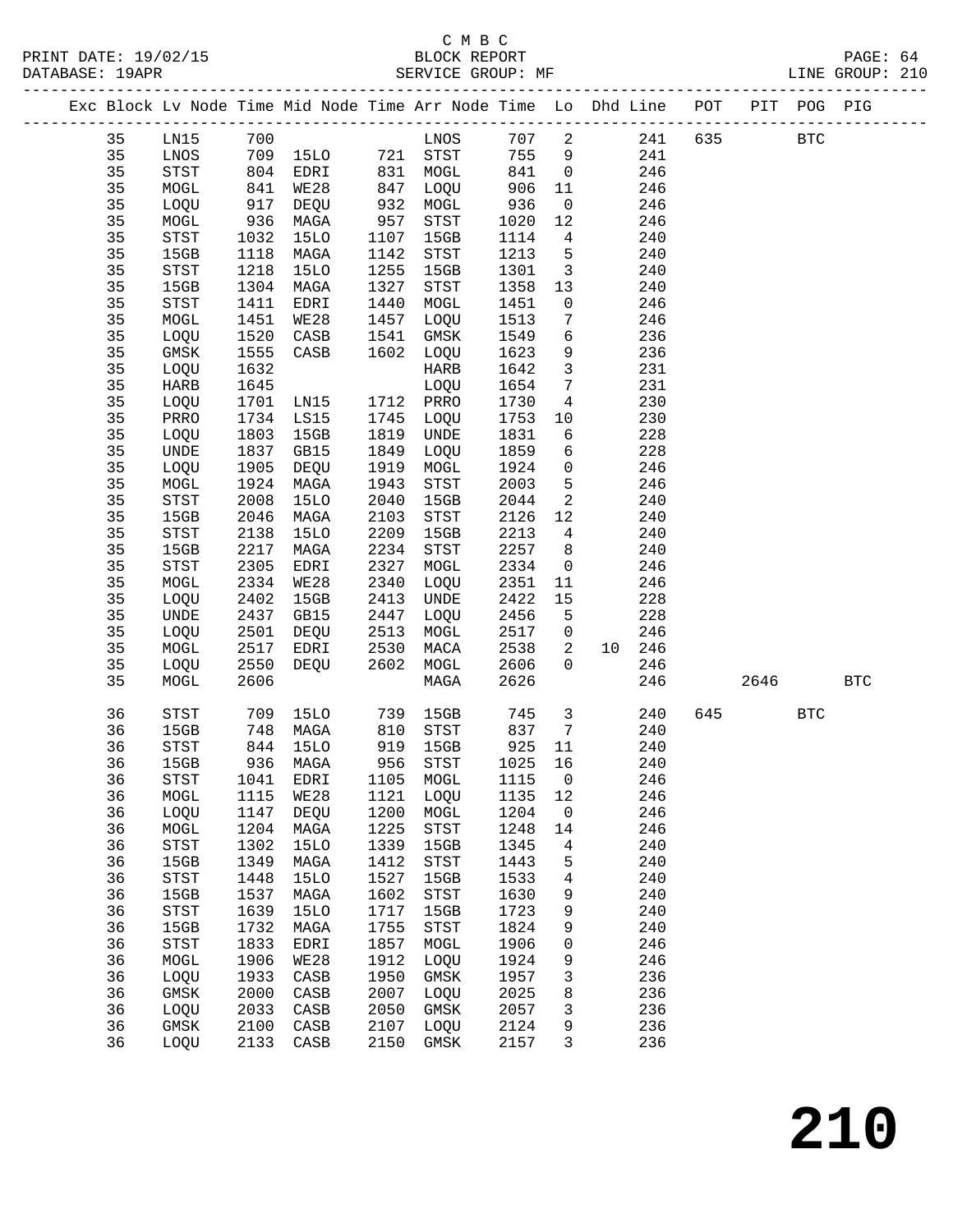C M B C

PRINT DATE: 19/02/15 BLOCK REPORT PAGE: 64
DATABASE: 19APR SERVICE GROUP: MF LINE GROUP: 210

| Exc | Block | Lv | Node | Time | Mid Node | Time | Arr Node | Time | Lo | Dhd Line | POT | PIT | POG | PIG |
|---|---|---|---|---|---|---|---|---|---|---|---|---|---|---|
| | 35 | | LN15 | 700 | | | LNOS | 707 | 2 | 241 | 635 | | BTC | |
| | 35 | | LNOS | 709 | 15LO | 721 | STST | 755 | 9 | 241 | | | | |
| | 35 | | STST | 804 | EDRI | 831 | MOGL | 841 | 0 | 246 | | | | |
| | 35 | | MOGL | 841 | WE28 | 847 | LOQU | 906 | 11 | 246 | | | | |
| | 35 | | LOQU | 917 | DEQU | 932 | MOGL | 936 | 0 | 246 | | | | |
| | 35 | | MOGL | 936 | MAGA | 957 | STST | 1020 | 12 | 246 | | | | |
| | 35 | | STST | 1032 | 15LO | 1107 | 15GB | 1114 | 4 | 240 | | | | |
| | 35 | | 15GB | 1118 | MAGA | 1142 | STST | 1213 | 5 | 240 | | | | |
| | 35 | | STST | 1218 | 15LO | 1255 | 15GB | 1301 | 3 | 240 | | | | |
| | 35 | | 15GB | 1304 | MAGA | 1327 | STST | 1358 | 13 | 240 | | | | |
| | 35 | | STST | 1411 | EDRI | 1440 | MOGL | 1451 | 0 | 246 | | | | |
| | 35 | | MOGL | 1451 | WE28 | 1457 | LOQU | 1513 | 7 | 246 | | | | |
| | 35 | | LOQU | 1520 | CASB | 1541 | GMSK | 1549 | 6 | 236 | | | | |
| | 35 | | GMSK | 1555 | CASB | 1602 | LOQU | 1623 | 9 | 236 | | | | |
| | 35 | | LOQU | 1632 | | | HARB | 1642 | 3 | 231 | | | | |
| | 35 | | HARB | 1645 | | | LOQU | 1654 | 7 | 231 | | | | |
| | 35 | | LOQU | 1701 | LN15 | 1712 | PRRO | 1730 | 4 | 230 | | | | |
| | 35 | | PRRO | 1734 | LS15 | 1745 | LOQU | 1753 | 10 | 230 | | | | |
| | 35 | | LOQU | 1803 | 15GB | 1819 | UNDE | 1831 | 6 | 228 | | | | |
| | 35 | | UNDE | 1837 | GB15 | 1849 | LOQU | 1859 | 6 | 228 | | | | |
| | 35 | | LOQU | 1905 | DEQU | 1919 | MOGL | 1924 | 0 | 246 | | | | |
| | 35 | | MOGL | 1924 | MAGA | 1943 | STST | 2003 | 5 | 246 | | | | |
| | 35 | | STST | 2008 | 15LO | 2040 | 15GB | 2044 | 2 | 240 | | | | |
| | 35 | | 15GB | 2046 | MAGA | 2103 | STST | 2126 | 12 | 240 | | | | |
| | 35 | | STST | 2138 | 15LO | 2209 | 15GB | 2213 | 4 | 240 | | | | |
| | 35 | | 15GB | 2217 | MAGA | 2234 | STST | 2257 | 8 | 240 | | | | |
| | 35 | | STST | 2305 | EDRI | 2327 | MOGL | 2334 | 0 | 246 | | | | |
| | 35 | | MOGL | 2334 | WE28 | 2340 | LOQU | 2351 | 11 | 246 | | | | |
| | 35 | | LOQU | 2402 | 15GB | 2413 | UNDE | 2422 | 15 | 228 | | | | |
| | 35 | | UNDE | 2437 | GB15 | 2447 | LOQU | 2456 | 5 | 228 | | | | |
| | 35 | | LOQU | 2501 | DEQU | 2513 | MOGL | 2517 | 0 | 246 | | | | |
| | 35 | | MOGL | 2517 | EDRI | 2530 | MACA | 2538 | 2 | 10 246 | | | | |
| | 35 | | LOQU | 2550 | DEQU | 2602 | MOGL | 2606 | 0 | 246 | | | | |
| | 35 | | MOGL | 2606 | | | MAGA | 2626 | | 246 | | 2646 | | BTC |
| | 36 | | STST | 709 | 15LO | 739 | 15GB | 745 | 3 | 240 | 645 | | BTC | |
| | 36 | | 15GB | 748 | MAGA | 810 | STST | 837 | 7 | 240 | | | | |
| | 36 | | STST | 844 | 15LO | 919 | 15GB | 925 | 11 | 240 | | | | |
| | 36 | | 15GB | 936 | MAGA | 956 | STST | 1025 | 16 | 240 | | | | |
| | 36 | | STST | 1041 | EDRI | 1105 | MOGL | 1115 | 0 | 246 | | | | |
| | 36 | | MOGL | 1115 | WE28 | 1121 | LOQU | 1135 | 12 | 246 | | | | |
| | 36 | | LOQU | 1147 | DEQU | 1200 | MOGL | 1204 | 0 | 246 | | | | |
| | 36 | | MOGL | 1204 | MAGA | 1225 | STST | 1248 | 14 | 246 | | | | |
| | 36 | | STST | 1302 | 15LO | 1339 | 15GB | 1345 | 4 | 240 | | | | |
| | 36 | | 15GB | 1349 | MAGA | 1412 | STST | 1443 | 5 | 240 | | | | |
| | 36 | | STST | 1448 | 15LO | 1527 | 15GB | 1533 | 4 | 240 | | | | |
| | 36 | | 15GB | 1537 | MAGA | 1602 | STST | 1630 | 9 | 240 | | | | |
| | 36 | | STST | 1639 | 15LO | 1717 | 15GB | 1723 | 9 | 240 | | | | |
| | 36 | | 15GB | 1732 | MAGA | 1755 | STST | 1824 | 9 | 240 | | | | |
| | 36 | | STST | 1833 | EDRI | 1857 | MOGL | 1906 | 0 | 246 | | | | |
| | 36 | | MOGL | 1906 | WE28 | 1912 | LOQU | 1924 | 9 | 246 | | | | |
| | 36 | | LOQU | 1933 | CASB | 1950 | GMSK | 1957 | 3 | 236 | | | | |
| | 36 | | GMSK | 2000 | CASB | 2007 | LOQU | 2025 | 8 | 236 | | | | |
| | 36 | | LOQU | 2033 | CASB | 2050 | GMSK | 2057 | 3 | 236 | | | | |
| | 36 | | GMSK | 2100 | CASB | 2107 | LOQU | 2124 | 9 | 236 | | | | |
| | 36 | | LOQU | 2133 | CASB | 2150 | GMSK | 2157 | 3 | 236 | | | | |

210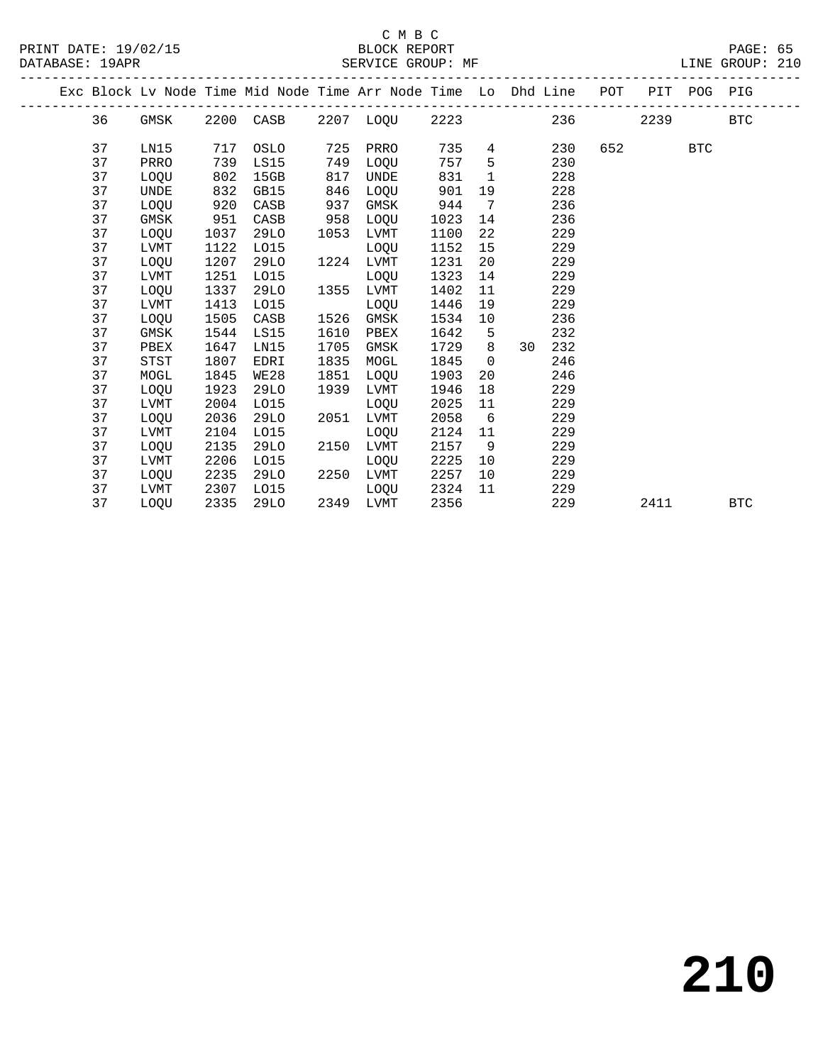C M B C

BLOCK REPORT

SERVICE GROUP: MF

PRINT DATE: 19/02/15
DATABASE: 19APR
LINE GROUP: 210

| Exc | Block | Lv | Node | Time | Mid Node | Time | Arr Node | Time | Lo | Dhd | Line | POT | PIT | POG | PIG |
|---|---|---|---|---|---|---|---|---|---|---|---|---|---|---|---|
| | 36 | | GMSK | 2200 | CASB | 2207 | LOQU | 2223 | | | 236 | | 2239 | | BTC |
| | 37 | | LN15 | 717 | OSLO | 725 | PRRO | 735 | 4 | | 230 | 652 | | BTC | |
| | 37 | | PRRO | 739 | LS15 | 749 | LOQU | 757 | 5 | | 230 | | | | |
| | 37 | | LOQU | 802 | 15GB | 817 | UNDE | 831 | 1 | | 228 | | | | |
| | 37 | | UNDE | 832 | GB15 | 846 | LOQU | 901 | 19 | | 228 | | | | |
| | 37 | | LOQU | 920 | CASB | 937 | GMSK | 944 | 7 | | 236 | | | | |
| | 37 | | GMSK | 951 | CASB | 958 | LOQU | 1023 | 14 | | 236 | | | | |
| | 37 | | LOQU | 1037 | 29LO | 1053 | LVMT | 1100 | 22 | | 229 | | | | |
| | 37 | | LVMT | 1122 | LO15 | | LOQU | 1152 | 15 | | 229 | | | | |
| | 37 | | LOQU | 1207 | 29LO | 1224 | LVMT | 1231 | 20 | | 229 | | | | |
| | 37 | | LVMT | 1251 | LO15 | | LOQU | 1323 | 14 | | 229 | | | | |
| | 37 | | LOQU | 1337 | 29LO | 1355 | LVMT | 1402 | 11 | | 229 | | | | |
| | 37 | | LVMT | 1413 | LO15 | | LOQU | 1446 | 19 | | 229 | | | | |
| | 37 | | LOQU | 1505 | CASB | 1526 | GMSK | 1534 | 10 | | 236 | | | | |
| | 37 | | GMSK | 1544 | LS15 | 1610 | PBEX | 1642 | 5 | | 232 | | | | |
| | 37 | | PBEX | 1647 | LN15 | 1705 | GMSK | 1729 | 8 | 30 | 232 | | | | |
| | 37 | | STST | 1807 | EDRI | 1835 | MOGL | 1845 | 0 | | 246 | | | | |
| | 37 | | MOGL | 1845 | WE28 | 1851 | LOQU | 1903 | 20 | | 246 | | | | |
| | 37 | | LOQU | 1923 | 29LO | 1939 | LVMT | 1946 | 18 | | 229 | | | | |
| | 37 | | LVMT | 2004 | LO15 | | LOQU | 2025 | 11 | | 229 | | | | |
| | 37 | | LOQU | 2036 | 29LO | 2051 | LVMT | 2058 | 6 | | 229 | | | | |
| | 37 | | LVMT | 2104 | LO15 | | LOQU | 2124 | 11 | | 229 | | | | |
| | 37 | | LOQU | 2135 | 29LO | 2150 | LVMT | 2157 | 9 | | 229 | | | | |
| | 37 | | LVMT | 2206 | LO15 | | LOQU | 2225 | 10 | | 229 | | | | |
| | 37 | | LOQU | 2235 | 29LO | 2250 | LVMT | 2257 | 10 | | 229 | | | | |
| | 37 | | LVMT | 2307 | LO15 | | LOQU | 2324 | 11 | | 229 | | | | |
| | 37 | | LOQU | 2335 | 29LO | 2349 | LVMT | 2356 | | | 229 | | 2411 | | BTC |

**210**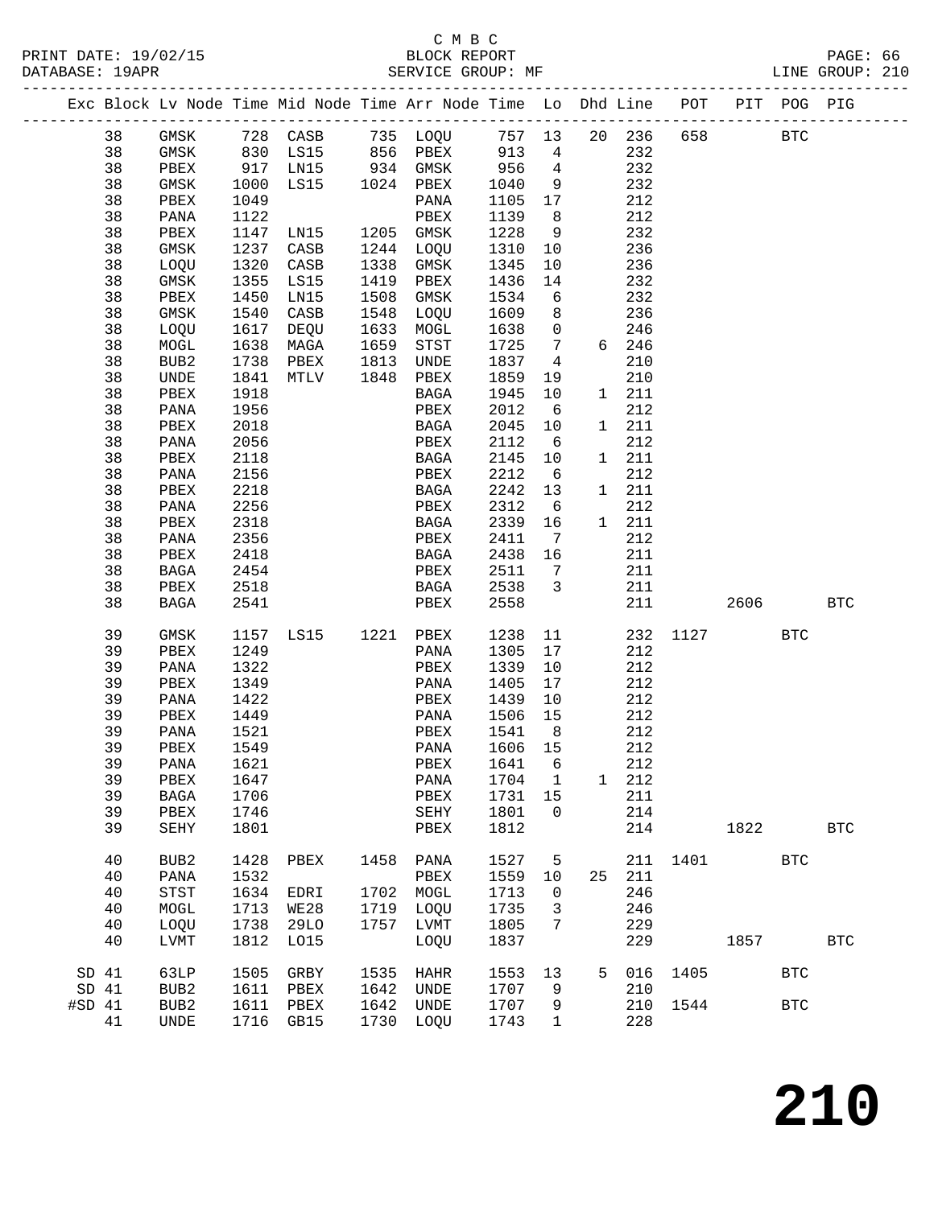C M B C
BLOCK REPORT
SERVICE GROUP: MF

PRINT DATE: 19/02/15
DATABASE: 19APR
LINE GROUP: 210

| Exc | Block | Lv Node | Time | Mid Node | Time | Arr Node | Time | Lo | Dhd | Line | POT | PIT | POG | PIG |
|---|---|---|---|---|---|---|---|---|---|---|---|---|---|---|
| | 38 | GMSK | 728 | CASB | 735 | LOQU | 757 | 13 | 20 | 236 | 658 | | BTC | |
| | 38 | GMSK | 830 | LS15 | 856 | PBEX | 913 | 4 | | 232 | | | | |
| | 38 | PBEX | 917 | LN15 | 934 | GMSK | 956 | 4 | | 232 | | | | |
| | 38 | GMSK | 1000 | LS15 | 1024 | PBEX | 1040 | 9 | | 232 | | | | |
| | 38 | PBEX | 1049 | | | PANA | 1105 | 17 | | 212 | | | | |
| | 38 | PANA | 1122 | | | PBEX | 1139 | 8 | | 212 | | | | |
| | 38 | PBEX | 1147 | LN15 | 1205 | GMSK | 1228 | 9 | | 232 | | | | |
| | 38 | GMSK | 1237 | CASB | 1244 | LOQU | 1310 | 10 | | 236 | | | | |
| | 38 | LOQU | 1320 | CASB | 1338 | GMSK | 1345 | 10 | | 236 | | | | |
| | 38 | GMSK | 1355 | LS15 | 1419 | PBEX | 1436 | 14 | | 232 | | | | |
| | 38 | PBEX | 1450 | LN15 | 1508 | GMSK | 1534 | 6 | | 232 | | | | |
| | 38 | GMSK | 1540 | CASB | 1548 | LOQU | 1609 | 8 | | 236 | | | | |
| | 38 | LOQU | 1617 | DEQU | 1633 | MOGL | 1638 | 0 | | 246 | | | | |
| | 38 | MOGL | 1638 | MAGA | 1659 | STST | 1725 | 7 | 6 | 246 | | | | |
| | 38 | BUB2 | 1738 | PBEX | 1813 | UNDE | 1837 | 4 | | 210 | | | | |
| | 38 | UNDE | 1841 | MTLV | 1848 | PBEX | 1859 | 19 | | 210 | | | | |
| | 38 | PBEX | 1918 | | | BAGA | 1945 | 10 | 1 | 211 | | | | |
| | 38 | PANA | 1956 | | | PBEX | 2012 | 6 | | 212 | | | | |
| | 38 | PBEX | 2018 | | | BAGA | 2045 | 10 | 1 | 211 | | | | |
| | 38 | PANA | 2056 | | | PBEX | 2112 | 6 | | 212 | | | | |
| | 38 | PBEX | 2118 | | | BAGA | 2145 | 10 | 1 | 211 | | | | |
| | 38 | PANA | 2156 | | | PBEX | 2212 | 6 | | 212 | | | | |
| | 38 | PBEX | 2218 | | | BAGA | 2242 | 13 | 1 | 211 | | | | |
| | 38 | PANA | 2256 | | | PBEX | 2312 | 6 | | 212 | | | | |
| | 38 | PBEX | 2318 | | | BAGA | 2339 | 16 | 1 | 211 | | | | |
| | 38 | PANA | 2356 | | | PBEX | 2411 | 7 | | 212 | | | | |
| | 38 | PBEX | 2418 | | | BAGA | 2438 | 16 | | 211 | | | | |
| | 38 | BAGA | 2454 | | | PBEX | 2511 | 7 | | 211 | | | | |
| | 38 | PBEX | 2518 | | | BAGA | 2538 | 3 | | 211 | | | | |
| | 38 | BAGA | 2541 | | | PBEX | 2558 | | | 211 | | 2606 | | BTC |
| | 39 | GMSK | 1157 | LS15 | 1221 | PBEX | 1238 | 11 | | 232 | 1127 | | BTC | |
| | 39 | PBEX | 1249 | | | PANA | 1305 | 17 | | 212 | | | | |
| | 39 | PANA | 1322 | | | PBEX | 1339 | 10 | | 212 | | | | |
| | 39 | PBEX | 1349 | | | PANA | 1405 | 17 | | 212 | | | | |
| | 39 | PANA | 1422 | | | PBEX | 1439 | 10 | | 212 | | | | |
| | 39 | PBEX | 1449 | | | PANA | 1506 | 15 | | 212 | | | | |
| | 39 | PANA | 1521 | | | PBEX | 1541 | 8 | | 212 | | | | |
| | 39 | PBEX | 1549 | | | PANA | 1606 | 15 | | 212 | | | | |
| | 39 | PANA | 1621 | | | PBEX | 1641 | 6 | | 212 | | | | |
| | 39 | PBEX | 1647 | | | PANA | 1704 | 1 | 1 | 212 | | | | |
| | 39 | BAGA | 1706 | | | PBEX | 1731 | 15 | | 211 | | | | |
| | 39 | PBEX | 1746 | | | SEHY | 1801 | 0 | | 214 | | | | |
| | 39 | SEHY | 1801 | | | PBEX | 1812 | | | 214 | | 1822 | | BTC |
| | 40 | BUB2 | 1428 | PBEX | 1458 | PANA | 1527 | 5 | | 211 | 1401 | | BTC | |
| | 40 | PANA | 1532 | | | PBEX | 1559 | 10 | 25 | 211 | | | | |
| | 40 | STST | 1634 | EDRI | 1702 | MOGL | 1713 | 0 | | 246 | | | | |
| | 40 | MOGL | 1713 | WE28 | 1719 | LOQU | 1735 | 3 | | 246 | | | | |
| | 40 | LOQU | 1738 | 29LO | 1757 | LVMT | 1805 | 7 | | 229 | | | | |
| | 40 | LVMT | 1812 | LO15 | | LOQU | 1837 | | | 229 | | 1857 | | BTC |
| SD | 41 | 63LP | 1505 | GRBY | 1535 | HAHR | 1553 | 13 | 5 | 016 | 1405 | | BTC | |
| SD | 41 | BUB2 | 1611 | PBEX | 1642 | UNDE | 1707 | 9 | | 210 | | | | |
| #SD | 41 | BUB2 | 1611 | PBEX | 1642 | UNDE | 1707 | 9 | | 210 | 1544 | | BTC | |
| | 41 | UNDE | 1716 | GB15 | 1730 | LOQU | 1743 | 1 | | 228 | | | | |

210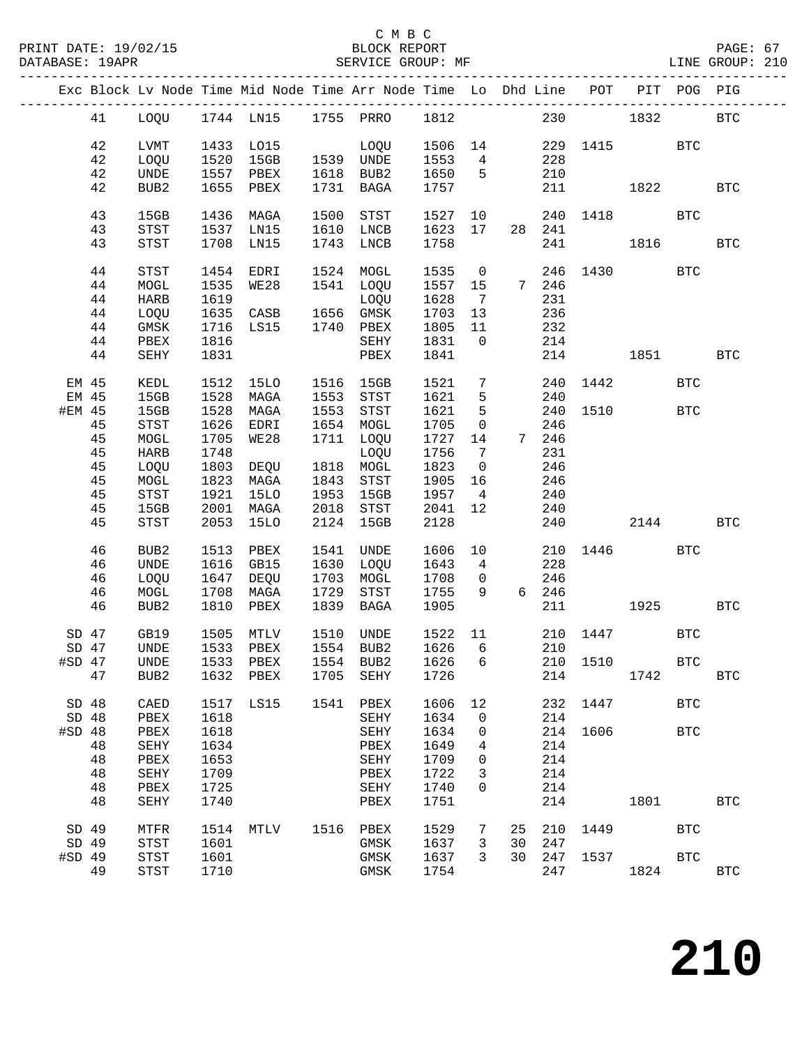C M B C
BLOCK REPORT
SERVICE GROUP: MF

PRINT DATE: 19/02/15
DATABASE: 19APR
LINE GROUP: 210

| Exc | Block | Lv | Node | Time | Mid Node | Time | Arr Node | Time | Lo | Dhd | Line | POT | PIT | POG | PIG |
|---|---|---|---|---|---|---|---|---|---|---|---|---|---|---|---|
| | 41 | | LOQU | 1744 | LN15 | 1755 | PRRO | 1812 | | | 230 | | 1832 | | BTC |
| | 42 | | LVMT | 1433 | LO15 | | LOQU | 1506 | 14 | | 229 | 1415 | | BTC | |
| | 42 | | LOQU | 1520 | 15GB | 1539 | UNDE | 1553 | 4 | | 228 | | | | |
| | 42 | | UNDE | 1557 | PBEX | 1618 | BUB2 | 1650 | 5 | | 210 | | | | |
| | 42 | | BUB2 | 1655 | PBEX | 1731 | BAGA | 1757 | | | 211 | | 1822 | | BTC |
| | 43 | | 15GB | 1436 | MAGA | 1500 | STST | 1527 | 10 | | 240 | 1418 | | BTC | |
| | 43 | | STST | 1537 | LN15 | 1610 | LNCB | 1623 | 17 | 28 | 241 | | | | |
| | 43 | | STST | 1708 | LN15 | 1743 | LNCB | 1758 | | | 241 | | 1816 | | BTC |
| | 44 | | STST | 1454 | EDRI | 1524 | MOGL | 1535 | 0 | | 246 | 1430 | | BTC | |
| | 44 | | MOGL | 1535 | WE28 | 1541 | LOQU | 1557 | 15 | 7 | 246 | | | | |
| | 44 | | HARB | 1619 | | | LOQU | 1628 | 7 | | 231 | | | | |
| | 44 | | LOQU | 1635 | CASB | 1656 | GMSK | 1703 | 13 | | 236 | | | | |
| | 44 | | GMSK | 1716 | LS15 | 1740 | PBEX | 1805 | 11 | | 232 | | | | |
| | 44 | | PBEX | 1816 | | | SEHY | 1831 | 0 | | 214 | | | | |
| | 44 | | SEHY | 1831 | | | PBEX | 1841 | | | 214 | | 1851 | | BTC |
| EM | 45 | | KEDL | 1512 | 15LO | 1516 | 15GB | 1521 | 7 | | 240 | 1442 | | BTC | |
| EM | 45 | | 15GB | 1528 | MAGA | 1553 | STST | 1621 | 5 | | 240 | | | | |
| #EM | 45 | | 15GB | 1528 | MAGA | 1553 | STST | 1621 | 5 | | 240 | 1510 | | BTC | |
| | 45 | | STST | 1626 | EDRI | 1654 | MOGL | 1705 | 0 | | 246 | | | | |
| | 45 | | MOGL | 1705 | WE28 | 1711 | LOQU | 1727 | 14 | 7 | 246 | | | | |
| | 45 | | HARB | 1748 | | | LOQU | 1756 | 7 | | 231 | | | | |
| | 45 | | LOQU | 1803 | DEQU | 1818 | MOGL | 1823 | 0 | | 246 | | | | |
| | 45 | | MOGL | 1823 | MAGA | 1843 | STST | 1905 | 16 | | 246 | | | | |
| | 45 | | STST | 1921 | 15LO | 1953 | 15GB | 1957 | 4 | | 240 | | | | |
| | 45 | | 15GB | 2001 | MAGA | 2018 | STST | 2041 | 12 | | 240 | | | | |
| | 45 | | STST | 2053 | 15LO | 2124 | 15GB | 2128 | | | 240 | | 2144 | | BTC |
| | 46 | | BUB2 | 1513 | PBEX | 1541 | UNDE | 1606 | 10 | | 210 | 1446 | | BTC | |
| | 46 | | UNDE | 1616 | GB15 | 1630 | LOQU | 1643 | 4 | | 228 | | | | |
| | 46 | | LOQU | 1647 | DEQU | 1703 | MOGL | 1708 | 0 | | 246 | | | | |
| | 46 | | MOGL | 1708 | MAGA | 1729 | STST | 1755 | 9 | 6 | 246 | | | | |
| | 46 | | BUB2 | 1810 | PBEX | 1839 | BAGA | 1905 | | | 211 | | 1925 | | BTC |
| SD | 47 | | GB19 | 1505 | MTLV | 1510 | UNDE | 1522 | 11 | | 210 | 1447 | | BTC | |
| SD | 47 | | UNDE | 1533 | PBEX | 1554 | BUB2 | 1626 | 6 | | 210 | | | | |
| #SD | 47 | | UNDE | 1533 | PBEX | 1554 | BUB2 | 1626 | 6 | | 210 | 1510 | | BTC | |
| | 47 | | BUB2 | 1632 | PBEX | 1705 | SEHY | 1726 | | | 214 | | 1742 | | BTC |
| SD | 48 | | CAED | 1517 | LS15 | 1541 | PBEX | 1606 | 12 | | 232 | 1447 | | BTC | |
| SD | 48 | | PBEX | 1618 | | | SEHY | 1634 | 0 | | 214 | | | | |
| #SD | 48 | | PBEX | 1618 | | | SEHY | 1634 | 0 | | 214 | 1606 | | BTC | |
| | 48 | | SEHY | 1634 | | | PBEX | 1649 | 4 | | 214 | | | | |
| | 48 | | PBEX | 1653 | | | SEHY | 1709 | 0 | | 214 | | | | |
| | 48 | | SEHY | 1709 | | | PBEX | 1722 | 3 | | 214 | | | | |
| | 48 | | PBEX | 1725 | | | SEHY | 1740 | 0 | | 214 | | | | |
| | 48 | | SEHY | 1740 | | | PBEX | 1751 | | | 214 | | 1801 | | BTC |
| SD | 49 | | MTFR | 1514 | MTLV | 1516 | PBEX | 1529 | 7 | 25 | 210 | 1449 | | BTC | |
| SD | 49 | | STST | 1601 | | | GMSK | 1637 | 3 | 30 | 247 | | | | |
| #SD | 49 | | STST | 1601 | | | GMSK | 1637 | 3 | 30 | 247 | 1537 | | BTC | |
| | 49 | | STST | 1710 | | | GMSK | 1754 | | | 247 | | 1824 | | BTC |

# 210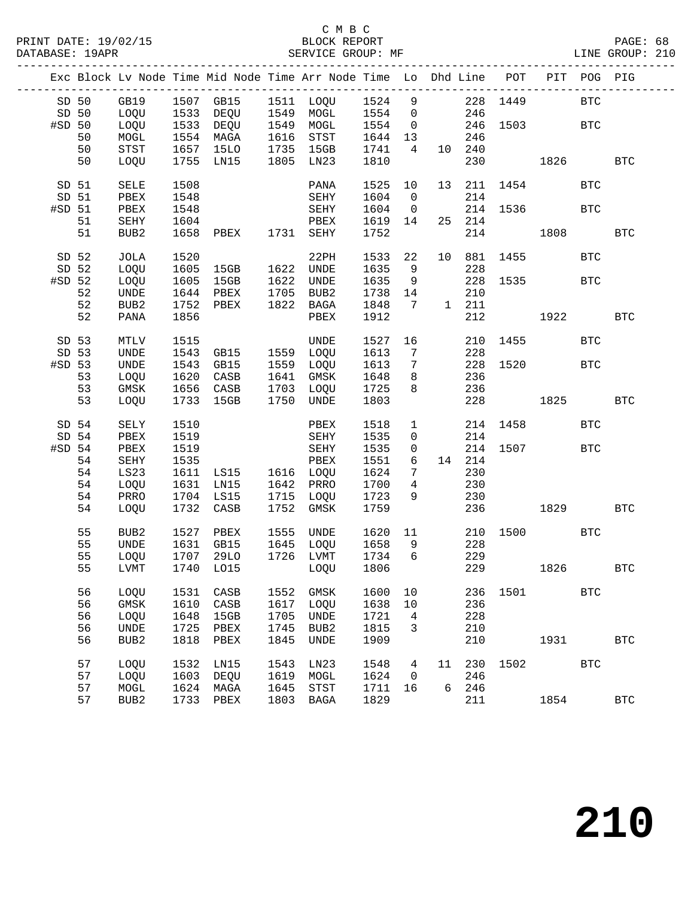C M B C
BLOCK REPORT
SERVICE GROUP: MF

PRINT DATE: 19/02/15
DATABASE: 19APR
LINE GROUP: 210

| Exc | Block | Lv | Node | Time | Mid Node | Time | Arr Node | Time | Lo | Dhd | Line | POT | PIT | POG | PIG |
|---|---|---|---|---|---|---|---|---|---|---|---|---|---|---|---|
| SD | 50 | | GB19 | 1507 | GB15 | 1511 | LOQU | 1524 | 9 | | 228 | 1449 | | BTC | |
| SD | 50 | | LOQU | 1533 | DEQU | 1549 | MOGL | 1554 | 0 | | 246 | | | | |
| #SD | 50 | | LOQU | 1533 | DEQU | 1549 | MOGL | 1554 | 0 | | 246 | 1503 | | BTC | |
| | 50 | | MOGL | 1554 | MAGA | 1616 | STST | 1644 | 13 | | 246 | | | | |
| | 50 | | STST | 1657 | 15LO | 1735 | 15GB | 1741 | 4 | 10 | 240 | | | | |
| | 50 | | LOQU | 1755 | LN15 | 1805 | LN23 | 1810 | | | 230 | | 1826 | | BTC |
| SD | 51 | | SELE | 1508 | | | PANA | 1525 | 10 | 13 | 211 | 1454 | | BTC | |
| SD | 51 | | PBEX | 1548 | | | SEHY | 1604 | 0 | | 214 | | | | |
| #SD | 51 | | PBEX | 1548 | | | SEHY | 1604 | 0 | | 214 | 1536 | | BTC | |
| | 51 | | SEHY | 1604 | | | PBEX | 1619 | 14 | 25 | 214 | | | | |
| | 51 | | BUB2 | 1658 | PBEX | 1731 | SEHY | 1752 | | | 214 | | 1808 | | BTC |
| SD | 52 | | JOLA | 1520 | | | 22PH | 1533 | 22 | 10 | 881 | 1455 | | BTC | |
| SD | 52 | | LOQU | 1605 | 15GB | 1622 | UNDE | 1635 | 9 | | 228 | | | | |
| #SD | 52 | | LOQU | 1605 | 15GB | 1622 | UNDE | 1635 | 9 | | 228 | 1535 | | BTC | |
| | 52 | | UNDE | 1644 | PBEX | 1705 | BUB2 | 1738 | 14 | | 210 | | | | |
| | 52 | | BUB2 | 1752 | PBEX | 1822 | BAGA | 1848 | 7 | 1 | 211 | | | | |
| | 52 | | PANA | 1856 | | | PBEX | 1912 | | | 212 | | 1922 | | BTC |
| SD | 53 | | MTLV | 1515 | | | UNDE | 1527 | 16 | | 210 | 1455 | | BTC | |
| SD | 53 | | UNDE | 1543 | GB15 | 1559 | LOQU | 1613 | 7 | | 228 | | | | |
| #SD | 53 | | UNDE | 1543 | GB15 | 1559 | LOQU | 1613 | 7 | | 228 | 1520 | | BTC | |
| | 53 | | LOQU | 1620 | CASB | 1641 | GMSK | 1648 | 8 | | 236 | | | | |
| | 53 | | GMSK | 1656 | CASB | 1703 | LOQU | 1725 | 8 | | 236 | | | | |
| | 53 | | LOQU | 1733 | 15GB | 1750 | UNDE | 1803 | | | 228 | | 1825 | | BTC |
| SD | 54 | | SELY | 1510 | | | PBEX | 1518 | 1 | | 214 | 1458 | | BTC | |
| SD | 54 | | PBEX | 1519 | | | SEHY | 1535 | 0 | | 214 | | | | |
| #SD | 54 | | PBEX | 1519 | | | SEHY | 1535 | 0 | | 214 | 1507 | | BTC | |
| | 54 | | SEHY | 1535 | | | PBEX | 1551 | 6 | 14 | 214 | | | | |
| | 54 | | LS23 | 1611 | LS15 | 1616 | LOQU | 1624 | 7 | | 230 | | | | |
| | 54 | | LOQU | 1631 | LN15 | 1642 | PRRO | 1700 | 4 | | 230 | | | | |
| | 54 | | PRRO | 1704 | LS15 | 1715 | LOQU | 1723 | 9 | | 230 | | | | |
| | 54 | | LOQU | 1732 | CASB | 1752 | GMSK | 1759 | | | 236 | | 1829 | | BTC |
| | 55 | | BUB2 | 1527 | PBEX | 1555 | UNDE | 1620 | 11 | | 210 | 1500 | | BTC | |
| | 55 | | UNDE | 1631 | GB15 | 1645 | LOQU | 1658 | 9 | | 228 | | | | |
| | 55 | | LOQU | 1707 | 29LO | 1726 | LVMT | 1734 | 6 | | 229 | | | | |
| | 55 | | LVMT | 1740 | LO15 | | LOQU | 1806 | | | 229 | | 1826 | | BTC |
| | 56 | | LOQU | 1531 | CASB | 1552 | GMSK | 1600 | 10 | | 236 | 1501 | | BTC | |
| | 56 | | GMSK | 1610 | CASB | 1617 | LOQU | 1638 | 10 | | 236 | | | | |
| | 56 | | LOQU | 1648 | 15GB | 1705 | UNDE | 1721 | 4 | | 228 | | | | |
| | 56 | | UNDE | 1725 | PBEX | 1745 | BUB2 | 1815 | 3 | | 210 | | | | |
| | 56 | | BUB2 | 1818 | PBEX | 1845 | UNDE | 1909 | | | 210 | | 1931 | | BTC |
| | 57 | | LOQU | 1532 | LN15 | 1543 | LN23 | 1548 | 4 | 11 | 230 | 1502 | | BTC | |
| | 57 | | LOQU | 1603 | DEQU | 1619 | MOGL | 1624 | 0 | | 246 | | | | |
| | 57 | | MOGL | 1624 | MAGA | 1645 | STST | 1711 | 16 | 6 | 246 | | | | |
| | 57 | | BUB2 | 1733 | PBEX | 1803 | BAGA | 1829 | | | 211 | | 1854 | | BTC |

# 210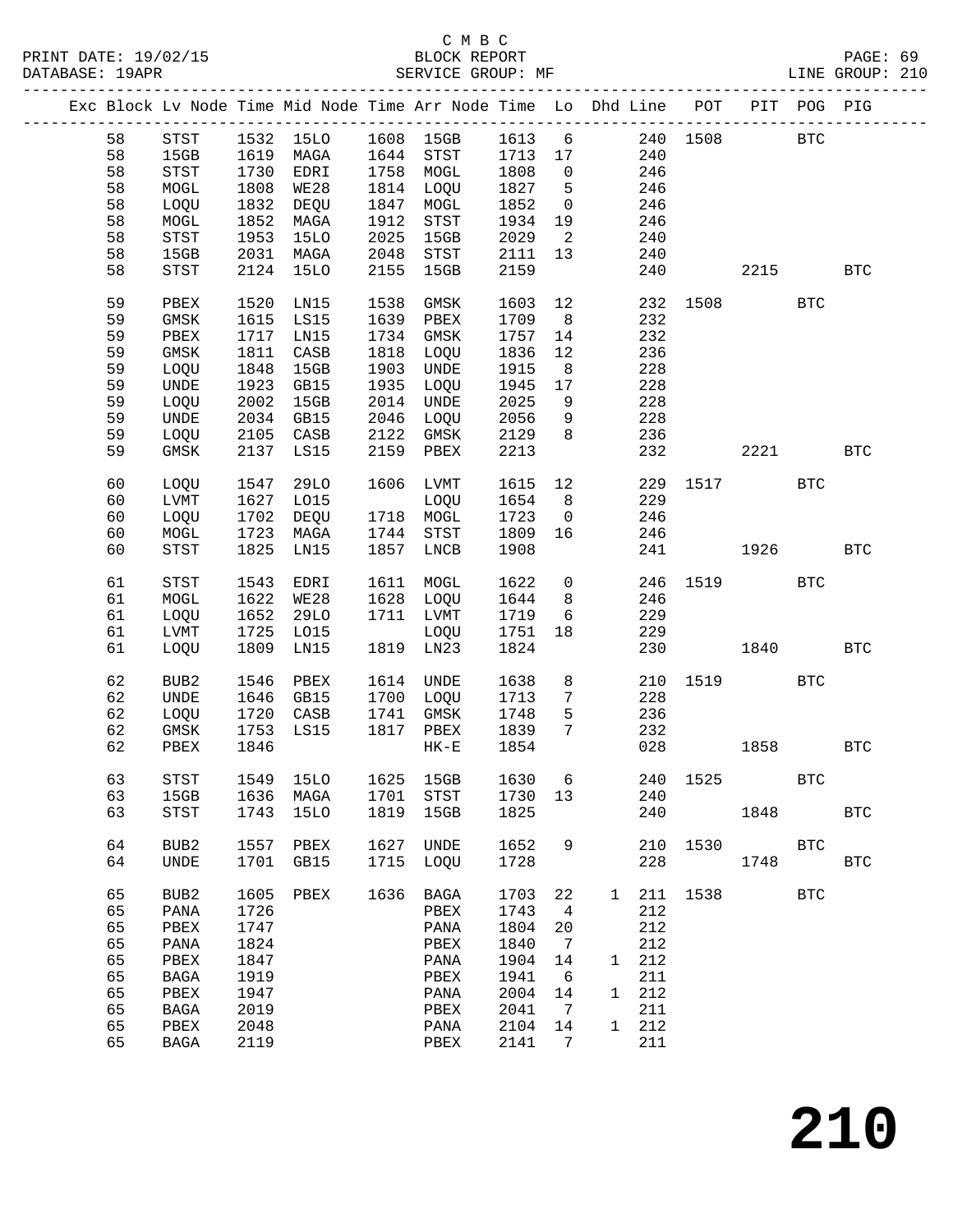C M B C
PRINT DATE: 19/02/15 BLOCK REPORT
DATABASE: 19APR SERVICE GROUP: MF LINE GROUP: 210

| Exc | Block | Lv | Node | Time | Mid Node | Time | Arr Node | Time | Lo | Dhd | Line | POT | PIT | POG | PIG |
|---|---|---|---|---|---|---|---|---|---|---|---|---|---|---|---|
| | 58 | | STST | 1532 | 15LO | 1608 | 15GB | 1613 | 6 | | 240 | 1508 | | BTC | |
| | 58 | | 15GB | 1619 | MAGA | 1644 | STST | 1713 | 17 | | 240 | | | | |
| | 58 | | STST | 1730 | EDRI | 1758 | MOGL | 1808 | 0 | | 246 | | | | |
| | 58 | | MOGL | 1808 | WE28 | 1814 | LOQU | 1827 | 5 | | 246 | | | | |
| | 58 | | LOQU | 1832 | DEQU | 1847 | MOGL | 1852 | 0 | | 246 | | | | |
| | 58 | | MOGL | 1852 | MAGA | 1912 | STST | 1934 | 19 | | 246 | | | | |
| | 58 | | STST | 1953 | 15LO | 2025 | 15GB | 2029 | 2 | | 240 | | | | |
| | 58 | | 15GB | 2031 | MAGA | 2048 | STST | 2111 | 13 | | 240 | | | | |
| | 58 | | STST | 2124 | 15LO | 2155 | 15GB | 2159 | | | 240 | | 2215 | | BTC |
| | 59 | | PBEX | 1520 | LN15 | 1538 | GMSK | 1603 | 12 | | 232 | 1508 | | BTC | |
| | 59 | | GMSK | 1615 | LS15 | 1639 | PBEX | 1709 | 8 | | 232 | | | | |
| | 59 | | PBEX | 1717 | LN15 | 1734 | GMSK | 1757 | 14 | | 232 | | | | |
| | 59 | | GMSK | 1811 | CASB | 1818 | LOQU | 1836 | 12 | | 236 | | | | |
| | 59 | | LOQU | 1848 | 15GB | 1903 | UNDE | 1915 | 8 | | 228 | | | | |
| | 59 | | UNDE | 1923 | GB15 | 1935 | LOQU | 1945 | 17 | | 228 | | | | |
| | 59 | | LOQU | 2002 | 15GB | 2014 | UNDE | 2025 | 9 | | 228 | | | | |
| | 59 | | UNDE | 2034 | GB15 | 2046 | LOQU | 2056 | 9 | | 228 | | | | |
| | 59 | | LOQU | 2105 | CASB | 2122 | GMSK | 2129 | 8 | | 236 | | | | |
| | 59 | | GMSK | 2137 | LS15 | 2159 | PBEX | 2213 | | | 232 | | 2221 | | BTC |
| | 60 | | LOQU | 1547 | 29LO | 1606 | LVMT | 1615 | 12 | | 229 | 1517 | | BTC | |
| | 60 | | LVMT | 1627 | LO15 | | LOQU | 1654 | 8 | | 229 | | | | |
| | 60 | | LOQU | 1702 | DEQU | 1718 | MOGL | 1723 | 0 | | 246 | | | | |
| | 60 | | MOGL | 1723 | MAGA | 1744 | STST | 1809 | 16 | | 246 | | | | |
| | 60 | | STST | 1825 | LN15 | 1857 | LNCB | 1908 | | | 241 | | 1926 | | BTC |
| | 61 | | STST | 1543 | EDRI | 1611 | MOGL | 1622 | 0 | | 246 | 1519 | | BTC | |
| | 61 | | MOGL | 1622 | WE28 | 1628 | LOQU | 1644 | 8 | | 246 | | | | |
| | 61 | | LOQU | 1652 | 29LO | 1711 | LVMT | 1719 | 6 | | 229 | | | | |
| | 61 | | LVMT | 1725 | LO15 | | LOQU | 1751 | 18 | | 229 | | | | |
| | 61 | | LOQU | 1809 | LN15 | 1819 | LN23 | 1824 | | | 230 | | 1840 | | BTC |
| | 62 | | BUB2 | 1546 | PBEX | 1614 | UNDE | 1638 | 8 | | 210 | 1519 | | BTC | |
| | 62 | | UNDE | 1646 | GB15 | 1700 | LOQU | 1713 | 7 | | 228 | | | | |
| | 62 | | LOQU | 1720 | CASB | 1741 | GMSK | 1748 | 5 | | 236 | | | | |
| | 62 | | GMSK | 1753 | LS15 | 1817 | PBEX | 1839 | 7 | | 232 | | | | |
| | 62 | | PBEX | 1846 | | | HK-E | 1854 | | | 028 | | 1858 | | BTC |
| | 63 | | STST | 1549 | 15LO | 1625 | 15GB | 1630 | 6 | | 240 | 1525 | | BTC | |
| | 63 | | 15GB | 1636 | MAGA | 1701 | STST | 1730 | 13 | | 240 | | | | |
| | 63 | | STST | 1743 | 15LO | 1819 | 15GB | 1825 | | | 240 | | 1848 | | BTC |
| | 64 | | BUB2 | 1557 | PBEX | 1627 | UNDE | 1652 | 9 | | 210 | 1530 | | BTC | |
| | 64 | | UNDE | 1701 | GB15 | 1715 | LOQU | 1728 | | | 228 | | 1748 | | BTC |
| | 65 | | BUB2 | 1605 | PBEX | 1636 | BAGA | 1703 | 22 | 1 | 211 | 1538 | | BTC | |
| | 65 | | PANA | 1726 | | | PBEX | 1743 | 4 | | 212 | | | | |
| | 65 | | PBEX | 1747 | | | PANA | 1804 | 20 | | 212 | | | | |
| | 65 | | PANA | 1824 | | | PBEX | 1840 | 7 | | 212 | | | | |
| | 65 | | PBEX | 1847 | | | PANA | 1904 | 14 | 1 | 212 | | | | |
| | 65 | | BAGA | 1919 | | | PBEX | 1941 | 6 | | 211 | | | | |
| | 65 | | PBEX | 1947 | | | PANA | 2004 | 14 | 1 | 212 | | | | |
| | 65 | | BAGA | 2019 | | | PBEX | 2041 | 7 | | 211 | | | | |
| | 65 | | PBEX | 2048 | | | PANA | 2104 | 14 | 1 | 212 | | | | |
| | 65 | | BAGA | 2119 | | | PBEX | 2141 | 7 | | 211 | | | | |

210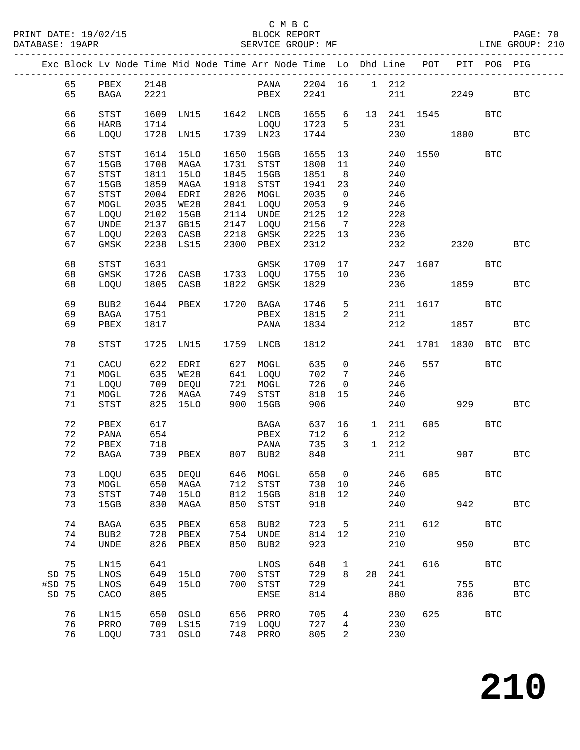C M B C
BLOCK REPORT
SERVICE GROUP: MF

PRINT DATE: 19/02/15
DATABASE: 19APR
LINE GROUP: 210

| Exc | Block | Lv Node | Time | Mid Node | Time | Arr Node | Time | Lo | Dhd | Line | POT | PIT | POG | PIG |
|---|---|---|---|---|---|---|---|---|---|---|---|---|---|---|
| | 65 | PBEX | 2148 | | | PANA | 2204 | 16 | 1 | 212 | | | | |
| | 65 | BAGA | 2221 | | | PBEX | 2241 | | | 211 | | 2249 | | BTC |
| | 66 | STST | 1609 | LN15 | 1642 | LNCB | 1655 | 6 | 13 | 241 | 1545 | | BTC | |
| | 66 | HARB | 1714 | | | LOQU | 1723 | 5 | | 231 | | | | |
| | 66 | LOQU | 1728 | LN15 | 1739 | LN23 | 1744 | | | 230 | | 1800 | | BTC |
| | 67 | STST | 1614 | 15LO | 1650 | 15GB | 1655 | 13 | | 240 | 1550 | | BTC | |
| | 67 | 15GB | 1708 | MAGA | 1731 | STST | 1800 | 11 | | 240 | | | | |
| | 67 | STST | 1811 | 15LO | 1845 | 15GB | 1851 | 8 | | 240 | | | | |
| | 67 | 15GB | 1859 | MAGA | 1918 | STST | 1941 | 23 | | 240 | | | | |
| | 67 | STST | 2004 | EDRI | 2026 | MOGL | 2035 | 0 | | 246 | | | | |
| | 67 | MOGL | 2035 | WE28 | 2041 | LOQU | 2053 | 9 | | 246 | | | | |
| | 67 | LOQU | 2102 | 15GB | 2114 | UNDE | 2125 | 12 | | 228 | | | | |
| | 67 | UNDE | 2137 | GB15 | 2147 | LOQU | 2156 | 7 | | 228 | | | | |
| | 67 | LOQU | 2203 | CASB | 2218 | GMSK | 2225 | 13 | | 236 | | | | |
| | 67 | GMSK | 2238 | LS15 | 2300 | PBEX | 2312 | | | 232 | | 2320 | | BTC |
| | 68 | STST | 1631 | | | GMSK | 1709 | 17 | | 247 | 1607 | | BTC | |
| | 68 | GMSK | 1726 | CASB | 1733 | LOQU | 1755 | 10 | | 236 | | | | |
| | 68 | LOQU | 1805 | CASB | 1822 | GMSK | 1829 | | | 236 | | 1859 | | BTC |
| | 69 | BUB2 | 1644 | PBEX | 1720 | BAGA | 1746 | 5 | | 211 | 1617 | | BTC | |
| | 69 | BAGA | 1751 | | | PBEX | 1815 | 2 | | 211 | | | | |
| | 69 | PBEX | 1817 | | | PANA | 1834 | | | 212 | | 1857 | | BTC |
| | 70 | STST | 1725 | LN15 | 1759 | LNCB | 1812 | | | 241 | 1701 | 1830 | BTC | BTC |
| | 71 | CACU | 622 | EDRI | 627 | MOGL | 635 | 0 | | 246 | 557 | | BTC | |
| | 71 | MOGL | 635 | WE28 | 641 | LOQU | 702 | 7 | | 246 | | | | |
| | 71 | LOQU | 709 | DEQU | 721 | MOGL | 726 | 0 | | 246 | | | | |
| | 71 | MOGL | 726 | MAGA | 749 | STST | 810 | 15 | | 246 | | | | |
| | 71 | STST | 825 | 15LO | 900 | 15GB | 906 | | | 240 | | 929 | | BTC |
| | 72 | PBEX | 617 | | | BAGA | 637 | 16 | 1 | 211 | 605 | | BTC | |
| | 72 | PANA | 654 | | | PBEX | 712 | 6 | | 212 | | | | |
| | 72 | PBEX | 718 | | | PANA | 735 | 3 | 1 | 212 | | | | |
| | 72 | BAGA | 739 | PBEX | 807 | BUB2 | 840 | | | 211 | | 907 | | BTC |
| | 73 | LOQU | 635 | DEQU | 646 | MOGL | 650 | 0 | | 246 | 605 | | BTC | |
| | 73 | MOGL | 650 | MAGA | 712 | STST | 730 | 10 | | 246 | | | | |
| | 73 | STST | 740 | 15LO | 812 | 15GB | 818 | 12 | | 240 | | | | |
| | 73 | 15GB | 830 | MAGA | 850 | STST | 918 | | | 240 | | 942 | | BTC |
| | 74 | BAGA | 635 | PBEX | 658 | BUB2 | 723 | 5 | | 211 | 612 | | BTC | |
| | 74 | BUB2 | 728 | PBEX | 754 | UNDE | 814 | 12 | | 210 | | | | |
| | 74 | UNDE | 826 | PBEX | 850 | BUB2 | 923 | | | 210 | | 950 | | BTC |
| | 75 | LN15 | 641 | | | LNOS | 648 | 1 | | 241 | 616 | | BTC | |
| SD | 75 | LNOS | 649 | 15LO | 700 | STST | 729 | 8 | 28 | 241 | | | | |
| #SD | 75 | LNOS | 649 | 15LO | 700 | STST | 729 | | | 241 | | 755 | | BTC |
| SD | 75 | CACO | 805 | | | EMSE | 814 | | | 880 | | 836 | | BTC |
| | 76 | LN15 | 650 | OSLO | 656 | PRRO | 705 | 4 | | 230 | 625 | | BTC | |
| | 76 | PRRO | 709 | LS15 | 719 | LOQU | 727 | 4 | | 230 | | | | |
| | 76 | LOQU | 731 | OSLO | 748 | PRRO | 805 | 2 | | 230 | | | | |

210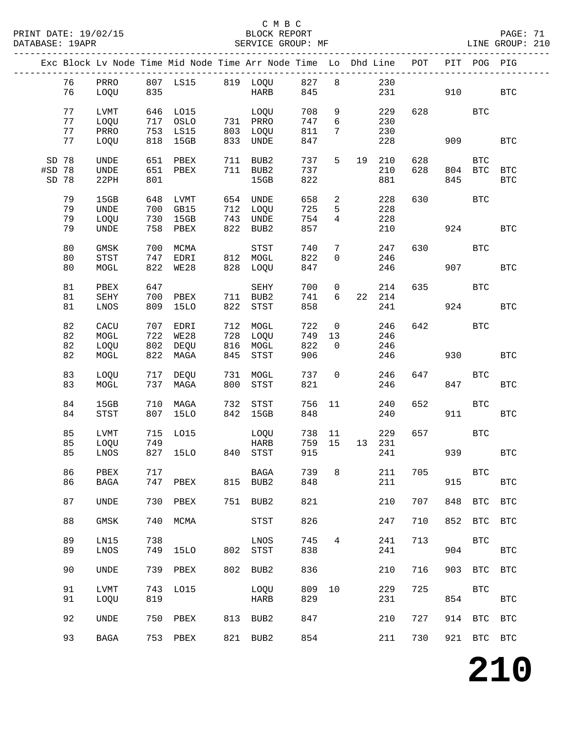C M B C
BLOCK REPORT
SERVICE GROUP: MF

PRINT DATE: 19/02/15
DATABASE: 19APR
LINE GROUP: 210

| Exc | Block | Lv Node | Time | Mid Node | Time | Arr Node | Time | Lo | Dhd | Line | POT | PIT | POG | PIG |
|---|---|---|---|---|---|---|---|---|---|---|---|---|---|---|
| | 76 | PRRO | 807 | LS15 | 819 | LOQU | 827 | 8 | | 230 | | | | |
| | 76 | LOQU | 835 | | | HARB | 845 | | | 231 | | 910 | | BTC |
| | 77 | LVMT | 646 | LO15 | | LOQU | 708 | 9 | | 229 | 628 | | BTC | |
| | 77 | LOQU | 717 | OSLO | 731 | PRRO | 747 | 6 | | 230 | | | | |
| | 77 | PRRO | 753 | LS15 | 803 | LOQU | 811 | 7 | | 230 | | | | |
| | 77 | LOQU | 818 | 15GB | 833 | UNDE | 847 | | | 228 | | 909 | | BTC |
| SD | 78 | UNDE | 651 | PBEX | 711 | BUB2 | 737 | 5 | 19 | 210 | 628 | | BTC | |
| #SD | 78 | UNDE | 651 | PBEX | 711 | BUB2 | 737 | | | 210 | 628 | 804 | BTC | BTC |
| SD | 78 | 22PH | 801 | | | 15GB | 822 | | | 881 | | 845 | | BTC |
| | 79 | 15GB | 648 | LVMT | 654 | UNDE | 658 | 2 | | 228 | 630 | | BTC | |
| | 79 | UNDE | 700 | GB15 | 712 | LOQU | 725 | 5 | | 228 | | | | |
| | 79 | LOQU | 730 | 15GB | 743 | UNDE | 754 | 4 | | 228 | | | | |
| | 79 | UNDE | 758 | PBEX | 822 | BUB2 | 857 | | | 210 | | 924 | | BTC |
| | 80 | GMSK | 700 | MCMA | | STST | 740 | 7 | | 247 | 630 | | BTC | |
| | 80 | STST | 747 | EDRI | 812 | MOGL | 822 | 0 | | 246 | | | | |
| | 80 | MOGL | 822 | WE28 | 828 | LOQU | 847 | | | 246 | | 907 | | BTC |
| | 81 | PBEX | 647 | | | SEHY | 700 | 0 | | 214 | 635 | | BTC | |
| | 81 | SEHY | 700 | PBEX | 711 | BUB2 | 741 | 6 | 22 | 214 | | | | |
| | 81 | LNOS | 809 | 15LO | 822 | STST | 858 | | | 241 | | 924 | | BTC |
| | 82 | CACU | 707 | EDRI | 712 | MOGL | 722 | 0 | | 246 | 642 | | BTC | |
| | 82 | MOGL | 722 | WE28 | 728 | LOQU | 749 | 13 | | 246 | | | | |
| | 82 | LOQU | 802 | DEQU | 816 | MOGL | 822 | 0 | | 246 | | | | |
| | 82 | MOGL | 822 | MAGA | 845 | STST | 906 | | | 246 | | 930 | | BTC |
| | 83 | LOQU | 717 | DEQU | 731 | MOGL | 737 | 0 | | 246 | 647 | | BTC | |
| | 83 | MOGL | 737 | MAGA | 800 | STST | 821 | | | 246 | | 847 | | BTC |
| | 84 | 15GB | 710 | MAGA | 732 | STST | 756 | 11 | | 240 | 652 | | BTC | |
| | 84 | STST | 807 | 15LO | 842 | 15GB | 848 | | | 240 | | 911 | | BTC |
| | 85 | LVMT | 715 | LO15 | | LOQU | 738 | 11 | | 229 | 657 | | BTC | |
| | 85 | LOQU | 749 | | | HARB | 759 | 15 | 13 | 231 | | | | |
| | 85 | LNOS | 827 | 15LO | 840 | STST | 915 | | | 241 | | 939 | | BTC |
| | 86 | PBEX | 717 | | | BAGA | 739 | 8 | | 211 | 705 | | BTC | |
| | 86 | BAGA | 747 | PBEX | 815 | BUB2 | 848 | | | 211 | | 915 | | BTC |
| | 87 | UNDE | 730 | PBEX | 751 | BUB2 | 821 | | | 210 | 707 | 848 | BTC | BTC |
| | 88 | GMSK | 740 | MCMA | | STST | 826 | | | 247 | 710 | 852 | BTC | BTC |
| | 89 | LN15 | 738 | | | LNOS | 745 | 4 | | 241 | 713 | | BTC | |
| | 89 | LNOS | 749 | 15LO | 802 | STST | 838 | | | 241 | | 904 | | BTC |
| | 90 | UNDE | 739 | PBEX | 802 | BUB2 | 836 | | | 210 | 716 | 903 | BTC | BTC |
| | 91 | LVMT | 743 | LO15 | | LOQU | 809 | 10 | | 229 | 725 | | BTC | |
| | 91 | LOQU | 819 | | | HARB | 829 | | | 231 | | 854 | | BTC |
| | 92 | UNDE | 750 | PBEX | 813 | BUB2 | 847 | | | 210 | 727 | 914 | BTC | BTC |
| | 93 | BAGA | 753 | PBEX | 821 | BUB2 | 854 | | | 211 | 730 | 921 | BTC | BTC |

# 210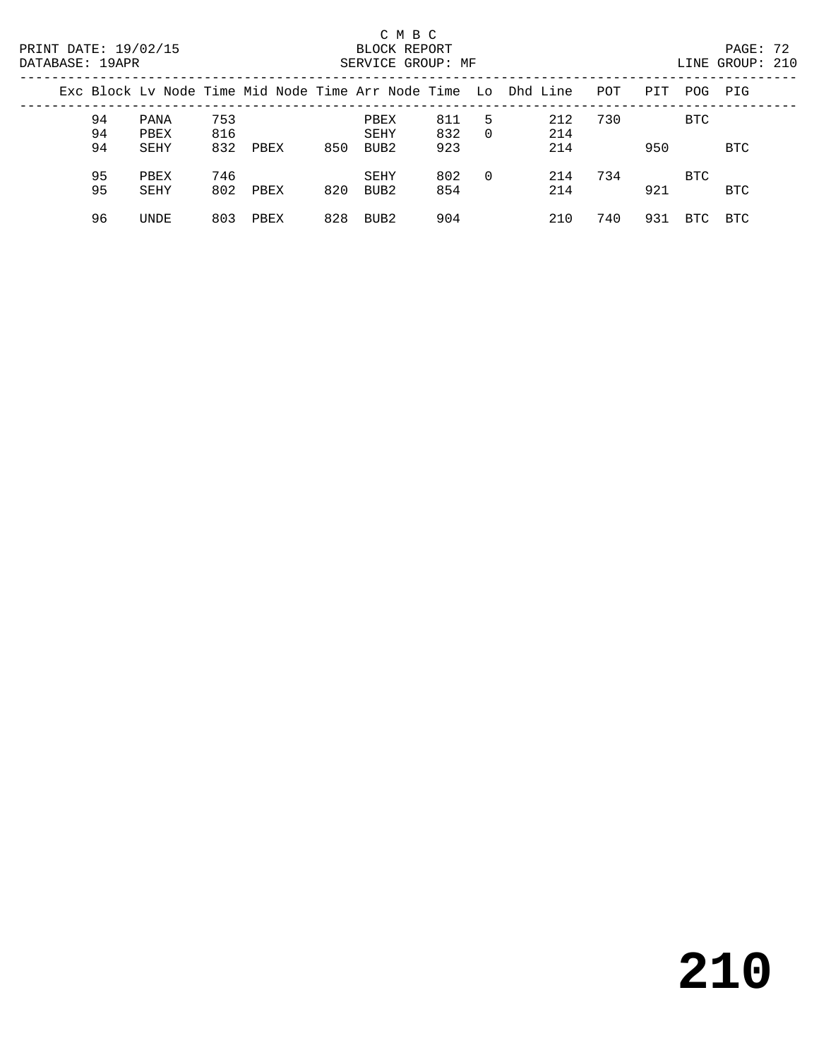C M B C
BLOCK REPORT
SERVICE GROUP: MF

PRINT DATE: 19/02/15
DATABASE: 19APR

PAGE: 72
LINE GROUP: 210

| Exc | Block | Lv Node | Time | Mid Node | Time | Arr Node | Time | Lo | Dhd | Line | POT | PIT | POG | PIG |
|---|---|---|---|---|---|---|---|---|---|---|---|---|---|---|
| | 94 | PANA | 753 | | | PBEX | 811 | 5 | | 212 | 730 | | BTC | |
| | 94 | PBEX | 816 | | | SEHY | 832 | 0 | | 214 | | | | |
| | 94 | SEHY | 832 | PBEX | 850 | BUB2 | 923 | | | 214 | | 950 | | BTC |
| | 95 | PBEX | 746 | | | SEHY | 802 | 0 | | 214 | 734 | | BTC | |
| | 95 | SEHY | 802 | PBEX | 820 | BUB2 | 854 | | | 214 | | 921 | | BTC |
| | 96 | UNDE | 803 | PBEX | 828 | BUB2 | 904 | | | 210 | 740 | 931 | BTC | BTC |

# 210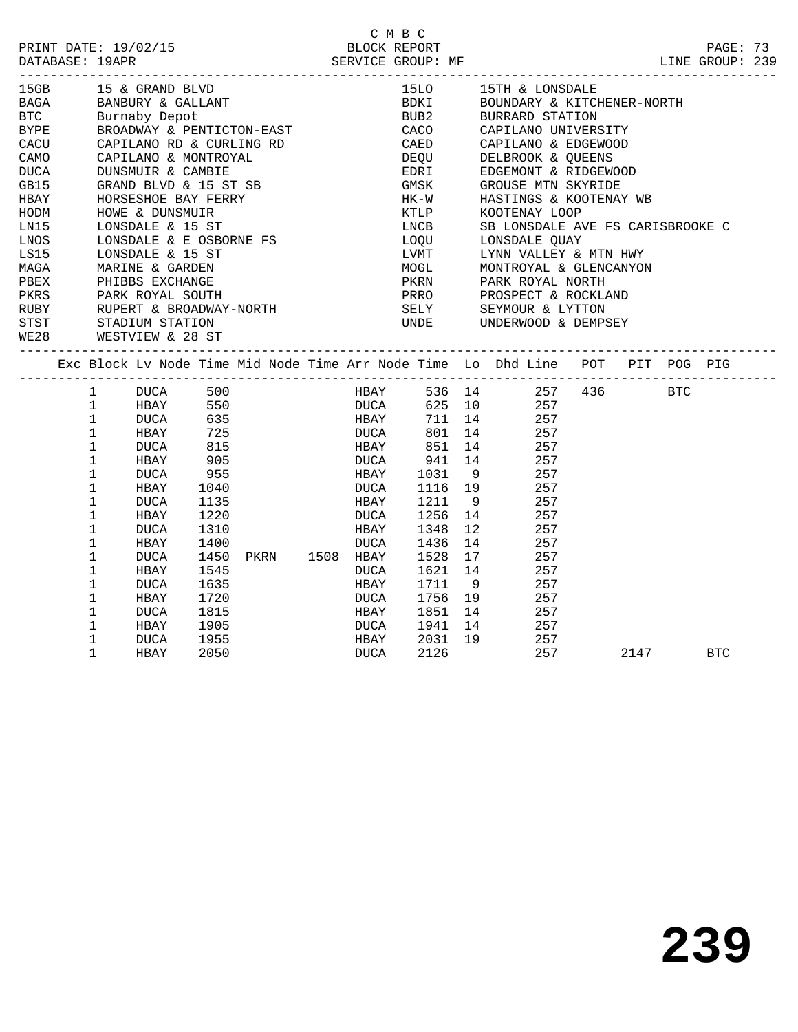C M B C

PRINT DATE: 19/02/15 BLOCK REPORT

DATABASE: 19APR SERVICE GROUP: MF LINE GROUP: 239

| Code | Description | Code | Description |
|---|---|---|---|
| 15GB | 15 & GRAND BLVD | 15LO | 15TH & LONSDALE |
| BAGA | BANBURY & GALLANT | BDKI | BOUNDARY & KITCHENER-NORTH |
| BTC | Burnaby Depot | BUB2 | BURRARD STATION |
| BYPE | BROADWAY & PENTICTON-EAST | CACO | CAPILANO UNIVERSITY |
| CACU | CAPILANO RD & CURLING RD | CAED | CAPILANO & EDGEWOOD |
| CAMO | CAPILANO & MONTROYAL | DEQU | DELBROOK & QUEENS |
| DUCA | DUNSMUIR & CAMBIE | EDRI | EDGEMONT & RIDGEWOOD |
| GB15 | GRAND BLVD & 15 ST SB | GMSK | GROUSE MTN SKYRIDE |
| HBAY | HORSESHOE BAY FERRY | HK-W | HASTINGS & KOOTENAY WB |
| HODM | HOWE & DUNSMUIR | KTLP | KOOTENAY LOOP |
| LN15 | LONSDALE & 15 ST | LNCB | SB LONSDALE AVE FS CARISBROOKE C |
| LNOS | LONSDALE & E OSBORNE FS | LOQU | LONSDALE QUAY |
| LS15 | LONSDALE & 15 ST | LVMT | LYNN VALLEY & MTN HWY |
| MAGA | MARINE & GARDEN | MOGL | MONTROYAL & GLENCANYON |
| PBEX | PHIBBS EXCHANGE | PKRN | PARK ROYAL NORTH |
| PKRS | PARK ROYAL SOUTH | PRRO | PROSPECT & ROCKLAND |
| RUBY | RUPERT & BROADWAY-NORTH | SELY | SEYMOUR & LYTTON |
| STST | STADIUM STATION | UNDE | UNDERWOOD & DEMPSEY |
| WE28 | WESTVIEW & 28 ST | | |

| Exc | Block | Lv Node | Time | Mid Node | Time | Arr Node | Time | Lo | Dhd | Line | POT | PIT | POG | PIG |
|---|---|---|---|---|---|---|---|---|---|---|---|---|---|---|
| | 1 | DUCA | 500 | | | HBAY | 536 | 14 | | 257 | 436 | | BTC | |
| | 1 | HBAY | 550 | | | DUCA | 625 | 10 | | 257 | | | | |
| | 1 | DUCA | 635 | | | HBAY | 711 | 14 | | 257 | | | | |
| | 1 | HBAY | 725 | | | DUCA | 801 | 14 | | 257 | | | | |
| | 1 | DUCA | 815 | | | HBAY | 851 | 14 | | 257 | | | | |
| | 1 | HBAY | 905 | | | DUCA | 941 | 14 | | 257 | | | | |
| | 1 | DUCA | 955 | | | HBAY | 1031 | 9 | | 257 | | | | |
| | 1 | HBAY | 1040 | | | DUCA | 1116 | 19 | | 257 | | | | |
| | 1 | DUCA | 1135 | | | HBAY | 1211 | 9 | | 257 | | | | |
| | 1 | HBAY | 1220 | | | DUCA | 1256 | 14 | | 257 | | | | |
| | 1 | DUCA | 1310 | | | HBAY | 1348 | 12 | | 257 | | | | |
| | 1 | HBAY | 1400 | | | DUCA | 1436 | 14 | | 257 | | | | |
| | 1 | DUCA | 1450 | PKRN | 1508 | HBAY | 1528 | 17 | | 257 | | | | |
| | 1 | HBAY | 1545 | | | DUCA | 1621 | 14 | | 257 | | | | |
| | 1 | DUCA | 1635 | | | HBAY | 1711 | 9 | | 257 | | | | |
| | 1 | HBAY | 1720 | | | DUCA | 1756 | 19 | | 257 | | | | |
| | 1 | DUCA | 1815 | | | HBAY | 1851 | 14 | | 257 | | | | |
| | 1 | HBAY | 1905 | | | DUCA | 1941 | 14 | | 257 | | | | |
| | 1 | DUCA | 1955 | | | HBAY | 2031 | 19 | | 257 | | | | |
| | 1 | HBAY | 2050 | | | DUCA | 2126 | | | 257 | | 2147 | | BTC |

# 239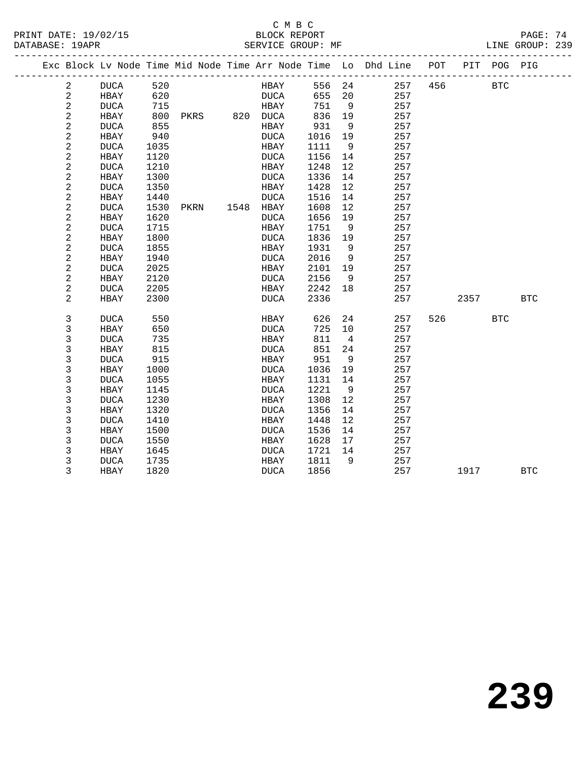C M B C
BLOCK REPORT
SERVICE GROUP: MF

PRINT DATE: 19/02/15
DATABASE: 19APR
LINE GROUP: 239

| Exc | Block | Lv Node | Time | Mid Node | Time | Arr Node | Time | Lo | Dhd Line | POT | PIT | POG | PIG |
|---|---|---|---|---|---|---|---|---|---|---|---|---|---|
| | 2 | DUCA | 520 | | | HBAY | 556 | 24 | 257 | 456 | | BTC | |
| | 2 | HBAY | 620 | | | DUCA | 655 | 20 | 257 | | | | |
| | 2 | DUCA | 715 | | | HBAY | 751 | 9 | 257 | | | | |
| | 2 | HBAY | 800 | PKRS | 820 | DUCA | 836 | 19 | 257 | | | | |
| | 2 | DUCA | 855 | | | HBAY | 931 | 9 | 257 | | | | |
| | 2 | HBAY | 940 | | | DUCA | 1016 | 19 | 257 | | | | |
| | 2 | DUCA | 1035 | | | HBAY | 1111 | 9 | 257 | | | | |
| | 2 | HBAY | 1120 | | | DUCA | 1156 | 14 | 257 | | | | |
| | 2 | DUCA | 1210 | | | HBAY | 1248 | 12 | 257 | | | | |
| | 2 | HBAY | 1300 | | | DUCA | 1336 | 14 | 257 | | | | |
| | 2 | DUCA | 1350 | | | HBAY | 1428 | 12 | 257 | | | | |
| | 2 | HBAY | 1440 | | | DUCA | 1516 | 14 | 257 | | | | |
| | 2 | DUCA | 1530 | PKRN | 1548 | HBAY | 1608 | 12 | 257 | | | | |
| | 2 | HBAY | 1620 | | | DUCA | 1656 | 19 | 257 | | | | |
| | 2 | DUCA | 1715 | | | HBAY | 1751 | 9 | 257 | | | | |
| | 2 | HBAY | 1800 | | | DUCA | 1836 | 19 | 257 | | | | |
| | 2 | DUCA | 1855 | | | HBAY | 1931 | 9 | 257 | | | | |
| | 2 | HBAY | 1940 | | | DUCA | 2016 | 9 | 257 | | | | |
| | 2 | DUCA | 2025 | | | HBAY | 2101 | 19 | 257 | | | | |
| | 2 | HBAY | 2120 | | | DUCA | 2156 | 9 | 257 | | | | |
| | 2 | DUCA | 2205 | | | HBAY | 2242 | 18 | 257 | | | | |
| | 2 | HBAY | 2300 | | | DUCA | 2336 | | 257 | | 2357 | | BTC |
| | 3 | DUCA | 550 | | | HBAY | 626 | 24 | 257 | 526 | | BTC | |
| | 3 | HBAY | 650 | | | DUCA | 725 | 10 | 257 | | | | |
| | 3 | DUCA | 735 | | | HBAY | 811 | 4 | 257 | | | | |
| | 3 | HBAY | 815 | | | DUCA | 851 | 24 | 257 | | | | |
| | 3 | DUCA | 915 | | | HBAY | 951 | 9 | 257 | | | | |
| | 3 | HBAY | 1000 | | | DUCA | 1036 | 19 | 257 | | | | |
| | 3 | DUCA | 1055 | | | HBAY | 1131 | 14 | 257 | | | | |
| | 3 | HBAY | 1145 | | | DUCA | 1221 | 9 | 257 | | | | |
| | 3 | DUCA | 1230 | | | HBAY | 1308 | 12 | 257 | | | | |
| | 3 | HBAY | 1320 | | | DUCA | 1356 | 14 | 257 | | | | |
| | 3 | DUCA | 1410 | | | HBAY | 1448 | 12 | 257 | | | | |
| | 3 | HBAY | 1500 | | | DUCA | 1536 | 14 | 257 | | | | |
| | 3 | DUCA | 1550 | | | HBAY | 1628 | 17 | 257 | | | | |
| | 3 | HBAY | 1645 | | | DUCA | 1721 | 14 | 257 | | | | |
| | 3 | DUCA | 1735 | | | HBAY | 1811 | 9 | 257 | | | | |
| | 3 | HBAY | 1820 | | | DUCA | 1856 | | 257 | | 1917 | | BTC |

# 239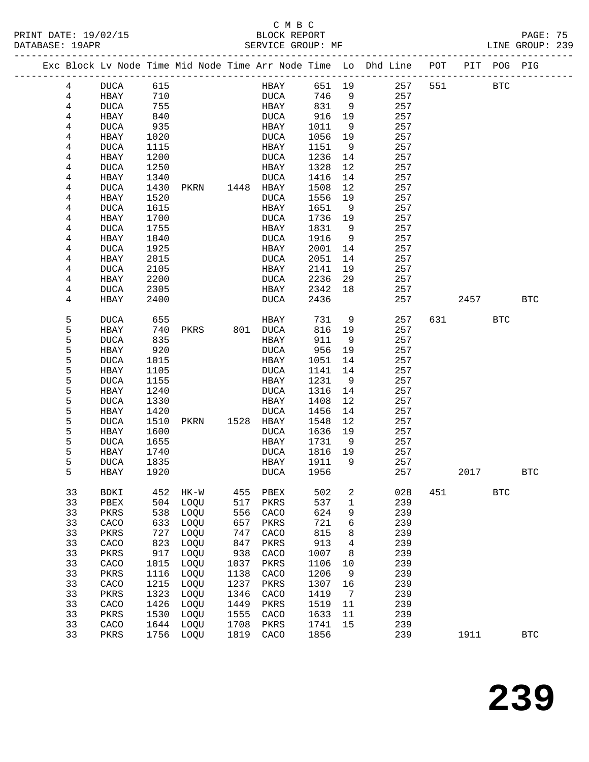C M B C

PRINT DATE: 19/02/15 BLOCK REPORT

DATABASE: 19APR SERVICE GROUP: MF LINE GROUP: 239

| Exc | Block | Lv | Node | Time | Mid Node | Time | Arr Node | Time | Lo | Dhd Line | POT | PIT | POG | PIG |
|---|---|---|---|---|---|---|---|---|---|---|---|---|---|---|
| | 4 | | DUCA | 615 | | | HBAY | 651 | 19 | 257 | 551 | | BTC | |
| | 4 | | HBAY | 710 | | | DUCA | 746 | 9 | 257 | | | | |
| | 4 | | DUCA | 755 | | | HBAY | 831 | 9 | 257 | | | | |
| | 4 | | HBAY | 840 | | | DUCA | 916 | 19 | 257 | | | | |
| | 4 | | DUCA | 935 | | | HBAY | 1011 | 9 | 257 | | | | |
| | 4 | | HBAY | 1020 | | | DUCA | 1056 | 19 | 257 | | | | |
| | 4 | | DUCA | 1115 | | | HBAY | 1151 | 9 | 257 | | | | |
| | 4 | | HBAY | 1200 | | | DUCA | 1236 | 14 | 257 | | | | |
| | 4 | | DUCA | 1250 | | | HBAY | 1328 | 12 | 257 | | | | |
| | 4 | | HBAY | 1340 | | | DUCA | 1416 | 14 | 257 | | | | |
| | 4 | | DUCA | 1430 | PKRN | 1448 | HBAY | 1508 | 12 | 257 | | | | |
| | 4 | | HBAY | 1520 | | | DUCA | 1556 | 19 | 257 | | | | |
| | 4 | | DUCA | 1615 | | | HBAY | 1651 | 9 | 257 | | | | |
| | 4 | | HBAY | 1700 | | | DUCA | 1736 | 19 | 257 | | | | |
| | 4 | | DUCA | 1755 | | | HBAY | 1831 | 9 | 257 | | | | |
| | 4 | | HBAY | 1840 | | | DUCA | 1916 | 9 | 257 | | | | |
| | 4 | | DUCA | 1925 | | | HBAY | 2001 | 14 | 257 | | | | |
| | 4 | | HBAY | 2015 | | | DUCA | 2051 | 14 | 257 | | | | |
| | 4 | | DUCA | 2105 | | | HBAY | 2141 | 19 | 257 | | | | |
| | 4 | | HBAY | 2200 | | | DUCA | 2236 | 29 | 257 | | | | |
| | 4 | | DUCA | 2305 | | | HBAY | 2342 | 18 | 257 | | | | |
| | 4 | | HBAY | 2400 | | | DUCA | 2436 | | 257 | | 2457 | | BTC |
| | 5 | | DUCA | 655 | | | HBAY | 731 | 9 | 257 | 631 | | BTC | |
| | 5 | | HBAY | 740 | PKRS | 801 | DUCA | 816 | 19 | 257 | | | | |
| | 5 | | DUCA | 835 | | | HBAY | 911 | 9 | 257 | | | | |
| | 5 | | HBAY | 920 | | | DUCA | 956 | 19 | 257 | | | | |
| | 5 | | DUCA | 1015 | | | HBAY | 1051 | 14 | 257 | | | | |
| | 5 | | HBAY | 1105 | | | DUCA | 1141 | 14 | 257 | | | | |
| | 5 | | DUCA | 1155 | | | HBAY | 1231 | 9 | 257 | | | | |
| | 5 | | HBAY | 1240 | | | DUCA | 1316 | 14 | 257 | | | | |
| | 5 | | DUCA | 1330 | | | HBAY | 1408 | 12 | 257 | | | | |
| | 5 | | HBAY | 1420 | | | DUCA | 1456 | 14 | 257 | | | | |
| | 5 | | DUCA | 1510 | PKRN | 1528 | HBAY | 1548 | 12 | 257 | | | | |
| | 5 | | HBAY | 1600 | | | DUCA | 1636 | 19 | 257 | | | | |
| | 5 | | DUCA | 1655 | | | HBAY | 1731 | 9 | 257 | | | | |
| | 5 | | HBAY | 1740 | | | DUCA | 1816 | 19 | 257 | | | | |
| | 5 | | DUCA | 1835 | | | HBAY | 1911 | 9 | 257 | | | | |
| | 5 | | HBAY | 1920 | | | DUCA | 1956 | | 257 | | 2017 | | BTC |
| | 33 | | BDKI | 452 | HK-W | 455 | PBEX | 502 | 2 | 028 | 451 | | BTC | |
| | 33 | | PBEX | 504 | LOQU | 517 | PKRS | 537 | 1 | 239 | | | | |
| | 33 | | PKRS | 538 | LOQU | 556 | CACO | 624 | 9 | 239 | | | | |
| | 33 | | CACO | 633 | LOQU | 657 | PKRS | 721 | 6 | 239 | | | | |
| | 33 | | PKRS | 727 | LOQU | 747 | CACO | 815 | 8 | 239 | | | | |
| | 33 | | CACO | 823 | LOQU | 847 | PKRS | 913 | 4 | 239 | | | | |
| | 33 | | PKRS | 917 | LOQU | 938 | CACO | 1007 | 8 | 239 | | | | |
| | 33 | | CACO | 1015 | LOQU | 1037 | PKRS | 1106 | 10 | 239 | | | | |
| | 33 | | PKRS | 1116 | LOQU | 1138 | CACO | 1206 | 9 | 239 | | | | |
| | 33 | | CACO | 1215 | LOQU | 1237 | PKRS | 1307 | 16 | 239 | | | | |
| | 33 | | PKRS | 1323 | LOQU | 1346 | CACO | 1419 | 7 | 239 | | | | |
| | 33 | | CACO | 1426 | LOQU | 1449 | PKRS | 1519 | 11 | 239 | | | | |
| | 33 | | PKRS | 1530 | LOQU | 1555 | CACO | 1633 | 11 | 239 | | | | |
| | 33 | | CACO | 1644 | LOQU | 1708 | PKRS | 1741 | 15 | 239 | | | | |
| | 33 | | PKRS | 1756 | LOQU | 1819 | CACO | 1856 | | 239 | | 1911 | | BTC |

# 239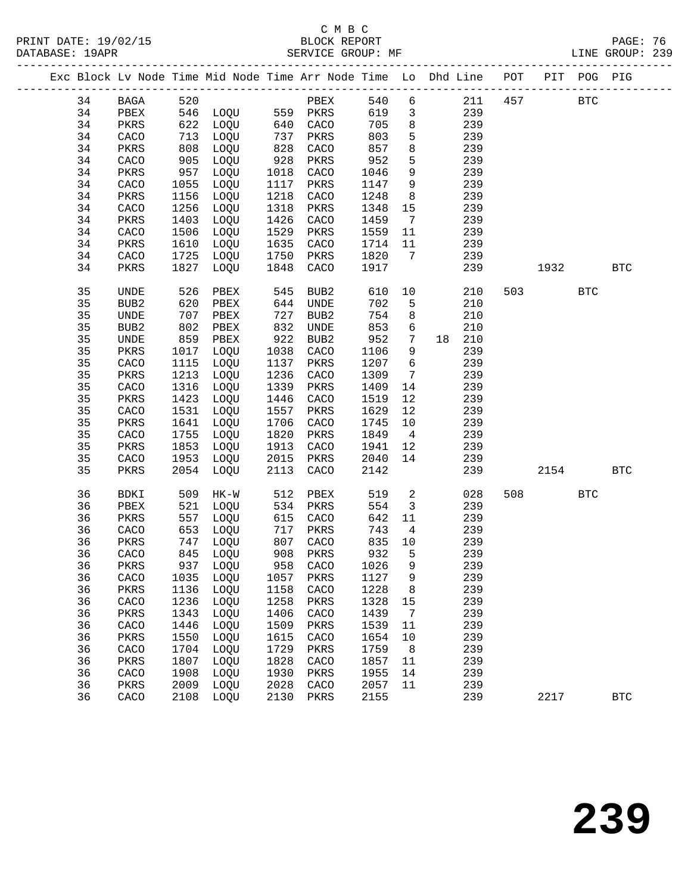C M B C
PRINT DATE: 19/02/15 BLOCK REPORT
DATABASE: 19APR SERVICE GROUP: MF LINE GROUP: 239

| Exc | Block | Lv | Node | Time | Mid Node | Time | Arr Node | Time | Lo | Dhd | Line | POT | PIT | POG | PIG |
|---|---|---|---|---|---|---|---|---|---|---|---|---|---|---|---|
| | 34 | | BAGA | 520 | | | PBEX | 540 | 6 | | 211 | 457 | | BTC | |
| | 34 | | PBEX | 546 | LOQU | 559 | PKRS | 619 | 3 | | 239 | | | | |
| | 34 | | PKRS | 622 | LOQU | 640 | CACO | 705 | 8 | | 239 | | | | |
| | 34 | | CACO | 713 | LOQU | 737 | PKRS | 803 | 5 | | 239 | | | | |
| | 34 | | PKRS | 808 | LOQU | 828 | CACO | 857 | 8 | | 239 | | | | |
| | 34 | | CACO | 905 | LOQU | 928 | PKRS | 952 | 5 | | 239 | | | | |
| | 34 | | PKRS | 957 | LOQU | 1018 | CACO | 1046 | 9 | | 239 | | | | |
| | 34 | | CACO | 1055 | LOQU | 1117 | PKRS | 1147 | 9 | | 239 | | | | |
| | 34 | | PKRS | 1156 | LOQU | 1218 | CACO | 1248 | 8 | | 239 | | | | |
| | 34 | | CACO | 1256 | LOQU | 1318 | PKRS | 1348 | 15 | | 239 | | | | |
| | 34 | | PKRS | 1403 | LOQU | 1426 | CACO | 1459 | 7 | | 239 | | | | |
| | 34 | | CACO | 1506 | LOQU | 1529 | PKRS | 1559 | 11 | | 239 | | | | |
| | 34 | | PKRS | 1610 | LOQU | 1635 | CACO | 1714 | 11 | | 239 | | | | |
| | 34 | | CACO | 1725 | LOQU | 1750 | PKRS | 1820 | 7 | | 239 | | | | |
| | 34 | | PKRS | 1827 | LOQU | 1848 | CACO | 1917 | | | 239 | | 1932 | | BTC |
| | 35 | | UNDE | 526 | PBEX | 545 | BUB2 | 610 | 10 | | 210 | 503 | | BTC | |
| | 35 | | BUB2 | 620 | PBEX | 644 | UNDE | 702 | 5 | | 210 | | | | |
| | 35 | | UNDE | 707 | PBEX | 727 | BUB2 | 754 | 8 | | 210 | | | | |
| | 35 | | BUB2 | 802 | PBEX | 832 | UNDE | 853 | 6 | | 210 | | | | |
| | 35 | | UNDE | 859 | PBEX | 922 | BUB2 | 952 | 7 | 18 | 210 | | | | |
| | 35 | | PKRS | 1017 | LOQU | 1038 | CACO | 1106 | 9 | | 239 | | | | |
| | 35 | | CACO | 1115 | LOQU | 1137 | PKRS | 1207 | 6 | | 239 | | | | |
| | 35 | | PKRS | 1213 | LOQU | 1236 | CACO | 1309 | 7 | | 239 | | | | |
| | 35 | | CACO | 1316 | LOQU | 1339 | PKRS | 1409 | 14 | | 239 | | | | |
| | 35 | | PKRS | 1423 | LOQU | 1446 | CACO | 1519 | 12 | | 239 | | | | |
| | 35 | | CACO | 1531 | LOQU | 1557 | PKRS | 1629 | 12 | | 239 | | | | |
| | 35 | | PKRS | 1641 | LOQU | 1706 | CACO | 1745 | 10 | | 239 | | | | |
| | 35 | | CACO | 1755 | LOQU | 1820 | PKRS | 1849 | 4 | | 239 | | | | |
| | 35 | | PKRS | 1853 | LOQU | 1913 | CACO | 1941 | 12 | | 239 | | | | |
| | 35 | | CACO | 1953 | LOQU | 2015 | PKRS | 2040 | 14 | | 239 | | | | |
| | 35 | | PKRS | 2054 | LOQU | 2113 | CACO | 2142 | | | 239 | | 2154 | | BTC |
| | 36 | | BDKI | 509 | HK-W | 512 | PBEX | 519 | 2 | | 028 | 508 | | BTC | |
| | 36 | | PBEX | 521 | LOQU | 534 | PKRS | 554 | 3 | | 239 | | | | |
| | 36 | | PKRS | 557 | LOQU | 615 | CACO | 642 | 11 | | 239 | | | | |
| | 36 | | CACO | 653 | LOQU | 717 | PKRS | 743 | 4 | | 239 | | | | |
| | 36 | | PKRS | 747 | LOQU | 807 | CACO | 835 | 10 | | 239 | | | | |
| | 36 | | CACO | 845 | LOQU | 908 | PKRS | 932 | 5 | | 239 | | | | |
| | 36 | | PKRS | 937 | LOQU | 958 | CACO | 1026 | 9 | | 239 | | | | |
| | 36 | | CACO | 1035 | LOQU | 1057 | PKRS | 1127 | 9 | | 239 | | | | |
| | 36 | | PKRS | 1136 | LOQU | 1158 | CACO | 1228 | 8 | | 239 | | | | |
| | 36 | | CACO | 1236 | LOQU | 1258 | PKRS | 1328 | 15 | | 239 | | | | |
| | 36 | | PKRS | 1343 | LOQU | 1406 | CACO | 1439 | 7 | | 239 | | | | |
| | 36 | | CACO | 1446 | LOQU | 1509 | PKRS | 1539 | 11 | | 239 | | | | |
| | 36 | | PKRS | 1550 | LOQU | 1615 | CACO | 1654 | 10 | | 239 | | | | |
| | 36 | | CACO | 1704 | LOQU | 1729 | PKRS | 1759 | 8 | | 239 | | | | |
| | 36 | | PKRS | 1807 | LOQU | 1828 | CACO | 1857 | 11 | | 239 | | | | |
| | 36 | | CACO | 1908 | LOQU | 1930 | PKRS | 1955 | 14 | | 239 | | | | |
| | 36 | | PKRS | 2009 | LOQU | 2028 | CACO | 2057 | 11 | | 239 | | | | |
| | 36 | | CACO | 2108 | LOQU | 2130 | PKRS | 2155 | | | 239 | | 2217 | | BTC |

239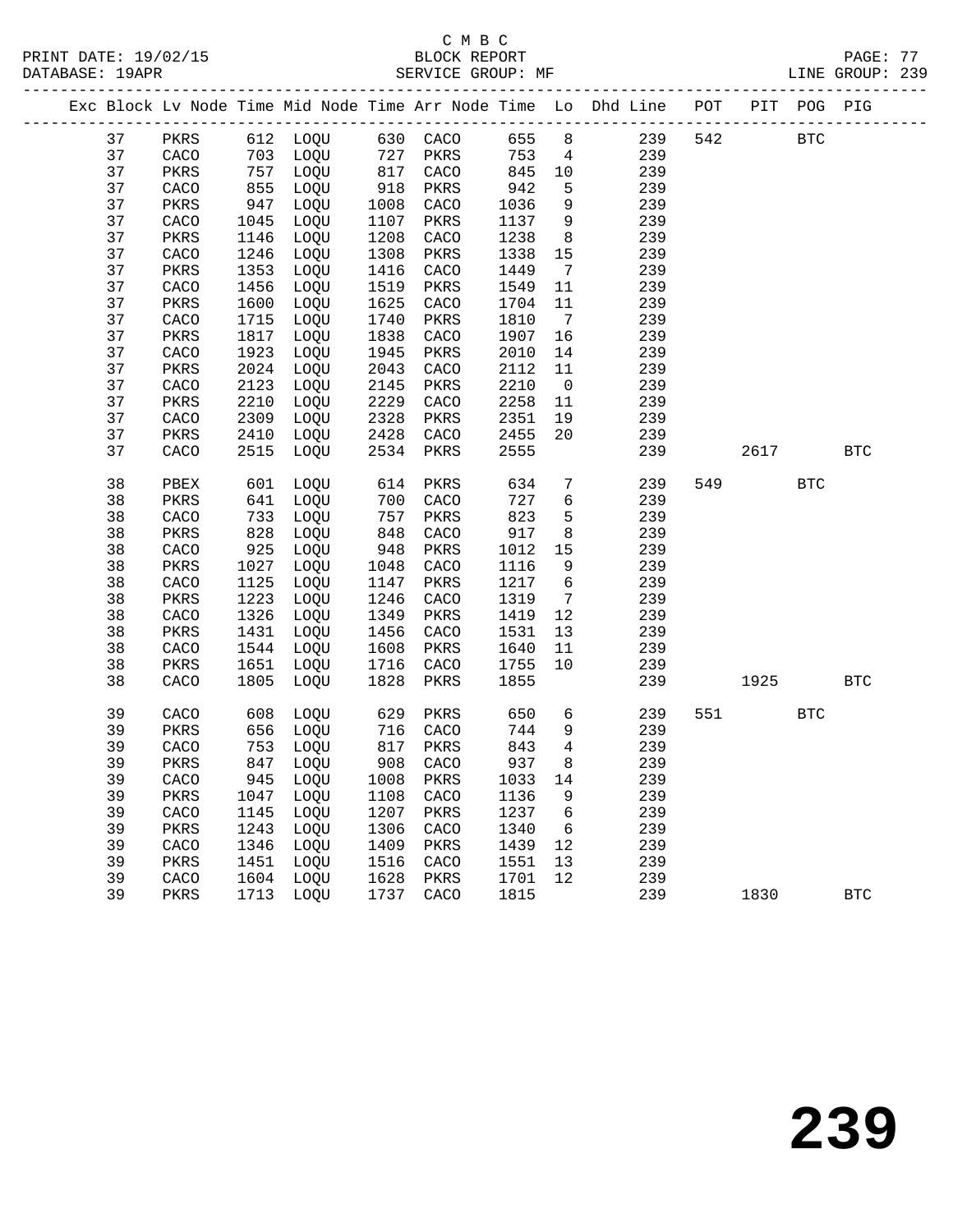C M B C
BLOCK REPORT
SERVICE GROUP: MF

PRINT DATE: 19/02/15
DATABASE: 19APR
LINE GROUP: 239

| Exc | Block | Lv | Node | Time | Mid Node | Time | Arr Node | Time | Lo | Dhd Line | POT | PIT | POG | PIG |
|---|---|---|---|---|---|---|---|---|---|---|---|---|---|---|
| | 37 | | PKRS | 612 | LOQU | 630 | CACO | 655 | 8 | 239 | 542 | | BTC | |
| | 37 | | CACO | 703 | LOQU | 727 | PKRS | 753 | 4 | 239 | | | | |
| | 37 | | PKRS | 757 | LOQU | 817 | CACO | 845 | 10 | 239 | | | | |
| | 37 | | CACO | 855 | LOQU | 918 | PKRS | 942 | 5 | 239 | | | | |
| | 37 | | PKRS | 947 | LOQU | 1008 | CACO | 1036 | 9 | 239 | | | | |
| | 37 | | CACO | 1045 | LOQU | 1107 | PKRS | 1137 | 9 | 239 | | | | |
| | 37 | | PKRS | 1146 | LOQU | 1208 | CACO | 1238 | 8 | 239 | | | | |
| | 37 | | CACO | 1246 | LOQU | 1308 | PKRS | 1338 | 15 | 239 | | | | |
| | 37 | | PKRS | 1353 | LOQU | 1416 | CACO | 1449 | 7 | 239 | | | | |
| | 37 | | CACO | 1456 | LOQU | 1519 | PKRS | 1549 | 11 | 239 | | | | |
| | 37 | | PKRS | 1600 | LOQU | 1625 | CACO | 1704 | 11 | 239 | | | | |
| | 37 | | CACO | 1715 | LOQU | 1740 | PKRS | 1810 | 7 | 239 | | | | |
| | 37 | | PKRS | 1817 | LOQU | 1838 | CACO | 1907 | 16 | 239 | | | | |
| | 37 | | CACO | 1923 | LOQU | 1945 | PKRS | 2010 | 14 | 239 | | | | |
| | 37 | | PKRS | 2024 | LOQU | 2043 | CACO | 2112 | 11 | 239 | | | | |
| | 37 | | CACO | 2123 | LOQU | 2145 | PKRS | 2210 | 0 | 239 | | | | |
| | 37 | | PKRS | 2210 | LOQU | 2229 | CACO | 2258 | 11 | 239 | | | | |
| | 37 | | CACO | 2309 | LOQU | 2328 | PKRS | 2351 | 19 | 239 | | | | |
| | 37 | | PKRS | 2410 | LOQU | 2428 | CACO | 2455 | 20 | 239 | | | | |
| | 37 | | CACO | 2515 | LOQU | 2534 | PKRS | 2555 | | 239 | | 2617 | | BTC |
| | 38 | | PBEX | 601 | LOQU | 614 | PKRS | 634 | 7 | 239 | 549 | | BTC | |
| | 38 | | PKRS | 641 | LOQU | 700 | CACO | 727 | 6 | 239 | | | | |
| | 38 | | CACO | 733 | LOQU | 757 | PKRS | 823 | 5 | 239 | | | | |
| | 38 | | PKRS | 828 | LOQU | 848 | CACO | 917 | 8 | 239 | | | | |
| | 38 | | CACO | 925 | LOQU | 948 | PKRS | 1012 | 15 | 239 | | | | |
| | 38 | | PKRS | 1027 | LOQU | 1048 | CACO | 1116 | 9 | 239 | | | | |
| | 38 | | CACO | 1125 | LOQU | 1147 | PKRS | 1217 | 6 | 239 | | | | |
| | 38 | | PKRS | 1223 | LOQU | 1246 | CACO | 1319 | 7 | 239 | | | | |
| | 38 | | CACO | 1326 | LOQU | 1349 | PKRS | 1419 | 12 | 239 | | | | |
| | 38 | | PKRS | 1431 | LOQU | 1456 | CACO | 1531 | 13 | 239 | | | | |
| | 38 | | CACO | 1544 | LOQU | 1608 | PKRS | 1640 | 11 | 239 | | | | |
| | 38 | | PKRS | 1651 | LOQU | 1716 | CACO | 1755 | 10 | 239 | | | | |
| | 38 | | CACO | 1805 | LOQU | 1828 | PKRS | 1855 | | 239 | | 1925 | | BTC |
| | 39 | | CACO | 608 | LOQU | 629 | PKRS | 650 | 6 | 239 | 551 | | BTC | |
| | 39 | | PKRS | 656 | LOQU | 716 | CACO | 744 | 9 | 239 | | | | |
| | 39 | | CACO | 753 | LOQU | 817 | PKRS | 843 | 4 | 239 | | | | |
| | 39 | | PKRS | 847 | LOQU | 908 | CACO | 937 | 8 | 239 | | | | |
| | 39 | | CACO | 945 | LOQU | 1008 | PKRS | 1033 | 14 | 239 | | | | |
| | 39 | | PKRS | 1047 | LOQU | 1108 | CACO | 1136 | 9 | 239 | | | | |
| | 39 | | CACO | 1145 | LOQU | 1207 | PKRS | 1237 | 6 | 239 | | | | |
| | 39 | | PKRS | 1243 | LOQU | 1306 | CACO | 1340 | 6 | 239 | | | | |
| | 39 | | CACO | 1346 | LOQU | 1409 | PKRS | 1439 | 12 | 239 | | | | |
| | 39 | | PKRS | 1451 | LOQU | 1516 | CACO | 1551 | 13 | 239 | | | | |
| | 39 | | CACO | 1604 | LOQU | 1628 | PKRS | 1701 | 12 | 239 | | | | |
| | 39 | | PKRS | 1713 | LOQU | 1737 | CACO | 1815 | | 239 | | 1830 | | BTC |

239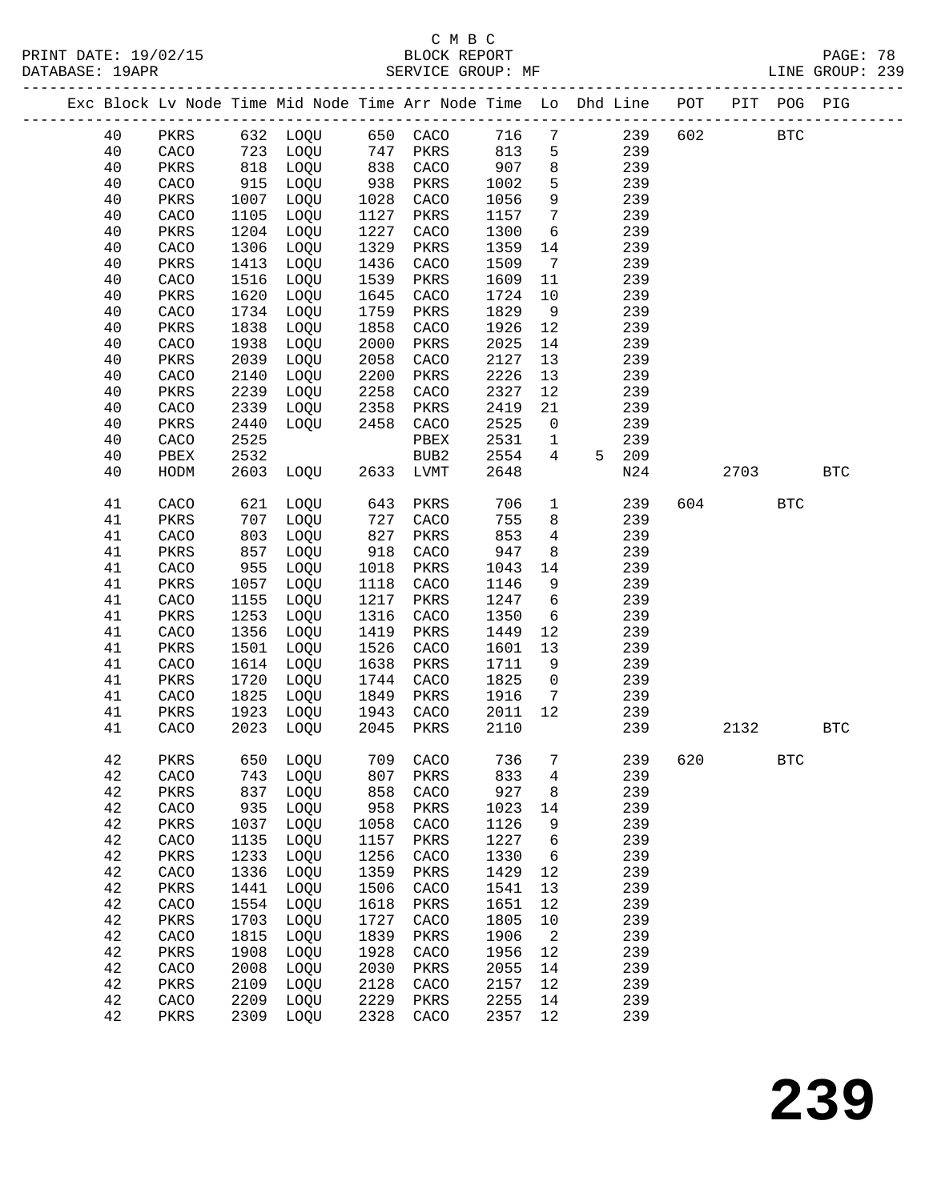C M B C
PRINT DATE: 19/02/15 BLOCK REPORT
DATABASE: 19APR SERVICE GROUP: MF LINE GROUP: 239

| Exc | Block | Lv | Node | Time | Mid Node | Time | Arr Node | Time | Lo | Dhd Line | POT | PIT | POG | PIG |
|---|---|---|---|---|---|---|---|---|---|---|---|---|---|---|
| | 40 | | PKRS | 632 | LOQU | 650 | CACO | 716 | 7 | 239 | 602 | | BTC | |
| | 40 | | CACO | 723 | LOQU | 747 | PKRS | 813 | 5 | 239 | | | | |
| | 40 | | PKRS | 818 | LOQU | 838 | CACO | 907 | 8 | 239 | | | | |
| | 40 | | CACO | 915 | LOQU | 938 | PKRS | 1002 | 5 | 239 | | | | |
| | 40 | | PKRS | 1007 | LOQU | 1028 | CACO | 1056 | 9 | 239 | | | | |
| | 40 | | CACO | 1105 | LOQU | 1127 | PKRS | 1157 | 7 | 239 | | | | |
| | 40 | | PKRS | 1204 | LOQU | 1227 | CACO | 1300 | 6 | 239 | | | | |
| | 40 | | CACO | 1306 | LOQU | 1329 | PKRS | 1359 | 14 | 239 | | | | |
| | 40 | | PKRS | 1413 | LOQU | 1436 | CACO | 1509 | 7 | 239 | | | | |
| | 40 | | CACO | 1516 | LOQU | 1539 | PKRS | 1609 | 11 | 239 | | | | |
| | 40 | | PKRS | 1620 | LOQU | 1645 | CACO | 1724 | 10 | 239 | | | | |
| | 40 | | CACO | 1734 | LOQU | 1759 | PKRS | 1829 | 9 | 239 | | | | |
| | 40 | | PKRS | 1838 | LOQU | 1858 | CACO | 1926 | 12 | 239 | | | | |
| | 40 | | CACO | 1938 | LOQU | 2000 | PKRS | 2025 | 14 | 239 | | | | |
| | 40 | | PKRS | 2039 | LOQU | 2058 | CACO | 2127 | 13 | 239 | | | | |
| | 40 | | CACO | 2140 | LOQU | 2200 | PKRS | 2226 | 13 | 239 | | | | |
| | 40 | | PKRS | 2239 | LOQU | 2258 | CACO | 2327 | 12 | 239 | | | | |
| | 40 | | CACO | 2339 | LOQU | 2358 | PKRS | 2419 | 21 | 239 | | | | |
| | 40 | | PKRS | 2440 | LOQU | 2458 | CACO | 2525 | 0 | 239 | | | | |
| | 40 | | CACO | 2525 | | | PBEX | 2531 | 1 | 239 | | | | |
| | 40 | | PBEX | 2532 | | | BUB2 | 2554 | 4 | 5 209 | | | | |
| | 40 | | HODM | 2603 | LOQU | 2633 | LVMT | 2648 | | N24 | | 2703 | | BTC |
| | 41 | | CACO | 621 | LOQU | 643 | PKRS | 706 | 1 | 239 | 604 | | BTC | |
| | 41 | | PKRS | 707 | LOQU | 727 | CACO | 755 | 8 | 239 | | | | |
| | 41 | | CACO | 803 | LOQU | 827 | PKRS | 853 | 4 | 239 | | | | |
| | 41 | | PKRS | 857 | LOQU | 918 | CACO | 947 | 8 | 239 | | | | |
| | 41 | | CACO | 955 | LOQU | 1018 | PKRS | 1043 | 14 | 239 | | | | |
| | 41 | | PKRS | 1057 | LOQU | 1118 | CACO | 1146 | 9 | 239 | | | | |
| | 41 | | CACO | 1155 | LOQU | 1217 | PKRS | 1247 | 6 | 239 | | | | |
| | 41 | | PKRS | 1253 | LOQU | 1316 | CACO | 1350 | 6 | 239 | | | | |
| | 41 | | CACO | 1356 | LOQU | 1419 | PKRS | 1449 | 12 | 239 | | | | |
| | 41 | | PKRS | 1501 | LOQU | 1526 | CACO | 1601 | 13 | 239 | | | | |
| | 41 | | CACO | 1614 | LOQU | 1638 | PKRS | 1711 | 9 | 239 | | | | |
| | 41 | | PKRS | 1720 | LOQU | 1744 | CACO | 1825 | 0 | 239 | | | | |
| | 41 | | CACO | 1825 | LOQU | 1849 | PKRS | 1916 | 7 | 239 | | | | |
| | 41 | | PKRS | 1923 | LOQU | 1943 | CACO | 2011 | 12 | 239 | | | | |
| | 41 | | CACO | 2023 | LOQU | 2045 | PKRS | 2110 | | 239 | | 2132 | | BTC |
| | 42 | | PKRS | 650 | LOQU | 709 | CACO | 736 | 7 | 239 | 620 | | BTC | |
| | 42 | | CACO | 743 | LOQU | 807 | PKRS | 833 | 4 | 239 | | | | |
| | 42 | | PKRS | 837 | LOQU | 858 | CACO | 927 | 8 | 239 | | | | |
| | 42 | | CACO | 935 | LOQU | 958 | PKRS | 1023 | 14 | 239 | | | | |
| | 42 | | PKRS | 1037 | LOQU | 1058 | CACO | 1126 | 9 | 239 | | | | |
| | 42 | | CACO | 1135 | LOQU | 1157 | PKRS | 1227 | 6 | 239 | | | | |
| | 42 | | PKRS | 1233 | LOQU | 1256 | CACO | 1330 | 6 | 239 | | | | |
| | 42 | | CACO | 1336 | LOQU | 1359 | PKRS | 1429 | 12 | 239 | | | | |
| | 42 | | PKRS | 1441 | LOQU | 1506 | CACO | 1541 | 13 | 239 | | | | |
| | 42 | | CACO | 1554 | LOQU | 1618 | PKRS | 1651 | 12 | 239 | | | | |
| | 42 | | PKRS | 1703 | LOQU | 1727 | CACO | 1805 | 10 | 239 | | | | |
| | 42 | | CACO | 1815 | LOQU | 1839 | PKRS | 1906 | 2 | 239 | | | | |
| | 42 | | PKRS | 1908 | LOQU | 1928 | CACO | 1956 | 12 | 239 | | | | |
| | 42 | | CACO | 2008 | LOQU | 2030 | PKRS | 2055 | 14 | 239 | | | | |
| | 42 | | PKRS | 2109 | LOQU | 2128 | CACO | 2157 | 12 | 239 | | | | |
| | 42 | | CACO | 2209 | LOQU | 2229 | PKRS | 2255 | 14 | 239 | | | | |
| | 42 | | PKRS | 2309 | LOQU | 2328 | CACO | 2357 | 12 | 239 | | | | |

# 239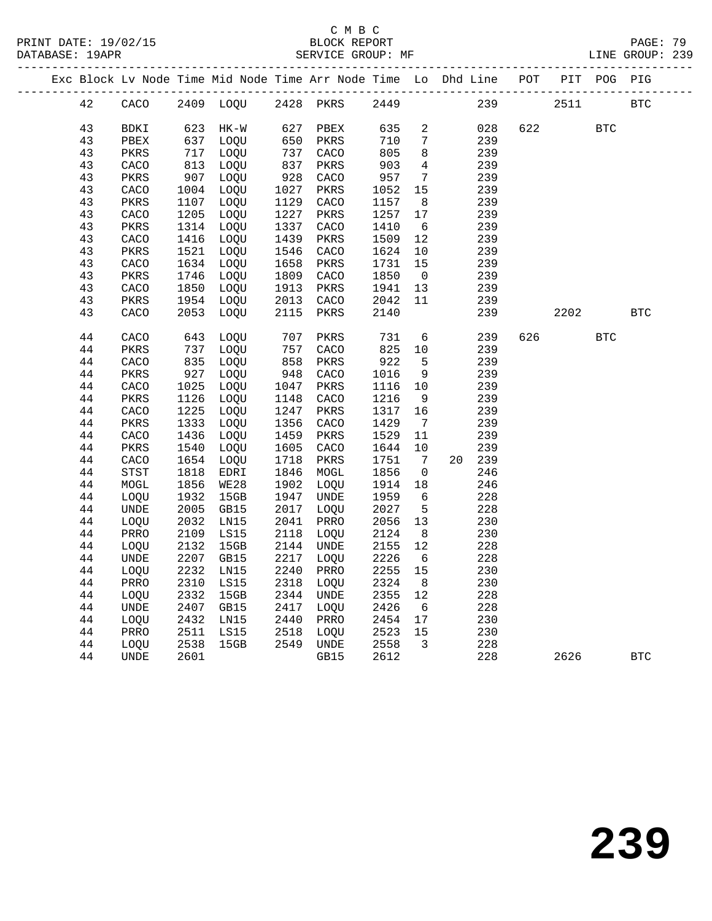C M B C
BLOCK REPORT
SERVICE GROUP: MF

PRINT DATE: 19/02/15
DATABASE: 19APR
PAGE: 79
LINE GROUP: 239

| Exc | Block | Lv | Node | Time | Mid Node | Time | Arr Node | Time | Lo | Dhd | Line | POT | PIT | POG | PIG |
|---|---|---|---|---|---|---|---|---|---|---|---|---|---|---|---|
| | 42 | | CACO | 2409 | LOQU | 2428 | PKRS | 2449 | | | 239 | | 2511 | | BTC |
| | 43 | | BDKI | 623 | HK-W | 627 | PBEX | 635 | 2 | | 028 | 622 | | BTC | |
| | 43 | | PBEX | 637 | LOQU | 650 | PKRS | 710 | 7 | | 239 | | | | |
| | 43 | | PKRS | 717 | LOQU | 737 | CACO | 805 | 8 | | 239 | | | | |
| | 43 | | CACO | 813 | LOQU | 837 | PKRS | 903 | 4 | | 239 | | | | |
| | 43 | | PKRS | 907 | LOQU | 928 | CACO | 957 | 7 | | 239 | | | | |
| | 43 | | CACO | 1004 | LOQU | 1027 | PKRS | 1052 | 15 | | 239 | | | | |
| | 43 | | PKRS | 1107 | LOQU | 1129 | CACO | 1157 | 8 | | 239 | | | | |
| | 43 | | CACO | 1205 | LOQU | 1227 | PKRS | 1257 | 17 | | 239 | | | | |
| | 43 | | PKRS | 1314 | LOQU | 1337 | CACO | 1410 | 6 | | 239 | | | | |
| | 43 | | CACO | 1416 | LOQU | 1439 | PKRS | 1509 | 12 | | 239 | | | | |
| | 43 | | PKRS | 1521 | LOQU | 1546 | CACO | 1624 | 10 | | 239 | | | | |
| | 43 | | CACO | 1634 | LOQU | 1658 | PKRS | 1731 | 15 | | 239 | | | | |
| | 43 | | PKRS | 1746 | LOQU | 1809 | CACO | 1850 | 0 | | 239 | | | | |
| | 43 | | CACO | 1850 | LOQU | 1913 | PKRS | 1941 | 13 | | 239 | | | | |
| | 43 | | PKRS | 1954 | LOQU | 2013 | CACO | 2042 | 11 | | 239 | | | | |
| | 43 | | CACO | 2053 | LOQU | 2115 | PKRS | 2140 | | | 239 | | 2202 | | BTC |
| | 44 | | CACO | 643 | LOQU | 707 | PKRS | 731 | 6 | | 239 | 626 | | BTC | |
| | 44 | | PKRS | 737 | LOQU | 757 | CACO | 825 | 10 | | 239 | | | | |
| | 44 | | CACO | 835 | LOQU | 858 | PKRS | 922 | 5 | | 239 | | | | |
| | 44 | | PKRS | 927 | LOQU | 948 | CACO | 1016 | 9 | | 239 | | | | |
| | 44 | | CACO | 1025 | LOQU | 1047 | PKRS | 1116 | 10 | | 239 | | | | |
| | 44 | | PKRS | 1126 | LOQU | 1148 | CACO | 1216 | 9 | | 239 | | | | |
| | 44 | | CACO | 1225 | LOQU | 1247 | PKRS | 1317 | 16 | | 239 | | | | |
| | 44 | | PKRS | 1333 | LOQU | 1356 | CACO | 1429 | 7 | | 239 | | | | |
| | 44 | | CACO | 1436 | LOQU | 1459 | PKRS | 1529 | 11 | | 239 | | | | |
| | 44 | | PKRS | 1540 | LOQU | 1605 | CACO | 1644 | 10 | | 239 | | | | |
| | 44 | | CACO | 1654 | LOQU | 1718 | PKRS | 1751 | 7 | 20 | 239 | | | | |
| | 44 | | STST | 1818 | EDRI | 1846 | MOGL | 1856 | 0 | | 246 | | | | |
| | 44 | | MOGL | 1856 | WE28 | 1902 | LOQU | 1914 | 18 | | 246 | | | | |
| | 44 | | LOQU | 1932 | 15GB | 1947 | UNDE | 1959 | 6 | | 228 | | | | |
| | 44 | | UNDE | 2005 | GB15 | 2017 | LOQU | 2027 | 5 | | 228 | | | | |
| | 44 | | LOQU | 2032 | LN15 | 2041 | PRRO | 2056 | 13 | | 230 | | | | |
| | 44 | | PRRO | 2109 | LS15 | 2118 | LOQU | 2124 | 8 | | 230 | | | | |
| | 44 | | LOQU | 2132 | 15GB | 2144 | UNDE | 2155 | 12 | | 228 | | | | |
| | 44 | | UNDE | 2207 | GB15 | 2217 | LOQU | 2226 | 6 | | 228 | | | | |
| | 44 | | LOQU | 2232 | LN15 | 2240 | PRRO | 2255 | 15 | | 230 | | | | |
| | 44 | | PRRO | 2310 | LS15 | 2318 | LOQU | 2324 | 8 | | 230 | | | | |
| | 44 | | LOQU | 2332 | 15GB | 2344 | UNDE | 2355 | 12 | | 228 | | | | |
| | 44 | | UNDE | 2407 | GB15 | 2417 | LOQU | 2426 | 6 | | 228 | | | | |
| | 44 | | LOQU | 2432 | LN15 | 2440 | PRRO | 2454 | 17 | | 230 | | | | |
| | 44 | | PRRO | 2511 | LS15 | 2518 | LOQU | 2523 | 15 | | 230 | | | | |
| | 44 | | LOQU | 2538 | 15GB | 2549 | UNDE | 2558 | 3 | | 228 | | | | |
| | 44 | | UNDE | 2601 | | | GB15 | 2612 | | | 228 | | 2626 | | BTC |

239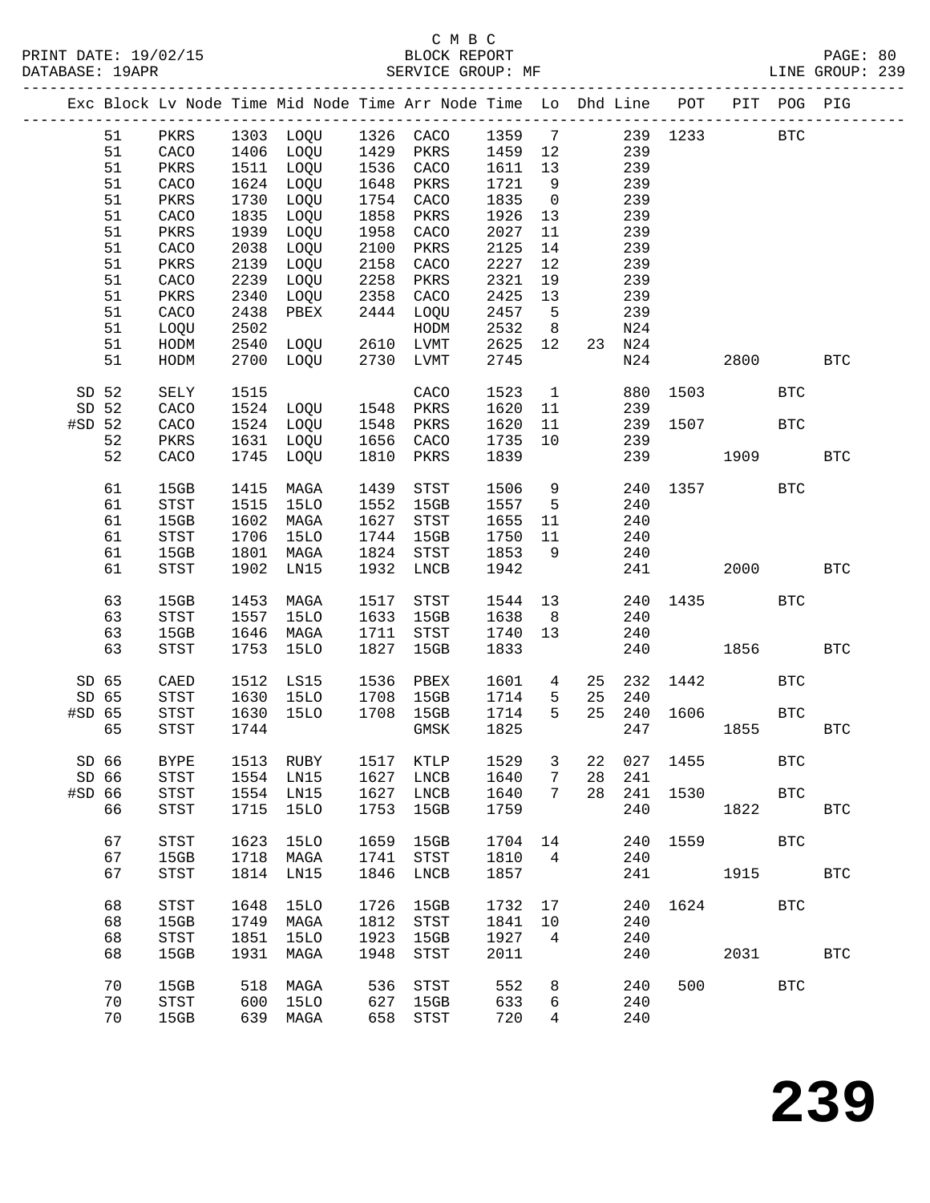C M B C
BLOCK REPORT
SERVICE GROUP: MF

PRINT DATE: 19/02/15
DATABASE: 19APR
LINE GROUP: 239

| Exc | Block | Lv | Node | Time | Mid Node | Time | Arr Node | Time | Lo | Dhd | Line | POT | PIT | POG | PIG |
|---|---|---|---|---|---|---|---|---|---|---|---|---|---|---|---|
| | 51 | | PKRS | 1303 | LOQU | 1326 | CACO | 1359 | 7 | | 239 | 1233 | | BTC | |
| | 51 | | CACO | 1406 | LOQU | 1429 | PKRS | 1459 | 12 | | 239 | | | | |
| | 51 | | PKRS | 1511 | LOQU | 1536 | CACO | 1611 | 13 | | 239 | | | | |
| | 51 | | CACO | 1624 | LOQU | 1648 | PKRS | 1721 | 9 | | 239 | | | | |
| | 51 | | PKRS | 1730 | LOQU | 1754 | CACO | 1835 | 0 | | 239 | | | | |
| | 51 | | CACO | 1835 | LOQU | 1858 | PKRS | 1926 | 13 | | 239 | | | | |
| | 51 | | PKRS | 1939 | LOQU | 1958 | CACO | 2027 | 11 | | 239 | | | | |
| | 51 | | CACO | 2038 | LOQU | 2100 | PKRS | 2125 | 14 | | 239 | | | | |
| | 51 | | PKRS | 2139 | LOQU | 2158 | CACO | 2227 | 12 | | 239 | | | | |
| | 51 | | CACO | 2239 | LOQU | 2258 | PKRS | 2321 | 19 | | 239 | | | | |
| | 51 | | PKRS | 2340 | LOQU | 2358 | CACO | 2425 | 13 | | 239 | | | | |
| | 51 | | CACO | 2438 | PBEX | 2444 | LOQU | 2457 | 5 | | 239 | | | | |
| | 51 | | LOQU | 2502 | | | HODM | 2532 | 8 | | N24 | | | | |
| | 51 | | HODM | 2540 | LOQU | 2610 | LVMT | 2625 | 12 | 23 | N24 | | | | |
| | 51 | | HODM | 2700 | LOQU | 2730 | LVMT | 2745 | | | N24 | | 2800 | | BTC |
| SD | 52 | | SELY | 1515 | | | CACO | 1523 | 1 | | 880 | 1503 | | BTC | |
| SD | 52 | | CACO | 1524 | LOQU | 1548 | PKRS | 1620 | 11 | | 239 | | | | |
| #SD | 52 | | CACO | 1524 | LOQU | 1548 | PKRS | 1620 | 11 | | 239 | 1507 | | BTC | |
| | 52 | | PKRS | 1631 | LOQU | 1656 | CACO | 1735 | 10 | | 239 | | | | |
| | 52 | | CACO | 1745 | LOQU | 1810 | PKRS | 1839 | | | 239 | | 1909 | | BTC |
| | 61 | | 15GB | 1415 | MAGA | 1439 | STST | 1506 | 9 | | 240 | 1357 | | BTC | |
| | 61 | | STST | 1515 | 15LO | 1552 | 15GB | 1557 | 5 | | 240 | | | | |
| | 61 | | 15GB | 1602 | MAGA | 1627 | STST | 1655 | 11 | | 240 | | | | |
| | 61 | | STST | 1706 | 15LO | 1744 | 15GB | 1750 | 11 | | 240 | | | | |
| | 61 | | 15GB | 1801 | MAGA | 1824 | STST | 1853 | 9 | | 240 | | | | |
| | 61 | | STST | 1902 | LN15 | 1932 | LNCB | 1942 | | | 241 | | 2000 | | BTC |
| | 63 | | 15GB | 1453 | MAGA | 1517 | STST | 1544 | 13 | | 240 | 1435 | | BTC | |
| | 63 | | STST | 1557 | 15LO | 1633 | 15GB | 1638 | 8 | | 240 | | | | |
| | 63 | | 15GB | 1646 | MAGA | 1711 | STST | 1740 | 13 | | 240 | | | | |
| | 63 | | STST | 1753 | 15LO | 1827 | 15GB | 1833 | | | 240 | | 1856 | | BTC |
| SD | 65 | | CAED | 1512 | LS15 | 1536 | PBEX | 1601 | 4 | 25 | 232 | 1442 | | BTC | |
| SD | 65 | | STST | 1630 | 15LO | 1708 | 15GB | 1714 | 5 | 25 | 240 | | | | |
| #SD | 65 | | STST | 1630 | 15LO | 1708 | 15GB | 1714 | 5 | 25 | 240 | 1606 | | BTC | |
| | 65 | | STST | 1744 | | | GMSK | 1825 | | | 247 | | 1855 | | BTC |
| SD | 66 | | BYPE | 1513 | RUBY | 1517 | KTLP | 1529 | 3 | 22 | 027 | 1455 | | BTC | |
| SD | 66 | | STST | 1554 | LN15 | 1627 | LNCB | 1640 | 7 | 28 | 241 | | | | |
| #SD | 66 | | STST | 1554 | LN15 | 1627 | LNCB | 1640 | 7 | 28 | 241 | 1530 | | BTC | |
| | 66 | | STST | 1715 | 15LO | 1753 | 15GB | 1759 | | | 240 | | 1822 | | BTC |
| | 67 | | STST | 1623 | 15LO | 1659 | 15GB | 1704 | 14 | | 240 | 1559 | | BTC | |
| | 67 | | 15GB | 1718 | MAGA | 1741 | STST | 1810 | 4 | | 240 | | | | |
| | 67 | | STST | 1814 | LN15 | 1846 | LNCB | 1857 | | | 241 | | 1915 | | BTC |
| | 68 | | STST | 1648 | 15LO | 1726 | 15GB | 1732 | 17 | | 240 | 1624 | | BTC | |
| | 68 | | 15GB | 1749 | MAGA | 1812 | STST | 1841 | 10 | | 240 | | | | |
| | 68 | | STST | 1851 | 15LO | 1923 | 15GB | 1927 | 4 | | 240 | | | | |
| | 68 | | 15GB | 1931 | MAGA | 1948 | STST | 2011 | | | 240 | | 2031 | | BTC |
| | 70 | | 15GB | 518 | MAGA | 536 | STST | 552 | 8 | | 240 | 500 | | BTC | |
| | 70 | | STST | 600 | 15LO | 627 | 15GB | 633 | 6 | | 240 | | | | |
| | 70 | | 15GB | 639 | MAGA | 658 | STST | 720 | 4 | | 240 | | | | |

# 239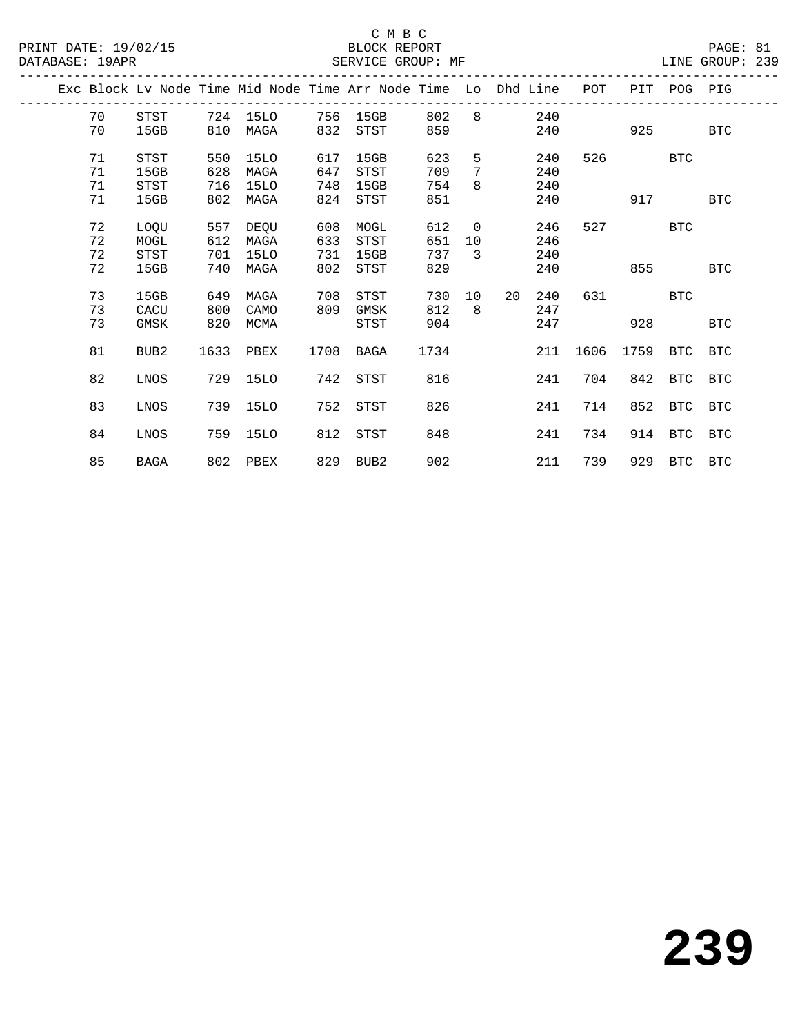C M B C

BLOCK REPORT

SERVICE GROUP: MF

LINE GROUP: 239

| Exc | Block | Lv Node | Time | Mid Node | Time | Arr Node | Time | Lo | Dhd | Line | POT | PIT | POG | PIG |
|---|---|---|---|---|---|---|---|---|---|---|---|---|---|---|
| | 70 | STST | 724 | 15LO | 756 | 15GB | 802 | 8 | | 240 | | | | |
| | 70 | 15GB | 810 | MAGA | 832 | STST | 859 | | | 240 | | 925 | | BTC |
| | 71 | STST | 550 | 15LO | 617 | 15GB | 623 | 5 | | 240 | 526 | | BTC | |
| | 71 | 15GB | 628 | MAGA | 647 | STST | 709 | 7 | | 240 | | | | |
| | 71 | STST | 716 | 15LO | 748 | 15GB | 754 | 8 | | 240 | | | | |
| | 71 | 15GB | 802 | MAGA | 824 | STST | 851 | | | 240 | | 917 | | BTC |
| | 72 | LOQU | 557 | DEQU | 608 | MOGL | 612 | 0 | | 246 | 527 | | BTC | |
| | 72 | MOGL | 612 | MAGA | 633 | STST | 651 | 10 | | 246 | | | | |
| | 72 | STST | 701 | 15LO | 731 | 15GB | 737 | 3 | | 240 | | | | |
| | 72 | 15GB | 740 | MAGA | 802 | STST | 829 | | | 240 | | 855 | | BTC |
| | 73 | 15GB | 649 | MAGA | 708 | STST | 730 | 10 | 20 | 240 | 631 | | BTC | |
| | 73 | CACU | 800 | CAMO | 809 | GMSK | 812 | 8 | | 247 | | | | |
| | 73 | GMSK | 820 | MCMA | | STST | 904 | | | 247 | | 928 | | BTC |
| | 81 | BUB2 | 1633 | PBEX | 1708 | BAGA | 1734 | | | 211 | 1606 | 1759 | BTC | BTC |
| | 82 | LNOS | 729 | 15LO | 742 | STST | 816 | | | 241 | 704 | 842 | BTC | BTC |
| | 83 | LNOS | 739 | 15LO | 752 | STST | 826 | | | 241 | 714 | 852 | BTC | BTC |
| | 84 | LNOS | 759 | 15LO | 812 | STST | 848 | | | 241 | 734 | 914 | BTC | BTC |
| | 85 | BAGA | 802 | PBEX | 829 | BUB2 | 902 | | | 211 | 739 | 929 | BTC | BTC |

# 239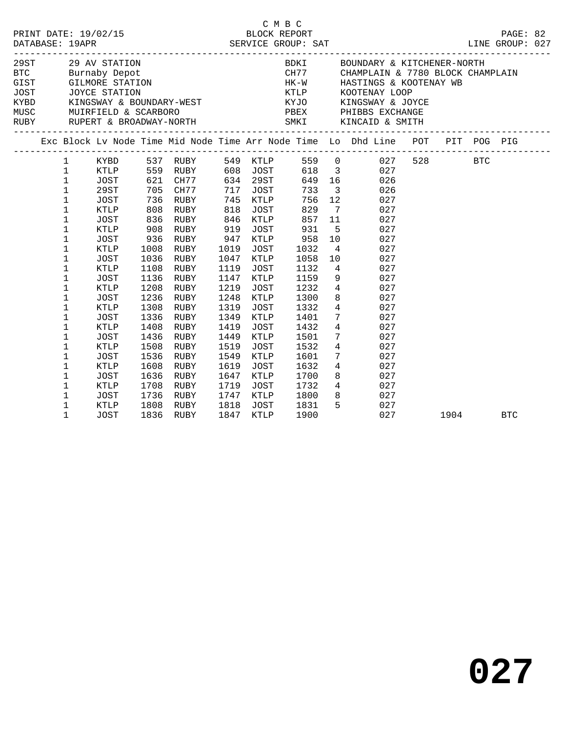C M B C

PRINT DATE: 19/02/15 BLOCK REPORT
DATABASE: 19APR SERVICE GROUP: SAT LINE GROUP: 027

| Code | Name | Code | Name |
|---|---|---|---|
| 29ST | 29 AV STATION | BDKI | BOUNDARY & KITCHENER-NORTH |
| BTC | Burnaby Depot | CH77 | CHAMPLAIN & 7780 BLOCK CHAMPLAIN |
| GIST | GILMORE STATION | HK-W | HASTINGS & KOOTENAY WB |
| JOST | JOYCE STATION | KTLP | KOOTENAY LOOP |
| KYBD | KINGSWAY & BOUNDARY-WEST | KYJO | KINGSWAY & JOYCE |
| MUSC | MUIRFIELD & SCARBORO | PBEX | PHIBBS EXCHANGE |
| RUBY | RUPERT & BROADWAY-NORTH | SMKI | KINCAID & SMITH |

| Exc | Block | Lv Node | Time | Mid Node | Time | Arr Node | Time | Lo | Dhd Line | POT | PIT | POG | PIG |
|---|---|---|---|---|---|---|---|---|---|---|---|---|---|
| | 1 | KYBD | 537 | RUBY | 549 | KTLP | 559 | 0 | 027 | 528 | | BTC | |
| | 1 | KTLP | 559 | RUBY | 608 | JOST | 618 | 3 | 027 | | | | |
| | 1 | JOST | 621 | CH77 | 634 | 29ST | 649 | 16 | 026 | | | | |
| | 1 | 29ST | 705 | CH77 | 717 | JOST | 733 | 3 | 026 | | | | |
| | 1 | JOST | 736 | RUBY | 745 | KTLP | 756 | 12 | 027 | | | | |
| | 1 | KTLP | 808 | RUBY | 818 | JOST | 829 | 7 | 027 | | | | |
| | 1 | JOST | 836 | RUBY | 846 | KTLP | 857 | 11 | 027 | | | | |
| | 1 | KTLP | 908 | RUBY | 919 | JOST | 931 | 5 | 027 | | | | |
| | 1 | JOST | 936 | RUBY | 947 | KTLP | 958 | 10 | 027 | | | | |
| | 1 | KTLP | 1008 | RUBY | 1019 | JOST | 1032 | 4 | 027 | | | | |
| | 1 | JOST | 1036 | RUBY | 1047 | KTLP | 1058 | 10 | 027 | | | | |
| | 1 | KTLP | 1108 | RUBY | 1119 | JOST | 1132 | 4 | 027 | | | | |
| | 1 | JOST | 1136 | RUBY | 1147 | KTLP | 1159 | 9 | 027 | | | | |
| | 1 | KTLP | 1208 | RUBY | 1219 | JOST | 1232 | 4 | 027 | | | | |
| | 1 | JOST | 1236 | RUBY | 1248 | KTLP | 1300 | 8 | 027 | | | | |
| | 1 | KTLP | 1308 | RUBY | 1319 | JOST | 1332 | 4 | 027 | | | | |
| | 1 | JOST | 1336 | RUBY | 1349 | KTLP | 1401 | 7 | 027 | | | | |
| | 1 | KTLP | 1408 | RUBY | 1419 | JOST | 1432 | 4 | 027 | | | | |
| | 1 | JOST | 1436 | RUBY | 1449 | KTLP | 1501 | 7 | 027 | | | | |
| | 1 | KTLP | 1508 | RUBY | 1519 | JOST | 1532 | 4 | 027 | | | | |
| | 1 | JOST | 1536 | RUBY | 1549 | KTLP | 1601 | 7 | 027 | | | | |
| | 1 | KTLP | 1608 | RUBY | 1619 | JOST | 1632 | 4 | 027 | | | | |
| | 1 | JOST | 1636 | RUBY | 1647 | KTLP | 1700 | 8 | 027 | | | | |
| | 1 | KTLP | 1708 | RUBY | 1719 | JOST | 1732 | 4 | 027 | | | | |
| | 1 | JOST | 1736 | RUBY | 1747 | KTLP | 1800 | 8 | 027 | | | | |
| | 1 | KTLP | 1808 | RUBY | 1818 | JOST | 1831 | 5 | 027 | | | | |
| | 1 | JOST | 1836 | RUBY | 1847 | KTLP | 1900 | | 027 | | 1904 | | BTC |

# 027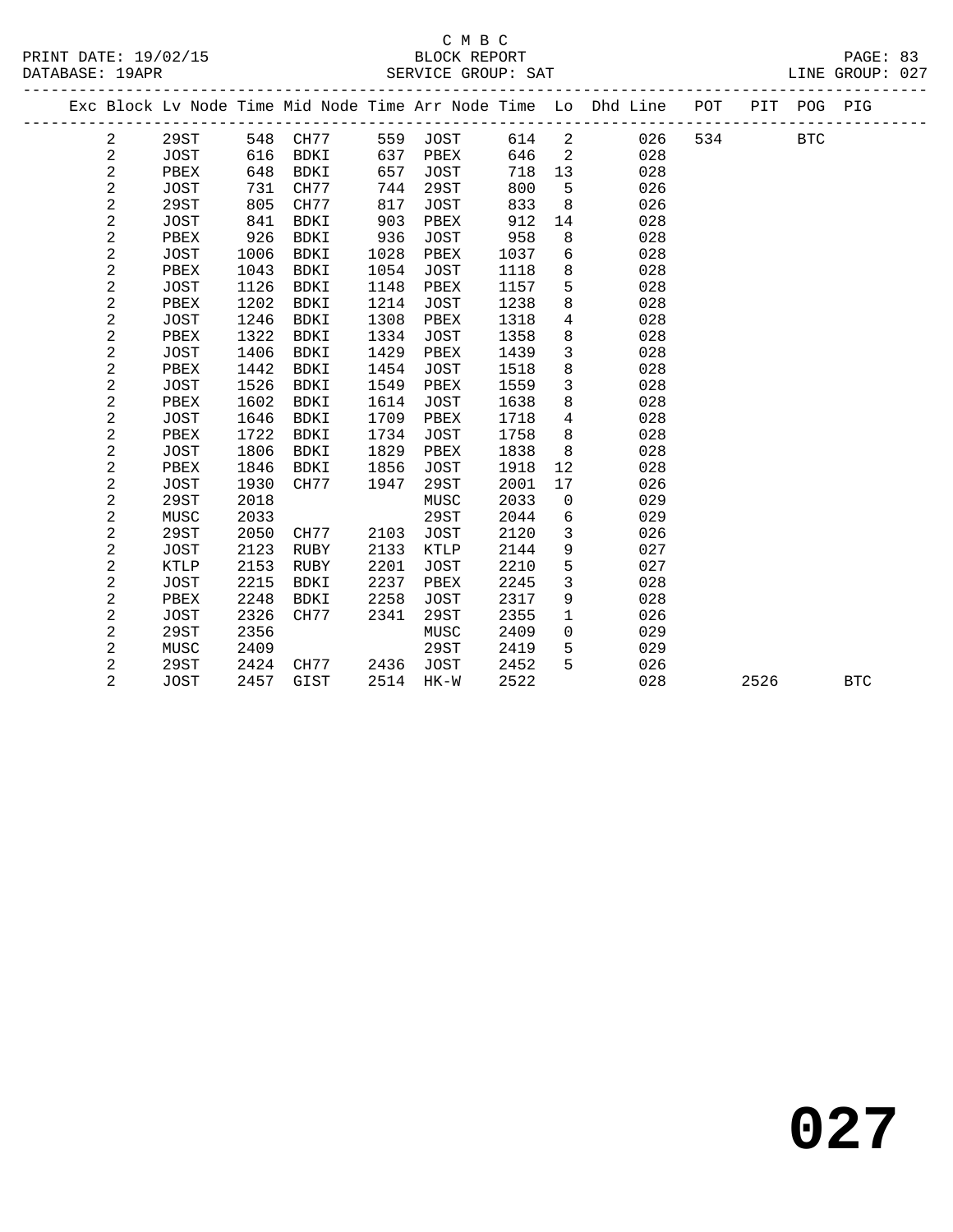C M B C

BLOCK REPORT

SERVICE GROUP: SAT

LINE GROUP: 027

| Exc | Block | Lv | Node | Time | Mid Node | Time | Arr Node | Time | Lo | Dhd Line | POT | PIT | POG | PIG |
|---|---|---|---|---|---|---|---|---|---|---|---|---|---|---|
| | 2 | | 29ST | 548 | CH77 | 559 | JOST | 614 | 2 | 026 | 534 | | BTC | |
| | 2 | | JOST | 616 | BDKI | 637 | PBEX | 646 | 2 | 028 | | | | |
| | 2 | | PBEX | 648 | BDKI | 657 | JOST | 718 | 13 | 028 | | | | |
| | 2 | | JOST | 731 | CH77 | 744 | 29ST | 800 | 5 | 026 | | | | |
| | 2 | | 29ST | 805 | CH77 | 817 | JOST | 833 | 8 | 026 | | | | |
| | 2 | | JOST | 841 | BDKI | 903 | PBEX | 912 | 14 | 028 | | | | |
| | 2 | | PBEX | 926 | BDKI | 936 | JOST | 958 | 8 | 028 | | | | |
| | 2 | | JOST | 1006 | BDKI | 1028 | PBEX | 1037 | 6 | 028 | | | | |
| | 2 | | PBEX | 1043 | BDKI | 1054 | JOST | 1118 | 8 | 028 | | | | |
| | 2 | | JOST | 1126 | BDKI | 1148 | PBEX | 1157 | 5 | 028 | | | | |
| | 2 | | PBEX | 1202 | BDKI | 1214 | JOST | 1238 | 8 | 028 | | | | |
| | 2 | | JOST | 1246 | BDKI | 1308 | PBEX | 1318 | 4 | 028 | | | | |
| | 2 | | PBEX | 1322 | BDKI | 1334 | JOST | 1358 | 8 | 028 | | | | |
| | 2 | | JOST | 1406 | BDKI | 1429 | PBEX | 1439 | 3 | 028 | | | | |
| | 2 | | PBEX | 1442 | BDKI | 1454 | JOST | 1518 | 8 | 028 | | | | |
| | 2 | | JOST | 1526 | BDKI | 1549 | PBEX | 1559 | 3 | 028 | | | | |
| | 2 | | PBEX | 1602 | BDKI | 1614 | JOST | 1638 | 8 | 028 | | | | |
| | 2 | | JOST | 1646 | BDKI | 1709 | PBEX | 1718 | 4 | 028 | | | | |
| | 2 | | PBEX | 1722 | BDKI | 1734 | JOST | 1758 | 8 | 028 | | | | |
| | 2 | | JOST | 1806 | BDKI | 1829 | PBEX | 1838 | 8 | 028 | | | | |
| | 2 | | PBEX | 1846 | BDKI | 1856 | JOST | 1918 | 12 | 028 | | | | |
| | 2 | | JOST | 1930 | CH77 | 1947 | 29ST | 2001 | 17 | 026 | | | | |
| | 2 | | 29ST | 2018 | | | MUSC | 2033 | 0 | 029 | | | | |
| | 2 | | MUSC | 2033 | | | 29ST | 2044 | 6 | 029 | | | | |
| | 2 | | 29ST | 2050 | CH77 | 2103 | JOST | 2120 | 3 | 026 | | | | |
| | 2 | | JOST | 2123 | RUBY | 2133 | KTLP | 2144 | 9 | 027 | | | | |
| | 2 | | KTLP | 2153 | RUBY | 2201 | JOST | 2210 | 5 | 027 | | | | |
| | 2 | | JOST | 2215 | BDKI | 2237 | PBEX | 2245 | 3 | 028 | | | | |
| | 2 | | PBEX | 2248 | BDKI | 2258 | JOST | 2317 | 9 | 028 | | | | |
| | 2 | | JOST | 2326 | CH77 | 2341 | 29ST | 2355 | 1 | 026 | | | | |
| | 2 | | 29ST | 2356 | | | MUSC | 2409 | 0 | 029 | | | | |
| | 2 | | MUSC | 2409 | | | 29ST | 2419 | 5 | 029 | | | | |
| | 2 | | 29ST | 2424 | CH77 | 2436 | JOST | 2452 | 5 | 026 | | | | |
| | 2 | | JOST | 2457 | GIST | 2514 | HK-W | 2522 | | 028 | | 2526 | | BTC |

**027**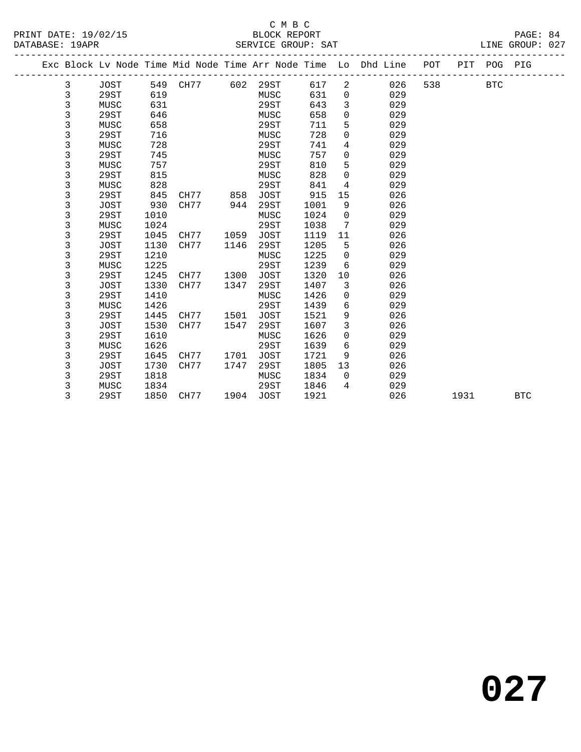C M B C

BLOCK REPORT

SERVICE GROUP: SAT

PRINT DATE: 19/02/15
DATABASE: 19APR
LINE GROUP: 027

| Exc | Block | Lv Node | Time | Mid Node | Time | Arr Node | Time | Lo | Dhd Line | POT | PIT | POG | PIG |
|---|---|---|---|---|---|---|---|---|---|---|---|---|---|
| | 3 | JOST | 549 | CH77 | 602 | 29ST | 617 | 2 | 026 | 538 | | BTC | |
| | 3 | 29ST | 619 | | | MUSC | 631 | 0 | 029 | | | | |
| | 3 | MUSC | 631 | | | 29ST | 643 | 3 | 029 | | | | |
| | 3 | 29ST | 646 | | | MUSC | 658 | 0 | 029 | | | | |
| | 3 | MUSC | 658 | | | 29ST | 711 | 5 | 029 | | | | |
| | 3 | 29ST | 716 | | | MUSC | 728 | 0 | 029 | | | | |
| | 3 | MUSC | 728 | | | 29ST | 741 | 4 | 029 | | | | |
| | 3 | 29ST | 745 | | | MUSC | 757 | 0 | 029 | | | | |
| | 3 | MUSC | 757 | | | 29ST | 810 | 5 | 029 | | | | |
| | 3 | 29ST | 815 | | | MUSC | 828 | 0 | 029 | | | | |
| | 3 | MUSC | 828 | | | 29ST | 841 | 4 | 029 | | | | |
| | 3 | 29ST | 845 | CH77 | 858 | JOST | 915 | 15 | 026 | | | | |
| | 3 | JOST | 930 | CH77 | 944 | 29ST | 1001 | 9 | 026 | | | | |
| | 3 | 29ST | 1010 | | | MUSC | 1024 | 0 | 029 | | | | |
| | 3 | MUSC | 1024 | | | 29ST | 1038 | 7 | 029 | | | | |
| | 3 | 29ST | 1045 | CH77 | 1059 | JOST | 1119 | 11 | 026 | | | | |
| | 3 | JOST | 1130 | CH77 | 1146 | 29ST | 1205 | 5 | 026 | | | | |
| | 3 | 29ST | 1210 | | | MUSC | 1225 | 0 | 029 | | | | |
| | 3 | MUSC | 1225 | | | 29ST | 1239 | 6 | 029 | | | | |
| | 3 | 29ST | 1245 | CH77 | 1300 | JOST | 1320 | 10 | 026 | | | | |
| | 3 | JOST | 1330 | CH77 | 1347 | 29ST | 1407 | 3 | 026 | | | | |
| | 3 | 29ST | 1410 | | | MUSC | 1426 | 0 | 029 | | | | |
| | 3 | MUSC | 1426 | | | 29ST | 1439 | 6 | 029 | | | | |
| | 3 | 29ST | 1445 | CH77 | 1501 | JOST | 1521 | 9 | 026 | | | | |
| | 3 | JOST | 1530 | CH77 | 1547 | 29ST | 1607 | 3 | 026 | | | | |
| | 3 | 29ST | 1610 | | | MUSC | 1626 | 0 | 029 | | | | |
| | 3 | MUSC | 1626 | | | 29ST | 1639 | 6 | 029 | | | | |
| | 3 | 29ST | 1645 | CH77 | 1701 | JOST | 1721 | 9 | 026 | | | | |
| | 3 | JOST | 1730 | CH77 | 1747 | 29ST | 1805 | 13 | 026 | | | | |
| | 3 | 29ST | 1818 | | | MUSC | 1834 | 0 | 029 | | | | |
| | 3 | MUSC | 1834 | | | 29ST | 1846 | 4 | 029 | | | | |
| | 3 | 29ST | 1850 | CH77 | 1904 | JOST | 1921 | | 026 | | 1931 | | BTC |

**027**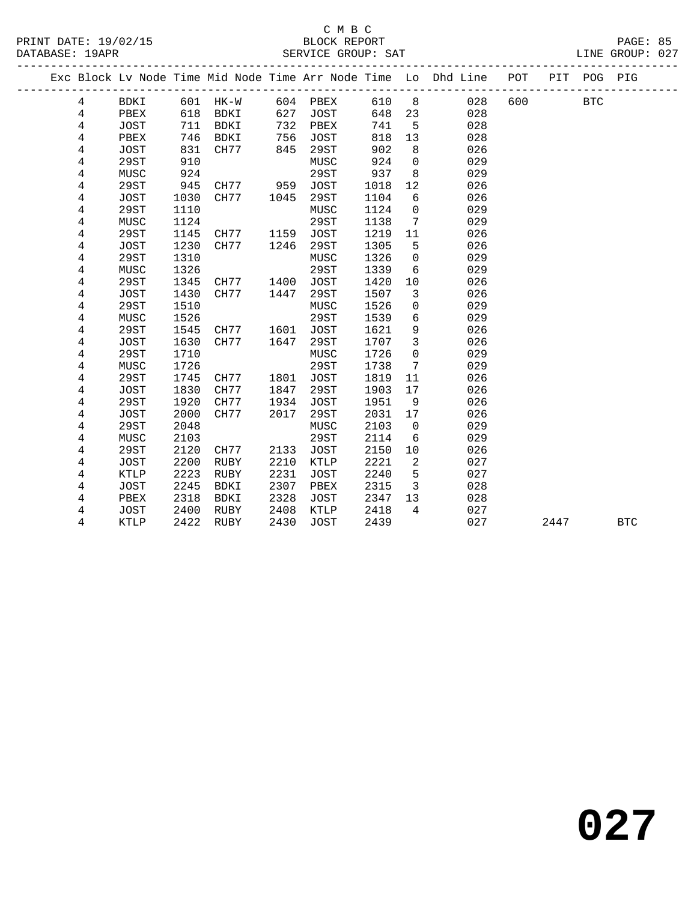C M B C

BLOCK REPORT

SERVICE GROUP: SAT

PRINT DATE: 19/02/15

DATABASE: 19APR

LINE GROUP: 027

| Exc | Block | Lv Node | Time | Mid Node | Time | Arr Node | Time | Lo | Dhd Line | POT | PIT | POG | PIG |
|---|---|---|---|---|---|---|---|---|---|---|---|---|---|
| | 4 | BDKI | 601 | HK-W | 604 | PBEX | 610 | 8 | 028 | 600 | | BTC | |
| | 4 | PBEX | 618 | BDKI | 627 | JOST | 648 | 23 | 028 | | | | |
| | 4 | JOST | 711 | BDKI | 732 | PBEX | 741 | 5 | 028 | | | | |
| | 4 | PBEX | 746 | BDKI | 756 | JOST | 818 | 13 | 028 | | | | |
| | 4 | JOST | 831 | CH77 | 845 | 29ST | 902 | 8 | 026 | | | | |
| | 4 | 29ST | 910 | | | MUSC | 924 | 0 | 029 | | | | |
| | 4 | MUSC | 924 | | | 29ST | 937 | 8 | 029 | | | | |
| | 4 | 29ST | 945 | CH77 | 959 | JOST | 1018 | 12 | 026 | | | | |
| | 4 | JOST | 1030 | CH77 | 1045 | 29ST | 1104 | 6 | 026 | | | | |
| | 4 | 29ST | 1110 | | | MUSC | 1124 | 0 | 029 | | | | |
| | 4 | MUSC | 1124 | | | 29ST | 1138 | 7 | 029 | | | | |
| | 4 | 29ST | 1145 | CH77 | 1159 | JOST | 1219 | 11 | 026 | | | | |
| | 4 | JOST | 1230 | CH77 | 1246 | 29ST | 1305 | 5 | 026 | | | | |
| | 4 | 29ST | 1310 | | | MUSC | 1326 | 0 | 029 | | | | |
| | 4 | MUSC | 1326 | | | 29ST | 1339 | 6 | 029 | | | | |
| | 4 | 29ST | 1345 | CH77 | 1400 | JOST | 1420 | 10 | 026 | | | | |
| | 4 | JOST | 1430 | CH77 | 1447 | 29ST | 1507 | 3 | 026 | | | | |
| | 4 | 29ST | 1510 | | | MUSC | 1526 | 0 | 029 | | | | |
| | 4 | MUSC | 1526 | | | 29ST | 1539 | 6 | 029 | | | | |
| | 4 | 29ST | 1545 | CH77 | 1601 | JOST | 1621 | 9 | 026 | | | | |
| | 4 | JOST | 1630 | CH77 | 1647 | 29ST | 1707 | 3 | 026 | | | | |
| | 4 | 29ST | 1710 | | | MUSC | 1726 | 0 | 029 | | | | |
| | 4 | MUSC | 1726 | | | 29ST | 1738 | 7 | 029 | | | | |
| | 4 | 29ST | 1745 | CH77 | 1801 | JOST | 1819 | 11 | 026 | | | | |
| | 4 | JOST | 1830 | CH77 | 1847 | 29ST | 1903 | 17 | 026 | | | | |
| | 4 | 29ST | 1920 | CH77 | 1934 | JOST | 1951 | 9 | 026 | | | | |
| | 4 | JOST | 2000 | CH77 | 2017 | 29ST | 2031 | 17 | 026 | | | | |
| | 4 | 29ST | 2048 | | | MUSC | 2103 | 0 | 029 | | | | |
| | 4 | MUSC | 2103 | | | 29ST | 2114 | 6 | 029 | | | | |
| | 4 | 29ST | 2120 | CH77 | 2133 | JOST | 2150 | 10 | 026 | | | | |
| | 4 | JOST | 2200 | RUBY | 2210 | KTLP | 2221 | 2 | 027 | | | | |
| | 4 | KTLP | 2223 | RUBY | 2231 | JOST | 2240 | 5 | 027 | | | | |
| | 4 | JOST | 2245 | BDKI | 2307 | PBEX | 2315 | 3 | 028 | | | | |
| | 4 | PBEX | 2318 | BDKI | 2328 | JOST | 2347 | 13 | 028 | | | | |
| | 4 | JOST | 2400 | RUBY | 2408 | KTLP | 2418 | 4 | 027 | | | | |
| | 4 | KTLP | 2422 | RUBY | 2430 | JOST | 2439 | | 027 | | 2447 | | BTC |

# 027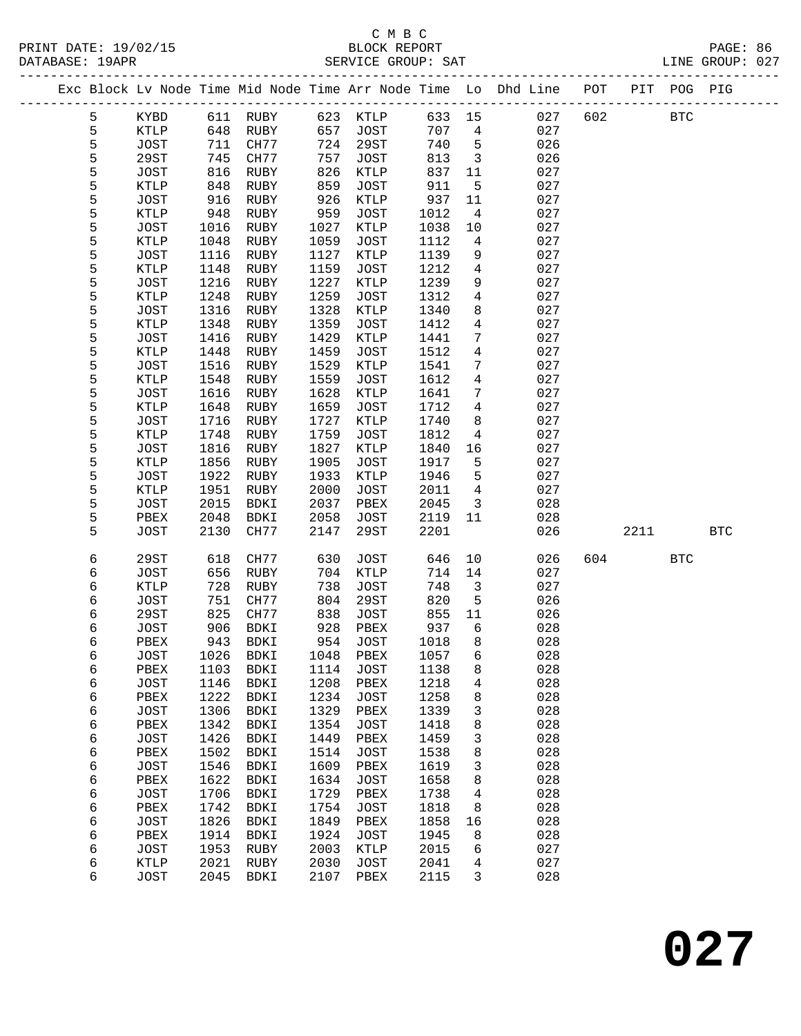C M B C
PRINT DATE: 19/02/15 BLOCK REPORT
DATABASE: 19APR SERVICE GROUP: SAT LINE GROUP: 027

| Exc | Block | Lv | Node | Time | Mid Node | Time | Arr Node | Time | Lo | Dhd Line | POT | PIT | POG | PIG |
|---|---|---|---|---|---|---|---|---|---|---|---|---|---|---|
| | 5 | | KYBD | 611 | RUBY | 623 | KTLP | 633 | 15 | 027 | 602 | | BTC | |
| | 5 | | KTLP | 648 | RUBY | 657 | JOST | 707 | 4 | 027 | | | | |
| | 5 | | JOST | 711 | CH77 | 724 | 29ST | 740 | 5 | 026 | | | | |
| | 5 | | 29ST | 745 | CH77 | 757 | JOST | 813 | 3 | 026 | | | | |
| | 5 | | JOST | 816 | RUBY | 826 | KTLP | 837 | 11 | 027 | | | | |
| | 5 | | KTLP | 848 | RUBY | 859 | JOST | 911 | 5 | 027 | | | | |
| | 5 | | JOST | 916 | RUBY | 926 | KTLP | 937 | 11 | 027 | | | | |
| | 5 | | KTLP | 948 | RUBY | 959 | JOST | 1012 | 4 | 027 | | | | |
| | 5 | | JOST | 1016 | RUBY | 1027 | KTLP | 1038 | 10 | 027 | | | | |
| | 5 | | KTLP | 1048 | RUBY | 1059 | JOST | 1112 | 4 | 027 | | | | |
| | 5 | | JOST | 1116 | RUBY | 1127 | KTLP | 1139 | 9 | 027 | | | | |
| | 5 | | KTLP | 1148 | RUBY | 1159 | JOST | 1212 | 4 | 027 | | | | |
| | 5 | | JOST | 1216 | RUBY | 1227 | KTLP | 1239 | 9 | 027 | | | | |
| | 5 | | KTLP | 1248 | RUBY | 1259 | JOST | 1312 | 4 | 027 | | | | |
| | 5 | | JOST | 1316 | RUBY | 1328 | KTLP | 1340 | 8 | 027 | | | | |
| | 5 | | KTLP | 1348 | RUBY | 1359 | JOST | 1412 | 4 | 027 | | | | |
| | 5 | | JOST | 1416 | RUBY | 1429 | KTLP | 1441 | 7 | 027 | | | | |
| | 5 | | KTLP | 1448 | RUBY | 1459 | JOST | 1512 | 4 | 027 | | | | |
| | 5 | | JOST | 1516 | RUBY | 1529 | KTLP | 1541 | 7 | 027 | | | | |
| | 5 | | KTLP | 1548 | RUBY | 1559 | JOST | 1612 | 4 | 027 | | | | |
| | 5 | | JOST | 1616 | RUBY | 1628 | KTLP | 1641 | 7 | 027 | | | | |
| | 5 | | KTLP | 1648 | RUBY | 1659 | JOST | 1712 | 4 | 027 | | | | |
| | 5 | | JOST | 1716 | RUBY | 1727 | KTLP | 1740 | 8 | 027 | | | | |
| | 5 | | KTLP | 1748 | RUBY | 1759 | JOST | 1812 | 4 | 027 | | | | |
| | 5 | | JOST | 1816 | RUBY | 1827 | KTLP | 1840 | 16 | 027 | | | | |
| | 5 | | KTLP | 1856 | RUBY | 1905 | JOST | 1917 | 5 | 027 | | | | |
| | 5 | | JOST | 1922 | RUBY | 1933 | KTLP | 1946 | 5 | 027 | | | | |
| | 5 | | KTLP | 1951 | RUBY | 2000 | JOST | 2011 | 4 | 027 | | | | |
| | 5 | | JOST | 2015 | BDKI | 2037 | PBEX | 2045 | 3 | 028 | | | | |
| | 5 | | PBEX | 2048 | BDKI | 2058 | JOST | 2119 | 11 | 028 | | | | |
| | 5 | | JOST | 2130 | CH77 | 2147 | 29ST | 2201 | | 026 | | 2211 | | BTC |
| | 6 | | 29ST | 618 | CH77 | 630 | JOST | 646 | 10 | 026 | 604 | | BTC | |
| | 6 | | JOST | 656 | RUBY | 704 | KTLP | 714 | 14 | 027 | | | | |
| | 6 | | KTLP | 728 | RUBY | 738 | JOST | 748 | 3 | 027 | | | | |
| | 6 | | JOST | 751 | CH77 | 804 | 29ST | 820 | 5 | 026 | | | | |
| | 6 | | 29ST | 825 | CH77 | 838 | JOST | 855 | 11 | 026 | | | | |
| | 6 | | JOST | 906 | BDKI | 928 | PBEX | 937 | 6 | 028 | | | | |
| | 6 | | PBEX | 943 | BDKI | 954 | JOST | 1018 | 8 | 028 | | | | |
| | 6 | | JOST | 1026 | BDKI | 1048 | PBEX | 1057 | 6 | 028 | | | | |
| | 6 | | PBEX | 1103 | BDKI | 1114 | JOST | 1138 | 8 | 028 | | | | |
| | 6 | | JOST | 1146 | BDKI | 1208 | PBEX | 1218 | 4 | 028 | | | | |
| | 6 | | PBEX | 1222 | BDKI | 1234 | JOST | 1258 | 8 | 028 | | | | |
| | 6 | | JOST | 1306 | BDKI | 1329 | PBEX | 1339 | 3 | 028 | | | | |
| | 6 | | PBEX | 1342 | BDKI | 1354 | JOST | 1418 | 8 | 028 | | | | |
| | 6 | | JOST | 1426 | BDKI | 1449 | PBEX | 1459 | 3 | 028 | | | | |
| | 6 | | PBEX | 1502 | BDKI | 1514 | JOST | 1538 | 8 | 028 | | | | |
| | 6 | | JOST | 1546 | BDKI | 1609 | PBEX | 1619 | 3 | 028 | | | | |
| | 6 | | PBEX | 1622 | BDKI | 1634 | JOST | 1658 | 8 | 028 | | | | |
| | 6 | | JOST | 1706 | BDKI | 1729 | PBEX | 1738 | 4 | 028 | | | | |
| | 6 | | PBEX | 1742 | BDKI | 1754 | JOST | 1818 | 8 | 028 | | | | |
| | 6 | | JOST | 1826 | BDKI | 1849 | PBEX | 1858 | 16 | 028 | | | | |
| | 6 | | PBEX | 1914 | BDKI | 1924 | JOST | 1945 | 8 | 028 | | | | |
| | 6 | | JOST | 1953 | RUBY | 2003 | KTLP | 2015 | 6 | 027 | | | | |
| | 6 | | KTLP | 2021 | RUBY | 2030 | JOST | 2041 | 4 | 027 | | | | |
| | 6 | | JOST | 2045 | BDKI | 2107 | PBEX | 2115 | 3 | 028 | | | | |

# 027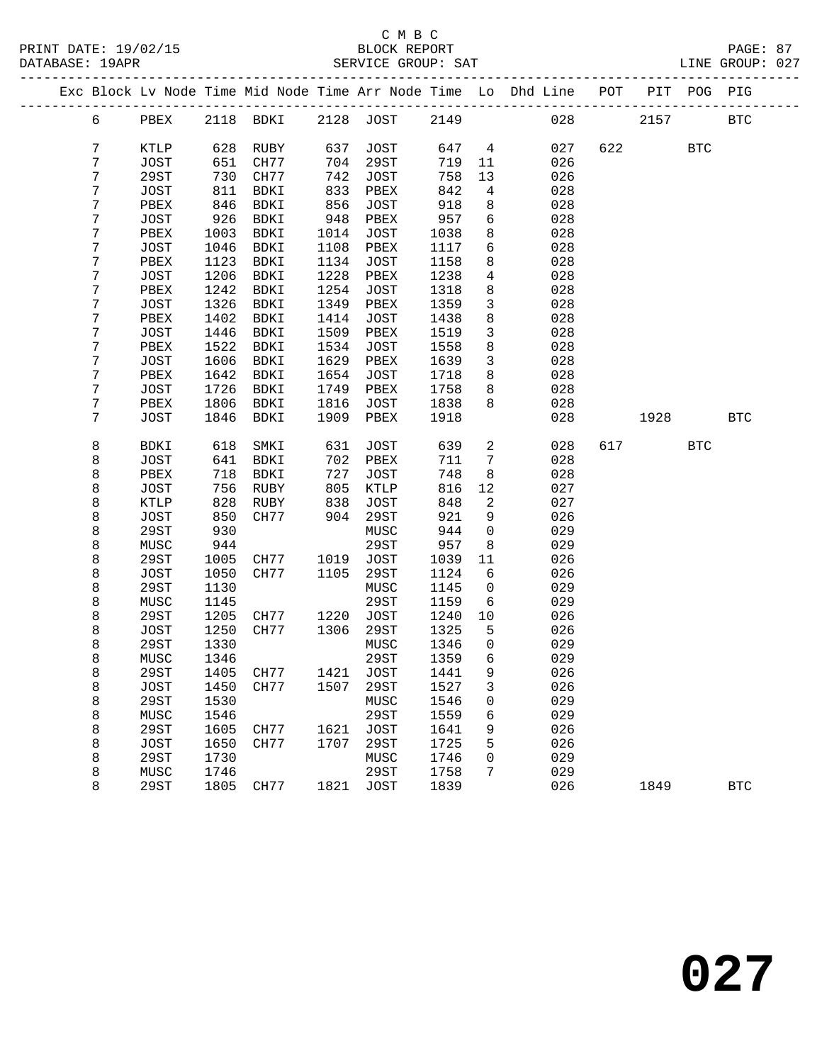C M B C

BLOCK REPORT

SERVICE GROUP: SAT

PRINT DATE: 19/02/15
DATABASE: 19APR
LINE GROUP: 027

| Exc | Block | Lv Node | Time | Mid Node | Time | Arr Node | Time | Lo | Dhd Line | POT | PIT | POG | PIG |
|---|---|---|---|---|---|---|---|---|---|---|---|---|---|
| | 6 | PBEX | 2118 | BDKI | 2128 | JOST | 2149 | | 028 | | 2157 | | BTC |
| | 7 | KTLP | 628 | RUBY | 637 | JOST | 647 | 4 | 027 | 622 | | BTC | |
| | 7 | JOST | 651 | CH77 | 704 | 29ST | 719 | 11 | 026 | | | | |
| | 7 | 29ST | 730 | CH77 | 742 | JOST | 758 | 13 | 026 | | | | |
| | 7 | JOST | 811 | BDKI | 833 | PBEX | 842 | 4 | 028 | | | | |
| | 7 | PBEX | 846 | BDKI | 856 | JOST | 918 | 8 | 028 | | | | |
| | 7 | JOST | 926 | BDKI | 948 | PBEX | 957 | 6 | 028 | | | | |
| | 7 | PBEX | 1003 | BDKI | 1014 | JOST | 1038 | 8 | 028 | | | | |
| | 7 | JOST | 1046 | BDKI | 1108 | PBEX | 1117 | 6 | 028 | | | | |
| | 7 | PBEX | 1123 | BDKI | 1134 | JOST | 1158 | 8 | 028 | | | | |
| | 7 | JOST | 1206 | BDKI | 1228 | PBEX | 1238 | 4 | 028 | | | | |
| | 7 | PBEX | 1242 | BDKI | 1254 | JOST | 1318 | 8 | 028 | | | | |
| | 7 | JOST | 1326 | BDKI | 1349 | PBEX | 1359 | 3 | 028 | | | | |
| | 7 | PBEX | 1402 | BDKI | 1414 | JOST | 1438 | 8 | 028 | | | | |
| | 7 | JOST | 1446 | BDKI | 1509 | PBEX | 1519 | 3 | 028 | | | | |
| | 7 | PBEX | 1522 | BDKI | 1534 | JOST | 1558 | 8 | 028 | | | | |
| | 7 | JOST | 1606 | BDKI | 1629 | PBEX | 1639 | 3 | 028 | | | | |
| | 7 | PBEX | 1642 | BDKI | 1654 | JOST | 1718 | 8 | 028 | | | | |
| | 7 | JOST | 1726 | BDKI | 1749 | PBEX | 1758 | 8 | 028 | | | | |
| | 7 | PBEX | 1806 | BDKI | 1816 | JOST | 1838 | 8 | 028 | | | | |
| | 7 | JOST | 1846 | BDKI | 1909 | PBEX | 1918 | | 028 | | 1928 | | BTC |
| | 8 | BDKI | 618 | SMKI | 631 | JOST | 639 | 2 | 028 | 617 | | BTC | |
| | 8 | JOST | 641 | BDKI | 702 | PBEX | 711 | 7 | 028 | | | | |
| | 8 | PBEX | 718 | BDKI | 727 | JOST | 748 | 8 | 028 | | | | |
| | 8 | JOST | 756 | RUBY | 805 | KTLP | 816 | 12 | 027 | | | | |
| | 8 | KTLP | 828 | RUBY | 838 | JOST | 848 | 2 | 027 | | | | |
| | 8 | JOST | 850 | CH77 | 904 | 29ST | 921 | 9 | 026 | | | | |
| | 8 | 29ST | 930 | | | MUSC | 944 | 0 | 029 | | | | |
| | 8 | MUSC | 944 | | | 29ST | 957 | 8 | 029 | | | | |
| | 8 | 29ST | 1005 | CH77 | 1019 | JOST | 1039 | 11 | 026 | | | | |
| | 8 | JOST | 1050 | CH77 | 1105 | 29ST | 1124 | 6 | 026 | | | | |
| | 8 | 29ST | 1130 | | | MUSC | 1145 | 0 | 029 | | | | |
| | 8 | MUSC | 1145 | | | 29ST | 1159 | 6 | 029 | | | | |
| | 8 | 29ST | 1205 | CH77 | 1220 | JOST | 1240 | 10 | 026 | | | | |
| | 8 | JOST | 1250 | CH77 | 1306 | 29ST | 1325 | 5 | 026 | | | | |
| | 8 | 29ST | 1330 | | | MUSC | 1346 | 0 | 029 | | | | |
| | 8 | MUSC | 1346 | | | 29ST | 1359 | 6 | 029 | | | | |
| | 8 | 29ST | 1405 | CH77 | 1421 | JOST | 1441 | 9 | 026 | | | | |
| | 8 | JOST | 1450 | CH77 | 1507 | 29ST | 1527 | 3 | 026 | | | | |
| | 8 | 29ST | 1530 | | | MUSC | 1546 | 0 | 029 | | | | |
| | 8 | MUSC | 1546 | | | 29ST | 1559 | 6 | 029 | | | | |
| | 8 | 29ST | 1605 | CH77 | 1621 | JOST | 1641 | 9 | 026 | | | | |
| | 8 | JOST | 1650 | CH77 | 1707 | 29ST | 1725 | 5 | 026 | | | | |
| | 8 | 29ST | 1730 | | | MUSC | 1746 | 0 | 029 | | | | |
| | 8 | MUSC | 1746 | | | 29ST | 1758 | 7 | 029 | | | | |
| | 8 | 29ST | 1805 | CH77 | 1821 | JOST | 1839 | | 026 | | 1849 | | BTC |

# 027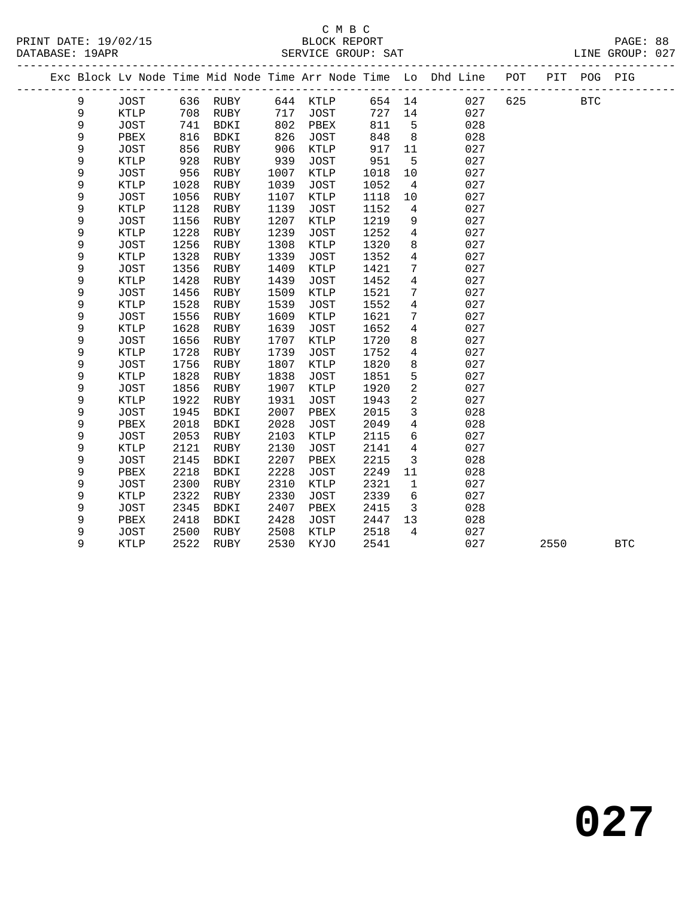C M B C
BLOCK REPORT
SERVICE GROUP: SAT

PRINT DATE: 19/02/15
DATABASE: 19APR
LINE GROUP: 027

| Exc | Block | Lv | Node | Time | Mid Node | Time | Arr Node | Time | Lo | Dhd Line | POT | PIT | POG | PIG |
|---|---|---|---|---|---|---|---|---|---|---|---|---|---|---|
| | 9 | | JOST | 636 | RUBY | 644 | KTLP | 654 | 14 | 027 | 625 | | BTC | |
| | 9 | | KTLP | 708 | RUBY | 717 | JOST | 727 | 14 | 027 | | | | |
| | 9 | | JOST | 741 | BDKI | 802 | PBEX | 811 | 5 | 028 | | | | |
| | 9 | | PBEX | 816 | BDKI | 826 | JOST | 848 | 8 | 028 | | | | |
| | 9 | | JOST | 856 | RUBY | 906 | KTLP | 917 | 11 | 027 | | | | |
| | 9 | | KTLP | 928 | RUBY | 939 | JOST | 951 | 5 | 027 | | | | |
| | 9 | | JOST | 956 | RUBY | 1007 | KTLP | 1018 | 10 | 027 | | | | |
| | 9 | | KTLP | 1028 | RUBY | 1039 | JOST | 1052 | 4 | 027 | | | | |
| | 9 | | JOST | 1056 | RUBY | 1107 | KTLP | 1118 | 10 | 027 | | | | |
| | 9 | | KTLP | 1128 | RUBY | 1139 | JOST | 1152 | 4 | 027 | | | | |
| | 9 | | JOST | 1156 | RUBY | 1207 | KTLP | 1219 | 9 | 027 | | | | |
| | 9 | | KTLP | 1228 | RUBY | 1239 | JOST | 1252 | 4 | 027 | | | | |
| | 9 | | JOST | 1256 | RUBY | 1308 | KTLP | 1320 | 8 | 027 | | | | |
| | 9 | | KTLP | 1328 | RUBY | 1339 | JOST | 1352 | 4 | 027 | | | | |
| | 9 | | JOST | 1356 | RUBY | 1409 | KTLP | 1421 | 7 | 027 | | | | |
| | 9 | | KTLP | 1428 | RUBY | 1439 | JOST | 1452 | 4 | 027 | | | | |
| | 9 | | JOST | 1456 | RUBY | 1509 | KTLP | 1521 | 7 | 027 | | | | |
| | 9 | | KTLP | 1528 | RUBY | 1539 | JOST | 1552 | 4 | 027 | | | | |
| | 9 | | JOST | 1556 | RUBY | 1609 | KTLP | 1621 | 7 | 027 | | | | |
| | 9 | | KTLP | 1628 | RUBY | 1639 | JOST | 1652 | 4 | 027 | | | | |
| | 9 | | JOST | 1656 | RUBY | 1707 | KTLP | 1720 | 8 | 027 | | | | |
| | 9 | | KTLP | 1728 | RUBY | 1739 | JOST | 1752 | 4 | 027 | | | | |
| | 9 | | JOST | 1756 | RUBY | 1807 | KTLP | 1820 | 8 | 027 | | | | |
| | 9 | | KTLP | 1828 | RUBY | 1838 | JOST | 1851 | 5 | 027 | | | | |
| | 9 | | JOST | 1856 | RUBY | 1907 | KTLP | 1920 | 2 | 027 | | | | |
| | 9 | | KTLP | 1922 | RUBY | 1931 | JOST | 1943 | 2 | 027 | | | | |
| | 9 | | JOST | 1945 | BDKI | 2007 | PBEX | 2015 | 3 | 028 | | | | |
| | 9 | | PBEX | 2018 | BDKI | 2028 | JOST | 2049 | 4 | 028 | | | | |
| | 9 | | JOST | 2053 | RUBY | 2103 | KTLP | 2115 | 6 | 027 | | | | |
| | 9 | | KTLP | 2121 | RUBY | 2130 | JOST | 2141 | 4 | 027 | | | | |
| | 9 | | JOST | 2145 | BDKI | 2207 | PBEX | 2215 | 3 | 028 | | | | |
| | 9 | | PBEX | 2218 | BDKI | 2228 | JOST | 2249 | 11 | 028 | | | | |
| | 9 | | JOST | 2300 | RUBY | 2310 | KTLP | 2321 | 1 | 027 | | | | |
| | 9 | | KTLP | 2322 | RUBY | 2330 | JOST | 2339 | 6 | 027 | | | | |
| | 9 | | JOST | 2345 | BDKI | 2407 | PBEX | 2415 | 3 | 028 | | | | |
| | 9 | | PBEX | 2418 | BDKI | 2428 | JOST | 2447 | 13 | 028 | | | | |
| | 9 | | JOST | 2500 | RUBY | 2508 | KTLP | 2518 | 4 | 027 | | | | |
| | 9 | | KTLP | 2522 | RUBY | 2530 | KYJO | 2541 | | 027 | | 2550 | | BTC |

# 027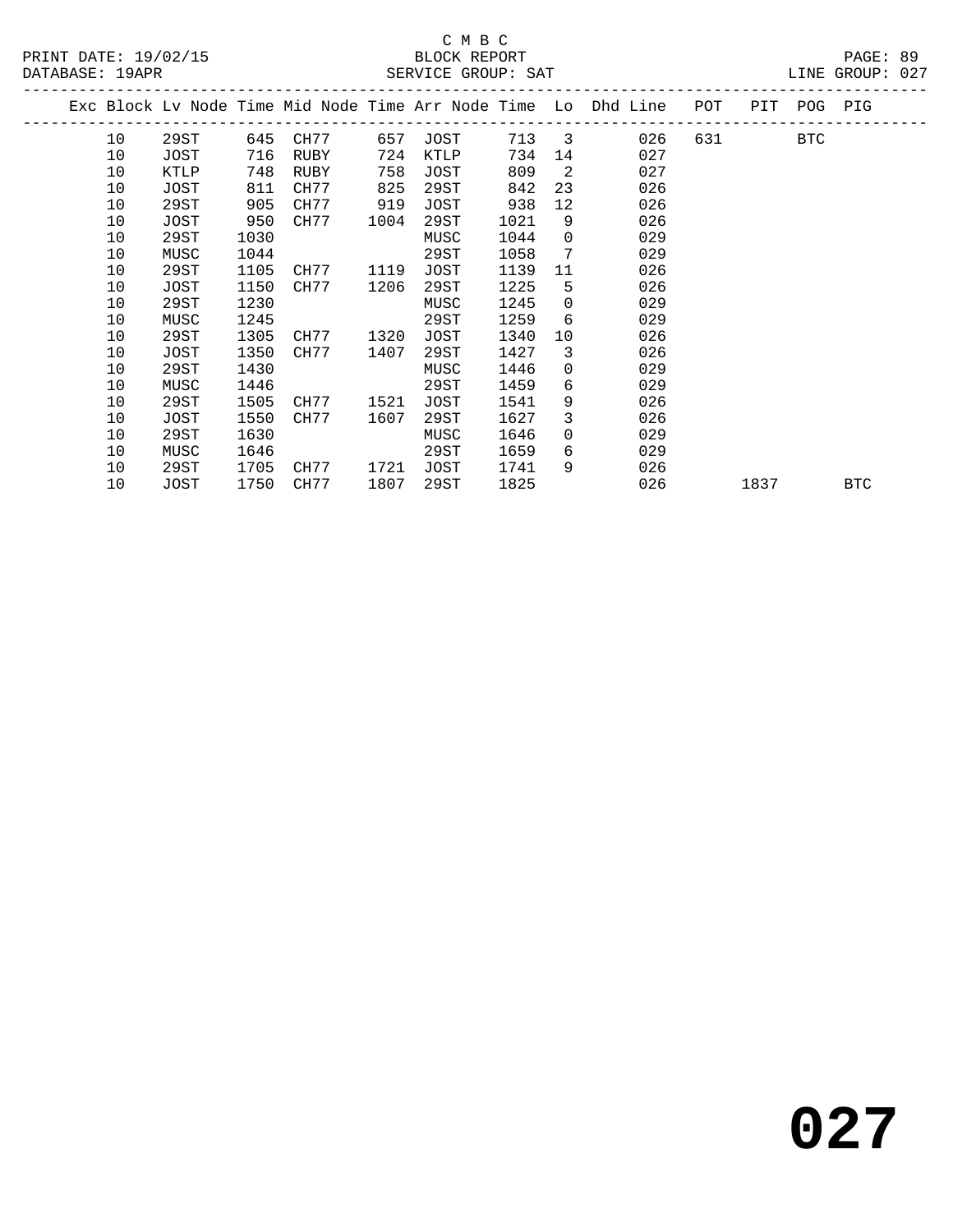C M B C

BLOCK REPORT

SERVICE GROUP: SAT

PRINT DATE: 19/02/15
DATABASE: 19APR
LINE GROUP: 027

| Exc | Block | Lv Node | Time | Mid Node | Time | Arr Node | Time | Lo | Dhd Line | POT | PIT | POG | PIG |
|---|---|---|---|---|---|---|---|---|---|---|---|---|---|
| | 10 | 29ST | 645 | CH77 | 657 | JOST | 713 | 3 | 026 | 631 | | BTC | |
| | 10 | JOST | 716 | RUBY | 724 | KTLP | 734 | 14 | 027 | | | | |
| | 10 | KTLP | 748 | RUBY | 758 | JOST | 809 | 2 | 027 | | | | |
| | 10 | JOST | 811 | CH77 | 825 | 29ST | 842 | 23 | 026 | | | | |
| | 10 | 29ST | 905 | CH77 | 919 | JOST | 938 | 12 | 026 | | | | |
| | 10 | JOST | 950 | CH77 | 1004 | 29ST | 1021 | 9 | 026 | | | | |
| | 10 | 29ST | 1030 | | | MUSC | 1044 | 0 | 029 | | | | |
| | 10 | MUSC | 1044 | | | 29ST | 1058 | 7 | 029 | | | | |
| | 10 | 29ST | 1105 | CH77 | 1119 | JOST | 1139 | 11 | 026 | | | | |
| | 10 | JOST | 1150 | CH77 | 1206 | 29ST | 1225 | 5 | 026 | | | | |
| | 10 | 29ST | 1230 | | | MUSC | 1245 | 0 | 029 | | | | |
| | 10 | MUSC | 1245 | | | 29ST | 1259 | 6 | 029 | | | | |
| | 10 | 29ST | 1305 | CH77 | 1320 | JOST | 1340 | 10 | 026 | | | | |
| | 10 | JOST | 1350 | CH77 | 1407 | 29ST | 1427 | 3 | 026 | | | | |
| | 10 | 29ST | 1430 | | | MUSC | 1446 | 0 | 029 | | | | |
| | 10 | MUSC | 1446 | | | 29ST | 1459 | 6 | 029 | | | | |
| | 10 | 29ST | 1505 | CH77 | 1521 | JOST | 1541 | 9 | 026 | | | | |
| | 10 | JOST | 1550 | CH77 | 1607 | 29ST | 1627 | 3 | 026 | | | | |
| | 10 | 29ST | 1630 | | | MUSC | 1646 | 0 | 029 | | | | |
| | 10 | MUSC | 1646 | | | 29ST | 1659 | 6 | 029 | | | | |
| | 10 | 29ST | 1705 | CH77 | 1721 | JOST | 1741 | 9 | 026 | | | | |
| | 10 | JOST | 1750 | CH77 | 1807 | 29ST | 1825 | | 026 | | 1837 | | BTC |

# 027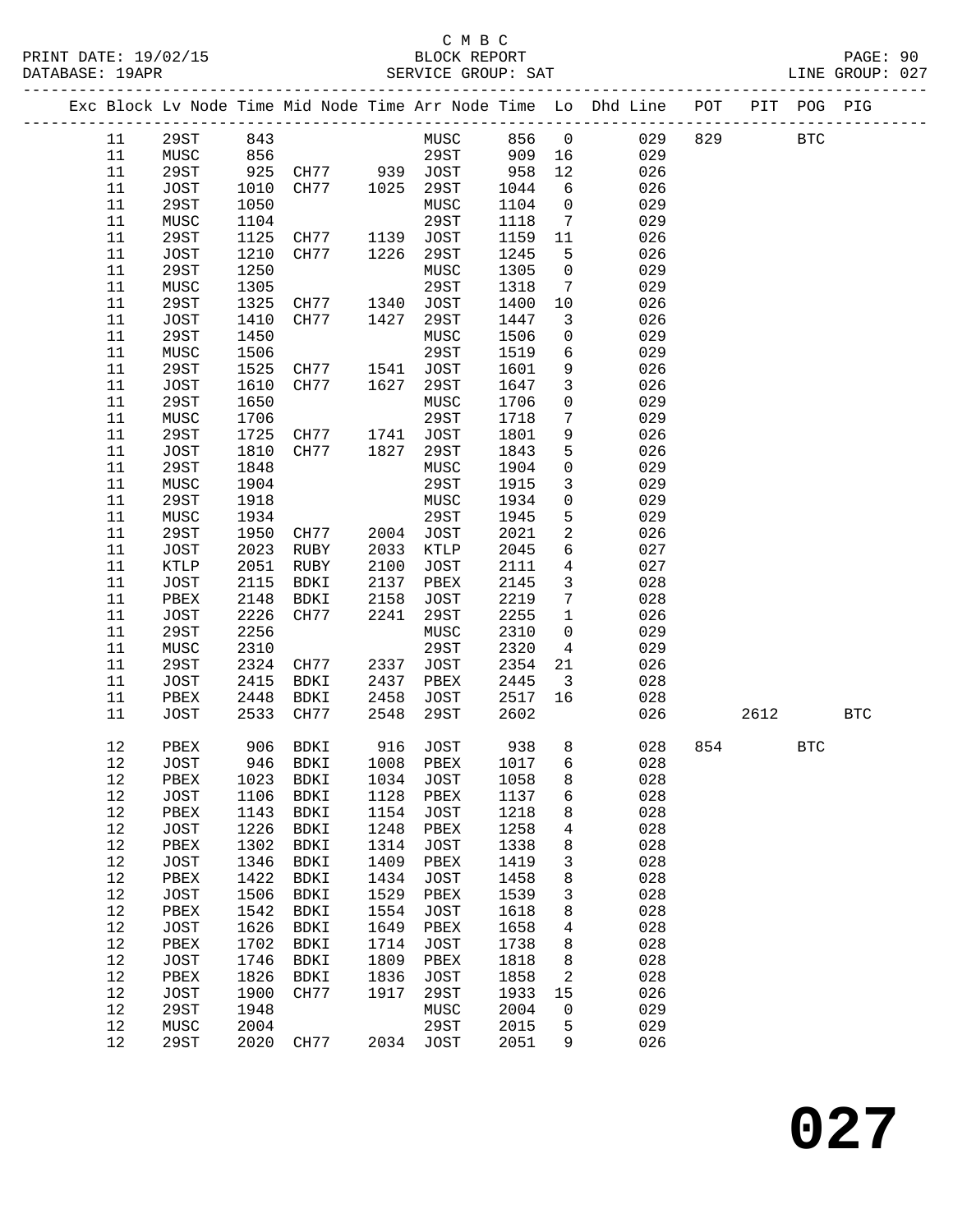C M B C

BLOCK REPORT

SERVICE GROUP: SAT

| Exc | Block | Lv | Node | Time | Mid | Node | Time | Arr | Node | Time | Lo | Dhd Line | POT | PIT | POG | PIG |
|---|---|---|---|---|---|---|---|---|---|---|---|---|---|---|---|---|
| | 11 | | 29ST | 843 | | | | | MUSC | 856 | 0 | 029 | 829 | | BTC | |
| | 11 | | MUSC | 856 | | | | | 29ST | 909 | 16 | 029 | | | | |
| | 11 | | 29ST | 925 | | CH77 | 939 | | JOST | 958 | 12 | 026 | | | | |
| | 11 | | JOST | 1010 | | CH77 | 1025 | | 29ST | 1044 | 6 | 026 | | | | |
| | 11 | | 29ST | 1050 | | | | | MUSC | 1104 | 0 | 029 | | | | |
| | 11 | | MUSC | 1104 | | | | | 29ST | 1118 | 7 | 029 | | | | |
| | 11 | | 29ST | 1125 | | CH77 | 1139 | | JOST | 1159 | 11 | 026 | | | | |
| | 11 | | JOST | 1210 | | CH77 | 1226 | | 29ST | 1245 | 5 | 026 | | | | |
| | 11 | | 29ST | 1250 | | | | | MUSC | 1305 | 0 | 029 | | | | |
| | 11 | | MUSC | 1305 | | | | | 29ST | 1318 | 7 | 029 | | | | |
| | 11 | | 29ST | 1325 | | CH77 | 1340 | | JOST | 1400 | 10 | 026 | | | | |
| | 11 | | JOST | 1410 | | CH77 | 1427 | | 29ST | 1447 | 3 | 026 | | | | |
| | 11 | | 29ST | 1450 | | | | | MUSC | 1506 | 0 | 029 | | | | |
| | 11 | | MUSC | 1506 | | | | | 29ST | 1519 | 6 | 029 | | | | |
| | 11 | | 29ST | 1525 | | CH77 | 1541 | | JOST | 1601 | 9 | 026 | | | | |
| | 11 | | JOST | 1610 | | CH77 | 1627 | | 29ST | 1647 | 3 | 026 | | | | |
| | 11 | | 29ST | 1650 | | | | | MUSC | 1706 | 0 | 029 | | | | |
| | 11 | | MUSC | 1706 | | | | | 29ST | 1718 | 7 | 029 | | | | |
| | 11 | | 29ST | 1725 | | CH77 | 1741 | | JOST | 1801 | 9 | 026 | | | | |
| | 11 | | JOST | 1810 | | CH77 | 1827 | | 29ST | 1843 | 5 | 026 | | | | |
| | 11 | | 29ST | 1848 | | | | | MUSC | 1904 | 0 | 029 | | | | |
| | 11 | | MUSC | 1904 | | | | | 29ST | 1915 | 3 | 029 | | | | |
| | 11 | | 29ST | 1918 | | | | | MUSC | 1934 | 0 | 029 | | | | |
| | 11 | | MUSC | 1934 | | | | | 29ST | 1945 | 5 | 029 | | | | |
| | 11 | | 29ST | 1950 | | CH77 | 2004 | | JOST | 2021 | 2 | 026 | | | | |
| | 11 | | JOST | 2023 | | RUBY | 2033 | | KTLP | 2045 | 6 | 027 | | | | |
| | 11 | | KTLP | 2051 | | RUBY | 2100 | | JOST | 2111 | 4 | 027 | | | | |
| | 11 | | JOST | 2115 | | BDKI | 2137 | | PBEX | 2145 | 3 | 028 | | | | |
| | 11 | | PBEX | 2148 | | BDKI | 2158 | | JOST | 2219 | 7 | 028 | | | | |
| | 11 | | JOST | 2226 | | CH77 | 2241 | | 29ST | 2255 | 1 | 026 | | | | |
| | 11 | | 29ST | 2256 | | | | | MUSC | 2310 | 0 | 029 | | | | |
| | 11 | | MUSC | 2310 | | | | | 29ST | 2320 | 4 | 029 | | | | |
| | 11 | | 29ST | 2324 | | CH77 | 2337 | | JOST | 2354 | 21 | 026 | | | | |
| | 11 | | JOST | 2415 | | BDKI | 2437 | | PBEX | 2445 | 3 | 028 | | | | |
| | 11 | | PBEX | 2448 | | BDKI | 2458 | | JOST | 2517 | 16 | 028 | | | | |
| | 11 | | JOST | 2533 | | CH77 | 2548 | | 29ST | 2602 | | 026 | | 2612 | | BTC |
| | 12 | | PBEX | 906 | | BDKI | 916 | | JOST | 938 | 8 | 028 | 854 | | BTC | |
| | 12 | | JOST | 946 | | BDKI | 1008 | | PBEX | 1017 | 6 | 028 | | | | |
| | 12 | | PBEX | 1023 | | BDKI | 1034 | | JOST | 1058 | 8 | 028 | | | | |
| | 12 | | JOST | 1106 | | BDKI | 1128 | | PBEX | 1137 | 6 | 028 | | | | |
| | 12 | | PBEX | 1143 | | BDKI | 1154 | | JOST | 1218 | 8 | 028 | | | | |
| | 12 | | JOST | 1226 | | BDKI | 1248 | | PBEX | 1258 | 4 | 028 | | | | |
| | 12 | | PBEX | 1302 | | BDKI | 1314 | | JOST | 1338 | 8 | 028 | | | | |
| | 12 | | JOST | 1346 | | BDKI | 1409 | | PBEX | 1419 | 3 | 028 | | | | |
| | 12 | | PBEX | 1422 | | BDKI | 1434 | | JOST | 1458 | 8 | 028 | | | | |
| | 12 | | JOST | 1506 | | BDKI | 1529 | | PBEX | 1539 | 3 | 028 | | | | |
| | 12 | | PBEX | 1542 | | BDKI | 1554 | | JOST | 1618 | 8 | 028 | | | | |
| | 12 | | JOST | 1626 | | BDKI | 1649 | | PBEX | 1658 | 4 | 028 | | | | |
| | 12 | | PBEX | 1702 | | BDKI | 1714 | | JOST | 1738 | 8 | 028 | | | | |
| | 12 | | JOST | 1746 | | BDKI | 1809 | | PBEX | 1818 | 8 | 028 | | | | |
| | 12 | | PBEX | 1826 | | BDKI | 1836 | | JOST | 1858 | 2 | 028 | | | | |
| | 12 | | JOST | 1900 | | CH77 | 1917 | | 29ST | 1933 | 15 | 026 | | | | |
| | 12 | | 29ST | 1948 | | | | | MUSC | 2004 | 0 | 029 | | | | |
| | 12 | | MUSC | 2004 | | | | | 29ST | 2015 | 5 | 029 | | | | |
| | 12 | | 29ST | 2020 | | CH77 | 2034 | | JOST | 2051 | 9 | 026 | | | | |

# 027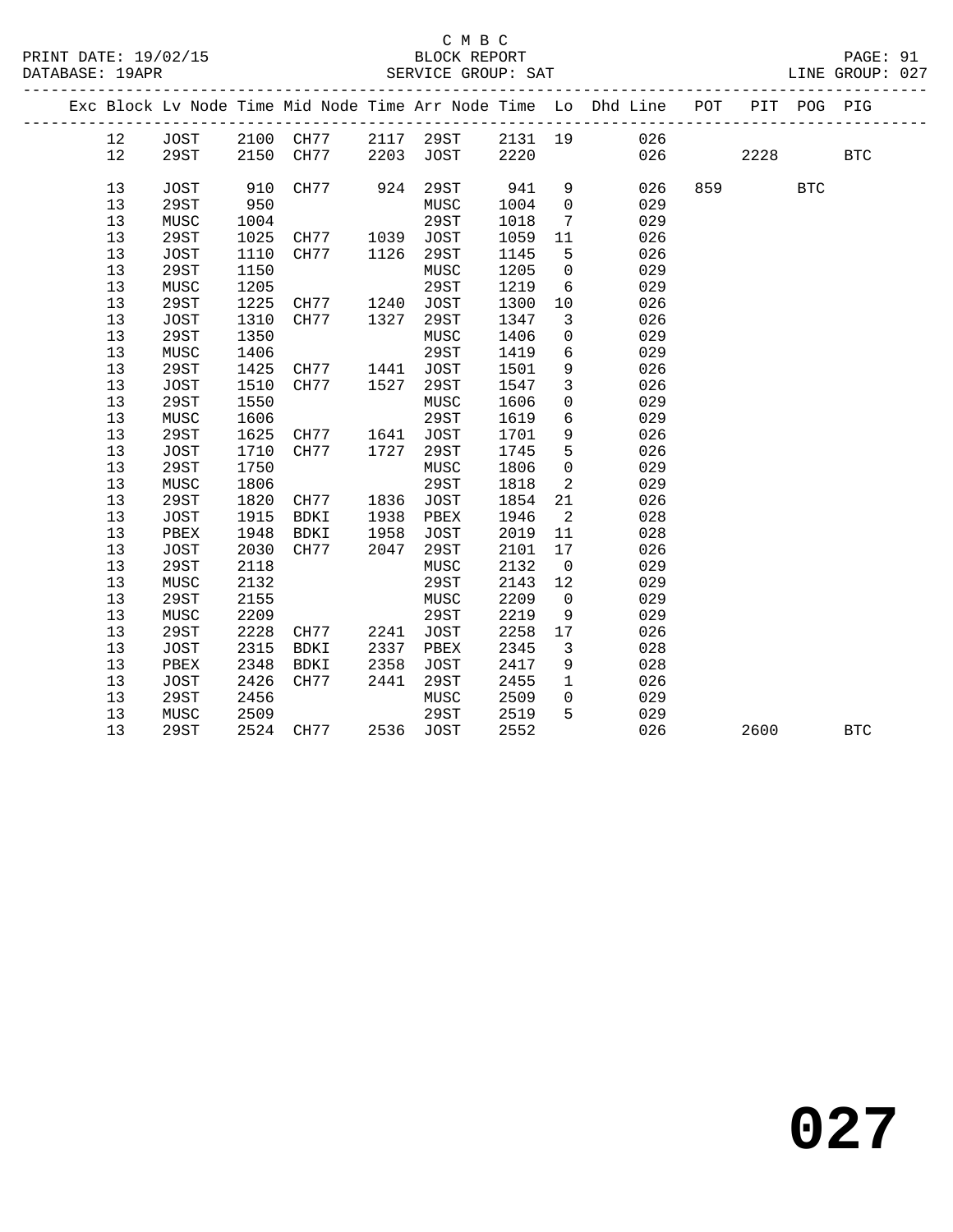C M B C

BLOCK REPORT

SERVICE GROUP: SAT

PRINT DATE: 19/02/15
DATABASE: 19APR
LINE GROUP: 027

| Exc | Block | Lv Node | Time | Mid Node | Time | Arr Node | Time | Lo | Dhd Line | POT | PIT | POG | PIG |
|---|---|---|---|---|---|---|---|---|---|---|---|---|---|
| | 12 | JOST | 2100 | CH77 | 2117 | 29ST | 2131 | 19 | 026 | | | | |
| | 12 | 29ST | 2150 | CH77 | 2203 | JOST | 2220 | | 026 | | 2228 | | BTC |
| | 13 | JOST | 910 | CH77 | 924 | 29ST | 941 | 9 | 026 | 859 | | BTC | |
| | 13 | 29ST | 950 | | | MUSC | 1004 | 0 | 029 | | | | |
| | 13 | MUSC | 1004 | | | 29ST | 1018 | 7 | 029 | | | | |
| | 13 | 29ST | 1025 | CH77 | 1039 | JOST | 1059 | 11 | 026 | | | | |
| | 13 | JOST | 1110 | CH77 | 1126 | 29ST | 1145 | 5 | 026 | | | | |
| | 13 | 29ST | 1150 | | | MUSC | 1205 | 0 | 029 | | | | |
| | 13 | MUSC | 1205 | | | 29ST | 1219 | 6 | 029 | | | | |
| | 13 | 29ST | 1225 | CH77 | 1240 | JOST | 1300 | 10 | 026 | | | | |
| | 13 | JOST | 1310 | CH77 | 1327 | 29ST | 1347 | 3 | 026 | | | | |
| | 13 | 29ST | 1350 | | | MUSC | 1406 | 0 | 029 | | | | |
| | 13 | MUSC | 1406 | | | 29ST | 1419 | 6 | 029 | | | | |
| | 13 | 29ST | 1425 | CH77 | 1441 | JOST | 1501 | 9 | 026 | | | | |
| | 13 | JOST | 1510 | CH77 | 1527 | 29ST | 1547 | 3 | 026 | | | | |
| | 13 | 29ST | 1550 | | | MUSC | 1606 | 0 | 029 | | | | |
| | 13 | MUSC | 1606 | | | 29ST | 1619 | 6 | 029 | | | | |
| | 13 | 29ST | 1625 | CH77 | 1641 | JOST | 1701 | 9 | 026 | | | | |
| | 13 | JOST | 1710 | CH77 | 1727 | 29ST | 1745 | 5 | 026 | | | | |
| | 13 | 29ST | 1750 | | | MUSC | 1806 | 0 | 029 | | | | |
| | 13 | MUSC | 1806 | | | 29ST | 1818 | 2 | 029 | | | | |
| | 13 | 29ST | 1820 | CH77 | 1836 | JOST | 1854 | 21 | 026 | | | | |
| | 13 | JOST | 1915 | BDKI | 1938 | PBEX | 1946 | 2 | 028 | | | | |
| | 13 | PBEX | 1948 | BDKI | 1958 | JOST | 2019 | 11 | 028 | | | | |
| | 13 | JOST | 2030 | CH77 | 2047 | 29ST | 2101 | 17 | 026 | | | | |
| | 13 | 29ST | 2118 | | | MUSC | 2132 | 0 | 029 | | | | |
| | 13 | MUSC | 2132 | | | 29ST | 2143 | 12 | 029 | | | | |
| | 13 | 29ST | 2155 | | | MUSC | 2209 | 0 | 029 | | | | |
| | 13 | MUSC | 2209 | | | 29ST | 2219 | 9 | 029 | | | | |
| | 13 | 29ST | 2228 | CH77 | 2241 | JOST | 2258 | 17 | 026 | | | | |
| | 13 | JOST | 2315 | BDKI | 2337 | PBEX | 2345 | 3 | 028 | | | | |
| | 13 | PBEX | 2348 | BDKI | 2358 | JOST | 2417 | 9 | 028 | | | | |
| | 13 | JOST | 2426 | CH77 | 2441 | 29ST | 2455 | 1 | 026 | | | | |
| | 13 | 29ST | 2456 | | | MUSC | 2509 | 0 | 029 | | | | |
| | 13 | MUSC | 2509 | | | 29ST | 2519 | 5 | 029 | | | | |
| | 13 | 29ST | 2524 | CH77 | 2536 | JOST | 2552 | | 026 | | 2600 | | BTC |

**027**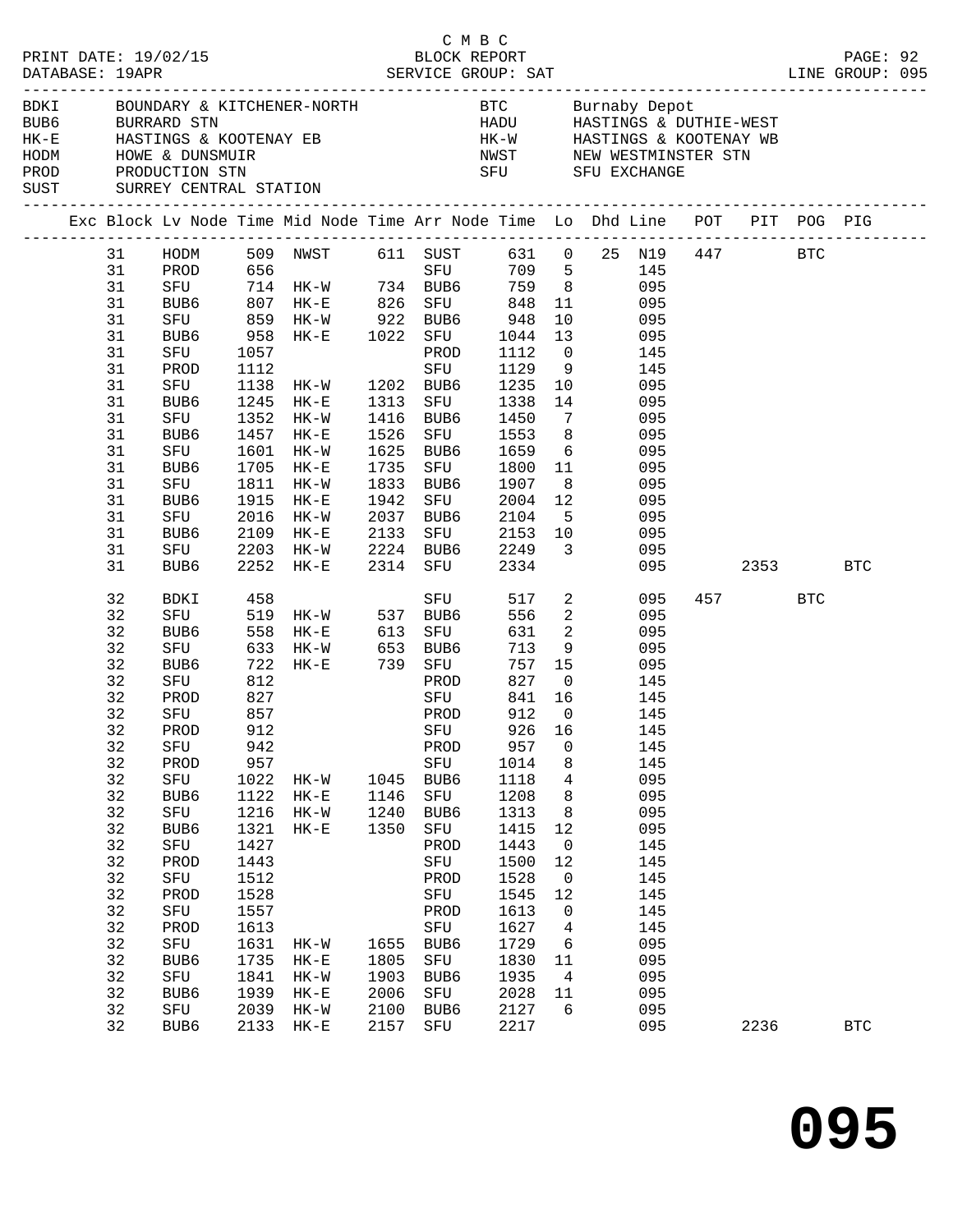C M B C

PRINT DATE: 19/02/15 BLOCK REPORT PAGE: 92
DATABASE: 19APR SERVICE GROUP: SAT LINE GROUP: 095

| Code | Location | Code | Location |
|---|---|---|---|
| BDKI | BOUNDARY & KITCHENER-NORTH | BTC | Burnaby Depot |
| BUB6 | BURRARD STN | HADU | HASTINGS & DUTHIE-WEST |
| HK-E | HASTINGS & KOOTENAY EB | HK-W | HASTINGS & KOOTENAY WB |
| HODM | HOWE & DUNSMUIR | NWST | NEW WESTMINSTER STN |
| PROD | PRODUCTION STN | SFU | SFU EXCHANGE |
| SUST | SURREY CENTRAL STATION | | |

| Exc | Block | Lv Node | Time | Mid Node | Time | Arr Node | Time | Lo | Dhd | Line | POT | PIT | POG | PIG |
|---|---|---|---|---|---|---|---|---|---|---|---|---|---|---|
| | 31 | HODM | 509 | NWST | 611 | SUST | 631 | 0 | 25 | N19 | 447 | | BTC | |
| | 31 | PROD | 656 | | | SFU | 709 | 5 | | 145 | | | | |
| | 31 | SFU | 714 | HK-W | 734 | BUB6 | 759 | 8 | | 095 | | | | |
| | 31 | BUB6 | 807 | HK-E | 826 | SFU | 848 | 11 | | 095 | | | | |
| | 31 | SFU | 859 | HK-W | 922 | BUB6 | 948 | 10 | | 095 | | | | |
| | 31 | BUB6 | 958 | HK-E | 1022 | SFU | 1044 | 13 | | 095 | | | | |
| | 31 | SFU | 1057 | | | PROD | 1112 | 0 | | 145 | | | | |
| | 31 | PROD | 1112 | | | SFU | 1129 | 9 | | 145 | | | | |
| | 31 | SFU | 1138 | HK-W | 1202 | BUB6 | 1235 | 10 | | 095 | | | | |
| | 31 | BUB6 | 1245 | HK-E | 1313 | SFU | 1338 | 14 | | 095 | | | | |
| | 31 | SFU | 1352 | HK-W | 1416 | BUB6 | 1450 | 7 | | 095 | | | | |
| | 31 | BUB6 | 1457 | HK-E | 1526 | SFU | 1553 | 8 | | 095 | | | | |
| | 31 | SFU | 1601 | HK-W | 1625 | BUB6 | 1659 | 6 | | 095 | | | | |
| | 31 | BUB6 | 1705 | HK-E | 1735 | SFU | 1800 | 11 | | 095 | | | | |
| | 31 | SFU | 1811 | HK-W | 1833 | BUB6 | 1907 | 8 | | 095 | | | | |
| | 31 | BUB6 | 1915 | HK-E | 1942 | SFU | 2004 | 12 | | 095 | | | | |
| | 31 | SFU | 2016 | HK-W | 2037 | BUB6 | 2104 | 5 | | 095 | | | | |
| | 31 | BUB6 | 2109 | HK-E | 2133 | SFU | 2153 | 10 | | 095 | | | | |
| | 31 | SFU | 2203 | HK-W | 2224 | BUB6 | 2249 | 3 | | 095 | | | | |
| | 31 | BUB6 | 2252 | HK-E | 2314 | SFU | 2334 | | | 095 | | 2353 | | BTC |
| | 32 | BDKI | 458 | | | SFU | 517 | 2 | | 095 | 457 | | BTC | |
| | 32 | SFU | 519 | HK-W | 537 | BUB6 | 556 | 2 | | 095 | | | | |
| | 32 | BUB6 | 558 | HK-E | 613 | SFU | 631 | 2 | | 095 | | | | |
| | 32 | SFU | 633 | HK-W | 653 | BUB6 | 713 | 9 | | 095 | | | | |
| | 32 | BUB6 | 722 | HK-E | 739 | SFU | 757 | 15 | | 095 | | | | |
| | 32 | SFU | 812 | | | PROD | 827 | 0 | | 145 | | | | |
| | 32 | PROD | 827 | | | SFU | 841 | 16 | | 145 | | | | |
| | 32 | SFU | 857 | | | PROD | 912 | 0 | | 145 | | | | |
| | 32 | PROD | 912 | | | SFU | 926 | 16 | | 145 | | | | |
| | 32 | SFU | 942 | | | PROD | 957 | 0 | | 145 | | | | |
| | 32 | PROD | 957 | | | SFU | 1014 | 8 | | 145 | | | | |
| | 32 | SFU | 1022 | HK-W | 1045 | BUB6 | 1118 | 4 | | 095 | | | | |
| | 32 | BUB6 | 1122 | HK-E | 1146 | SFU | 1208 | 8 | | 095 | | | | |
| | 32 | SFU | 1216 | HK-W | 1240 | BUB6 | 1313 | 8 | | 095 | | | | |
| | 32 | BUB6 | 1321 | HK-E | 1350 | SFU | 1415 | 12 | | 095 | | | | |
| | 32 | SFU | 1427 | | | PROD | 1443 | 0 | | 145 | | | | |
| | 32 | PROD | 1443 | | | SFU | 1500 | 12 | | 145 | | | | |
| | 32 | SFU | 1512 | | | PROD | 1528 | 0 | | 145 | | | | |
| | 32 | PROD | 1528 | | | SFU | 1545 | 12 | | 145 | | | | |
| | 32 | SFU | 1557 | | | PROD | 1613 | 0 | | 145 | | | | |
| | 32 | PROD | 1613 | | | SFU | 1627 | 4 | | 145 | | | | |
| | 32 | SFU | 1631 | HK-W | 1655 | BUB6 | 1729 | 6 | | 095 | | | | |
| | 32 | BUB6 | 1735 | HK-E | 1805 | SFU | 1830 | 11 | | 095 | | | | |
| | 32 | SFU | 1841 | HK-W | 1903 | BUB6 | 1935 | 4 | | 095 | | | | |
| | 32 | BUB6 | 1939 | HK-E | 2006 | SFU | 2028 | 11 | | 095 | | | | |
| | 32 | SFU | 2039 | HK-W | 2100 | BUB6 | 2127 | 6 | | 095 | | | | |
| | 32 | BUB6 | 2133 | HK-E | 2157 | SFU | 2217 | | | 095 | | 2236 | | BTC |

095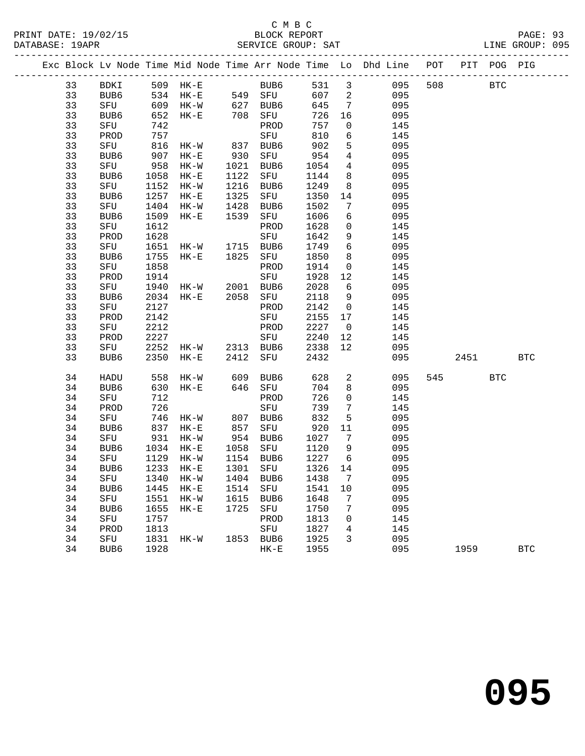C M B C
BLOCK REPORT
SERVICE GROUP: SAT

PRINT DATE: 19/02/15
DATABASE: 19APR
LINE GROUP: 095

| Exc | Block | Lv | Node | Time | Mid Node | Time | Arr Node | Time | Lo | Dhd Line | POT | PIT | POG | PIG |
|---|---|---|---|---|---|---|---|---|---|---|---|---|---|---|
| | 33 | | BDKI | 509 | HK-E | | BUB6 | 531 | 3 | 095 | 508 | | BTC | |
| | 33 | | BUB6 | 534 | HK-E | 549 | SFU | 607 | 2 | 095 | | | | |
| | 33 | | SFU | 609 | HK-W | 627 | BUB6 | 645 | 7 | 095 | | | | |
| | 33 | | BUB6 | 652 | HK-E | 708 | SFU | 726 | 16 | 095 | | | | |
| | 33 | | SFU | 742 | | | PROD | 757 | 0 | 145 | | | | |
| | 33 | | PROD | 757 | | | SFU | 810 | 6 | 145 | | | | |
| | 33 | | SFU | 816 | HK-W | 837 | BUB6 | 902 | 5 | 095 | | | | |
| | 33 | | BUB6 | 907 | HK-E | 930 | SFU | 954 | 4 | 095 | | | | |
| | 33 | | SFU | 958 | HK-W | 1021 | BUB6 | 1054 | 4 | 095 | | | | |
| | 33 | | BUB6 | 1058 | HK-E | 1122 | SFU | 1144 | 8 | 095 | | | | |
| | 33 | | SFU | 1152 | HK-W | 1216 | BUB6 | 1249 | 8 | 095 | | | | |
| | 33 | | BUB6 | 1257 | HK-E | 1325 | SFU | 1350 | 14 | 095 | | | | |
| | 33 | | SFU | 1404 | HK-W | 1428 | BUB6 | 1502 | 7 | 095 | | | | |
| | 33 | | BUB6 | 1509 | HK-E | 1539 | SFU | 1606 | 6 | 095 | | | | |
| | 33 | | SFU | 1612 | | | PROD | 1628 | 0 | 145 | | | | |
| | 33 | | PROD | 1628 | | | SFU | 1642 | 9 | 145 | | | | |
| | 33 | | SFU | 1651 | HK-W | 1715 | BUB6 | 1749 | 6 | 095 | | | | |
| | 33 | | BUB6 | 1755 | HK-E | 1825 | SFU | 1850 | 8 | 095 | | | | |
| | 33 | | SFU | 1858 | | | PROD | 1914 | 0 | 145 | | | | |
| | 33 | | PROD | 1914 | | | SFU | 1928 | 12 | 145 | | | | |
| | 33 | | SFU | 1940 | HK-W | 2001 | BUB6 | 2028 | 6 | 095 | | | | |
| | 33 | | BUB6 | 2034 | HK-E | 2058 | SFU | 2118 | 9 | 095 | | | | |
| | 33 | | SFU | 2127 | | | PROD | 2142 | 0 | 145 | | | | |
| | 33 | | PROD | 2142 | | | SFU | 2155 | 17 | 145 | | | | |
| | 33 | | SFU | 2212 | | | PROD | 2227 | 0 | 145 | | | | |
| | 33 | | PROD | 2227 | | | SFU | 2240 | 12 | 145 | | | | |
| | 33 | | SFU | 2252 | HK-W | 2313 | BUB6 | 2338 | 12 | 095 | | | | |
| | 33 | | BUB6 | 2350 | HK-E | 2412 | SFU | 2432 | | 095 | | 2451 | | BTC |
| | 34 | | HADU | 558 | HK-W | 609 | BUB6 | 628 | 2 | 095 | 545 | | BTC | |
| | 34 | | BUB6 | 630 | HK-E | 646 | SFU | 704 | 8 | 095 | | | | |
| | 34 | | SFU | 712 | | | PROD | 726 | 0 | 145 | | | | |
| | 34 | | PROD | 726 | | | SFU | 739 | 7 | 145 | | | | |
| | 34 | | SFU | 746 | HK-W | 807 | BUB6 | 832 | 5 | 095 | | | | |
| | 34 | | BUB6 | 837 | HK-E | 857 | SFU | 920 | 11 | 095 | | | | |
| | 34 | | SFU | 931 | HK-W | 954 | BUB6 | 1027 | 7 | 095 | | | | |
| | 34 | | BUB6 | 1034 | HK-E | 1058 | SFU | 1120 | 9 | 095 | | | | |
| | 34 | | SFU | 1129 | HK-W | 1154 | BUB6 | 1227 | 6 | 095 | | | | |
| | 34 | | BUB6 | 1233 | HK-E | 1301 | SFU | 1326 | 14 | 095 | | | | |
| | 34 | | SFU | 1340 | HK-W | 1404 | BUB6 | 1438 | 7 | 095 | | | | |
| | 34 | | BUB6 | 1445 | HK-E | 1514 | SFU | 1541 | 10 | 095 | | | | |
| | 34 | | SFU | 1551 | HK-W | 1615 | BUB6 | 1648 | 7 | 095 | | | | |
| | 34 | | BUB6 | 1655 | HK-E | 1725 | SFU | 1750 | 7 | 095 | | | | |
| | 34 | | SFU | 1757 | | | PROD | 1813 | 0 | 145 | | | | |
| | 34 | | PROD | 1813 | | | SFU | 1827 | 4 | 145 | | | | |
| | 34 | | SFU | 1831 | HK-W | 1853 | BUB6 | 1925 | 3 | 095 | | | | |
| | 34 | | BUB6 | 1928 | | | HK-E | 1955 | | 095 | | 1959 | | BTC |

# 095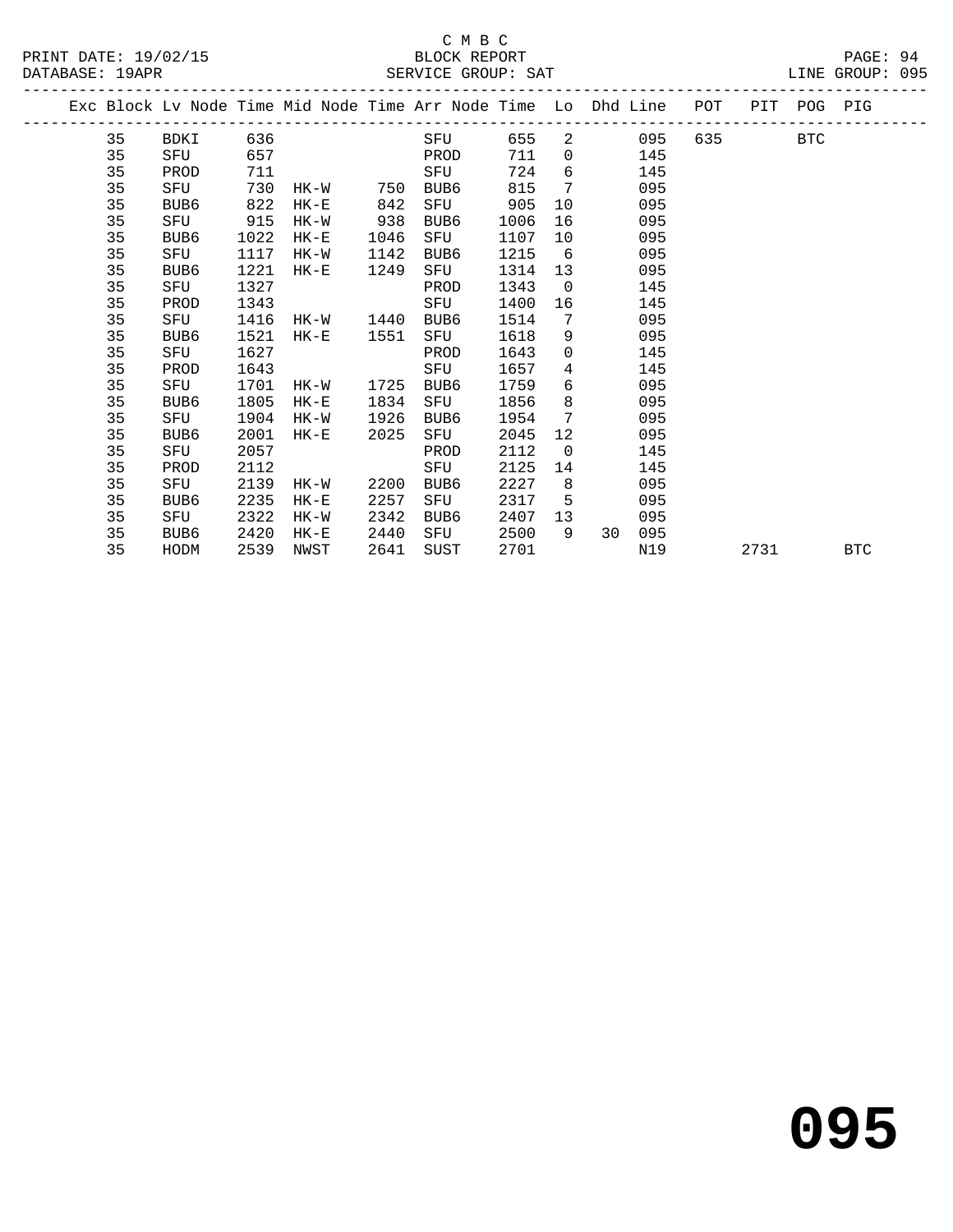C M B C
BLOCK REPORT
SERVICE GROUP: SAT

PRINT DATE: 19/02/15
DATABASE: 19APR
LINE GROUP: 095

| Exc | Block | Lv | Node | Time | Mid Node | Time | Arr Node | Time | Lo | Dhd | Line | POT | PIT | POG | PIG |
|---|---|---|---|---|---|---|---|---|---|---|---|---|---|---|---|
| | 35 | | BDKI | 636 | | | SFU | 655 | 2 | | 095 | 635 | | BTC | |
| | 35 | | SFU | 657 | | | PROD | 711 | 0 | | 145 | | | | |
| | 35 | | PROD | 711 | | | SFU | 724 | 6 | | 145 | | | | |
| | 35 | | SFU | 730 | HK-W | 750 | BUB6 | 815 | 7 | | 095 | | | | |
| | 35 | | BUB6 | 822 | HK-E | 842 | SFU | 905 | 10 | | 095 | | | | |
| | 35 | | SFU | 915 | HK-W | 938 | BUB6 | 1006 | 16 | | 095 | | | | |
| | 35 | | BUB6 | 1022 | HK-E | 1046 | SFU | 1107 | 10 | | 095 | | | | |
| | 35 | | SFU | 1117 | HK-W | 1142 | BUB6 | 1215 | 6 | | 095 | | | | |
| | 35 | | BUB6 | 1221 | HK-E | 1249 | SFU | 1314 | 13 | | 095 | | | | |
| | 35 | | SFU | 1327 | | | PROD | 1343 | 0 | | 145 | | | | |
| | 35 | | PROD | 1343 | | | SFU | 1400 | 16 | | 145 | | | | |
| | 35 | | SFU | 1416 | HK-W | 1440 | BUB6 | 1514 | 7 | | 095 | | | | |
| | 35 | | BUB6 | 1521 | HK-E | 1551 | SFU | 1618 | 9 | | 095 | | | | |
| | 35 | | SFU | 1627 | | | PROD | 1643 | 0 | | 145 | | | | |
| | 35 | | PROD | 1643 | | | SFU | 1657 | 4 | | 145 | | | | |
| | 35 | | SFU | 1701 | HK-W | 1725 | BUB6 | 1759 | 6 | | 095 | | | | |
| | 35 | | BUB6 | 1805 | HK-E | 1834 | SFU | 1856 | 8 | | 095 | | | | |
| | 35 | | SFU | 1904 | HK-W | 1926 | BUB6 | 1954 | 7 | | 095 | | | | |
| | 35 | | BUB6 | 2001 | HK-E | 2025 | SFU | 2045 | 12 | | 095 | | | | |
| | 35 | | SFU | 2057 | | | PROD | 2112 | 0 | | 145 | | | | |
| | 35 | | PROD | 2112 | | | SFU | 2125 | 14 | | 145 | | | | |
| | 35 | | SFU | 2139 | HK-W | 2200 | BUB6 | 2227 | 8 | | 095 | | | | |
| | 35 | | BUB6 | 2235 | HK-E | 2257 | SFU | 2317 | 5 | | 095 | | | | |
| | 35 | | SFU | 2322 | HK-W | 2342 | BUB6 | 2407 | 13 | | 095 | | | | |
| | 35 | | BUB6 | 2420 | HK-E | 2440 | SFU | 2500 | 9 | 30 | 095 | | | | |
| | 35 | | HODM | 2539 | NWST | 2641 | SUST | 2701 | | | N19 | | 2731 | | BTC |

# 095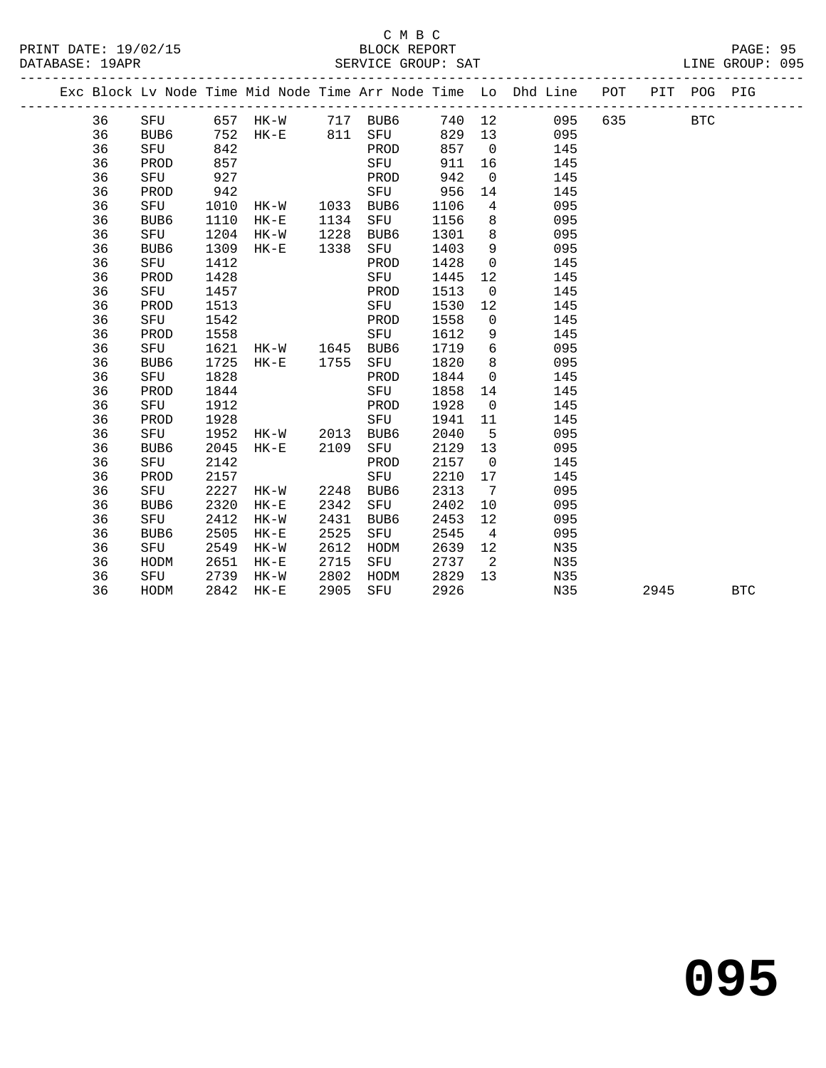C M B C
BLOCK REPORT
SERVICE GROUP: SAT

PRINT DATE: 19/02/15
DATABASE: 19APR
LINE GROUP: 095

| Exc | Block | Lv | Node | Time | Mid Node | Time | Arr Node | Time | Lo | Dhd Line | POT | PIT | POG | PIG |
|---|---|---|---|---|---|---|---|---|---|---|---|---|---|---|
| | 36 | | SFU | 657 | HK-W | 717 | BUB6 | 740 | 12 | 095 | 635 | | BTC | |
| | 36 | | BUB6 | 752 | HK-E | 811 | SFU | 829 | 13 | 095 | | | | |
| | 36 | | SFU | 842 | | | PROD | 857 | 0 | 145 | | | | |
| | 36 | | PROD | 857 | | | SFU | 911 | 16 | 145 | | | | |
| | 36 | | SFU | 927 | | | PROD | 942 | 0 | 145 | | | | |
| | 36 | | PROD | 942 | | | SFU | 956 | 14 | 145 | | | | |
| | 36 | | SFU | 1010 | HK-W | 1033 | BUB6 | 1106 | 4 | 095 | | | | |
| | 36 | | BUB6 | 1110 | HK-E | 1134 | SFU | 1156 | 8 | 095 | | | | |
| | 36 | | SFU | 1204 | HK-W | 1228 | BUB6 | 1301 | 8 | 095 | | | | |
| | 36 | | BUB6 | 1309 | HK-E | 1338 | SFU | 1403 | 9 | 095 | | | | |
| | 36 | | SFU | 1412 | | | PROD | 1428 | 0 | 145 | | | | |
| | 36 | | PROD | 1428 | | | SFU | 1445 | 12 | 145 | | | | |
| | 36 | | SFU | 1457 | | | PROD | 1513 | 0 | 145 | | | | |
| | 36 | | PROD | 1513 | | | SFU | 1530 | 12 | 145 | | | | |
| | 36 | | SFU | 1542 | | | PROD | 1558 | 0 | 145 | | | | |
| | 36 | | PROD | 1558 | | | SFU | 1612 | 9 | 145 | | | | |
| | 36 | | SFU | 1621 | HK-W | 1645 | BUB6 | 1719 | 6 | 095 | | | | |
| | 36 | | BUB6 | 1725 | HK-E | 1755 | SFU | 1820 | 8 | 095 | | | | |
| | 36 | | SFU | 1828 | | | PROD | 1844 | 0 | 145 | | | | |
| | 36 | | PROD | 1844 | | | SFU | 1858 | 14 | 145 | | | | |
| | 36 | | SFU | 1912 | | | PROD | 1928 | 0 | 145 | | | | |
| | 36 | | PROD | 1928 | | | SFU | 1941 | 11 | 145 | | | | |
| | 36 | | SFU | 1952 | HK-W | 2013 | BUB6 | 2040 | 5 | 095 | | | | |
| | 36 | | BUB6 | 2045 | HK-E | 2109 | SFU | 2129 | 13 | 095 | | | | |
| | 36 | | SFU | 2142 | | | PROD | 2157 | 0 | 145 | | | | |
| | 36 | | PROD | 2157 | | | SFU | 2210 | 17 | 145 | | | | |
| | 36 | | SFU | 2227 | HK-W | 2248 | BUB6 | 2313 | 7 | 095 | | | | |
| | 36 | | BUB6 | 2320 | HK-E | 2342 | SFU | 2402 | 10 | 095 | | | | |
| | 36 | | SFU | 2412 | HK-W | 2431 | BUB6 | 2453 | 12 | 095 | | | | |
| | 36 | | BUB6 | 2505 | HK-E | 2525 | SFU | 2545 | 4 | 095 | | | | |
| | 36 | | SFU | 2549 | HK-W | 2612 | HODM | 2639 | 12 | N35 | | | | |
| | 36 | | HODM | 2651 | HK-E | 2715 | SFU | 2737 | 2 | N35 | | | | |
| | 36 | | SFU | 2739 | HK-W | 2802 | HODM | 2829 | 13 | N35 | | | | |
| | 36 | | HODM | 2842 | HK-E | 2905 | SFU | 2926 | | N35 | | 2945 | | BTC |

095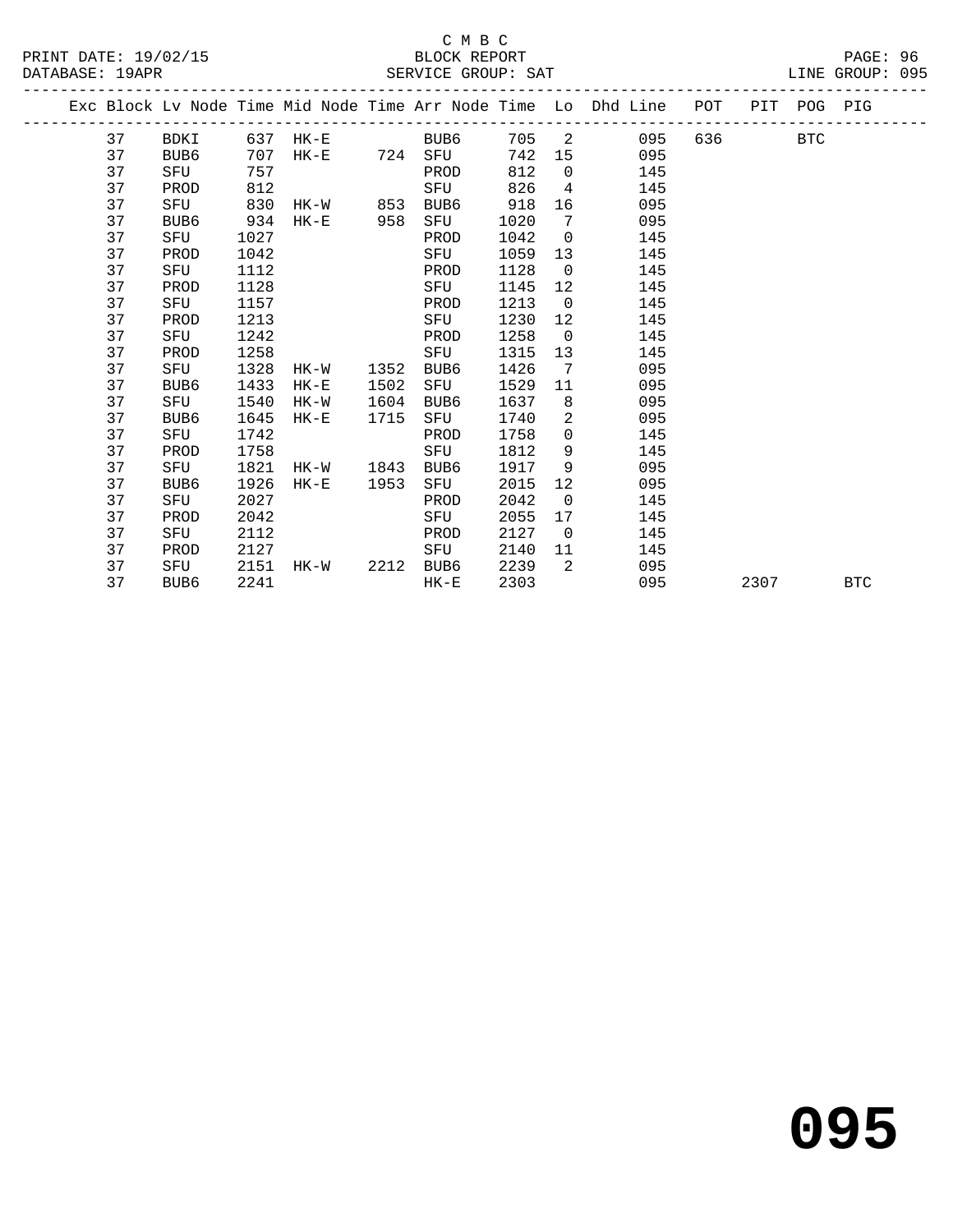C M B C

BLOCK REPORT

SERVICE GROUP: SAT

PRINT DATE: 19/02/15
DATABASE: 19APR
LINE GROUP: 095

| Exc | Block | Lv Node | Time | Mid Node | Time | Arr Node | Time | Lo | Dhd Line | POT | PIT | POG | PIG |
|---|---|---|---|---|---|---|---|---|---|---|---|---|---|
| | 37 | BDKI | 637 | HK-E | | BUB6 | 705 | 2 | 095 | 636 | | BTC | |
| | 37 | BUB6 | 707 | HK-E | 724 | SFU | 742 | 15 | 095 | | | | |
| | 37 | SFU | 757 | | | PROD | 812 | 0 | 145 | | | | |
| | 37 | PROD | 812 | | | SFU | 826 | 4 | 145 | | | | |
| | 37 | SFU | 830 | HK-W | 853 | BUB6 | 918 | 16 | 095 | | | | |
| | 37 | BUB6 | 934 | HK-E | 958 | SFU | 1020 | 7 | 095 | | | | |
| | 37 | SFU | 1027 | | | PROD | 1042 | 0 | 145 | | | | |
| | 37 | PROD | 1042 | | | SFU | 1059 | 13 | 145 | | | | |
| | 37 | SFU | 1112 | | | PROD | 1128 | 0 | 145 | | | | |
| | 37 | PROD | 1128 | | | SFU | 1145 | 12 | 145 | | | | |
| | 37 | SFU | 1157 | | | PROD | 1213 | 0 | 145 | | | | |
| | 37 | PROD | 1213 | | | SFU | 1230 | 12 | 145 | | | | |
| | 37 | SFU | 1242 | | | PROD | 1258 | 0 | 145 | | | | |
| | 37 | PROD | 1258 | | | SFU | 1315 | 13 | 145 | | | | |
| | 37 | SFU | 1328 | HK-W | 1352 | BUB6 | 1426 | 7 | 095 | | | | |
| | 37 | BUB6 | 1433 | HK-E | 1502 | SFU | 1529 | 11 | 095 | | | | |
| | 37 | SFU | 1540 | HK-W | 1604 | BUB6 | 1637 | 8 | 095 | | | | |
| | 37 | BUB6 | 1645 | HK-E | 1715 | SFU | 1740 | 2 | 095 | | | | |
| | 37 | SFU | 1742 | | | PROD | 1758 | 0 | 145 | | | | |
| | 37 | PROD | 1758 | | | SFU | 1812 | 9 | 145 | | | | |
| | 37 | SFU | 1821 | HK-W | 1843 | BUB6 | 1917 | 9 | 095 | | | | |
| | 37 | BUB6 | 1926 | HK-E | 1953 | SFU | 2015 | 12 | 095 | | | | |
| | 37 | SFU | 2027 | | | PROD | 2042 | 0 | 145 | | | | |
| | 37 | PROD | 2042 | | | SFU | 2055 | 17 | 145 | | | | |
| | 37 | SFU | 2112 | | | PROD | 2127 | 0 | 145 | | | | |
| | 37 | PROD | 2127 | | | SFU | 2140 | 11 | 145 | | | | |
| | 37 | SFU | 2151 | HK-W | 2212 | BUB6 | 2239 | 2 | 095 | | | | |
| | 37 | BUB6 | 2241 | | | HK-E | 2303 | | 095 | | 2307 | | BTC |

095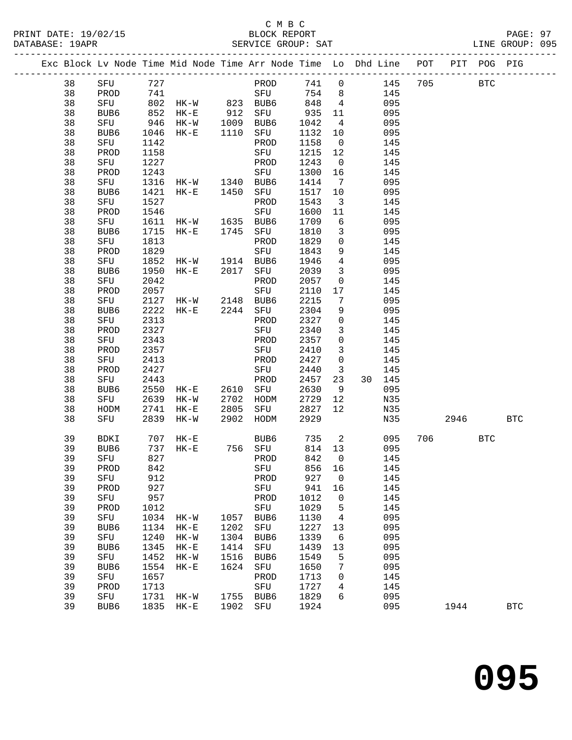C M B C
BLOCK REPORT
SERVICE GROUP: SAT

PRINT DATE: 19/02/15
DATABASE: 19APR
LINE GROUP: 095

| Exc | Block | Lv | Node | Time | Mid | Node | Time | Arr | Node | Time | Lo | Dhd | Line | POT | PIT | POG | PIG |
|---|---|---|---|---|---|---|---|---|---|---|---|---|---|---|---|---|---|
| | 38 | | SFU | 727 | | | | | PROD | 741 | 0 | | 145 | 705 | | BTC | |
| | 38 | | PROD | 741 | | | | | SFU | 754 | 8 | | 145 | | | | |
| | 38 | | SFU | 802 | HK-W | | 823 | | BUB6 | 848 | 4 | | 095 | | | | |
| | 38 | | BUB6 | 852 | HK-E | | 912 | | SFU | 935 | 11 | | 095 | | | | |
| | 38 | | SFU | 946 | HK-W | | 1009 | | BUB6 | 1042 | 4 | | 095 | | | | |
| | 38 | | BUB6 | 1046 | HK-E | | 1110 | | SFU | 1132 | 10 | | 095 | | | | |
| | 38 | | SFU | 1142 | | | | | PROD | 1158 | 0 | | 145 | | | | |
| | 38 | | PROD | 1158 | | | | | SFU | 1215 | 12 | | 145 | | | | |
| | 38 | | SFU | 1227 | | | | | PROD | 1243 | 0 | | 145 | | | | |
| | 38 | | PROD | 1243 | | | | | SFU | 1300 | 16 | | 145 | | | | |
| | 38 | | SFU | 1316 | HK-W | | 1340 | | BUB6 | 1414 | 7 | | 095 | | | | |
| | 38 | | BUB6 | 1421 | HK-E | | 1450 | | SFU | 1517 | 10 | | 095 | | | | |
| | 38 | | SFU | 1527 | | | | | PROD | 1543 | 3 | | 145 | | | | |
| | 38 | | PROD | 1546 | | | | | SFU | 1600 | 11 | | 145 | | | | |
| | 38 | | SFU | 1611 | HK-W | | 1635 | | BUB6 | 1709 | 6 | | 095 | | | | |
| | 38 | | BUB6 | 1715 | HK-E | | 1745 | | SFU | 1810 | 3 | | 095 | | | | |
| | 38 | | SFU | 1813 | | | | | PROD | 1829 | 0 | | 145 | | | | |
| | 38 | | PROD | 1829 | | | | | SFU | 1843 | 9 | | 145 | | | | |
| | 38 | | SFU | 1852 | HK-W | | 1914 | | BUB6 | 1946 | 4 | | 095 | | | | |
| | 38 | | BUB6 | 1950 | HK-E | | 2017 | | SFU | 2039 | 3 | | 095 | | | | |
| | 38 | | SFU | 2042 | | | | | PROD | 2057 | 0 | | 145 | | | | |
| | 38 | | PROD | 2057 | | | | | SFU | 2110 | 17 | | 145 | | | | |
| | 38 | | SFU | 2127 | HK-W | | 2148 | | BUB6 | 2215 | 7 | | 095 | | | | |
| | 38 | | BUB6 | 2222 | HK-E | | 2244 | | SFU | 2304 | 9 | | 095 | | | | |
| | 38 | | SFU | 2313 | | | | | PROD | 2327 | 0 | | 145 | | | | |
| | 38 | | PROD | 2327 | | | | | SFU | 2340 | 3 | | 145 | | | | |
| | 38 | | SFU | 2343 | | | | | PROD | 2357 | 0 | | 145 | | | | |
| | 38 | | PROD | 2357 | | | | | SFU | 2410 | 3 | | 145 | | | | |
| | 38 | | SFU | 2413 | | | | | PROD | 2427 | 0 | | 145 | | | | |
| | 38 | | PROD | 2427 | | | | | SFU | 2440 | 3 | | 145 | | | | |
| | 38 | | SFU | 2443 | | | | | PROD | 2457 | 23 | 30 | 145 | | | | |
| | 38 | | BUB6 | 2550 | HK-E | | 2610 | | SFU | 2630 | 9 | | 095 | | | | |
| | 38 | | SFU | 2639 | HK-W | | 2702 | | HODM | 2729 | 12 | | N35 | | | | |
| | 38 | | HODM | 2741 | HK-E | | 2805 | | SFU | 2827 | 12 | | N35 | | | | |
| | 38 | | SFU | 2839 | HK-W | | 2902 | | HODM | 2929 | | | N35 | | 2946 | | BTC |
| | 39 | | BDKI | 707 | HK-E | | | | BUB6 | 735 | 2 | | 095 | 706 | | BTC | |
| | 39 | | BUB6 | 737 | HK-E | | 756 | | SFU | 814 | 13 | | 095 | | | | |
| | 39 | | SFU | 827 | | | | | PROD | 842 | 0 | | 145 | | | | |
| | 39 | | PROD | 842 | | | | | SFU | 856 | 16 | | 145 | | | | |
| | 39 | | SFU | 912 | | | | | PROD | 927 | 0 | | 145 | | | | |
| | 39 | | PROD | 927 | | | | | SFU | 941 | 16 | | 145 | | | | |
| | 39 | | SFU | 957 | | | | | PROD | 1012 | 0 | | 145 | | | | |
| | 39 | | PROD | 1012 | | | | | SFU | 1029 | 5 | | 145 | | | | |
| | 39 | | SFU | 1034 | HK-W | | 1057 | | BUB6 | 1130 | 4 | | 095 | | | | |
| | 39 | | BUB6 | 1134 | HK-E | | 1202 | | SFU | 1227 | 13 | | 095 | | | | |
| | 39 | | SFU | 1240 | HK-W | | 1304 | | BUB6 | 1339 | 6 | | 095 | | | | |
| | 39 | | BUB6 | 1345 | HK-E | | 1414 | | SFU | 1439 | 13 | | 095 | | | | |
| | 39 | | SFU | 1452 | HK-W | | 1516 | | BUB6 | 1549 | 5 | | 095 | | | | |
| | 39 | | BUB6 | 1554 | HK-E | | 1624 | | SFU | 1650 | 7 | | 095 | | | | |
| | 39 | | SFU | 1657 | | | | | PROD | 1713 | 0 | | 145 | | | | |
| | 39 | | PROD | 1713 | | | | | SFU | 1727 | 4 | | 145 | | | | |
| | 39 | | SFU | 1731 | HK-W | | 1755 | | BUB6 | 1829 | 6 | | 095 | | | | |
| | 39 | | BUB6 | 1835 | HK-E | | 1902 | | SFU | 1924 | | | 095 | | 1944 | | BTC |

095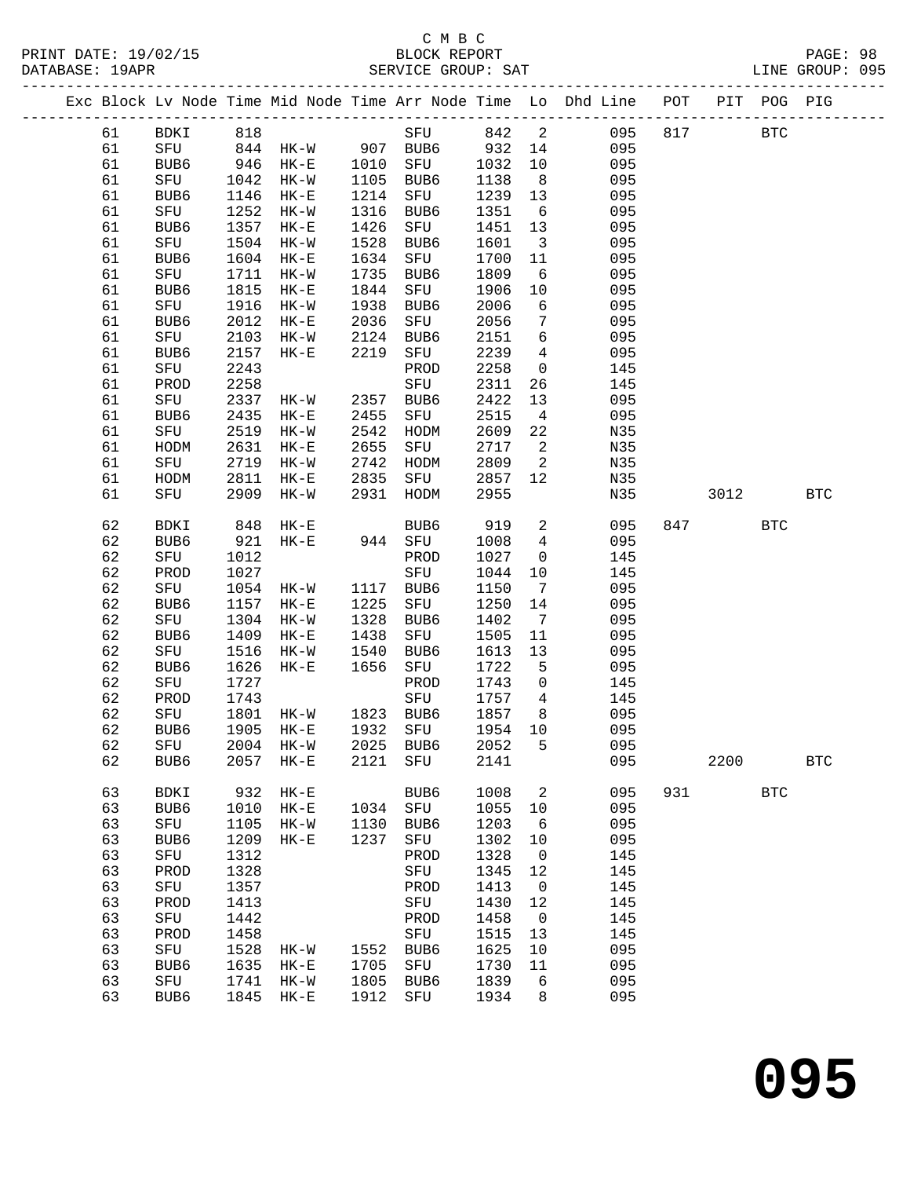C M B C
BLOCK REPORT
SERVICE GROUP: SAT

PRINT DATE: 19/02/15
DATABASE: 19APR
PAGE: 98
LINE GROUP: 095

| Exc | Block | Lv | Node | Time | Mid | Node | Time | Arr | Node | Time | Lo | Dhd | Line | POT | PIT | POG | PIG |
|---|---|---|---|---|---|---|---|---|---|---|---|---|---|---|---|---|---|
| | 61 | | BDKI | 818 | | | | SFU | | 842 | 2 | | 095 | 817 | | BTC | |
| | 61 | | SFU | 844 | HK-W | | 907 | BUB6 | | 932 | 14 | | 095 | | | | |
| | 61 | | BUB6 | 946 | HK-E | | 1010 | SFU | | 1032 | 10 | | 095 | | | | |
| | 61 | | SFU | 1042 | HK-W | | 1105 | BUB6 | | 1138 | 8 | | 095 | | | | |
| | 61 | | BUB6 | 1146 | HK-E | | 1214 | SFU | | 1239 | 13 | | 095 | | | | |
| | 61 | | SFU | 1252 | HK-W | | 1316 | BUB6 | | 1351 | 6 | | 095 | | | | |
| | 61 | | BUB6 | 1357 | HK-E | | 1426 | SFU | | 1451 | 13 | | 095 | | | | |
| | 61 | | SFU | 1504 | HK-W | | 1528 | BUB6 | | 1601 | 3 | | 095 | | | | |
| | 61 | | BUB6 | 1604 | HK-E | | 1634 | SFU | | 1700 | 11 | | 095 | | | | |
| | 61 | | SFU | 1711 | HK-W | | 1735 | BUB6 | | 1809 | 6 | | 095 | | | | |
| | 61 | | BUB6 | 1815 | HK-E | | 1844 | SFU | | 1906 | 10 | | 095 | | | | |
| | 61 | | SFU | 1916 | HK-W | | 1938 | BUB6 | | 2006 | 6 | | 095 | | | | |
| | 61 | | BUB6 | 2012 | HK-E | | 2036 | SFU | | 2056 | 7 | | 095 | | | | |
| | 61 | | SFU | 2103 | HK-W | | 2124 | BUB6 | | 2151 | 6 | | 095 | | | | |
| | 61 | | BUB6 | 2157 | HK-E | | 2219 | SFU | | 2239 | 4 | | 095 | | | | |
| | 61 | | SFU | 2243 | | | | PROD | | 2258 | 0 | | 145 | | | | |
| | 61 | | PROD | 2258 | | | | SFU | | 2311 | 26 | | 145 | | | | |
| | 61 | | SFU | 2337 | HK-W | | 2357 | BUB6 | | 2422 | 13 | | 095 | | | | |
| | 61 | | BUB6 | 2435 | HK-E | | 2455 | SFU | | 2515 | 4 | | 095 | | | | |
| | 61 | | SFU | 2519 | HK-W | | 2542 | HODM | | 2609 | 22 | | N35 | | | | |
| | 61 | | HODM | 2631 | HK-E | | 2655 | SFU | | 2717 | 2 | | N35 | | | | |
| | 61 | | SFU | 2719 | HK-W | | 2742 | HODM | | 2809 | 2 | | N35 | | | | |
| | 61 | | HODM | 2811 | HK-E | | 2835 | SFU | | 2857 | 12 | | N35 | | | | |
| | 61 | | SFU | 2909 | HK-W | | 2931 | HODM | | 2955 | | | N35 | | 3012 | | BTC |
| | 62 | | BDKI | 848 | HK-E | | | BUB6 | | 919 | 2 | | 095 | 847 | | BTC | |
| | 62 | | BUB6 | 921 | HK-E | | 944 | SFU | | 1008 | 4 | | 095 | | | | |
| | 62 | | SFU | 1012 | | | | PROD | | 1027 | 0 | | 145 | | | | |
| | 62 | | PROD | 1027 | | | | SFU | | 1044 | 10 | | 145 | | | | |
| | 62 | | SFU | 1054 | HK-W | | 1117 | BUB6 | | 1150 | 7 | | 095 | | | | |
| | 62 | | BUB6 | 1157 | HK-E | | 1225 | SFU | | 1250 | 14 | | 095 | | | | |
| | 62 | | SFU | 1304 | HK-W | | 1328 | BUB6 | | 1402 | 7 | | 095 | | | | |
| | 62 | | BUB6 | 1409 | HK-E | | 1438 | SFU | | 1505 | 11 | | 095 | | | | |
| | 62 | | SFU | 1516 | HK-W | | 1540 | BUB6 | | 1613 | 13 | | 095 | | | | |
| | 62 | | BUB6 | 1626 | HK-E | | 1656 | SFU | | 1722 | 5 | | 095 | | | | |
| | 62 | | SFU | 1727 | | | | PROD | | 1743 | 0 | | 145 | | | | |
| | 62 | | PROD | 1743 | | | | SFU | | 1757 | 4 | | 145 | | | | |
| | 62 | | SFU | 1801 | HK-W | | 1823 | BUB6 | | 1857 | 8 | | 095 | | | | |
| | 62 | | BUB6 | 1905 | HK-E | | 1932 | SFU | | 1954 | 10 | | 095 | | | | |
| | 62 | | SFU | 2004 | HK-W | | 2025 | BUB6 | | 2052 | 5 | | 095 | | | | |
| | 62 | | BUB6 | 2057 | HK-E | | 2121 | SFU | | 2141 | | | 095 | | 2200 | | BTC |
| | 63 | | BDKI | 932 | HK-E | | | BUB6 | | 1008 | 2 | | 095 | 931 | | BTC | |
| | 63 | | BUB6 | 1010 | HK-E | | 1034 | SFU | | 1055 | 10 | | 095 | | | | |
| | 63 | | SFU | 1105 | HK-W | | 1130 | BUB6 | | 1203 | 6 | | 095 | | | | |
| | 63 | | BUB6 | 1209 | HK-E | | 1237 | SFU | | 1302 | 10 | | 095 | | | | |
| | 63 | | SFU | 1312 | | | | PROD | | 1328 | 0 | | 145 | | | | |
| | 63 | | PROD | 1328 | | | | SFU | | 1345 | 12 | | 145 | | | | |
| | 63 | | SFU | 1357 | | | | PROD | | 1413 | 0 | | 145 | | | | |
| | 63 | | PROD | 1413 | | | | SFU | | 1430 | 12 | | 145 | | | | |
| | 63 | | SFU | 1442 | | | | PROD | | 1458 | 0 | | 145 | | | | |
| | 63 | | PROD | 1458 | | | | SFU | | 1515 | 13 | | 145 | | | | |
| | 63 | | SFU | 1528 | HK-W | | 1552 | BUB6 | | 1625 | 10 | | 095 | | | | |
| | 63 | | BUB6 | 1635 | HK-E | | 1705 | SFU | | 1730 | 11 | | 095 | | | | |
| | 63 | | SFU | 1741 | HK-W | | 1805 | BUB6 | | 1839 | 6 | | 095 | | | | |
| | 63 | | BUB6 | 1845 | HK-E | | 1912 | SFU | | 1934 | 8 | | 095 | | | | |

**095**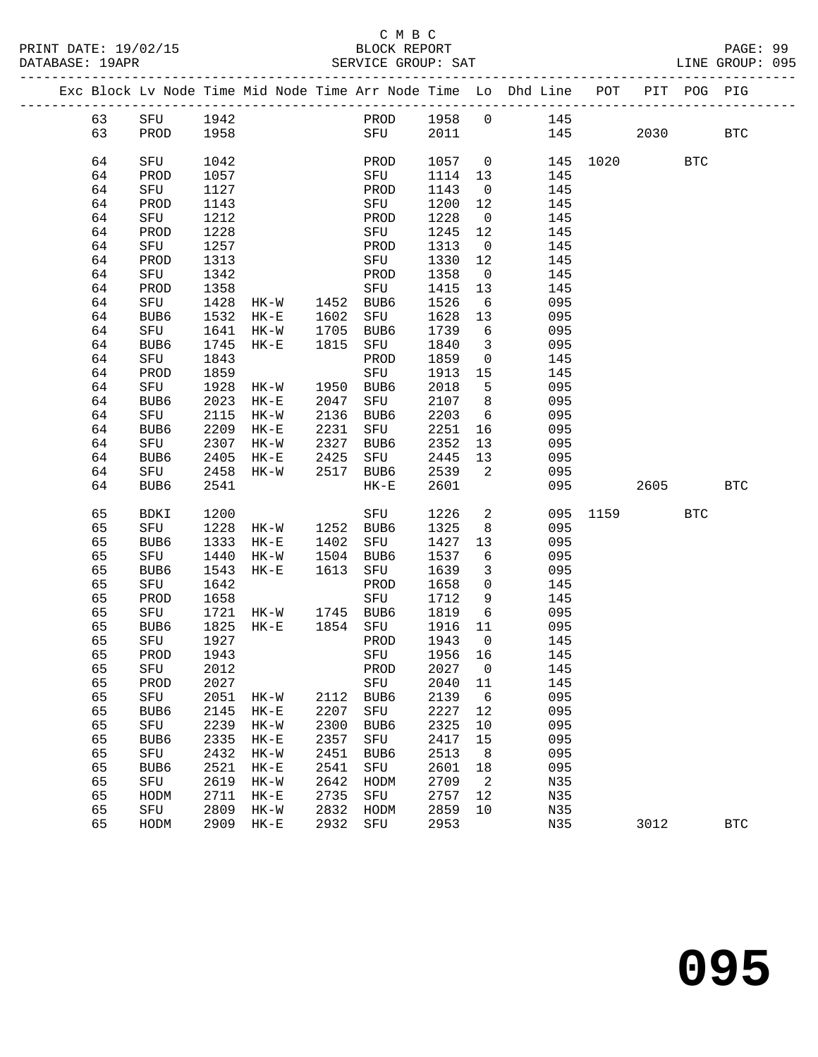C M B C
BLOCK REPORT
SERVICE GROUP: SAT

PRINT DATE: 19/02/15
DATABASE: 19APR
LINE GROUP: 095

| Exc | Block | Lv | Node | Time | Mid Node | Time | Arr Node | Time | Lo | Dhd Line | POT | PIT | POG | PIG |
|---|---|---|---|---|---|---|---|---|---|---|---|---|---|---|
| | 63 | | SFU | 1942 | | | PROD | 1958 | 0 | 145 | | | | |
| | 63 | | PROD | 1958 | | | SFU | 2011 | | 145 | | 2030 | | BTC |
| | 64 | | SFU | 1042 | | | PROD | 1057 | 0 | 145 | 1020 | | BTC | |
| | 64 | | PROD | 1057 | | | SFU | 1114 | 13 | 145 | | | | |
| | 64 | | SFU | 1127 | | | PROD | 1143 | 0 | 145 | | | | |
| | 64 | | PROD | 1143 | | | SFU | 1200 | 12 | 145 | | | | |
| | 64 | | SFU | 1212 | | | PROD | 1228 | 0 | 145 | | | | |
| | 64 | | PROD | 1228 | | | SFU | 1245 | 12 | 145 | | | | |
| | 64 | | SFU | 1257 | | | PROD | 1313 | 0 | 145 | | | | |
| | 64 | | PROD | 1313 | | | SFU | 1330 | 12 | 145 | | | | |
| | 64 | | SFU | 1342 | | | PROD | 1358 | 0 | 145 | | | | |
| | 64 | | PROD | 1358 | | | SFU | 1415 | 13 | 145 | | | | |
| | 64 | | SFU | 1428 | HK-W | 1452 | BUB6 | 1526 | 6 | 095 | | | | |
| | 64 | | BUB6 | 1532 | HK-E | 1602 | SFU | 1628 | 13 | 095 | | | | |
| | 64 | | SFU | 1641 | HK-W | 1705 | BUB6 | 1739 | 6 | 095 | | | | |
| | 64 | | BUB6 | 1745 | HK-E | 1815 | SFU | 1840 | 3 | 095 | | | | |
| | 64 | | SFU | 1843 | | | PROD | 1859 | 0 | 145 | | | | |
| | 64 | | PROD | 1859 | | | SFU | 1913 | 15 | 145 | | | | |
| | 64 | | SFU | 1928 | HK-W | 1950 | BUB6 | 2018 | 5 | 095 | | | | |
| | 64 | | BUB6 | 2023 | HK-E | 2047 | SFU | 2107 | 8 | 095 | | | | |
| | 64 | | SFU | 2115 | HK-W | 2136 | BUB6 | 2203 | 6 | 095 | | | | |
| | 64 | | BUB6 | 2209 | HK-E | 2231 | SFU | 2251 | 16 | 095 | | | | |
| | 64 | | SFU | 2307 | HK-W | 2327 | BUB6 | 2352 | 13 | 095 | | | | |
| | 64 | | BUB6 | 2405 | HK-E | 2425 | SFU | 2445 | 13 | 095 | | | | |
| | 64 | | SFU | 2458 | HK-W | 2517 | BUB6 | 2539 | 2 | 095 | | | | |
| | 64 | | BUB6 | 2541 | | | HK-E | 2601 | | 095 | | 2605 | | BTC |
| | 65 | | BDKI | 1200 | | | SFU | 1226 | 2 | 095 | 1159 | | BTC | |
| | 65 | | SFU | 1228 | HK-W | 1252 | BUB6 | 1325 | 8 | 095 | | | | |
| | 65 | | BUB6 | 1333 | HK-E | 1402 | SFU | 1427 | 13 | 095 | | | | |
| | 65 | | SFU | 1440 | HK-W | 1504 | BUB6 | 1537 | 6 | 095 | | | | |
| | 65 | | BUB6 | 1543 | HK-E | 1613 | SFU | 1639 | 3 | 095 | | | | |
| | 65 | | SFU | 1642 | | | PROD | 1658 | 0 | 145 | | | | |
| | 65 | | PROD | 1658 | | | SFU | 1712 | 9 | 145 | | | | |
| | 65 | | SFU | 1721 | HK-W | 1745 | BUB6 | 1819 | 6 | 095 | | | | |
| | 65 | | BUB6 | 1825 | HK-E | 1854 | SFU | 1916 | 11 | 095 | | | | |
| | 65 | | SFU | 1927 | | | PROD | 1943 | 0 | 145 | | | | |
| | 65 | | PROD | 1943 | | | SFU | 1956 | 16 | 145 | | | | |
| | 65 | | SFU | 2012 | | | PROD | 2027 | 0 | 145 | | | | |
| | 65 | | PROD | 2027 | | | SFU | 2040 | 11 | 145 | | | | |
| | 65 | | SFU | 2051 | HK-W | 2112 | BUB6 | 2139 | 6 | 095 | | | | |
| | 65 | | BUB6 | 2145 | HK-E | 2207 | SFU | 2227 | 12 | 095 | | | | |
| | 65 | | SFU | 2239 | HK-W | 2300 | BUB6 | 2325 | 10 | 095 | | | | |
| | 65 | | BUB6 | 2335 | HK-E | 2357 | SFU | 2417 | 15 | 095 | | | | |
| | 65 | | SFU | 2432 | HK-W | 2451 | BUB6 | 2513 | 8 | 095 | | | | |
| | 65 | | BUB6 | 2521 | HK-E | 2541 | SFU | 2601 | 18 | 095 | | | | |
| | 65 | | SFU | 2619 | HK-W | 2642 | HODM | 2709 | 2 | N35 | | | | |
| | 65 | | HODM | 2711 | HK-E | 2735 | SFU | 2757 | 12 | N35 | | | | |
| | 65 | | SFU | 2809 | HK-W | 2832 | HODM | 2859 | 10 | N35 | | | | |
| | 65 | | HODM | 2909 | HK-E | 2932 | SFU | 2953 | | N35 | | 3012 | | BTC |

095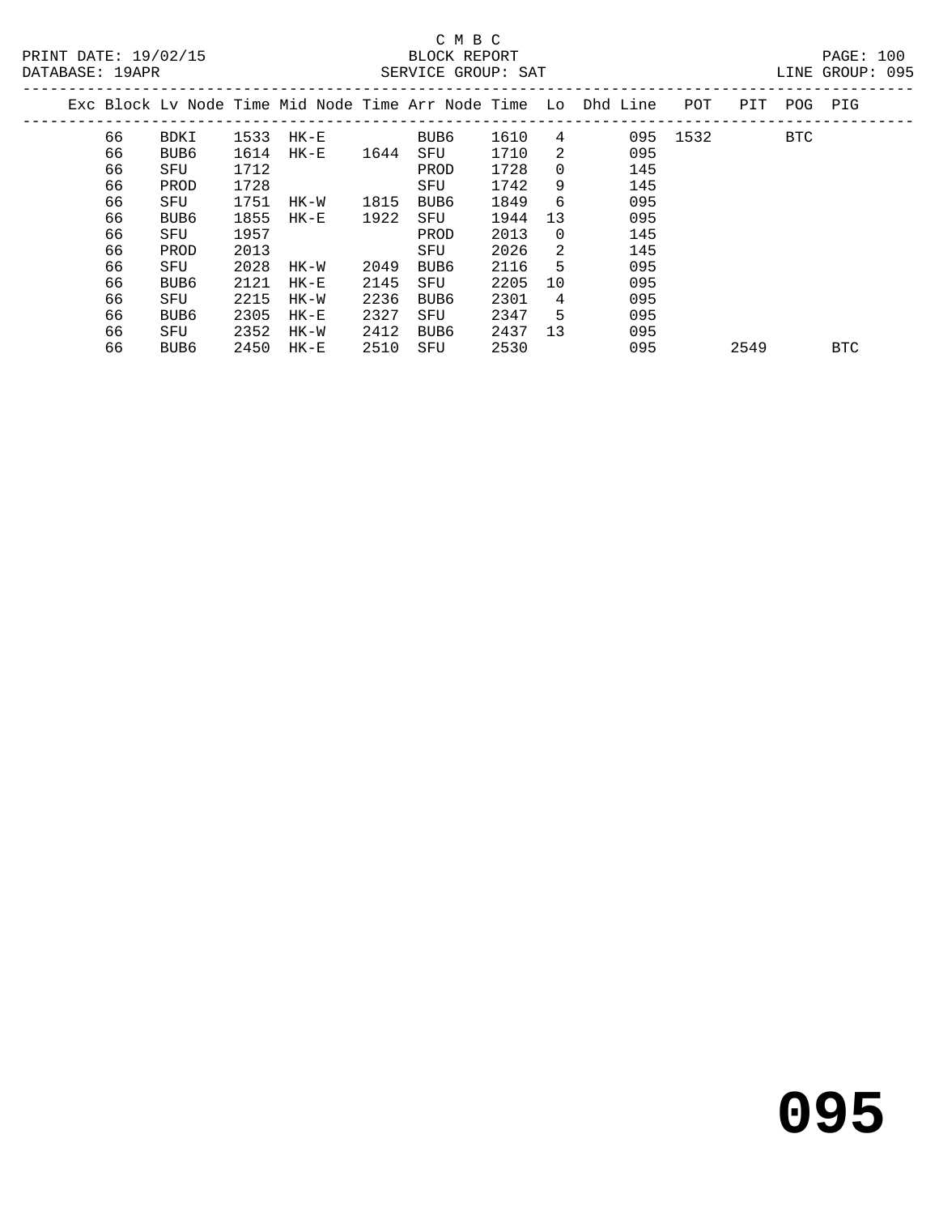C M B C

BLOCK REPORT

SERVICE GROUP: SAT

PRINT DATE: 19/02/15
DATABASE: 19APR

LINE GROUP: 095

| Exc | Block | Lv | Node | Time | Mid Node | Time | Arr Node | Time | Lo | Dhd Line | POT | PIT | POG | PIG |
|---|---|---|---|---|---|---|---|---|---|---|---|---|---|---|
| | 66 | | BDKI | 1533 | HK-E | | BUB6 | 1610 | 4 | 095 | 1532 | | BTC | |
| | 66 | | BUB6 | 1614 | HK-E | 1644 | SFU | 1710 | 2 | 095 | | | | |
| | 66 | | SFU | 1712 | | | PROD | 1728 | 0 | 145 | | | | |
| | 66 | | PROD | 1728 | | | SFU | 1742 | 9 | 145 | | | | |
| | 66 | | SFU | 1751 | HK-W | 1815 | BUB6 | 1849 | 6 | 095 | | | | |
| | 66 | | BUB6 | 1855 | HK-E | 1922 | SFU | 1944 | 13 | 095 | | | | |
| | 66 | | SFU | 1957 | | | PROD | 2013 | 0 | 145 | | | | |
| | 66 | | PROD | 2013 | | | SFU | 2026 | 2 | 145 | | | | |
| | 66 | | SFU | 2028 | HK-W | 2049 | BUB6 | 2116 | 5 | 095 | | | | |
| | 66 | | BUB6 | 2121 | HK-E | 2145 | SFU | 2205 | 10 | 095 | | | | |
| | 66 | | SFU | 2215 | HK-W | 2236 | BUB6 | 2301 | 4 | 095 | | | | |
| | 66 | | BUB6 | 2305 | HK-E | 2327 | SFU | 2347 | 5 | 095 | | | | |
| | 66 | | SFU | 2352 | HK-W | 2412 | BUB6 | 2437 | 13 | 095 | | | | |
| | 66 | | BUB6 | 2450 | HK-E | 2510 | SFU | 2530 | | 095 | | 2549 | | BTC |

# 095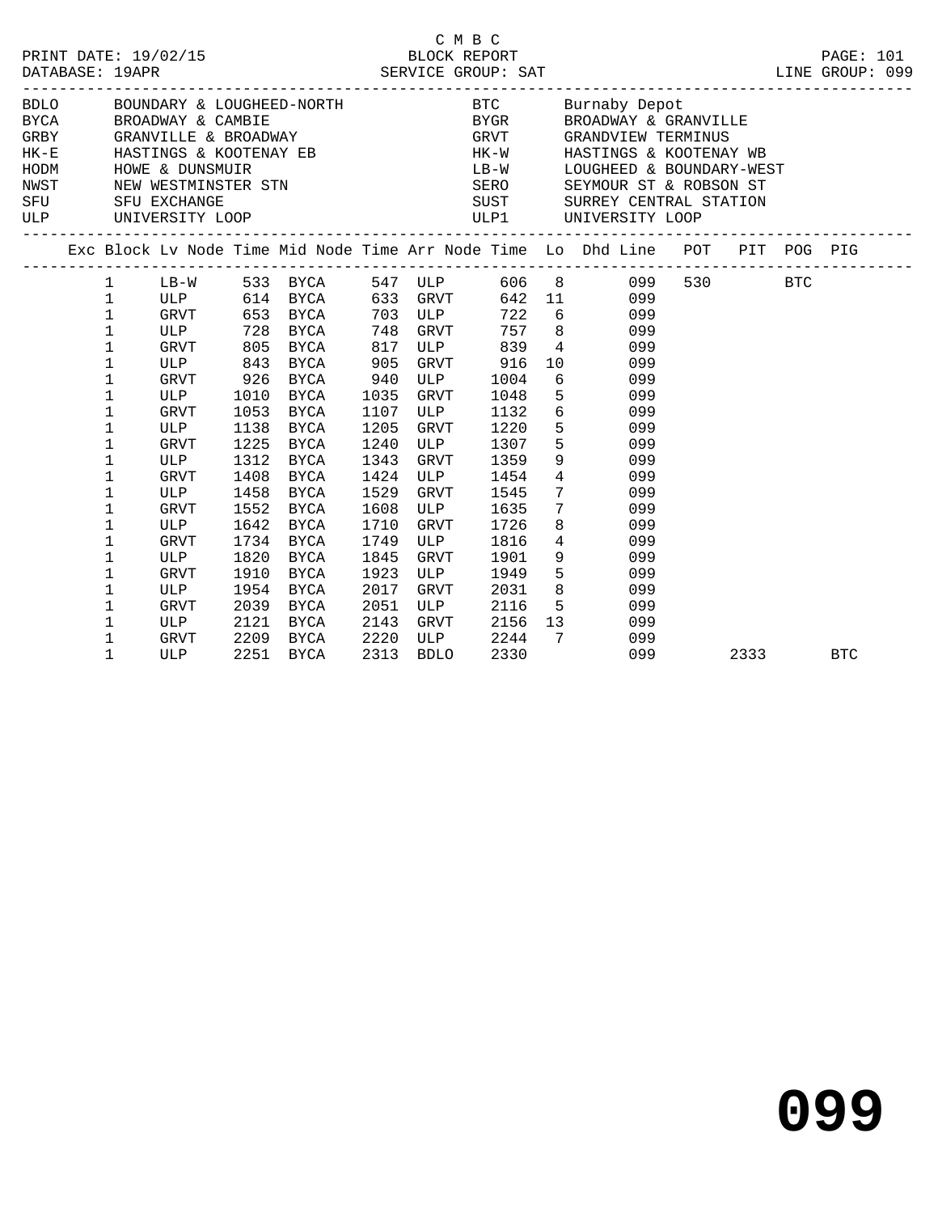C M B C

PRINT DATE: 19/02/15 BLOCK REPORT PAGE: 101
DATABASE: 19APR SERVICE GROUP: SAT LINE GROUP: 099

| Code | Description | Code | Description |
|---|---|---|---|
| BDLO | BOUNDARY & LOUGHEED-NORTH | BTC | Burnaby Depot |
| BYCA | BROADWAY & CAMBIE | BYGR | BROADWAY & GRANVILLE |
| GRBY | GRANVILLE & BROADWAY | GRVT | GRANDVIEW TERMINUS |
| HK-E | HASTINGS & KOOTENAY EB | HK-W | HASTINGS & KOOTENAY WB |
| HODM | HOWE & DUNSMUIR | LB-W | LOUGHEED & BOUNDARY-WEST |
| NWST | NEW WESTMINSTER STN | SERO | SEYMOUR ST & ROBSON ST |
| SFU | SFU EXCHANGE | SUST | SURREY CENTRAL STATION |
| ULP | UNIVERSITY LOOP | ULP1 | UNIVERSITY LOOP |

| Exc | Block | Lv Node | Time | Mid Node | Time | Arr Node | Time | Lo | Dhd Line | POT | PIT | POG | PIG |
|---|---|---|---|---|---|---|---|---|---|---|---|---|---|
| | 1 | LB-W | 533 | BYCA | 547 | ULP | 606 | 8 | 099 | 530 | | BTC | |
| | 1 | ULP | 614 | BYCA | 633 | GRVT | 642 | 11 | 099 | | | | |
| | 1 | GRVT | 653 | BYCA | 703 | ULP | 722 | 6 | 099 | | | | |
| | 1 | ULP | 728 | BYCA | 748 | GRVT | 757 | 8 | 099 | | | | |
| | 1 | GRVT | 805 | BYCA | 817 | ULP | 839 | 4 | 099 | | | | |
| | 1 | ULP | 843 | BYCA | 905 | GRVT | 916 | 10 | 099 | | | | |
| | 1 | GRVT | 926 | BYCA | 940 | ULP | 1004 | 6 | 099 | | | | |
| | 1 | ULP | 1010 | BYCA | 1035 | GRVT | 1048 | 5 | 099 | | | | |
| | 1 | GRVT | 1053 | BYCA | 1107 | ULP | 1132 | 6 | 099 | | | | |
| | 1 | ULP | 1138 | BYCA | 1205 | GRVT | 1220 | 5 | 099 | | | | |
| | 1 | GRVT | 1225 | BYCA | 1240 | ULP | 1307 | 5 | 099 | | | | |
| | 1 | ULP | 1312 | BYCA | 1343 | GRVT | 1359 | 9 | 099 | | | | |
| | 1 | GRVT | 1408 | BYCA | 1424 | ULP | 1454 | 4 | 099 | | | | |
| | 1 | ULP | 1458 | BYCA | 1529 | GRVT | 1545 | 7 | 099 | | | | |
| | 1 | GRVT | 1552 | BYCA | 1608 | ULP | 1635 | 7 | 099 | | | | |
| | 1 | ULP | 1642 | BYCA | 1710 | GRVT | 1726 | 8 | 099 | | | | |
| | 1 | GRVT | 1734 | BYCA | 1749 | ULP | 1816 | 4 | 099 | | | | |
| | 1 | ULP | 1820 | BYCA | 1845 | GRVT | 1901 | 9 | 099 | | | | |
| | 1 | GRVT | 1910 | BYCA | 1923 | ULP | 1949 | 5 | 099 | | | | |
| | 1 | ULP | 1954 | BYCA | 2017 | GRVT | 2031 | 8 | 099 | | | | |
| | 1 | GRVT | 2039 | BYCA | 2051 | ULP | 2116 | 5 | 099 | | | | |
| | 1 | ULP | 2121 | BYCA | 2143 | GRVT | 2156 | 13 | 099 | | | | |
| | 1 | GRVT | 2209 | BYCA | 2220 | ULP | 2244 | 7 | 099 | | | | |
| | 1 | ULP | 2251 | BYCA | 2313 | BDLO | 2330 | | 099 | | 2333 | | BTC |

# 099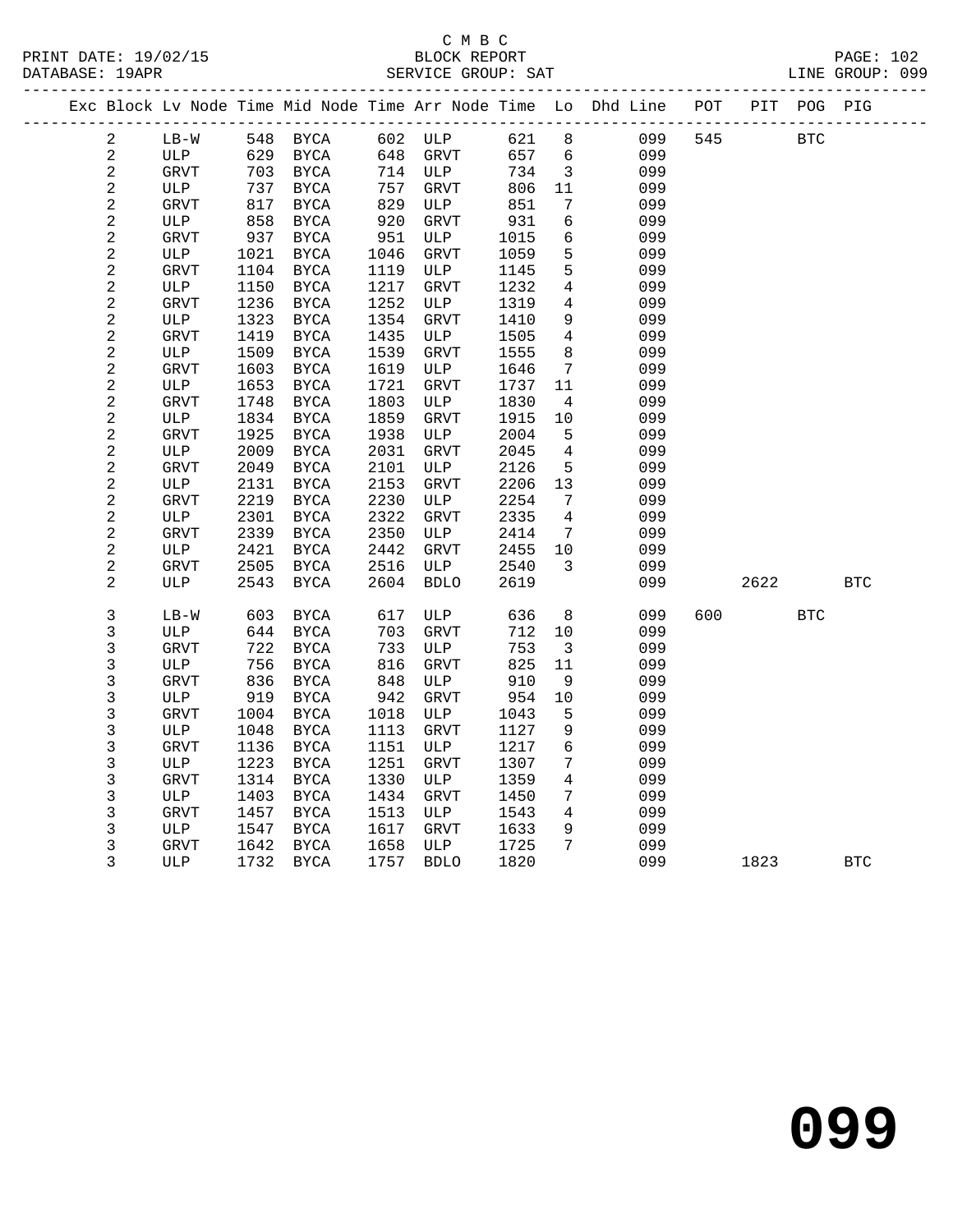C M B C
PRINT DATE: 19/02/15 BLOCK REPORT
DATABASE: 19APR SERVICE GROUP: SAT LINE GROUP: 099

| Exc | Block | Lv | Node | Time | Mid Node | Time | Arr Node | Time | Lo | Dhd Line | POT | PIT | POG | PIG |
|---|---|---|---|---|---|---|---|---|---|---|---|---|---|---|
| | 2 | | LB-W | 548 | BYCA | 602 | ULP | 621 | 8 | 099 | 545 | | BTC | |
| | 2 | | ULP | 629 | BYCA | 648 | GRVT | 657 | 6 | 099 | | | | |
| | 2 | | GRVT | 703 | BYCA | 714 | ULP | 734 | 3 | 099 | | | | |
| | 2 | | ULP | 737 | BYCA | 757 | GRVT | 806 | 11 | 099 | | | | |
| | 2 | | GRVT | 817 | BYCA | 829 | ULP | 851 | 7 | 099 | | | | |
| | 2 | | ULP | 858 | BYCA | 920 | GRVT | 931 | 6 | 099 | | | | |
| | 2 | | GRVT | 937 | BYCA | 951 | ULP | 1015 | 6 | 099 | | | | |
| | 2 | | ULP | 1021 | BYCA | 1046 | GRVT | 1059 | 5 | 099 | | | | |
| | 2 | | GRVT | 1104 | BYCA | 1119 | ULP | 1145 | 5 | 099 | | | | |
| | 2 | | ULP | 1150 | BYCA | 1217 | GRVT | 1232 | 4 | 099 | | | | |
| | 2 | | GRVT | 1236 | BYCA | 1252 | ULP | 1319 | 4 | 099 | | | | |
| | 2 | | ULP | 1323 | BYCA | 1354 | GRVT | 1410 | 9 | 099 | | | | |
| | 2 | | GRVT | 1419 | BYCA | 1435 | ULP | 1505 | 4 | 099 | | | | |
| | 2 | | ULP | 1509 | BYCA | 1539 | GRVT | 1555 | 8 | 099 | | | | |
| | 2 | | GRVT | 1603 | BYCA | 1619 | ULP | 1646 | 7 | 099 | | | | |
| | 2 | | ULP | 1653 | BYCA | 1721 | GRVT | 1737 | 11 | 099 | | | | |
| | 2 | | GRVT | 1748 | BYCA | 1803 | ULP | 1830 | 4 | 099 | | | | |
| | 2 | | ULP | 1834 | BYCA | 1859 | GRVT | 1915 | 10 | 099 | | | | |
| | 2 | | GRVT | 1925 | BYCA | 1938 | ULP | 2004 | 5 | 099 | | | | |
| | 2 | | ULP | 2009 | BYCA | 2031 | GRVT | 2045 | 4 | 099 | | | | |
| | 2 | | GRVT | 2049 | BYCA | 2101 | ULP | 2126 | 5 | 099 | | | | |
| | 2 | | ULP | 2131 | BYCA | 2153 | GRVT | 2206 | 13 | 099 | | | | |
| | 2 | | GRVT | 2219 | BYCA | 2230 | ULP | 2254 | 7 | 099 | | | | |
| | 2 | | ULP | 2301 | BYCA | 2322 | GRVT | 2335 | 4 | 099 | | | | |
| | 2 | | GRVT | 2339 | BYCA | 2350 | ULP | 2414 | 7 | 099 | | | | |
| | 2 | | ULP | 2421 | BYCA | 2442 | GRVT | 2455 | 10 | 099 | | | | |
| | 2 | | GRVT | 2505 | BYCA | 2516 | ULP | 2540 | 3 | 099 | | | | |
| | 2 | | ULP | 2543 | BYCA | 2604 | BDLO | 2619 | | 099 | | 2622 | | BTC |
| | 3 | | LB-W | 603 | BYCA | 617 | ULP | 636 | 8 | 099 | 600 | | BTC | |
| | 3 | | ULP | 644 | BYCA | 703 | GRVT | 712 | 10 | 099 | | | | |
| | 3 | | GRVT | 722 | BYCA | 733 | ULP | 753 | 3 | 099 | | | | |
| | 3 | | ULP | 756 | BYCA | 816 | GRVT | 825 | 11 | 099 | | | | |
| | 3 | | GRVT | 836 | BYCA | 848 | ULP | 910 | 9 | 099 | | | | |
| | 3 | | ULP | 919 | BYCA | 942 | GRVT | 954 | 10 | 099 | | | | |
| | 3 | | GRVT | 1004 | BYCA | 1018 | ULP | 1043 | 5 | 099 | | | | |
| | 3 | | ULP | 1048 | BYCA | 1113 | GRVT | 1127 | 9 | 099 | | | | |
| | 3 | | GRVT | 1136 | BYCA | 1151 | ULP | 1217 | 6 | 099 | | | | |
| | 3 | | ULP | 1223 | BYCA | 1251 | GRVT | 1307 | 7 | 099 | | | | |
| | 3 | | GRVT | 1314 | BYCA | 1330 | ULP | 1359 | 4 | 099 | | | | |
| | 3 | | ULP | 1403 | BYCA | 1434 | GRVT | 1450 | 7 | 099 | | | | |
| | 3 | | GRVT | 1457 | BYCA | 1513 | ULP | 1543 | 4 | 099 | | | | |
| | 3 | | ULP | 1547 | BYCA | 1617 | GRVT | 1633 | 9 | 099 | | | | |
| | 3 | | GRVT | 1642 | BYCA | 1658 | ULP | 1725 | 7 | 099 | | | | |
| | 3 | | ULP | 1732 | BYCA | 1757 | BDLO | 1820 | | 099 | | 1823 | | BTC |

099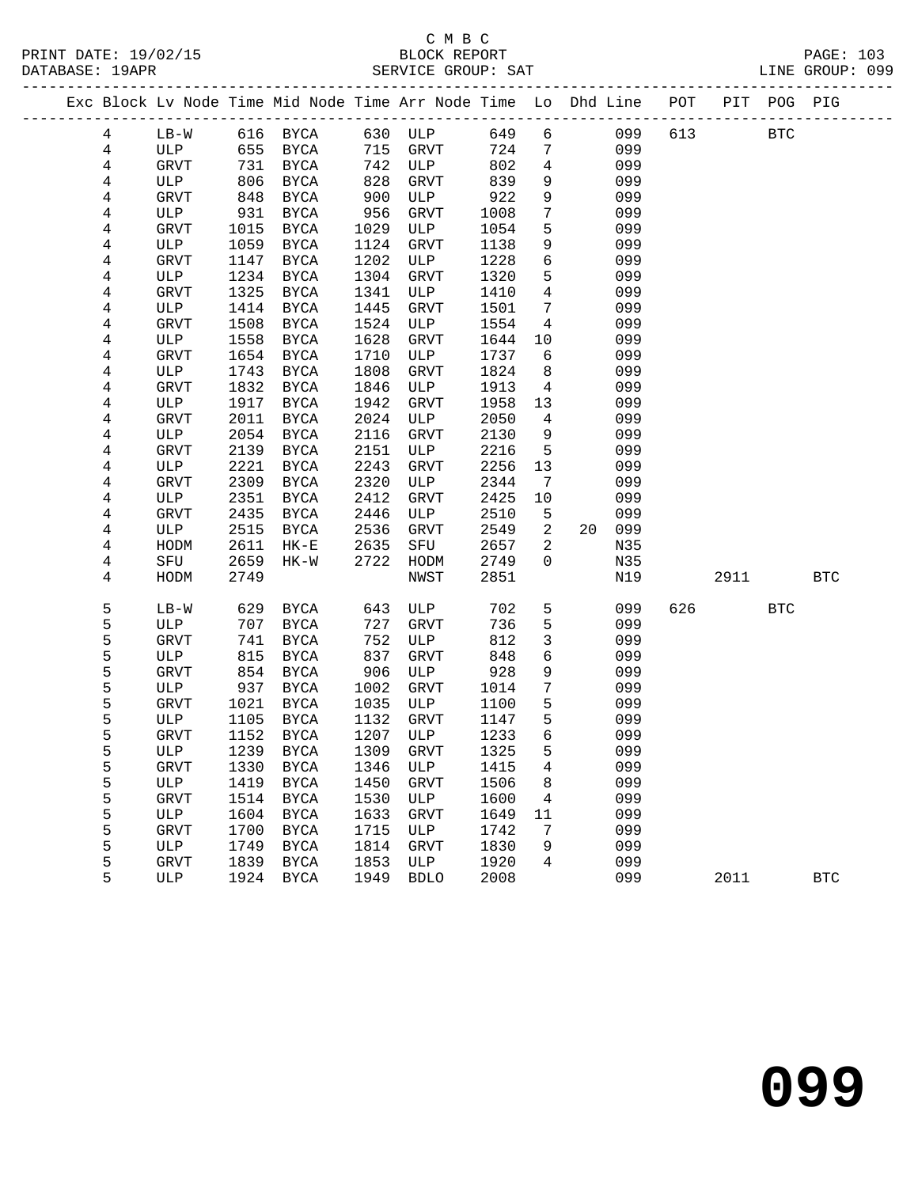C M B C
PRINT DATE: 19/02/15 BLOCK REPORT
DATABASE: 19APR SERVICE GROUP: SAT LINE GROUP: 099

| Exc | Block | Lv | Node | Time | Mid Node | Time | Arr Node | Time | Lo | Dhd | Line | POT | PIT | POG | PIG |
|---|---|---|---|---|---|---|---|---|---|---|---|---|---|---|---|
| | 4 | | LB-W | 616 | BYCA | 630 | ULP | 649 | 6 | | 099 | 613 | | BTC | |
| | 4 | | ULP | 655 | BYCA | 715 | GRVT | 724 | 7 | | 099 | | | | |
| | 4 | | GRVT | 731 | BYCA | 742 | ULP | 802 | 4 | | 099 | | | | |
| | 4 | | ULP | 806 | BYCA | 828 | GRVT | 839 | 9 | | 099 | | | | |
| | 4 | | GRVT | 848 | BYCA | 900 | ULP | 922 | 9 | | 099 | | | | |
| | 4 | | ULP | 931 | BYCA | 956 | GRVT | 1008 | 7 | | 099 | | | | |
| | 4 | | GRVT | 1015 | BYCA | 1029 | ULP | 1054 | 5 | | 099 | | | | |
| | 4 | | ULP | 1059 | BYCA | 1124 | GRVT | 1138 | 9 | | 099 | | | | |
| | 4 | | GRVT | 1147 | BYCA | 1202 | ULP | 1228 | 6 | | 099 | | | | |
| | 4 | | ULP | 1234 | BYCA | 1304 | GRVT | 1320 | 5 | | 099 | | | | |
| | 4 | | GRVT | 1325 | BYCA | 1341 | ULP | 1410 | 4 | | 099 | | | | |
| | 4 | | ULP | 1414 | BYCA | 1445 | GRVT | 1501 | 7 | | 099 | | | | |
| | 4 | | GRVT | 1508 | BYCA | 1524 | ULP | 1554 | 4 | | 099 | | | | |
| | 4 | | ULP | 1558 | BYCA | 1628 | GRVT | 1644 | 10 | | 099 | | | | |
| | 4 | | GRVT | 1654 | BYCA | 1710 | ULP | 1737 | 6 | | 099 | | | | |
| | 4 | | ULP | 1743 | BYCA | 1808 | GRVT | 1824 | 8 | | 099 | | | | |
| | 4 | | GRVT | 1832 | BYCA | 1846 | ULP | 1913 | 4 | | 099 | | | | |
| | 4 | | ULP | 1917 | BYCA | 1942 | GRVT | 1958 | 13 | | 099 | | | | |
| | 4 | | GRVT | 2011 | BYCA | 2024 | ULP | 2050 | 4 | | 099 | | | | |
| | 4 | | ULP | 2054 | BYCA | 2116 | GRVT | 2130 | 9 | | 099 | | | | |
| | 4 | | GRVT | 2139 | BYCA | 2151 | ULP | 2216 | 5 | | 099 | | | | |
| | 4 | | ULP | 2221 | BYCA | 2243 | GRVT | 2256 | 13 | | 099 | | | | |
| | 4 | | GRVT | 2309 | BYCA | 2320 | ULP | 2344 | 7 | | 099 | | | | |
| | 4 | | ULP | 2351 | BYCA | 2412 | GRVT | 2425 | 10 | | 099 | | | | |
| | 4 | | GRVT | 2435 | BYCA | 2446 | ULP | 2510 | 5 | | 099 | | | | |
| | 4 | | ULP | 2515 | BYCA | 2536 | GRVT | 2549 | 2 | 20 | 099 | | | | |
| | 4 | | HODM | 2611 | HK-E | 2635 | SFU | 2657 | 2 | | N35 | | | | |
| | 4 | | SFU | 2659 | HK-W | 2722 | HODM | 2749 | 0 | | N35 | | | | |
| | 4 | | HODM | 2749 | | | NWST | 2851 | | | N19 | | 2911 | | BTC |
| | 5 | | LB-W | 629 | BYCA | 643 | ULP | 702 | 5 | | 099 | 626 | | BTC | |
| | 5 | | ULP | 707 | BYCA | 727 | GRVT | 736 | 5 | | 099 | | | | |
| | 5 | | GRVT | 741 | BYCA | 752 | ULP | 812 | 3 | | 099 | | | | |
| | 5 | | ULP | 815 | BYCA | 837 | GRVT | 848 | 6 | | 099 | | | | |
| | 5 | | GRVT | 854 | BYCA | 906 | ULP | 928 | 9 | | 099 | | | | |
| | 5 | | ULP | 937 | BYCA | 1002 | GRVT | 1014 | 7 | | 099 | | | | |
| | 5 | | GRVT | 1021 | BYCA | 1035 | ULP | 1100 | 5 | | 099 | | | | |
| | 5 | | ULP | 1105 | BYCA | 1132 | GRVT | 1147 | 5 | | 099 | | | | |
| | 5 | | GRVT | 1152 | BYCA | 1207 | ULP | 1233 | 6 | | 099 | | | | |
| | 5 | | ULP | 1239 | BYCA | 1309 | GRVT | 1325 | 5 | | 099 | | | | |
| | 5 | | GRVT | 1330 | BYCA | 1346 | ULP | 1415 | 4 | | 099 | | | | |
| | 5 | | ULP | 1419 | BYCA | 1450 | GRVT | 1506 | 8 | | 099 | | | | |
| | 5 | | GRVT | 1514 | BYCA | 1530 | ULP | 1600 | 4 | | 099 | | | | |
| | 5 | | ULP | 1604 | BYCA | 1633 | GRVT | 1649 | 11 | | 099 | | | | |
| | 5 | | GRVT | 1700 | BYCA | 1715 | ULP | 1742 | 7 | | 099 | | | | |
| | 5 | | ULP | 1749 | BYCA | 1814 | GRVT | 1830 | 9 | | 099 | | | | |
| | 5 | | GRVT | 1839 | BYCA | 1853 | ULP | 1920 | 4 | | 099 | | | | |
| | 5 | | ULP | 1924 | BYCA | 1949 | BDLO | 2008 | | | 099 | | 2011 | | BTC |

# 099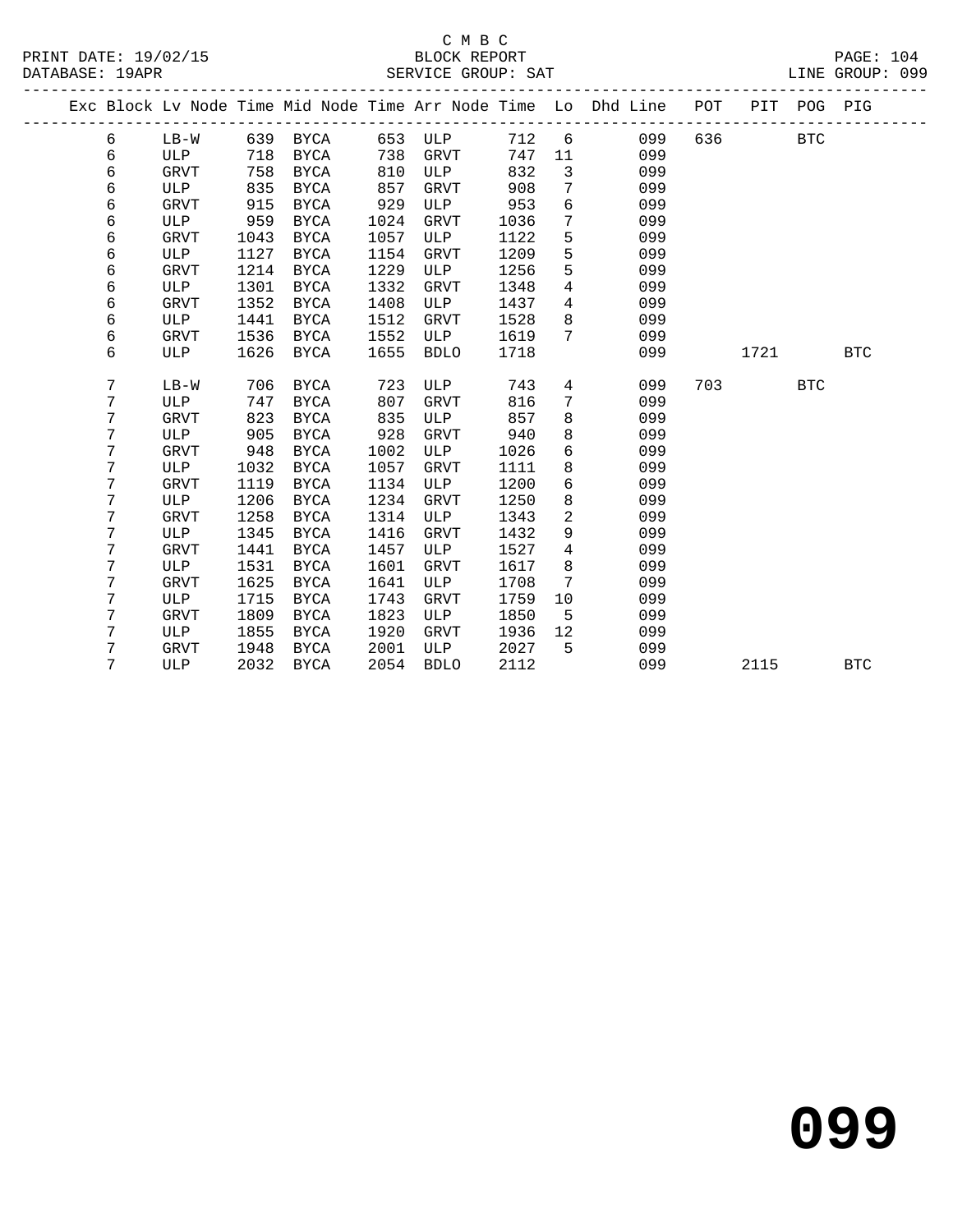C M B C
BLOCK REPORT
SERVICE GROUP: SAT

PRINT DATE: 19/02/15
DATABASE: 19APR
LINE GROUP: 099

| Exc | Block | Lv Node | Time | Mid Node | Time | Arr Node | Time | Lo | Dhd Line | POT | PIT | POG | PIG |
|---|---|---|---|---|---|---|---|---|---|---|---|---|---|
| | 6 | LB-W | 639 | BYCA | 653 | ULP | 712 | 6 | 099 | 636 | | BTC | |
| | 6 | ULP | 718 | BYCA | 738 | GRVT | 747 | 11 | 099 | | | | |
| | 6 | GRVT | 758 | BYCA | 810 | ULP | 832 | 3 | 099 | | | | |
| | 6 | ULP | 835 | BYCA | 857 | GRVT | 908 | 7 | 099 | | | | |
| | 6 | GRVT | 915 | BYCA | 929 | ULP | 953 | 6 | 099 | | | | |
| | 6 | ULP | 959 | BYCA | 1024 | GRVT | 1036 | 7 | 099 | | | | |
| | 6 | GRVT | 1043 | BYCA | 1057 | ULP | 1122 | 5 | 099 | | | | |
| | 6 | ULP | 1127 | BYCA | 1154 | GRVT | 1209 | 5 | 099 | | | | |
| | 6 | GRVT | 1214 | BYCA | 1229 | ULP | 1256 | 5 | 099 | | | | |
| | 6 | ULP | 1301 | BYCA | 1332 | GRVT | 1348 | 4 | 099 | | | | |
| | 6 | GRVT | 1352 | BYCA | 1408 | ULP | 1437 | 4 | 099 | | | | |
| | 6 | ULP | 1441 | BYCA | 1512 | GRVT | 1528 | 8 | 099 | | | | |
| | 6 | GRVT | 1536 | BYCA | 1552 | ULP | 1619 | 7 | 099 | | | | |
| | 6 | ULP | 1626 | BYCA | 1655 | BDLO | 1718 | | 099 | | 1721 | | BTC |
| | 7 | LB-W | 706 | BYCA | 723 | ULP | 743 | 4 | 099 | 703 | | BTC | |
| | 7 | ULP | 747 | BYCA | 807 | GRVT | 816 | 7 | 099 | | | | |
| | 7 | GRVT | 823 | BYCA | 835 | ULP | 857 | 8 | 099 | | | | |
| | 7 | ULP | 905 | BYCA | 928 | GRVT | 940 | 8 | 099 | | | | |
| | 7 | GRVT | 948 | BYCA | 1002 | ULP | 1026 | 6 | 099 | | | | |
| | 7 | ULP | 1032 | BYCA | 1057 | GRVT | 1111 | 8 | 099 | | | | |
| | 7 | GRVT | 1119 | BYCA | 1134 | ULP | 1200 | 6 | 099 | | | | |
| | 7 | ULP | 1206 | BYCA | 1234 | GRVT | 1250 | 8 | 099 | | | | |
| | 7 | GRVT | 1258 | BYCA | 1314 | ULP | 1343 | 2 | 099 | | | | |
| | 7 | ULP | 1345 | BYCA | 1416 | GRVT | 1432 | 9 | 099 | | | | |
| | 7 | GRVT | 1441 | BYCA | 1457 | ULP | 1527 | 4 | 099 | | | | |
| | 7 | ULP | 1531 | BYCA | 1601 | GRVT | 1617 | 8 | 099 | | | | |
| | 7 | GRVT | 1625 | BYCA | 1641 | ULP | 1708 | 7 | 099 | | | | |
| | 7 | ULP | 1715 | BYCA | 1743 | GRVT | 1759 | 10 | 099 | | | | |
| | 7 | GRVT | 1809 | BYCA | 1823 | ULP | 1850 | 5 | 099 | | | | |
| | 7 | ULP | 1855 | BYCA | 1920 | GRVT | 1936 | 12 | 099 | | | | |
| | 7 | GRVT | 1948 | BYCA | 2001 | ULP | 2027 | 5 | 099 | | | | |
| | 7 | ULP | 2032 | BYCA | 2054 | BDLO | 2112 | | 099 | | 2115 | | BTC |

# 099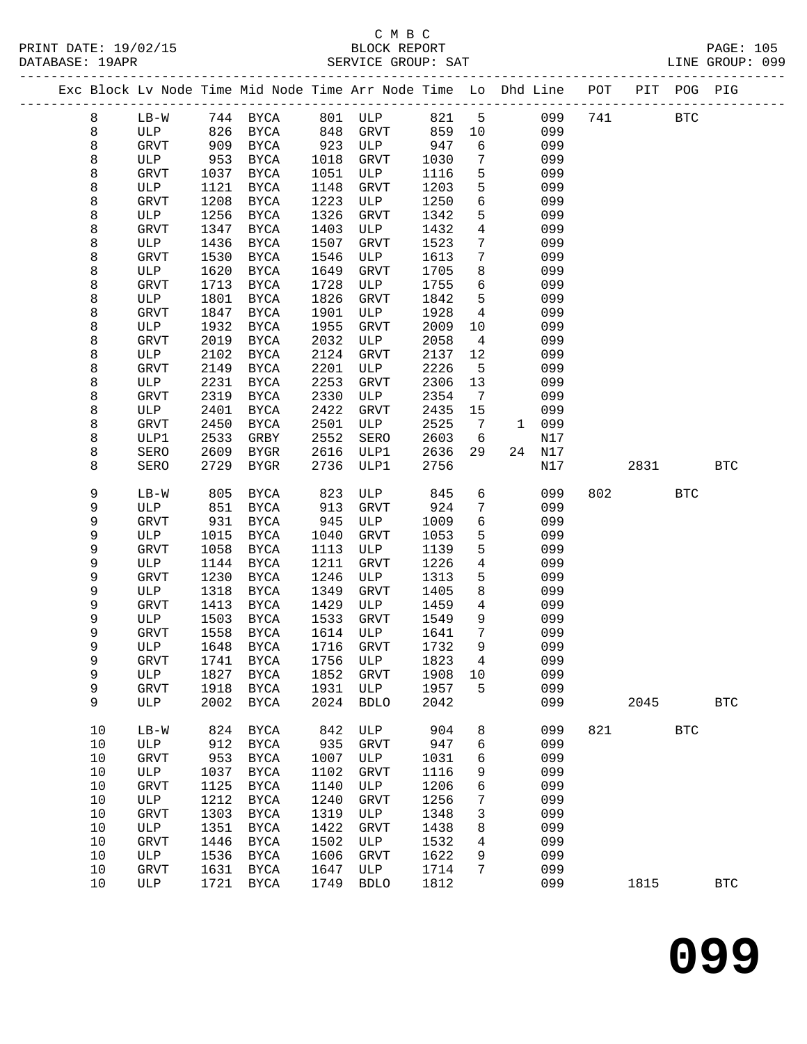C M B C
PRINT DATE: 19/02/15 BLOCK REPORT
DATABASE: 19APR SERVICE GROUP: SAT LINE GROUP: 099

| Exc | Block | Lv | Node | Time | Mid Node | Time | Arr Node | Time | Lo | Dhd | Line | POT | PIT | POG | PIG |
|---|---|---|---|---|---|---|---|---|---|---|---|---|---|---|---|
| | 8 | | LB-W | 744 | BYCA | 801 | ULP | 821 | 5 | | 099 | 741 | | BTC | |
| | 8 | | ULP | 826 | BYCA | 848 | GRVT | 859 | 10 | | 099 | | | | |
| | 8 | | GRVT | 909 | BYCA | 923 | ULP | 947 | 6 | | 099 | | | | |
| | 8 | | ULP | 953 | BYCA | 1018 | GRVT | 1030 | 7 | | 099 | | | | |
| | 8 | | GRVT | 1037 | BYCA | 1051 | ULP | 1116 | 5 | | 099 | | | | |
| | 8 | | ULP | 1121 | BYCA | 1148 | GRVT | 1203 | 5 | | 099 | | | | |
| | 8 | | GRVT | 1208 | BYCA | 1223 | ULP | 1250 | 6 | | 099 | | | | |
| | 8 | | ULP | 1256 | BYCA | 1326 | GRVT | 1342 | 5 | | 099 | | | | |
| | 8 | | GRVT | 1347 | BYCA | 1403 | ULP | 1432 | 4 | | 099 | | | | |
| | 8 | | ULP | 1436 | BYCA | 1507 | GRVT | 1523 | 7 | | 099 | | | | |
| | 8 | | GRVT | 1530 | BYCA | 1546 | ULP | 1613 | 7 | | 099 | | | | |
| | 8 | | ULP | 1620 | BYCA | 1649 | GRVT | 1705 | 8 | | 099 | | | | |
| | 8 | | GRVT | 1713 | BYCA | 1728 | ULP | 1755 | 6 | | 099 | | | | |
| | 8 | | ULP | 1801 | BYCA | 1826 | GRVT | 1842 | 5 | | 099 | | | | |
| | 8 | | GRVT | 1847 | BYCA | 1901 | ULP | 1928 | 4 | | 099 | | | | |
| | 8 | | ULP | 1932 | BYCA | 1955 | GRVT | 2009 | 10 | | 099 | | | | |
| | 8 | | GRVT | 2019 | BYCA | 2032 | ULP | 2058 | 4 | | 099 | | | | |
| | 8 | | ULP | 2102 | BYCA | 2124 | GRVT | 2137 | 12 | | 099 | | | | |
| | 8 | | GRVT | 2149 | BYCA | 2201 | ULP | 2226 | 5 | | 099 | | | | |
| | 8 | | ULP | 2231 | BYCA | 2253 | GRVT | 2306 | 13 | | 099 | | | | |
| | 8 | | GRVT | 2319 | BYCA | 2330 | ULP | 2354 | 7 | | 099 | | | | |
| | 8 | | ULP | 2401 | BYCA | 2422 | GRVT | 2435 | 15 | | 099 | | | | |
| | 8 | | GRVT | 2450 | BYCA | 2501 | ULP | 2525 | 7 | 1 | 099 | | | | |
| | 8 | | ULP1 | 2533 | GRBY | 2552 | SERO | 2603 | 6 | | N17 | | | | |
| | 8 | | SERO | 2609 | BYGR | 2616 | ULP1 | 2636 | 29 | 24 | N17 | | | | |
| | 8 | | SERO | 2729 | BYGR | 2736 | ULP1 | 2756 | | | N17 | | 2831 | | BTC |
| | 9 | | LB-W | 805 | BYCA | 823 | ULP | 845 | 6 | | 099 | 802 | | BTC | |
| | 9 | | ULP | 851 | BYCA | 913 | GRVT | 924 | 7 | | 099 | | | | |
| | 9 | | GRVT | 931 | BYCA | 945 | ULP | 1009 | 6 | | 099 | | | | |
| | 9 | | ULP | 1015 | BYCA | 1040 | GRVT | 1053 | 5 | | 099 | | | | |
| | 9 | | GRVT | 1058 | BYCA | 1113 | ULP | 1139 | 5 | | 099 | | | | |
| | 9 | | ULP | 1144 | BYCA | 1211 | GRVT | 1226 | 4 | | 099 | | | | |
| | 9 | | GRVT | 1230 | BYCA | 1246 | ULP | 1313 | 5 | | 099 | | | | |
| | 9 | | ULP | 1318 | BYCA | 1349 | GRVT | 1405 | 8 | | 099 | | | | |
| | 9 | | GRVT | 1413 | BYCA | 1429 | ULP | 1459 | 4 | | 099 | | | | |
| | 9 | | ULP | 1503 | BYCA | 1533 | GRVT | 1549 | 9 | | 099 | | | | |
| | 9 | | GRVT | 1558 | BYCA | 1614 | ULP | 1641 | 7 | | 099 | | | | |
| | 9 | | ULP | 1648 | BYCA | 1716 | GRVT | 1732 | 9 | | 099 | | | | |
| | 9 | | GRVT | 1741 | BYCA | 1756 | ULP | 1823 | 4 | | 099 | | | | |
| | 9 | | ULP | 1827 | BYCA | 1852 | GRVT | 1908 | 10 | | 099 | | | | |
| | 9 | | GRVT | 1918 | BYCA | 1931 | ULP | 1957 | 5 | | 099 | | | | |
| | 9 | | ULP | 2002 | BYCA | 2024 | BDLO | 2042 | | | 099 | | 2045 | | BTC |
| | 10 | | LB-W | 824 | BYCA | 842 | ULP | 904 | 8 | | 099 | 821 | | BTC | |
| | 10 | | ULP | 912 | BYCA | 935 | GRVT | 947 | 6 | | 099 | | | | |
| | 10 | | GRVT | 953 | BYCA | 1007 | ULP | 1031 | 6 | | 099 | | | | |
| | 10 | | ULP | 1037 | BYCA | 1102 | GRVT | 1116 | 9 | | 099 | | | | |
| | 10 | | GRVT | 1125 | BYCA | 1140 | ULP | 1206 | 6 | | 099 | | | | |
| | 10 | | ULP | 1212 | BYCA | 1240 | GRVT | 1256 | 7 | | 099 | | | | |
| | 10 | | GRVT | 1303 | BYCA | 1319 | ULP | 1348 | 3 | | 099 | | | | |
| | 10 | | ULP | 1351 | BYCA | 1422 | GRVT | 1438 | 8 | | 099 | | | | |
| | 10 | | GRVT | 1446 | BYCA | 1502 | ULP | 1532 | 4 | | 099 | | | | |
| | 10 | | ULP | 1536 | BYCA | 1606 | GRVT | 1622 | 9 | | 099 | | | | |
| | 10 | | GRVT | 1631 | BYCA | 1647 | ULP | 1714 | 7 | | 099 | | | | |
| | 10 | | ULP | 1721 | BYCA | 1749 | BDLO | 1812 | | | 099 | | 1815 | | BTC |

# 099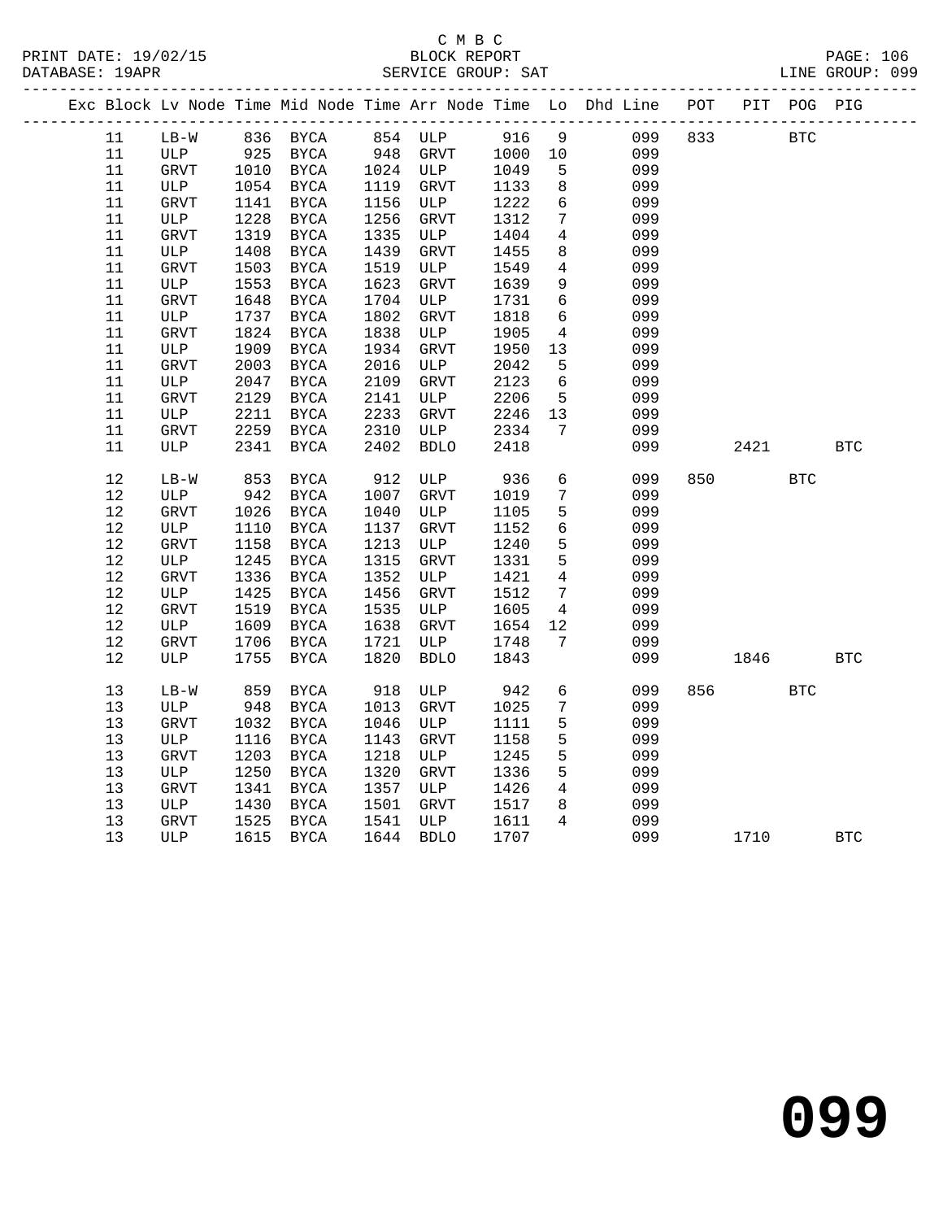C M B C

BLOCK REPORT

SERVICE GROUP: SAT

LINE GROUP: 099

| Exc | Block | Lv | Node | Time | Mid Node | Time | Arr Node | Time | Lo | Dhd Line | POT | PIT | POG | PIG |
|---|---|---|---|---|---|---|---|---|---|---|---|---|---|---|
| | 11 | | LB-W | 836 | BYCA | 854 | ULP | 916 | 9 | 099 | 833 | | BTC | |
| | 11 | | ULP | 925 | BYCA | 948 | GRVT | 1000 | 10 | 099 | | | | |
| | 11 | | GRVT | 1010 | BYCA | 1024 | ULP | 1049 | 5 | 099 | | | | |
| | 11 | | ULP | 1054 | BYCA | 1119 | GRVT | 1133 | 8 | 099 | | | | |
| | 11 | | GRVT | 1141 | BYCA | 1156 | ULP | 1222 | 6 | 099 | | | | |
| | 11 | | ULP | 1228 | BYCA | 1256 | GRVT | 1312 | 7 | 099 | | | | |
| | 11 | | GRVT | 1319 | BYCA | 1335 | ULP | 1404 | 4 | 099 | | | | |
| | 11 | | ULP | 1408 | BYCA | 1439 | GRVT | 1455 | 8 | 099 | | | | |
| | 11 | | GRVT | 1503 | BYCA | 1519 | ULP | 1549 | 4 | 099 | | | | |
| | 11 | | ULP | 1553 | BYCA | 1623 | GRVT | 1639 | 9 | 099 | | | | |
| | 11 | | GRVT | 1648 | BYCA | 1704 | ULP | 1731 | 6 | 099 | | | | |
| | 11 | | ULP | 1737 | BYCA | 1802 | GRVT | 1818 | 6 | 099 | | | | |
| | 11 | | GRVT | 1824 | BYCA | 1838 | ULP | 1905 | 4 | 099 | | | | |
| | 11 | | ULP | 1909 | BYCA | 1934 | GRVT | 1950 | 13 | 099 | | | | |
| | 11 | | GRVT | 2003 | BYCA | 2016 | ULP | 2042 | 5 | 099 | | | | |
| | 11 | | ULP | 2047 | BYCA | 2109 | GRVT | 2123 | 6 | 099 | | | | |
| | 11 | | GRVT | 2129 | BYCA | 2141 | ULP | 2206 | 5 | 099 | | | | |
| | 11 | | ULP | 2211 | BYCA | 2233 | GRVT | 2246 | 13 | 099 | | | | |
| | 11 | | GRVT | 2259 | BYCA | 2310 | ULP | 2334 | 7 | 099 | | | | |
| | 11 | | ULP | 2341 | BYCA | 2402 | BDLO | 2418 | | 099 | | 2421 | | BTC |
| | 12 | | LB-W | 853 | BYCA | 912 | ULP | 936 | 6 | 099 | 850 | | BTC | |
| | 12 | | ULP | 942 | BYCA | 1007 | GRVT | 1019 | 7 | 099 | | | | |
| | 12 | | GRVT | 1026 | BYCA | 1040 | ULP | 1105 | 5 | 099 | | | | |
| | 12 | | ULP | 1110 | BYCA | 1137 | GRVT | 1152 | 6 | 099 | | | | |
| | 12 | | GRVT | 1158 | BYCA | 1213 | ULP | 1240 | 5 | 099 | | | | |
| | 12 | | ULP | 1245 | BYCA | 1315 | GRVT | 1331 | 5 | 099 | | | | |
| | 12 | | GRVT | 1336 | BYCA | 1352 | ULP | 1421 | 4 | 099 | | | | |
| | 12 | | ULP | 1425 | BYCA | 1456 | GRVT | 1512 | 7 | 099 | | | | |
| | 12 | | GRVT | 1519 | BYCA | 1535 | ULP | 1605 | 4 | 099 | | | | |
| | 12 | | ULP | 1609 | BYCA | 1638 | GRVT | 1654 | 12 | 099 | | | | |
| | 12 | | GRVT | 1706 | BYCA | 1721 | ULP | 1748 | 7 | 099 | | | | |
| | 12 | | ULP | 1755 | BYCA | 1820 | BDLO | 1843 | | 099 | | 1846 | | BTC |
| | 13 | | LB-W | 859 | BYCA | 918 | ULP | 942 | 6 | 099 | 856 | | BTC | |
| | 13 | | ULP | 948 | BYCA | 1013 | GRVT | 1025 | 7 | 099 | | | | |
| | 13 | | GRVT | 1032 | BYCA | 1046 | ULP | 1111 | 5 | 099 | | | | |
| | 13 | | ULP | 1116 | BYCA | 1143 | GRVT | 1158 | 5 | 099 | | | | |
| | 13 | | GRVT | 1203 | BYCA | 1218 | ULP | 1245 | 5 | 099 | | | | |
| | 13 | | ULP | 1250 | BYCA | 1320 | GRVT | 1336 | 5 | 099 | | | | |
| | 13 | | GRVT | 1341 | BYCA | 1357 | ULP | 1426 | 4 | 099 | | | | |
| | 13 | | ULP | 1430 | BYCA | 1501 | GRVT | 1517 | 8 | 099 | | | | |
| | 13 | | GRVT | 1525 | BYCA | 1541 | ULP | 1611 | 4 | 099 | | | | |
| | 13 | | ULP | 1615 | BYCA | 1644 | BDLO | 1707 | | 099 | | 1710 | | BTC |

# 099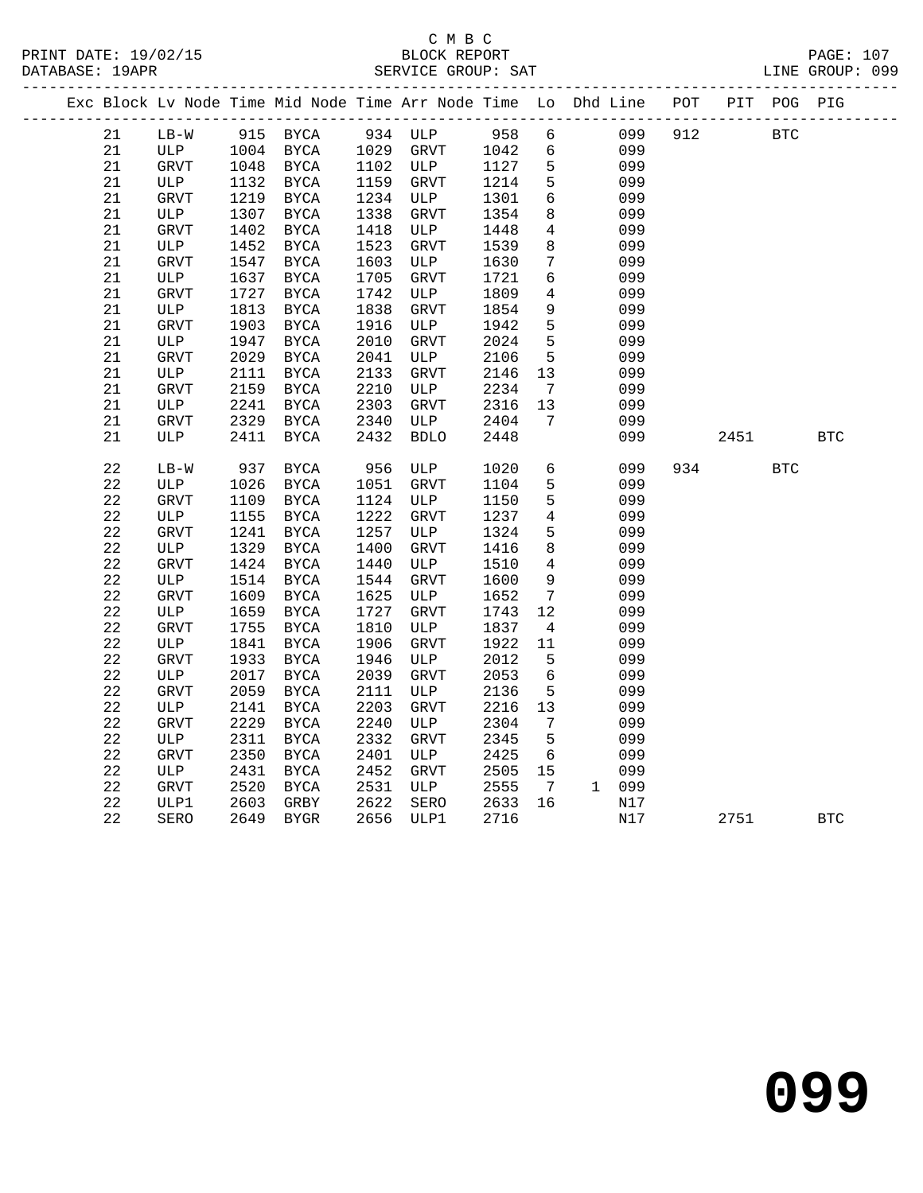C M B C

BLOCK REPORT

SERVICE GROUP: SAT

LINE GROUP: 099

| Exc | Block | Lv | Node | Time | Mid Node | Time | Arr Node | Time | Lo | Dhd | Line | POT | PIT | POG | PIG |
|---|---|---|---|---|---|---|---|---|---|---|---|---|---|---|---|
| | 21 | | LB-W | 915 | BYCA | 934 | ULP | 958 | 6 | | 099 | 912 | | BTC | |
| | 21 | | ULP | 1004 | BYCA | 1029 | GRVT | 1042 | 6 | | 099 | | | | |
| | 21 | | GRVT | 1048 | BYCA | 1102 | ULP | 1127 | 5 | | 099 | | | | |
| | 21 | | ULP | 1132 | BYCA | 1159 | GRVT | 1214 | 5 | | 099 | | | | |
| | 21 | | GRVT | 1219 | BYCA | 1234 | ULP | 1301 | 6 | | 099 | | | | |
| | 21 | | ULP | 1307 | BYCA | 1338 | GRVT | 1354 | 8 | | 099 | | | | |
| | 21 | | GRVT | 1402 | BYCA | 1418 | ULP | 1448 | 4 | | 099 | | | | |
| | 21 | | ULP | 1452 | BYCA | 1523 | GRVT | 1539 | 8 | | 099 | | | | |
| | 21 | | GRVT | 1547 | BYCA | 1603 | ULP | 1630 | 7 | | 099 | | | | |
| | 21 | | ULP | 1637 | BYCA | 1705 | GRVT | 1721 | 6 | | 099 | | | | |
| | 21 | | GRVT | 1727 | BYCA | 1742 | ULP | 1809 | 4 | | 099 | | | | |
| | 21 | | ULP | 1813 | BYCA | 1838 | GRVT | 1854 | 9 | | 099 | | | | |
| | 21 | | GRVT | 1903 | BYCA | 1916 | ULP | 1942 | 5 | | 099 | | | | |
| | 21 | | ULP | 1947 | BYCA | 2010 | GRVT | 2024 | 5 | | 099 | | | | |
| | 21 | | GRVT | 2029 | BYCA | 2041 | ULP | 2106 | 5 | | 099 | | | | |
| | 21 | | ULP | 2111 | BYCA | 2133 | GRVT | 2146 | 13 | | 099 | | | | |
| | 21 | | GRVT | 2159 | BYCA | 2210 | ULP | 2234 | 7 | | 099 | | | | |
| | 21 | | ULP | 2241 | BYCA | 2303 | GRVT | 2316 | 13 | | 099 | | | | |
| | 21 | | GRVT | 2329 | BYCA | 2340 | ULP | 2404 | 7 | | 099 | | | | |
| | 21 | | ULP | 2411 | BYCA | 2432 | BDLO | 2448 | | | 099 | | 2451 | | BTC |
| | 22 | | LB-W | 937 | BYCA | 956 | ULP | 1020 | 6 | | 099 | 934 | | BTC | |
| | 22 | | ULP | 1026 | BYCA | 1051 | GRVT | 1104 | 5 | | 099 | | | | |
| | 22 | | GRVT | 1109 | BYCA | 1124 | ULP | 1150 | 5 | | 099 | | | | |
| | 22 | | ULP | 1155 | BYCA | 1222 | GRVT | 1237 | 4 | | 099 | | | | |
| | 22 | | GRVT | 1241 | BYCA | 1257 | ULP | 1324 | 5 | | 099 | | | | |
| | 22 | | ULP | 1329 | BYCA | 1400 | GRVT | 1416 | 8 | | 099 | | | | |
| | 22 | | GRVT | 1424 | BYCA | 1440 | ULP | 1510 | 4 | | 099 | | | | |
| | 22 | | ULP | 1514 | BYCA | 1544 | GRVT | 1600 | 9 | | 099 | | | | |
| | 22 | | GRVT | 1609 | BYCA | 1625 | ULP | 1652 | 7 | | 099 | | | | |
| | 22 | | ULP | 1659 | BYCA | 1727 | GRVT | 1743 | 12 | | 099 | | | | |
| | 22 | | GRVT | 1755 | BYCA | 1810 | ULP | 1837 | 4 | | 099 | | | | |
| | 22 | | ULP | 1841 | BYCA | 1906 | GRVT | 1922 | 11 | | 099 | | | | |
| | 22 | | GRVT | 1933 | BYCA | 1946 | ULP | 2012 | 5 | | 099 | | | | |
| | 22 | | ULP | 2017 | BYCA | 2039 | GRVT | 2053 | 6 | | 099 | | | | |
| | 22 | | GRVT | 2059 | BYCA | 2111 | ULP | 2136 | 5 | | 099 | | | | |
| | 22 | | ULP | 2141 | BYCA | 2203 | GRVT | 2216 | 13 | | 099 | | | | |
| | 22 | | GRVT | 2229 | BYCA | 2240 | ULP | 2304 | 7 | | 099 | | | | |
| | 22 | | ULP | 2311 | BYCA | 2332 | GRVT | 2345 | 5 | | 099 | | | | |
| | 22 | | GRVT | 2350 | BYCA | 2401 | ULP | 2425 | 6 | | 099 | | | | |
| | 22 | | ULP | 2431 | BYCA | 2452 | GRVT | 2505 | 15 | | 099 | | | | |
| | 22 | | GRVT | 2520 | BYCA | 2531 | ULP | 2555 | 7 | 1 | 099 | | | | |
| | 22 | | ULP1 | 2603 | GRBY | 2622 | SERO | 2633 | 16 | | N17 | | | | |
| | 22 | | SERO | 2649 | BYGR | 2656 | ULP1 | 2716 | | | N17 | | 2751 | | BTC |

099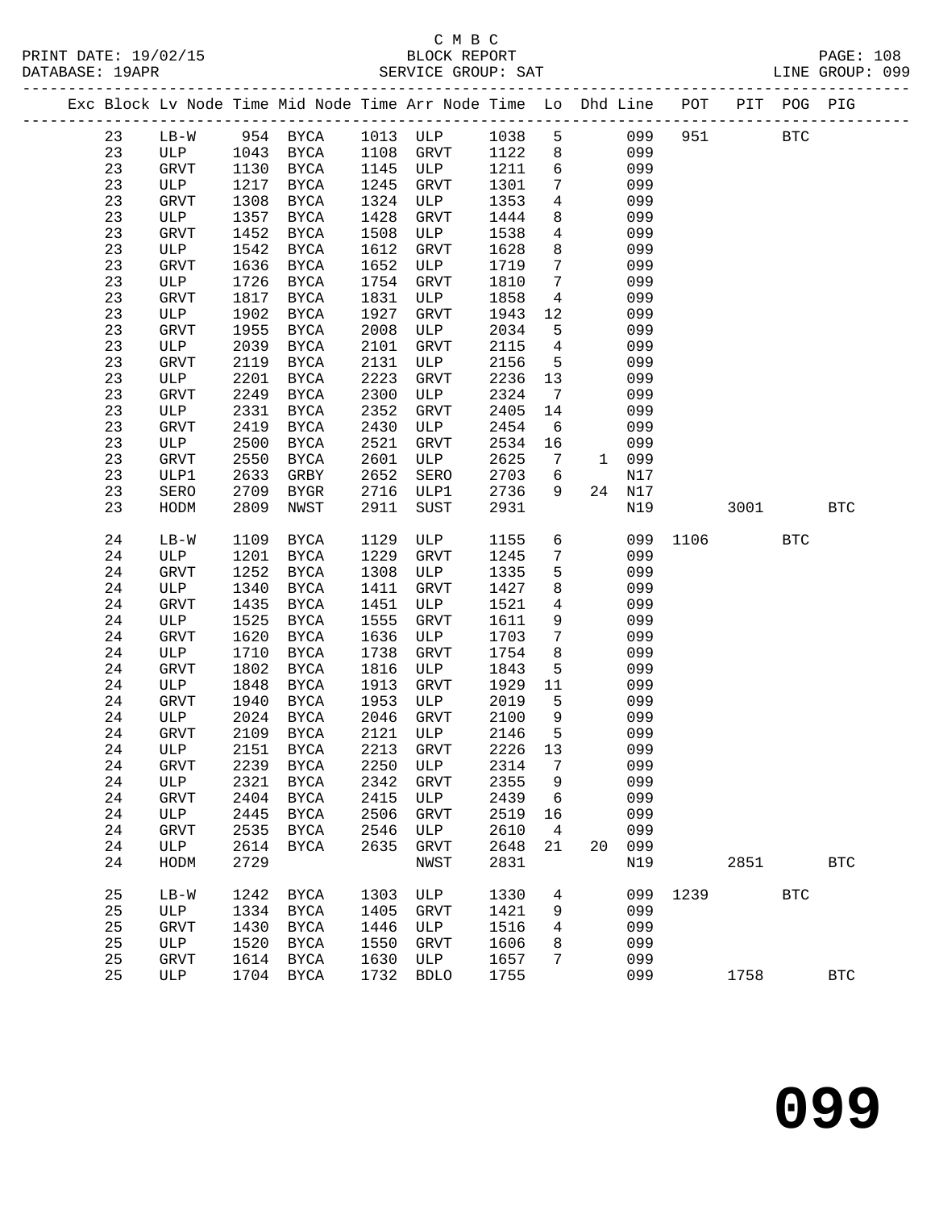C M B C

BLOCK REPORT

SERVICE GROUP: SAT

LINE GROUP: 099

| Exc | Block | Lv | Node | Time | Mid Node | Time | Arr Node | Time | Lo | Dhd | Line | POT | PIT | POG | PIG |
|---|---|---|---|---|---|---|---|---|---|---|---|---|---|---|---|
| | 23 | | LB-W | 954 | BYCA | 1013 | ULP | 1038 | 5 | | 099 | 951 | | BTC | |
| | 23 | | ULP | 1043 | BYCA | 1108 | GRVT | 1122 | 8 | | 099 | | | | |
| | 23 | | GRVT | 1130 | BYCA | 1145 | ULP | 1211 | 6 | | 099 | | | | |
| | 23 | | ULP | 1217 | BYCA | 1245 | GRVT | 1301 | 7 | | 099 | | | | |
| | 23 | | GRVT | 1308 | BYCA | 1324 | ULP | 1353 | 4 | | 099 | | | | |
| | 23 | | ULP | 1357 | BYCA | 1428 | GRVT | 1444 | 8 | | 099 | | | | |
| | 23 | | GRVT | 1452 | BYCA | 1508 | ULP | 1538 | 4 | | 099 | | | | |
| | 23 | | ULP | 1542 | BYCA | 1612 | GRVT | 1628 | 8 | | 099 | | | | |
| | 23 | | GRVT | 1636 | BYCA | 1652 | ULP | 1719 | 7 | | 099 | | | | |
| | 23 | | ULP | 1726 | BYCA | 1754 | GRVT | 1810 | 7 | | 099 | | | | |
| | 23 | | GRVT | 1817 | BYCA | 1831 | ULP | 1858 | 4 | | 099 | | | | |
| | 23 | | ULP | 1902 | BYCA | 1927 | GRVT | 1943 | 12 | | 099 | | | | |
| | 23 | | GRVT | 1955 | BYCA | 2008 | ULP | 2034 | 5 | | 099 | | | | |
| | 23 | | ULP | 2039 | BYCA | 2101 | GRVT | 2115 | 4 | | 099 | | | | |
| | 23 | | GRVT | 2119 | BYCA | 2131 | ULP | 2156 | 5 | | 099 | | | | |
| | 23 | | ULP | 2201 | BYCA | 2223 | GRVT | 2236 | 13 | | 099 | | | | |
| | 23 | | GRVT | 2249 | BYCA | 2300 | ULP | 2324 | 7 | | 099 | | | | |
| | 23 | | ULP | 2331 | BYCA | 2352 | GRVT | 2405 | 14 | | 099 | | | | |
| | 23 | | GRVT | 2419 | BYCA | 2430 | ULP | 2454 | 6 | | 099 | | | | |
| | 23 | | ULP | 2500 | BYCA | 2521 | GRVT | 2534 | 16 | | 099 | | | | |
| | 23 | | GRVT | 2550 | BYCA | 2601 | ULP | 2625 | 7 | 1 | 099 | | | | |
| | 23 | | ULP1 | 2633 | GRBY | 2652 | SERO | 2703 | 6 | | N17 | | | | |
| | 23 | | SERO | 2709 | BYGR | 2716 | ULP1 | 2736 | 9 | 24 | N17 | | | | |
| | 23 | | HODM | 2809 | NWST | 2911 | SUST | 2931 | | | N19 | | 3001 | | BTC |
| | 24 | | LB-W | 1109 | BYCA | 1129 | ULP | 1155 | 6 | | 099 | 1106 | | BTC | |
| | 24 | | ULP | 1201 | BYCA | 1229 | GRVT | 1245 | 7 | | 099 | | | | |
| | 24 | | GRVT | 1252 | BYCA | 1308 | ULP | 1335 | 5 | | 099 | | | | |
| | 24 | | ULP | 1340 | BYCA | 1411 | GRVT | 1427 | 8 | | 099 | | | | |
| | 24 | | GRVT | 1435 | BYCA | 1451 | ULP | 1521 | 4 | | 099 | | | | |
| | 24 | | ULP | 1525 | BYCA | 1555 | GRVT | 1611 | 9 | | 099 | | | | |
| | 24 | | GRVT | 1620 | BYCA | 1636 | ULP | 1703 | 7 | | 099 | | | | |
| | 24 | | ULP | 1710 | BYCA | 1738 | GRVT | 1754 | 8 | | 099 | | | | |
| | 24 | | GRVT | 1802 | BYCA | 1816 | ULP | 1843 | 5 | | 099 | | | | |
| | 24 | | ULP | 1848 | BYCA | 1913 | GRVT | 1929 | 11 | | 099 | | | | |
| | 24 | | GRVT | 1940 | BYCA | 1953 | ULP | 2019 | 5 | | 099 | | | | |
| | 24 | | ULP | 2024 | BYCA | 2046 | GRVT | 2100 | 9 | | 099 | | | | |
| | 24 | | GRVT | 2109 | BYCA | 2121 | ULP | 2146 | 5 | | 099 | | | | |
| | 24 | | ULP | 2151 | BYCA | 2213 | GRVT | 2226 | 13 | | 099 | | | | |
| | 24 | | GRVT | 2239 | BYCA | 2250 | ULP | 2314 | 7 | | 099 | | | | |
| | 24 | | ULP | 2321 | BYCA | 2342 | GRVT | 2355 | 9 | | 099 | | | | |
| | 24 | | GRVT | 2404 | BYCA | 2415 | ULP | 2439 | 6 | | 099 | | | | |
| | 24 | | ULP | 2445 | BYCA | 2506 | GRVT | 2519 | 16 | | 099 | | | | |
| | 24 | | GRVT | 2535 | BYCA | 2546 | ULP | 2610 | 4 | | 099 | | | | |
| | 24 | | ULP | 2614 | BYCA | 2635 | GRVT | 2648 | 21 | 20 | 099 | | | | |
| | 24 | | HODM | 2729 | | | NWST | 2831 | | | N19 | | 2851 | | BTC |
| | 25 | | LB-W | 1242 | BYCA | 1303 | ULP | 1330 | 4 | | 099 | 1239 | | BTC | |
| | 25 | | ULP | 1334 | BYCA | 1405 | GRVT | 1421 | 9 | | 099 | | | | |
| | 25 | | GRVT | 1430 | BYCA | 1446 | ULP | 1516 | 4 | | 099 | | | | |
| | 25 | | ULP | 1520 | BYCA | 1550 | GRVT | 1606 | 8 | | 099 | | | | |
| | 25 | | GRVT | 1614 | BYCA | 1630 | ULP | 1657 | 7 | | 099 | | | | |
| | 25 | | ULP | 1704 | BYCA | 1732 | BDLO | 1755 | | | 099 | | 1758 | | BTC |

# 099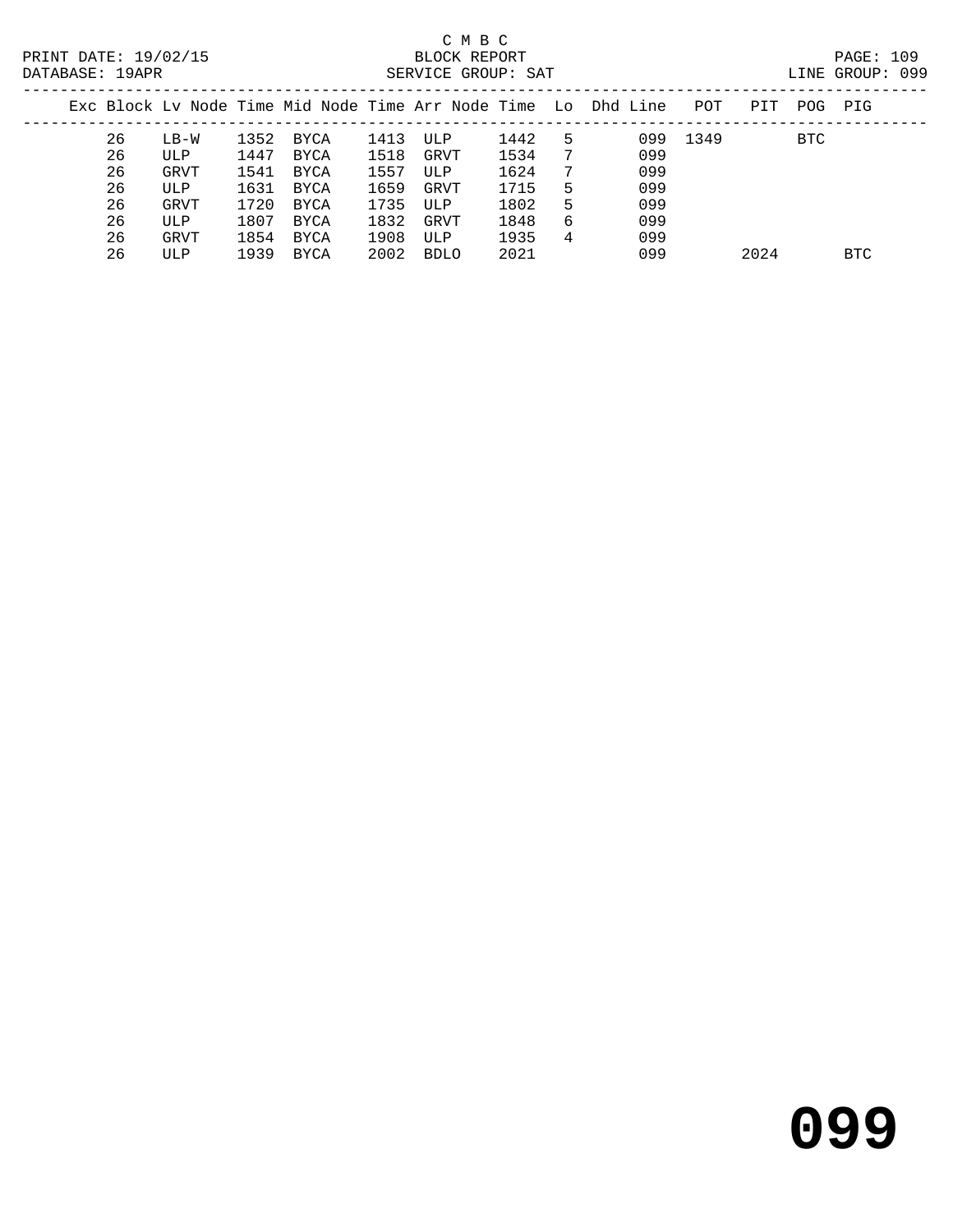C M B C

BLOCK REPORT

SERVICE GROUP: SAT

LINE GROUP: 099

| Exc | Block | Lv Node | Time | Mid Node | Time | Arr Node | Time | Lo | Dhd Line | POT | PIT | POG | PIG |
|---|---|---|---|---|---|---|---|---|---|---|---|---|---|
| | 26 | LB-W | 1352 | BYCA | 1413 | ULP | 1442 | 5 | 099 | 1349 | | BTC | |
| | 26 | ULP | 1447 | BYCA | 1518 | GRVT | 1534 | 7 | 099 | | | | |
| | 26 | GRVT | 1541 | BYCA | 1557 | ULP | 1624 | 7 | 099 | | | | |
| | 26 | ULP | 1631 | BYCA | 1659 | GRVT | 1715 | 5 | 099 | | | | |
| | 26 | GRVT | 1720 | BYCA | 1735 | ULP | 1802 | 5 | 099 | | | | |
| | 26 | ULP | 1807 | BYCA | 1832 | GRVT | 1848 | 6 | 099 | | | | |
| | 26 | GRVT | 1854 | BYCA | 1908 | ULP | 1935 | 4 | 099 | | | | |
| | 26 | ULP | 1939 | BYCA | 2002 | BDLO | 2021 | | 099 | | 2024 | | BTC |

# 099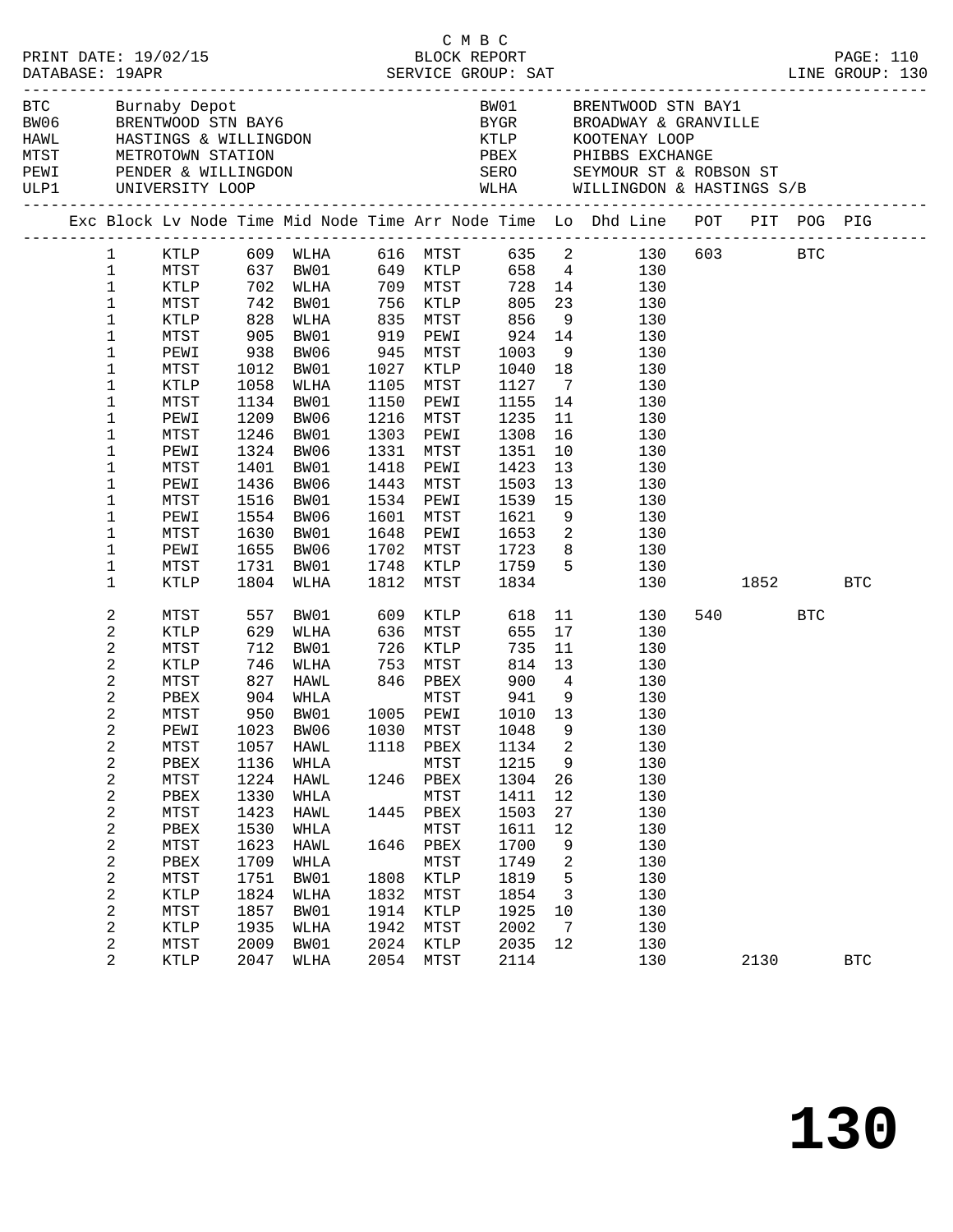C M B C
BLOCK REPORT
SERVICE GROUP: SAT

PRINT DATE: 19/02/15
DATABASE: 19APR

LINE GROUP: 130

| Code | Location | Code | Location |
|---|---|---|---|
| BTC | Burnaby Depot | BW01 | BRENTWOOD STN BAY1 |
| BW06 | BRENTWOOD STN BAY6 | BYGR | BROADWAY & GRANVILLE |
| HAWL | HASTINGS & WILLINGDON | KTLP | KOOTENAY LOOP |
| MTST | METROTOWN STATION | PBEX | PHIBBS EXCHANGE |
| PEWI | PENDER & WILLINGDON | SERO | SEYMOUR ST & ROBSON ST |
| ULP1 | UNIVERSITY LOOP | WLHA | WILLINGDON & HASTINGS S/B |

| Exc | Block | Lv Node | Time | Mid Node | Time | Arr Node | Time | Lo | Dhd Line | POT | PIT | POG | PIG |
|---|---|---|---|---|---|---|---|---|---|---|---|---|---|
| | 1 | KTLP | 609 | WLHA | 616 | MTST | 635 | 2 | 130 | 603 | | BTC | |
| | 1 | MTST | 637 | BW01 | 649 | KTLP | 658 | 4 | 130 | | | | |
| | 1 | KTLP | 702 | WLHA | 709 | MTST | 728 | 14 | 130 | | | | |
| | 1 | MTST | 742 | BW01 | 756 | KTLP | 805 | 23 | 130 | | | | |
| | 1 | KTLP | 828 | WLHA | 835 | MTST | 856 | 9 | 130 | | | | |
| | 1 | MTST | 905 | BW01 | 919 | PEWI | 924 | 14 | 130 | | | | |
| | 1 | PEWI | 938 | BW06 | 945 | MTST | 1003 | 9 | 130 | | | | |
| | 1 | MTST | 1012 | BW01 | 1027 | KTLP | 1040 | 18 | 130 | | | | |
| | 1 | KTLP | 1058 | WLHA | 1105 | MTST | 1127 | 7 | 130 | | | | |
| | 1 | MTST | 1134 | BW01 | 1150 | PEWI | 1155 | 14 | 130 | | | | |
| | 1 | PEWI | 1209 | BW06 | 1216 | MTST | 1235 | 11 | 130 | | | | |
| | 1 | MTST | 1246 | BW01 | 1303 | PEWI | 1308 | 16 | 130 | | | | |
| | 1 | PEWI | 1324 | BW06 | 1331 | MTST | 1351 | 10 | 130 | | | | |
| | 1 | MTST | 1401 | BW01 | 1418 | PEWI | 1423 | 13 | 130 | | | | |
| | 1 | PEWI | 1436 | BW06 | 1443 | MTST | 1503 | 13 | 130 | | | | |
| | 1 | MTST | 1516 | BW01 | 1534 | PEWI | 1539 | 15 | 130 | | | | |
| | 1 | PEWI | 1554 | BW06 | 1601 | MTST | 1621 | 9 | 130 | | | | |
| | 1 | MTST | 1630 | BW01 | 1648 | PEWI | 1653 | 2 | 130 | | | | |
| | 1 | PEWI | 1655 | BW06 | 1702 | MTST | 1723 | 8 | 130 | | | | |
| | 1 | MTST | 1731 | BW01 | 1748 | KTLP | 1759 | 5 | 130 | | | | |
| | 1 | KTLP | 1804 | WLHA | 1812 | MTST | 1834 | | 130 | | 1852 | | BTC |
| | 2 | MTST | 557 | BW01 | 609 | KTLP | 618 | 11 | 130 | 540 | | BTC | |
| | 2 | KTLP | 629 | WLHA | 636 | MTST | 655 | 17 | 130 | | | | |
| | 2 | MTST | 712 | BW01 | 726 | KTLP | 735 | 11 | 130 | | | | |
| | 2 | KTLP | 746 | WLHA | 753 | MTST | 814 | 13 | 130 | | | | |
| | 2 | MTST | 827 | HAWL | 846 | PBEX | 900 | 4 | 130 | | | | |
| | 2 | PBEX | 904 | WHLA | | MTST | 941 | 9 | 130 | | | | |
| | 2 | MTST | 950 | BW01 | 1005 | PEWI | 1010 | 13 | 130 | | | | |
| | 2 | PEWI | 1023 | BW06 | 1030 | MTST | 1048 | 9 | 130 | | | | |
| | 2 | MTST | 1057 | HAWL | 1118 | PBEX | 1134 | 2 | 130 | | | | |
| | 2 | PBEX | 1136 | WHLA | | MTST | 1215 | 9 | 130 | | | | |
| | 2 | MTST | 1224 | HAWL | 1246 | PBEX | 1304 | 26 | 130 | | | | |
| | 2 | PBEX | 1330 | WHLA | | MTST | 1411 | 12 | 130 | | | | |
| | 2 | MTST | 1423 | HAWL | 1445 | PBEX | 1503 | 27 | 130 | | | | |
| | 2 | PBEX | 1530 | WHLA | | MTST | 1611 | 12 | 130 | | | | |
| | 2 | MTST | 1623 | HAWL | 1646 | PBEX | 1700 | 9 | 130 | | | | |
| | 2 | PBEX | 1709 | WHLA | | MTST | 1749 | 2 | 130 | | | | |
| | 2 | MTST | 1751 | BW01 | 1808 | KTLP | 1819 | 5 | 130 | | | | |
| | 2 | KTLP | 1824 | WLHA | 1832 | MTST | 1854 | 3 | 130 | | | | |
| | 2 | MTST | 1857 | BW01 | 1914 | KTLP | 1925 | 10 | 130 | | | | |
| | 2 | KTLP | 1935 | WLHA | 1942 | MTST | 2002 | 7 | 130 | | | | |
| | 2 | MTST | 2009 | BW01 | 2024 | KTLP | 2035 | 12 | 130 | | | | |
| | 2 | KTLP | 2047 | WLHA | 2054 | MTST | 2114 | | 130 | | 2130 | | BTC |

# 130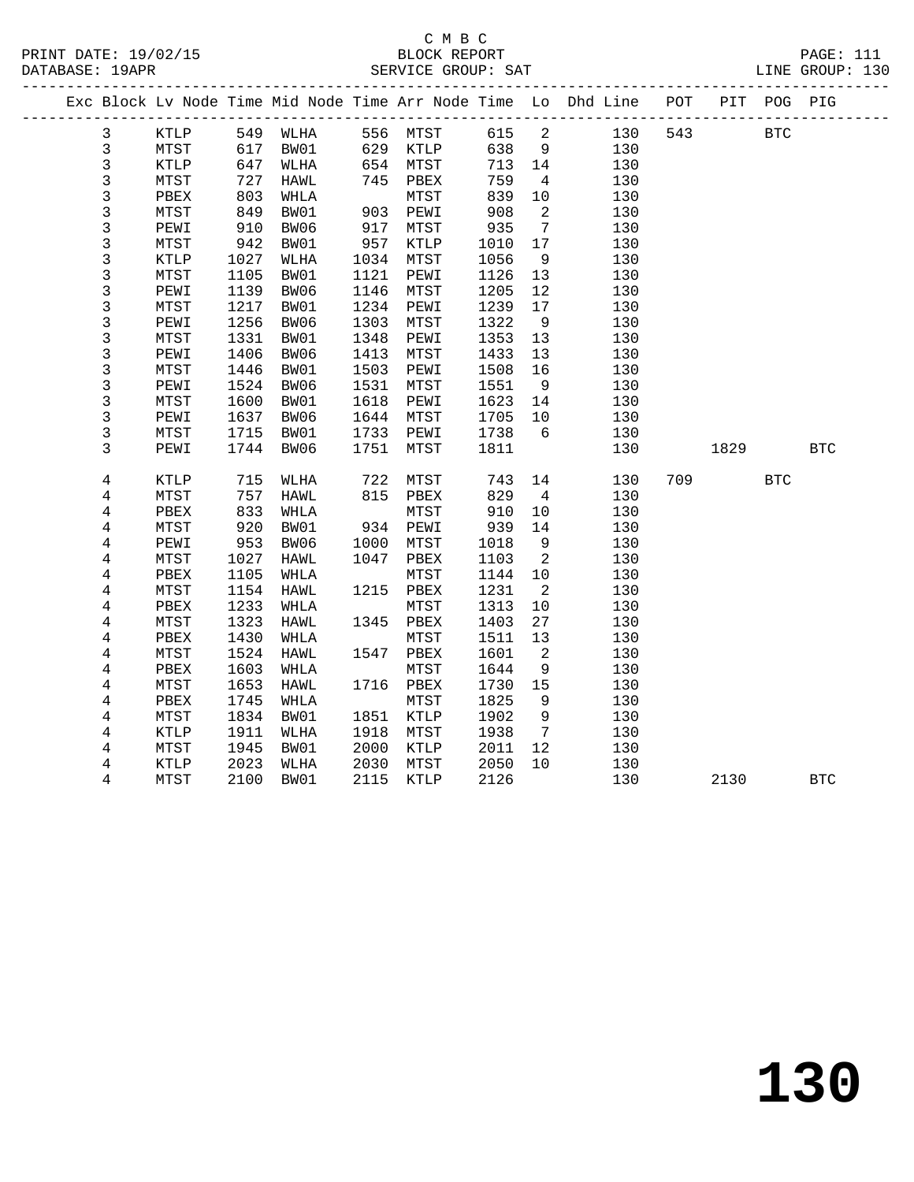C M B C
BLOCK REPORT
SERVICE GROUP: SAT

PRINT DATE: 19/02/15
DATABASE: 19APR
LINE GROUP: 130

| Exc | Block | Lv | Node | Time | Mid Node | Time | Arr Node | Time | Lo | Dhd Line | POT | PIT | POG | PIG |
|---|---|---|---|---|---|---|---|---|---|---|---|---|---|---|
| | 3 | | KTLP | 549 | WLHA | 556 | MTST | 615 | 2 | 130 | 543 | | BTC | |
| | 3 | | MTST | 617 | BW01 | 629 | KTLP | 638 | 9 | 130 | | | | |
| | 3 | | KTLP | 647 | WLHA | 654 | MTST | 713 | 14 | 130 | | | | |
| | 3 | | MTST | 727 | HAWL | 745 | PBEX | 759 | 4 | 130 | | | | |
| | 3 | | PBEX | 803 | WHLA | | MTST | 839 | 10 | 130 | | | | |
| | 3 | | MTST | 849 | BW01 | 903 | PEWI | 908 | 2 | 130 | | | | |
| | 3 | | PEWI | 910 | BW06 | 917 | MTST | 935 | 7 | 130 | | | | |
| | 3 | | MTST | 942 | BW01 | 957 | KTLP | 1010 | 17 | 130 | | | | |
| | 3 | | KTLP | 1027 | WLHA | 1034 | MTST | 1056 | 9 | 130 | | | | |
| | 3 | | MTST | 1105 | BW01 | 1121 | PEWI | 1126 | 13 | 130 | | | | |
| | 3 | | PEWI | 1139 | BW06 | 1146 | MTST | 1205 | 12 | 130 | | | | |
| | 3 | | MTST | 1217 | BW01 | 1234 | PEWI | 1239 | 17 | 130 | | | | |
| | 3 | | PEWI | 1256 | BW06 | 1303 | MTST | 1322 | 9 | 130 | | | | |
| | 3 | | MTST | 1331 | BW01 | 1348 | PEWI | 1353 | 13 | 130 | | | | |
| | 3 | | PEWI | 1406 | BW06 | 1413 | MTST | 1433 | 13 | 130 | | | | |
| | 3 | | MTST | 1446 | BW01 | 1503 | PEWI | 1508 | 16 | 130 | | | | |
| | 3 | | PEWI | 1524 | BW06 | 1531 | MTST | 1551 | 9 | 130 | | | | |
| | 3 | | MTST | 1600 | BW01 | 1618 | PEWI | 1623 | 14 | 130 | | | | |
| | 3 | | PEWI | 1637 | BW06 | 1644 | MTST | 1705 | 10 | 130 | | | | |
| | 3 | | MTST | 1715 | BW01 | 1733 | PEWI | 1738 | 6 | 130 | | | | |
| | 3 | | PEWI | 1744 | BW06 | 1751 | MTST | 1811 | | 130 | | 1829 | | BTC |
| | 4 | | KTLP | 715 | WLHA | 722 | MTST | 743 | 14 | 130 | 709 | | BTC | |
| | 4 | | MTST | 757 | HAWL | 815 | PBEX | 829 | 4 | 130 | | | | |
| | 4 | | PBEX | 833 | WHLA | | MTST | 910 | 10 | 130 | | | | |
| | 4 | | MTST | 920 | BW01 | 934 | PEWI | 939 | 14 | 130 | | | | |
| | 4 | | PEWI | 953 | BW06 | 1000 | MTST | 1018 | 9 | 130 | | | | |
| | 4 | | MTST | 1027 | HAWL | 1047 | PBEX | 1103 | 2 | 130 | | | | |
| | 4 | | PBEX | 1105 | WHLA | | MTST | 1144 | 10 | 130 | | | | |
| | 4 | | MTST | 1154 | HAWL | 1215 | PBEX | 1231 | 2 | 130 | | | | |
| | 4 | | PBEX | 1233 | WHLA | | MTST | 1313 | 10 | 130 | | | | |
| | 4 | | MTST | 1323 | HAWL | 1345 | PBEX | 1403 | 27 | 130 | | | | |
| | 4 | | PBEX | 1430 | WHLA | | MTST | 1511 | 13 | 130 | | | | |
| | 4 | | MTST | 1524 | HAWL | 1547 | PBEX | 1601 | 2 | 130 | | | | |
| | 4 | | PBEX | 1603 | WHLA | | MTST | 1644 | 9 | 130 | | | | |
| | 4 | | MTST | 1653 | HAWL | 1716 | PBEX | 1730 | 15 | 130 | | | | |
| | 4 | | PBEX | 1745 | WHLA | | MTST | 1825 | 9 | 130 | | | | |
| | 4 | | MTST | 1834 | BW01 | 1851 | KTLP | 1902 | 9 | 130 | | | | |
| | 4 | | KTLP | 1911 | WLHA | 1918 | MTST | 1938 | 7 | 130 | | | | |
| | 4 | | MTST | 1945 | BW01 | 2000 | KTLP | 2011 | 12 | 130 | | | | |
| | 4 | | KTLP | 2023 | WLHA | 2030 | MTST | 2050 | 10 | 130 | | | | |
| | 4 | | MTST | 2100 | BW01 | 2115 | KTLP | 2126 | | 130 | | 2130 | | BTC |

# 130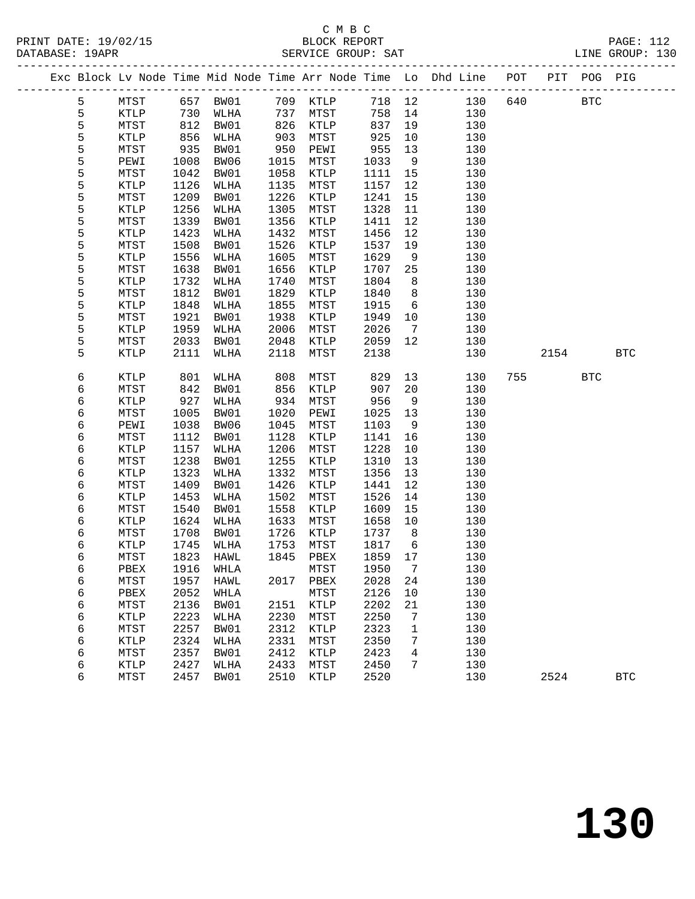C M B C
BLOCK REPORT
SERVICE GROUP: SAT

PRINT DATE: 19/02/15
DATABASE: 19APR
LINE GROUP: 130

| Exc | Block | Lv | Node | Time | Mid Node | Time | Arr Node | Time | Lo | Dhd Line | POT | PIT | POG | PIG |
|---|---|---|---|---|---|---|---|---|---|---|---|---|---|---|
| | 5 | | MTST | 657 | BW01 | 709 | KTLP | 718 | 12 | 130 | 640 | | BTC | |
| | 5 | | KTLP | 730 | WLHA | 737 | MTST | 758 | 14 | 130 | | | | |
| | 5 | | MTST | 812 | BW01 | 826 | KTLP | 837 | 19 | 130 | | | | |
| | 5 | | KTLP | 856 | WLHA | 903 | MTST | 925 | 10 | 130 | | | | |
| | 5 | | MTST | 935 | BW01 | 950 | PEWI | 955 | 13 | 130 | | | | |
| | 5 | | PEWI | 1008 | BW06 | 1015 | MTST | 1033 | 9 | 130 | | | | |
| | 5 | | MTST | 1042 | BW01 | 1058 | KTLP | 1111 | 15 | 130 | | | | |
| | 5 | | KTLP | 1126 | WLHA | 1135 | MTST | 1157 | 12 | 130 | | | | |
| | 5 | | MTST | 1209 | BW01 | 1226 | KTLP | 1241 | 15 | 130 | | | | |
| | 5 | | KTLP | 1256 | WLHA | 1305 | MTST | 1328 | 11 | 130 | | | | |
| | 5 | | MTST | 1339 | BW01 | 1356 | KTLP | 1411 | 12 | 130 | | | | |
| | 5 | | KTLP | 1423 | WLHA | 1432 | MTST | 1456 | 12 | 130 | | | | |
| | 5 | | MTST | 1508 | BW01 | 1526 | KTLP | 1537 | 19 | 130 | | | | |
| | 5 | | KTLP | 1556 | WLHA | 1605 | MTST | 1629 | 9 | 130 | | | | |
| | 5 | | MTST | 1638 | BW01 | 1656 | KTLP | 1707 | 25 | 130 | | | | |
| | 5 | | KTLP | 1732 | WLHA | 1740 | MTST | 1804 | 8 | 130 | | | | |
| | 5 | | MTST | 1812 | BW01 | 1829 | KTLP | 1840 | 8 | 130 | | | | |
| | 5 | | KTLP | 1848 | WLHA | 1855 | MTST | 1915 | 6 | 130 | | | | |
| | 5 | | MTST | 1921 | BW01 | 1938 | KTLP | 1949 | 10 | 130 | | | | |
| | 5 | | KTLP | 1959 | WLHA | 2006 | MTST | 2026 | 7 | 130 | | | | |
| | 5 | | MTST | 2033 | BW01 | 2048 | KTLP | 2059 | 12 | 130 | | | | |
| | 5 | | KTLP | 2111 | WLHA | 2118 | MTST | 2138 | | 130 | | 2154 | | BTC |
| | 6 | | KTLP | 801 | WLHA | 808 | MTST | 829 | 13 | 130 | 755 | | BTC | |
| | 6 | | MTST | 842 | BW01 | 856 | KTLP | 907 | 20 | 130 | | | | |
| | 6 | | KTLP | 927 | WLHA | 934 | MTST | 956 | 9 | 130 | | | | |
| | 6 | | MTST | 1005 | BW01 | 1020 | PEWI | 1025 | 13 | 130 | | | | |
| | 6 | | PEWI | 1038 | BW06 | 1045 | MTST | 1103 | 9 | 130 | | | | |
| | 6 | | MTST | 1112 | BW01 | 1128 | KTLP | 1141 | 16 | 130 | | | | |
| | 6 | | KTLP | 1157 | WLHA | 1206 | MTST | 1228 | 10 | 130 | | | | |
| | 6 | | MTST | 1238 | BW01 | 1255 | KTLP | 1310 | 13 | 130 | | | | |
| | 6 | | KTLP | 1323 | WLHA | 1332 | MTST | 1356 | 13 | 130 | | | | |
| | 6 | | MTST | 1409 | BW01 | 1426 | KTLP | 1441 | 12 | 130 | | | | |
| | 6 | | KTLP | 1453 | WLHA | 1502 | MTST | 1526 | 14 | 130 | | | | |
| | 6 | | MTST | 1540 | BW01 | 1558 | KTLP | 1609 | 15 | 130 | | | | |
| | 6 | | KTLP | 1624 | WLHA | 1633 | MTST | 1658 | 10 | 130 | | | | |
| | 6 | | MTST | 1708 | BW01 | 1726 | KTLP | 1737 | 8 | 130 | | | | |
| | 6 | | KTLP | 1745 | WLHA | 1753 | MTST | 1817 | 6 | 130 | | | | |
| | 6 | | MTST | 1823 | HAWL | 1845 | PBEX | 1859 | 17 | 130 | | | | |
| | 6 | | PBEX | 1916 | WHLA | | MTST | 1950 | 7 | 130 | | | | |
| | 6 | | MTST | 1957 | HAWL | 2017 | PBEX | 2028 | 24 | 130 | | | | |
| | 6 | | PBEX | 2052 | WHLA | | MTST | 2126 | 10 | 130 | | | | |
| | 6 | | MTST | 2136 | BW01 | 2151 | KTLP | 2202 | 21 | 130 | | | | |
| | 6 | | KTLP | 2223 | WLHA | 2230 | MTST | 2250 | 7 | 130 | | | | |
| | 6 | | MTST | 2257 | BW01 | 2312 | KTLP | 2323 | 1 | 130 | | | | |
| | 6 | | KTLP | 2324 | WLHA | 2331 | MTST | 2350 | 7 | 130 | | | | |
| | 6 | | MTST | 2357 | BW01 | 2412 | KTLP | 2423 | 4 | 130 | | | | |
| | 6 | | KTLP | 2427 | WLHA | 2433 | MTST | 2450 | 7 | 130 | | | | |
| | 6 | | MTST | 2457 | BW01 | 2510 | KTLP | 2520 | | 130 | | 2524 | | BTC |

**130**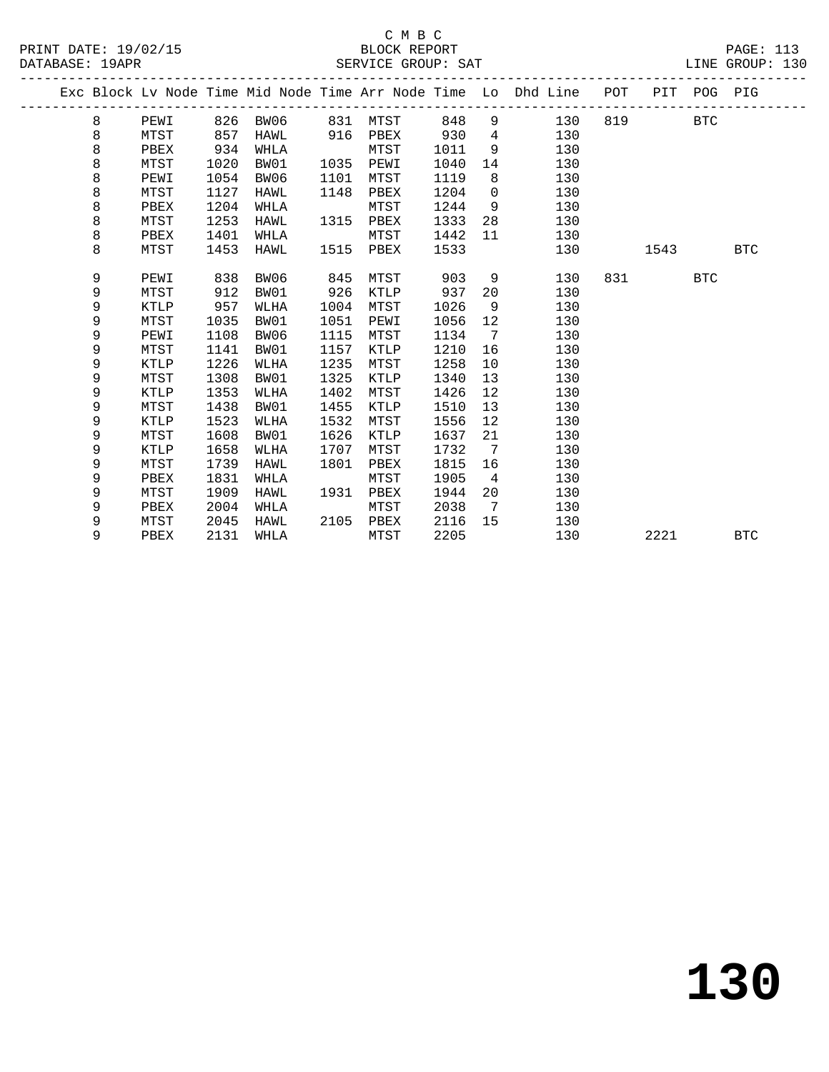C M B C
BLOCK REPORT
SERVICE GROUP: SAT

PRINT DATE: 19/02/15
DATABASE: 19APR
LINE GROUP: 130

| Exc | Block | Lv Node | Time | Mid Node | Time | Arr Node | Time | Lo | Dhd Line | POT | PIT | POG | PIG |
|---|---|---|---|---|---|---|---|---|---|---|---|---|---|
| | 8 | PEWI | 826 | BW06 | 831 | MTST | 848 | 9 | 130 | 819 | | BTC | |
| | 8 | MTST | 857 | HAWL | 916 | PBEX | 930 | 4 | 130 | | | | |
| | 8 | PBEX | 934 | WHLA | | MTST | 1011 | 9 | 130 | | | | |
| | 8 | MTST | 1020 | BW01 | 1035 | PEWI | 1040 | 14 | 130 | | | | |
| | 8 | PEWI | 1054 | BW06 | 1101 | MTST | 1119 | 8 | 130 | | | | |
| | 8 | MTST | 1127 | HAWL | 1148 | PBEX | 1204 | 0 | 130 | | | | |
| | 8 | PBEX | 1204 | WHLA | | MTST | 1244 | 9 | 130 | | | | |
| | 8 | MTST | 1253 | HAWL | 1315 | PBEX | 1333 | 28 | 130 | | | | |
| | 8 | PBEX | 1401 | WHLA | | MTST | 1442 | 11 | 130 | | | | |
| | 8 | MTST | 1453 | HAWL | 1515 | PBEX | 1533 | | 130 | | 1543 | | BTC |
| | 9 | PEWI | 838 | BW06 | 845 | MTST | 903 | 9 | 130 | 831 | | BTC | |
| | 9 | MTST | 912 | BW01 | 926 | KTLP | 937 | 20 | 130 | | | | |
| | 9 | KTLP | 957 | WLHA | 1004 | MTST | 1026 | 9 | 130 | | | | |
| | 9 | MTST | 1035 | BW01 | 1051 | PEWI | 1056 | 12 | 130 | | | | |
| | 9 | PEWI | 1108 | BW06 | 1115 | MTST | 1134 | 7 | 130 | | | | |
| | 9 | MTST | 1141 | BW01 | 1157 | KTLP | 1210 | 16 | 130 | | | | |
| | 9 | KTLP | 1226 | WLHA | 1235 | MTST | 1258 | 10 | 130 | | | | |
| | 9 | MTST | 1308 | BW01 | 1325 | KTLP | 1340 | 13 | 130 | | | | |
| | 9 | KTLP | 1353 | WLHA | 1402 | MTST | 1426 | 12 | 130 | | | | |
| | 9 | MTST | 1438 | BW01 | 1455 | KTLP | 1510 | 13 | 130 | | | | |
| | 9 | KTLP | 1523 | WLHA | 1532 | MTST | 1556 | 12 | 130 | | | | |
| | 9 | MTST | 1608 | BW01 | 1626 | KTLP | 1637 | 21 | 130 | | | | |
| | 9 | KTLP | 1658 | WLHA | 1707 | MTST | 1732 | 7 | 130 | | | | |
| | 9 | MTST | 1739 | HAWL | 1801 | PBEX | 1815 | 16 | 130 | | | | |
| | 9 | PBEX | 1831 | WHLA | | MTST | 1905 | 4 | 130 | | | | |
| | 9 | MTST | 1909 | HAWL | 1931 | PBEX | 1944 | 20 | 130 | | | | |
| | 9 | PBEX | 2004 | WHLA | | MTST | 2038 | 7 | 130 | | | | |
| | 9 | MTST | 2045 | HAWL | 2105 | PBEX | 2116 | 15 | 130 | | | | |
| | 9 | PBEX | 2131 | WHLA | | MTST | 2205 | | 130 | | 2221 | | BTC |

# 130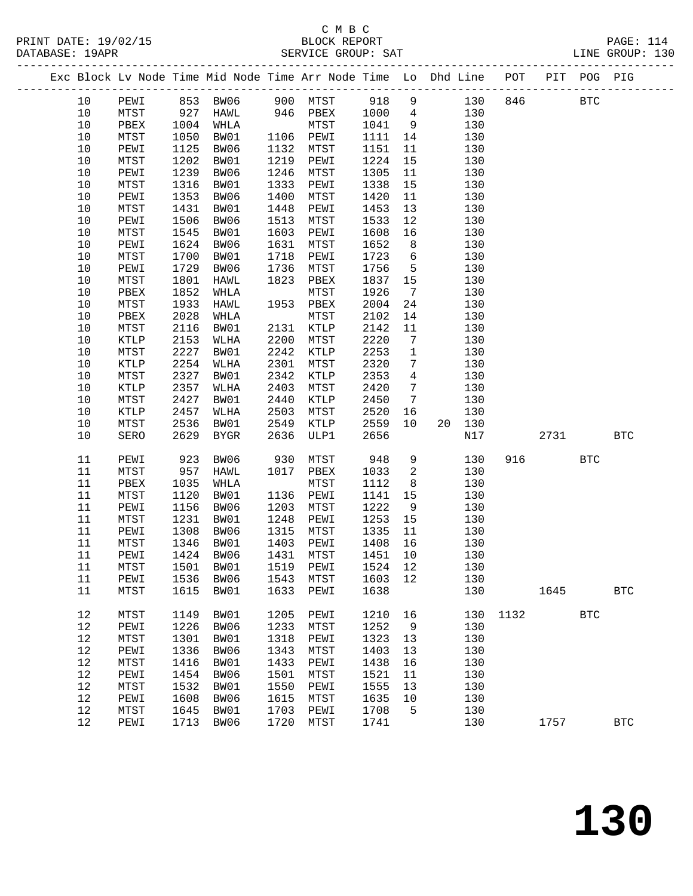C M B C
PRINT DATE: 19/02/15 BLOCK REPORT PAGE: 114
DATABASE: 19APR SERVICE GROUP: SAT LINE GROUP: 130

| Exc | Block | Lv Node | Time | Mid Node | Time | Arr Node | Time | Lo | Dhd | Line | POT | PIT | POG | PIG |
|---|---|---|---|---|---|---|---|---|---|---|---|---|---|---|
| | 10 | PEWI | 853 | BW06 | 900 | MTST | 918 | 9 | | 130 | 846 | | BTC | |
| | 10 | MTST | 927 | HAWL | 946 | PBEX | 1000 | 4 | | 130 | | | | |
| | 10 | PBEX | 1004 | WHLA | | MTST | 1041 | 9 | | 130 | | | | |
| | 10 | MTST | 1050 | BW01 | 1106 | PEWI | 1111 | 14 | | 130 | | | | |
| | 10 | PEWI | 1125 | BW06 | 1132 | MTST | 1151 | 11 | | 130 | | | | |
| | 10 | MTST | 1202 | BW01 | 1219 | PEWI | 1224 | 15 | | 130 | | | | |
| | 10 | PEWI | 1239 | BW06 | 1246 | MTST | 1305 | 11 | | 130 | | | | |
| | 10 | MTST | 1316 | BW01 | 1333 | PEWI | 1338 | 15 | | 130 | | | | |
| | 10 | PEWI | 1353 | BW06 | 1400 | MTST | 1420 | 11 | | 130 | | | | |
| | 10 | MTST | 1431 | BW01 | 1448 | PEWI | 1453 | 13 | | 130 | | | | |
| | 10 | PEWI | 1506 | BW06 | 1513 | MTST | 1533 | 12 | | 130 | | | | |
| | 10 | MTST | 1545 | BW01 | 1603 | PEWI | 1608 | 16 | | 130 | | | | |
| | 10 | PEWI | 1624 | BW06 | 1631 | MTST | 1652 | 8 | | 130 | | | | |
| | 10 | MTST | 1700 | BW01 | 1718 | PEWI | 1723 | 6 | | 130 | | | | |
| | 10 | PEWI | 1729 | BW06 | 1736 | MTST | 1756 | 5 | | 130 | | | | |
| | 10 | MTST | 1801 | HAWL | 1823 | PBEX | 1837 | 15 | | 130 | | | | |
| | 10 | PBEX | 1852 | WHLA | | MTST | 1926 | 7 | | 130 | | | | |
| | 10 | MTST | 1933 | HAWL | 1953 | PBEX | 2004 | 24 | | 130 | | | | |
| | 10 | PBEX | 2028 | WHLA | | MTST | 2102 | 14 | | 130 | | | | |
| | 10 | MTST | 2116 | BW01 | 2131 | KTLP | 2142 | 11 | | 130 | | | | |
| | 10 | KTLP | 2153 | WLHA | 2200 | MTST | 2220 | 7 | | 130 | | | | |
| | 10 | MTST | 2227 | BW01 | 2242 | KTLP | 2253 | 1 | | 130 | | | | |
| | 10 | KTLP | 2254 | WLHA | 2301 | MTST | 2320 | 7 | | 130 | | | | |
| | 10 | MTST | 2327 | BW01 | 2342 | KTLP | 2353 | 4 | | 130 | | | | |
| | 10 | KTLP | 2357 | WLHA | 2403 | MTST | 2420 | 7 | | 130 | | | | |
| | 10 | MTST | 2427 | BW01 | 2440 | KTLP | 2450 | 7 | | 130 | | | | |
| | 10 | KTLP | 2457 | WLHA | 2503 | MTST | 2520 | 16 | | 130 | | | | |
| | 10 | MTST | 2536 | BW01 | 2549 | KTLP | 2559 | 10 | 20 | 130 | | | | |
| | 10 | SERO | 2629 | BYGR | 2636 | ULP1 | 2656 | | | N17 | | 2731 | | BTC |
| | 11 | PEWI | 923 | BW06 | 930 | MTST | 948 | 9 | | 130 | 916 | | BTC | |
| | 11 | MTST | 957 | HAWL | 1017 | PBEX | 1033 | 2 | | 130 | | | | |
| | 11 | PBEX | 1035 | WHLA | | MTST | 1112 | 8 | | 130 | | | | |
| | 11 | MTST | 1120 | BW01 | 1136 | PEWI | 1141 | 15 | | 130 | | | | |
| | 11 | PEWI | 1156 | BW06 | 1203 | MTST | 1222 | 9 | | 130 | | | | |
| | 11 | MTST | 1231 | BW01 | 1248 | PEWI | 1253 | 15 | | 130 | | | | |
| | 11 | PEWI | 1308 | BW06 | 1315 | MTST | 1335 | 11 | | 130 | | | | |
| | 11 | MTST | 1346 | BW01 | 1403 | PEWI | 1408 | 16 | | 130 | | | | |
| | 11 | PEWI | 1424 | BW06 | 1431 | MTST | 1451 | 10 | | 130 | | | | |
| | 11 | MTST | 1501 | BW01 | 1519 | PEWI | 1524 | 12 | | 130 | | | | |
| | 11 | PEWI | 1536 | BW06 | 1543 | MTST | 1603 | 12 | | 130 | | | | |
| | 11 | MTST | 1615 | BW01 | 1633 | PEWI | 1638 | | | 130 | | 1645 | | BTC |
| | 12 | MTST | 1149 | BW01 | 1205 | PEWI | 1210 | 16 | | 130 | 1132 | | BTC | |
| | 12 | PEWI | 1226 | BW06 | 1233 | MTST | 1252 | 9 | | 130 | | | | |
| | 12 | MTST | 1301 | BW01 | 1318 | PEWI | 1323 | 13 | | 130 | | | | |
| | 12 | PEWI | 1336 | BW06 | 1343 | MTST | 1403 | 13 | | 130 | | | | |
| | 12 | MTST | 1416 | BW01 | 1433 | PEWI | 1438 | 16 | | 130 | | | | |
| | 12 | PEWI | 1454 | BW06 | 1501 | MTST | 1521 | 11 | | 130 | | | | |
| | 12 | MTST | 1532 | BW01 | 1550 | PEWI | 1555 | 13 | | 130 | | | | |
| | 12 | PEWI | 1608 | BW06 | 1615 | MTST | 1635 | 10 | | 130 | | | | |
| | 12 | MTST | 1645 | BW01 | 1703 | PEWI | 1708 | 5 | | 130 | | | | |
| | 12 | PEWI | 1713 | BW06 | 1720 | MTST | 1741 | | | 130 | | 1757 | | BTC |

# 130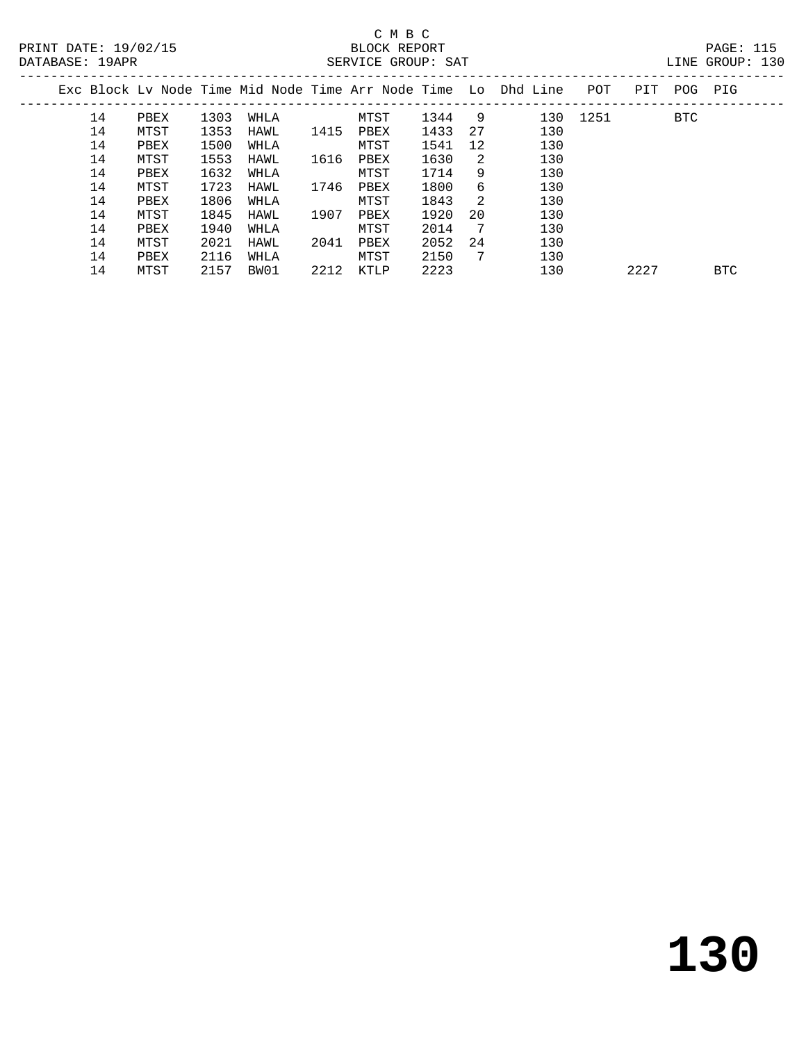C M B C
BLOCK REPORT
SERVICE GROUP: SAT

PRINT DATE: 19/02/15
DATABASE: 19APR
LINE GROUP: 130

| Exc | Block | Lv | Node | Time | Mid Node | Time | Arr Node | Time | Lo | Dhd Line | POT | PIT | POG | PIG |
|---|---|---|---|---|---|---|---|---|---|---|---|---|---|---|
| | 14 | | PBEX | 1303 | WHLA | | MTST | 1344 | 9 | 130 | 1251 | | BTC | |
| | 14 | | MTST | 1353 | HAWL | 1415 | PBEX | 1433 | 27 | 130 | | | | |
| | 14 | | PBEX | 1500 | WHLA | | MTST | 1541 | 12 | 130 | | | | |
| | 14 | | MTST | 1553 | HAWL | 1616 | PBEX | 1630 | 2 | 130 | | | | |
| | 14 | | PBEX | 1632 | WHLA | | MTST | 1714 | 9 | 130 | | | | |
| | 14 | | MTST | 1723 | HAWL | 1746 | PBEX | 1800 | 6 | 130 | | | | |
| | 14 | | PBEX | 1806 | WHLA | | MTST | 1843 | 2 | 130 | | | | |
| | 14 | | MTST | 1845 | HAWL | 1907 | PBEX | 1920 | 20 | 130 | | | | |
| | 14 | | PBEX | 1940 | WHLA | | MTST | 2014 | 7 | 130 | | | | |
| | 14 | | MTST | 2021 | HAWL | 2041 | PBEX | 2052 | 24 | 130 | | | | |
| | 14 | | PBEX | 2116 | WHLA | | MTST | 2150 | 7 | 130 | | | | |
| | 14 | | MTST | 2157 | BW01 | 2212 | KTLP | 2223 | | 130 | | 2227 | | BTC |

# 130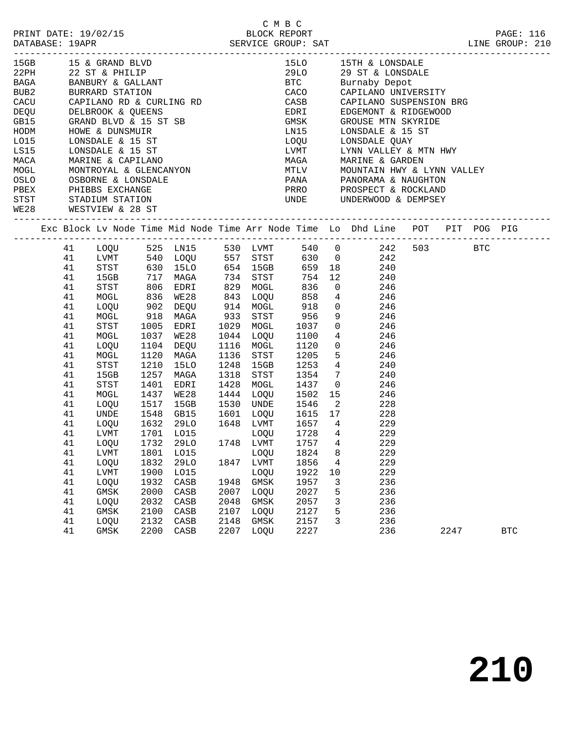C M B C

PRINT DATE: 19/02/15 BLOCK REPORT PAGE: 116
DATABASE: 19APR SERVICE GROUP: SAT LINE GROUP: 210

| Code | Description | Code | Description |
|---|---|---|---|
| 15GB | 15 & GRAND BLVD | 15LO | 15TH & LONSDALE |
| 22PH | 22 ST & PHILIP | 29LO | 29 ST & LONSDALE |
| BAGA | BANBURY & GALLANT | BTC | Burnaby Depot |
| BUB2 | BURRARD STATION | CACO | CAPILANO UNIVERSITY |
| CACU | CAPILANO RD & CURLING RD | CASB | CAPILANO SUSPENSION BRG |
| DEQU | DELBROOK & QUEENS | EDRI | EDGEMONT & RIDGEWOOD |
| GB15 | GRAND BLVD & 15 ST SB | GMSK | GROUSE MTN SKYRIDE |
| HODM | HOWE & DUNSMUIR | LN15 | LONSDALE & 15 ST |
| LO15 | LONSDALE & 15 ST | LOQU | LONSDALE QUAY |
| LS15 | LONSDALE & 15 ST | LVMT | LYNN VALLEY & MTN HWY |
| MACA | MARINE & CAPILANO | MAGA | MARINE & GARDEN |
| MOGL | MONTROYAL & GLENCANYON | MTLV | MOUNTAIN HWY & LYNN VALLEY |
| OSLO | OSBORNE & LONSDALE | PANA | PANORAMA & NAUGHTON |
| PBEX | PHIBBS EXCHANGE | PRRO | PROSPECT & ROCKLAND |
| STST | STADIUM STATION | UNDE | UNDERWOOD & DEMPSEY |
| WE28 | WESTVIEW & 28 ST | | |

| Exc | Block | Lv Node | Time | Mid Node | Time | Arr Node | Time | Lo | Dhd Line | POT | PIT | POG | PIG |
|---|---|---|---|---|---|---|---|---|---|---|---|---|---|
| | 41 | LOQU | 525 | LN15 | 530 | LVMT | 540 | 0 | 242 | 503 | | BTC | |
| | 41 | LVMT | 540 | LOQU | 557 | STST | 630 | 0 | 242 | | | | |
| | 41 | STST | 630 | 15LO | 654 | 15GB | 659 | 18 | 240 | | | | |
| | 41 | 15GB | 717 | MAGA | 734 | STST | 754 | 12 | 240 | | | | |
| | 41 | STST | 806 | EDRI | 829 | MOGL | 836 | 0 | 246 | | | | |
| | 41 | MOGL | 836 | WE28 | 843 | LOQU | 858 | 4 | 246 | | | | |
| | 41 | LOQU | 902 | DEQU | 914 | MOGL | 918 | 0 | 246 | | | | |
| | 41 | MOGL | 918 | MAGA | 933 | STST | 956 | 9 | 246 | | | | |
| | 41 | STST | 1005 | EDRI | 1029 | MOGL | 1037 | 0 | 246 | | | | |
| | 41 | MOGL | 1037 | WE28 | 1044 | LOQU | 1100 | 4 | 246 | | | | |
| | 41 | LOQU | 1104 | DEQU | 1116 | MOGL | 1120 | 0 | 246 | | | | |
| | 41 | MOGL | 1120 | MAGA | 1136 | STST | 1205 | 5 | 246 | | | | |
| | 41 | STST | 1210 | 15LO | 1248 | 15GB | 1253 | 4 | 240 | | | | |
| | 41 | 15GB | 1257 | MAGA | 1318 | STST | 1354 | 7 | 240 | | | | |
| | 41 | STST | 1401 | EDRI | 1428 | MOGL | 1437 | 0 | 246 | | | | |
| | 41 | MOGL | 1437 | WE28 | 1444 | LOQU | 1502 | 15 | 246 | | | | |
| | 41 | LOQU | 1517 | 15GB | 1530 | UNDE | 1546 | 2 | 228 | | | | |
| | 41 | UNDE | 1548 | GB15 | 1601 | LOQU | 1615 | 17 | 228 | | | | |
| | 41 | LOQU | 1632 | 29LO | 1648 | LVMT | 1657 | 4 | 229 | | | | |
| | 41 | LVMT | 1701 | LO15 | | LOQU | 1728 | 4 | 229 | | | | |
| | 41 | LOQU | 1732 | 29LO | 1748 | LVMT | 1757 | 4 | 229 | | | | |
| | 41 | LVMT | 1801 | LO15 | | LOQU | 1824 | 8 | 229 | | | | |
| | 41 | LOQU | 1832 | 29LO | 1847 | LVMT | 1856 | 4 | 229 | | | | |
| | 41 | LVMT | 1900 | LO15 | | LOQU | 1922 | 10 | 229 | | | | |
| | 41 | LOQU | 1932 | CASB | 1948 | GMSK | 1957 | 3 | 236 | | | | |
| | 41 | GMSK | 2000 | CASB | 2007 | LOQU | 2027 | 5 | 236 | | | | |
| | 41 | LOQU | 2032 | CASB | 2048 | GMSK | 2057 | 3 | 236 | | | | |
| | 41 | GMSK | 2100 | CASB | 2107 | LOQU | 2127 | 5 | 236 | | | | |
| | 41 | LOQU | 2132 | CASB | 2148 | GMSK | 2157 | 3 | 236 | | | | |
| | 41 | GMSK | 2200 | CASB | 2207 | LOQU | 2227 | | 236 | | 2247 | | BTC |

210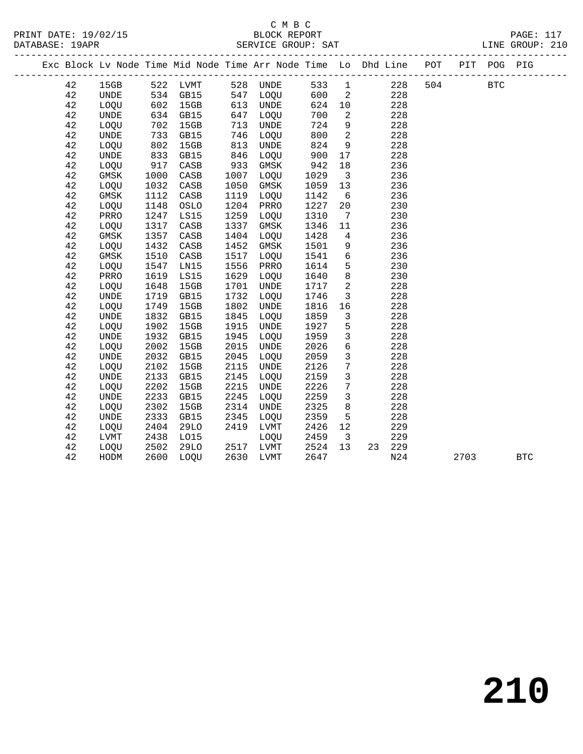C M B C
BLOCK REPORT
SERVICE GROUP: SAT

PRINT DATE: 19/02/15
DATABASE: 19APR
LINE GROUP: 210

| Exc | Block | Lv | Node | Time | Mid Node | Time | Arr Node | Time | Lo | Dhd | Line | POT | PIT | POG | PIG |
|---|---|---|---|---|---|---|---|---|---|---|---|---|---|---|---|
| | 42 | 15GB | 522 | LVMT | 528 | UNDE | 533 | 1 | | | 228 | 504 | | BTC | |
| | 42 | UNDE | 534 | GB15 | 547 | LOQU | 600 | 2 | | | 228 | | | | |
| | 42 | LOQU | 602 | 15GB | 613 | UNDE | 624 | 10 | | | 228 | | | | |
| | 42 | UNDE | 634 | GB15 | 647 | LOQU | 700 | 2 | | | 228 | | | | |
| | 42 | LOQU | 702 | 15GB | 713 | UNDE | 724 | 9 | | | 228 | | | | |
| | 42 | UNDE | 733 | GB15 | 746 | LOQU | 800 | 2 | | | 228 | | | | |
| | 42 | LOQU | 802 | 15GB | 813 | UNDE | 824 | 9 | | | 228 | | | | |
| | 42 | UNDE | 833 | GB15 | 846 | LOQU | 900 | 17 | | | 228 | | | | |
| | 42 | LOQU | 917 | CASB | 933 | GMSK | 942 | 18 | | | 236 | | | | |
| | 42 | GMSK | 1000 | CASB | 1007 | LOQU | 1029 | 3 | | | 236 | | | | |
| | 42 | LOQU | 1032 | CASB | 1050 | GMSK | 1059 | 13 | | | 236 | | | | |
| | 42 | GMSK | 1112 | CASB | 1119 | LOQU | 1142 | 6 | | | 236 | | | | |
| | 42 | LOQU | 1148 | OSLO | 1204 | PRRO | 1227 | 20 | | | 230 | | | | |
| | 42 | PRRO | 1247 | LS15 | 1259 | LOQU | 1310 | 7 | | | 230 | | | | |
| | 42 | LOQU | 1317 | CASB | 1337 | GMSK | 1346 | 11 | | | 236 | | | | |
| | 42 | GMSK | 1357 | CASB | 1404 | LOQU | 1428 | 4 | | | 236 | | | | |
| | 42 | LOQU | 1432 | CASB | 1452 | GMSK | 1501 | 9 | | | 236 | | | | |
| | 42 | GMSK | 1510 | CASB | 1517 | LOQU | 1541 | 6 | | | 236 | | | | |
| | 42 | LOQU | 1547 | LN15 | 1556 | PRRO | 1614 | 5 | | | 230 | | | | |
| | 42 | PRRO | 1619 | LS15 | 1629 | LOQU | 1640 | 8 | | | 230 | | | | |
| | 42 | LOQU | 1648 | 15GB | 1701 | UNDE | 1717 | 2 | | | 228 | | | | |
| | 42 | UNDE | 1719 | GB15 | 1732 | LOQU | 1746 | 3 | | | 228 | | | | |
| | 42 | LOQU | 1749 | 15GB | 1802 | UNDE | 1816 | 16 | | | 228 | | | | |
| | 42 | UNDE | 1832 | GB15 | 1845 | LOQU | 1859 | 3 | | | 228 | | | | |
| | 42 | LOQU | 1902 | 15GB | 1915 | UNDE | 1927 | 5 | | | 228 | | | | |
| | 42 | UNDE | 1932 | GB15 | 1945 | LOQU | 1959 | 3 | | | 228 | | | | |
| | 42 | LOQU | 2002 | 15GB | 2015 | UNDE | 2026 | 6 | | | 228 | | | | |
| | 42 | UNDE | 2032 | GB15 | 2045 | LOQU | 2059 | 3 | | | 228 | | | | |
| | 42 | LOQU | 2102 | 15GB | 2115 | UNDE | 2126 | 7 | | | 228 | | | | |
| | 42 | UNDE | 2133 | GB15 | 2145 | LOQU | 2159 | 3 | | | 228 | | | | |
| | 42 | LOQU | 2202 | 15GB | 2215 | UNDE | 2226 | 7 | | | 228 | | | | |
| | 42 | UNDE | 2233 | GB15 | 2245 | LOQU | 2259 | 3 | | | 228 | | | | |
| | 42 | LOQU | 2302 | 15GB | 2314 | UNDE | 2325 | 8 | | | 228 | | | | |
| | 42 | UNDE | 2333 | GB15 | 2345 | LOQU | 2359 | 5 | | | 228 | | | | |
| | 42 | LOQU | 2404 | 29LO | 2419 | LVMT | 2426 | 12 | | | 229 | | | | |
| | 42 | LVMT | 2438 | LO15 | | LOQU | 2459 | 3 | | | 229 | | | | |
| | 42 | LOQU | 2502 | 29LO | 2517 | LVMT | 2524 | 13 | | 23 | 229 | | | | |
| | 42 | HODM | 2600 | LOQU | 2630 | LVMT | 2647 | | | | N24 | | 2703 | | BTC |

210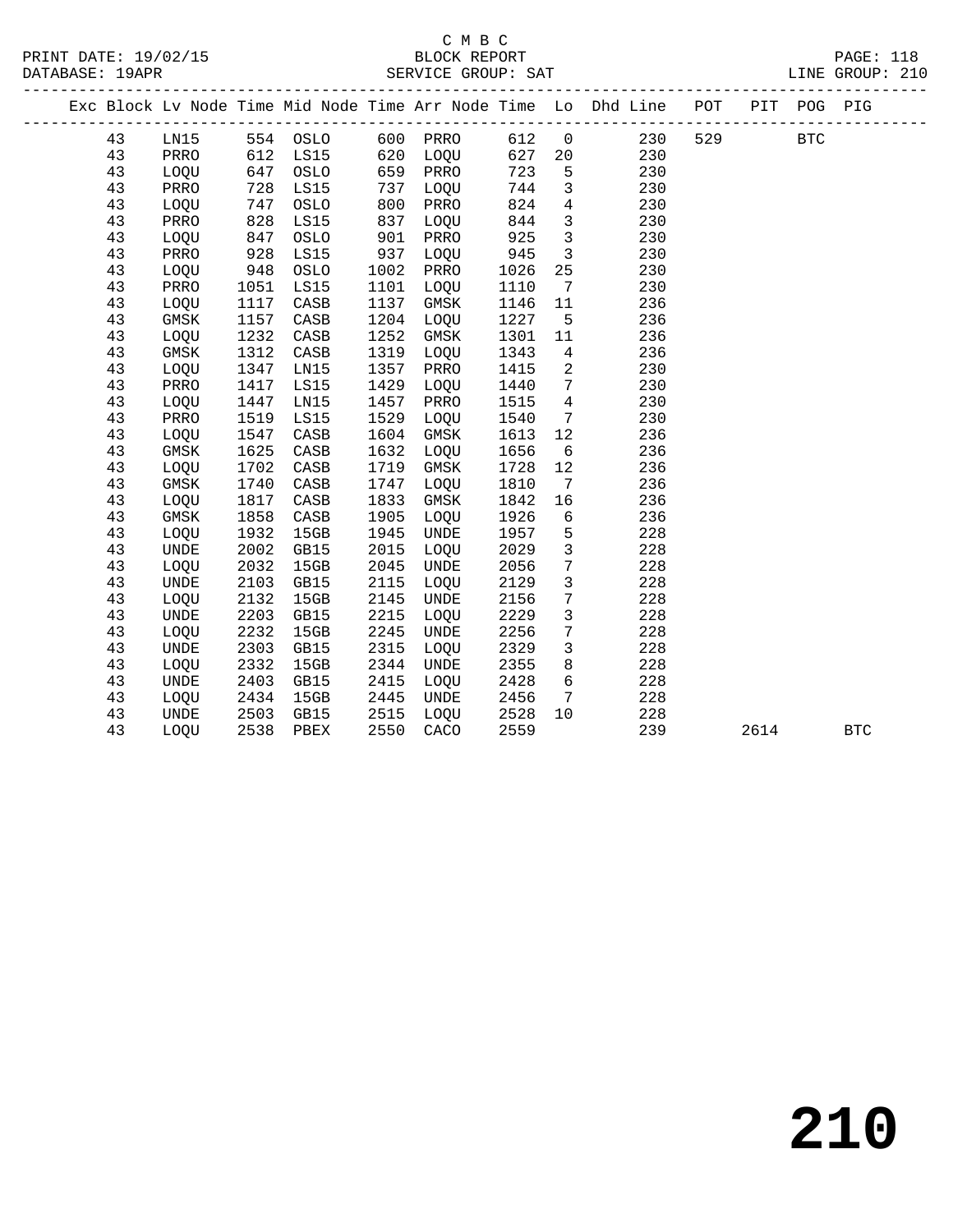C M B C

BLOCK REPORT

SERVICE GROUP: SAT

PRINT DATE: 19/02/15
DATABASE: 19APR
LINE GROUP: 210

| Exc | Block | Lv Node | Time | Mid Node | Time | Arr Node | Time | Lo | Dhd Line | POT | PIT | POG | PIG |
|---|---|---|---|---|---|---|---|---|---|---|---|---|---|
| | 43 | LN15 | 554 | OSLO | 600 | PRRO | 612 | 0 | 230 | 529 | | BTC | |
| | 43 | PRRO | 612 | LS15 | 620 | LOQU | 627 | 20 | 230 | | | | |
| | 43 | LOQU | 647 | OSLO | 659 | PRRO | 723 | 5 | 230 | | | | |
| | 43 | PRRO | 728 | LS15 | 737 | LOQU | 744 | 3 | 230 | | | | |
| | 43 | LOQU | 747 | OSLO | 800 | PRRO | 824 | 4 | 230 | | | | |
| | 43 | PRRO | 828 | LS15 | 837 | LOQU | 844 | 3 | 230 | | | | |
| | 43 | LOQU | 847 | OSLO | 901 | PRRO | 925 | 3 | 230 | | | | |
| | 43 | PRRO | 928 | LS15 | 937 | LOQU | 945 | 3 | 230 | | | | |
| | 43 | LOQU | 948 | OSLO | 1002 | PRRO | 1026 | 25 | 230 | | | | |
| | 43 | PRRO | 1051 | LS15 | 1101 | LOQU | 1110 | 7 | 230 | | | | |
| | 43 | LOQU | 1117 | CASB | 1137 | GMSK | 1146 | 11 | 236 | | | | |
| | 43 | GMSK | 1157 | CASB | 1204 | LOQU | 1227 | 5 | 236 | | | | |
| | 43 | LOQU | 1232 | CASB | 1252 | GMSK | 1301 | 11 | 236 | | | | |
| | 43 | GMSK | 1312 | CASB | 1319 | LOQU | 1343 | 4 | 236 | | | | |
| | 43 | LOQU | 1347 | LN15 | 1357 | PRRO | 1415 | 2 | 230 | | | | |
| | 43 | PRRO | 1417 | LS15 | 1429 | LOQU | 1440 | 7 | 230 | | | | |
| | 43 | LOQU | 1447 | LN15 | 1457 | PRRO | 1515 | 4 | 230 | | | | |
| | 43 | PRRO | 1519 | LS15 | 1529 | LOQU | 1540 | 7 | 230 | | | | |
| | 43 | LOQU | 1547 | CASB | 1604 | GMSK | 1613 | 12 | 236 | | | | |
| | 43 | GMSK | 1625 | CASB | 1632 | LOQU | 1656 | 6 | 236 | | | | |
| | 43 | LOQU | 1702 | CASB | 1719 | GMSK | 1728 | 12 | 236 | | | | |
| | 43 | GMSK | 1740 | CASB | 1747 | LOQU | 1810 | 7 | 236 | | | | |
| | 43 | LOQU | 1817 | CASB | 1833 | GMSK | 1842 | 16 | 236 | | | | |
| | 43 | GMSK | 1858 | CASB | 1905 | LOQU | 1926 | 6 | 236 | | | | |
| | 43 | LOQU | 1932 | 15GB | 1945 | UNDE | 1957 | 5 | 228 | | | | |
| | 43 | UNDE | 2002 | GB15 | 2015 | LOQU | 2029 | 3 | 228 | | | | |
| | 43 | LOQU | 2032 | 15GB | 2045 | UNDE | 2056 | 7 | 228 | | | | |
| | 43 | UNDE | 2103 | GB15 | 2115 | LOQU | 2129 | 3 | 228 | | | | |
| | 43 | LOQU | 2132 | 15GB | 2145 | UNDE | 2156 | 7 | 228 | | | | |
| | 43 | UNDE | 2203 | GB15 | 2215 | LOQU | 2229 | 3 | 228 | | | | |
| | 43 | LOQU | 2232 | 15GB | 2245 | UNDE | 2256 | 7 | 228 | | | | |
| | 43 | UNDE | 2303 | GB15 | 2315 | LOQU | 2329 | 3 | 228 | | | | |
| | 43 | LOQU | 2332 | 15GB | 2344 | UNDE | 2355 | 8 | 228 | | | | |
| | 43 | UNDE | 2403 | GB15 | 2415 | LOQU | 2428 | 6 | 228 | | | | |
| | 43 | LOQU | 2434 | 15GB | 2445 | UNDE | 2456 | 7 | 228 | | | | |
| | 43 | UNDE | 2503 | GB15 | 2515 | LOQU | 2528 | 10 | 228 | | | | |
| | 43 | LOQU | 2538 | PBEX | 2550 | CACO | 2559 | | 239 | | 2614 | | BTC |

210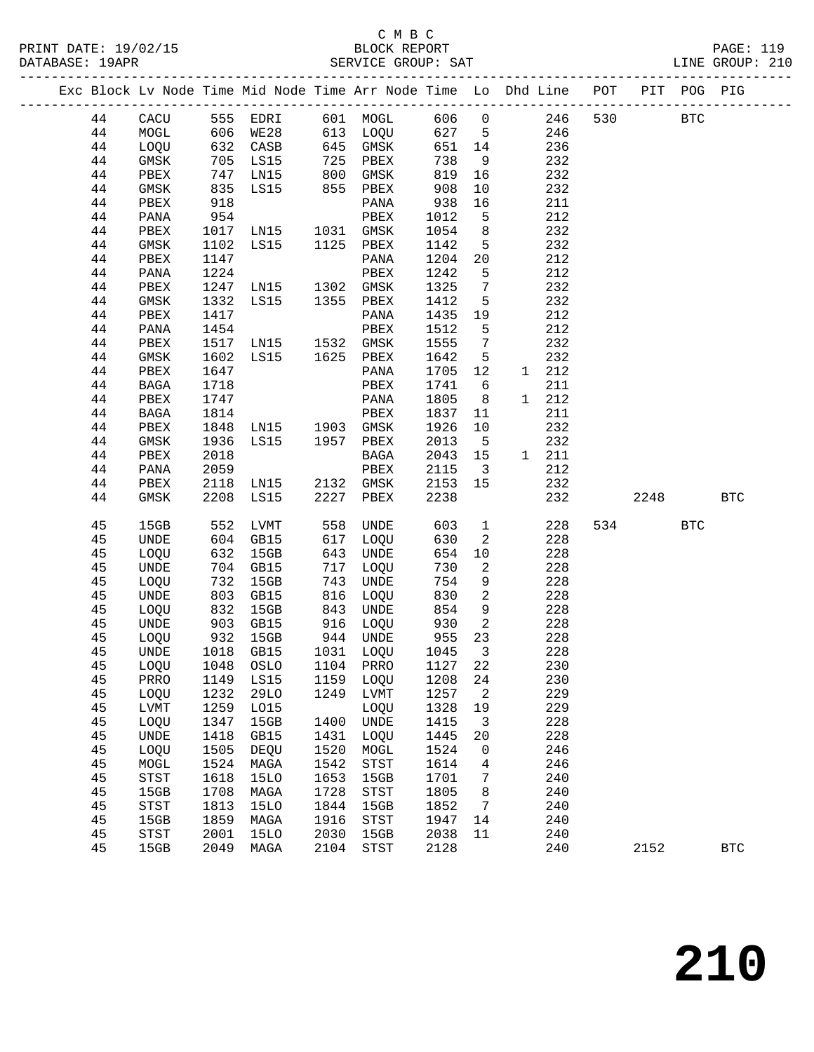C M B C
BLOCK REPORT
SERVICE GROUP: SAT

PRINT DATE: 19/02/15
DATABASE: 19APR
LINE GROUP: 210

| Exc | Block | Lv Node | Time | Mid Node | Time | Arr Node | Time | Lo | Dhd | Line | POT | PIT | POG | PIG |
|---|---|---|---|---|---|---|---|---|---|---|---|---|---|---|
| | 44 | CACU | 555 | EDRI | 601 | MOGL | 606 | 0 | | 246 | 530 | | BTC | |
| | 44 | MOGL | 606 | WE28 | 613 | LOQU | 627 | 5 | | 246 | | | | |
| | 44 | LOQU | 632 | CASB | 645 | GMSK | 651 | 14 | | 236 | | | | |
| | 44 | GMSK | 705 | LS15 | 725 | PBEX | 738 | 9 | | 232 | | | | |
| | 44 | PBEX | 747 | LN15 | 800 | GMSK | 819 | 16 | | 232 | | | | |
| | 44 | GMSK | 835 | LS15 | 855 | PBEX | 908 | 10 | | 232 | | | | |
| | 44 | PBEX | 918 | | | PANA | 938 | 16 | | 211 | | | | |
| | 44 | PANA | 954 | | | PBEX | 1012 | 5 | | 212 | | | | |
| | 44 | PBEX | 1017 | LN15 | 1031 | GMSK | 1054 | 8 | | 232 | | | | |
| | 44 | GMSK | 1102 | LS15 | 1125 | PBEX | 1142 | 5 | | 232 | | | | |
| | 44 | PBEX | 1147 | | | PANA | 1204 | 20 | | 212 | | | | |
| | 44 | PANA | 1224 | | | PBEX | 1242 | 5 | | 212 | | | | |
| | 44 | PBEX | 1247 | LN15 | 1302 | GMSK | 1325 | 7 | | 232 | | | | |
| | 44 | GMSK | 1332 | LS15 | 1355 | PBEX | 1412 | 5 | | 232 | | | | |
| | 44 | PBEX | 1417 | | | PANA | 1435 | 19 | | 212 | | | | |
| | 44 | PANA | 1454 | | | PBEX | 1512 | 5 | | 212 | | | | |
| | 44 | PBEX | 1517 | LN15 | 1532 | GMSK | 1555 | 7 | | 232 | | | | |
| | 44 | GMSK | 1602 | LS15 | 1625 | PBEX | 1642 | 5 | | 232 | | | | |
| | 44 | PBEX | 1647 | | | PANA | 1705 | 12 | 1 | 212 | | | | |
| | 44 | BAGA | 1718 | | | PBEX | 1741 | 6 | | 211 | | | | |
| | 44 | PBEX | 1747 | | | PANA | 1805 | 8 | 1 | 212 | | | | |
| | 44 | BAGA | 1814 | | | PBEX | 1837 | 11 | | 211 | | | | |
| | 44 | PBEX | 1848 | LN15 | 1903 | GMSK | 1926 | 10 | | 232 | | | | |
| | 44 | GMSK | 1936 | LS15 | 1957 | PBEX | 2013 | 5 | | 232 | | | | |
| | 44 | PBEX | 2018 | | | BAGA | 2043 | 15 | 1 | 211 | | | | |
| | 44 | PANA | 2059 | | | PBEX | 2115 | 3 | | 212 | | | | |
| | 44 | PBEX | 2118 | LN15 | 2132 | GMSK | 2153 | 15 | | 232 | | | | |
| | 44 | GMSK | 2208 | LS15 | 2227 | PBEX | 2238 | | | 232 | | 2248 | | BTC |
| | 45 | 15GB | 552 | LVMT | 558 | UNDE | 603 | 1 | | 228 | 534 | | BTC | |
| | 45 | UNDE | 604 | GB15 | 617 | LOQU | 630 | 2 | | 228 | | | | |
| | 45 | LOQU | 632 | 15GB | 643 | UNDE | 654 | 10 | | 228 | | | | |
| | 45 | UNDE | 704 | GB15 | 717 | LOQU | 730 | 2 | | 228 | | | | |
| | 45 | LOQU | 732 | 15GB | 743 | UNDE | 754 | 9 | | 228 | | | | |
| | 45 | UNDE | 803 | GB15 | 816 | LOQU | 830 | 2 | | 228 | | | | |
| | 45 | LOQU | 832 | 15GB | 843 | UNDE | 854 | 9 | | 228 | | | | |
| | 45 | UNDE | 903 | GB15 | 916 | LOQU | 930 | 2 | | 228 | | | | |
| | 45 | LOQU | 932 | 15GB | 944 | UNDE | 955 | 23 | | 228 | | | | |
| | 45 | UNDE | 1018 | GB15 | 1031 | LOQU | 1045 | 3 | | 228 | | | | |
| | 45 | LOQU | 1048 | OSLO | 1104 | PRRO | 1127 | 22 | | 230 | | | | |
| | 45 | PRRO | 1149 | LS15 | 1159 | LOQU | 1208 | 24 | | 230 | | | | |
| | 45 | LOQU | 1232 | 29LO | 1249 | LVMT | 1257 | 2 | | 229 | | | | |
| | 45 | LVMT | 1259 | LO15 | | LOQU | 1328 | 19 | | 229 | | | | |
| | 45 | LOQU | 1347 | 15GB | 1400 | UNDE | 1415 | 3 | | 228 | | | | |
| | 45 | UNDE | 1418 | GB15 | 1431 | LOQU | 1445 | 20 | | 228 | | | | |
| | 45 | LOQU | 1505 | DEQU | 1520 | MOGL | 1524 | 0 | | 246 | | | | |
| | 45 | MOGL | 1524 | MAGA | 1542 | STST | 1614 | 4 | | 246 | | | | |
| | 45 | STST | 1618 | 15LO | 1653 | 15GB | 1701 | 7 | | 240 | | | | |
| | 45 | 15GB | 1708 | MAGA | 1728 | STST | 1805 | 8 | | 240 | | | | |
| | 45 | STST | 1813 | 15LO | 1844 | 15GB | 1852 | 7 | | 240 | | | | |
| | 45 | 15GB | 1859 | MAGA | 1916 | STST | 1947 | 14 | | 240 | | | | |
| | 45 | STST | 2001 | 15LO | 2030 | 15GB | 2038 | 11 | | 240 | | | | |
| | 45 | 15GB | 2049 | MAGA | 2104 | STST | 2128 | | | 240 | | 2152 | | BTC |

# 210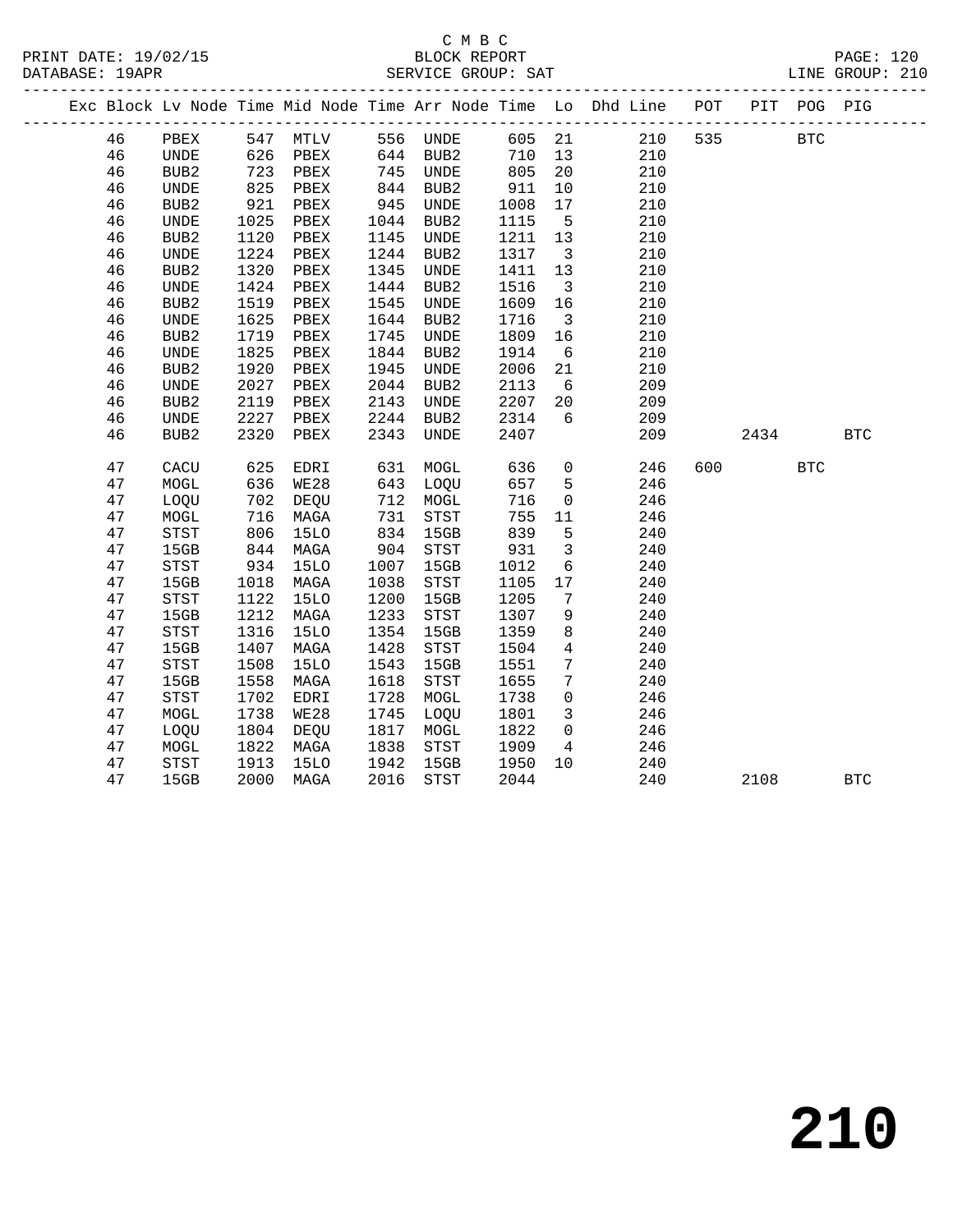C M B C
BLOCK REPORT
SERVICE GROUP: SAT

PRINT DATE: 19/02/15
DATABASE: 19APR
LINE GROUP: 210

| Exc | Block | Lv Node | Time | Mid Node | Time | Arr Node | Time | Lo | Dhd Line | POT | PIT | POG | PIG |
|---|---|---|---|---|---|---|---|---|---|---|---|---|---|
| | 46 | PBEX | 547 | MTLV | 556 | UNDE | 605 | 21 | 210 | 535 | | BTC | |
| | 46 | UNDE | 626 | PBEX | 644 | BUB2 | 710 | 13 | 210 | | | | |
| | 46 | BUB2 | 723 | PBEX | 745 | UNDE | 805 | 20 | 210 | | | | |
| | 46 | UNDE | 825 | PBEX | 844 | BUB2 | 911 | 10 | 210 | | | | |
| | 46 | BUB2 | 921 | PBEX | 945 | UNDE | 1008 | 17 | 210 | | | | |
| | 46 | UNDE | 1025 | PBEX | 1044 | BUB2 | 1115 | 5 | 210 | | | | |
| | 46 | BUB2 | 1120 | PBEX | 1145 | UNDE | 1211 | 13 | 210 | | | | |
| | 46 | UNDE | 1224 | PBEX | 1244 | BUB2 | 1317 | 3 | 210 | | | | |
| | 46 | BUB2 | 1320 | PBEX | 1345 | UNDE | 1411 | 13 | 210 | | | | |
| | 46 | UNDE | 1424 | PBEX | 1444 | BUB2 | 1516 | 3 | 210 | | | | |
| | 46 | BUB2 | 1519 | PBEX | 1545 | UNDE | 1609 | 16 | 210 | | | | |
| | 46 | UNDE | 1625 | PBEX | 1644 | BUB2 | 1716 | 3 | 210 | | | | |
| | 46 | BUB2 | 1719 | PBEX | 1745 | UNDE | 1809 | 16 | 210 | | | | |
| | 46 | UNDE | 1825 | PBEX | 1844 | BUB2 | 1914 | 6 | 210 | | | | |
| | 46 | BUB2 | 1920 | PBEX | 1945 | UNDE | 2006 | 21 | 210 | | | | |
| | 46 | UNDE | 2027 | PBEX | 2044 | BUB2 | 2113 | 6 | 209 | | | | |
| | 46 | BUB2 | 2119 | PBEX | 2143 | UNDE | 2207 | 20 | 209 | | | | |
| | 46 | UNDE | 2227 | PBEX | 2244 | BUB2 | 2314 | 6 | 209 | | | | |
| | 46 | BUB2 | 2320 | PBEX | 2343 | UNDE | 2407 | | 209 | | 2434 | | BTC |
| | 47 | CACU | 625 | EDRI | 631 | MOGL | 636 | 0 | 246 | 600 | | BTC | |
| | 47 | MOGL | 636 | WE28 | 643 | LOQU | 657 | 5 | 246 | | | | |
| | 47 | LOQU | 702 | DEQU | 712 | MOGL | 716 | 0 | 246 | | | | |
| | 47 | MOGL | 716 | MAGA | 731 | STST | 755 | 11 | 246 | | | | |
| | 47 | STST | 806 | 15LO | 834 | 15GB | 839 | 5 | 240 | | | | |
| | 47 | 15GB | 844 | MAGA | 904 | STST | 931 | 3 | 240 | | | | |
| | 47 | STST | 934 | 15LO | 1007 | 15GB | 1012 | 6 | 240 | | | | |
| | 47 | 15GB | 1018 | MAGA | 1038 | STST | 1105 | 17 | 240 | | | | |
| | 47 | STST | 1122 | 15LO | 1200 | 15GB | 1205 | 7 | 240 | | | | |
| | 47 | 15GB | 1212 | MAGA | 1233 | STST | 1307 | 9 | 240 | | | | |
| | 47 | STST | 1316 | 15LO | 1354 | 15GB | 1359 | 8 | 240 | | | | |
| | 47 | 15GB | 1407 | MAGA | 1428 | STST | 1504 | 4 | 240 | | | | |
| | 47 | STST | 1508 | 15LO | 1543 | 15GB | 1551 | 7 | 240 | | | | |
| | 47 | 15GB | 1558 | MAGA | 1618 | STST | 1655 | 7 | 240 | | | | |
| | 47 | STST | 1702 | EDRI | 1728 | MOGL | 1738 | 0 | 246 | | | | |
| | 47 | MOGL | 1738 | WE28 | 1745 | LOQU | 1801 | 3 | 246 | | | | |
| | 47 | LOQU | 1804 | DEQU | 1817 | MOGL | 1822 | 0 | 246 | | | | |
| | 47 | MOGL | 1822 | MAGA | 1838 | STST | 1909 | 4 | 246 | | | | |
| | 47 | STST | 1913 | 15LO | 1942 | 15GB | 1950 | 10 | 240 | | | | |
| | 47 | 15GB | 2000 | MAGA | 2016 | STST | 2044 | | 240 | | 2108 | | BTC |

210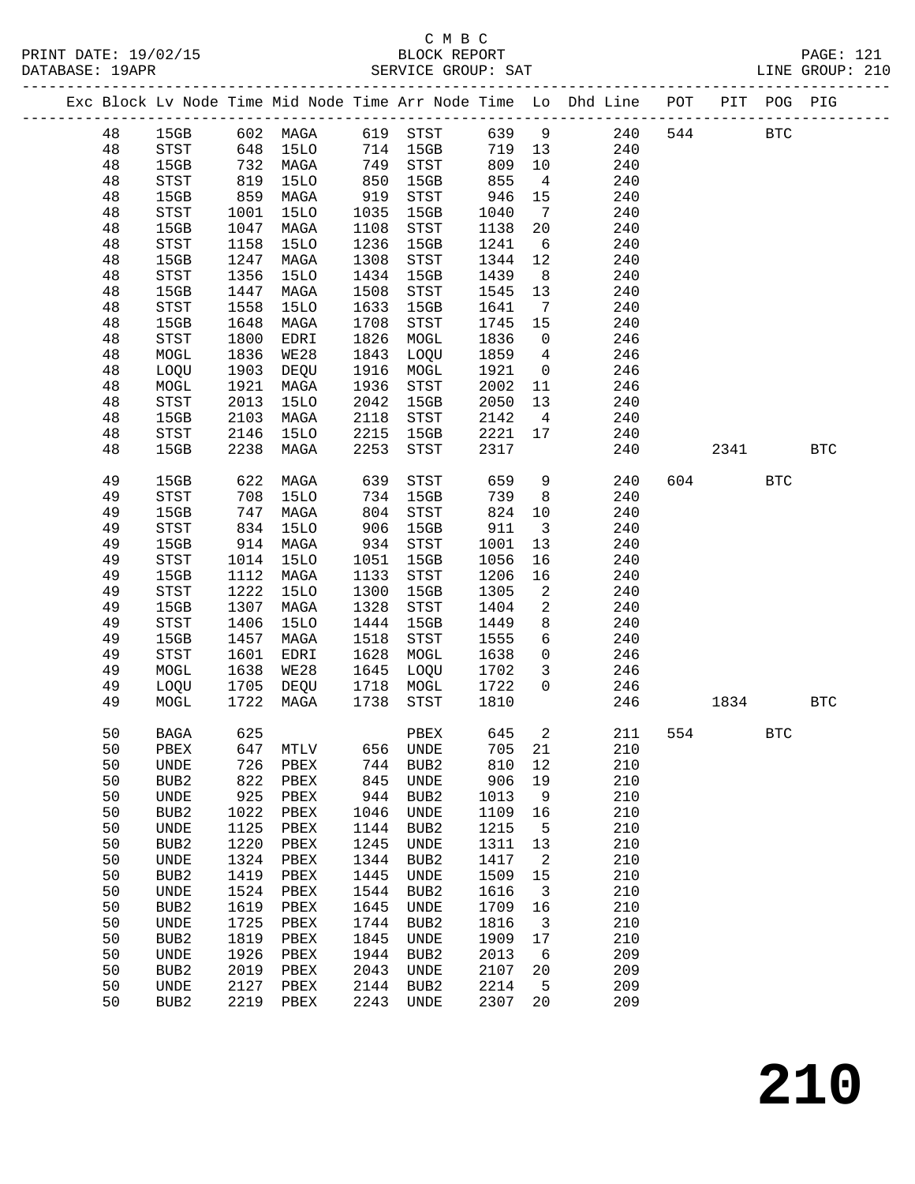C M B C

BLOCK REPORT

SERVICE GROUP: SAT

PRINT DATE: 19/02/15
DATABASE: 19APR

PAGE: 121
LINE GROUP: 210

| Exc | Block | Lv Node | Time | Mid Node | Time | Arr Node | Time | Lo | Dhd Line | POT | PIT | POG | PIG |
|---|---|---|---|---|---|---|---|---|---|---|---|---|---|
| | 48 | 15GB | 602 | MAGA | 619 | STST | 639 | 9 | 240 | 544 | | BTC | |
| | 48 | STST | 648 | 15LO | 714 | 15GB | 719 | 13 | 240 | | | | |
| | 48 | 15GB | 732 | MAGA | 749 | STST | 809 | 10 | 240 | | | | |
| | 48 | STST | 819 | 15LO | 850 | 15GB | 855 | 4 | 240 | | | | |
| | 48 | 15GB | 859 | MAGA | 919 | STST | 946 | 15 | 240 | | | | |
| | 48 | STST | 1001 | 15LO | 1035 | 15GB | 1040 | 7 | 240 | | | | |
| | 48 | 15GB | 1047 | MAGA | 1108 | STST | 1138 | 20 | 240 | | | | |
| | 48 | STST | 1158 | 15LO | 1236 | 15GB | 1241 | 6 | 240 | | | | |
| | 48 | 15GB | 1247 | MAGA | 1308 | STST | 1344 | 12 | 240 | | | | |
| | 48 | STST | 1356 | 15LO | 1434 | 15GB | 1439 | 8 | 240 | | | | |
| | 48 | 15GB | 1447 | MAGA | 1508 | STST | 1545 | 13 | 240 | | | | |
| | 48 | STST | 1558 | 15LO | 1633 | 15GB | 1641 | 7 | 240 | | | | |
| | 48 | 15GB | 1648 | MAGA | 1708 | STST | 1745 | 15 | 240 | | | | |
| | 48 | STST | 1800 | EDRI | 1826 | MOGL | 1836 | 0 | 246 | | | | |
| | 48 | MOGL | 1836 | WE28 | 1843 | LOQU | 1859 | 4 | 246 | | | | |
| | 48 | LOQU | 1903 | DEQU | 1916 | MOGL | 1921 | 0 | 246 | | | | |
| | 48 | MOGL | 1921 | MAGA | 1936 | STST | 2002 | 11 | 246 | | | | |
| | 48 | STST | 2013 | 15LO | 2042 | 15GB | 2050 | 13 | 240 | | | | |
| | 48 | 15GB | 2103 | MAGA | 2118 | STST | 2142 | 4 | 240 | | | | |
| | 48 | STST | 2146 | 15LO | 2215 | 15GB | 2221 | 17 | 240 | | | | |
| | 48 | 15GB | 2238 | MAGA | 2253 | STST | 2317 | | 240 | | 2341 | | BTC |
| | 49 | 15GB | 622 | MAGA | 639 | STST | 659 | 9 | 240 | 604 | | BTC | |
| | 49 | STST | 708 | 15LO | 734 | 15GB | 739 | 8 | 240 | | | | |
| | 49 | 15GB | 747 | MAGA | 804 | STST | 824 | 10 | 240 | | | | |
| | 49 | STST | 834 | 15LO | 906 | 15GB | 911 | 3 | 240 | | | | |
| | 49 | 15GB | 914 | MAGA | 934 | STST | 1001 | 13 | 240 | | | | |
| | 49 | STST | 1014 | 15LO | 1051 | 15GB | 1056 | 16 | 240 | | | | |
| | 49 | 15GB | 1112 | MAGA | 1133 | STST | 1206 | 16 | 240 | | | | |
| | 49 | STST | 1222 | 15LO | 1300 | 15GB | 1305 | 2 | 240 | | | | |
| | 49 | 15GB | 1307 | MAGA | 1328 | STST | 1404 | 2 | 240 | | | | |
| | 49 | STST | 1406 | 15LO | 1444 | 15GB | 1449 | 8 | 240 | | | | |
| | 49 | 15GB | 1457 | MAGA | 1518 | STST | 1555 | 6 | 240 | | | | |
| | 49 | STST | 1601 | EDRI | 1628 | MOGL | 1638 | 0 | 246 | | | | |
| | 49 | MOGL | 1638 | WE28 | 1645 | LOQU | 1702 | 3 | 246 | | | | |
| | 49 | LOQU | 1705 | DEQU | 1718 | MOGL | 1722 | 0 | 246 | | | | |
| | 49 | MOGL | 1722 | MAGA | 1738 | STST | 1810 | | 246 | | 1834 | | BTC |
| | 50 | BAGA | 625 | | | PBEX | 645 | 2 | 211 | 554 | | BTC | |
| | 50 | PBEX | 647 | MTLV | 656 | UNDE | 705 | 21 | 210 | | | | |
| | 50 | UNDE | 726 | PBEX | 744 | BUB2 | 810 | 12 | 210 | | | | |
| | 50 | BUB2 | 822 | PBEX | 845 | UNDE | 906 | 19 | 210 | | | | |
| | 50 | UNDE | 925 | PBEX | 944 | BUB2 | 1013 | 9 | 210 | | | | |
| | 50 | BUB2 | 1022 | PBEX | 1046 | UNDE | 1109 | 16 | 210 | | | | |
| | 50 | UNDE | 1125 | PBEX | 1144 | BUB2 | 1215 | 5 | 210 | | | | |
| | 50 | BUB2 | 1220 | PBEX | 1245 | UNDE | 1311 | 13 | 210 | | | | |
| | 50 | UNDE | 1324 | PBEX | 1344 | BUB2 | 1417 | 2 | 210 | | | | |
| | 50 | BUB2 | 1419 | PBEX | 1445 | UNDE | 1509 | 15 | 210 | | | | |
| | 50 | UNDE | 1524 | PBEX | 1544 | BUB2 | 1616 | 3 | 210 | | | | |
| | 50 | BUB2 | 1619 | PBEX | 1645 | UNDE | 1709 | 16 | 210 | | | | |
| | 50 | UNDE | 1725 | PBEX | 1744 | BUB2 | 1816 | 3 | 210 | | | | |
| | 50 | BUB2 | 1819 | PBEX | 1845 | UNDE | 1909 | 17 | 210 | | | | |
| | 50 | UNDE | 1926 | PBEX | 1944 | BUB2 | 2013 | 6 | 209 | | | | |
| | 50 | BUB2 | 2019 | PBEX | 2043 | UNDE | 2107 | 20 | 209 | | | | |
| | 50 | UNDE | 2127 | PBEX | 2144 | BUB2 | 2214 | 5 | 209 | | | | |
| | 50 | BUB2 | 2219 | PBEX | 2243 | UNDE | 2307 | 20 | 209 | | | | |

# 210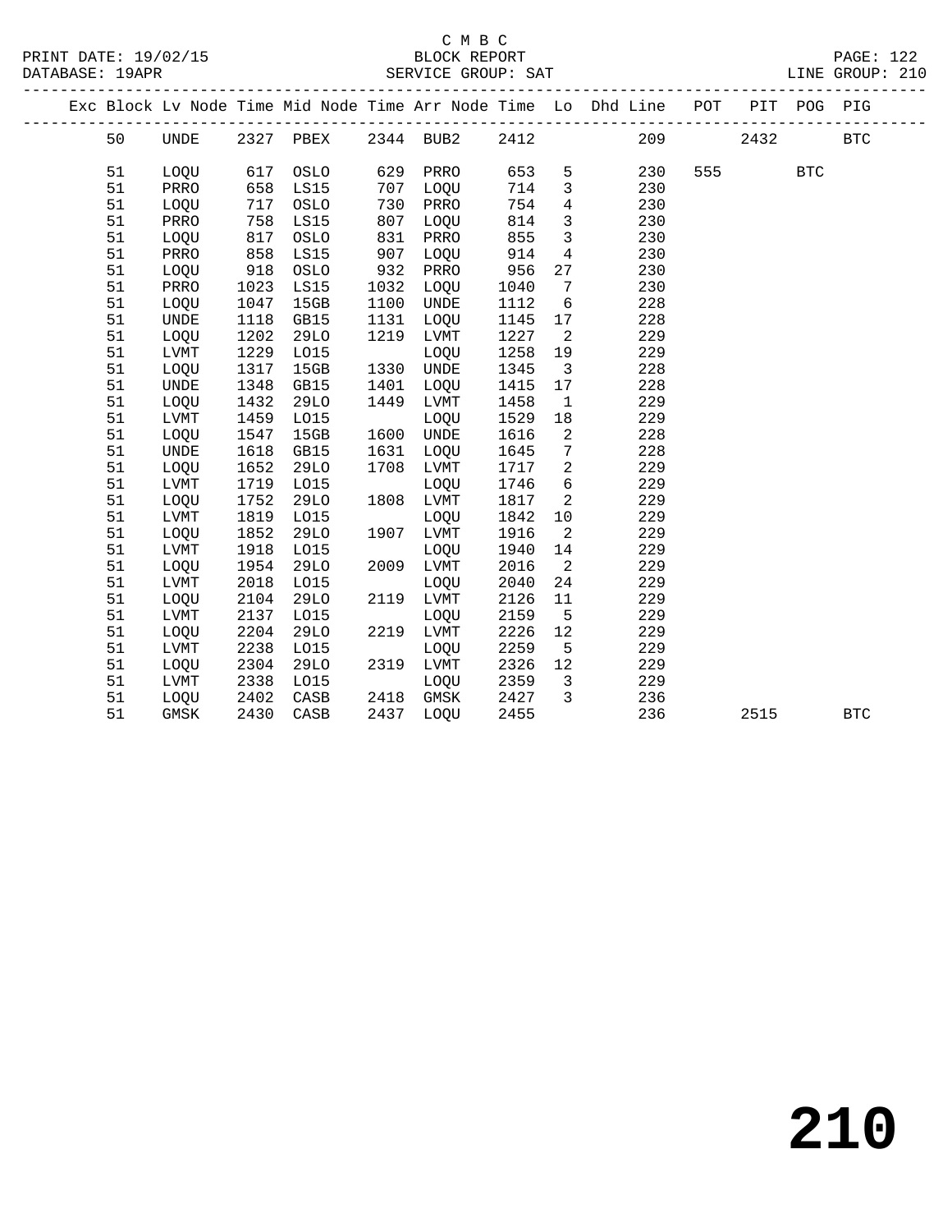C M B C

PRINT DATE: 19/02/15 BLOCK REPORT PAGE: 122
DATABASE: 19APR SERVICE GROUP: SAT LINE GROUP: 210

| Exc | Block | Lv | Node | Time | Mid Node | Time | Arr Node | Time | Lo | Dhd Line | POT | PIT | POG | PIG |
|---|---|---|---|---|---|---|---|---|---|---|---|---|---|---|
| | 50 | | UNDE | 2327 | PBEX | 2344 | BUB2 | 2412 | | 209 | | 2432 | | BTC |
| | 51 | | LOQU | 617 | OSLO | 629 | PRRO | 653 | 5 | 230 | 555 | | BTC | |
| | 51 | | PRRO | 658 | LS15 | 707 | LOQU | 714 | 3 | 230 | | | | |
| | 51 | | LOQU | 717 | OSLO | 730 | PRRO | 754 | 4 | 230 | | | | |
| | 51 | | PRRO | 758 | LS15 | 807 | LOQU | 814 | 3 | 230 | | | | |
| | 51 | | LOQU | 817 | OSLO | 831 | PRRO | 855 | 3 | 230 | | | | |
| | 51 | | PRRO | 858 | LS15 | 907 | LOQU | 914 | 4 | 230 | | | | |
| | 51 | | LOQU | 918 | OSLO | 932 | PRRO | 956 | 27 | 230 | | | | |
| | 51 | | PRRO | 1023 | LS15 | 1032 | LOQU | 1040 | 7 | 230 | | | | |
| | 51 | | LOQU | 1047 | 15GB | 1100 | UNDE | 1112 | 6 | 228 | | | | |
| | 51 | | UNDE | 1118 | GB15 | 1131 | LOQU | 1145 | 17 | 228 | | | | |
| | 51 | | LOQU | 1202 | 29LO | 1219 | LVMT | 1227 | 2 | 229 | | | | |
| | 51 | | LVMT | 1229 | LO15 | | LOQU | 1258 | 19 | 229 | | | | |
| | 51 | | LOQU | 1317 | 15GB | 1330 | UNDE | 1345 | 3 | 228 | | | | |
| | 51 | | UNDE | 1348 | GB15 | 1401 | LOQU | 1415 | 17 | 228 | | | | |
| | 51 | | LOQU | 1432 | 29LO | 1449 | LVMT | 1458 | 1 | 229 | | | | |
| | 51 | | LVMT | 1459 | LO15 | | LOQU | 1529 | 18 | 229 | | | | |
| | 51 | | LOQU | 1547 | 15GB | 1600 | UNDE | 1616 | 2 | 228 | | | | |
| | 51 | | UNDE | 1618 | GB15 | 1631 | LOQU | 1645 | 7 | 228 | | | | |
| | 51 | | LOQU | 1652 | 29LO | 1708 | LVMT | 1717 | 2 | 229 | | | | |
| | 51 | | LVMT | 1719 | LO15 | | LOQU | 1746 | 6 | 229 | | | | |
| | 51 | | LOQU | 1752 | 29LO | 1808 | LVMT | 1817 | 2 | 229 | | | | |
| | 51 | | LVMT | 1819 | LO15 | | LOQU | 1842 | 10 | 229 | | | | |
| | 51 | | LOQU | 1852 | 29LO | 1907 | LVMT | 1916 | 2 | 229 | | | | |
| | 51 | | LVMT | 1918 | LO15 | | LOQU | 1940 | 14 | 229 | | | | |
| | 51 | | LOQU | 1954 | 29LO | 2009 | LVMT | 2016 | 2 | 229 | | | | |
| | 51 | | LVMT | 2018 | LO15 | | LOQU | 2040 | 24 | 229 | | | | |
| | 51 | | LOQU | 2104 | 29LO | 2119 | LVMT | 2126 | 11 | 229 | | | | |
| | 51 | | LVMT | 2137 | LO15 | | LOQU | 2159 | 5 | 229 | | | | |
| | 51 | | LOQU | 2204 | 29LO | 2219 | LVMT | 2226 | 12 | 229 | | | | |
| | 51 | | LVMT | 2238 | LO15 | | LOQU | 2259 | 5 | 229 | | | | |
| | 51 | | LOQU | 2304 | 29LO | 2319 | LVMT | 2326 | 12 | 229 | | | | |
| | 51 | | LVMT | 2338 | LO15 | | LOQU | 2359 | 3 | 229 | | | | |
| | 51 | | LOQU | 2402 | CASB | 2418 | GMSK | 2427 | 3 | 236 | | | | |
| | 51 | | GMSK | 2430 | CASB | 2437 | LOQU | 2455 | | 236 | | 2515 | | BTC |

210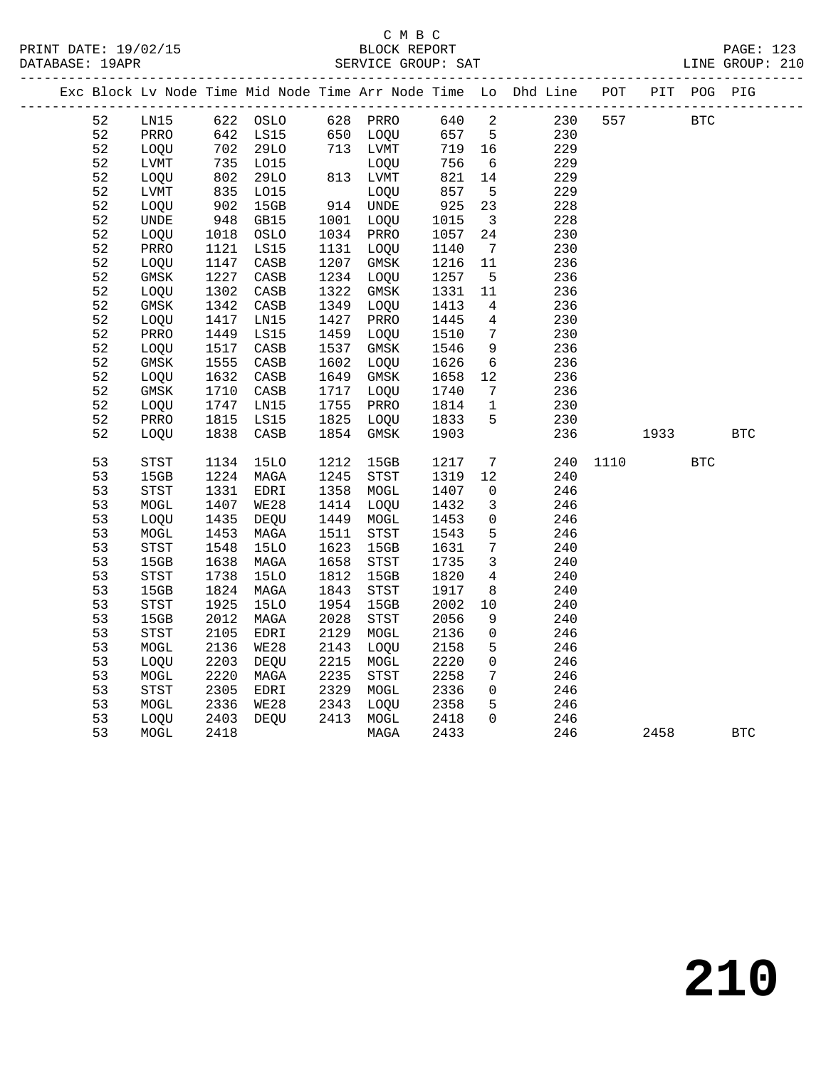C M B C

BLOCK REPORT

SERVICE GROUP: SAT

LINE GROUP: 210

| Exc | Block | Lv Node | Time | Mid Node | Time | Arr Node | Time | Lo | Dhd Line | POT | PIT | POG | PIG |
|---|---|---|---|---|---|---|---|---|---|---|---|---|---|
| | 52 | LN15 | 622 | OSLO | 628 | PRRO | 640 | 2 | 230 | 557 | | BTC | |
| | 52 | PRRO | 642 | LS15 | 650 | LOQU | 657 | 5 | 230 | | | | |
| | 52 | LOQU | 702 | 29LO | 713 | LVMT | 719 | 16 | 229 | | | | |
| | 52 | LVMT | 735 | LO15 | | LOQU | 756 | 6 | 229 | | | | |
| | 52 | LOQU | 802 | 29LO | 813 | LVMT | 821 | 14 | 229 | | | | |
| | 52 | LVMT | 835 | LO15 | | LOQU | 857 | 5 | 229 | | | | |
| | 52 | LOQU | 902 | 15GB | 914 | UNDE | 925 | 23 | 228 | | | | |
| | 52 | UNDE | 948 | GB15 | 1001 | LOQU | 1015 | 3 | 228 | | | | |
| | 52 | LOQU | 1018 | OSLO | 1034 | PRRO | 1057 | 24 | 230 | | | | |
| | 52 | PRRO | 1121 | LS15 | 1131 | LOQU | 1140 | 7 | 230 | | | | |
| | 52 | LOQU | 1147 | CASB | 1207 | GMSK | 1216 | 11 | 236 | | | | |
| | 52 | GMSK | 1227 | CASB | 1234 | LOQU | 1257 | 5 | 236 | | | | |
| | 52 | LOQU | 1302 | CASB | 1322 | GMSK | 1331 | 11 | 236 | | | | |
| | 52 | GMSK | 1342 | CASB | 1349 | LOQU | 1413 | 4 | 236 | | | | |
| | 52 | LOQU | 1417 | LN15 | 1427 | PRRO | 1445 | 4 | 230 | | | | |
| | 52 | PRRO | 1449 | LS15 | 1459 | LOQU | 1510 | 7 | 230 | | | | |
| | 52 | LOQU | 1517 | CASB | 1537 | GMSK | 1546 | 9 | 236 | | | | |
| | 52 | GMSK | 1555 | CASB | 1602 | LOQU | 1626 | 6 | 236 | | | | |
| | 52 | LOQU | 1632 | CASB | 1649 | GMSK | 1658 | 12 | 236 | | | | |
| | 52 | GMSK | 1710 | CASB | 1717 | LOQU | 1740 | 7 | 236 | | | | |
| | 52 | LOQU | 1747 | LN15 | 1755 | PRRO | 1814 | 1 | 230 | | | | |
| | 52 | PRRO | 1815 | LS15 | 1825 | LOQU | 1833 | 5 | 230 | | | | |
| | 52 | LOQU | 1838 | CASB | 1854 | GMSK | 1903 | | 236 | | 1933 | | BTC |
| | 53 | STST | 1134 | 15LO | 1212 | 15GB | 1217 | 7 | 240 | 1110 | | BTC | |
| | 53 | 15GB | 1224 | MAGA | 1245 | STST | 1319 | 12 | 240 | | | | |
| | 53 | STST | 1331 | EDRI | 1358 | MOGL | 1407 | 0 | 246 | | | | |
| | 53 | MOGL | 1407 | WE28 | 1414 | LOQU | 1432 | 3 | 246 | | | | |
| | 53 | LOQU | 1435 | DEQU | 1449 | MOGL | 1453 | 0 | 246 | | | | |
| | 53 | MOGL | 1453 | MAGA | 1511 | STST | 1543 | 5 | 246 | | | | |
| | 53 | STST | 1548 | 15LO | 1623 | 15GB | 1631 | 7 | 240 | | | | |
| | 53 | 15GB | 1638 | MAGA | 1658 | STST | 1735 | 3 | 240 | | | | |
| | 53 | STST | 1738 | 15LO | 1812 | 15GB | 1820 | 4 | 240 | | | | |
| | 53 | 15GB | 1824 | MAGA | 1843 | STST | 1917 | 8 | 240 | | | | |
| | 53 | STST | 1925 | 15LO | 1954 | 15GB | 2002 | 10 | 240 | | | | |
| | 53 | 15GB | 2012 | MAGA | 2028 | STST | 2056 | 9 | 240 | | | | |
| | 53 | STST | 2105 | EDRI | 2129 | MOGL | 2136 | 0 | 246 | | | | |
| | 53 | MOGL | 2136 | WE28 | 2143 | LOQU | 2158 | 5 | 246 | | | | |
| | 53 | LOQU | 2203 | DEQU | 2215 | MOGL | 2220 | 0 | 246 | | | | |
| | 53 | MOGL | 2220 | MAGA | 2235 | STST | 2258 | 7 | 246 | | | | |
| | 53 | STST | 2305 | EDRI | 2329 | MOGL | 2336 | 0 | 246 | | | | |
| | 53 | MOGL | 2336 | WE28 | 2343 | LOQU | 2358 | 5 | 246 | | | | |
| | 53 | LOQU | 2403 | DEQU | 2413 | MOGL | 2418 | 0 | 246 | | | | |
| | 53 | MOGL | 2418 | | | MAGA | 2433 | | 246 | | 2458 | | BTC |

# 210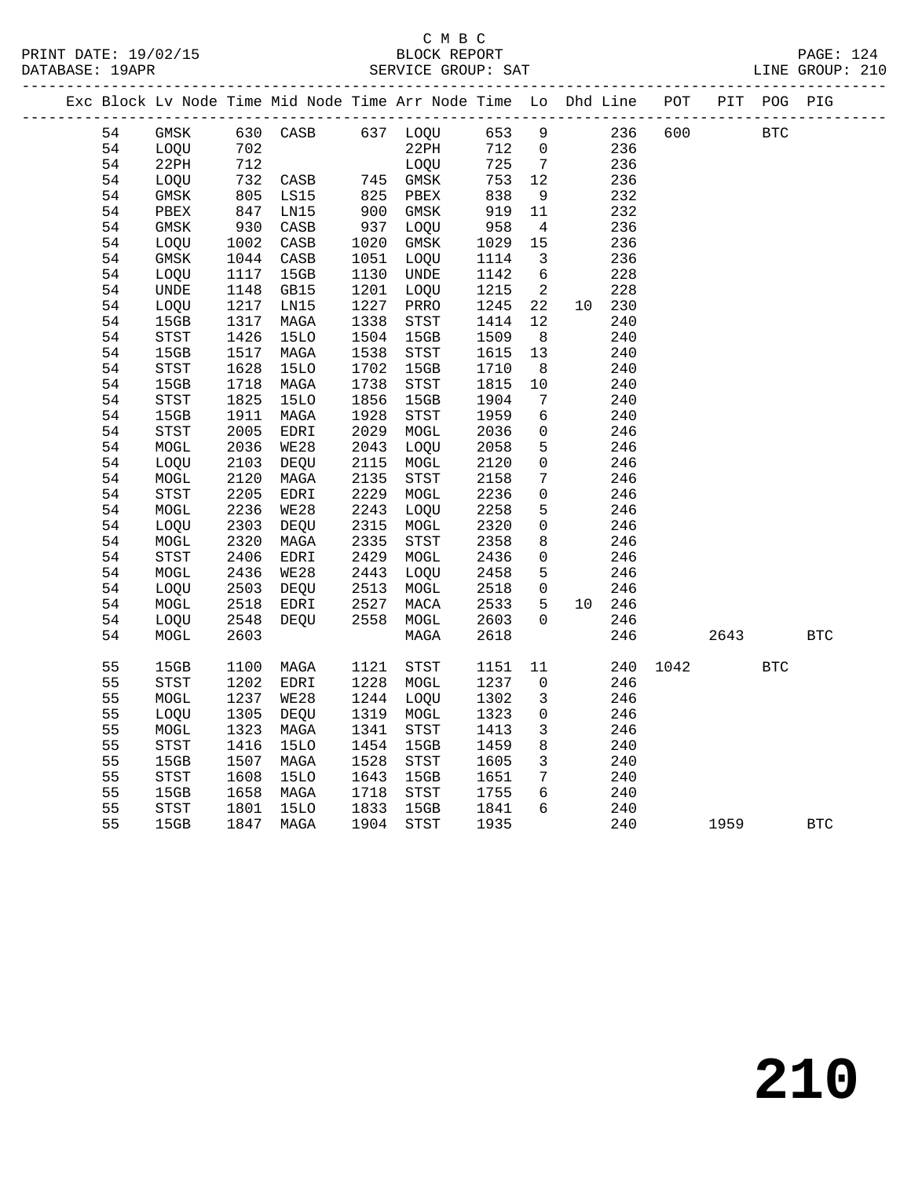C M B C
BLOCK REPORT
SERVICE GROUP: SAT

PRINT DATE: 19/02/15
DATABASE: 19APR
LINE GROUP: 210

| Exc | Block | Lv Node | Time | Mid Node | Time | Arr Node | Time | Lo | Dhd | Line | POT | PIT | POG | PIG |
|---|---|---|---|---|---|---|---|---|---|---|---|---|---|---|
| | 54 | GMSK | 630 | CASB | 637 | LOQU | 653 | 9 | | 236 | 600 | | BTC | |
| | 54 | LOQU | 702 | | | 22PH | 712 | 0 | | 236 | | | | |
| | 54 | 22PH | 712 | | | LOQU | 725 | 7 | | 236 | | | | |
| | 54 | LOQU | 732 | CASB | 745 | GMSK | 753 | 12 | | 236 | | | | |
| | 54 | GMSK | 805 | LS15 | 825 | PBEX | 838 | 9 | | 232 | | | | |
| | 54 | PBEX | 847 | LN15 | 900 | GMSK | 919 | 11 | | 232 | | | | |
| | 54 | GMSK | 930 | CASB | 937 | LOQU | 958 | 4 | | 236 | | | | |
| | 54 | LOQU | 1002 | CASB | 1020 | GMSK | 1029 | 15 | | 236 | | | | |
| | 54 | GMSK | 1044 | CASB | 1051 | LOQU | 1114 | 3 | | 236 | | | | |
| | 54 | LOQU | 1117 | 15GB | 1130 | UNDE | 1142 | 6 | | 228 | | | | |
| | 54 | UNDE | 1148 | GB15 | 1201 | LOQU | 1215 | 2 | | 228 | | | | |
| | 54 | LOQU | 1217 | LN15 | 1227 | PRRO | 1245 | 22 | 10 | 230 | | | | |
| | 54 | 15GB | 1317 | MAGA | 1338 | STST | 1414 | 12 | | 240 | | | | |
| | 54 | STST | 1426 | 15LO | 1504 | 15GB | 1509 | 8 | | 240 | | | | |
| | 54 | 15GB | 1517 | MAGA | 1538 | STST | 1615 | 13 | | 240 | | | | |
| | 54 | STST | 1628 | 15LO | 1702 | 15GB | 1710 | 8 | | 240 | | | | |
| | 54 | 15GB | 1718 | MAGA | 1738 | STST | 1815 | 10 | | 240 | | | | |
| | 54 | STST | 1825 | 15LO | 1856 | 15GB | 1904 | 7 | | 240 | | | | |
| | 54 | 15GB | 1911 | MAGA | 1928 | STST | 1959 | 6 | | 240 | | | | |
| | 54 | STST | 2005 | EDRI | 2029 | MOGL | 2036 | 0 | | 246 | | | | |
| | 54 | MOGL | 2036 | WE28 | 2043 | LOQU | 2058 | 5 | | 246 | | | | |
| | 54 | LOQU | 2103 | DEQU | 2115 | MOGL | 2120 | 0 | | 246 | | | | |
| | 54 | MOGL | 2120 | MAGA | 2135 | STST | 2158 | 7 | | 246 | | | | |
| | 54 | STST | 2205 | EDRI | 2229 | MOGL | 2236 | 0 | | 246 | | | | |
| | 54 | MOGL | 2236 | WE28 | 2243 | LOQU | 2258 | 5 | | 246 | | | | |
| | 54 | LOQU | 2303 | DEQU | 2315 | MOGL | 2320 | 0 | | 246 | | | | |
| | 54 | MOGL | 2320 | MAGA | 2335 | STST | 2358 | 8 | | 246 | | | | |
| | 54 | STST | 2406 | EDRI | 2429 | MOGL | 2436 | 0 | | 246 | | | | |
| | 54 | MOGL | 2436 | WE28 | 2443 | LOQU | 2458 | 5 | | 246 | | | | |
| | 54 | LOQU | 2503 | DEQU | 2513 | MOGL | 2518 | 0 | | 246 | | | | |
| | 54 | MOGL | 2518 | EDRI | 2527 | MACA | 2533 | 5 | 10 | 246 | | | | |
| | 54 | LOQU | 2548 | DEQU | 2558 | MOGL | 2603 | 0 | | 246 | | | | |
| | 54 | MOGL | 2603 | | | MAGA | 2618 | | | 246 | | 2643 | | BTC |
| | 55 | 15GB | 1100 | MAGA | 1121 | STST | 1151 | 11 | | 240 | 1042 | | BTC | |
| | 55 | STST | 1202 | EDRI | 1228 | MOGL | 1237 | 0 | | 246 | | | | |
| | 55 | MOGL | 1237 | WE28 | 1244 | LOQU | 1302 | 3 | | 246 | | | | |
| | 55 | LOQU | 1305 | DEQU | 1319 | MOGL | 1323 | 0 | | 246 | | | | |
| | 55 | MOGL | 1323 | MAGA | 1341 | STST | 1413 | 3 | | 246 | | | | |
| | 55 | STST | 1416 | 15LO | 1454 | 15GB | 1459 | 8 | | 240 | | | | |
| | 55 | 15GB | 1507 | MAGA | 1528 | STST | 1605 | 3 | | 240 | | | | |
| | 55 | STST | 1608 | 15LO | 1643 | 15GB | 1651 | 7 | | 240 | | | | |
| | 55 | 15GB | 1658 | MAGA | 1718 | STST | 1755 | 6 | | 240 | | | | |
| | 55 | STST | 1801 | 15LO | 1833 | 15GB | 1841 | 6 | | 240 | | | | |
| | 55 | 15GB | 1847 | MAGA | 1904 | STST | 1935 | | | 240 | | 1959 | | BTC |

210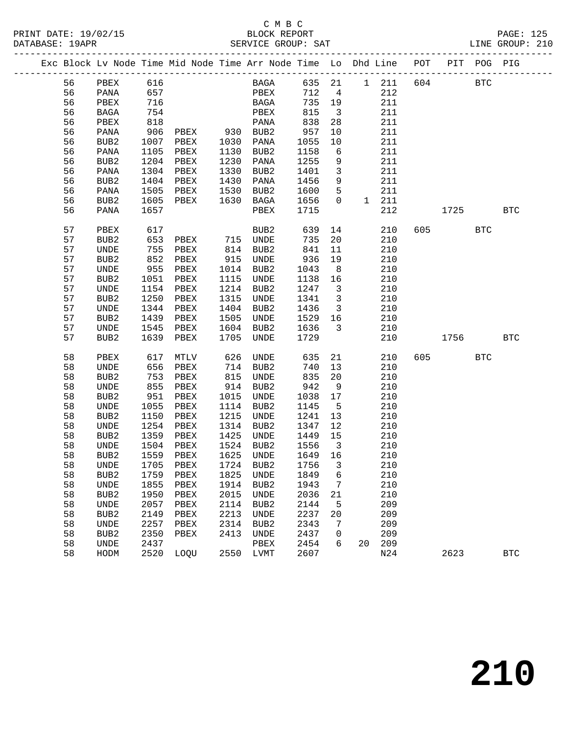C M B C
PRINT DATE: 19/02/15 BLOCK REPORT PAGE: 125
DATABASE: 19APR SERVICE GROUP: SAT LINE GROUP: 210

| Exc | Block | Lv Node | Time | Mid Node | Time | Arr Node | Time | Lo | Dhd | Line | POT | PIT | POG | PIG |
|---|---|---|---|---|---|---|---|---|---|---|---|---|---|---|
| | 56 | PBEX | 616 | | | BAGA | 635 | 21 | 1 | 211 | 604 | | BTC | |
| | 56 | PANA | 657 | | | PBEX | 712 | 4 | | 212 | | | | |
| | 56 | PBEX | 716 | | | BAGA | 735 | 19 | | 211 | | | | |
| | 56 | BAGA | 754 | | | PBEX | 815 | 3 | | 211 | | | | |
| | 56 | PBEX | 818 | | | PANA | 838 | 28 | | 211 | | | | |
| | 56 | PANA | 906 | PBEX | 930 | BUB2 | 957 | 10 | | 211 | | | | |
| | 56 | BUB2 | 1007 | PBEX | 1030 | PANA | 1055 | 10 | | 211 | | | | |
| | 56 | PANA | 1105 | PBEX | 1130 | BUB2 | 1158 | 6 | | 211 | | | | |
| | 56 | BUB2 | 1204 | PBEX | 1230 | PANA | 1255 | 9 | | 211 | | | | |
| | 56 | PANA | 1304 | PBEX | 1330 | BUB2 | 1401 | 3 | | 211 | | | | |
| | 56 | BUB2 | 1404 | PBEX | 1430 | PANA | 1456 | 9 | | 211 | | | | |
| | 56 | PANA | 1505 | PBEX | 1530 | BUB2 | 1600 | 5 | | 211 | | | | |
| | 56 | BUB2 | 1605 | PBEX | 1630 | BAGA | 1656 | 0 | 1 | 211 | | | | |
| | 56 | PANA | 1657 | | | PBEX | 1715 | | | 212 | | 1725 | | BTC |
| | 57 | PBEX | 617 | | | BUB2 | 639 | 14 | | 210 | 605 | | BTC | |
| | 57 | BUB2 | 653 | PBEX | 715 | UNDE | 735 | 20 | | 210 | | | | |
| | 57 | UNDE | 755 | PBEX | 814 | BUB2 | 841 | 11 | | 210 | | | | |
| | 57 | BUB2 | 852 | PBEX | 915 | UNDE | 936 | 19 | | 210 | | | | |
| | 57 | UNDE | 955 | PBEX | 1014 | BUB2 | 1043 | 8 | | 210 | | | | |
| | 57 | BUB2 | 1051 | PBEX | 1115 | UNDE | 1138 | 16 | | 210 | | | | |
| | 57 | UNDE | 1154 | PBEX | 1214 | BUB2 | 1247 | 3 | | 210 | | | | |
| | 57 | BUB2 | 1250 | PBEX | 1315 | UNDE | 1341 | 3 | | 210 | | | | |
| | 57 | UNDE | 1344 | PBEX | 1404 | BUB2 | 1436 | 3 | | 210 | | | | |
| | 57 | BUB2 | 1439 | PBEX | 1505 | UNDE | 1529 | 16 | | 210 | | | | |
| | 57 | UNDE | 1545 | PBEX | 1604 | BUB2 | 1636 | 3 | | 210 | | | | |
| | 57 | BUB2 | 1639 | PBEX | 1705 | UNDE | 1729 | | | 210 | | 1756 | | BTC |
| | 58 | PBEX | 617 | MTLV | 626 | UNDE | 635 | 21 | | 210 | 605 | | BTC | |
| | 58 | UNDE | 656 | PBEX | 714 | BUB2 | 740 | 13 | | 210 | | | | |
| | 58 | BUB2 | 753 | PBEX | 815 | UNDE | 835 | 20 | | 210 | | | | |
| | 58 | UNDE | 855 | PBEX | 914 | BUB2 | 942 | 9 | | 210 | | | | |
| | 58 | BUB2 | 951 | PBEX | 1015 | UNDE | 1038 | 17 | | 210 | | | | |
| | 58 | UNDE | 1055 | PBEX | 1114 | BUB2 | 1145 | 5 | | 210 | | | | |
| | 58 | BUB2 | 1150 | PBEX | 1215 | UNDE | 1241 | 13 | | 210 | | | | |
| | 58 | UNDE | 1254 | PBEX | 1314 | BUB2 | 1347 | 12 | | 210 | | | | |
| | 58 | BUB2 | 1359 | PBEX | 1425 | UNDE | 1449 | 15 | | 210 | | | | |
| | 58 | UNDE | 1504 | PBEX | 1524 | BUB2 | 1556 | 3 | | 210 | | | | |
| | 58 | BUB2 | 1559 | PBEX | 1625 | UNDE | 1649 | 16 | | 210 | | | | |
| | 58 | UNDE | 1705 | PBEX | 1724 | BUB2 | 1756 | 3 | | 210 | | | | |
| | 58 | BUB2 | 1759 | PBEX | 1825 | UNDE | 1849 | 6 | | 210 | | | | |
| | 58 | UNDE | 1855 | PBEX | 1914 | BUB2 | 1943 | 7 | | 210 | | | | |
| | 58 | BUB2 | 1950 | PBEX | 2015 | UNDE | 2036 | 21 | | 210 | | | | |
| | 58 | UNDE | 2057 | PBEX | 2114 | BUB2 | 2144 | 5 | | 209 | | | | |
| | 58 | BUB2 | 2149 | PBEX | 2213 | UNDE | 2237 | 20 | | 209 | | | | |
| | 58 | UNDE | 2257 | PBEX | 2314 | BUB2 | 2343 | 7 | | 209 | | | | |
| | 58 | BUB2 | 2350 | PBEX | 2413 | UNDE | 2437 | 0 | | 209 | | | | |
| | 58 | UNDE | 2437 | | | PBEX | 2454 | 6 | 20 | 209 | | | | |
| | 58 | HODM | 2520 | LOQU | 2550 | LVMT | 2607 | | | N24 | | 2623 | | BTC |

210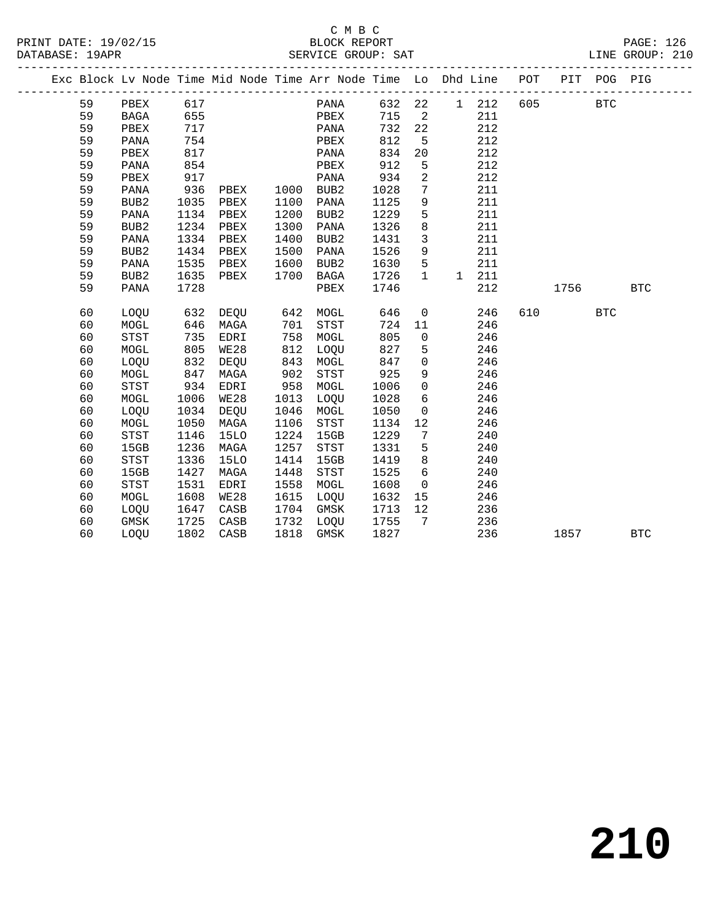C M B C

BLOCK REPORT

PRINT DATE: 19/02/15 DATABASE: 19APR SERVICE GROUP: SAT LINE GROUP: 210

| Exc | Block | Lv | Node | Time | Mid Node | Time | Arr Node | Time | Lo | Dhd | Line | POT | PIT | POG | PIG |
|---|---|---|---|---|---|---|---|---|---|---|---|---|---|---|---|
| | 59 | | PBEX | 617 | | | PANA | 632 | 22 | 1 | 212 | 605 | | BTC | |
| | 59 | | BAGA | 655 | | | PBEX | 715 | 2 | | 211 | | | | |
| | 59 | | PBEX | 717 | | | PANA | 732 | 22 | | 212 | | | | |
| | 59 | | PANA | 754 | | | PBEX | 812 | 5 | | 212 | | | | |
| | 59 | | PBEX | 817 | | | PANA | 834 | 20 | | 212 | | | | |
| | 59 | | PANA | 854 | | | PBEX | 912 | 5 | | 212 | | | | |
| | 59 | | PBEX | 917 | | | PANA | 934 | 2 | | 212 | | | | |
| | 59 | | PANA | 936 | PBEX | 1000 | BUB2 | 1028 | 7 | | 211 | | | | |
| | 59 | | BUB2 | 1035 | PBEX | 1100 | PANA | 1125 | 9 | | 211 | | | | |
| | 59 | | PANA | 1134 | PBEX | 1200 | BUB2 | 1229 | 5 | | 211 | | | | |
| | 59 | | BUB2 | 1234 | PBEX | 1300 | PANA | 1326 | 8 | | 211 | | | | |
| | 59 | | PANA | 1334 | PBEX | 1400 | BUB2 | 1431 | 3 | | 211 | | | | |
| | 59 | | BUB2 | 1434 | PBEX | 1500 | PANA | 1526 | 9 | | 211 | | | | |
| | 59 | | PANA | 1535 | PBEX | 1600 | BUB2 | 1630 | 5 | | 211 | | | | |
| | 59 | | BUB2 | 1635 | PBEX | 1700 | BAGA | 1726 | 1 | 1 | 211 | | | | |
| | 59 | | PANA | 1728 | | | PBEX | 1746 | | | 212 | | 1756 | | BTC |
| | 60 | | LOQU | 632 | DEQU | 642 | MOGL | 646 | 0 | | 246 | 610 | | BTC | |
| | 60 | | MOGL | 646 | MAGA | 701 | STST | 724 | 11 | | 246 | | | | |
| | 60 | | STST | 735 | EDRI | 758 | MOGL | 805 | 0 | | 246 | | | | |
| | 60 | | MOGL | 805 | WE28 | 812 | LOQU | 827 | 5 | | 246 | | | | |
| | 60 | | LOQU | 832 | DEQU | 843 | MOGL | 847 | 0 | | 246 | | | | |
| | 60 | | MOGL | 847 | MAGA | 902 | STST | 925 | 9 | | 246 | | | | |
| | 60 | | STST | 934 | EDRI | 958 | MOGL | 1006 | 0 | | 246 | | | | |
| | 60 | | MOGL | 1006 | WE28 | 1013 | LOQU | 1028 | 6 | | 246 | | | | |
| | 60 | | LOQU | 1034 | DEQU | 1046 | MOGL | 1050 | 0 | | 246 | | | | |
| | 60 | | MOGL | 1050 | MAGA | 1106 | STST | 1134 | 12 | | 246 | | | | |
| | 60 | | STST | 1146 | 15LO | 1224 | 15GB | 1229 | 7 | | 240 | | | | |
| | 60 | | 15GB | 1236 | MAGA | 1257 | STST | 1331 | 5 | | 240 | | | | |
| | 60 | | STST | 1336 | 15LO | 1414 | 15GB | 1419 | 8 | | 240 | | | | |
| | 60 | | 15GB | 1427 | MAGA | 1448 | STST | 1525 | 6 | | 240 | | | | |
| | 60 | | STST | 1531 | EDRI | 1558 | MOGL | 1608 | 0 | | 246 | | | | |
| | 60 | | MOGL | 1608 | WE28 | 1615 | LOQU | 1632 | 15 | | 246 | | | | |
| | 60 | | LOQU | 1647 | CASB | 1704 | GMSK | 1713 | 12 | | 236 | | | | |
| | 60 | | GMSK | 1725 | CASB | 1732 | LOQU | 1755 | 7 | | 236 | | | | |
| | 60 | | LOQU | 1802 | CASB | 1818 | GMSK | 1827 | | | 236 | | 1857 | | BTC |

210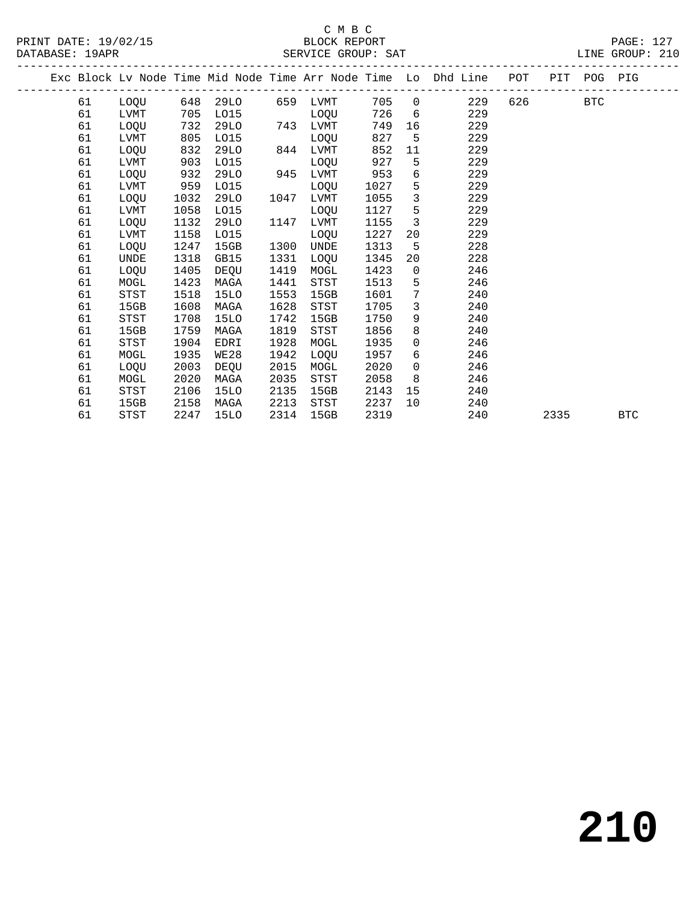C M B C
PRINT DATE: 19/02/15 BLOCK REPORT
DATABASE: 19APR SERVICE GROUP: SAT LINE GROUP: 210

| Exc | Block | Lv Node | Time | Mid Node | Time | Arr Node | Time | Lo | Dhd Line | POT | PIT | POG | PIG |
|---|---|---|---|---|---|---|---|---|---|---|---|---|---|
| | 61 | LOQU | 648 | 29LO | 659 | LVMT | 705 | 0 | 229 | 626 | | BTC | |
| | 61 | LVMT | 705 | LO15 | | LOQU | 726 | 6 | 229 | | | | |
| | 61 | LOQU | 732 | 29LO | 743 | LVMT | 749 | 16 | 229 | | | | |
| | 61 | LVMT | 805 | LO15 | | LOQU | 827 | 5 | 229 | | | | |
| | 61 | LOQU | 832 | 29LO | 844 | LVMT | 852 | 11 | 229 | | | | |
| | 61 | LVMT | 903 | LO15 | | LOQU | 927 | 5 | 229 | | | | |
| | 61 | LOQU | 932 | 29LO | 945 | LVMT | 953 | 6 | 229 | | | | |
| | 61 | LVMT | 959 | LO15 | | LOQU | 1027 | 5 | 229 | | | | |
| | 61 | LOQU | 1032 | 29LO | 1047 | LVMT | 1055 | 3 | 229 | | | | |
| | 61 | LVMT | 1058 | LO15 | | LOQU | 1127 | 5 | 229 | | | | |
| | 61 | LOQU | 1132 | 29LO | 1147 | LVMT | 1155 | 3 | 229 | | | | |
| | 61 | LVMT | 1158 | LO15 | | LOQU | 1227 | 20 | 229 | | | | |
| | 61 | LOQU | 1247 | 15GB | 1300 | UNDE | 1313 | 5 | 228 | | | | |
| | 61 | UNDE | 1318 | GB15 | 1331 | LOQU | 1345 | 20 | 228 | | | | |
| | 61 | LOQU | 1405 | DEQU | 1419 | MOGL | 1423 | 0 | 246 | | | | |
| | 61 | MOGL | 1423 | MAGA | 1441 | STST | 1513 | 5 | 246 | | | | |
| | 61 | STST | 1518 | 15LO | 1553 | 15GB | 1601 | 7 | 240 | | | | |
| | 61 | 15GB | 1608 | MAGA | 1628 | STST | 1705 | 3 | 240 | | | | |
| | 61 | STST | 1708 | 15LO | 1742 | 15GB | 1750 | 9 | 240 | | | | |
| | 61 | 15GB | 1759 | MAGA | 1819 | STST | 1856 | 8 | 240 | | | | |
| | 61 | STST | 1904 | EDRI | 1928 | MOGL | 1935 | 0 | 246 | | | | |
| | 61 | MOGL | 1935 | WE28 | 1942 | LOQU | 1957 | 6 | 246 | | | | |
| | 61 | LOQU | 2003 | DEQU | 2015 | MOGL | 2020 | 0 | 246 | | | | |
| | 61 | MOGL | 2020 | MAGA | 2035 | STST | 2058 | 8 | 246 | | | | |
| | 61 | STST | 2106 | 15LO | 2135 | 15GB | 2143 | 15 | 240 | | | | |
| | 61 | 15GB | 2158 | MAGA | 2213 | STST | 2237 | 10 | 240 | | | | |
| | 61 | STST | 2247 | 15LO | 2314 | 15GB | 2319 | | 240 | | 2335 | | BTC |

# 210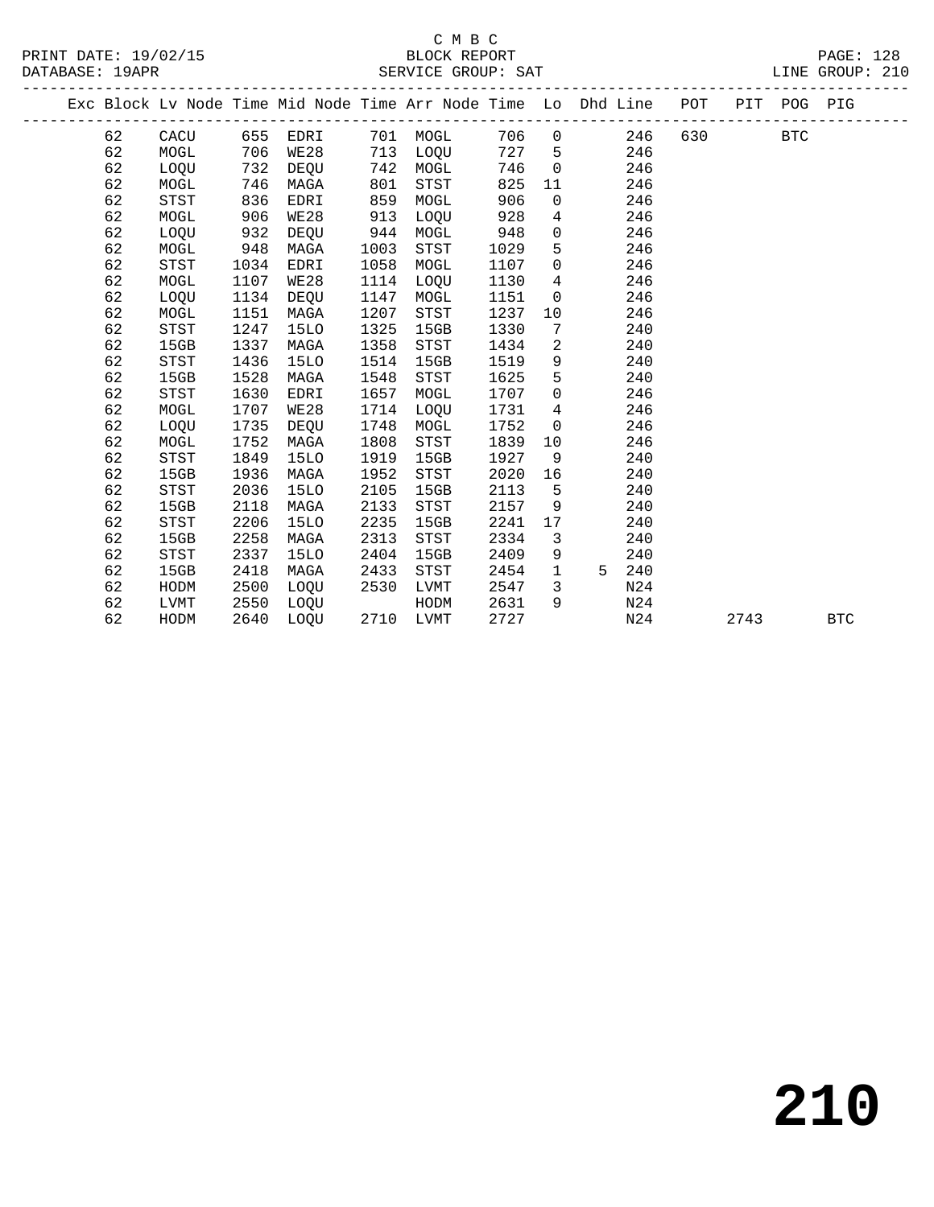C M B C

PRINT DATE: 19/02/15 BLOCK REPORT

DATABASE: 19APR SERVICE GROUP: SAT LINE GROUP: 210

| Exc | Block | Lv | Node | Time | Mid Node | Time | Arr Node | Time | Lo | Dhd | Line | POT | PIT | POG | PIG |
|---|---|---|---|---|---|---|---|---|---|---|---|---|---|---|---|
| | 62 | | CACU | 655 | EDRI | 701 | MOGL | 706 | 0 | | 246 | 630 | | BTC | |
| | 62 | | MOGL | 706 | WE28 | 713 | LOQU | 727 | 5 | | 246 | | | | |
| | 62 | | LOQU | 732 | DEQU | 742 | MOGL | 746 | 0 | | 246 | | | | |
| | 62 | | MOGL | 746 | MAGA | 801 | STST | 825 | 11 | | 246 | | | | |
| | 62 | | STST | 836 | EDRI | 859 | MOGL | 906 | 0 | | 246 | | | | |
| | 62 | | MOGL | 906 | WE28 | 913 | LOQU | 928 | 4 | | 246 | | | | |
| | 62 | | LOQU | 932 | DEQU | 944 | MOGL | 948 | 0 | | 246 | | | | |
| | 62 | | MOGL | 948 | MAGA | 1003 | STST | 1029 | 5 | | 246 | | | | |
| | 62 | | STST | 1034 | EDRI | 1058 | MOGL | 1107 | 0 | | 246 | | | | |
| | 62 | | MOGL | 1107 | WE28 | 1114 | LOQU | 1130 | 4 | | 246 | | | | |
| | 62 | | LOQU | 1134 | DEQU | 1147 | MOGL | 1151 | 0 | | 246 | | | | |
| | 62 | | MOGL | 1151 | MAGA | 1207 | STST | 1237 | 10 | | 246 | | | | |
| | 62 | | STST | 1247 | 15LO | 1325 | 15GB | 1330 | 7 | | 240 | | | | |
| | 62 | | 15GB | 1337 | MAGA | 1358 | STST | 1434 | 2 | | 240 | | | | |
| | 62 | | STST | 1436 | 15LO | 1514 | 15GB | 1519 | 9 | | 240 | | | | |
| | 62 | | 15GB | 1528 | MAGA | 1548 | STST | 1625 | 5 | | 240 | | | | |
| | 62 | | STST | 1630 | EDRI | 1657 | MOGL | 1707 | 0 | | 246 | | | | |
| | 62 | | MOGL | 1707 | WE28 | 1714 | LOQU | 1731 | 4 | | 246 | | | | |
| | 62 | | LOQU | 1735 | DEQU | 1748 | MOGL | 1752 | 0 | | 246 | | | | |
| | 62 | | MOGL | 1752 | MAGA | 1808 | STST | 1839 | 10 | | 246 | | | | |
| | 62 | | STST | 1849 | 15LO | 1919 | 15GB | 1927 | 9 | | 240 | | | | |
| | 62 | | 15GB | 1936 | MAGA | 1952 | STST | 2020 | 16 | | 240 | | | | |
| | 62 | | STST | 2036 | 15LO | 2105 | 15GB | 2113 | 5 | | 240 | | | | |
| | 62 | | 15GB | 2118 | MAGA | 2133 | STST | 2157 | 9 | | 240 | | | | |
| | 62 | | STST | 2206 | 15LO | 2235 | 15GB | 2241 | 17 | | 240 | | | | |
| | 62 | | 15GB | 2258 | MAGA | 2313 | STST | 2334 | 3 | | 240 | | | | |
| | 62 | | STST | 2337 | 15LO | 2404 | 15GB | 2409 | 9 | | 240 | | | | |
| | 62 | | 15GB | 2418 | MAGA | 2433 | STST | 2454 | 1 | 5 | 240 | | | | |
| | 62 | | HODM | 2500 | LOQU | 2530 | LVMT | 2547 | 3 | | N24 | | | | |
| | 62 | | LVMT | 2550 | LOQU | | HODM | 2631 | 9 | | N24 | | | | |
| | 62 | | HODM | 2640 | LOQU | 2710 | LVMT | 2727 | | | N24 | | 2743 | | BTC |

210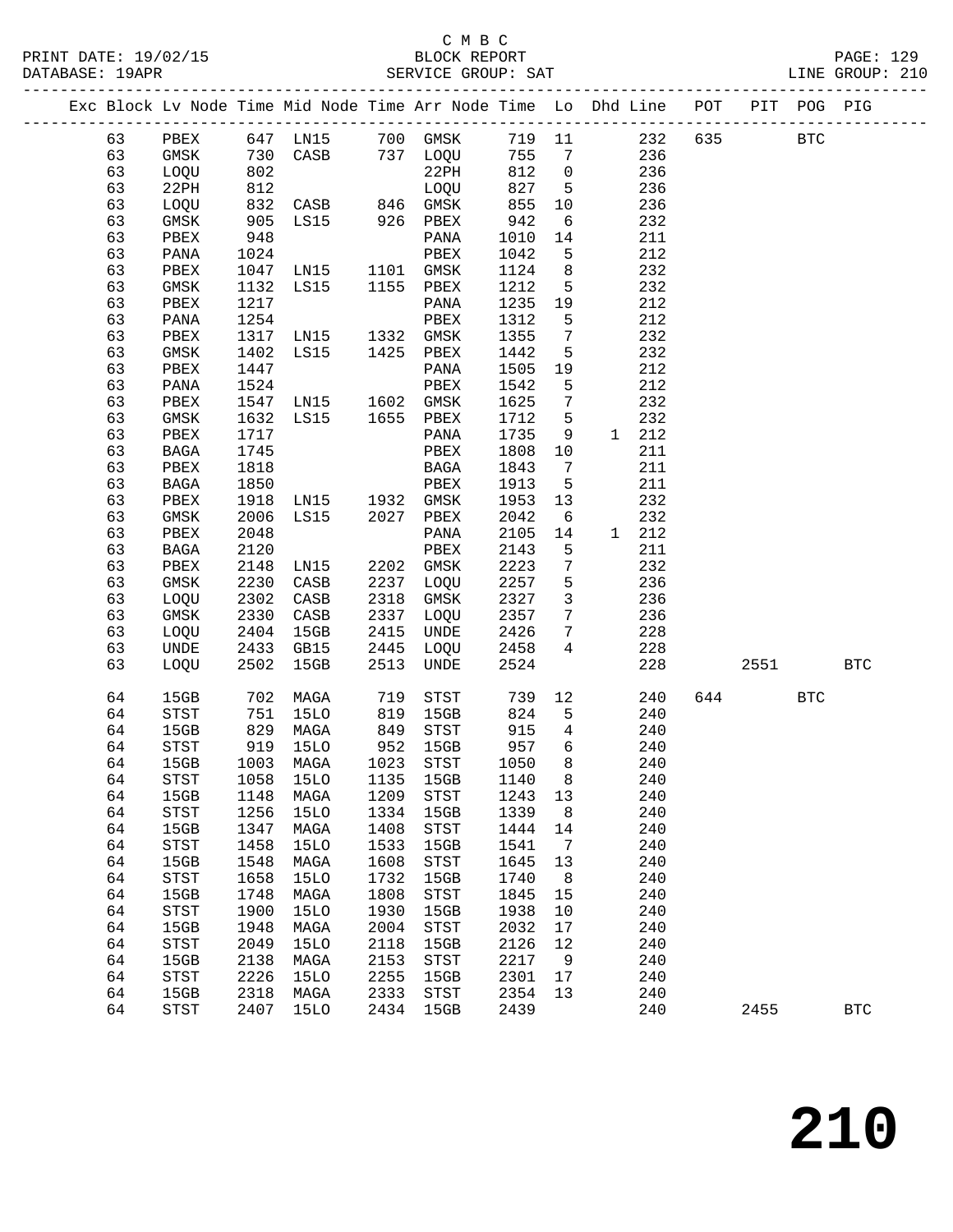C M B C
PRINT DATE: 19/02/15 BLOCK REPORT PAGE: 129
DATABASE: 19APR SERVICE GROUP: SAT LINE GROUP: 210

| Exc | Block | Lv | Node | Time | Mid Node | Time | Arr Node | Time | Lo | Dhd | Line | POT | PIT | POG | PIG |
|---|---|---|---|---|---|---|---|---|---|---|---|---|---|---|---|
| | 63 | | PBEX | 647 | LN15 | 700 | GMSK | 719 | 11 | | 232 | 635 | | BTC | |
| | 63 | | GMSK | 730 | CASB | 737 | LOQU | 755 | 7 | | 236 | | | | |
| | 63 | | LOQU | 802 | | | 22PH | 812 | 0 | | 236 | | | | |
| | 63 | | 22PH | 812 | | | LOQU | 827 | 5 | | 236 | | | | |
| | 63 | | LOQU | 832 | CASB | 846 | GMSK | 855 | 10 | | 236 | | | | |
| | 63 | | GMSK | 905 | LS15 | 926 | PBEX | 942 | 6 | | 232 | | | | |
| | 63 | | PBEX | 948 | | | PANA | 1010 | 14 | | 211 | | | | |
| | 63 | | PANA | 1024 | | | PBEX | 1042 | 5 | | 212 | | | | |
| | 63 | | PBEX | 1047 | LN15 | 1101 | GMSK | 1124 | 8 | | 232 | | | | |
| | 63 | | GMSK | 1132 | LS15 | 1155 | PBEX | 1212 | 5 | | 232 | | | | |
| | 63 | | PBEX | 1217 | | | PANA | 1235 | 19 | | 212 | | | | |
| | 63 | | PANA | 1254 | | | PBEX | 1312 | 5 | | 212 | | | | |
| | 63 | | PBEX | 1317 | LN15 | 1332 | GMSK | 1355 | 7 | | 232 | | | | |
| | 63 | | GMSK | 1402 | LS15 | 1425 | PBEX | 1442 | 5 | | 232 | | | | |
| | 63 | | PBEX | 1447 | | | PANA | 1505 | 19 | | 212 | | | | |
| | 63 | | PANA | 1524 | | | PBEX | 1542 | 5 | | 212 | | | | |
| | 63 | | PBEX | 1547 | LN15 | 1602 | GMSK | 1625 | 7 | | 232 | | | | |
| | 63 | | GMSK | 1632 | LS15 | 1655 | PBEX | 1712 | 5 | | 232 | | | | |
| | 63 | | PBEX | 1717 | | | PANA | 1735 | 9 | 1 | 212 | | | | |
| | 63 | | BAGA | 1745 | | | PBEX | 1808 | 10 | | 211 | | | | |
| | 63 | | PBEX | 1818 | | | BAGA | 1843 | 7 | | 211 | | | | |
| | 63 | | BAGA | 1850 | | | PBEX | 1913 | 5 | | 211 | | | | |
| | 63 | | PBEX | 1918 | LN15 | 1932 | GMSK | 1953 | 13 | | 232 | | | | |
| | 63 | | GMSK | 2006 | LS15 | 2027 | PBEX | 2042 | 6 | | 232 | | | | |
| | 63 | | PBEX | 2048 | | | PANA | 2105 | 14 | 1 | 212 | | | | |
| | 63 | | BAGA | 2120 | | | PBEX | 2143 | 5 | | 211 | | | | |
| | 63 | | PBEX | 2148 | LN15 | 2202 | GMSK | 2223 | 7 | | 232 | | | | |
| | 63 | | GMSK | 2230 | CASB | 2237 | LOQU | 2257 | 5 | | 236 | | | | |
| | 63 | | LOQU | 2302 | CASB | 2318 | GMSK | 2327 | 3 | | 236 | | | | |
| | 63 | | GMSK | 2330 | CASB | 2337 | LOQU | 2357 | 7 | | 236 | | | | |
| | 63 | | LOQU | 2404 | 15GB | 2415 | UNDE | 2426 | 7 | | 228 | | | | |
| | 63 | | UNDE | 2433 | GB15 | 2445 | LOQU | 2458 | 4 | | 228 | | | | |
| | 63 | | LOQU | 2502 | 15GB | 2513 | UNDE | 2524 | | | 228 | | 2551 | | BTC |
| | 64 | | 15GB | 702 | MAGA | 719 | STST | 739 | 12 | | 240 | 644 | | BTC | |
| | 64 | | STST | 751 | 15LO | 819 | 15GB | 824 | 5 | | 240 | | | | |
| | 64 | | 15GB | 829 | MAGA | 849 | STST | 915 | 4 | | 240 | | | | |
| | 64 | | STST | 919 | 15LO | 952 | 15GB | 957 | 6 | | 240 | | | | |
| | 64 | | 15GB | 1003 | MAGA | 1023 | STST | 1050 | 8 | | 240 | | | | |
| | 64 | | STST | 1058 | 15LO | 1135 | 15GB | 1140 | 8 | | 240 | | | | |
| | 64 | | 15GB | 1148 | MAGA | 1209 | STST | 1243 | 13 | | 240 | | | | |
| | 64 | | STST | 1256 | 15LO | 1334 | 15GB | 1339 | 8 | | 240 | | | | |
| | 64 | | 15GB | 1347 | MAGA | 1408 | STST | 1444 | 14 | | 240 | | | | |
| | 64 | | STST | 1458 | 15LO | 1533 | 15GB | 1541 | 7 | | 240 | | | | |
| | 64 | | 15GB | 1548 | MAGA | 1608 | STST | 1645 | 13 | | 240 | | | | |
| | 64 | | STST | 1658 | 15LO | 1732 | 15GB | 1740 | 8 | | 240 | | | | |
| | 64 | | 15GB | 1748 | MAGA | 1808 | STST | 1845 | 15 | | 240 | | | | |
| | 64 | | STST | 1900 | 15LO | 1930 | 15GB | 1938 | 10 | | 240 | | | | |
| | 64 | | 15GB | 1948 | MAGA | 2004 | STST | 2032 | 17 | | 240 | | | | |
| | 64 | | STST | 2049 | 15LO | 2118 | 15GB | 2126 | 12 | | 240 | | | | |
| | 64 | | 15GB | 2138 | MAGA | 2153 | STST | 2217 | 9 | | 240 | | | | |
| | 64 | | STST | 2226 | 15LO | 2255 | 15GB | 2301 | 17 | | 240 | | | | |
| | 64 | | 15GB | 2318 | MAGA | 2333 | STST | 2354 | 13 | | 240 | | | | |
| | 64 | | STST | 2407 | 15LO | 2434 | 15GB | 2439 | | | 240 | | 2455 | | BTC |

210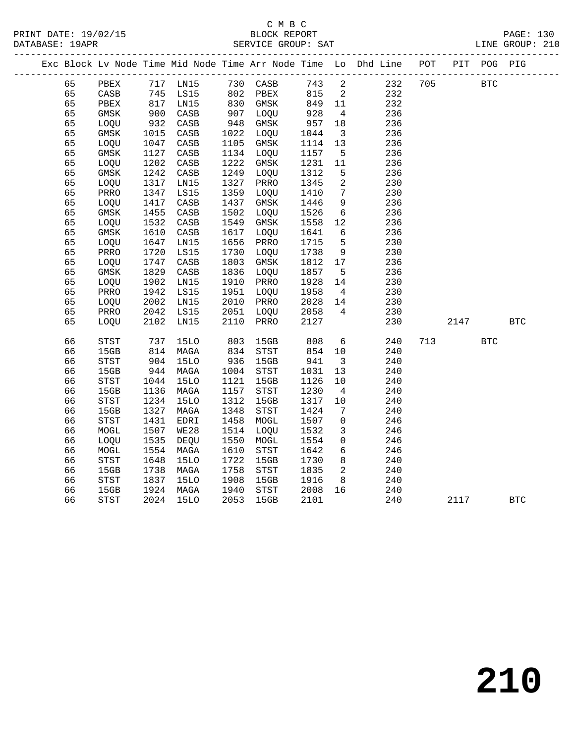C M B C
BLOCK REPORT
SERVICE GROUP: SAT

PRINT DATE: 19/02/15
DATABASE: 19APR
LINE GROUP: 210

| Exc | Block | Lv | Node | Time | Mid Node | Time | Arr Node | Time | Lo | Dhd Line | POT | PIT | POG | PIG |
|---|---|---|---|---|---|---|---|---|---|---|---|---|---|---|
| | 65 | | PBEX | 717 | LN15 | 730 | CASB | 743 | 2 | 232 | 705 | | BTC | |
| | 65 | | CASB | 745 | LS15 | 802 | PBEX | 815 | 2 | 232 | | | | |
| | 65 | | PBEX | 817 | LN15 | 830 | GMSK | 849 | 11 | 232 | | | | |
| | 65 | | GMSK | 900 | CASB | 907 | LOQU | 928 | 4 | 236 | | | | |
| | 65 | | LOQU | 932 | CASB | 948 | GMSK | 957 | 18 | 236 | | | | |
| | 65 | | GMSK | 1015 | CASB | 1022 | LOQU | 1044 | 3 | 236 | | | | |
| | 65 | | LOQU | 1047 | CASB | 1105 | GMSK | 1114 | 13 | 236 | | | | |
| | 65 | | GMSK | 1127 | CASB | 1134 | LOQU | 1157 | 5 | 236 | | | | |
| | 65 | | LOQU | 1202 | CASB | 1222 | GMSK | 1231 | 11 | 236 | | | | |
| | 65 | | GMSK | 1242 | CASB | 1249 | LOQU | 1312 | 5 | 236 | | | | |
| | 65 | | LOQU | 1317 | LN15 | 1327 | PRRO | 1345 | 2 | 230 | | | | |
| | 65 | | PRRO | 1347 | LS15 | 1359 | LOQU | 1410 | 7 | 230 | | | | |
| | 65 | | LOQU | 1417 | CASB | 1437 | GMSK | 1446 | 9 | 236 | | | | |
| | 65 | | GMSK | 1455 | CASB | 1502 | LOQU | 1526 | 6 | 236 | | | | |
| | 65 | | LOQU | 1532 | CASB | 1549 | GMSK | 1558 | 12 | 236 | | | | |
| | 65 | | GMSK | 1610 | CASB | 1617 | LOQU | 1641 | 6 | 236 | | | | |
| | 65 | | LOQU | 1647 | LN15 | 1656 | PRRO | 1715 | 5 | 230 | | | | |
| | 65 | | PRRO | 1720 | LS15 | 1730 | LOQU | 1738 | 9 | 230 | | | | |
| | 65 | | LOQU | 1747 | CASB | 1803 | GMSK | 1812 | 17 | 236 | | | | |
| | 65 | | GMSK | 1829 | CASB | 1836 | LOQU | 1857 | 5 | 236 | | | | |
| | 65 | | LOQU | 1902 | LN15 | 1910 | PRRO | 1928 | 14 | 230 | | | | |
| | 65 | | PRRO | 1942 | LS15 | 1951 | LOQU | 1958 | 4 | 230 | | | | |
| | 65 | | LOQU | 2002 | LN15 | 2010 | PRRO | 2028 | 14 | 230 | | | | |
| | 65 | | PRRO | 2042 | LS15 | 2051 | LOQU | 2058 | 4 | 230 | | | | |
| | 65 | | LOQU | 2102 | LN15 | 2110 | PRRO | 2127 | | 230 | | 2147 | | BTC |
| | 66 | | STST | 737 | 15LO | 803 | 15GB | 808 | 6 | 240 | 713 | | BTC | |
| | 66 | | 15GB | 814 | MAGA | 834 | STST | 854 | 10 | 240 | | | | |
| | 66 | | STST | 904 | 15LO | 936 | 15GB | 941 | 3 | 240 | | | | |
| | 66 | | 15GB | 944 | MAGA | 1004 | STST | 1031 | 13 | 240 | | | | |
| | 66 | | STST | 1044 | 15LO | 1121 | 15GB | 1126 | 10 | 240 | | | | |
| | 66 | | 15GB | 1136 | MAGA | 1157 | STST | 1230 | 4 | 240 | | | | |
| | 66 | | STST | 1234 | 15LO | 1312 | 15GB | 1317 | 10 | 240 | | | | |
| | 66 | | 15GB | 1327 | MAGA | 1348 | STST | 1424 | 7 | 240 | | | | |
| | 66 | | STST | 1431 | EDRI | 1458 | MOGL | 1507 | 0 | 246 | | | | |
| | 66 | | MOGL | 1507 | WE28 | 1514 | LOQU | 1532 | 3 | 246 | | | | |
| | 66 | | LOQU | 1535 | DEQU | 1550 | MOGL | 1554 | 0 | 246 | | | | |
| | 66 | | MOGL | 1554 | MAGA | 1610 | STST | 1642 | 6 | 246 | | | | |
| | 66 | | STST | 1648 | 15LO | 1722 | 15GB | 1730 | 8 | 240 | | | | |
| | 66 | | 15GB | 1738 | MAGA | 1758 | STST | 1835 | 2 | 240 | | | | |
| | 66 | | STST | 1837 | 15LO | 1908 | 15GB | 1916 | 8 | 240 | | | | |
| | 66 | | 15GB | 1924 | MAGA | 1940 | STST | 2008 | 16 | 240 | | | | |
| | 66 | | STST | 2024 | 15LO | 2053 | 15GB | 2101 | | 240 | | 2117 | | BTC |

210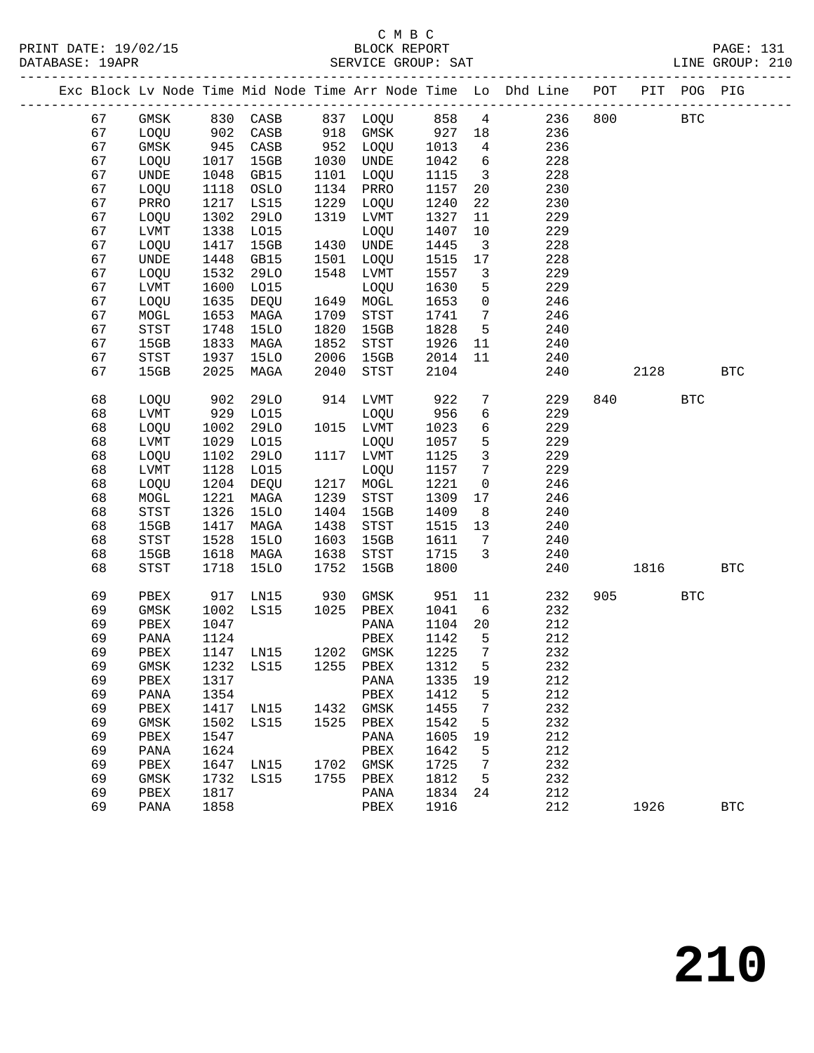C M B C
BLOCK REPORT
SERVICE GROUP: SAT

PRINT DATE: 19/02/15
DATABASE: 19APR
LINE GROUP: 210

| Exc | Block | Lv Node | Time | Mid Node | Time | Arr Node | Time | Lo | Dhd Line | POT | PIT | POG | PIG |
|---|---|---|---|---|---|---|---|---|---|---|---|---|---|
| | 67 | GMSK | 830 | CASB | 837 | LOQU | 858 | 4 | 236 | 800 | | BTC | |
| | 67 | LOQU | 902 | CASB | 918 | GMSK | 927 | 18 | 236 | | | | |
| | 67 | GMSK | 945 | CASB | 952 | LOQU | 1013 | 4 | 236 | | | | |
| | 67 | LOQU | 1017 | 15GB | 1030 | UNDE | 1042 | 6 | 228 | | | | |
| | 67 | UNDE | 1048 | GB15 | 1101 | LOQU | 1115 | 3 | 228 | | | | |
| | 67 | LOQU | 1118 | OSLO | 1134 | PRRO | 1157 | 20 | 230 | | | | |
| | 67 | PRRO | 1217 | LS15 | 1229 | LOQU | 1240 | 22 | 230 | | | | |
| | 67 | LOQU | 1302 | 29LO | 1319 | LVMT | 1327 | 11 | 229 | | | | |
| | 67 | LVMT | 1338 | LO15 | | LOQU | 1407 | 10 | 229 | | | | |
| | 67 | LOQU | 1417 | 15GB | 1430 | UNDE | 1445 | 3 | 228 | | | | |
| | 67 | UNDE | 1448 | GB15 | 1501 | LOQU | 1515 | 17 | 228 | | | | |
| | 67 | LOQU | 1532 | 29LO | 1548 | LVMT | 1557 | 3 | 229 | | | | |
| | 67 | LVMT | 1600 | LO15 | | LOQU | 1630 | 5 | 229 | | | | |
| | 67 | LOQU | 1635 | DEQU | 1649 | MOGL | 1653 | 0 | 246 | | | | |
| | 67 | MOGL | 1653 | MAGA | 1709 | STST | 1741 | 7 | 246 | | | | |
| | 67 | STST | 1748 | 15LO | 1820 | 15GB | 1828 | 5 | 240 | | | | |
| | 67 | 15GB | 1833 | MAGA | 1852 | STST | 1926 | 11 | 240 | | | | |
| | 67 | STST | 1937 | 15LO | 2006 | 15GB | 2014 | 11 | 240 | | | | |
| | 67 | 15GB | 2025 | MAGA | 2040 | STST | 2104 | | 240 | | 2128 | | BTC |
| | 68 | LOQU | 902 | 29LO | 914 | LVMT | 922 | 7 | 229 | 840 | | BTC | |
| | 68 | LVMT | 929 | LO15 | | LOQU | 956 | 6 | 229 | | | | |
| | 68 | LOQU | 1002 | 29LO | 1015 | LVMT | 1023 | 6 | 229 | | | | |
| | 68 | LVMT | 1029 | LO15 | | LOQU | 1057 | 5 | 229 | | | | |
| | 68 | LOQU | 1102 | 29LO | 1117 | LVMT | 1125 | 3 | 229 | | | | |
| | 68 | LVMT | 1128 | LO15 | | LOQU | 1157 | 7 | 229 | | | | |
| | 68 | LOQU | 1204 | DEQU | 1217 | MOGL | 1221 | 0 | 246 | | | | |
| | 68 | MOGL | 1221 | MAGA | 1239 | STST | 1309 | 17 | 246 | | | | |
| | 68 | STST | 1326 | 15LO | 1404 | 15GB | 1409 | 8 | 240 | | | | |
| | 68 | 15GB | 1417 | MAGA | 1438 | STST | 1515 | 13 | 240 | | | | |
| | 68 | STST | 1528 | 15LO | 1603 | 15GB | 1611 | 7 | 240 | | | | |
| | 68 | 15GB | 1618 | MAGA | 1638 | STST | 1715 | 3 | 240 | | | | |
| | 68 | STST | 1718 | 15LO | 1752 | 15GB | 1800 | | 240 | | 1816 | | BTC |
| | 69 | PBEX | 917 | LN15 | 930 | GMSK | 951 | 11 | 232 | 905 | | BTC | |
| | 69 | GMSK | 1002 | LS15 | 1025 | PBEX | 1041 | 6 | 232 | | | | |
| | 69 | PBEX | 1047 | | | PANA | 1104 | 20 | 212 | | | | |
| | 69 | PANA | 1124 | | | PBEX | 1142 | 5 | 212 | | | | |
| | 69 | PBEX | 1147 | LN15 | 1202 | GMSK | 1225 | 7 | 232 | | | | |
| | 69 | GMSK | 1232 | LS15 | 1255 | PBEX | 1312 | 5 | 232 | | | | |
| | 69 | PBEX | 1317 | | | PANA | 1335 | 19 | 212 | | | | |
| | 69 | PANA | 1354 | | | PBEX | 1412 | 5 | 212 | | | | |
| | 69 | PBEX | 1417 | LN15 | 1432 | GMSK | 1455 | 7 | 232 | | | | |
| | 69 | GMSK | 1502 | LS15 | 1525 | PBEX | 1542 | 5 | 232 | | | | |
| | 69 | PBEX | 1547 | | | PANA | 1605 | 19 | 212 | | | | |
| | 69 | PANA | 1624 | | | PBEX | 1642 | 5 | 212 | | | | |
| | 69 | PBEX | 1647 | LN15 | 1702 | GMSK | 1725 | 7 | 232 | | | | |
| | 69 | GMSK | 1732 | LS15 | 1755 | PBEX | 1812 | 5 | 232 | | | | |
| | 69 | PBEX | 1817 | | | PANA | 1834 | 24 | 212 | | | | |
| | 69 | PANA | 1858 | | | PBEX | 1916 | | 212 | | 1926 | | BTC |

210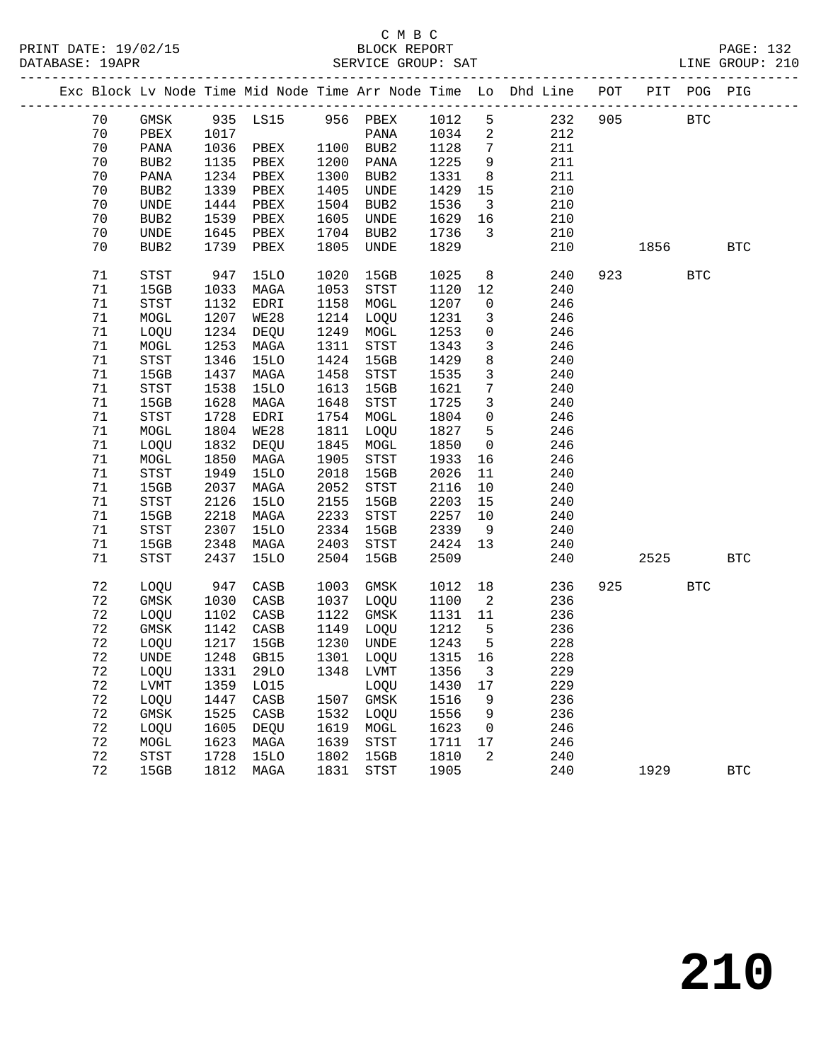C M B C
PRINT DATE: 19/02/15 BLOCK REPORT PAGE: 132
DATABASE: 19APR SERVICE GROUP: SAT LINE GROUP: 210

| Exc | Block | Lv Node | Time | Mid Node | Time | Arr Node | Time | Lo | Dhd Line | POT | PIT | POG | PIG |
|---|---|---|---|---|---|---|---|---|---|---|---|---|---|
| | 70 | GMSK | 935 | LS15 | 956 | PBEX | 1012 | 5 | 232 | 905 | | BTC | |
| | 70 | PBEX | 1017 | | | PANA | 1034 | 2 | 212 | | | | |
| | 70 | PANA | 1036 | PBEX | 1100 | BUB2 | 1128 | 7 | 211 | | | | |
| | 70 | BUB2 | 1135 | PBEX | 1200 | PANA | 1225 | 9 | 211 | | | | |
| | 70 | PANA | 1234 | PBEX | 1300 | BUB2 | 1331 | 8 | 211 | | | | |
| | 70 | BUB2 | 1339 | PBEX | 1405 | UNDE | 1429 | 15 | 210 | | | | |
| | 70 | UNDE | 1444 | PBEX | 1504 | BUB2 | 1536 | 3 | 210 | | | | |
| | 70 | BUB2 | 1539 | PBEX | 1605 | UNDE | 1629 | 16 | 210 | | | | |
| | 70 | UNDE | 1645 | PBEX | 1704 | BUB2 | 1736 | 3 | 210 | | | | |
| | 70 | BUB2 | 1739 | PBEX | 1805 | UNDE | 1829 | | 210 | | 1856 | | BTC |
| | 71 | STST | 947 | 15LO | 1020 | 15GB | 1025 | 8 | 240 | 923 | | BTC | |
| | 71 | 15GB | 1033 | MAGA | 1053 | STST | 1120 | 12 | 240 | | | | |
| | 71 | STST | 1132 | EDRI | 1158 | MOGL | 1207 | 0 | 246 | | | | |
| | 71 | MOGL | 1207 | WE28 | 1214 | LOQU | 1231 | 3 | 246 | | | | |
| | 71 | LOQU | 1234 | DEQU | 1249 | MOGL | 1253 | 0 | 246 | | | | |
| | 71 | MOGL | 1253 | MAGA | 1311 | STST | 1343 | 3 | 246 | | | | |
| | 71 | STST | 1346 | 15LO | 1424 | 15GB | 1429 | 8 | 240 | | | | |
| | 71 | 15GB | 1437 | MAGA | 1458 | STST | 1535 | 3 | 240 | | | | |
| | 71 | STST | 1538 | 15LO | 1613 | 15GB | 1621 | 7 | 240 | | | | |
| | 71 | 15GB | 1628 | MAGA | 1648 | STST | 1725 | 3 | 240 | | | | |
| | 71 | STST | 1728 | EDRI | 1754 | MOGL | 1804 | 0 | 246 | | | | |
| | 71 | MOGL | 1804 | WE28 | 1811 | LOQU | 1827 | 5 | 246 | | | | |
| | 71 | LOQU | 1832 | DEQU | 1845 | MOGL | 1850 | 0 | 246 | | | | |
| | 71 | MOGL | 1850 | MAGA | 1905 | STST | 1933 | 16 | 246 | | | | |
| | 71 | STST | 1949 | 15LO | 2018 | 15GB | 2026 | 11 | 240 | | | | |
| | 71 | 15GB | 2037 | MAGA | 2052 | STST | 2116 | 10 | 240 | | | | |
| | 71 | STST | 2126 | 15LO | 2155 | 15GB | 2203 | 15 | 240 | | | | |
| | 71 | 15GB | 2218 | MAGA | 2233 | STST | 2257 | 10 | 240 | | | | |
| | 71 | STST | 2307 | 15LO | 2334 | 15GB | 2339 | 9 | 240 | | | | |
| | 71 | 15GB | 2348 | MAGA | 2403 | STST | 2424 | 13 | 240 | | | | |
| | 71 | STST | 2437 | 15LO | 2504 | 15GB | 2509 | | 240 | | 2525 | | BTC |
| | 72 | LOQU | 947 | CASB | 1003 | GMSK | 1012 | 18 | 236 | 925 | | BTC | |
| | 72 | GMSK | 1030 | CASB | 1037 | LOQU | 1100 | 2 | 236 | | | | |
| | 72 | LOQU | 1102 | CASB | 1122 | GMSK | 1131 | 11 | 236 | | | | |
| | 72 | GMSK | 1142 | CASB | 1149 | LOQU | 1212 | 5 | 236 | | | | |
| | 72 | LOQU | 1217 | 15GB | 1230 | UNDE | 1243 | 5 | 228 | | | | |
| | 72 | UNDE | 1248 | GB15 | 1301 | LOQU | 1315 | 16 | 228 | | | | |
| | 72 | LOQU | 1331 | 29LO | 1348 | LVMT | 1356 | 3 | 229 | | | | |
| | 72 | LVMT | 1359 | LO15 | | LOQU | 1430 | 17 | 229 | | | | |
| | 72 | LOQU | 1447 | CASB | 1507 | GMSK | 1516 | 9 | 236 | | | | |
| | 72 | GMSK | 1525 | CASB | 1532 | LOQU | 1556 | 9 | 236 | | | | |
| | 72 | LOQU | 1605 | DEQU | 1619 | MOGL | 1623 | 0 | 246 | | | | |
| | 72 | MOGL | 1623 | MAGA | 1639 | STST | 1711 | 17 | 246 | | | | |
| | 72 | STST | 1728 | 15LO | 1802 | 15GB | 1810 | 2 | 240 | | | | |
| | 72 | 15GB | 1812 | MAGA | 1831 | STST | 1905 | | 240 | | 1929 | | BTC |

210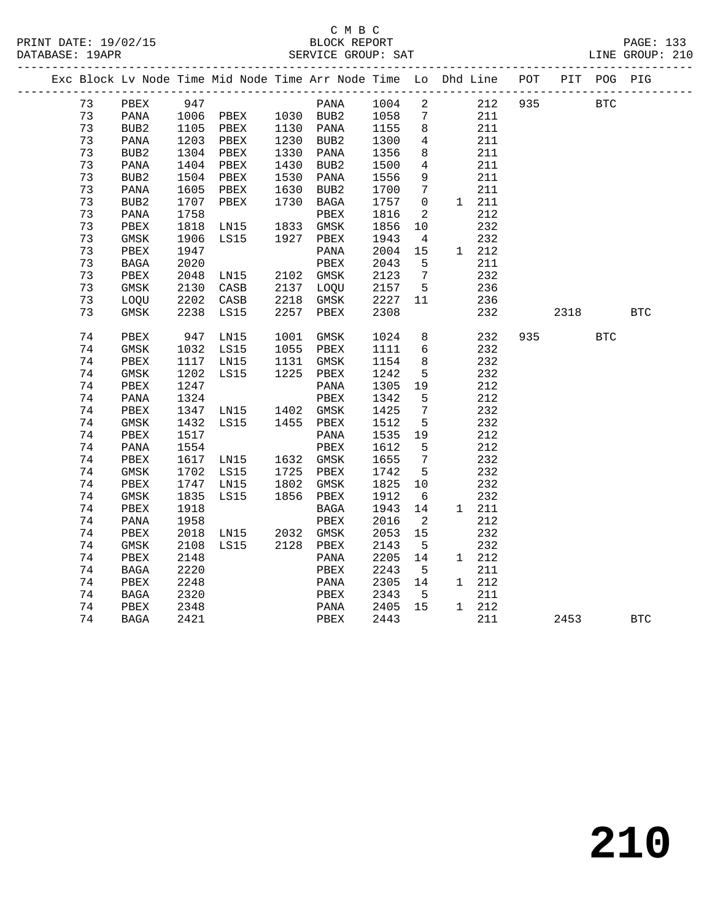C M B C
BLOCK REPORT
SERVICE GROUP: SAT

PRINT DATE: 19/02/15
DATABASE: 19APR
LINE GROUP: 210

| Exc | Block | Lv | Node | Time | Mid Node | Time | Arr Node | Time | Lo | Dhd | Line | POT | PIT | POG | PIG |
|---|---|---|---|---|---|---|---|---|---|---|---|---|---|---|---|
| | 73 | | PBEX | 947 | | | PANA | 1004 | 2 | | 212 | 935 | | BTC | |
| | 73 | | PANA | 1006 | PBEX | 1030 | BUB2 | 1058 | 7 | | 211 | | | | |
| | 73 | | BUB2 | 1105 | PBEX | 1130 | PANA | 1155 | 8 | | 211 | | | | |
| | 73 | | PANA | 1203 | PBEX | 1230 | BUB2 | 1300 | 4 | | 211 | | | | |
| | 73 | | BUB2 | 1304 | PBEX | 1330 | PANA | 1356 | 8 | | 211 | | | | |
| | 73 | | PANA | 1404 | PBEX | 1430 | BUB2 | 1500 | 4 | | 211 | | | | |
| | 73 | | BUB2 | 1504 | PBEX | 1530 | PANA | 1556 | 9 | | 211 | | | | |
| | 73 | | PANA | 1605 | PBEX | 1630 | BUB2 | 1700 | 7 | | 211 | | | | |
| | 73 | | BUB2 | 1707 | PBEX | 1730 | BAGA | 1757 | 0 | 1 | 211 | | | | |
| | 73 | | PANA | 1758 | | | PBEX | 1816 | 2 | | 212 | | | | |
| | 73 | | PBEX | 1818 | LN15 | 1833 | GMSK | 1856 | 10 | | 232 | | | | |
| | 73 | | GMSK | 1906 | LS15 | 1927 | PBEX | 1943 | 4 | | 232 | | | | |
| | 73 | | PBEX | 1947 | | | PANA | 2004 | 15 | 1 | 212 | | | | |
| | 73 | | BAGA | 2020 | | | PBEX | 2043 | 5 | | 211 | | | | |
| | 73 | | PBEX | 2048 | LN15 | 2102 | GMSK | 2123 | 7 | | 232 | | | | |
| | 73 | | GMSK | 2130 | CASB | 2137 | LOQU | 2157 | 5 | | 236 | | | | |
| | 73 | | LOQU | 2202 | CASB | 2218 | GMSK | 2227 | 11 | | 236 | | | | |
| | 73 | | GMSK | 2238 | LS15 | 2257 | PBEX | 2308 | | | 232 | | 2318 | | BTC |
| | 74 | | PBEX | 947 | LN15 | 1001 | GMSK | 1024 | 8 | | 232 | 935 | | BTC | |
| | 74 | | GMSK | 1032 | LS15 | 1055 | PBEX | 1111 | 6 | | 232 | | | | |
| | 74 | | PBEX | 1117 | LN15 | 1131 | GMSK | 1154 | 8 | | 232 | | | | |
| | 74 | | GMSK | 1202 | LS15 | 1225 | PBEX | 1242 | 5 | | 232 | | | | |
| | 74 | | PBEX | 1247 | | | PANA | 1305 | 19 | | 212 | | | | |
| | 74 | | PANA | 1324 | | | PBEX | 1342 | 5 | | 212 | | | | |
| | 74 | | PBEX | 1347 | LN15 | 1402 | GMSK | 1425 | 7 | | 232 | | | | |
| | 74 | | GMSK | 1432 | LS15 | 1455 | PBEX | 1512 | 5 | | 232 | | | | |
| | 74 | | PBEX | 1517 | | | PANA | 1535 | 19 | | 212 | | | | |
| | 74 | | PANA | 1554 | | | PBEX | 1612 | 5 | | 212 | | | | |
| | 74 | | PBEX | 1617 | LN15 | 1632 | GMSK | 1655 | 7 | | 232 | | | | |
| | 74 | | GMSK | 1702 | LS15 | 1725 | PBEX | 1742 | 5 | | 232 | | | | |
| | 74 | | PBEX | 1747 | LN15 | 1802 | GMSK | 1825 | 10 | | 232 | | | | |
| | 74 | | GMSK | 1835 | LS15 | 1856 | PBEX | 1912 | 6 | | 232 | | | | |
| | 74 | | PBEX | 1918 | | | BAGA | 1943 | 14 | 1 | 211 | | | | |
| | 74 | | PANA | 1958 | | | PBEX | 2016 | 2 | | 212 | | | | |
| | 74 | | PBEX | 2018 | LN15 | 2032 | GMSK | 2053 | 15 | | 232 | | | | |
| | 74 | | GMSK | 2108 | LS15 | 2128 | PBEX | 2143 | 5 | | 232 | | | | |
| | 74 | | PBEX | 2148 | | | PANA | 2205 | 14 | 1 | 212 | | | | |
| | 74 | | BAGA | 2220 | | | PBEX | 2243 | 5 | | 211 | | | | |
| | 74 | | PBEX | 2248 | | | PANA | 2305 | 14 | 1 | 212 | | | | |
| | 74 | | BAGA | 2320 | | | PBEX | 2343 | 5 | | 211 | | | | |
| | 74 | | PBEX | 2348 | | | PANA | 2405 | 15 | 1 | 212 | | | | |
| | 74 | | BAGA | 2421 | | | PBEX | 2443 | | | 211 | | 2453 | | BTC |

210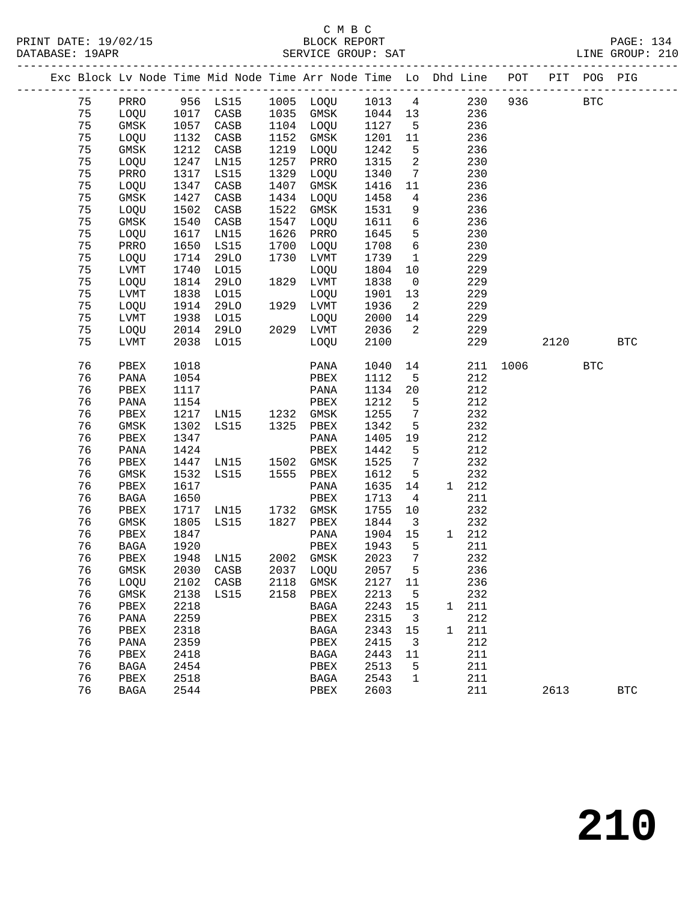C M B C
BLOCK REPORT
SERVICE GROUP: SAT

PRINT DATE: 19/02/15
DATABASE: 19APR
LINE GROUP: 210

| Exc | Block | Lv | Node | Time | Mid Node | Time | Arr Node | Time | Lo | Dhd | Line | POT | PIT | POG | PIG |
|---|---|---|---|---|---|---|---|---|---|---|---|---|---|---|---|
| | 75 | | PRRO | 956 | LS15 | 1005 | LOQU | 1013 | 4 | | 230 | 936 | | BTC | |
| | 75 | | LOQU | 1017 | CASB | 1035 | GMSK | 1044 | 13 | | 236 | | | | |
| | 75 | | GMSK | 1057 | CASB | 1104 | LOQU | 1127 | 5 | | 236 | | | | |
| | 75 | | LOQU | 1132 | CASB | 1152 | GMSK | 1201 | 11 | | 236 | | | | |
| | 75 | | GMSK | 1212 | CASB | 1219 | LOQU | 1242 | 5 | | 236 | | | | |
| | 75 | | LOQU | 1247 | LN15 | 1257 | PRRO | 1315 | 2 | | 230 | | | | |
| | 75 | | PRRO | 1317 | LS15 | 1329 | LOQU | 1340 | 7 | | 230 | | | | |
| | 75 | | LOQU | 1347 | CASB | 1407 | GMSK | 1416 | 11 | | 236 | | | | |
| | 75 | | GMSK | 1427 | CASB | 1434 | LOQU | 1458 | 4 | | 236 | | | | |
| | 75 | | LOQU | 1502 | CASB | 1522 | GMSK | 1531 | 9 | | 236 | | | | |
| | 75 | | GMSK | 1540 | CASB | 1547 | LOQU | 1611 | 6 | | 236 | | | | |
| | 75 | | LOQU | 1617 | LN15 | 1626 | PRRO | 1645 | 5 | | 230 | | | | |
| | 75 | | PRRO | 1650 | LS15 | 1700 | LOQU | 1708 | 6 | | 230 | | | | |
| | 75 | | LOQU | 1714 | 29LO | 1730 | LVMT | 1739 | 1 | | 229 | | | | |
| | 75 | | LVMT | 1740 | LO15 | | LOQU | 1804 | 10 | | 229 | | | | |
| | 75 | | LOQU | 1814 | 29LO | 1829 | LVMT | 1838 | 0 | | 229 | | | | |
| | 75 | | LVMT | 1838 | LO15 | | LOQU | 1901 | 13 | | 229 | | | | |
| | 75 | | LOQU | 1914 | 29LO | 1929 | LVMT | 1936 | 2 | | 229 | | | | |
| | 75 | | LVMT | 1938 | LO15 | | LOQU | 2000 | 14 | | 229 | | | | |
| | 75 | | LOQU | 2014 | 29LO | 2029 | LVMT | 2036 | 2 | | 229 | | | | |
| | 75 | | LVMT | 2038 | LO15 | | LOQU | 2100 | | | 229 | | 2120 | | BTC |
| | 76 | | PBEX | 1018 | | | PANA | 1040 | 14 | | 211 | 1006 | | BTC | |
| | 76 | | PANA | 1054 | | | PBEX | 1112 | 5 | | 212 | | | | |
| | 76 | | PBEX | 1117 | | | PANA | 1134 | 20 | | 212 | | | | |
| | 76 | | PANA | 1154 | | | PBEX | 1212 | 5 | | 212 | | | | |
| | 76 | | PBEX | 1217 | LN15 | 1232 | GMSK | 1255 | 7 | | 232 | | | | |
| | 76 | | GMSK | 1302 | LS15 | 1325 | PBEX | 1342 | 5 | | 232 | | | | |
| | 76 | | PBEX | 1347 | | | PANA | 1405 | 19 | | 212 | | | | |
| | 76 | | PANA | 1424 | | | PBEX | 1442 | 5 | | 212 | | | | |
| | 76 | | PBEX | 1447 | LN15 | 1502 | GMSK | 1525 | 7 | | 232 | | | | |
| | 76 | | GMSK | 1532 | LS15 | 1555 | PBEX | 1612 | 5 | | 232 | | | | |
| | 76 | | PBEX | 1617 | | | PANA | 1635 | 14 | 1 | 212 | | | | |
| | 76 | | BAGA | 1650 | | | PBEX | 1713 | 4 | | 211 | | | | |
| | 76 | | PBEX | 1717 | LN15 | 1732 | GMSK | 1755 | 10 | | 232 | | | | |
| | 76 | | GMSK | 1805 | LS15 | 1827 | PBEX | 1844 | 3 | | 232 | | | | |
| | 76 | | PBEX | 1847 | | | PANA | 1904 | 15 | 1 | 212 | | | | |
| | 76 | | BAGA | 1920 | | | PBEX | 1943 | 5 | | 211 | | | | |
| | 76 | | PBEX | 1948 | LN15 | 2002 | GMSK | 2023 | 7 | | 232 | | | | |
| | 76 | | GMSK | 2030 | CASB | 2037 | LOQU | 2057 | 5 | | 236 | | | | |
| | 76 | | LOQU | 2102 | CASB | 2118 | GMSK | 2127 | 11 | | 236 | | | | |
| | 76 | | GMSK | 2138 | LS15 | 2158 | PBEX | 2213 | 5 | | 232 | | | | |
| | 76 | | PBEX | 2218 | | | BAGA | 2243 | 15 | 1 | 211 | | | | |
| | 76 | | PANA | 2259 | | | PBEX | 2315 | 3 | | 212 | | | | |
| | 76 | | PBEX | 2318 | | | BAGA | 2343 | 15 | 1 | 211 | | | | |
| | 76 | | PANA | 2359 | | | PBEX | 2415 | 3 | | 212 | | | | |
| | 76 | | PBEX | 2418 | | | BAGA | 2443 | 11 | | 211 | | | | |
| | 76 | | BAGA | 2454 | | | PBEX | 2513 | 5 | | 211 | | | | |
| | 76 | | PBEX | 2518 | | | BAGA | 2543 | 1 | | 211 | | | | |
| | 76 | | BAGA | 2544 | | | PBEX | 2603 | | | 211 | | 2613 | | BTC |

210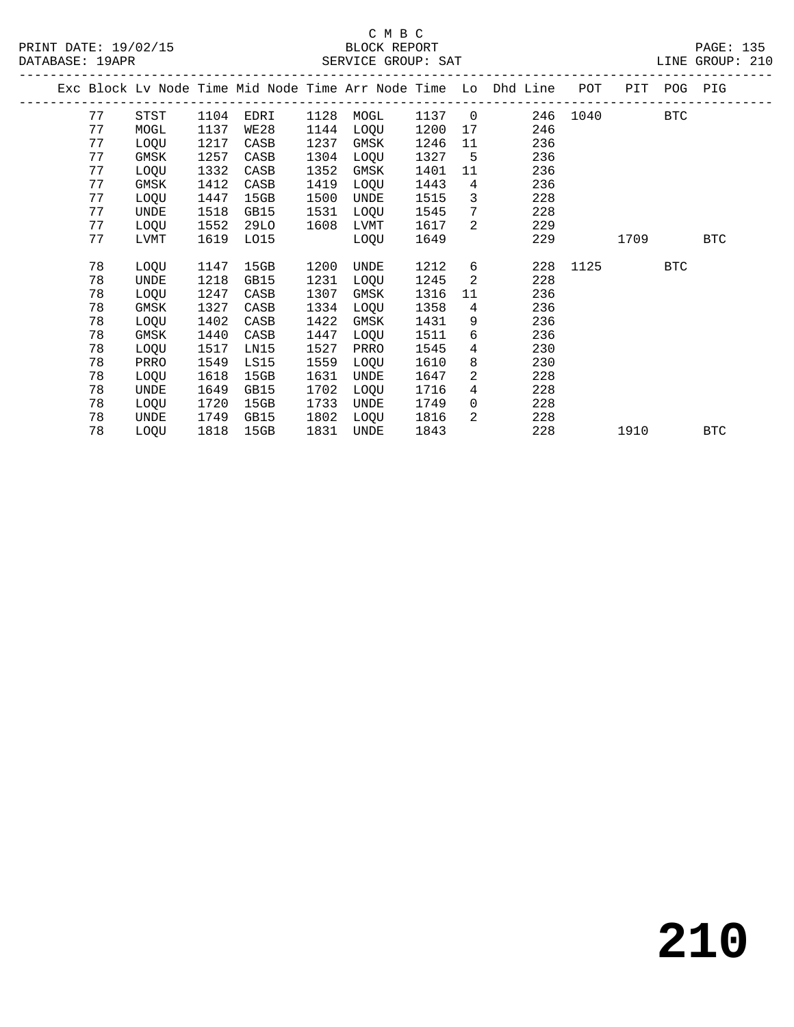C M B C

BLOCK REPORT

SERVICE GROUP: SAT

PRINT DATE: 19/02/15
DATABASE: 19APR
LINE GROUP: 210

| Exc | Block | Lv Node | Time | Mid Node | Time | Arr Node | Time | Lo | Dhd Line | POT | PIT | POG | PIG |
|---|---|---|---|---|---|---|---|---|---|---|---|---|---|
| | 77 | STST | 1104 | EDRI | 1128 | MOGL | 1137 | 0 | 246 | 1040 | | BTC | |
| | 77 | MOGL | 1137 | WE28 | 1144 | LOQU | 1200 | 17 | 246 | | | | |
| | 77 | LOQU | 1217 | CASB | 1237 | GMSK | 1246 | 11 | 236 | | | | |
| | 77 | GMSK | 1257 | CASB | 1304 | LOQU | 1327 | 5 | 236 | | | | |
| | 77 | LOQU | 1332 | CASB | 1352 | GMSK | 1401 | 11 | 236 | | | | |
| | 77 | GMSK | 1412 | CASB | 1419 | LOQU | 1443 | 4 | 236 | | | | |
| | 77 | LOQU | 1447 | 15GB | 1500 | UNDE | 1515 | 3 | 228 | | | | |
| | 77 | UNDE | 1518 | GB15 | 1531 | LOQU | 1545 | 7 | 228 | | | | |
| | 77 | LOQU | 1552 | 29LO | 1608 | LVMT | 1617 | 2 | 229 | | | | |
| | 77 | LVMT | 1619 | LO15 | | LOQU | 1649 | | 229 | | 1709 | | BTC |
| | 78 | LOQU | 1147 | 15GB | 1200 | UNDE | 1212 | 6 | 228 | 1125 | | BTC | |
| | 78 | UNDE | 1218 | GB15 | 1231 | LOQU | 1245 | 2 | 228 | | | | |
| | 78 | LOQU | 1247 | CASB | 1307 | GMSK | 1316 | 11 | 236 | | | | |
| | 78 | GMSK | 1327 | CASB | 1334 | LOQU | 1358 | 4 | 236 | | | | |
| | 78 | LOQU | 1402 | CASB | 1422 | GMSK | 1431 | 9 | 236 | | | | |
| | 78 | GMSK | 1440 | CASB | 1447 | LOQU | 1511 | 6 | 236 | | | | |
| | 78 | LOQU | 1517 | LN15 | 1527 | PRRO | 1545 | 4 | 230 | | | | |
| | 78 | PRRO | 1549 | LS15 | 1559 | LOQU | 1610 | 8 | 230 | | | | |
| | 78 | LOQU | 1618 | 15GB | 1631 | UNDE | 1647 | 2 | 228 | | | | |
| | 78 | UNDE | 1649 | GB15 | 1702 | LOQU | 1716 | 4 | 228 | | | | |
| | 78 | LOQU | 1720 | 15GB | 1733 | UNDE | 1749 | 0 | 228 | | | | |
| | 78 | UNDE | 1749 | GB15 | 1802 | LOQU | 1816 | 2 | 228 | | | | |
| | 78 | LOQU | 1818 | 15GB | 1831 | UNDE | 1843 | | 228 | | 1910 | | BTC |

210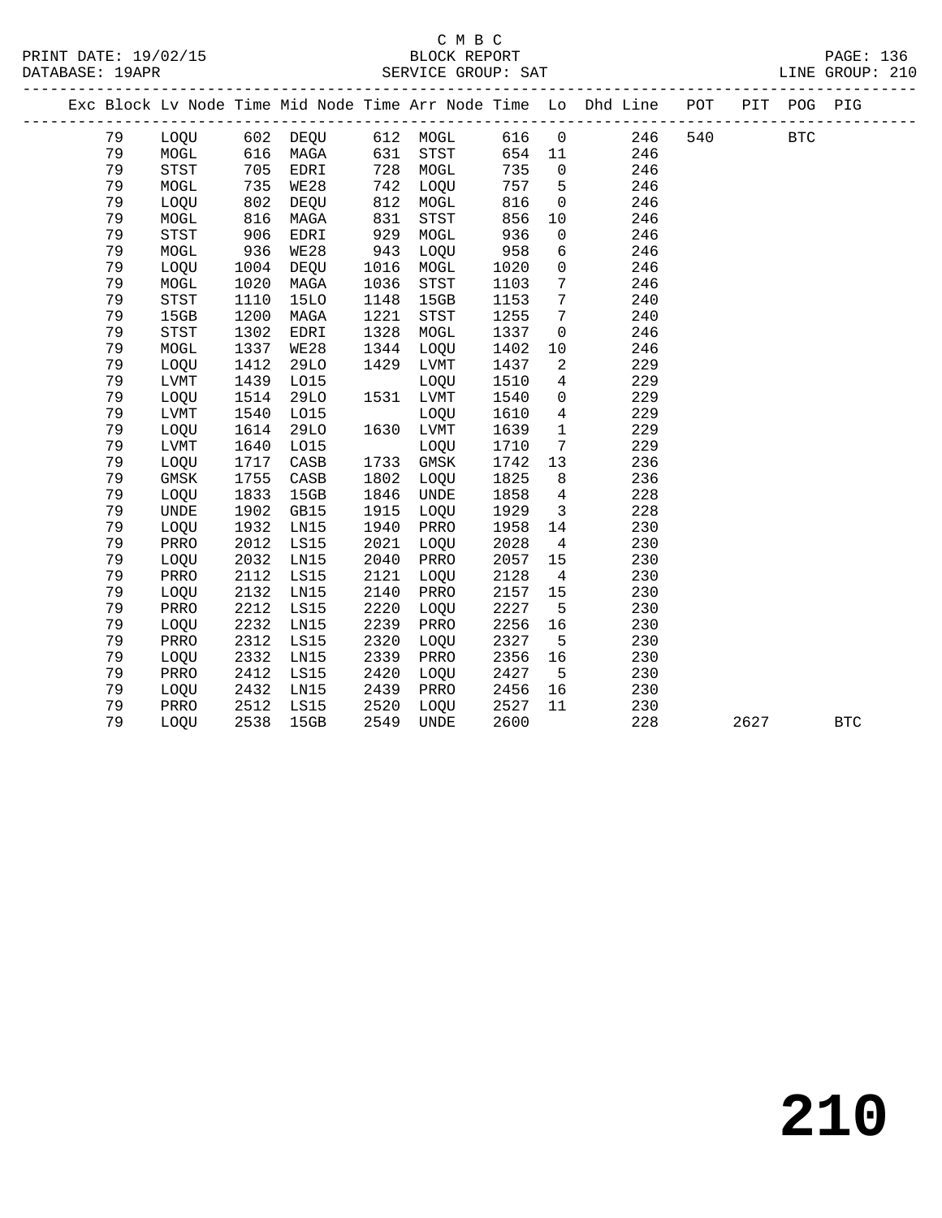C M B C
PRINT DATE: 19/02/15 BLOCK REPORT
DATABASE: 19APR SERVICE GROUP: SAT LINE GROUP: 210

| Exc | Block | Lv | Node | Time | Mid Node | Time | Arr Node | Time | Lo | Dhd Line | POT | PIT | POG | PIG |
|---|---|---|---|---|---|---|---|---|---|---|---|---|---|---|
| | 79 | | LOQU | 602 | DEQU | 612 | MOGL | 616 | 0 | 246 | 540 | | BTC | |
| | 79 | | MOGL | 616 | MAGA | 631 | STST | 654 | 11 | 246 | | | | |
| | 79 | | STST | 705 | EDRI | 728 | MOGL | 735 | 0 | 246 | | | | |
| | 79 | | MOGL | 735 | WE28 | 742 | LOQU | 757 | 5 | 246 | | | | |
| | 79 | | LOQU | 802 | DEQU | 812 | MOGL | 816 | 0 | 246 | | | | |
| | 79 | | MOGL | 816 | MAGA | 831 | STST | 856 | 10 | 246 | | | | |
| | 79 | | STST | 906 | EDRI | 929 | MOGL | 936 | 0 | 246 | | | | |
| | 79 | | MOGL | 936 | WE28 | 943 | LOQU | 958 | 6 | 246 | | | | |
| | 79 | | LOQU | 1004 | DEQU | 1016 | MOGL | 1020 | 0 | 246 | | | | |
| | 79 | | MOGL | 1020 | MAGA | 1036 | STST | 1103 | 7 | 246 | | | | |
| | 79 | | STST | 1110 | 15LO | 1148 | 15GB | 1153 | 7 | 240 | | | | |
| | 79 | | 15GB | 1200 | MAGA | 1221 | STST | 1255 | 7 | 240 | | | | |
| | 79 | | STST | 1302 | EDRI | 1328 | MOGL | 1337 | 0 | 246 | | | | |
| | 79 | | MOGL | 1337 | WE28 | 1344 | LOQU | 1402 | 10 | 246 | | | | |
| | 79 | | LOQU | 1412 | 29LO | 1429 | LVMT | 1437 | 2 | 229 | | | | |
| | 79 | | LVMT | 1439 | LO15 | | LOQU | 1510 | 4 | 229 | | | | |
| | 79 | | LOQU | 1514 | 29LO | 1531 | LVMT | 1540 | 0 | 229 | | | | |
| | 79 | | LVMT | 1540 | LO15 | | LOQU | 1610 | 4 | 229 | | | | |
| | 79 | | LOQU | 1614 | 29LO | 1630 | LVMT | 1639 | 1 | 229 | | | | |
| | 79 | | LVMT | 1640 | LO15 | | LOQU | 1710 | 7 | 229 | | | | |
| | 79 | | LOQU | 1717 | CASB | 1733 | GMSK | 1742 | 13 | 236 | | | | |
| | 79 | | GMSK | 1755 | CASB | 1802 | LOQU | 1825 | 8 | 236 | | | | |
| | 79 | | LOQU | 1833 | 15GB | 1846 | UNDE | 1858 | 4 | 228 | | | | |
| | 79 | | UNDE | 1902 | GB15 | 1915 | LOQU | 1929 | 3 | 228 | | | | |
| | 79 | | LOQU | 1932 | LN15 | 1940 | PRRO | 1958 | 14 | 230 | | | | |
| | 79 | | PRRO | 2012 | LS15 | 2021 | LOQU | 2028 | 4 | 230 | | | | |
| | 79 | | LOQU | 2032 | LN15 | 2040 | PRRO | 2057 | 15 | 230 | | | | |
| | 79 | | PRRO | 2112 | LS15 | 2121 | LOQU | 2128 | 4 | 230 | | | | |
| | 79 | | LOQU | 2132 | LN15 | 2140 | PRRO | 2157 | 15 | 230 | | | | |
| | 79 | | PRRO | 2212 | LS15 | 2220 | LOQU | 2227 | 5 | 230 | | | | |
| | 79 | | LOQU | 2232 | LN15 | 2239 | PRRO | 2256 | 16 | 230 | | | | |
| | 79 | | PRRO | 2312 | LS15 | 2320 | LOQU | 2327 | 5 | 230 | | | | |
| | 79 | | LOQU | 2332 | LN15 | 2339 | PRRO | 2356 | 16 | 230 | | | | |
| | 79 | | PRRO | 2412 | LS15 | 2420 | LOQU | 2427 | 5 | 230 | | | | |
| | 79 | | LOQU | 2432 | LN15 | 2439 | PRRO | 2456 | 16 | 230 | | | | |
| | 79 | | PRRO | 2512 | LS15 | 2520 | LOQU | 2527 | 11 | 230 | | | | |
| | 79 | | LOQU | 2538 | 15GB | 2549 | UNDE | 2600 | | 228 | | 2627 | | BTC |

210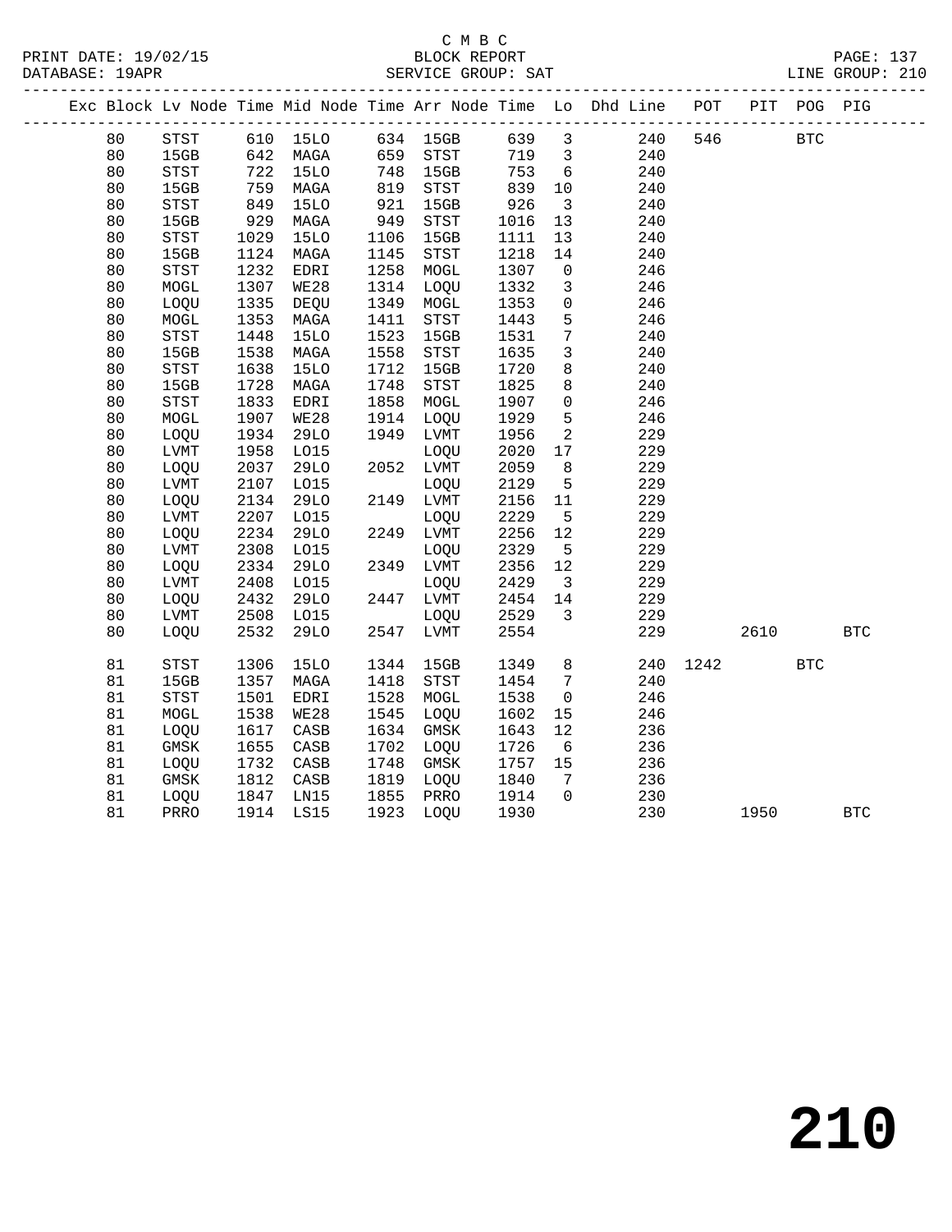C M B C

BLOCK REPORT

SERVICE GROUP: SAT

LINE GROUP: 210

| Exc | Block | Lv | Node | Time | Mid Node | Time | Arr Node | Time | Lo | Dhd Line | POT | PIT | POG | PIG |
|---|---|---|---|---|---|---|---|---|---|---|---|---|---|---|
| | 80 | | STST | 610 | 15LO | 634 | 15GB | 639 | 3 | 240 | 546 | | BTC | |
| | 80 | | 15GB | 642 | MAGA | 659 | STST | 719 | 3 | 240 | | | | |
| | 80 | | STST | 722 | 15LO | 748 | 15GB | 753 | 6 | 240 | | | | |
| | 80 | | 15GB | 759 | MAGA | 819 | STST | 839 | 10 | 240 | | | | |
| | 80 | | STST | 849 | 15LO | 921 | 15GB | 926 | 3 | 240 | | | | |
| | 80 | | 15GB | 929 | MAGA | 949 | STST | 1016 | 13 | 240 | | | | |
| | 80 | | STST | 1029 | 15LO | 1106 | 15GB | 1111 | 13 | 240 | | | | |
| | 80 | | 15GB | 1124 | MAGA | 1145 | STST | 1218 | 14 | 240 | | | | |
| | 80 | | STST | 1232 | EDRI | 1258 | MOGL | 1307 | 0 | 246 | | | | |
| | 80 | | MOGL | 1307 | WE28 | 1314 | LOQU | 1332 | 3 | 246 | | | | |
| | 80 | | LOQU | 1335 | DEQU | 1349 | MOGL | 1353 | 0 | 246 | | | | |
| | 80 | | MOGL | 1353 | MAGA | 1411 | STST | 1443 | 5 | 246 | | | | |
| | 80 | | STST | 1448 | 15LO | 1523 | 15GB | 1531 | 7 | 240 | | | | |
| | 80 | | 15GB | 1538 | MAGA | 1558 | STST | 1635 | 3 | 240 | | | | |
| | 80 | | STST | 1638 | 15LO | 1712 | 15GB | 1720 | 8 | 240 | | | | |
| | 80 | | 15GB | 1728 | MAGA | 1748 | STST | 1825 | 8 | 240 | | | | |
| | 80 | | STST | 1833 | EDRI | 1858 | MOGL | 1907 | 0 | 246 | | | | |
| | 80 | | MOGL | 1907 | WE28 | 1914 | LOQU | 1929 | 5 | 246 | | | | |
| | 80 | | LOQU | 1934 | 29LO | 1949 | LVMT | 1956 | 2 | 229 | | | | |
| | 80 | | LVMT | 1958 | LO15 | | LOQU | 2020 | 17 | 229 | | | | |
| | 80 | | LOQU | 2037 | 29LO | 2052 | LVMT | 2059 | 8 | 229 | | | | |
| | 80 | | LVMT | 2107 | LO15 | | LOQU | 2129 | 5 | 229 | | | | |
| | 80 | | LOQU | 2134 | 29LO | 2149 | LVMT | 2156 | 11 | 229 | | | | |
| | 80 | | LVMT | 2207 | LO15 | | LOQU | 2229 | 5 | 229 | | | | |
| | 80 | | LOQU | 2234 | 29LO | 2249 | LVMT | 2256 | 12 | 229 | | | | |
| | 80 | | LVMT | 2308 | LO15 | | LOQU | 2329 | 5 | 229 | | | | |
| | 80 | | LOQU | 2334 | 29LO | 2349 | LVMT | 2356 | 12 | 229 | | | | |
| | 80 | | LVMT | 2408 | LO15 | | LOQU | 2429 | 3 | 229 | | | | |
| | 80 | | LOQU | 2432 | 29LO | 2447 | LVMT | 2454 | 14 | 229 | | | | |
| | 80 | | LVMT | 2508 | LO15 | | LOQU | 2529 | 3 | 229 | | | | |
| | 80 | | LOQU | 2532 | 29LO | 2547 | LVMT | 2554 | | 229 | | 2610 | | BTC |
| | 81 | | STST | 1306 | 15LO | 1344 | 15GB | 1349 | 8 | 240 | 1242 | | BTC | |
| | 81 | | 15GB | 1357 | MAGA | 1418 | STST | 1454 | 7 | 240 | | | | |
| | 81 | | STST | 1501 | EDRI | 1528 | MOGL | 1538 | 0 | 246 | | | | |
| | 81 | | MOGL | 1538 | WE28 | 1545 | LOQU | 1602 | 15 | 246 | | | | |
| | 81 | | LOQU | 1617 | CASB | 1634 | GMSK | 1643 | 12 | 236 | | | | |
| | 81 | | GMSK | 1655 | CASB | 1702 | LOQU | 1726 | 6 | 236 | | | | |
| | 81 | | LOQU | 1732 | CASB | 1748 | GMSK | 1757 | 15 | 236 | | | | |
| | 81 | | GMSK | 1812 | CASB | 1819 | LOQU | 1840 | 7 | 236 | | | | |
| | 81 | | LOQU | 1847 | LN15 | 1855 | PRRO | 1914 | 0 | 230 | | | | |
| | 81 | | PRRO | 1914 | LS15 | 1923 | LOQU | 1930 | | 230 | | 1950 | | BTC |

# 210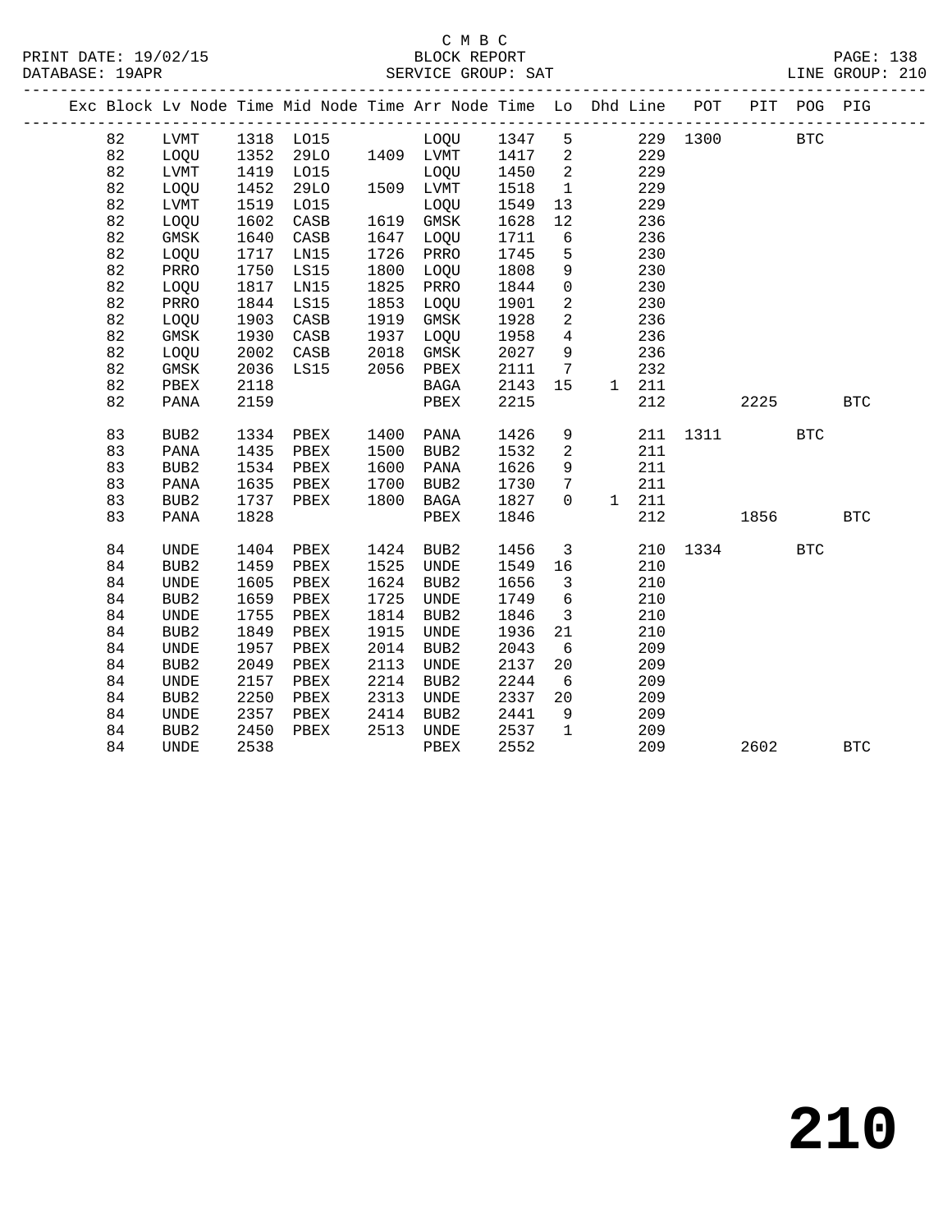C M B C
BLOCK REPORT
SERVICE GROUP: SAT

PRINT DATE: 19/02/15
DATABASE: 19APR
PAGE: 138
LINE GROUP: 210

| Exc | Block | Lv | Node | Time | Mid Node | Time | Arr Node | Time | Lo | Dhd | Line | POT | PIT | POG | PIG |
|---|---|---|---|---|---|---|---|---|---|---|---|---|---|---|---|
| | 82 | | LVMT | 1318 | LO15 | | LOQU | 1347 | 5 | | 229 | 1300 | | BTC | |
| | 82 | | LOQU | 1352 | 29LO | 1409 | LVMT | 1417 | 2 | | 229 | | | | |
| | 82 | | LVMT | 1419 | LO15 | | LOQU | 1450 | 2 | | 229 | | | | |
| | 82 | | LOQU | 1452 | 29LO | 1509 | LVMT | 1518 | 1 | | 229 | | | | |
| | 82 | | LVMT | 1519 | LO15 | | LOQU | 1549 | 13 | | 229 | | | | |
| | 82 | | LOQU | 1602 | CASB | 1619 | GMSK | 1628 | 12 | | 236 | | | | |
| | 82 | | GMSK | 1640 | CASB | 1647 | LOQU | 1711 | 6 | | 236 | | | | |
| | 82 | | LOQU | 1717 | LN15 | 1726 | PRRO | 1745 | 5 | | 230 | | | | |
| | 82 | | PRRO | 1750 | LS15 | 1800 | LOQU | 1808 | 9 | | 230 | | | | |
| | 82 | | LOQU | 1817 | LN15 | 1825 | PRRO | 1844 | 0 | | 230 | | | | |
| | 82 | | PRRO | 1844 | LS15 | 1853 | LOQU | 1901 | 2 | | 230 | | | | |
| | 82 | | LOQU | 1903 | CASB | 1919 | GMSK | 1928 | 2 | | 236 | | | | |
| | 82 | | GMSK | 1930 | CASB | 1937 | LOQU | 1958 | 4 | | 236 | | | | |
| | 82 | | LOQU | 2002 | CASB | 2018 | GMSK | 2027 | 9 | | 236 | | | | |
| | 82 | | GMSK | 2036 | LS15 | 2056 | PBEX | 2111 | 7 | | 232 | | | | |
| | 82 | | PBEX | 2118 | | | BAGA | 2143 | 15 | 1 | 211 | | | | |
| | 82 | | PANA | 2159 | | | PBEX | 2215 | | | 212 | | 2225 | | BTC |
| | 83 | | BUB2 | 1334 | PBEX | 1400 | PANA | 1426 | 9 | | 211 | 1311 | | BTC | |
| | 83 | | PANA | 1435 | PBEX | 1500 | BUB2 | 1532 | 2 | | 211 | | | | |
| | 83 | | BUB2 | 1534 | PBEX | 1600 | PANA | 1626 | 9 | | 211 | | | | |
| | 83 | | PANA | 1635 | PBEX | 1700 | BUB2 | 1730 | 7 | | 211 | | | | |
| | 83 | | BUB2 | 1737 | PBEX | 1800 | BAGA | 1827 | 0 | 1 | 211 | | | | |
| | 83 | | PANA | 1828 | | | PBEX | 1846 | | | 212 | | 1856 | | BTC |
| | 84 | | UNDE | 1404 | PBEX | 1424 | BUB2 | 1456 | 3 | | 210 | 1334 | | BTC | |
| | 84 | | BUB2 | 1459 | PBEX | 1525 | UNDE | 1549 | 16 | | 210 | | | | |
| | 84 | | UNDE | 1605 | PBEX | 1624 | BUB2 | 1656 | 3 | | 210 | | | | |
| | 84 | | BUB2 | 1659 | PBEX | 1725 | UNDE | 1749 | 6 | | 210 | | | | |
| | 84 | | UNDE | 1755 | PBEX | 1814 | BUB2 | 1846 | 3 | | 210 | | | | |
| | 84 | | BUB2 | 1849 | PBEX | 1915 | UNDE | 1936 | 21 | | 210 | | | | |
| | 84 | | UNDE | 1957 | PBEX | 2014 | BUB2 | 2043 | 6 | | 209 | | | | |
| | 84 | | BUB2 | 2049 | PBEX | 2113 | UNDE | 2137 | 20 | | 209 | | | | |
| | 84 | | UNDE | 2157 | PBEX | 2214 | BUB2 | 2244 | 6 | | 209 | | | | |
| | 84 | | BUB2 | 2250 | PBEX | 2313 | UNDE | 2337 | 20 | | 209 | | | | |
| | 84 | | UNDE | 2357 | PBEX | 2414 | BUB2 | 2441 | 9 | | 209 | | | | |
| | 84 | | BUB2 | 2450 | PBEX | 2513 | UNDE | 2537 | 1 | | 209 | | | | |
| | 84 | | UNDE | 2538 | | | PBEX | 2552 | | | 209 | | 2602 | | BTC |

210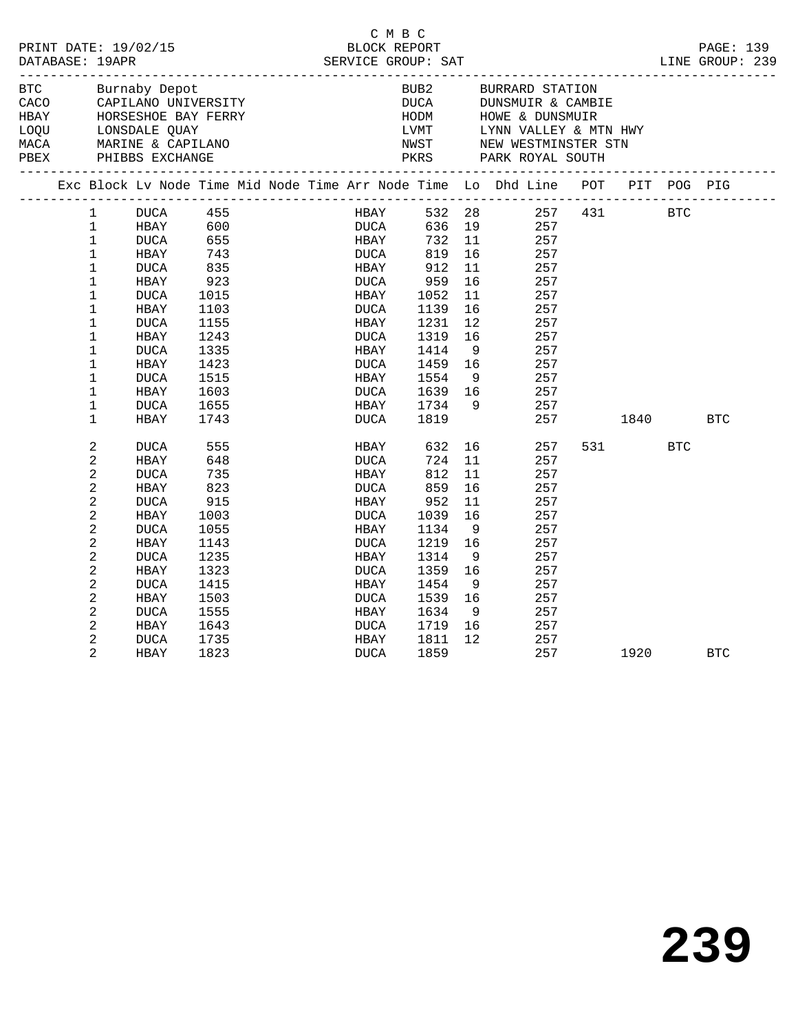C M B C
BLOCK REPORT
SERVICE GROUP: SAT

PRINT DATE: 19/02/15
DATABASE: 19APR

LINE GROUP: 239

| Code | Name | Code | Name |
|---|---|---|---|
| BTC | Burnaby Depot | BUB2 | BURRARD STATION |
| CACO | CAPILANO UNIVERSITY | DUCA | DUNSMUIR & CAMBIE |
| HBAY | HORSESHOE BAY FERRY | HODM | HOWE & DUNSMUIR |
| LOQU | LONSDALE QUAY | LVMT | LYNN VALLEY & MTN HWY |
| MACA | MARINE & CAPILANO | NWST | NEW WESTMINSTER STN |
| PBEX | PHIBBS EXCHANGE | PKRS | PARK ROYAL SOUTH |

| Exc | Block | Lv | Node | Time | Mid Node | Time | Arr Node | Time | Lo | Dhd Line | POT | PIT | POG | PIG |
|---|---|---|---|---|---|---|---|---|---|---|---|---|---|---|
| | 1 | | DUCA | 455 | | | HBAY | 532 | 28 | 257 | 431 | | BTC | |
| | 1 | | HBAY | 600 | | | DUCA | 636 | 19 | 257 | | | | |
| | 1 | | DUCA | 655 | | | HBAY | 732 | 11 | 257 | | | | |
| | 1 | | HBAY | 743 | | | DUCA | 819 | 16 | 257 | | | | |
| | 1 | | DUCA | 835 | | | HBAY | 912 | 11 | 257 | | | | |
| | 1 | | HBAY | 923 | | | DUCA | 959 | 16 | 257 | | | | |
| | 1 | | DUCA | 1015 | | | HBAY | 1052 | 11 | 257 | | | | |
| | 1 | | HBAY | 1103 | | | DUCA | 1139 | 16 | 257 | | | | |
| | 1 | | DUCA | 1155 | | | HBAY | 1231 | 12 | 257 | | | | |
| | 1 | | HBAY | 1243 | | | DUCA | 1319 | 16 | 257 | | | | |
| | 1 | | DUCA | 1335 | | | HBAY | 1414 | 9 | 257 | | | | |
| | 1 | | HBAY | 1423 | | | DUCA | 1459 | 16 | 257 | | | | |
| | 1 | | DUCA | 1515 | | | HBAY | 1554 | 9 | 257 | | | | |
| | 1 | | HBAY | 1603 | | | DUCA | 1639 | 16 | 257 | | | | |
| | 1 | | DUCA | 1655 | | | HBAY | 1734 | 9 | 257 | | | | |
| | 1 | | HBAY | 1743 | | | DUCA | 1819 | | 257 | | 1840 | | BTC |
| | 2 | | DUCA | 555 | | | HBAY | 632 | 16 | 257 | 531 | | BTC | |
| | 2 | | HBAY | 648 | | | DUCA | 724 | 11 | 257 | | | | |
| | 2 | | DUCA | 735 | | | HBAY | 812 | 11 | 257 | | | | |
| | 2 | | HBAY | 823 | | | DUCA | 859 | 16 | 257 | | | | |
| | 2 | | DUCA | 915 | | | HBAY | 952 | 11 | 257 | | | | |
| | 2 | | HBAY | 1003 | | | DUCA | 1039 | 16 | 257 | | | | |
| | 2 | | DUCA | 1055 | | | HBAY | 1134 | 9 | 257 | | | | |
| | 2 | | HBAY | 1143 | | | DUCA | 1219 | 16 | 257 | | | | |
| | 2 | | DUCA | 1235 | | | HBAY | 1314 | 9 | 257 | | | | |
| | 2 | | HBAY | 1323 | | | DUCA | 1359 | 16 | 257 | | | | |
| | 2 | | DUCA | 1415 | | | HBAY | 1454 | 9 | 257 | | | | |
| | 2 | | HBAY | 1503 | | | DUCA | 1539 | 16 | 257 | | | | |
| | 2 | | DUCA | 1555 | | | HBAY | 1634 | 9 | 257 | | | | |
| | 2 | | HBAY | 1643 | | | DUCA | 1719 | 16 | 257 | | | | |
| | 2 | | DUCA | 1735 | | | HBAY | 1811 | 12 | 257 | | | | |
| | 2 | | HBAY | 1823 | | | DUCA | 1859 | | 257 | | 1920 | | BTC |

239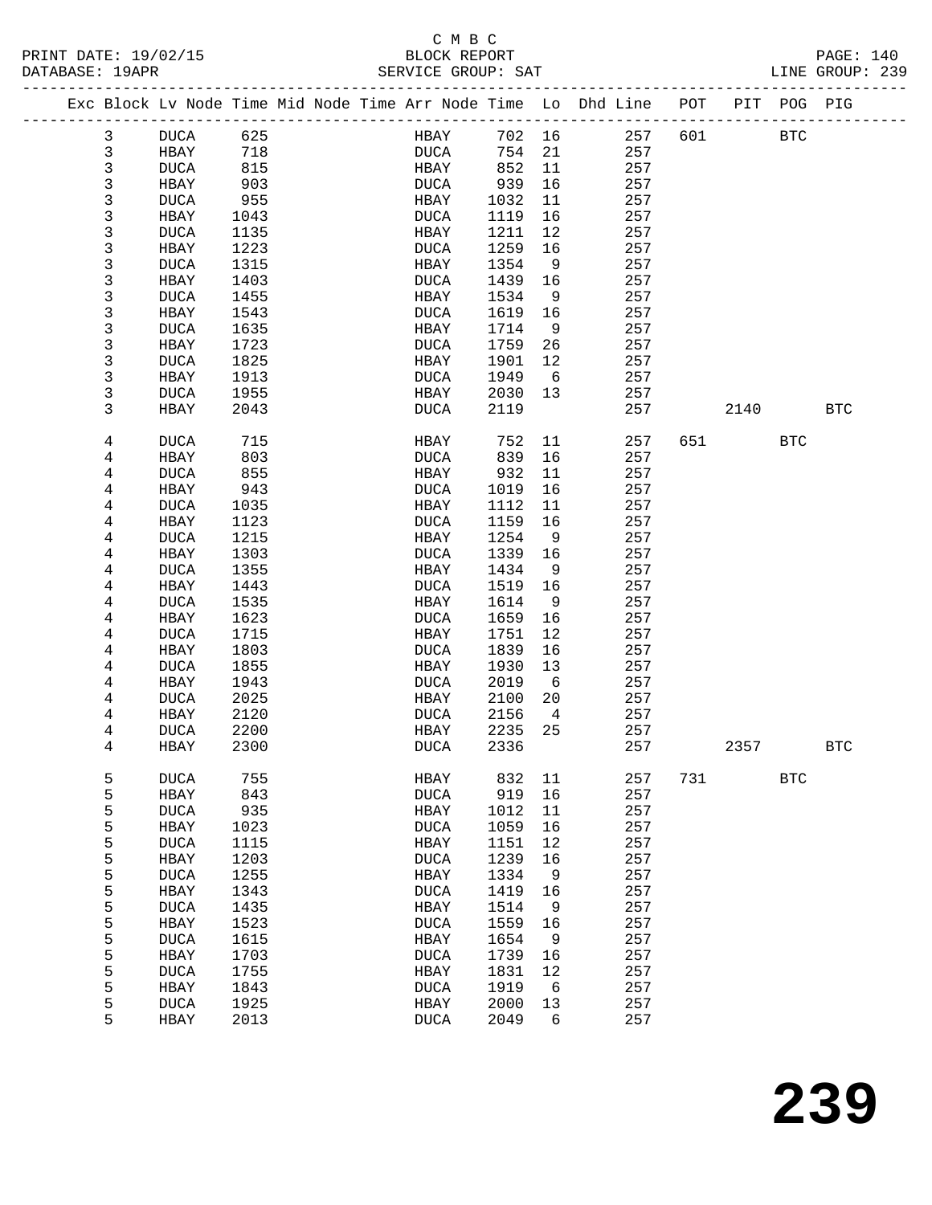C M B C
BLOCK REPORT
SERVICE GROUP: SAT

PRINT DATE: 19/02/15
DATABASE: 19APR
LINE GROUP: 239

| Exc | Block | Lv Node | Time | Mid Node | Time | Arr Node | Time | Lo | Dhd Line | POT | PIT | POG | PIG |
|---|---|---|---|---|---|---|---|---|---|---|---|---|---|
| | 3 | DUCA | 625 | | | HBAY | 702 | 16 | 257 | 601 | | BTC | |
| | 3 | HBAY | 718 | | | DUCA | 754 | 21 | 257 | | | | |
| | 3 | DUCA | 815 | | | HBAY | 852 | 11 | 257 | | | | |
| | 3 | HBAY | 903 | | | DUCA | 939 | 16 | 257 | | | | |
| | 3 | DUCA | 955 | | | HBAY | 1032 | 11 | 257 | | | | |
| | 3 | HBAY | 1043 | | | DUCA | 1119 | 16 | 257 | | | | |
| | 3 | DUCA | 1135 | | | HBAY | 1211 | 12 | 257 | | | | |
| | 3 | HBAY | 1223 | | | DUCA | 1259 | 16 | 257 | | | | |
| | 3 | DUCA | 1315 | | | HBAY | 1354 | 9 | 257 | | | | |
| | 3 | HBAY | 1403 | | | DUCA | 1439 | 16 | 257 | | | | |
| | 3 | DUCA | 1455 | | | HBAY | 1534 | 9 | 257 | | | | |
| | 3 | HBAY | 1543 | | | DUCA | 1619 | 16 | 257 | | | | |
| | 3 | DUCA | 1635 | | | HBAY | 1714 | 9 | 257 | | | | |
| | 3 | HBAY | 1723 | | | DUCA | 1759 | 26 | 257 | | | | |
| | 3 | DUCA | 1825 | | | HBAY | 1901 | 12 | 257 | | | | |
| | 3 | HBAY | 1913 | | | DUCA | 1949 | 6 | 257 | | | | |
| | 3 | DUCA | 1955 | | | HBAY | 2030 | 13 | 257 | | | | |
| | 3 | HBAY | 2043 | | | DUCA | 2119 | | 257 | | 2140 | | BTC |
| | 4 | DUCA | 715 | | | HBAY | 752 | 11 | 257 | 651 | | BTC | |
| | 4 | HBAY | 803 | | | DUCA | 839 | 16 | 257 | | | | |
| | 4 | DUCA | 855 | | | HBAY | 932 | 11 | 257 | | | | |
| | 4 | HBAY | 943 | | | DUCA | 1019 | 16 | 257 | | | | |
| | 4 | DUCA | 1035 | | | HBAY | 1112 | 11 | 257 | | | | |
| | 4 | HBAY | 1123 | | | DUCA | 1159 | 16 | 257 | | | | |
| | 4 | DUCA | 1215 | | | HBAY | 1254 | 9 | 257 | | | | |
| | 4 | HBAY | 1303 | | | DUCA | 1339 | 16 | 257 | | | | |
| | 4 | DUCA | 1355 | | | HBAY | 1434 | 9 | 257 | | | | |
| | 4 | HBAY | 1443 | | | DUCA | 1519 | 16 | 257 | | | | |
| | 4 | DUCA | 1535 | | | HBAY | 1614 | 9 | 257 | | | | |
| | 4 | HBAY | 1623 | | | DUCA | 1659 | 16 | 257 | | | | |
| | 4 | DUCA | 1715 | | | HBAY | 1751 | 12 | 257 | | | | |
| | 4 | HBAY | 1803 | | | DUCA | 1839 | 16 | 257 | | | | |
| | 4 | DUCA | 1855 | | | HBAY | 1930 | 13 | 257 | | | | |
| | 4 | HBAY | 1943 | | | DUCA | 2019 | 6 | 257 | | | | |
| | 4 | DUCA | 2025 | | | HBAY | 2100 | 20 | 257 | | | | |
| | 4 | HBAY | 2120 | | | DUCA | 2156 | 4 | 257 | | | | |
| | 4 | DUCA | 2200 | | | HBAY | 2235 | 25 | 257 | | | | |
| | 4 | HBAY | 2300 | | | DUCA | 2336 | | 257 | | 2357 | | BTC |
| | 5 | DUCA | 755 | | | HBAY | 832 | 11 | 257 | 731 | | BTC | |
| | 5 | HBAY | 843 | | | DUCA | 919 | 16 | 257 | | | | |
| | 5 | DUCA | 935 | | | HBAY | 1012 | 11 | 257 | | | | |
| | 5 | HBAY | 1023 | | | DUCA | 1059 | 16 | 257 | | | | |
| | 5 | DUCA | 1115 | | | HBAY | 1151 | 12 | 257 | | | | |
| | 5 | HBAY | 1203 | | | DUCA | 1239 | 16 | 257 | | | | |
| | 5 | DUCA | 1255 | | | HBAY | 1334 | 9 | 257 | | | | |
| | 5 | HBAY | 1343 | | | DUCA | 1419 | 16 | 257 | | | | |
| | 5 | DUCA | 1435 | | | HBAY | 1514 | 9 | 257 | | | | |
| | 5 | HBAY | 1523 | | | DUCA | 1559 | 16 | 257 | | | | |
| | 5 | DUCA | 1615 | | | HBAY | 1654 | 9 | 257 | | | | |
| | 5 | HBAY | 1703 | | | DUCA | 1739 | 16 | 257 | | | | |
| | 5 | DUCA | 1755 | | | HBAY | 1831 | 12 | 257 | | | | |
| | 5 | HBAY | 1843 | | | DUCA | 1919 | 6 | 257 | | | | |
| | 5 | DUCA | 1925 | | | HBAY | 2000 | 13 | 257 | | | | |
| | 5 | HBAY | 2013 | | | DUCA | 2049 | 6 | 257 | | | | |

# 239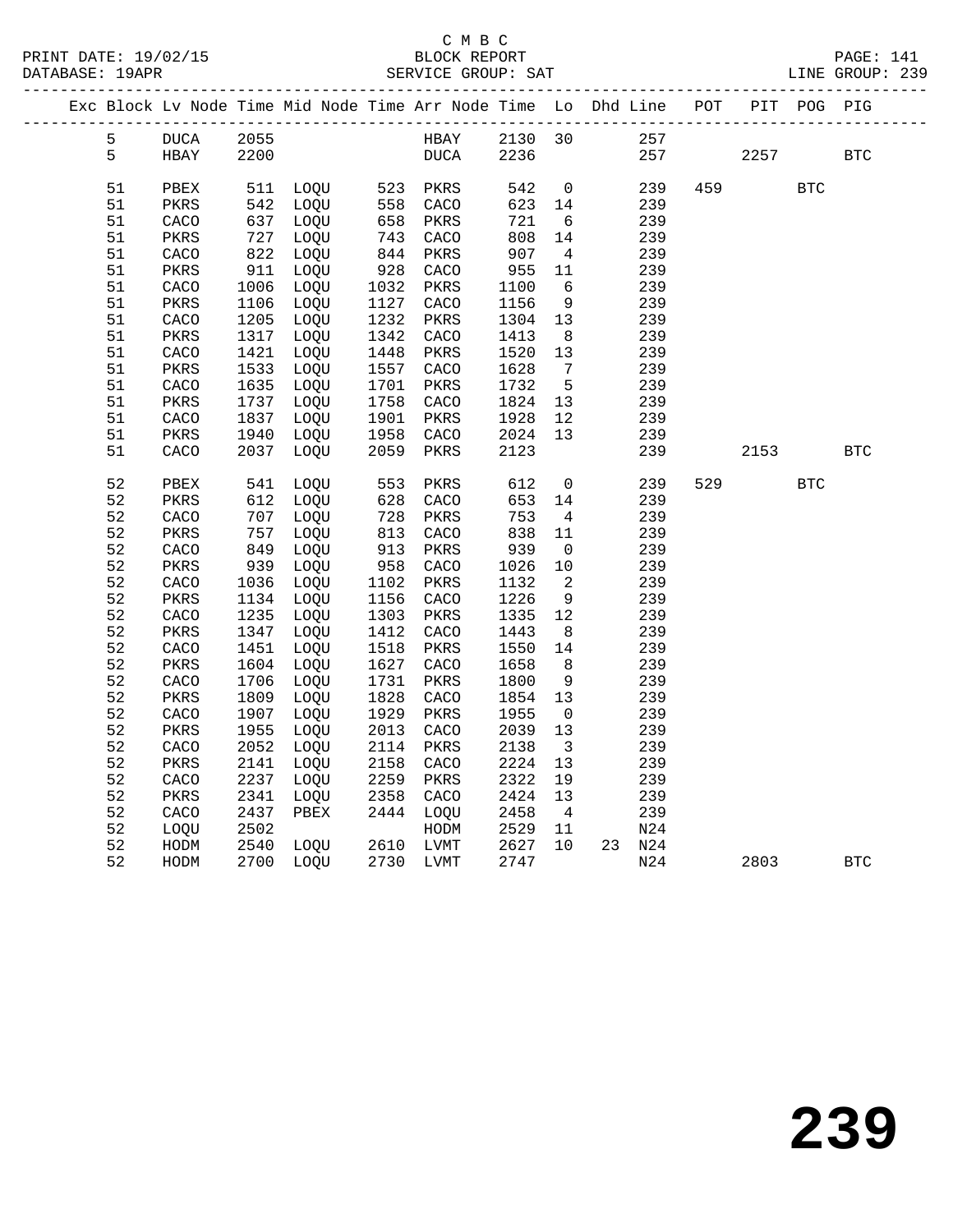C M B C

PRINT DATE: 19/02/15 BLOCK REPORT PAGE: 141
DATABASE: 19APR SERVICE GROUP: SAT LINE GROUP: 239

| Exc | Block | Lv | Node | Time | Mid Node | Time | Arr Node | Time | Lo | Dhd | Line | POT | PIT | POG | PIG |
|---|---|---|---|---|---|---|---|---|---|---|---|---|---|---|---|
| | 5 | | DUCA | 2055 | | | HBAY | 2130 | 30 | | 257 | | | | |
| | 5 | | HBAY | 2200 | | | DUCA | 2236 | | | 257 | | 2257 | | BTC |
| | 51 | | PBEX | 511 | LOQU | 523 | PKRS | 542 | 0 | | 239 | 459 | | BTC | |
| | 51 | | PKRS | 542 | LOQU | 558 | CACO | 623 | 14 | | 239 | | | | |
| | 51 | | CACO | 637 | LOQU | 658 | PKRS | 721 | 6 | | 239 | | | | |
| | 51 | | PKRS | 727 | LOQU | 743 | CACO | 808 | 14 | | 239 | | | | |
| | 51 | | CACO | 822 | LOQU | 844 | PKRS | 907 | 4 | | 239 | | | | |
| | 51 | | PKRS | 911 | LOQU | 928 | CACO | 955 | 11 | | 239 | | | | |
| | 51 | | CACO | 1006 | LOQU | 1032 | PKRS | 1100 | 6 | | 239 | | | | |
| | 51 | | PKRS | 1106 | LOQU | 1127 | CACO | 1156 | 9 | | 239 | | | | |
| | 51 | | CACO | 1205 | LOQU | 1232 | PKRS | 1304 | 13 | | 239 | | | | |
| | 51 | | PKRS | 1317 | LOQU | 1342 | CACO | 1413 | 8 | | 239 | | | | |
| | 51 | | CACO | 1421 | LOQU | 1448 | PKRS | 1520 | 13 | | 239 | | | | |
| | 51 | | PKRS | 1533 | LOQU | 1557 | CACO | 1628 | 7 | | 239 | | | | |
| | 51 | | CACO | 1635 | LOQU | 1701 | PKRS | 1732 | 5 | | 239 | | | | |
| | 51 | | PKRS | 1737 | LOQU | 1758 | CACO | 1824 | 13 | | 239 | | | | |
| | 51 | | CACO | 1837 | LOQU | 1901 | PKRS | 1928 | 12 | | 239 | | | | |
| | 51 | | PKRS | 1940 | LOQU | 1958 | CACO | 2024 | 13 | | 239 | | | | |
| | 51 | | CACO | 2037 | LOQU | 2059 | PKRS | 2123 | | | 239 | | 2153 | | BTC |
| | 52 | | PBEX | 541 | LOQU | 553 | PKRS | 612 | 0 | | 239 | 529 | | BTC | |
| | 52 | | PKRS | 612 | LOQU | 628 | CACO | 653 | 14 | | 239 | | | | |
| | 52 | | CACO | 707 | LOQU | 728 | PKRS | 753 | 4 | | 239 | | | | |
| | 52 | | PKRS | 757 | LOQU | 813 | CACO | 838 | 11 | | 239 | | | | |
| | 52 | | CACO | 849 | LOQU | 913 | PKRS | 939 | 0 | | 239 | | | | |
| | 52 | | PKRS | 939 | LOQU | 958 | CACO | 1026 | 10 | | 239 | | | | |
| | 52 | | CACO | 1036 | LOQU | 1102 | PKRS | 1132 | 2 | | 239 | | | | |
| | 52 | | PKRS | 1134 | LOQU | 1156 | CACO | 1226 | 9 | | 239 | | | | |
| | 52 | | CACO | 1235 | LOQU | 1303 | PKRS | 1335 | 12 | | 239 | | | | |
| | 52 | | PKRS | 1347 | LOQU | 1412 | CACO | 1443 | 8 | | 239 | | | | |
| | 52 | | CACO | 1451 | LOQU | 1518 | PKRS | 1550 | 14 | | 239 | | | | |
| | 52 | | PKRS | 1604 | LOQU | 1627 | CACO | 1658 | 8 | | 239 | | | | |
| | 52 | | CACO | 1706 | LOQU | 1731 | PKRS | 1800 | 9 | | 239 | | | | |
| | 52 | | PKRS | 1809 | LOQU | 1828 | CACO | 1854 | 13 | | 239 | | | | |
| | 52 | | CACO | 1907 | LOQU | 1929 | PKRS | 1955 | 0 | | 239 | | | | |
| | 52 | | PKRS | 1955 | LOQU | 2013 | CACO | 2039 | 13 | | 239 | | | | |
| | 52 | | CACO | 2052 | LOQU | 2114 | PKRS | 2138 | 3 | | 239 | | | | |
| | 52 | | PKRS | 2141 | LOQU | 2158 | CACO | 2224 | 13 | | 239 | | | | |
| | 52 | | CACO | 2237 | LOQU | 2259 | PKRS | 2322 | 19 | | 239 | | | | |
| | 52 | | PKRS | 2341 | LOQU | 2358 | CACO | 2424 | 13 | | 239 | | | | |
| | 52 | | CACO | 2437 | PBEX | 2444 | LOQU | 2458 | 4 | | 239 | | | | |
| | 52 | | LOQU | 2502 | | | HODM | 2529 | 11 | | N24 | | | | |
| | 52 | | HODM | 2540 | LOQU | 2610 | LVMT | 2627 | 10 | 23 | N24 | | | | |
| | 52 | | HODM | 2700 | LOQU | 2730 | LVMT | 2747 | | | N24 | | 2803 | | BTC |

239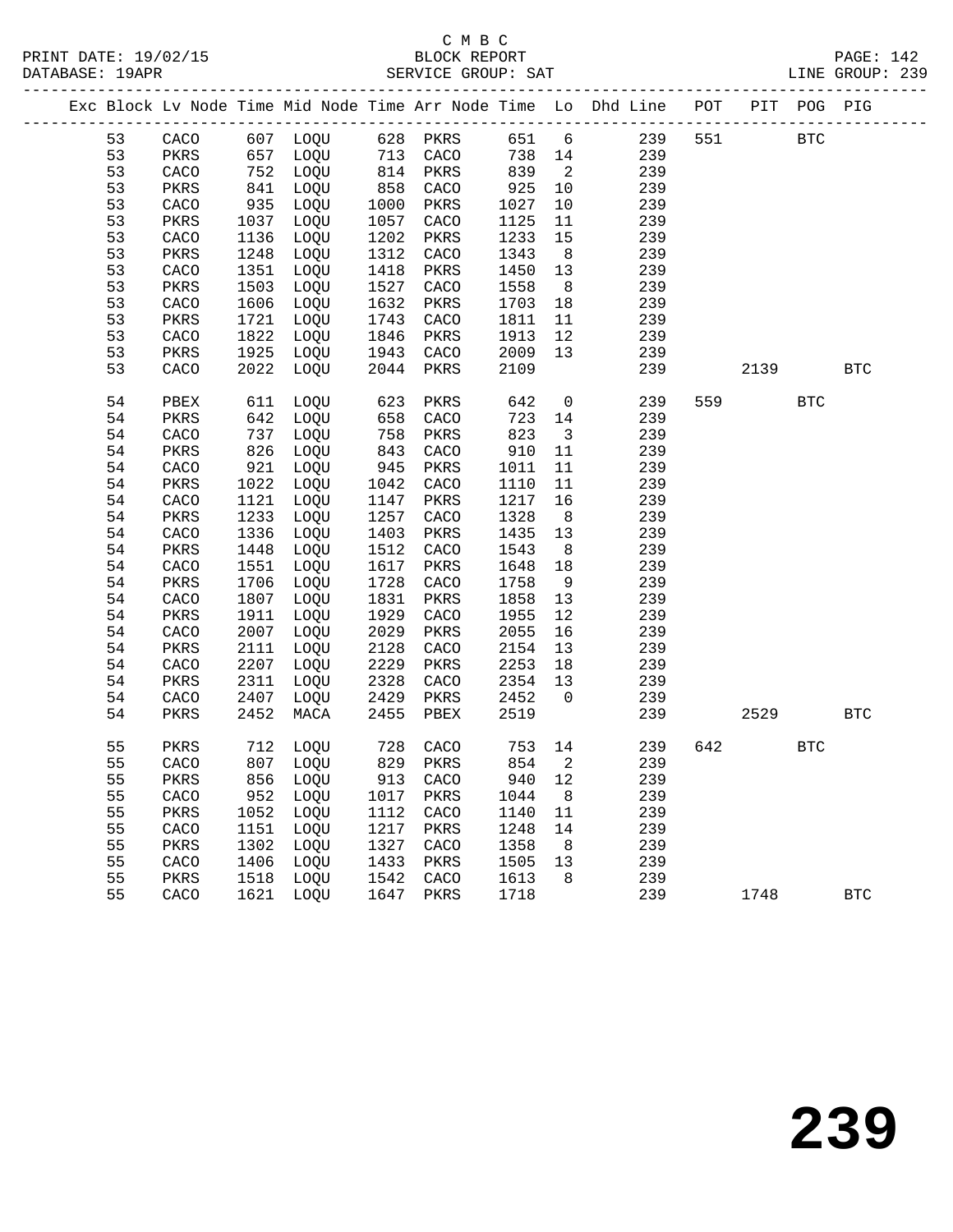C M B C
PRINT DATE: 19/02/15 BLOCK REPORT PAGE: 142
DATABASE: 19APR SERVICE GROUP: SAT LINE GROUP: 239

| Exc | Block | Lv | Node | Time | Mid Node | Time | Arr Node | Time | Lo | Dhd Line | POT | PIT | POG | PIG |
|---|---|---|---|---|---|---|---|---|---|---|---|---|---|---|
| | 53 | | CACO | 607 | LOQU | 628 | PKRS | 651 | 6 | 239 | 551 | | BTC | |
| | 53 | | PKRS | 657 | LOQU | 713 | CACO | 738 | 14 | 239 | | | | |
| | 53 | | CACO | 752 | LOQU | 814 | PKRS | 839 | 2 | 239 | | | | |
| | 53 | | PKRS | 841 | LOQU | 858 | CACO | 925 | 10 | 239 | | | | |
| | 53 | | CACO | 935 | LOQU | 1000 | PKRS | 1027 | 10 | 239 | | | | |
| | 53 | | PKRS | 1037 | LOQU | 1057 | CACO | 1125 | 11 | 239 | | | | |
| | 53 | | CACO | 1136 | LOQU | 1202 | PKRS | 1233 | 15 | 239 | | | | |
| | 53 | | PKRS | 1248 | LOQU | 1312 | CACO | 1343 | 8 | 239 | | | | |
| | 53 | | CACO | 1351 | LOQU | 1418 | PKRS | 1450 | 13 | 239 | | | | |
| | 53 | | PKRS | 1503 | LOQU | 1527 | CACO | 1558 | 8 | 239 | | | | |
| | 53 | | CACO | 1606 | LOQU | 1632 | PKRS | 1703 | 18 | 239 | | | | |
| | 53 | | PKRS | 1721 | LOQU | 1743 | CACO | 1811 | 11 | 239 | | | | |
| | 53 | | CACO | 1822 | LOQU | 1846 | PKRS | 1913 | 12 | 239 | | | | |
| | 53 | | PKRS | 1925 | LOQU | 1943 | CACO | 2009 | 13 | 239 | | | | |
| | 53 | | CACO | 2022 | LOQU | 2044 | PKRS | 2109 | | 239 | | 2139 | | BTC |
| | 54 | | PBEX | 611 | LOQU | 623 | PKRS | 642 | 0 | 239 | 559 | | BTC | |
| | 54 | | PKRS | 642 | LOQU | 658 | CACO | 723 | 14 | 239 | | | | |
| | 54 | | CACO | 737 | LOQU | 758 | PKRS | 823 | 3 | 239 | | | | |
| | 54 | | PKRS | 826 | LOQU | 843 | CACO | 910 | 11 | 239 | | | | |
| | 54 | | CACO | 921 | LOQU | 945 | PKRS | 1011 | 11 | 239 | | | | |
| | 54 | | PKRS | 1022 | LOQU | 1042 | CACO | 1110 | 11 | 239 | | | | |
| | 54 | | CACO | 1121 | LOQU | 1147 | PKRS | 1217 | 16 | 239 | | | | |
| | 54 | | PKRS | 1233 | LOQU | 1257 | CACO | 1328 | 8 | 239 | | | | |
| | 54 | | CACO | 1336 | LOQU | 1403 | PKRS | 1435 | 13 | 239 | | | | |
| | 54 | | PKRS | 1448 | LOQU | 1512 | CACO | 1543 | 8 | 239 | | | | |
| | 54 | | CACO | 1551 | LOQU | 1617 | PKRS | 1648 | 18 | 239 | | | | |
| | 54 | | PKRS | 1706 | LOQU | 1728 | CACO | 1758 | 9 | 239 | | | | |
| | 54 | | CACO | 1807 | LOQU | 1831 | PKRS | 1858 | 13 | 239 | | | | |
| | 54 | | PKRS | 1911 | LOQU | 1929 | CACO | 1955 | 12 | 239 | | | | |
| | 54 | | CACO | 2007 | LOQU | 2029 | PKRS | 2055 | 16 | 239 | | | | |
| | 54 | | PKRS | 2111 | LOQU | 2128 | CACO | 2154 | 13 | 239 | | | | |
| | 54 | | CACO | 2207 | LOQU | 2229 | PKRS | 2253 | 18 | 239 | | | | |
| | 54 | | PKRS | 2311 | LOQU | 2328 | CACO | 2354 | 13 | 239 | | | | |
| | 54 | | CACO | 2407 | LOQU | 2429 | PKRS | 2452 | 0 | 239 | | | | |
| | 54 | | PKRS | 2452 | MACA | 2455 | PBEX | 2519 | | 239 | | 2529 | | BTC |
| | 55 | | PKRS | 712 | LOQU | 728 | CACO | 753 | 14 | 239 | 642 | | BTC | |
| | 55 | | CACO | 807 | LOQU | 829 | PKRS | 854 | 2 | 239 | | | | |
| | 55 | | PKRS | 856 | LOQU | 913 | CACO | 940 | 12 | 239 | | | | |
| | 55 | | CACO | 952 | LOQU | 1017 | PKRS | 1044 | 8 | 239 | | | | |
| | 55 | | PKRS | 1052 | LOQU | 1112 | CACO | 1140 | 11 | 239 | | | | |
| | 55 | | CACO | 1151 | LOQU | 1217 | PKRS | 1248 | 14 | 239 | | | | |
| | 55 | | PKRS | 1302 | LOQU | 1327 | CACO | 1358 | 8 | 239 | | | | |
| | 55 | | CACO | 1406 | LOQU | 1433 | PKRS | 1505 | 13 | 239 | | | | |
| | 55 | | PKRS | 1518 | LOQU | 1542 | CACO | 1613 | 8 | 239 | | | | |
| | 55 | | CACO | 1621 | LOQU | 1647 | PKRS | 1718 | | 239 | | 1748 | | BTC |

# 239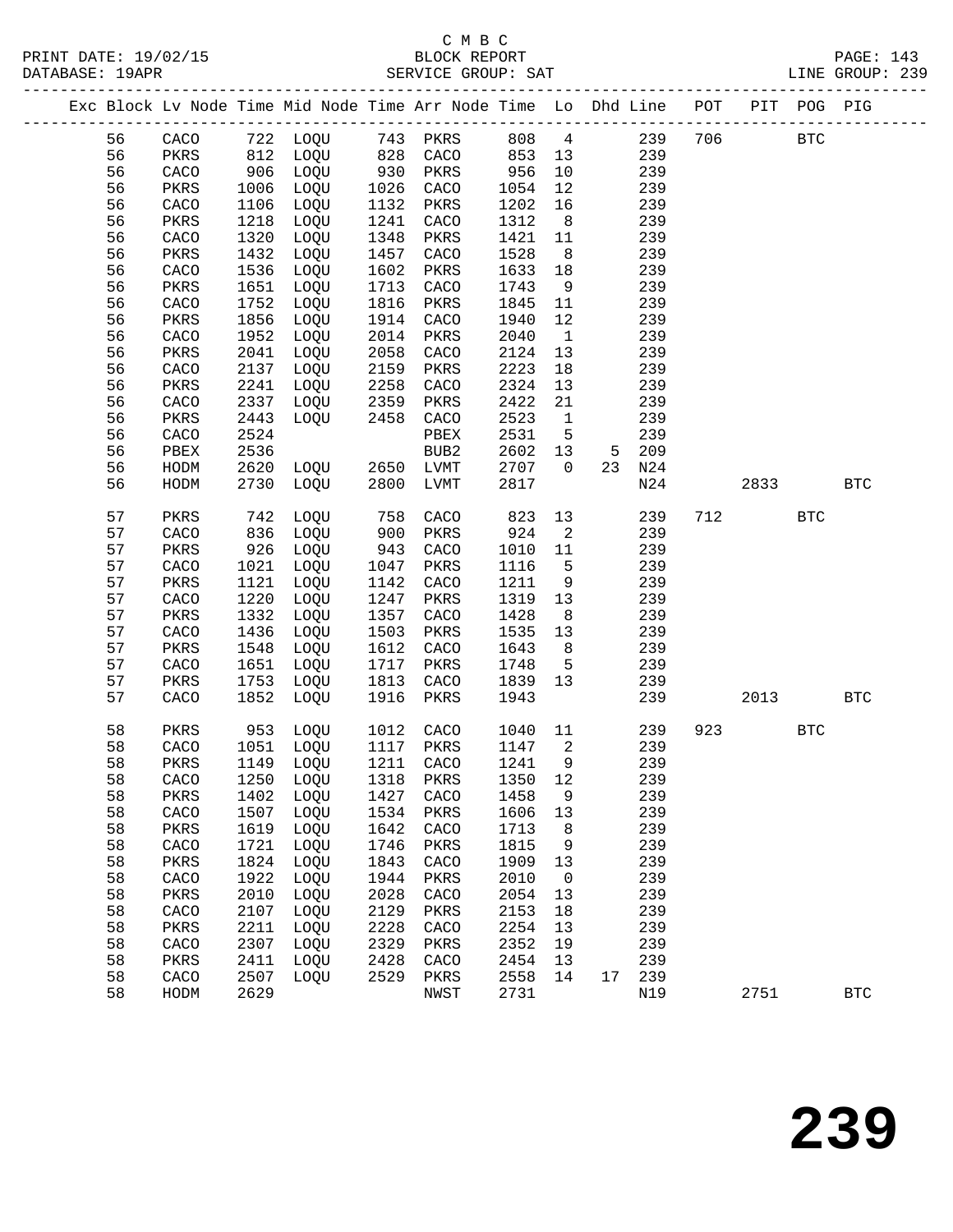C M B C

PRINT DATE: 19/02/15 BLOCK REPORT PAGE: 143
DATABASE: 19APR SERVICE GROUP: SAT LINE GROUP: 239

| Exc | Block | Lv | Node | Time | Mid Node | Time | Arr Node | Time | Lo | Dhd | Line | POT | PIT | POG | PIG |
|---|---|---|---|---|---|---|---|---|---|---|---|---|---|---|---|
| | 56 | | CACO | 722 | LOQU | 743 | PKRS | 808 | 4 | | 239 | 706 | | BTC | |
| | 56 | | PKRS | 812 | LOQU | 828 | CACO | 853 | 13 | | 239 | | | | |
| | 56 | | CACO | 906 | LOQU | 930 | PKRS | 956 | 10 | | 239 | | | | |
| | 56 | | PKRS | 1006 | LOQU | 1026 | CACO | 1054 | 12 | | 239 | | | | |
| | 56 | | CACO | 1106 | LOQU | 1132 | PKRS | 1202 | 16 | | 239 | | | | |
| | 56 | | PKRS | 1218 | LOQU | 1241 | CACO | 1312 | 8 | | 239 | | | | |
| | 56 | | CACO | 1320 | LOQU | 1348 | PKRS | 1421 | 11 | | 239 | | | | |
| | 56 | | PKRS | 1432 | LOQU | 1457 | CACO | 1528 | 8 | | 239 | | | | |
| | 56 | | CACO | 1536 | LOQU | 1602 | PKRS | 1633 | 18 | | 239 | | | | |
| | 56 | | PKRS | 1651 | LOQU | 1713 | CACO | 1743 | 9 | | 239 | | | | |
| | 56 | | CACO | 1752 | LOQU | 1816 | PKRS | 1845 | 11 | | 239 | | | | |
| | 56 | | PKRS | 1856 | LOQU | 1914 | CACO | 1940 | 12 | | 239 | | | | |
| | 56 | | CACO | 1952 | LOQU | 2014 | PKRS | 2040 | 1 | | 239 | | | | |
| | 56 | | PKRS | 2041 | LOQU | 2058 | CACO | 2124 | 13 | | 239 | | | | |
| | 56 | | CACO | 2137 | LOQU | 2159 | PKRS | 2223 | 18 | | 239 | | | | |
| | 56 | | PKRS | 2241 | LOQU | 2258 | CACO | 2324 | 13 | | 239 | | | | |
| | 56 | | CACO | 2337 | LOQU | 2359 | PKRS | 2422 | 21 | | 239 | | | | |
| | 56 | | PKRS | 2443 | LOQU | 2458 | CACO | 2523 | 1 | | 239 | | | | |
| | 56 | | CACO | 2524 | | | PBEX | 2531 | 5 | | 239 | | | | |
| | 56 | | PBEX | 2536 | | | BUB2 | 2602 | 13 | 5 | 209 | | | | |
| | 56 | | HODM | 2620 | LOQU | 2650 | LVMT | 2707 | 0 | 23 | N24 | | | | |
| | 56 | | HODM | 2730 | LOQU | 2800 | LVMT | 2817 | | | N24 | | 2833 | | BTC |
| | 57 | | PKRS | 742 | LOQU | 758 | CACO | 823 | 13 | | 239 | 712 | | BTC | |
| | 57 | | CACO | 836 | LOQU | 900 | PKRS | 924 | 2 | | 239 | | | | |
| | 57 | | PKRS | 926 | LOQU | 943 | CACO | 1010 | 11 | | 239 | | | | |
| | 57 | | CACO | 1021 | LOQU | 1047 | PKRS | 1116 | 5 | | 239 | | | | |
| | 57 | | PKRS | 1121 | LOQU | 1142 | CACO | 1211 | 9 | | 239 | | | | |
| | 57 | | CACO | 1220 | LOQU | 1247 | PKRS | 1319 | 13 | | 239 | | | | |
| | 57 | | PKRS | 1332 | LOQU | 1357 | CACO | 1428 | 8 | | 239 | | | | |
| | 57 | | CACO | 1436 | LOQU | 1503 | PKRS | 1535 | 13 | | 239 | | | | |
| | 57 | | PKRS | 1548 | LOQU | 1612 | CACO | 1643 | 8 | | 239 | | | | |
| | 57 | | CACO | 1651 | LOQU | 1717 | PKRS | 1748 | 5 | | 239 | | | | |
| | 57 | | PKRS | 1753 | LOQU | 1813 | CACO | 1839 | 13 | | 239 | | | | |
| | 57 | | CACO | 1852 | LOQU | 1916 | PKRS | 1943 | | | 239 | | 2013 | | BTC |
| | 58 | | PKRS | 953 | LOQU | 1012 | CACO | 1040 | 11 | | 239 | 923 | | BTC | |
| | 58 | | CACO | 1051 | LOQU | 1117 | PKRS | 1147 | 2 | | 239 | | | | |
| | 58 | | PKRS | 1149 | LOQU | 1211 | CACO | 1241 | 9 | | 239 | | | | |
| | 58 | | CACO | 1250 | LOQU | 1318 | PKRS | 1350 | 12 | | 239 | | | | |
| | 58 | | PKRS | 1402 | LOQU | 1427 | CACO | 1458 | 9 | | 239 | | | | |
| | 58 | | CACO | 1507 | LOQU | 1534 | PKRS | 1606 | 13 | | 239 | | | | |
| | 58 | | PKRS | 1619 | LOQU | 1642 | CACO | 1713 | 8 | | 239 | | | | |
| | 58 | | CACO | 1721 | LOQU | 1746 | PKRS | 1815 | 9 | | 239 | | | | |
| | 58 | | PKRS | 1824 | LOQU | 1843 | CACO | 1909 | 13 | | 239 | | | | |
| | 58 | | CACO | 1922 | LOQU | 1944 | PKRS | 2010 | 0 | | 239 | | | | |
| | 58 | | PKRS | 2010 | LOQU | 2028 | CACO | 2054 | 13 | | 239 | | | | |
| | 58 | | CACO | 2107 | LOQU | 2129 | PKRS | 2153 | 18 | | 239 | | | | |
| | 58 | | PKRS | 2211 | LOQU | 2228 | CACO | 2254 | 13 | | 239 | | | | |
| | 58 | | CACO | 2307 | LOQU | 2329 | PKRS | 2352 | 19 | | 239 | | | | |
| | 58 | | PKRS | 2411 | LOQU | 2428 | CACO | 2454 | 13 | | 239 | | | | |
| | 58 | | CACO | 2507 | LOQU | 2529 | PKRS | 2558 | 14 | 17 | 239 | | | | |
| | 58 | | HODM | 2629 | | | NWST | 2731 | | | N19 | | 2751 | | BTC |

# 239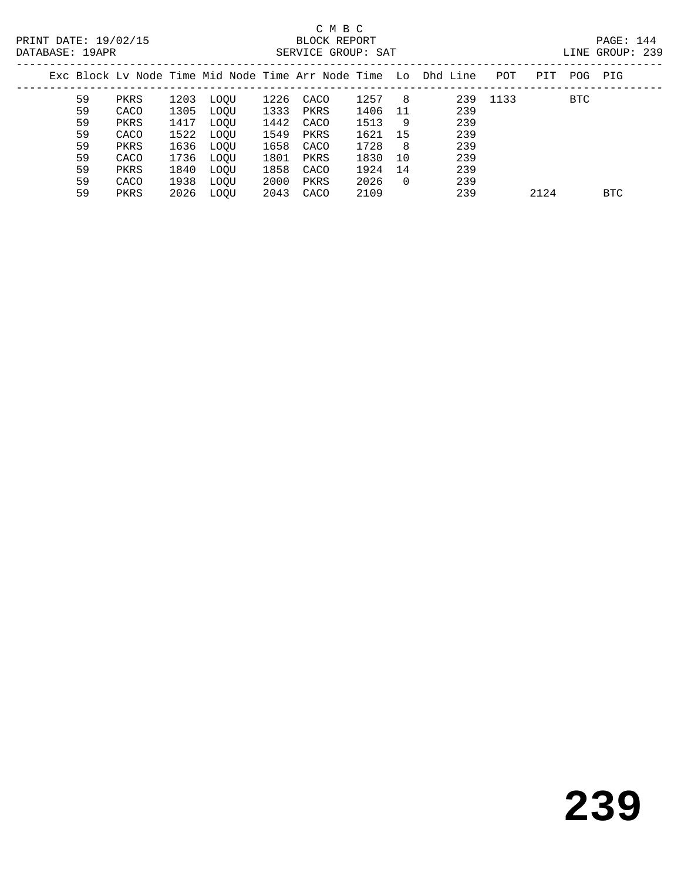C M B C

BLOCK REPORT

SERVICE GROUP: SAT

PRINT DATE: 19/02/15

DATABASE: 19APR

LINE GROUP: 239

| Exc | Block | Lv | Node | Time | Mid Node | Time | Arr Node | Time | Lo | Dhd Line | POT | PIT | POG | PIG |
|---|---|---|---|---|---|---|---|---|---|---|---|---|---|---|
| | 59 | | PKRS | 1203 | LOQU | 1226 | CACO | 1257 | 8 | 239 | 1133 | | BTC | |
| | 59 | | CACO | 1305 | LOQU | 1333 | PKRS | 1406 | 11 | 239 | | | | |
| | 59 | | PKRS | 1417 | LOQU | 1442 | CACO | 1513 | 9 | 239 | | | | |
| | 59 | | CACO | 1522 | LOQU | 1549 | PKRS | 1621 | 15 | 239 | | | | |
| | 59 | | PKRS | 1636 | LOQU | 1658 | CACO | 1728 | 8 | 239 | | | | |
| | 59 | | CACO | 1736 | LOQU | 1801 | PKRS | 1830 | 10 | 239 | | | | |
| | 59 | | PKRS | 1840 | LOQU | 1858 | CACO | 1924 | 14 | 239 | | | | |
| | 59 | | CACO | 1938 | LOQU | 2000 | PKRS | 2026 | 0 | 239 | | | | |
| | 59 | | PKRS | 2026 | LOQU | 2043 | CACO | 2109 | | 239 | | 2124 | | BTC |

# 239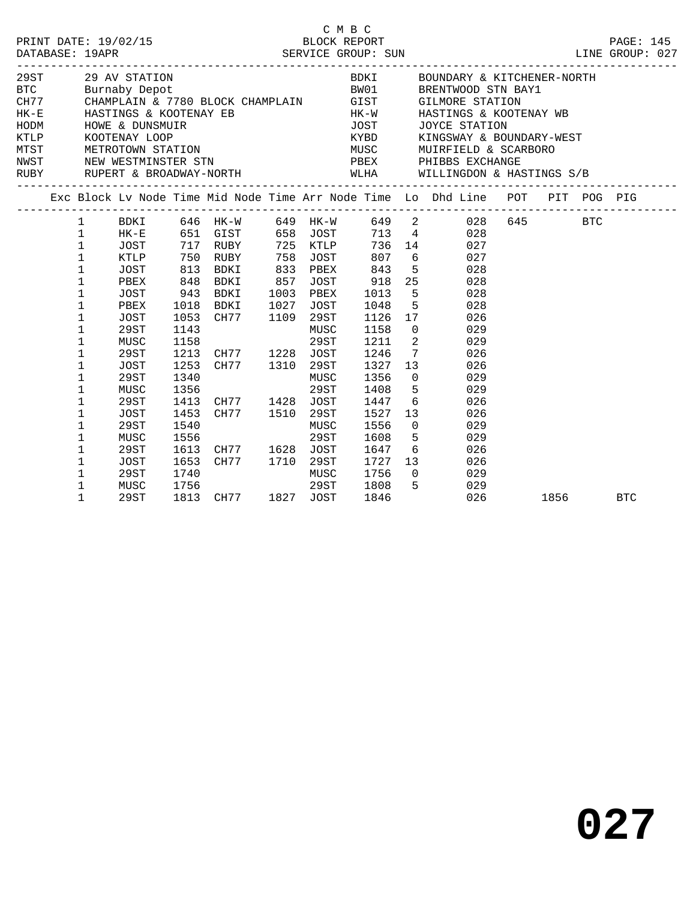C M B C
PRINT DATE: 19/02/15 BLOCK REPORT
DATABASE: 19APR SERVICE GROUP: SUN LINE GROUP: 027

| Code | Description | Code | Description |
|---|---|---|---|
| 29ST | 29 AV STATION | BDKI | BOUNDARY & KITCHENER-NORTH |
| BTC | Burnaby Depot | BW01 | BRENTWOOD STN BAY1 |
| CH77 | CHAMPLAIN & 7780 BLOCK CHAMPLAIN | GIST | GILMORE STATION |
| HK-E | HASTINGS & KOOTENAY EB | HK-W | HASTINGS & KOOTENAY WB |
| HODM | HOWE & DUNSMUIR | JOST | JOYCE STATION |
| KTLP | KOOTENAY LOOP | KYBD | KINGSWAY & BOUNDARY-WEST |
| MTST | METROTOWN STATION | MUSC | MUIRFIELD & SCARBORO |
| NWST | NEW WESTMINSTER STN | PBEX | PHIBBS EXCHANGE |
| RUBY | RUPERT & BROADWAY-NORTH | WLHA | WILLINGDON & HASTINGS S/B |

| Exc | Block | Lv Node | Time | Mid Node | Time | Arr Node | Time | Lo | Dhd Line | POT | PIT | POG | PIG |
|---|---|---|---|---|---|---|---|---|---|---|---|---|---|
| | 1 | BDKI | 646 | HK-W | 649 | HK-W | 649 | 2 | 028 | 645 | | BTC | |
| | 1 | HK-E | 651 | GIST | 658 | JOST | 713 | 4 | 028 | | | | |
| | 1 | JOST | 717 | RUBY | 725 | KTLP | 736 | 14 | 027 | | | | |
| | 1 | KTLP | 750 | RUBY | 758 | JOST | 807 | 6 | 027 | | | | |
| | 1 | JOST | 813 | BDKI | 833 | PBEX | 843 | 5 | 028 | | | | |
| | 1 | PBEX | 848 | BDKI | 857 | JOST | 918 | 25 | 028 | | | | |
| | 1 | JOST | 943 | BDKI | 1003 | PBEX | 1013 | 5 | 028 | | | | |
| | 1 | PBEX | 1018 | BDKI | 1027 | JOST | 1048 | 5 | 028 | | | | |
| | 1 | JOST | 1053 | CH77 | 1109 | 29ST | 1126 | 17 | 026 | | | | |
| | 1 | 29ST | 1143 | | | MUSC | 1158 | 0 | 029 | | | | |
| | 1 | MUSC | 1158 | | | 29ST | 1211 | 2 | 029 | | | | |
| | 1 | 29ST | 1213 | CH77 | 1228 | JOST | 1246 | 7 | 026 | | | | |
| | 1 | JOST | 1253 | CH77 | 1310 | 29ST | 1327 | 13 | 026 | | | | |
| | 1 | 29ST | 1340 | | | MUSC | 1356 | 0 | 029 | | | | |
| | 1 | MUSC | 1356 | | | 29ST | 1408 | 5 | 029 | | | | |
| | 1 | 29ST | 1413 | CH77 | 1428 | JOST | 1447 | 6 | 026 | | | | |
| | 1 | JOST | 1453 | CH77 | 1510 | 29ST | 1527 | 13 | 026 | | | | |
| | 1 | 29ST | 1540 | | | MUSC | 1556 | 0 | 029 | | | | |
| | 1 | MUSC | 1556 | | | 29ST | 1608 | 5 | 029 | | | | |
| | 1 | 29ST | 1613 | CH77 | 1628 | JOST | 1647 | 6 | 026 | | | | |
| | 1 | JOST | 1653 | CH77 | 1710 | 29ST | 1727 | 13 | 026 | | | | |
| | 1 | 29ST | 1740 | | | MUSC | 1756 | 0 | 029 | | | | |
| | 1 | MUSC | 1756 | | | 29ST | 1808 | 5 | 029 | | | | |
| | 1 | 29ST | 1813 | CH77 | 1827 | JOST | 1846 | | 026 | | 1856 | | BTC |

**027**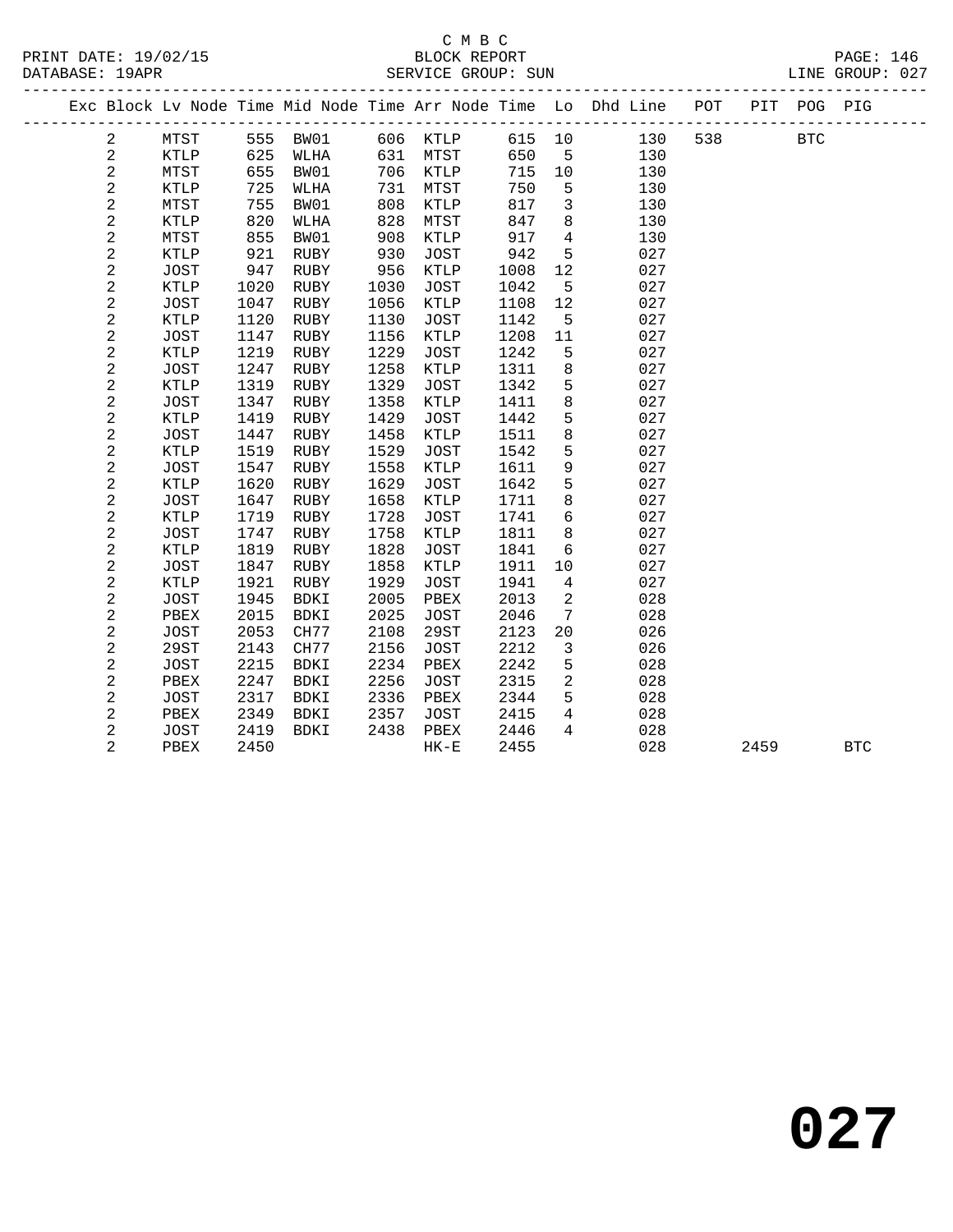C M B C
BLOCK REPORT
SERVICE GROUP: SUN

PRINT DATE: 19/02/15
DATABASE: 19APR
LINE GROUP: 027

| Exc | Block | Lv Node | Time | Mid Node | Time | Arr Node | Time | Lo | Dhd Line | POT | PIT | POG | PIG |
|---|---|---|---|---|---|---|---|---|---|---|---|---|---|
| | 2 | MTST | 555 | BW01 | 606 | KTLP | 615 | 10 | 130 | 538 | | BTC | |
| | 2 | KTLP | 625 | WLHA | 631 | MTST | 650 | 5 | 130 | | | | |
| | 2 | MTST | 655 | BW01 | 706 | KTLP | 715 | 10 | 130 | | | | |
| | 2 | KTLP | 725 | WLHA | 731 | MTST | 750 | 5 | 130 | | | | |
| | 2 | MTST | 755 | BW01 | 808 | KTLP | 817 | 3 | 130 | | | | |
| | 2 | KTLP | 820 | WLHA | 828 | MTST | 847 | 8 | 130 | | | | |
| | 2 | MTST | 855 | BW01 | 908 | KTLP | 917 | 4 | 130 | | | | |
| | 2 | KTLP | 921 | RUBY | 930 | JOST | 942 | 5 | 027 | | | | |
| | 2 | JOST | 947 | RUBY | 956 | KTLP | 1008 | 12 | 027 | | | | |
| | 2 | KTLP | 1020 | RUBY | 1030 | JOST | 1042 | 5 | 027 | | | | |
| | 2 | JOST | 1047 | RUBY | 1056 | KTLP | 1108 | 12 | 027 | | | | |
| | 2 | KTLP | 1120 | RUBY | 1130 | JOST | 1142 | 5 | 027 | | | | |
| | 2 | JOST | 1147 | RUBY | 1156 | KTLP | 1208 | 11 | 027 | | | | |
| | 2 | KTLP | 1219 | RUBY | 1229 | JOST | 1242 | 5 | 027 | | | | |
| | 2 | JOST | 1247 | RUBY | 1258 | KTLP | 1311 | 8 | 027 | | | | |
| | 2 | KTLP | 1319 | RUBY | 1329 | JOST | 1342 | 5 | 027 | | | | |
| | 2 | JOST | 1347 | RUBY | 1358 | KTLP | 1411 | 8 | 027 | | | | |
| | 2 | KTLP | 1419 | RUBY | 1429 | JOST | 1442 | 5 | 027 | | | | |
| | 2 | JOST | 1447 | RUBY | 1458 | KTLP | 1511 | 8 | 027 | | | | |
| | 2 | KTLP | 1519 | RUBY | 1529 | JOST | 1542 | 5 | 027 | | | | |
| | 2 | JOST | 1547 | RUBY | 1558 | KTLP | 1611 | 9 | 027 | | | | |
| | 2 | KTLP | 1620 | RUBY | 1629 | JOST | 1642 | 5 | 027 | | | | |
| | 2 | JOST | 1647 | RUBY | 1658 | KTLP | 1711 | 8 | 027 | | | | |
| | 2 | KTLP | 1719 | RUBY | 1728 | JOST | 1741 | 6 | 027 | | | | |
| | 2 | JOST | 1747 | RUBY | 1758 | KTLP | 1811 | 8 | 027 | | | | |
| | 2 | KTLP | 1819 | RUBY | 1828 | JOST | 1841 | 6 | 027 | | | | |
| | 2 | JOST | 1847 | RUBY | 1858 | KTLP | 1911 | 10 | 027 | | | | |
| | 2 | KTLP | 1921 | RUBY | 1929 | JOST | 1941 | 4 | 027 | | | | |
| | 2 | JOST | 1945 | BDKI | 2005 | PBEX | 2013 | 2 | 028 | | | | |
| | 2 | PBEX | 2015 | BDKI | 2025 | JOST | 2046 | 7 | 028 | | | | |
| | 2 | JOST | 2053 | CH77 | 2108 | 29ST | 2123 | 20 | 026 | | | | |
| | 2 | 29ST | 2143 | CH77 | 2156 | JOST | 2212 | 3 | 026 | | | | |
| | 2 | JOST | 2215 | BDKI | 2234 | PBEX | 2242 | 5 | 028 | | | | |
| | 2 | PBEX | 2247 | BDKI | 2256 | JOST | 2315 | 2 | 028 | | | | |
| | 2 | JOST | 2317 | BDKI | 2336 | PBEX | 2344 | 5 | 028 | | | | |
| | 2 | PBEX | 2349 | BDKI | 2357 | JOST | 2415 | 4 | 028 | | | | |
| | 2 | JOST | 2419 | BDKI | 2438 | PBEX | 2446 | 4 | 028 | | | | |
| | 2 | PBEX | 2450 | | | HK-E | 2455 | | 028 | | 2459 | | BTC |

# 027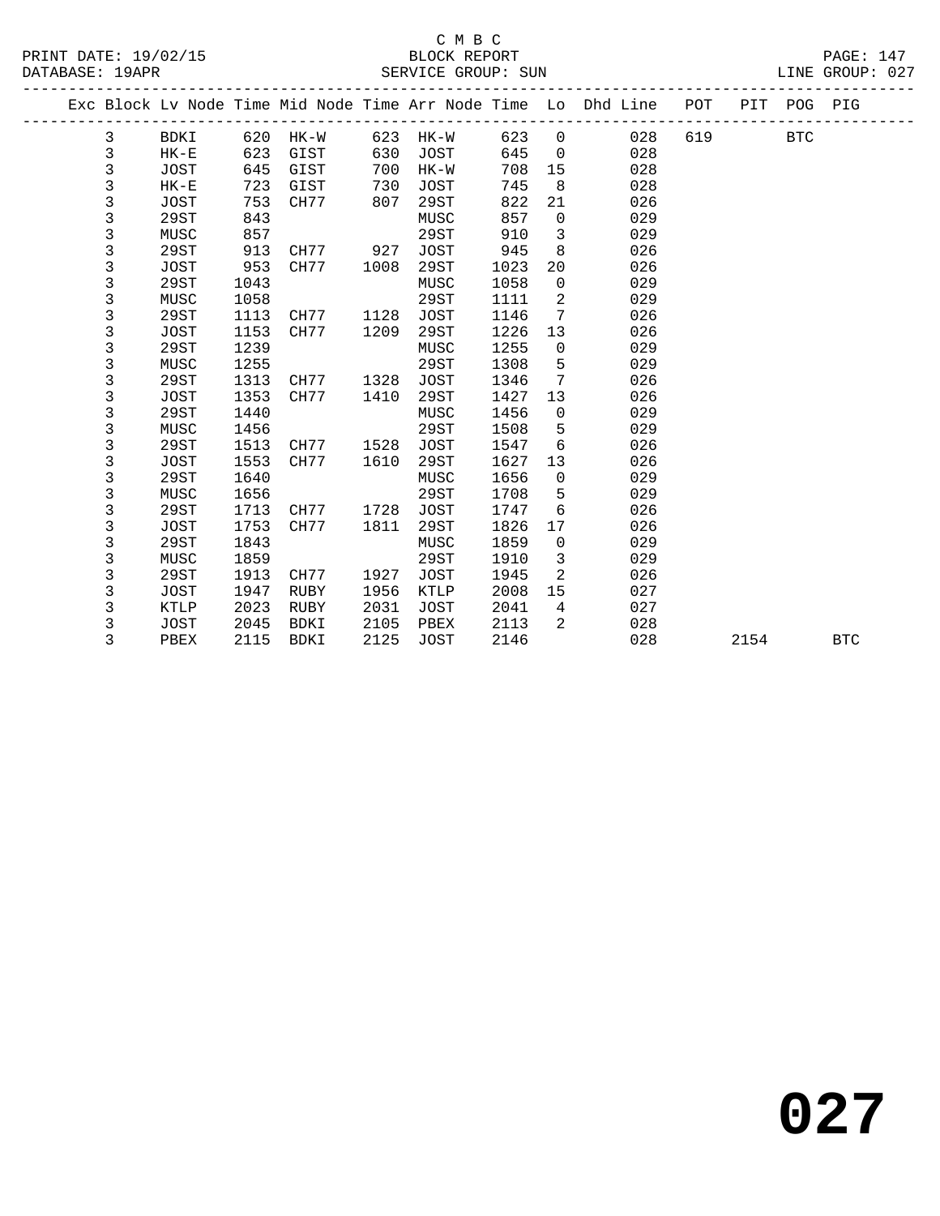C M B C
BLOCK REPORT
SERVICE GROUP: SUN

PRINT DATE: 19/02/15
DATABASE: 19APR
LINE GROUP: 027

| Exc | Block | Lv Node | Time | Mid Node | Time | Arr Node | Time | Lo | Dhd Line | POT | PIT | POG | PIG |
|---|---|---|---|---|---|---|---|---|---|---|---|---|---|
| | 3 | BDKI | 620 | HK-W | 623 | HK-W | 623 | 0 | 028 | 619 | | BTC | |
| | 3 | HK-E | 623 | GIST | 630 | JOST | 645 | 0 | 028 | | | | |
| | 3 | JOST | 645 | GIST | 700 | HK-W | 708 | 15 | 028 | | | | |
| | 3 | HK-E | 723 | GIST | 730 | JOST | 745 | 8 | 028 | | | | |
| | 3 | JOST | 753 | CH77 | 807 | 29ST | 822 | 21 | 026 | | | | |
| | 3 | 29ST | 843 | | | MUSC | 857 | 0 | 029 | | | | |
| | 3 | MUSC | 857 | | | 29ST | 910 | 3 | 029 | | | | |
| | 3 | 29ST | 913 | CH77 | 927 | JOST | 945 | 8 | 026 | | | | |
| | 3 | JOST | 953 | CH77 | 1008 | 29ST | 1023 | 20 | 026 | | | | |
| | 3 | 29ST | 1043 | | | MUSC | 1058 | 0 | 029 | | | | |
| | 3 | MUSC | 1058 | | | 29ST | 1111 | 2 | 029 | | | | |
| | 3 | 29ST | 1113 | CH77 | 1128 | JOST | 1146 | 7 | 026 | | | | |
| | 3 | JOST | 1153 | CH77 | 1209 | 29ST | 1226 | 13 | 026 | | | | |
| | 3 | 29ST | 1239 | | | MUSC | 1255 | 0 | 029 | | | | |
| | 3 | MUSC | 1255 | | | 29ST | 1308 | 5 | 029 | | | | |
| | 3 | 29ST | 1313 | CH77 | 1328 | JOST | 1346 | 7 | 026 | | | | |
| | 3 | JOST | 1353 | CH77 | 1410 | 29ST | 1427 | 13 | 026 | | | | |
| | 3 | 29ST | 1440 | | | MUSC | 1456 | 0 | 029 | | | | |
| | 3 | MUSC | 1456 | | | 29ST | 1508 | 5 | 029 | | | | |
| | 3 | 29ST | 1513 | CH77 | 1528 | JOST | 1547 | 6 | 026 | | | | |
| | 3 | JOST | 1553 | CH77 | 1610 | 29ST | 1627 | 13 | 026 | | | | |
| | 3 | 29ST | 1640 | | | MUSC | 1656 | 0 | 029 | | | | |
| | 3 | MUSC | 1656 | | | 29ST | 1708 | 5 | 029 | | | | |
| | 3 | 29ST | 1713 | CH77 | 1728 | JOST | 1747 | 6 | 026 | | | | |
| | 3 | JOST | 1753 | CH77 | 1811 | 29ST | 1826 | 17 | 026 | | | | |
| | 3 | 29ST | 1843 | | | MUSC | 1859 | 0 | 029 | | | | |
| | 3 | MUSC | 1859 | | | 29ST | 1910 | 3 | 029 | | | | |
| | 3 | 29ST | 1913 | CH77 | 1927 | JOST | 1945 | 2 | 026 | | | | |
| | 3 | JOST | 1947 | RUBY | 1956 | KTLP | 2008 | 15 | 027 | | | | |
| | 3 | KTLP | 2023 | RUBY | 2031 | JOST | 2041 | 4 | 027 | | | | |
| | 3 | JOST | 2045 | BDKI | 2105 | PBEX | 2113 | 2 | 028 | | | | |
| | 3 | PBEX | 2115 | BDKI | 2125 | JOST | 2146 | | 028 | | 2154 | | BTC |

**027**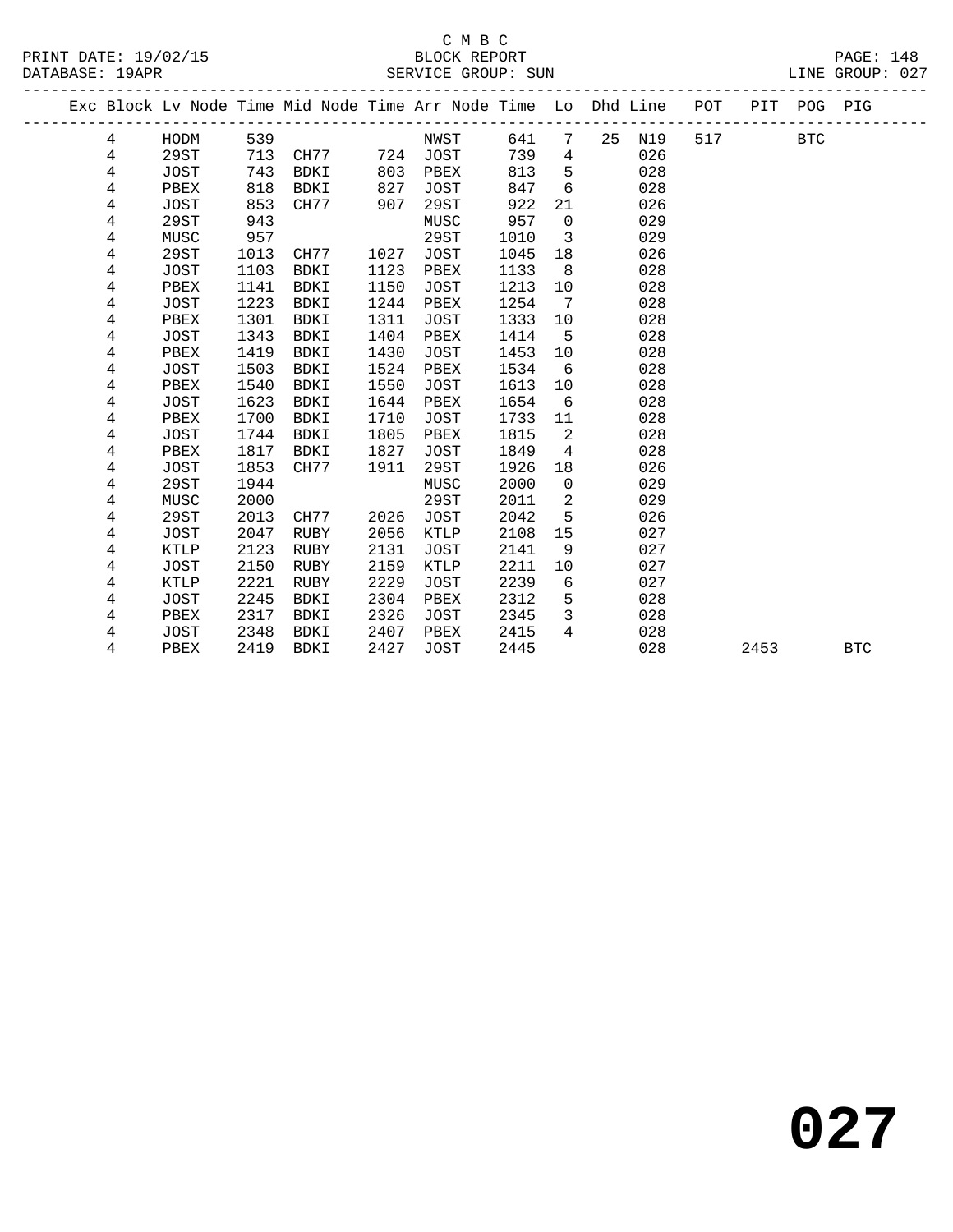C M B C
BLOCK REPORT
SERVICE GROUP: SUN

PRINT DATE: 19/02/15
DATABASE: 19APR
LINE GROUP: 027

| Exc | Block | Lv | Node | Time | Mid Node | Time | Arr Node | Time | Lo | Dhd | Line | POT | PIT | POG | PIG |
|---|---|---|---|---|---|---|---|---|---|---|---|---|---|---|---|
| | 4 | | HODM | 539 | | | NWST | 641 | 7 | 25 | N19 | 517 | | BTC | |
| | 4 | | 29ST | 713 | CH77 | 724 | JOST | 739 | 4 | | 026 | | | | |
| | 4 | | JOST | 743 | BDKI | 803 | PBEX | 813 | 5 | | 028 | | | | |
| | 4 | | PBEX | 818 | BDKI | 827 | JOST | 847 | 6 | | 028 | | | | |
| | 4 | | JOST | 853 | CH77 | 907 | 29ST | 922 | 21 | | 026 | | | | |
| | 4 | | 29ST | 943 | | | MUSC | 957 | 0 | | 029 | | | | |
| | 4 | | MUSC | 957 | | | 29ST | 1010 | 3 | | 029 | | | | |
| | 4 | | 29ST | 1013 | CH77 | 1027 | JOST | 1045 | 18 | | 026 | | | | |
| | 4 | | JOST | 1103 | BDKI | 1123 | PBEX | 1133 | 8 | | 028 | | | | |
| | 4 | | PBEX | 1141 | BDKI | 1150 | JOST | 1213 | 10 | | 028 | | | | |
| | 4 | | JOST | 1223 | BDKI | 1244 | PBEX | 1254 | 7 | | 028 | | | | |
| | 4 | | PBEX | 1301 | BDKI | 1311 | JOST | 1333 | 10 | | 028 | | | | |
| | 4 | | JOST | 1343 | BDKI | 1404 | PBEX | 1414 | 5 | | 028 | | | | |
| | 4 | | PBEX | 1419 | BDKI | 1430 | JOST | 1453 | 10 | | 028 | | | | |
| | 4 | | JOST | 1503 | BDKI | 1524 | PBEX | 1534 | 6 | | 028 | | | | |
| | 4 | | PBEX | 1540 | BDKI | 1550 | JOST | 1613 | 10 | | 028 | | | | |
| | 4 | | JOST | 1623 | BDKI | 1644 | PBEX | 1654 | 6 | | 028 | | | | |
| | 4 | | PBEX | 1700 | BDKI | 1710 | JOST | 1733 | 11 | | 028 | | | | |
| | 4 | | JOST | 1744 | BDKI | 1805 | PBEX | 1815 | 2 | | 028 | | | | |
| | 4 | | PBEX | 1817 | BDKI | 1827 | JOST | 1849 | 4 | | 028 | | | | |
| | 4 | | JOST | 1853 | CH77 | 1911 | 29ST | 1926 | 18 | | 026 | | | | |
| | 4 | | 29ST | 1944 | | | MUSC | 2000 | 0 | | 029 | | | | |
| | 4 | | MUSC | 2000 | | | 29ST | 2011 | 2 | | 029 | | | | |
| | 4 | | 29ST | 2013 | CH77 | 2026 | JOST | 2042 | 5 | | 026 | | | | |
| | 4 | | JOST | 2047 | RUBY | 2056 | KTLP | 2108 | 15 | | 027 | | | | |
| | 4 | | KTLP | 2123 | RUBY | 2131 | JOST | 2141 | 9 | | 027 | | | | |
| | 4 | | JOST | 2150 | RUBY | 2159 | KTLP | 2211 | 10 | | 027 | | | | |
| | 4 | | KTLP | 2221 | RUBY | 2229 | JOST | 2239 | 6 | | 027 | | | | |
| | 4 | | JOST | 2245 | BDKI | 2304 | PBEX | 2312 | 5 | | 028 | | | | |
| | 4 | | PBEX | 2317 | BDKI | 2326 | JOST | 2345 | 3 | | 028 | | | | |
| | 4 | | JOST | 2348 | BDKI | 2407 | PBEX | 2415 | 4 | | 028 | | | | |
| | 4 | | PBEX | 2419 | BDKI | 2427 | JOST | 2445 | | | 028 | | 2453 | | BTC |

**027**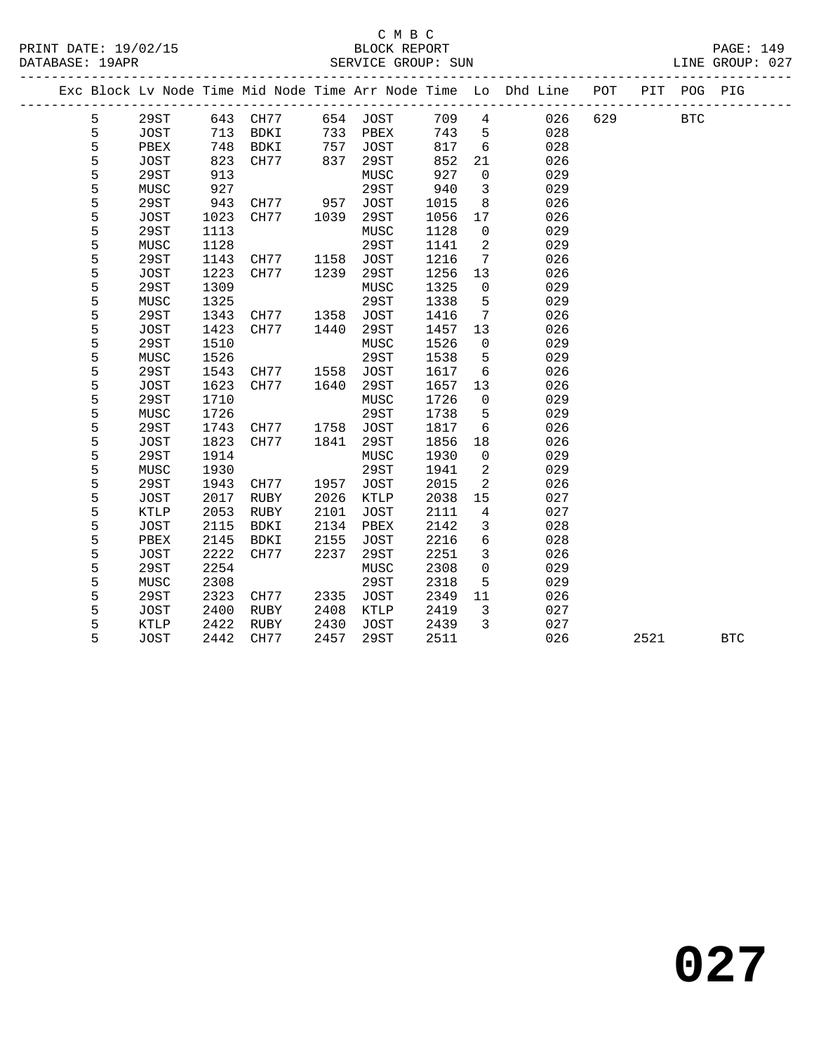C M B C

PRINT DATE: 19/02/15 BLOCK REPORT

DATABASE: 19APR SERVICE GROUP: SUN LINE GROUP: 027

| Exc | Block | Lv | Node | Time | Mid Node | Time | Arr Node | Time | Lo | Dhd Line | POT | PIT | POG | PIG |
|---|---|---|---|---|---|---|---|---|---|---|---|---|---|---|
| | 5 | | 29ST | 643 | CH77 | 654 | JOST | 709 | 4 | 026 | 629 | | BTC | |
| | 5 | | JOST | 713 | BDKI | 733 | PBEX | 743 | 5 | 028 | | | | |
| | 5 | | PBEX | 748 | BDKI | 757 | JOST | 817 | 6 | 028 | | | | |
| | 5 | | JOST | 823 | CH77 | 837 | 29ST | 852 | 21 | 026 | | | | |
| | 5 | | 29ST | 913 | | | MUSC | 927 | 0 | 029 | | | | |
| | 5 | | MUSC | 927 | | | 29ST | 940 | 3 | 029 | | | | |
| | 5 | | 29ST | 943 | CH77 | 957 | JOST | 1015 | 8 | 026 | | | | |
| | 5 | | JOST | 1023 | CH77 | 1039 | 29ST | 1056 | 17 | 026 | | | | |
| | 5 | | 29ST | 1113 | | | MUSC | 1128 | 0 | 029 | | | | |
| | 5 | | MUSC | 1128 | | | 29ST | 1141 | 2 | 029 | | | | |
| | 5 | | 29ST | 1143 | CH77 | 1158 | JOST | 1216 | 7 | 026 | | | | |
| | 5 | | JOST | 1223 | CH77 | 1239 | 29ST | 1256 | 13 | 026 | | | | |
| | 5 | | 29ST | 1309 | | | MUSC | 1325 | 0 | 029 | | | | |
| | 5 | | MUSC | 1325 | | | 29ST | 1338 | 5 | 029 | | | | |
| | 5 | | 29ST | 1343 | CH77 | 1358 | JOST | 1416 | 7 | 026 | | | | |
| | 5 | | JOST | 1423 | CH77 | 1440 | 29ST | 1457 | 13 | 026 | | | | |
| | 5 | | 29ST | 1510 | | | MUSC | 1526 | 0 | 029 | | | | |
| | 5 | | MUSC | 1526 | | | 29ST | 1538 | 5 | 029 | | | | |
| | 5 | | 29ST | 1543 | CH77 | 1558 | JOST | 1617 | 6 | 026 | | | | |
| | 5 | | JOST | 1623 | CH77 | 1640 | 29ST | 1657 | 13 | 026 | | | | |
| | 5 | | 29ST | 1710 | | | MUSC | 1726 | 0 | 029 | | | | |
| | 5 | | MUSC | 1726 | | | 29ST | 1738 | 5 | 029 | | | | |
| | 5 | | 29ST | 1743 | CH77 | 1758 | JOST | 1817 | 6 | 026 | | | | |
| | 5 | | JOST | 1823 | CH77 | 1841 | 29ST | 1856 | 18 | 026 | | | | |
| | 5 | | 29ST | 1914 | | | MUSC | 1930 | 0 | 029 | | | | |
| | 5 | | MUSC | 1930 | | | 29ST | 1941 | 2 | 029 | | | | |
| | 5 | | 29ST | 1943 | CH77 | 1957 | JOST | 2015 | 2 | 026 | | | | |
| | 5 | | JOST | 2017 | RUBY | 2026 | KTLP | 2038 | 15 | 027 | | | | |
| | 5 | | KTLP | 2053 | RUBY | 2101 | JOST | 2111 | 4 | 027 | | | | |
| | 5 | | JOST | 2115 | BDKI | 2134 | PBEX | 2142 | 3 | 028 | | | | |
| | 5 | | PBEX | 2145 | BDKI | 2155 | JOST | 2216 | 6 | 028 | | | | |
| | 5 | | JOST | 2222 | CH77 | 2237 | 29ST | 2251 | 3 | 026 | | | | |
| | 5 | | 29ST | 2254 | | | MUSC | 2308 | 0 | 029 | | | | |
| | 5 | | MUSC | 2308 | | | 29ST | 2318 | 5 | 029 | | | | |
| | 5 | | 29ST | 2323 | CH77 | 2335 | JOST | 2349 | 11 | 026 | | | | |
| | 5 | | JOST | 2400 | RUBY | 2408 | KTLP | 2419 | 3 | 027 | | | | |
| | 5 | | KTLP | 2422 | RUBY | 2430 | JOST | 2439 | 3 | 027 | | | | |
| | 5 | | JOST | 2442 | CH77 | 2457 | 29ST | 2511 | | 026 | | 2521 | | BTC |

# 027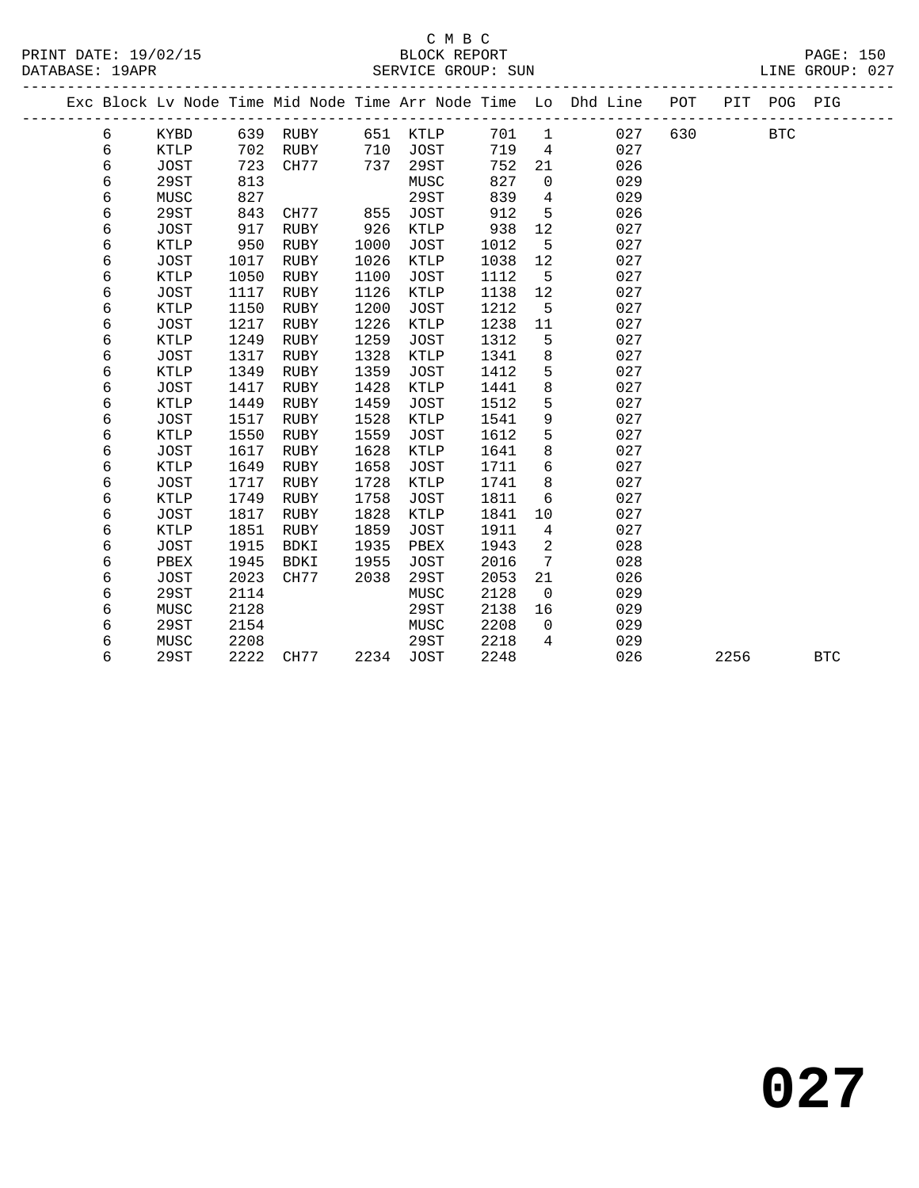C M B C

BLOCK REPORT

SERVICE GROUP: SUN

PRINT DATE: 19/02/15
DATABASE: 19APR

LINE GROUP: 027

| Exc | Block | Lv | Node | Time | Mid Node | Time | Arr Node | Time | Lo | Dhd Line | POT | PIT | POG | PIG |
|---|---|---|---|---|---|---|---|---|---|---|---|---|---|---|
| | 6 | | KYBD | 639 | RUBY | 651 | KTLP | 701 | 1 | 027 | 630 | | BTC | |
| | 6 | | KTLP | 702 | RUBY | 710 | JOST | 719 | 4 | 027 | | | | |
| | 6 | | JOST | 723 | CH77 | 737 | 29ST | 752 | 21 | 026 | | | | |
| | 6 | | 29ST | 813 | | | MUSC | 827 | 0 | 029 | | | | |
| | 6 | | MUSC | 827 | | | 29ST | 839 | 4 | 029 | | | | |
| | 6 | | 29ST | 843 | CH77 | 855 | JOST | 912 | 5 | 026 | | | | |
| | 6 | | JOST | 917 | RUBY | 926 | KTLP | 938 | 12 | 027 | | | | |
| | 6 | | KTLP | 950 | RUBY | 1000 | JOST | 1012 | 5 | 027 | | | | |
| | 6 | | JOST | 1017 | RUBY | 1026 | KTLP | 1038 | 12 | 027 | | | | |
| | 6 | | KTLP | 1050 | RUBY | 1100 | JOST | 1112 | 5 | 027 | | | | |
| | 6 | | JOST | 1117 | RUBY | 1126 | KTLP | 1138 | 12 | 027 | | | | |
| | 6 | | KTLP | 1150 | RUBY | 1200 | JOST | 1212 | 5 | 027 | | | | |
| | 6 | | JOST | 1217 | RUBY | 1226 | KTLP | 1238 | 11 | 027 | | | | |
| | 6 | | KTLP | 1249 | RUBY | 1259 | JOST | 1312 | 5 | 027 | | | | |
| | 6 | | JOST | 1317 | RUBY | 1328 | KTLP | 1341 | 8 | 027 | | | | |
| | 6 | | KTLP | 1349 | RUBY | 1359 | JOST | 1412 | 5 | 027 | | | | |
| | 6 | | JOST | 1417 | RUBY | 1428 | KTLP | 1441 | 8 | 027 | | | | |
| | 6 | | KTLP | 1449 | RUBY | 1459 | JOST | 1512 | 5 | 027 | | | | |
| | 6 | | JOST | 1517 | RUBY | 1528 | KTLP | 1541 | 9 | 027 | | | | |
| | 6 | | KTLP | 1550 | RUBY | 1559 | JOST | 1612 | 5 | 027 | | | | |
| | 6 | | JOST | 1617 | RUBY | 1628 | KTLP | 1641 | 8 | 027 | | | | |
| | 6 | | KTLP | 1649 | RUBY | 1658 | JOST | 1711 | 6 | 027 | | | | |
| | 6 | | JOST | 1717 | RUBY | 1728 | KTLP | 1741 | 8 | 027 | | | | |
| | 6 | | KTLP | 1749 | RUBY | 1758 | JOST | 1811 | 6 | 027 | | | | |
| | 6 | | JOST | 1817 | RUBY | 1828 | KTLP | 1841 | 10 | 027 | | | | |
| | 6 | | KTLP | 1851 | RUBY | 1859 | JOST | 1911 | 4 | 027 | | | | |
| | 6 | | JOST | 1915 | BDKI | 1935 | PBEX | 1943 | 2 | 028 | | | | |
| | 6 | | PBEX | 1945 | BDKI | 1955 | JOST | 2016 | 7 | 028 | | | | |
| | 6 | | JOST | 2023 | CH77 | 2038 | 29ST | 2053 | 21 | 026 | | | | |
| | 6 | | 29ST | 2114 | | | MUSC | 2128 | 0 | 029 | | | | |
| | 6 | | MUSC | 2128 | | | 29ST | 2138 | 16 | 029 | | | | |
| | 6 | | 29ST | 2154 | | | MUSC | 2208 | 0 | 029 | | | | |
| | 6 | | MUSC | 2208 | | | 29ST | 2218 | 4 | 029 | | | | |
| | 6 | | 29ST | 2222 | CH77 | 2234 | JOST | 2248 | | 026 | | 2256 | | BTC |

# 027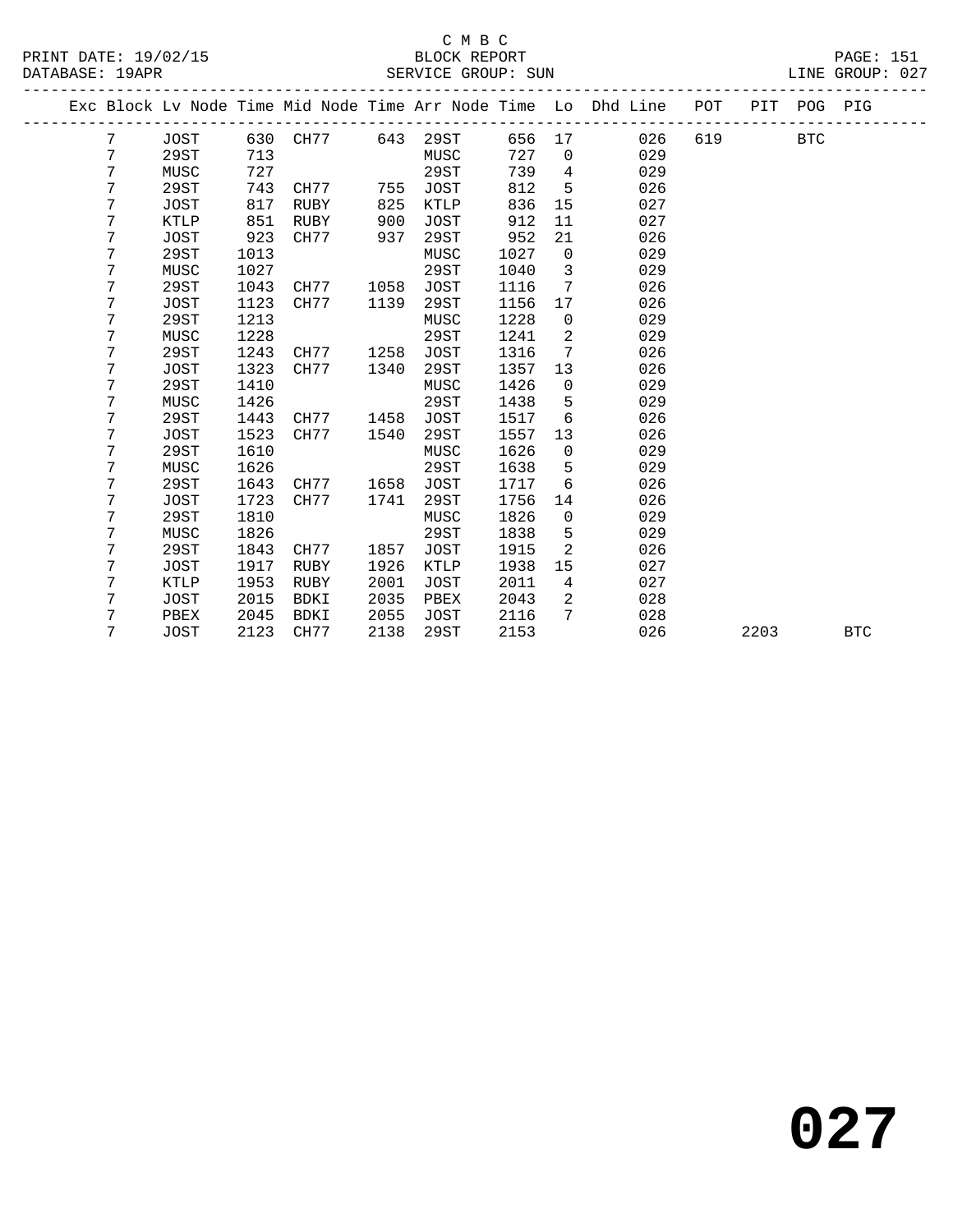C M B C

BLOCK REPORT

SERVICE GROUP: SUN

LINE GROUP: 027

| Exc | Block | Lv Node | Time | Mid Node | Time | Arr Node | Time | Lo | Dhd Line | POT | PIT | POG | PIG |
|---|---|---|---|---|---|---|---|---|---|---|---|---|---|
| | 7 | JOST | 630 | CH77 | 643 | 29ST | 656 | 17 | 026 | 619 | | BTC | |
| | 7 | 29ST | 713 | | | MUSC | 727 | 0 | 029 | | | | |
| | 7 | MUSC | 727 | | | 29ST | 739 | 4 | 029 | | | | |
| | 7 | 29ST | 743 | CH77 | 755 | JOST | 812 | 5 | 026 | | | | |
| | 7 | JOST | 817 | RUBY | 825 | KTLP | 836 | 15 | 027 | | | | |
| | 7 | KTLP | 851 | RUBY | 900 | JOST | 912 | 11 | 027 | | | | |
| | 7 | JOST | 923 | CH77 | 937 | 29ST | 952 | 21 | 026 | | | | |
| | 7 | 29ST | 1013 | | | MUSC | 1027 | 0 | 029 | | | | |
| | 7 | MUSC | 1027 | | | 29ST | 1040 | 3 | 029 | | | | |
| | 7 | 29ST | 1043 | CH77 | 1058 | JOST | 1116 | 7 | 026 | | | | |
| | 7 | JOST | 1123 | CH77 | 1139 | 29ST | 1156 | 17 | 026 | | | | |
| | 7 | 29ST | 1213 | | | MUSC | 1228 | 0 | 029 | | | | |
| | 7 | MUSC | 1228 | | | 29ST | 1241 | 2 | 029 | | | | |
| | 7 | 29ST | 1243 | CH77 | 1258 | JOST | 1316 | 7 | 026 | | | | |
| | 7 | JOST | 1323 | CH77 | 1340 | 29ST | 1357 | 13 | 026 | | | | |
| | 7 | 29ST | 1410 | | | MUSC | 1426 | 0 | 029 | | | | |
| | 7 | MUSC | 1426 | | | 29ST | 1438 | 5 | 029 | | | | |
| | 7 | 29ST | 1443 | CH77 | 1458 | JOST | 1517 | 6 | 026 | | | | |
| | 7 | JOST | 1523 | CH77 | 1540 | 29ST | 1557 | 13 | 026 | | | | |
| | 7 | 29ST | 1610 | | | MUSC | 1626 | 0 | 029 | | | | |
| | 7 | MUSC | 1626 | | | 29ST | 1638 | 5 | 029 | | | | |
| | 7 | 29ST | 1643 | CH77 | 1658 | JOST | 1717 | 6 | 026 | | | | |
| | 7 | JOST | 1723 | CH77 | 1741 | 29ST | 1756 | 14 | 026 | | | | |
| | 7 | 29ST | 1810 | | | MUSC | 1826 | 0 | 029 | | | | |
| | 7 | MUSC | 1826 | | | 29ST | 1838 | 5 | 029 | | | | |
| | 7 | 29ST | 1843 | CH77 | 1857 | JOST | 1915 | 2 | 026 | | | | |
| | 7 | JOST | 1917 | RUBY | 1926 | KTLP | 1938 | 15 | 027 | | | | |
| | 7 | KTLP | 1953 | RUBY | 2001 | JOST | 2011 | 4 | 027 | | | | |
| | 7 | JOST | 2015 | BDKI | 2035 | PBEX | 2043 | 2 | 028 | | | | |
| | 7 | PBEX | 2045 | BDKI | 2055 | JOST | 2116 | 7 | 028 | | | | |
| | 7 | JOST | 2123 | CH77 | 2138 | 29ST | 2153 | | 026 | | 2203 | | BTC |

**027**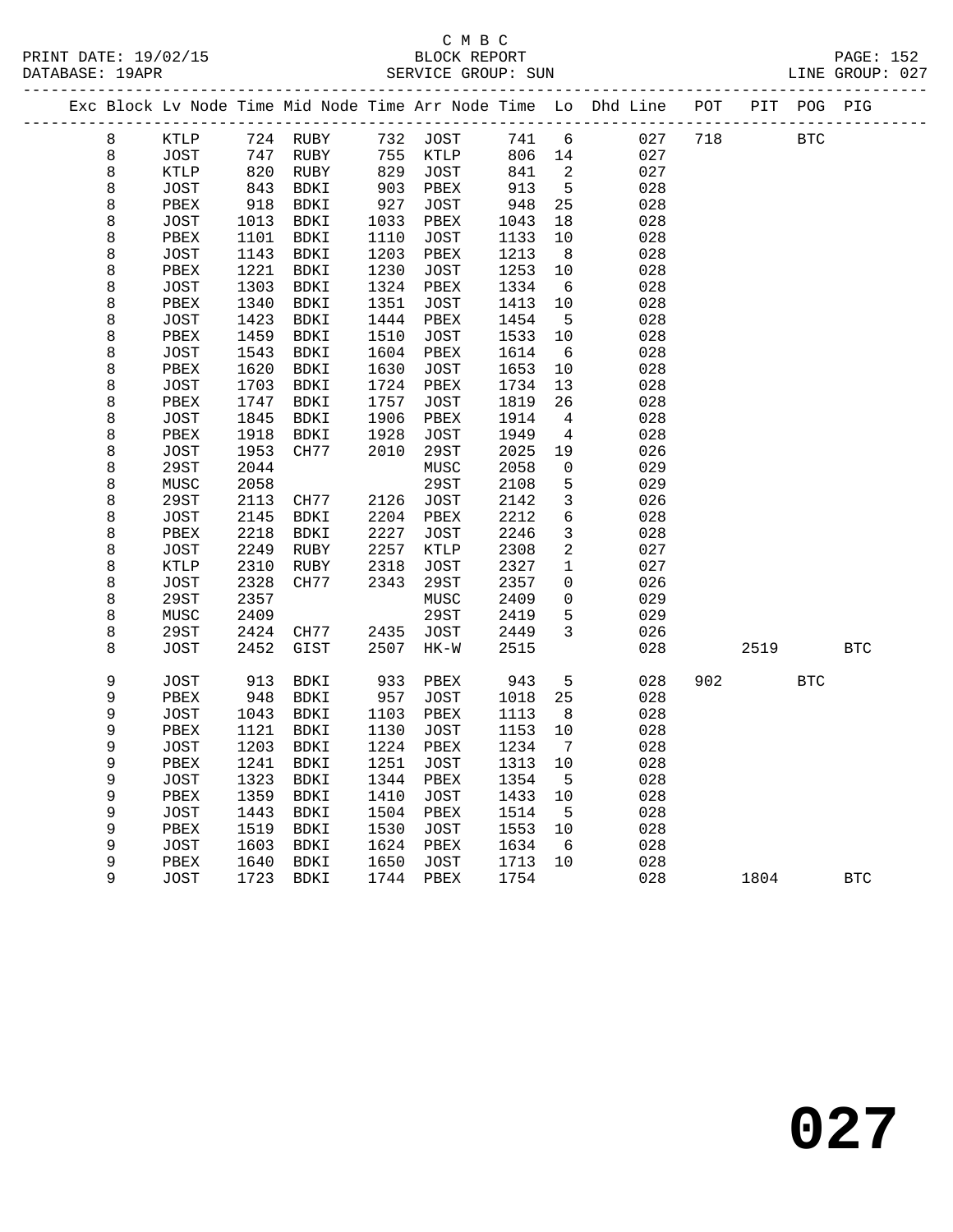C M B C
BLOCK REPORT
SERVICE GROUP: SUN

PRINT DATE: 19/02/15
DATABASE: 19APR
PAGE: 152
LINE GROUP: 027

| Exc | Block | Lv | Node | Time | Mid Node | Time | Arr Node | Time | Lo | Dhd Line | POT | PIT | POG | PIG |
|---|---|---|---|---|---|---|---|---|---|---|---|---|---|---|
| | 8 | | KTLP | 724 | RUBY | 732 | JOST | 741 | 6 | 027 | 718 | | BTC | |
| | 8 | | JOST | 747 | RUBY | 755 | KTLP | 806 | 14 | 027 | | | | |
| | 8 | | KTLP | 820 | RUBY | 829 | JOST | 841 | 2 | 027 | | | | |
| | 8 | | JOST | 843 | BDKI | 903 | PBEX | 913 | 5 | 028 | | | | |
| | 8 | | PBEX | 918 | BDKI | 927 | JOST | 948 | 25 | 028 | | | | |
| | 8 | | JOST | 1013 | BDKI | 1033 | PBEX | 1043 | 18 | 028 | | | | |
| | 8 | | PBEX | 1101 | BDKI | 1110 | JOST | 1133 | 10 | 028 | | | | |
| | 8 | | JOST | 1143 | BDKI | 1203 | PBEX | 1213 | 8 | 028 | | | | |
| | 8 | | PBEX | 1221 | BDKI | 1230 | JOST | 1253 | 10 | 028 | | | | |
| | 8 | | JOST | 1303 | BDKI | 1324 | PBEX | 1334 | 6 | 028 | | | | |
| | 8 | | PBEX | 1340 | BDKI | 1351 | JOST | 1413 | 10 | 028 | | | | |
| | 8 | | JOST | 1423 | BDKI | 1444 | PBEX | 1454 | 5 | 028 | | | | |
| | 8 | | PBEX | 1459 | BDKI | 1510 | JOST | 1533 | 10 | 028 | | | | |
| | 8 | | JOST | 1543 | BDKI | 1604 | PBEX | 1614 | 6 | 028 | | | | |
| | 8 | | PBEX | 1620 | BDKI | 1630 | JOST | 1653 | 10 | 028 | | | | |
| | 8 | | JOST | 1703 | BDKI | 1724 | PBEX | 1734 | 13 | 028 | | | | |
| | 8 | | PBEX | 1747 | BDKI | 1757 | JOST | 1819 | 26 | 028 | | | | |
| | 8 | | JOST | 1845 | BDKI | 1906 | PBEX | 1914 | 4 | 028 | | | | |
| | 8 | | PBEX | 1918 | BDKI | 1928 | JOST | 1949 | 4 | 028 | | | | |
| | 8 | | JOST | 1953 | CH77 | 2010 | 29ST | 2025 | 19 | 026 | | | | |
| | 8 | | 29ST | 2044 | | | MUSC | 2058 | 0 | 029 | | | | |
| | 8 | | MUSC | 2058 | | | 29ST | 2108 | 5 | 029 | | | | |
| | 8 | | 29ST | 2113 | CH77 | 2126 | JOST | 2142 | 3 | 026 | | | | |
| | 8 | | JOST | 2145 | BDKI | 2204 | PBEX | 2212 | 6 | 028 | | | | |
| | 8 | | PBEX | 2218 | BDKI | 2227 | JOST | 2246 | 3 | 028 | | | | |
| | 8 | | JOST | 2249 | RUBY | 2257 | KTLP | 2308 | 2 | 027 | | | | |
| | 8 | | KTLP | 2310 | RUBY | 2318 | JOST | 2327 | 1 | 027 | | | | |
| | 8 | | JOST | 2328 | CH77 | 2343 | 29ST | 2357 | 0 | 026 | | | | |
| | 8 | | 29ST | 2357 | | | MUSC | 2409 | 0 | 029 | | | | |
| | 8 | | MUSC | 2409 | | | 29ST | 2419 | 5 | 029 | | | | |
| | 8 | | 29ST | 2424 | CH77 | 2435 | JOST | 2449 | 3 | 026 | | | | |
| | 8 | | JOST | 2452 | GIST | 2507 | HK-W | 2515 | | 028 | | 2519 | | BTC |
| | 9 | | JOST | 913 | BDKI | 933 | PBEX | 943 | 5 | 028 | 902 | | BTC | |
| | 9 | | PBEX | 948 | BDKI | 957 | JOST | 1018 | 25 | 028 | | | | |
| | 9 | | JOST | 1043 | BDKI | 1103 | PBEX | 1113 | 8 | 028 | | | | |
| | 9 | | PBEX | 1121 | BDKI | 1130 | JOST | 1153 | 10 | 028 | | | | |
| | 9 | | JOST | 1203 | BDKI | 1224 | PBEX | 1234 | 7 | 028 | | | | |
| | 9 | | PBEX | 1241 | BDKI | 1251 | JOST | 1313 | 10 | 028 | | | | |
| | 9 | | JOST | 1323 | BDKI | 1344 | PBEX | 1354 | 5 | 028 | | | | |
| | 9 | | PBEX | 1359 | BDKI | 1410 | JOST | 1433 | 10 | 028 | | | | |
| | 9 | | JOST | 1443 | BDKI | 1504 | PBEX | 1514 | 5 | 028 | | | | |
| | 9 | | PBEX | 1519 | BDKI | 1530 | JOST | 1553 | 10 | 028 | | | | |
| | 9 | | JOST | 1603 | BDKI | 1624 | PBEX | 1634 | 6 | 028 | | | | |
| | 9 | | PBEX | 1640 | BDKI | 1650 | JOST | 1713 | 10 | 028 | | | | |
| | 9 | | JOST | 1723 | BDKI | 1744 | PBEX | 1754 | | 028 | | 1804 | | BTC |

# 027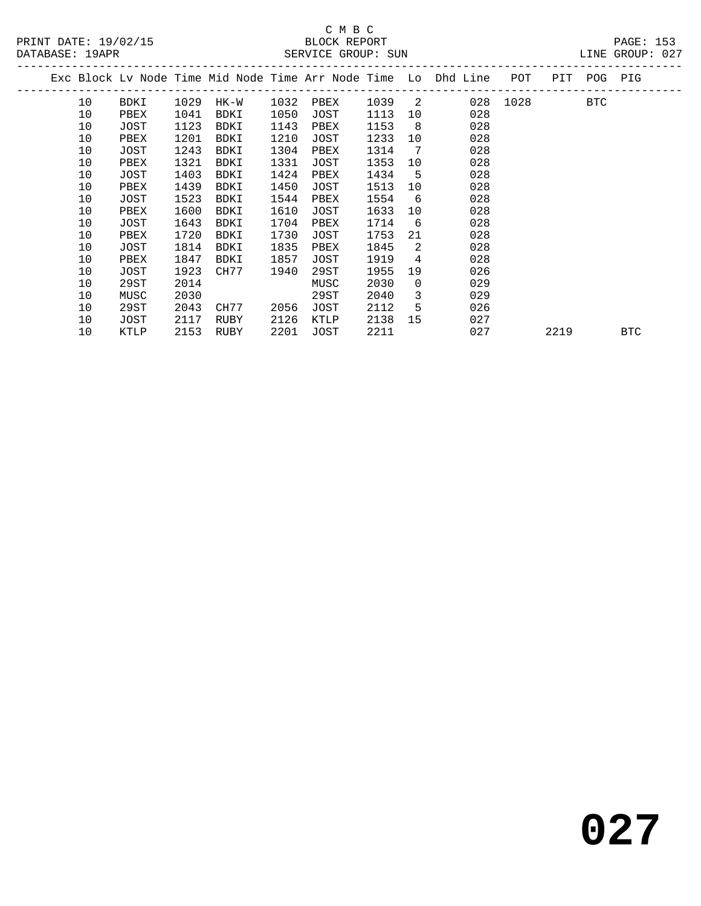C M B C

BLOCK REPORT

SERVICE GROUP: SUN

PRINT DATE: 19/02/15

DATABASE: 19APR

LINE GROUP: 027

| Exc | Block | Lv Node | Time | Mid Node | Time | Arr Node | Time | Lo | Dhd Line | POT | PIT | POG | PIG |
|---|---|---|---|---|---|---|---|---|---|---|---|---|---|
| | 10 | BDKI | 1029 | HK-W | 1032 | PBEX | 1039 | 2 | 028 | 1028 | | BTC | |
| | 10 | PBEX | 1041 | BDKI | 1050 | JOST | 1113 | 10 | 028 | | | | |
| | 10 | JOST | 1123 | BDKI | 1143 | PBEX | 1153 | 8 | 028 | | | | |
| | 10 | PBEX | 1201 | BDKI | 1210 | JOST | 1233 | 10 | 028 | | | | |
| | 10 | JOST | 1243 | BDKI | 1304 | PBEX | 1314 | 7 | 028 | | | | |
| | 10 | PBEX | 1321 | BDKI | 1331 | JOST | 1353 | 10 | 028 | | | | |
| | 10 | JOST | 1403 | BDKI | 1424 | PBEX | 1434 | 5 | 028 | | | | |
| | 10 | PBEX | 1439 | BDKI | 1450 | JOST | 1513 | 10 | 028 | | | | |
| | 10 | JOST | 1523 | BDKI | 1544 | PBEX | 1554 | 6 | 028 | | | | |
| | 10 | PBEX | 1600 | BDKI | 1610 | JOST | 1633 | 10 | 028 | | | | |
| | 10 | JOST | 1643 | BDKI | 1704 | PBEX | 1714 | 6 | 028 | | | | |
| | 10 | PBEX | 1720 | BDKI | 1730 | JOST | 1753 | 21 | 028 | | | | |
| | 10 | JOST | 1814 | BDKI | 1835 | PBEX | 1845 | 2 | 028 | | | | |
| | 10 | PBEX | 1847 | BDKI | 1857 | JOST | 1919 | 4 | 028 | | | | |
| | 10 | JOST | 1923 | CH77 | 1940 | 29ST | 1955 | 19 | 026 | | | | |
| | 10 | 29ST | 2014 | | | MUSC | 2030 | 0 | 029 | | | | |
| | 10 | MUSC | 2030 | | | 29ST | 2040 | 3 | 029 | | | | |
| | 10 | 29ST | 2043 | CH77 | 2056 | JOST | 2112 | 5 | 026 | | | | |
| | 10 | JOST | 2117 | RUBY | 2126 | KTLP | 2138 | 15 | 027 | | | | |
| | 10 | KTLP | 2153 | RUBY | 2201 | JOST | 2211 | | 027 | | 2219 | | BTC |

**027**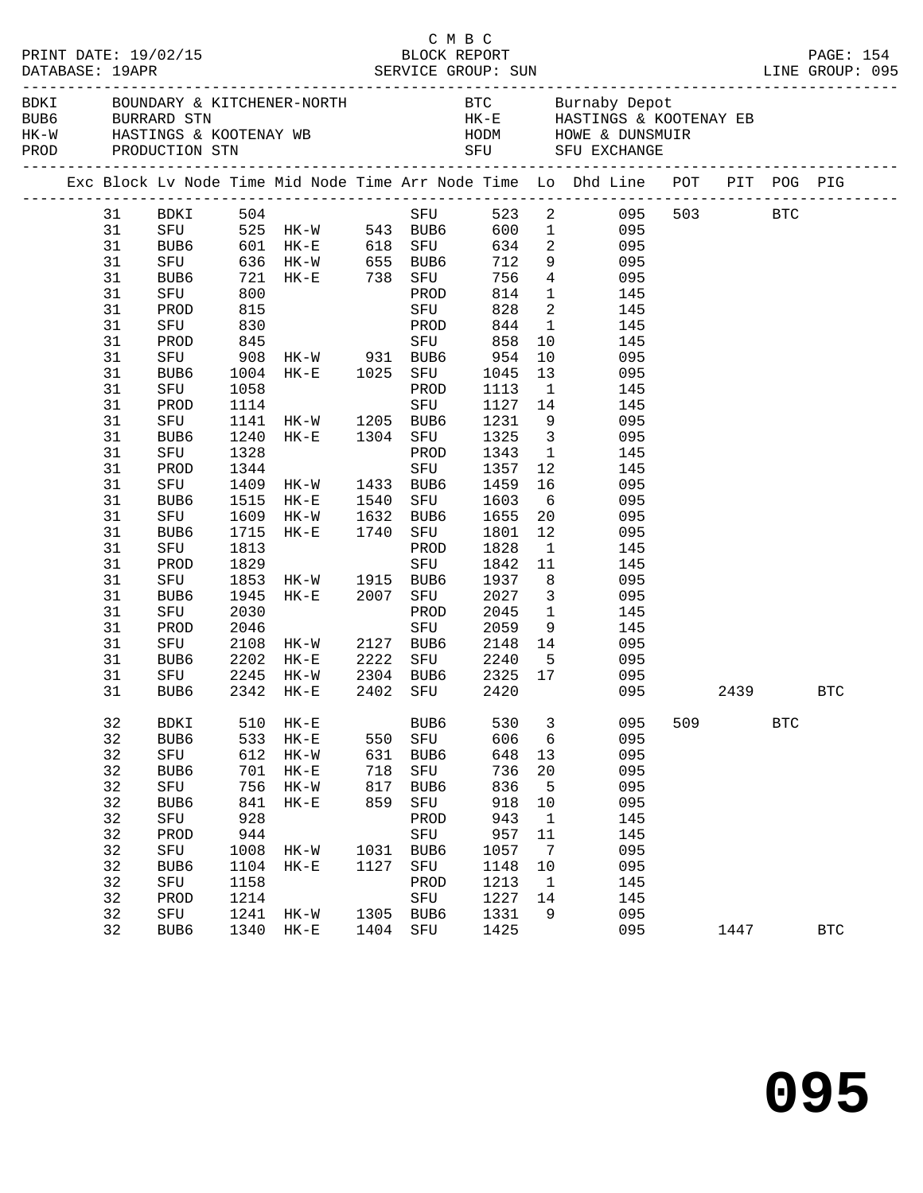C M B C

PRINT DATE: 19/02/15 BLOCK REPORT
DATABASE: 19APR SERVICE GROUP: SUN LINE GROUP: 095

| Code | Name | Code | Name |
|---|---|---|---|
| BDKI | BOUNDARY & KITCHENER-NORTH | BTC | Burnaby Depot |
| BUB6 | BURRARD STN | HK-E | HASTINGS & KOOTENAY EB |
| HK-W | HASTINGS & KOOTENAY WB | HODM | HOWE & DUNSMUIR |
| PROD | PRODUCTION STN | SFU | SFU EXCHANGE |

| Exc | Block | Lv Node | Time | Mid Node | Time | Arr Node | Time | Lo | Dhd Line | POT | PIT | POG | PIG |
|---|---|---|---|---|---|---|---|---|---|---|---|---|---|
| | 31 | BDKI | 504 | | | SFU | 523 | 2 | 095 | 503 | | BTC | |
| | 31 | SFU | 525 | HK-W | 543 | BUB6 | 600 | 1 | 095 | | | | |
| | 31 | BUB6 | 601 | HK-E | 618 | SFU | 634 | 2 | 095 | | | | |
| | 31 | SFU | 636 | HK-W | 655 | BUB6 | 712 | 9 | 095 | | | | |
| | 31 | BUB6 | 721 | HK-E | 738 | SFU | 756 | 4 | 095 | | | | |
| | 31 | SFU | 800 | | | PROD | 814 | 1 | 145 | | | | |
| | 31 | PROD | 815 | | | SFU | 828 | 2 | 145 | | | | |
| | 31 | SFU | 830 | | | PROD | 844 | 1 | 145 | | | | |
| | 31 | PROD | 845 | | | SFU | 858 | 10 | 145 | | | | |
| | 31 | SFU | 908 | HK-W | 931 | BUB6 | 954 | 10 | 095 | | | | |
| | 31 | BUB6 | 1004 | HK-E | 1025 | SFU | 1045 | 13 | 095 | | | | |
| | 31 | SFU | 1058 | | | PROD | 1113 | 1 | 145 | | | | |
| | 31 | PROD | 1114 | | | SFU | 1127 | 14 | 145 | | | | |
| | 31 | SFU | 1141 | HK-W | 1205 | BUB6 | 1231 | 9 | 095 | | | | |
| | 31 | BUB6 | 1240 | HK-E | 1304 | SFU | 1325 | 3 | 095 | | | | |
| | 31 | SFU | 1328 | | | PROD | 1343 | 1 | 145 | | | | |
| | 31 | PROD | 1344 | | | SFU | 1357 | 12 | 145 | | | | |
| | 31 | SFU | 1409 | HK-W | 1433 | BUB6 | 1459 | 16 | 095 | | | | |
| | 31 | BUB6 | 1515 | HK-E | 1540 | SFU | 1603 | 6 | 095 | | | | |
| | 31 | SFU | 1609 | HK-W | 1632 | BUB6 | 1655 | 20 | 095 | | | | |
| | 31 | BUB6 | 1715 | HK-E | 1740 | SFU | 1801 | 12 | 095 | | | | |
| | 31 | SFU | 1813 | | | PROD | 1828 | 1 | 145 | | | | |
| | 31 | PROD | 1829 | | | SFU | 1842 | 11 | 145 | | | | |
| | 31 | SFU | 1853 | HK-W | 1915 | BUB6 | 1937 | 8 | 095 | | | | |
| | 31 | BUB6 | 1945 | HK-E | 2007 | SFU | 2027 | 3 | 095 | | | | |
| | 31 | SFU | 2030 | | | PROD | 2045 | 1 | 145 | | | | |
| | 31 | PROD | 2046 | | | SFU | 2059 | 9 | 145 | | | | |
| | 31 | SFU | 2108 | HK-W | 2127 | BUB6 | 2148 | 14 | 095 | | | | |
| | 31 | BUB6 | 2202 | HK-E | 2222 | SFU | 2240 | 5 | 095 | | | | |
| | 31 | SFU | 2245 | HK-W | 2304 | BUB6 | 2325 | 17 | 095 | | | | |
| | 31 | BUB6 | 2342 | HK-E | 2402 | SFU | 2420 | | 095 | | 2439 | | BTC |
| | 32 | BDKI | 510 | HK-E | | BUB6 | 530 | 3 | 095 | 509 | | BTC | |
| | 32 | BUB6 | 533 | HK-E | 550 | SFU | 606 | 6 | 095 | | | | |
| | 32 | SFU | 612 | HK-W | 631 | BUB6 | 648 | 13 | 095 | | | | |
| | 32 | BUB6 | 701 | HK-E | 718 | SFU | 736 | 20 | 095 | | | | |
| | 32 | SFU | 756 | HK-W | 817 | BUB6 | 836 | 5 | 095 | | | | |
| | 32 | BUB6 | 841 | HK-E | 859 | SFU | 918 | 10 | 095 | | | | |
| | 32 | SFU | 928 | | | PROD | 943 | 1 | 145 | | | | |
| | 32 | PROD | 944 | | | SFU | 957 | 11 | 145 | | | | |
| | 32 | SFU | 1008 | HK-W | 1031 | BUB6 | 1057 | 7 | 095 | | | | |
| | 32 | BUB6 | 1104 | HK-E | 1127 | SFU | 1148 | 10 | 095 | | | | |
| | 32 | SFU | 1158 | | | PROD | 1213 | 1 | 145 | | | | |
| | 32 | PROD | 1214 | | | SFU | 1227 | 14 | 145 | | | | |
| | 32 | SFU | 1241 | HK-W | 1305 | BUB6 | 1331 | 9 | 095 | | | | |
| | 32 | BUB6 | 1340 | HK-E | 1404 | SFU | 1425 | | 095 | | 1447 | | BTC |

# 095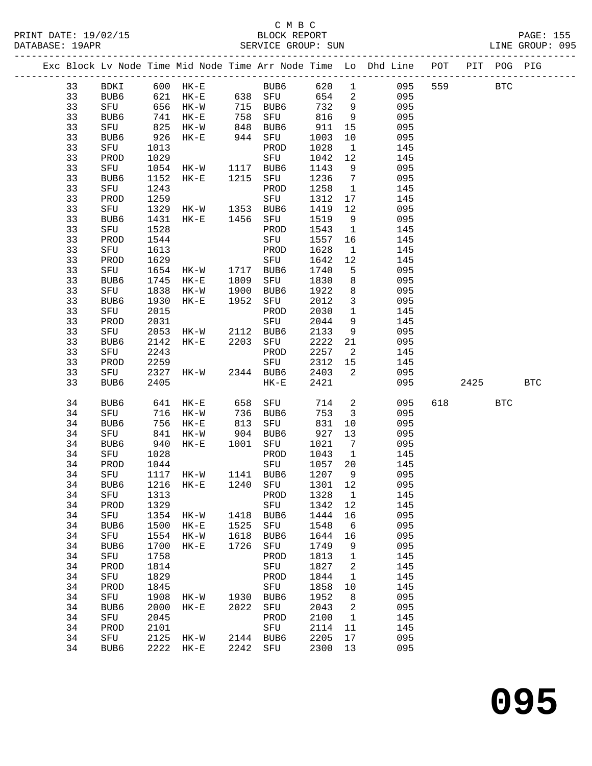C M B C
BLOCK REPORT
SERVICE GROUP: SUN

PRINT DATE: 19/02/15
DATABASE: 19APR
LINE GROUP: 095

| Exc | Block | Lv | Node | Time | Mid Node | Time | Arr Node | Time | Lo | Dhd Line | POT | PIT | POG | PIG |
|---|---|---|---|---|---|---|---|---|---|---|---|---|---|---|
| | 33 | | BDKI | 600 | HK-E | | BUB6 | 620 | 1 | 095 | 559 | | BTC | |
| | 33 | | BUB6 | 621 | HK-E | 638 | SFU | 654 | 2 | 095 | | | | |
| | 33 | | SFU | 656 | HK-W | 715 | BUB6 | 732 | 9 | 095 | | | | |
| | 33 | | BUB6 | 741 | HK-E | 758 | SFU | 816 | 9 | 095 | | | | |
| | 33 | | SFU | 825 | HK-W | 848 | BUB6 | 911 | 15 | 095 | | | | |
| | 33 | | BUB6 | 926 | HK-E | 944 | SFU | 1003 | 10 | 095 | | | | |
| | 33 | | SFU | 1013 | | | PROD | 1028 | 1 | 145 | | | | |
| | 33 | | PROD | 1029 | | | SFU | 1042 | 12 | 145 | | | | |
| | 33 | | SFU | 1054 | HK-W | 1117 | BUB6 | 1143 | 9 | 095 | | | | |
| | 33 | | BUB6 | 1152 | HK-E | 1215 | SFU | 1236 | 7 | 095 | | | | |
| | 33 | | SFU | 1243 | | | PROD | 1258 | 1 | 145 | | | | |
| | 33 | | PROD | 1259 | | | SFU | 1312 | 17 | 145 | | | | |
| | 33 | | SFU | 1329 | HK-W | 1353 | BUB6 | 1419 | 12 | 095 | | | | |
| | 33 | | BUB6 | 1431 | HK-E | 1456 | SFU | 1519 | 9 | 095 | | | | |
| | 33 | | SFU | 1528 | | | PROD | 1543 | 1 | 145 | | | | |
| | 33 | | PROD | 1544 | | | SFU | 1557 | 16 | 145 | | | | |
| | 33 | | SFU | 1613 | | | PROD | 1628 | 1 | 145 | | | | |
| | 33 | | PROD | 1629 | | | SFU | 1642 | 12 | 145 | | | | |
| | 33 | | SFU | 1654 | HK-W | 1717 | BUB6 | 1740 | 5 | 095 | | | | |
| | 33 | | BUB6 | 1745 | HK-E | 1809 | SFU | 1830 | 8 | 095 | | | | |
| | 33 | | SFU | 1838 | HK-W | 1900 | BUB6 | 1922 | 8 | 095 | | | | |
| | 33 | | BUB6 | 1930 | HK-E | 1952 | SFU | 2012 | 3 | 095 | | | | |
| | 33 | | SFU | 2015 | | | PROD | 2030 | 1 | 145 | | | | |
| | 33 | | PROD | 2031 | | | SFU | 2044 | 9 | 145 | | | | |
| | 33 | | SFU | 2053 | HK-W | 2112 | BUB6 | 2133 | 9 | 095 | | | | |
| | 33 | | BUB6 | 2142 | HK-E | 2203 | SFU | 2222 | 21 | 095 | | | | |
| | 33 | | SFU | 2243 | | | PROD | 2257 | 2 | 145 | | | | |
| | 33 | | PROD | 2259 | | | SFU | 2312 | 15 | 145 | | | | |
| | 33 | | SFU | 2327 | HK-W | 2344 | BUB6 | 2403 | 2 | 095 | | | | |
| | 33 | | BUB6 | 2405 | | | HK-E | 2421 | | 095 | | 2425 | | BTC |
| | 34 | | BUB6 | 641 | HK-E | 658 | SFU | 714 | 2 | 095 | 618 | | BTC | |
| | 34 | | SFU | 716 | HK-W | 736 | BUB6 | 753 | 3 | 095 | | | | |
| | 34 | | BUB6 | 756 | HK-E | 813 | SFU | 831 | 10 | 095 | | | | |
| | 34 | | SFU | 841 | HK-W | 904 | BUB6 | 927 | 13 | 095 | | | | |
| | 34 | | BUB6 | 940 | HK-E | 1001 | SFU | 1021 | 7 | 095 | | | | |
| | 34 | | SFU | 1028 | | | PROD | 1043 | 1 | 145 | | | | |
| | 34 | | PROD | 1044 | | | SFU | 1057 | 20 | 145 | | | | |
| | 34 | | SFU | 1117 | HK-W | 1141 | BUB6 | 1207 | 9 | 095 | | | | |
| | 34 | | BUB6 | 1216 | HK-E | 1240 | SFU | 1301 | 12 | 095 | | | | |
| | 34 | | SFU | 1313 | | | PROD | 1328 | 1 | 145 | | | | |
| | 34 | | PROD | 1329 | | | SFU | 1342 | 12 | 145 | | | | |
| | 34 | | SFU | 1354 | HK-W | 1418 | BUB6 | 1444 | 16 | 095 | | | | |
| | 34 | | BUB6 | 1500 | HK-E | 1525 | SFU | 1548 | 6 | 095 | | | | |
| | 34 | | SFU | 1554 | HK-W | 1618 | BUB6 | 1644 | 16 | 095 | | | | |
| | 34 | | BUB6 | 1700 | HK-E | 1726 | SFU | 1749 | 9 | 095 | | | | |
| | 34 | | SFU | 1758 | | | PROD | 1813 | 1 | 145 | | | | |
| | 34 | | PROD | 1814 | | | SFU | 1827 | 2 | 145 | | | | |
| | 34 | | SFU | 1829 | | | PROD | 1844 | 1 | 145 | | | | |
| | 34 | | PROD | 1845 | | | SFU | 1858 | 10 | 145 | | | | |
| | 34 | | SFU | 1908 | HK-W | 1930 | BUB6 | 1952 | 8 | 095 | | | | |
| | 34 | | BUB6 | 2000 | HK-E | 2022 | SFU | 2043 | 2 | 095 | | | | |
| | 34 | | SFU | 2045 | | | PROD | 2100 | 1 | 145 | | | | |
| | 34 | | PROD | 2101 | | | SFU | 2114 | 11 | 145 | | | | |
| | 34 | | SFU | 2125 | HK-W | 2144 | BUB6 | 2205 | 17 | 095 | | | | |
| | 34 | | BUB6 | 2222 | HK-E | 2242 | SFU | 2300 | 13 | 095 | | | | |

# 095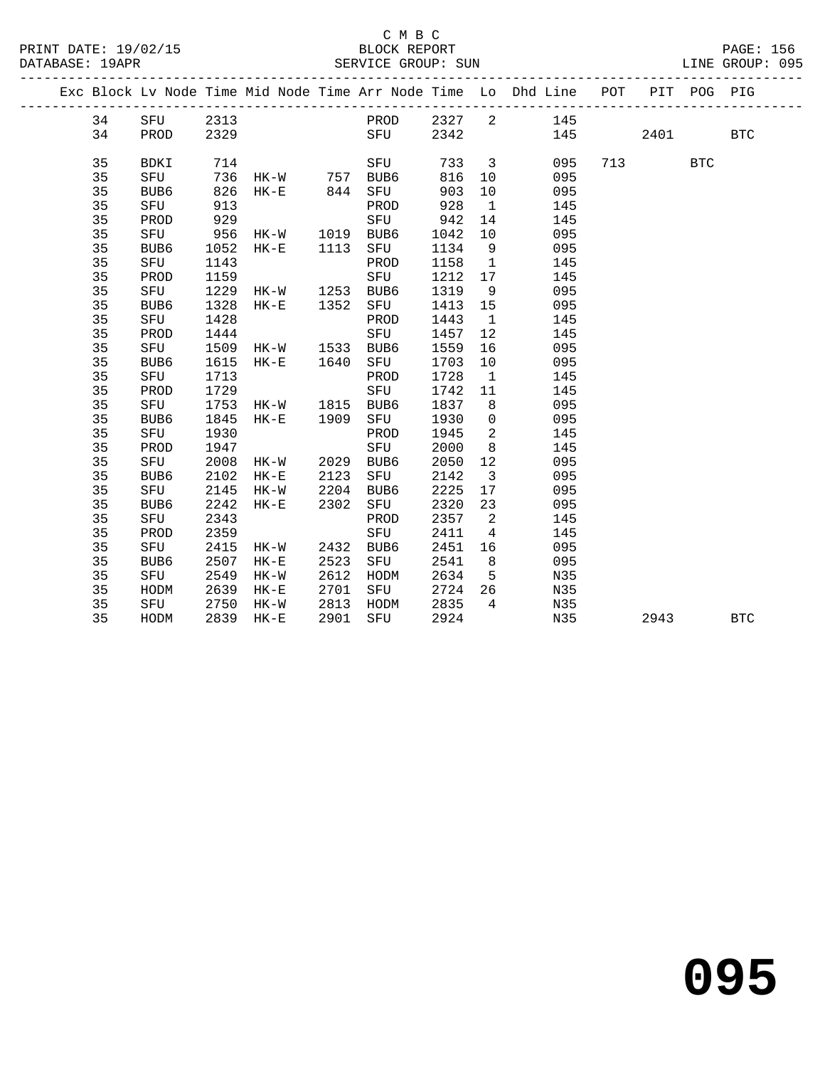C M B C

BLOCK REPORT

SERVICE GROUP: SUN

| Exc | Block | Lv | Node | Time | Mid Node | Time | Arr Node | Time | Lo | Dhd Line | POT | PIT | POG | PIG |
|---|---|---|---|---|---|---|---|---|---|---|---|---|---|---|
| | 34 | | SFU | 2313 | | | PROD | 2327 | 2 | 145 | | | | |
| | 34 | | PROD | 2329 | | | SFU | 2342 | | 145 | | 2401 | | BTC |
| | 35 | | BDKI | 714 | | | SFU | 733 | 3 | 095 | 713 | | BTC | |
| | 35 | | SFU | 736 | HK-W | 757 | BUB6 | 816 | 10 | 095 | | | | |
| | 35 | | BUB6 | 826 | HK-E | 844 | SFU | 903 | 10 | 095 | | | | |
| | 35 | | SFU | 913 | | | PROD | 928 | 1 | 145 | | | | |
| | 35 | | PROD | 929 | | | SFU | 942 | 14 | 145 | | | | |
| | 35 | | SFU | 956 | HK-W | 1019 | BUB6 | 1042 | 10 | 095 | | | | |
| | 35 | | BUB6 | 1052 | HK-E | 1113 | SFU | 1134 | 9 | 095 | | | | |
| | 35 | | SFU | 1143 | | | PROD | 1158 | 1 | 145 | | | | |
| | 35 | | PROD | 1159 | | | SFU | 1212 | 17 | 145 | | | | |
| | 35 | | SFU | 1229 | HK-W | 1253 | BUB6 | 1319 | 9 | 095 | | | | |
| | 35 | | BUB6 | 1328 | HK-E | 1352 | SFU | 1413 | 15 | 095 | | | | |
| | 35 | | SFU | 1428 | | | PROD | 1443 | 1 | 145 | | | | |
| | 35 | | PROD | 1444 | | | SFU | 1457 | 12 | 145 | | | | |
| | 35 | | SFU | 1509 | HK-W | 1533 | BUB6 | 1559 | 16 | 095 | | | | |
| | 35 | | BUB6 | 1615 | HK-E | 1640 | SFU | 1703 | 10 | 095 | | | | |
| | 35 | | SFU | 1713 | | | PROD | 1728 | 1 | 145 | | | | |
| | 35 | | PROD | 1729 | | | SFU | 1742 | 11 | 145 | | | | |
| | 35 | | SFU | 1753 | HK-W | 1815 | BUB6 | 1837 | 8 | 095 | | | | |
| | 35 | | BUB6 | 1845 | HK-E | 1909 | SFU | 1930 | 0 | 095 | | | | |
| | 35 | | SFU | 1930 | | | PROD | 1945 | 2 | 145 | | | | |
| | 35 | | PROD | 1947 | | | SFU | 2000 | 8 | 145 | | | | |
| | 35 | | SFU | 2008 | HK-W | 2029 | BUB6 | 2050 | 12 | 095 | | | | |
| | 35 | | BUB6 | 2102 | HK-E | 2123 | SFU | 2142 | 3 | 095 | | | | |
| | 35 | | SFU | 2145 | HK-W | 2204 | BUB6 | 2225 | 17 | 095 | | | | |
| | 35 | | BUB6 | 2242 | HK-E | 2302 | SFU | 2320 | 23 | 095 | | | | |
| | 35 | | SFU | 2343 | | | PROD | 2357 | 2 | 145 | | | | |
| | 35 | | PROD | 2359 | | | SFU | 2411 | 4 | 145 | | | | |
| | 35 | | SFU | 2415 | HK-W | 2432 | BUB6 | 2451 | 16 | 095 | | | | |
| | 35 | | BUB6 | 2507 | HK-E | 2523 | SFU | 2541 | 8 | 095 | | | | |
| | 35 | | SFU | 2549 | HK-W | 2612 | HODM | 2634 | 5 | N35 | | | | |
| | 35 | | HODM | 2639 | HK-E | 2701 | SFU | 2724 | 26 | N35 | | | | |
| | 35 | | SFU | 2750 | HK-W | 2813 | HODM | 2835 | 4 | N35 | | | | |
| | 35 | | HODM | 2839 | HK-E | 2901 | SFU | 2924 | | N35 | | 2943 | | BTC |

# 095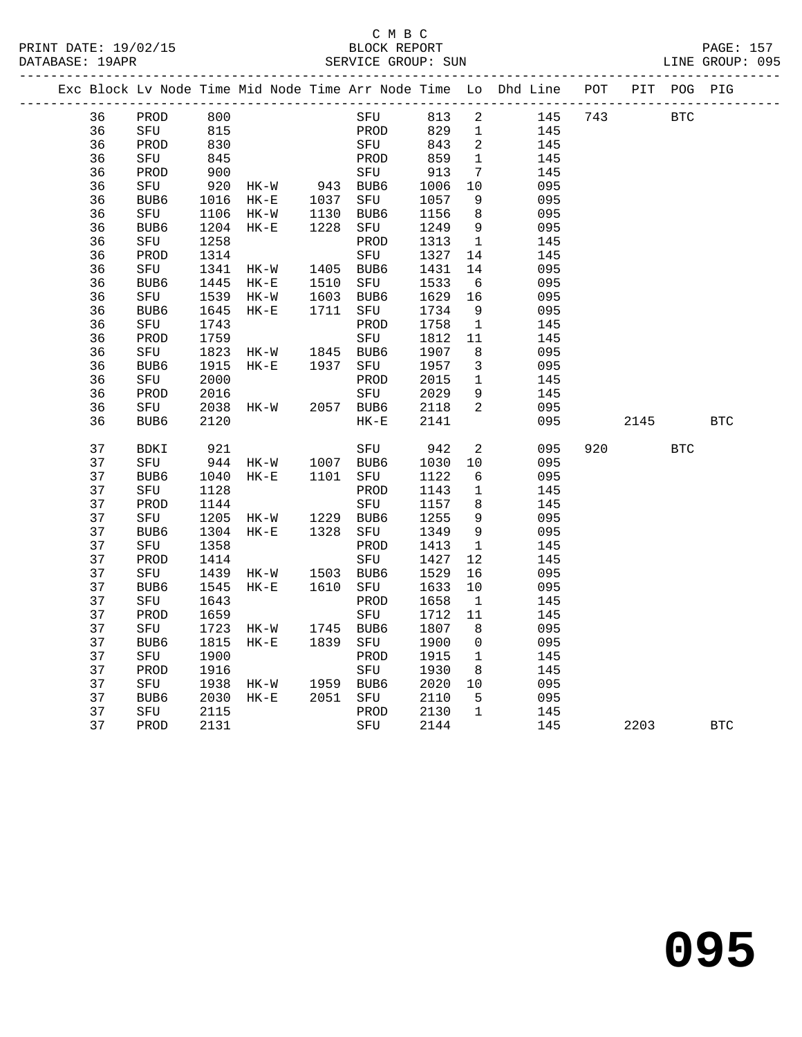C M B C

BLOCK REPORT

SERVICE GROUP: SUN

LINE GROUP: 095

| Exc | Block | Lv | Node | Time | Mid Node | Time | Arr Node | Time | Lo | Dhd Line | POT | PIT | POG | PIG |
|---|---|---|---|---|---|---|---|---|---|---|---|---|---|---|
| | 36 | | PROD | 800 | | | SFU | 813 | 2 | 145 | 743 | | BTC | |
| | 36 | | SFU | 815 | | | PROD | 829 | 1 | 145 | | | | |
| | 36 | | PROD | 830 | | | SFU | 843 | 2 | 145 | | | | |
| | 36 | | SFU | 845 | | | PROD | 859 | 1 | 145 | | | | |
| | 36 | | PROD | 900 | | | SFU | 913 | 7 | 145 | | | | |
| | 36 | | SFU | 920 | HK-W | 943 | BUB6 | 1006 | 10 | 095 | | | | |
| | 36 | | BUB6 | 1016 | HK-E | 1037 | SFU | 1057 | 9 | 095 | | | | |
| | 36 | | SFU | 1106 | HK-W | 1130 | BUB6 | 1156 | 8 | 095 | | | | |
| | 36 | | BUB6 | 1204 | HK-E | 1228 | SFU | 1249 | 9 | 095 | | | | |
| | 36 | | SFU | 1258 | | | PROD | 1313 | 1 | 145 | | | | |
| | 36 | | PROD | 1314 | | | SFU | 1327 | 14 | 145 | | | | |
| | 36 | | SFU | 1341 | HK-W | 1405 | BUB6 | 1431 | 14 | 095 | | | | |
| | 36 | | BUB6 | 1445 | HK-E | 1510 | SFU | 1533 | 6 | 095 | | | | |
| | 36 | | SFU | 1539 | HK-W | 1603 | BUB6 | 1629 | 16 | 095 | | | | |
| | 36 | | BUB6 | 1645 | HK-E | 1711 | SFU | 1734 | 9 | 095 | | | | |
| | 36 | | SFU | 1743 | | | PROD | 1758 | 1 | 145 | | | | |
| | 36 | | PROD | 1759 | | | SFU | 1812 | 11 | 145 | | | | |
| | 36 | | SFU | 1823 | HK-W | 1845 | BUB6 | 1907 | 8 | 095 | | | | |
| | 36 | | BUB6 | 1915 | HK-E | 1937 | SFU | 1957 | 3 | 095 | | | | |
| | 36 | | SFU | 2000 | | | PROD | 2015 | 1 | 145 | | | | |
| | 36 | | PROD | 2016 | | | SFU | 2029 | 9 | 145 | | | | |
| | 36 | | SFU | 2038 | HK-W | 2057 | BUB6 | 2118 | 2 | 095 | | | | |
| | 36 | | BUB6 | 2120 | | | HK-E | 2141 | | 095 | | 2145 | | BTC |
| | 37 | | BDKI | 921 | | | SFU | 942 | 2 | 095 | 920 | | BTC | |
| | 37 | | SFU | 944 | HK-W | 1007 | BUB6 | 1030 | 10 | 095 | | | | |
| | 37 | | BUB6 | 1040 | HK-E | 1101 | SFU | 1122 | 6 | 095 | | | | |
| | 37 | | SFU | 1128 | | | PROD | 1143 | 1 | 145 | | | | |
| | 37 | | PROD | 1144 | | | SFU | 1157 | 8 | 145 | | | | |
| | 37 | | SFU | 1205 | HK-W | 1229 | BUB6 | 1255 | 9 | 095 | | | | |
| | 37 | | BUB6 | 1304 | HK-E | 1328 | SFU | 1349 | 9 | 095 | | | | |
| | 37 | | SFU | 1358 | | | PROD | 1413 | 1 | 145 | | | | |
| | 37 | | PROD | 1414 | | | SFU | 1427 | 12 | 145 | | | | |
| | 37 | | SFU | 1439 | HK-W | 1503 | BUB6 | 1529 | 16 | 095 | | | | |
| | 37 | | BUB6 | 1545 | HK-E | 1610 | SFU | 1633 | 10 | 095 | | | | |
| | 37 | | SFU | 1643 | | | PROD | 1658 | 1 | 145 | | | | |
| | 37 | | PROD | 1659 | | | SFU | 1712 | 11 | 145 | | | | |
| | 37 | | SFU | 1723 | HK-W | 1745 | BUB6 | 1807 | 8 | 095 | | | | |
| | 37 | | BUB6 | 1815 | HK-E | 1839 | SFU | 1900 | 0 | 095 | | | | |
| | 37 | | SFU | 1900 | | | PROD | 1915 | 1 | 145 | | | | |
| | 37 | | PROD | 1916 | | | SFU | 1930 | 8 | 145 | | | | |
| | 37 | | SFU | 1938 | HK-W | 1959 | BUB6 | 2020 | 10 | 095 | | | | |
| | 37 | | BUB6 | 2030 | HK-E | 2051 | SFU | 2110 | 5 | 095 | | | | |
| | 37 | | SFU | 2115 | | | PROD | 2130 | 1 | 145 | | | | |
| | 37 | | PROD | 2131 | | | SFU | 2144 | | 145 | | 2203 | | BTC |

# 095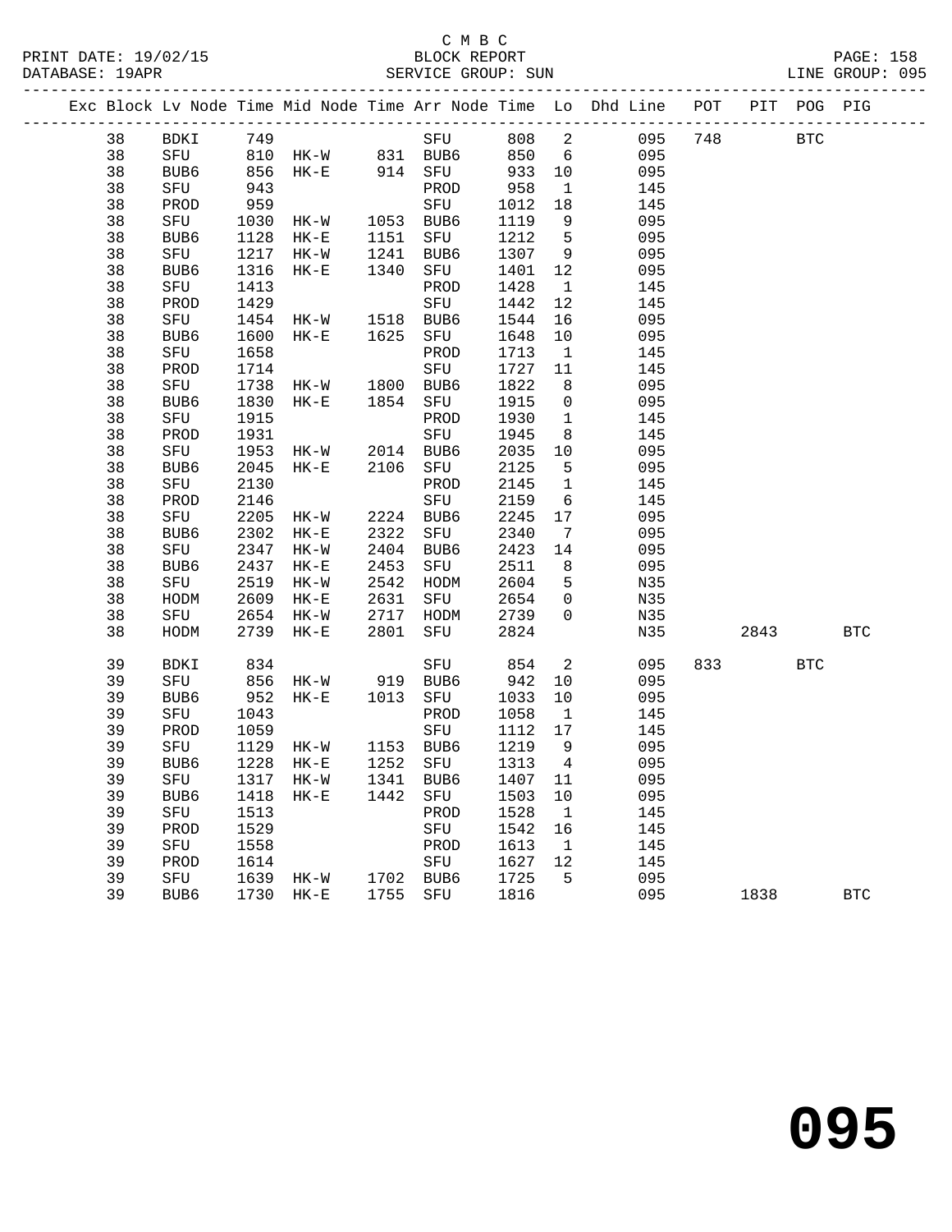C M B C

PRINT DATE: 19/02/15 BLOCK REPORT PAGE: 158
DATABASE: 19APR SERVICE GROUP: SUN LINE GROUP: 095

| Exc | Block | Lv | Node | Time | Mid Node | Time | Arr Node | Time | Lo | Dhd Line | POT | PIT | POG | PIG |
|---|---|---|---|---|---|---|---|---|---|---|---|---|---|---|
| | 38 | | BDKI | 749 | | | SFU | 808 | 2 | 095 | 748 | | BTC | |
| | 38 | | SFU | 810 | HK-W | 831 | BUB6 | 850 | 6 | 095 | | | | |
| | 38 | | BUB6 | 856 | HK-E | 914 | SFU | 933 | 10 | 095 | | | | |
| | 38 | | SFU | 943 | | | PROD | 958 | 1 | 145 | | | | |
| | 38 | | PROD | 959 | | | SFU | 1012 | 18 | 145 | | | | |
| | 38 | | SFU | 1030 | HK-W | 1053 | BUB6 | 1119 | 9 | 095 | | | | |
| | 38 | | BUB6 | 1128 | HK-E | 1151 | SFU | 1212 | 5 | 095 | | | | |
| | 38 | | SFU | 1217 | HK-W | 1241 | BUB6 | 1307 | 9 | 095 | | | | |
| | 38 | | BUB6 | 1316 | HK-E | 1340 | SFU | 1401 | 12 | 095 | | | | |
| | 38 | | SFU | 1413 | | | PROD | 1428 | 1 | 145 | | | | |
| | 38 | | PROD | 1429 | | | SFU | 1442 | 12 | 145 | | | | |
| | 38 | | SFU | 1454 | HK-W | 1518 | BUB6 | 1544 | 16 | 095 | | | | |
| | 38 | | BUB6 | 1600 | HK-E | 1625 | SFU | 1648 | 10 | 095 | | | | |
| | 38 | | SFU | 1658 | | | PROD | 1713 | 1 | 145 | | | | |
| | 38 | | PROD | 1714 | | | SFU | 1727 | 11 | 145 | | | | |
| | 38 | | SFU | 1738 | HK-W | 1800 | BUB6 | 1822 | 8 | 095 | | | | |
| | 38 | | BUB6 | 1830 | HK-E | 1854 | SFU | 1915 | 0 | 095 | | | | |
| | 38 | | SFU | 1915 | | | PROD | 1930 | 1 | 145 | | | | |
| | 38 | | PROD | 1931 | | | SFU | 1945 | 8 | 145 | | | | |
| | 38 | | SFU | 1953 | HK-W | 2014 | BUB6 | 2035 | 10 | 095 | | | | |
| | 38 | | BUB6 | 2045 | HK-E | 2106 | SFU | 2125 | 5 | 095 | | | | |
| | 38 | | SFU | 2130 | | | PROD | 2145 | 1 | 145 | | | | |
| | 38 | | PROD | 2146 | | | SFU | 2159 | 6 | 145 | | | | |
| | 38 | | SFU | 2205 | HK-W | 2224 | BUB6 | 2245 | 17 | 095 | | | | |
| | 38 | | BUB6 | 2302 | HK-E | 2322 | SFU | 2340 | 7 | 095 | | | | |
| | 38 | | SFU | 2347 | HK-W | 2404 | BUB6 | 2423 | 14 | 095 | | | | |
| | 38 | | BUB6 | 2437 | HK-E | 2453 | SFU | 2511 | 8 | 095 | | | | |
| | 38 | | SFU | 2519 | HK-W | 2542 | HODM | 2604 | 5 | N35 | | | | |
| | 38 | | HODM | 2609 | HK-E | 2631 | SFU | 2654 | 0 | N35 | | | | |
| | 38 | | SFU | 2654 | HK-W | 2717 | HODM | 2739 | 0 | N35 | | | | |
| | 38 | | HODM | 2739 | HK-E | 2801 | SFU | 2824 | | N35 | | 2843 | | BTC |
| | 39 | | BDKI | 834 | | | SFU | 854 | 2 | 095 | 833 | | BTC | |
| | 39 | | SFU | 856 | HK-W | 919 | BUB6 | 942 | 10 | 095 | | | | |
| | 39 | | BUB6 | 952 | HK-E | 1013 | SFU | 1033 | 10 | 095 | | | | |
| | 39 | | SFU | 1043 | | | PROD | 1058 | 1 | 145 | | | | |
| | 39 | | PROD | 1059 | | | SFU | 1112 | 17 | 145 | | | | |
| | 39 | | SFU | 1129 | HK-W | 1153 | BUB6 | 1219 | 9 | 095 | | | | |
| | 39 | | BUB6 | 1228 | HK-E | 1252 | SFU | 1313 | 4 | 095 | | | | |
| | 39 | | SFU | 1317 | HK-W | 1341 | BUB6 | 1407 | 11 | 095 | | | | |
| | 39 | | BUB6 | 1418 | HK-E | 1442 | SFU | 1503 | 10 | 095 | | | | |
| | 39 | | SFU | 1513 | | | PROD | 1528 | 1 | 145 | | | | |
| | 39 | | PROD | 1529 | | | SFU | 1542 | 16 | 145 | | | | |
| | 39 | | SFU | 1558 | | | PROD | 1613 | 1 | 145 | | | | |
| | 39 | | PROD | 1614 | | | SFU | 1627 | 12 | 145 | | | | |
| | 39 | | SFU | 1639 | HK-W | 1702 | BUB6 | 1725 | 5 | 095 | | | | |
| | 39 | | BUB6 | 1730 | HK-E | 1755 | SFU | 1816 | | 095 | | 1838 | | BTC |

# 095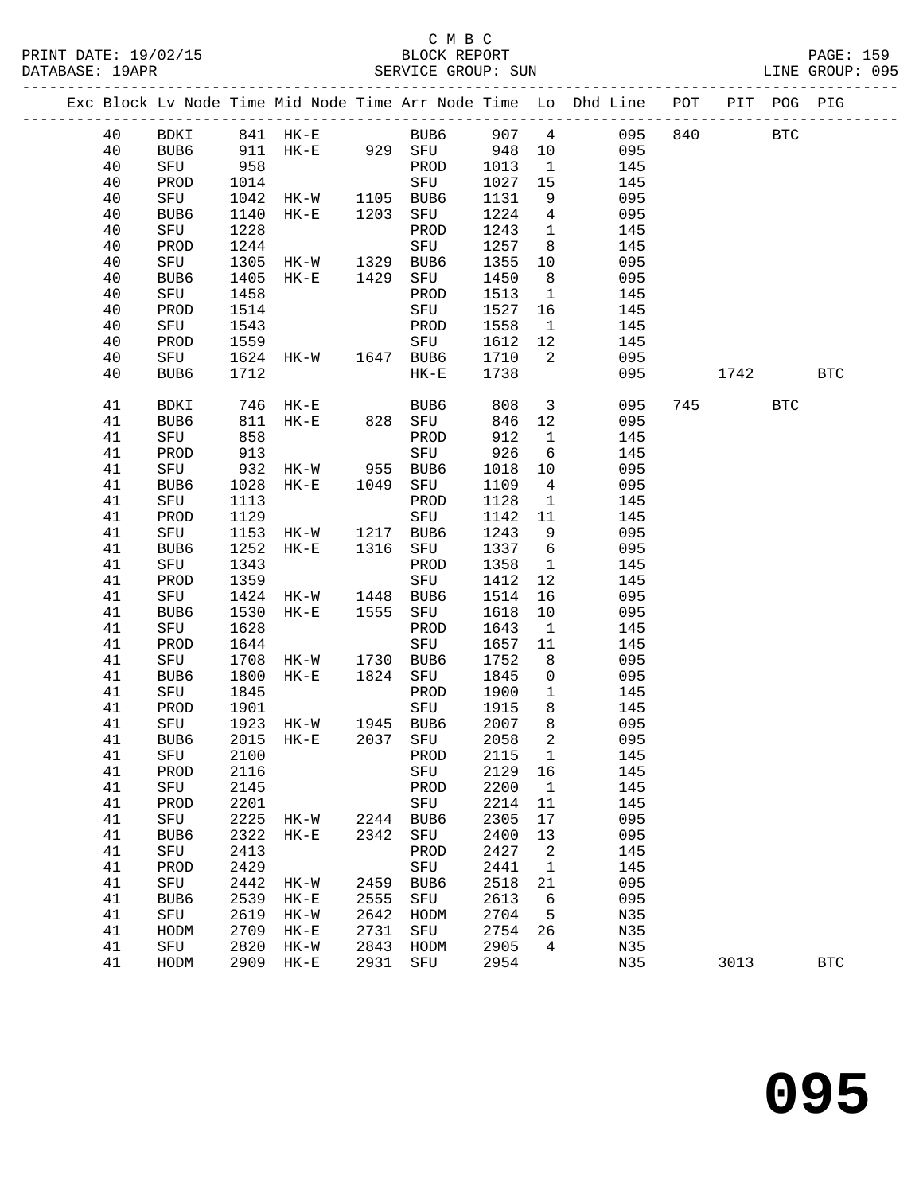C M B C

PRINT DATE: 19/02/15 BLOCK REPORT
DATABASE: 19APR SERVICE GROUP: SUN LINE GROUP: 095

| Exc | Block | Lv | Node | Time | Mid | Node | Time | Arr | Node | Time | Lo | Dhd Line | POT | PIT | POG | PIG |
|---|---|---|---|---|---|---|---|---|---|---|---|---|---|---|---|---|
| | 40 | | BDKI | 841 | HK-E | | | BUB6 | | 907 | 4 | 095 | 840 | | BTC | |
| | 40 | | BUB6 | 911 | HK-E | | 929 | SFU | | 948 | 10 | 095 | | | | |
| | 40 | | SFU | 958 | | | | PROD | | 1013 | 1 | 145 | | | | |
| | 40 | | PROD | 1014 | | | | SFU | | 1027 | 15 | 145 | | | | |
| | 40 | | SFU | 1042 | HK-W | | 1105 | BUB6 | | 1131 | 9 | 095 | | | | |
| | 40 | | BUB6 | 1140 | HK-E | | 1203 | SFU | | 1224 | 4 | 095 | | | | |
| | 40 | | SFU | 1228 | | | | PROD | | 1243 | 1 | 145 | | | | |
| | 40 | | PROD | 1244 | | | | SFU | | 1257 | 8 | 145 | | | | |
| | 40 | | SFU | 1305 | HK-W | | 1329 | BUB6 | | 1355 | 10 | 095 | | | | |
| | 40 | | BUB6 | 1405 | HK-E | | 1429 | SFU | | 1450 | 8 | 095 | | | | |
| | 40 | | SFU | 1458 | | | | PROD | | 1513 | 1 | 145 | | | | |
| | 40 | | PROD | 1514 | | | | SFU | | 1527 | 16 | 145 | | | | |
| | 40 | | SFU | 1543 | | | | PROD | | 1558 | 1 | 145 | | | | |
| | 40 | | PROD | 1559 | | | | SFU | | 1612 | 12 | 145 | | | | |
| | 40 | | SFU | 1624 | HK-W | | 1647 | BUB6 | | 1710 | 2 | 095 | | | | |
| | 40 | | BUB6 | 1712 | | | | HK-E | | 1738 | | 095 | | 1742 | | BTC |
| | 41 | | BDKI | 746 | HK-E | | | BUB6 | | 808 | 3 | 095 | 745 | | BTC | |
| | 41 | | BUB6 | 811 | HK-E | | 828 | SFU | | 846 | 12 | 095 | | | | |
| | 41 | | SFU | 858 | | | | PROD | | 912 | 1 | 145 | | | | |
| | 41 | | PROD | 913 | | | | SFU | | 926 | 6 | 145 | | | | |
| | 41 | | SFU | 932 | HK-W | | 955 | BUB6 | | 1018 | 10 | 095 | | | | |
| | 41 | | BUB6 | 1028 | HK-E | | 1049 | SFU | | 1109 | 4 | 095 | | | | |
| | 41 | | SFU | 1113 | | | | PROD | | 1128 | 1 | 145 | | | | |
| | 41 | | PROD | 1129 | | | | SFU | | 1142 | 11 | 145 | | | | |
| | 41 | | SFU | 1153 | HK-W | | 1217 | BUB6 | | 1243 | 9 | 095 | | | | |
| | 41 | | BUB6 | 1252 | HK-E | | 1316 | SFU | | 1337 | 6 | 095 | | | | |
| | 41 | | SFU | 1343 | | | | PROD | | 1358 | 1 | 145 | | | | |
| | 41 | | PROD | 1359 | | | | SFU | | 1412 | 12 | 145 | | | | |
| | 41 | | SFU | 1424 | HK-W | | 1448 | BUB6 | | 1514 | 16 | 095 | | | | |
| | 41 | | BUB6 | 1530 | HK-E | | 1555 | SFU | | 1618 | 10 | 095 | | | | |
| | 41 | | SFU | 1628 | | | | PROD | | 1643 | 1 | 145 | | | | |
| | 41 | | PROD | 1644 | | | | SFU | | 1657 | 11 | 145 | | | | |
| | 41 | | SFU | 1708 | HK-W | | 1730 | BUB6 | | 1752 | 8 | 095 | | | | |
| | 41 | | BUB6 | 1800 | HK-E | | 1824 | SFU | | 1845 | 0 | 095 | | | | |
| | 41 | | SFU | 1845 | | | | PROD | | 1900 | 1 | 145 | | | | |
| | 41 | | PROD | 1901 | | | | SFU | | 1915 | 8 | 145 | | | | |
| | 41 | | SFU | 1923 | HK-W | | 1945 | BUB6 | | 2007 | 8 | 095 | | | | |
| | 41 | | BUB6 | 2015 | HK-E | | 2037 | SFU | | 2058 | 2 | 095 | | | | |
| | 41 | | SFU | 2100 | | | | PROD | | 2115 | 1 | 145 | | | | |
| | 41 | | PROD | 2116 | | | | SFU | | 2129 | 16 | 145 | | | | |
| | 41 | | SFU | 2145 | | | | PROD | | 2200 | 1 | 145 | | | | |
| | 41 | | PROD | 2201 | | | | SFU | | 2214 | 11 | 145 | | | | |
| | 41 | | SFU | 2225 | HK-W | | 2244 | BUB6 | | 2305 | 17 | 095 | | | | |
| | 41 | | BUB6 | 2322 | HK-E | | 2342 | SFU | | 2400 | 13 | 095 | | | | |
| | 41 | | SFU | 2413 | | | | PROD | | 2427 | 2 | 145 | | | | |
| | 41 | | PROD | 2429 | | | | SFU | | 2441 | 1 | 145 | | | | |
| | 41 | | SFU | 2442 | HK-W | | 2459 | BUB6 | | 2518 | 21 | 095 | | | | |
| | 41 | | BUB6 | 2539 | HK-E | | 2555 | SFU | | 2613 | 6 | 095 | | | | |
| | 41 | | SFU | 2619 | HK-W | | 2642 | HODM | | 2704 | 5 | N35 | | | | |
| | 41 | | HODM | 2709 | HK-E | | 2731 | SFU | | 2754 | 26 | N35 | | | | |
| | 41 | | SFU | 2820 | HK-W | | 2843 | HODM | | 2905 | 4 | N35 | | | | |
| | 41 | | HODM | 2909 | HK-E | | 2931 | SFU | | 2954 | | N35 | | 3013 | | BTC |

# 095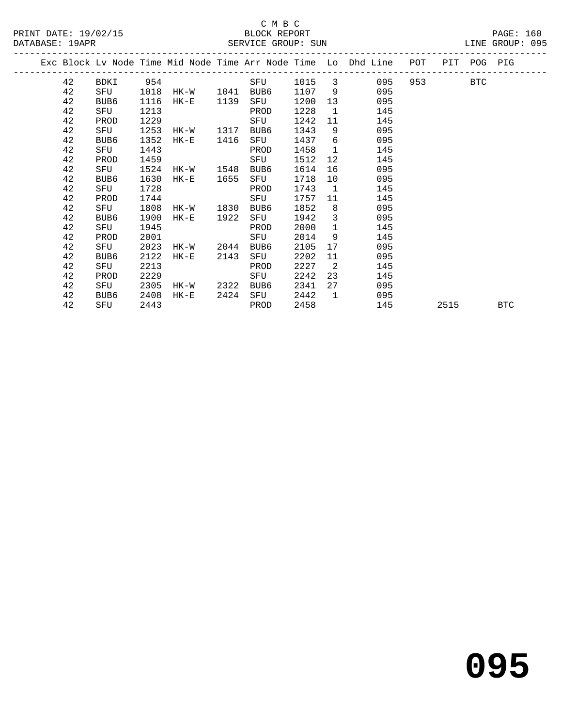C M B C

BLOCK REPORT

SERVICE GROUP: SUN

LINE GROUP: 095

PRINT DATE: 19/02/15

DATABASE: 19APR

| Exc | Block | Lv Node | Time | Mid Node | Time | Arr Node | Time | Lo | Dhd Line | POT | PIT | POG | PIG |
|---|---|---|---|---|---|---|---|---|---|---|---|---|---|
| | 42 | BDKI | 954 | | | SFU | 1015 | 3 | 095 | 953 | | BTC | |
| | 42 | SFU | 1018 | HK-W | 1041 | BUB6 | 1107 | 9 | 095 | | | | |
| | 42 | BUB6 | 1116 | HK-E | 1139 | SFU | 1200 | 13 | 095 | | | | |
| | 42 | SFU | 1213 | | | PROD | 1228 | 1 | 145 | | | | |
| | 42 | PROD | 1229 | | | SFU | 1242 | 11 | 145 | | | | |
| | 42 | SFU | 1253 | HK-W | 1317 | BUB6 | 1343 | 9 | 095 | | | | |
| | 42 | BUB6 | 1352 | HK-E | 1416 | SFU | 1437 | 6 | 095 | | | | |
| | 42 | SFU | 1443 | | | PROD | 1458 | 1 | 145 | | | | |
| | 42 | PROD | 1459 | | | SFU | 1512 | 12 | 145 | | | | |
| | 42 | SFU | 1524 | HK-W | 1548 | BUB6 | 1614 | 16 | 095 | | | | |
| | 42 | BUB6 | 1630 | HK-E | 1655 | SFU | 1718 | 10 | 095 | | | | |
| | 42 | SFU | 1728 | | | PROD | 1743 | 1 | 145 | | | | |
| | 42 | PROD | 1744 | | | SFU | 1757 | 11 | 145 | | | | |
| | 42 | SFU | 1808 | HK-W | 1830 | BUB6 | 1852 | 8 | 095 | | | | |
| | 42 | BUB6 | 1900 | HK-E | 1922 | SFU | 1942 | 3 | 095 | | | | |
| | 42 | SFU | 1945 | | | PROD | 2000 | 1 | 145 | | | | |
| | 42 | PROD | 2001 | | | SFU | 2014 | 9 | 145 | | | | |
| | 42 | SFU | 2023 | HK-W | 2044 | BUB6 | 2105 | 17 | 095 | | | | |
| | 42 | BUB6 | 2122 | HK-E | 2143 | SFU | 2202 | 11 | 095 | | | | |
| | 42 | SFU | 2213 | | | PROD | 2227 | 2 | 145 | | | | |
| | 42 | PROD | 2229 | | | SFU | 2242 | 23 | 145 | | | | |
| | 42 | SFU | 2305 | HK-W | 2322 | BUB6 | 2341 | 27 | 095 | | | | |
| | 42 | BUB6 | 2408 | HK-E | 2424 | SFU | 2442 | 1 | 095 | | | | |
| | 42 | SFU | 2443 | | | PROD | 2458 | | 145 | | 2515 | | BTC |

**095**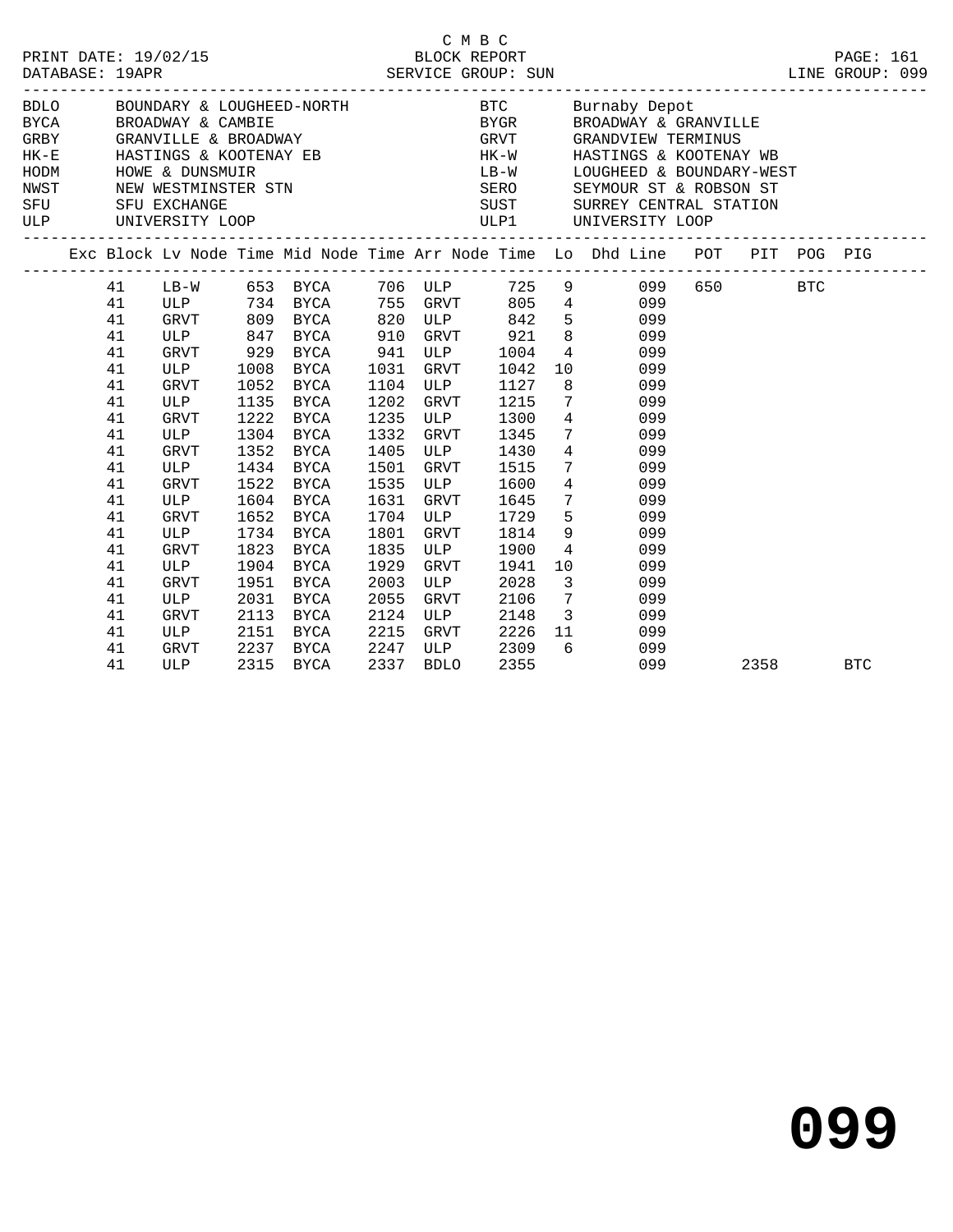C M B C

PRINT DATE: 19/02/15 BLOCK REPORT PAGE: 161
DATABASE: 19APR SERVICE GROUP: SUN LINE GROUP: 099

| | | | |
|---|---|---|---|
| BDLO | BOUNDARY & LOUGHEED-NORTH | BTC | Burnaby Depot |
| BYCA | BROADWAY & CAMBIE | BYGR | BROADWAY & GRANVILLE |
| GRBY | GRANVILLE & BROADWAY | GRVT | GRANDVIEW TERMINUS |
| HK-E | HASTINGS & KOOTENAY EB | HK-W | HASTINGS & KOOTENAY WB |
| HODM | HOWE & DUNSMUIR | LB-W | LOUGHEED & BOUNDARY-WEST |
| NWST | NEW WESTMINSTER STN | SERO | SEYMOUR ST & ROBSON ST |
| SFU | SFU EXCHANGE | SUST | SURREY CENTRAL STATION |
| ULP | UNIVERSITY LOOP | ULP1 | UNIVERSITY LOOP |

| Exc | Block | Lv Node | Time | Mid Node | Time | Arr Node | Time | Lo | Dhd Line | POT | PIT | POG | PIG |
|---|---|---|---|---|---|---|---|---|---|---|---|---|---|
| | 41 | LB-W | 653 | BYCA | 706 | ULP | 725 | 9 | 099 | 650 | | BTC | |
| | 41 | ULP | 734 | BYCA | 755 | GRVT | 805 | 4 | 099 | | | | |
| | 41 | GRVT | 809 | BYCA | 820 | ULP | 842 | 5 | 099 | | | | |
| | 41 | ULP | 847 | BYCA | 910 | GRVT | 921 | 8 | 099 | | | | |
| | 41 | GRVT | 929 | BYCA | 941 | ULP | 1004 | 4 | 099 | | | | |
| | 41 | ULP | 1008 | BYCA | 1031 | GRVT | 1042 | 10 | 099 | | | | |
| | 41 | GRVT | 1052 | BYCA | 1104 | ULP | 1127 | 8 | 099 | | | | |
| | 41 | ULP | 1135 | BYCA | 1202 | GRVT | 1215 | 7 | 099 | | | | |
| | 41 | GRVT | 1222 | BYCA | 1235 | ULP | 1300 | 4 | 099 | | | | |
| | 41 | ULP | 1304 | BYCA | 1332 | GRVT | 1345 | 7 | 099 | | | | |
| | 41 | GRVT | 1352 | BYCA | 1405 | ULP | 1430 | 4 | 099 | | | | |
| | 41 | ULP | 1434 | BYCA | 1501 | GRVT | 1515 | 7 | 099 | | | | |
| | 41 | GRVT | 1522 | BYCA | 1535 | ULP | 1600 | 4 | 099 | | | | |
| | 41 | ULP | 1604 | BYCA | 1631 | GRVT | 1645 | 7 | 099 | | | | |
| | 41 | GRVT | 1652 | BYCA | 1704 | ULP | 1729 | 5 | 099 | | | | |
| | 41 | ULP | 1734 | BYCA | 1801 | GRVT | 1814 | 9 | 099 | | | | |
| | 41 | GRVT | 1823 | BYCA | 1835 | ULP | 1900 | 4 | 099 | | | | |
| | 41 | ULP | 1904 | BYCA | 1929 | GRVT | 1941 | 10 | 099 | | | | |
| | 41 | GRVT | 1951 | BYCA | 2003 | ULP | 2028 | 3 | 099 | | | | |
| | 41 | ULP | 2031 | BYCA | 2055 | GRVT | 2106 | 7 | 099 | | | | |
| | 41 | GRVT | 2113 | BYCA | 2124 | ULP | 2148 | 3 | 099 | | | | |
| | 41 | ULP | 2151 | BYCA | 2215 | GRVT | 2226 | 11 | 099 | | | | |
| | 41 | GRVT | 2237 | BYCA | 2247 | ULP | 2309 | 6 | 099 | | | | |
| | 41 | ULP | 2315 | BYCA | 2337 | BDLO | 2355 | | 099 | | 2358 | | BTC |

099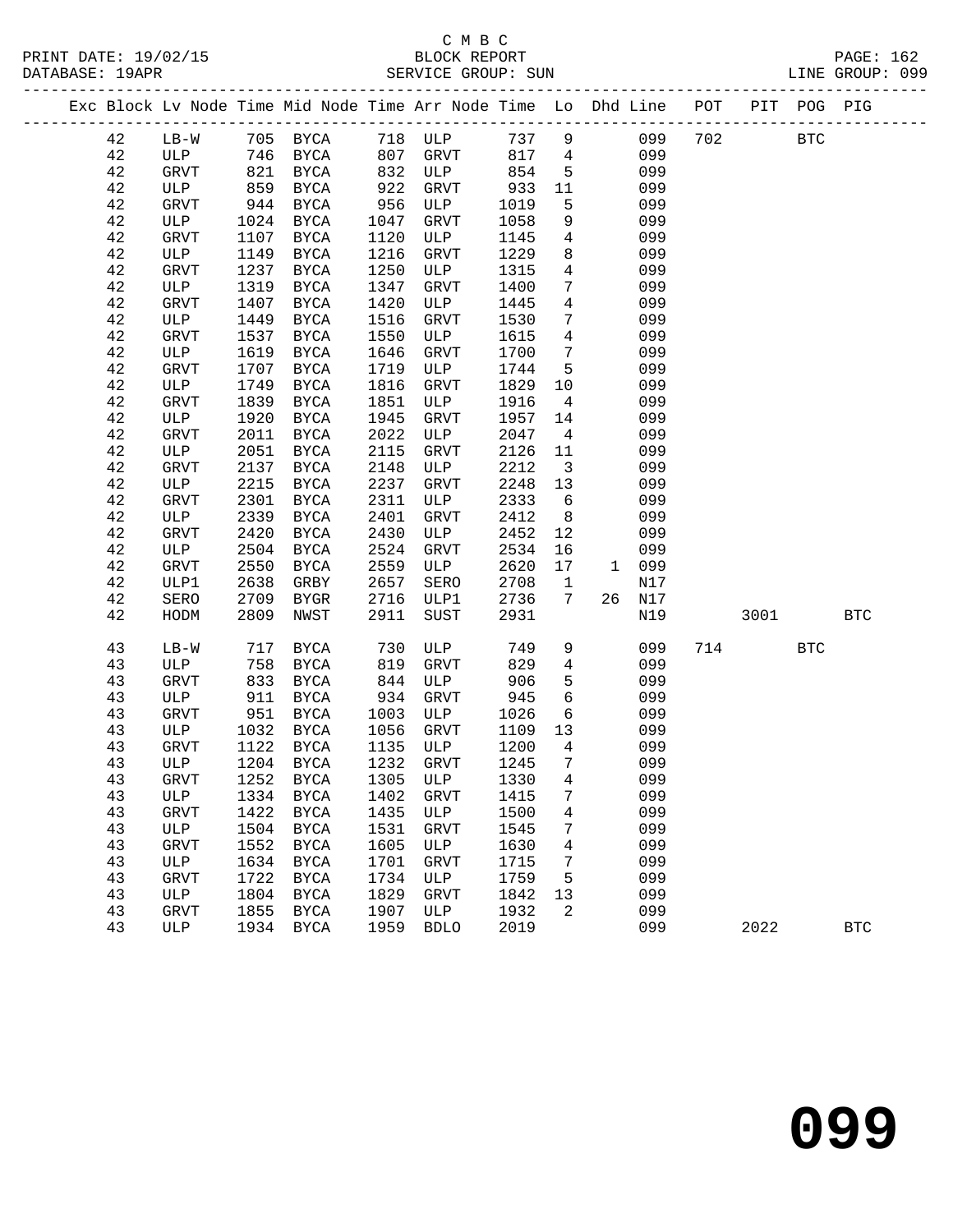C M B C

PRINT DATE: 19/02/15 BLOCK REPORT

DATABASE: 19APR SERVICE GROUP: SUN LINE GROUP: 099

| Exc | Block | Lv | Node | Time | Mid Node | Time | Arr Node | Time | Lo | Dhd | Line | POT | PIT | POG | PIG |
|---|---|---|---|---|---|---|---|---|---|---|---|---|---|---|---|
| | 42 | | LB-W | 705 | BYCA | 718 | ULP | 737 | 9 | | 099 | 702 | | BTC | |
| | 42 | | ULP | 746 | BYCA | 807 | GRVT | 817 | 4 | | 099 | | | | |
| | 42 | | GRVT | 821 | BYCA | 832 | ULP | 854 | 5 | | 099 | | | | |
| | 42 | | ULP | 859 | BYCA | 922 | GRVT | 933 | 11 | | 099 | | | | |
| | 42 | | GRVT | 944 | BYCA | 956 | ULP | 1019 | 5 | | 099 | | | | |
| | 42 | | ULP | 1024 | BYCA | 1047 | GRVT | 1058 | 9 | | 099 | | | | |
| | 42 | | GRVT | 1107 | BYCA | 1120 | ULP | 1145 | 4 | | 099 | | | | |
| | 42 | | ULP | 1149 | BYCA | 1216 | GRVT | 1229 | 8 | | 099 | | | | |
| | 42 | | GRVT | 1237 | BYCA | 1250 | ULP | 1315 | 4 | | 099 | | | | |
| | 42 | | ULP | 1319 | BYCA | 1347 | GRVT | 1400 | 7 | | 099 | | | | |
| | 42 | | GRVT | 1407 | BYCA | 1420 | ULP | 1445 | 4 | | 099 | | | | |
| | 42 | | ULP | 1449 | BYCA | 1516 | GRVT | 1530 | 7 | | 099 | | | | |
| | 42 | | GRVT | 1537 | BYCA | 1550 | ULP | 1615 | 4 | | 099 | | | | |
| | 42 | | ULP | 1619 | BYCA | 1646 | GRVT | 1700 | 7 | | 099 | | | | |
| | 42 | | GRVT | 1707 | BYCA | 1719 | ULP | 1744 | 5 | | 099 | | | | |
| | 42 | | ULP | 1749 | BYCA | 1816 | GRVT | 1829 | 10 | | 099 | | | | |
| | 42 | | GRVT | 1839 | BYCA | 1851 | ULP | 1916 | 4 | | 099 | | | | |
| | 42 | | ULP | 1920 | BYCA | 1945 | GRVT | 1957 | 14 | | 099 | | | | |
| | 42 | | GRVT | 2011 | BYCA | 2022 | ULP | 2047 | 4 | | 099 | | | | |
| | 42 | | ULP | 2051 | BYCA | 2115 | GRVT | 2126 | 11 | | 099 | | | | |
| | 42 | | GRVT | 2137 | BYCA | 2148 | ULP | 2212 | 3 | | 099 | | | | |
| | 42 | | ULP | 2215 | BYCA | 2237 | GRVT | 2248 | 13 | | 099 | | | | |
| | 42 | | GRVT | 2301 | BYCA | 2311 | ULP | 2333 | 6 | | 099 | | | | |
| | 42 | | ULP | 2339 | BYCA | 2401 | GRVT | 2412 | 8 | | 099 | | | | |
| | 42 | | GRVT | 2420 | BYCA | 2430 | ULP | 2452 | 12 | | 099 | | | | |
| | 42 | | ULP | 2504 | BYCA | 2524 | GRVT | 2534 | 16 | | 099 | | | | |
| | 42 | | GRVT | 2550 | BYCA | 2559 | ULP | 2620 | 17 | 1 | 099 | | | | |
| | 42 | | ULP1 | 2638 | GRBY | 2657 | SERO | 2708 | 1 | | N17 | | | | |
| | 42 | | SERO | 2709 | BYGR | 2716 | ULP1 | 2736 | 7 | 26 | N17 | | | | |
| | 42 | | HODM | 2809 | NWST | 2911 | SUST | 2931 | | | N19 | | 3001 | | BTC |
| | 43 | | LB-W | 717 | BYCA | 730 | ULP | 749 | 9 | | 099 | 714 | | BTC | |
| | 43 | | ULP | 758 | BYCA | 819 | GRVT | 829 | 4 | | 099 | | | | |
| | 43 | | GRVT | 833 | BYCA | 844 | ULP | 906 | 5 | | 099 | | | | |
| | 43 | | ULP | 911 | BYCA | 934 | GRVT | 945 | 6 | | 099 | | | | |
| | 43 | | GRVT | 951 | BYCA | 1003 | ULP | 1026 | 6 | | 099 | | | | |
| | 43 | | ULP | 1032 | BYCA | 1056 | GRVT | 1109 | 13 | | 099 | | | | |
| | 43 | | GRVT | 1122 | BYCA | 1135 | ULP | 1200 | 4 | | 099 | | | | |
| | 43 | | ULP | 1204 | BYCA | 1232 | GRVT | 1245 | 7 | | 099 | | | | |
| | 43 | | GRVT | 1252 | BYCA | 1305 | ULP | 1330 | 4 | | 099 | | | | |
| | 43 | | ULP | 1334 | BYCA | 1402 | GRVT | 1415 | 7 | | 099 | | | | |
| | 43 | | GRVT | 1422 | BYCA | 1435 | ULP | 1500 | 4 | | 099 | | | | |
| | 43 | | ULP | 1504 | BYCA | 1531 | GRVT | 1545 | 7 | | 099 | | | | |
| | 43 | | GRVT | 1552 | BYCA | 1605 | ULP | 1630 | 4 | | 099 | | | | |
| | 43 | | ULP | 1634 | BYCA | 1701 | GRVT | 1715 | 7 | | 099 | | | | |
| | 43 | | GRVT | 1722 | BYCA | 1734 | ULP | 1759 | 5 | | 099 | | | | |
| | 43 | | ULP | 1804 | BYCA | 1829 | GRVT | 1842 | 13 | | 099 | | | | |
| | 43 | | GRVT | 1855 | BYCA | 1907 | ULP | 1932 | 2 | | 099 | | | | |
| | 43 | | ULP | 1934 | BYCA | 1959 | BDLO | 2019 | | | 099 | | 2022 | | BTC |

# 099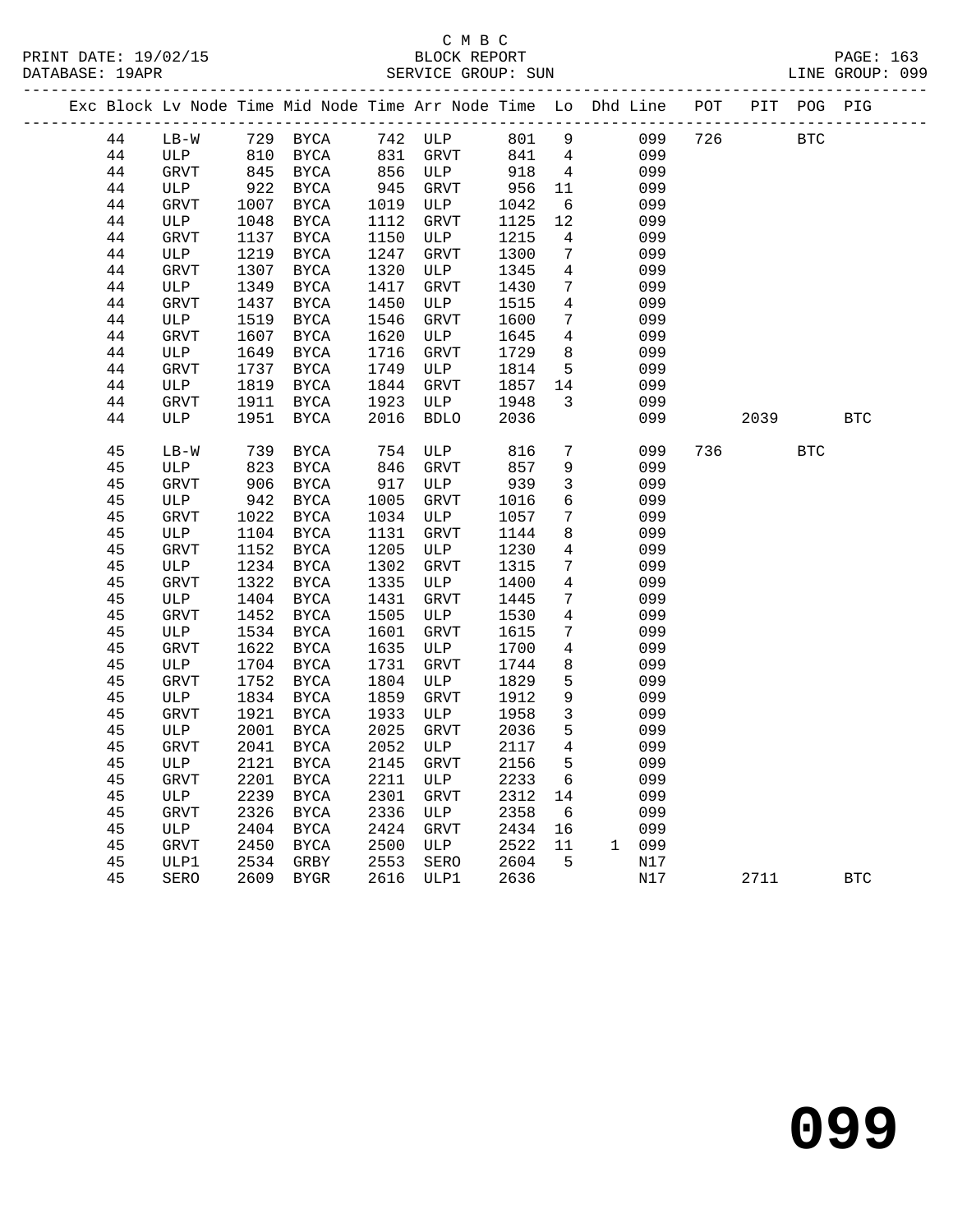C M B C

BLOCK REPORT

SERVICE GROUP: SUN

LINE GROUP: 099

| Exc | Block | Lv | Node | Time | Mid Node | Time | Arr Node | Time | Lo | Dhd | Line | POT | PIT | POG | PIG |
|---|---|---|---|---|---|---|---|---|---|---|---|---|---|---|---|
| | 44 | | LB-W | 729 | BYCA | 742 | ULP | 801 | 9 | | 099 | 726 | | BTC | |
| | 44 | | ULP | 810 | BYCA | 831 | GRVT | 841 | 4 | | 099 | | | | |
| | 44 | | GRVT | 845 | BYCA | 856 | ULP | 918 | 4 | | 099 | | | | |
| | 44 | | ULP | 922 | BYCA | 945 | GRVT | 956 | 11 | | 099 | | | | |
| | 44 | | GRVT | 1007 | BYCA | 1019 | ULP | 1042 | 6 | | 099 | | | | |
| | 44 | | ULP | 1048 | BYCA | 1112 | GRVT | 1125 | 12 | | 099 | | | | |
| | 44 | | GRVT | 1137 | BYCA | 1150 | ULP | 1215 | 4 | | 099 | | | | |
| | 44 | | ULP | 1219 | BYCA | 1247 | GRVT | 1300 | 7 | | 099 | | | | |
| | 44 | | GRVT | 1307 | BYCA | 1320 | ULP | 1345 | 4 | | 099 | | | | |
| | 44 | | ULP | 1349 | BYCA | 1417 | GRVT | 1430 | 7 | | 099 | | | | |
| | 44 | | GRVT | 1437 | BYCA | 1450 | ULP | 1515 | 4 | | 099 | | | | |
| | 44 | | ULP | 1519 | BYCA | 1546 | GRVT | 1600 | 7 | | 099 | | | | |
| | 44 | | GRVT | 1607 | BYCA | 1620 | ULP | 1645 | 4 | | 099 | | | | |
| | 44 | | ULP | 1649 | BYCA | 1716 | GRVT | 1729 | 8 | | 099 | | | | |
| | 44 | | GRVT | 1737 | BYCA | 1749 | ULP | 1814 | 5 | | 099 | | | | |
| | 44 | | ULP | 1819 | BYCA | 1844 | GRVT | 1857 | 14 | | 099 | | | | |
| | 44 | | GRVT | 1911 | BYCA | 1923 | ULP | 1948 | 3 | | 099 | | | | |
| | 44 | | ULP | 1951 | BYCA | 2016 | BDLO | 2036 | | | 099 | | 2039 | | BTC |
| | 45 | | LB-W | 739 | BYCA | 754 | ULP | 816 | 7 | | 099 | 736 | | BTC | |
| | 45 | | ULP | 823 | BYCA | 846 | GRVT | 857 | 9 | | 099 | | | | |
| | 45 | | GRVT | 906 | BYCA | 917 | ULP | 939 | 3 | | 099 | | | | |
| | 45 | | ULP | 942 | BYCA | 1005 | GRVT | 1016 | 6 | | 099 | | | | |
| | 45 | | GRVT | 1022 | BYCA | 1034 | ULP | 1057 | 7 | | 099 | | | | |
| | 45 | | ULP | 1104 | BYCA | 1131 | GRVT | 1144 | 8 | | 099 | | | | |
| | 45 | | GRVT | 1152 | BYCA | 1205 | ULP | 1230 | 4 | | 099 | | | | |
| | 45 | | ULP | 1234 | BYCA | 1302 | GRVT | 1315 | 7 | | 099 | | | | |
| | 45 | | GRVT | 1322 | BYCA | 1335 | ULP | 1400 | 4 | | 099 | | | | |
| | 45 | | ULP | 1404 | BYCA | 1431 | GRVT | 1445 | 7 | | 099 | | | | |
| | 45 | | GRVT | 1452 | BYCA | 1505 | ULP | 1530 | 4 | | 099 | | | | |
| | 45 | | ULP | 1534 | BYCA | 1601 | GRVT | 1615 | 7 | | 099 | | | | |
| | 45 | | GRVT | 1622 | BYCA | 1635 | ULP | 1700 | 4 | | 099 | | | | |
| | 45 | | ULP | 1704 | BYCA | 1731 | GRVT | 1744 | 8 | | 099 | | | | |
| | 45 | | GRVT | 1752 | BYCA | 1804 | ULP | 1829 | 5 | | 099 | | | | |
| | 45 | | ULP | 1834 | BYCA | 1859 | GRVT | 1912 | 9 | | 099 | | | | |
| | 45 | | GRVT | 1921 | BYCA | 1933 | ULP | 1958 | 3 | | 099 | | | | |
| | 45 | | ULP | 2001 | BYCA | 2025 | GRVT | 2036 | 5 | | 099 | | | | |
| | 45 | | GRVT | 2041 | BYCA | 2052 | ULP | 2117 | 4 | | 099 | | | | |
| | 45 | | ULP | 2121 | BYCA | 2145 | GRVT | 2156 | 5 | | 099 | | | | |
| | 45 | | GRVT | 2201 | BYCA | 2211 | ULP | 2233 | 6 | | 099 | | | | |
| | 45 | | ULP | 2239 | BYCA | 2301 | GRVT | 2312 | 14 | | 099 | | | | |
| | 45 | | GRVT | 2326 | BYCA | 2336 | ULP | 2358 | 6 | | 099 | | | | |
| | 45 | | ULP | 2404 | BYCA | 2424 | GRVT | 2434 | 16 | | 099 | | | | |
| | 45 | | GRVT | 2450 | BYCA | 2500 | ULP | 2522 | 11 | 1 | 099 | | | | |
| | 45 | | ULP1 | 2534 | GRBY | 2553 | SERO | 2604 | 5 | | N17 | | | | |
| | 45 | | SERO | 2609 | BYGR | 2616 | ULP1 | 2636 | | | N17 | | 2711 | | BTC |

# 099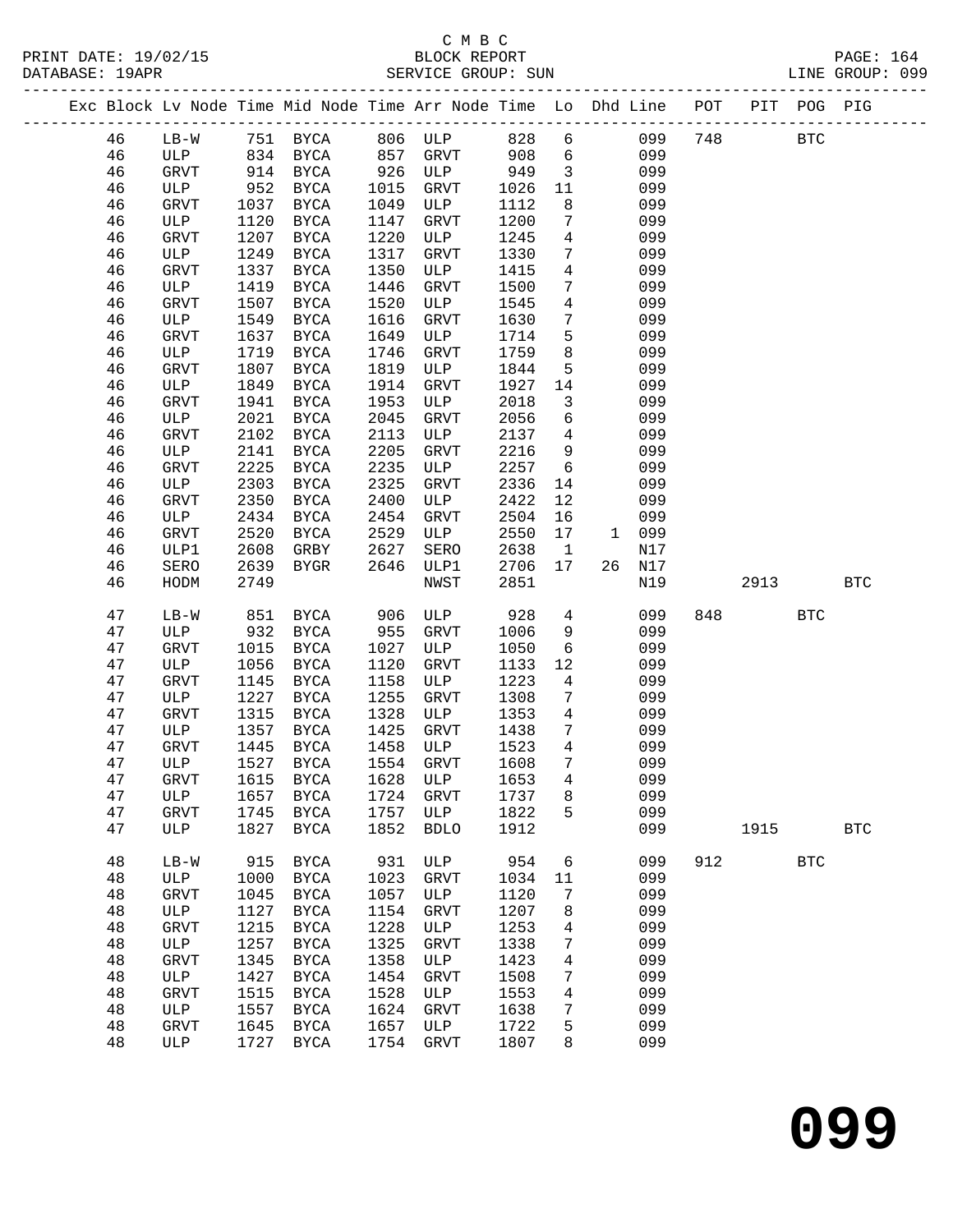C M B C
PRINT DATE: 19/02/15 BLOCK REPORT PAGE: 164
DATABASE: 19APR SERVICE GROUP: SUN LINE GROUP: 099

| Exc | Block | Lv Node | Time | Mid Node | Time | Arr Node | Time | Lo | Dhd Line | POT | PIT | POG | PIG |
|---|---|---|---|---|---|---|---|---|---|---|---|---|---|
| | 46 | LB-W | 751 | BYCA | 806 | ULP | 828 | 6 | 099 | 748 | | BTC | |
| | 46 | ULP | 834 | BYCA | 857 | GRVT | 908 | 6 | 099 | | | | |
| | 46 | GRVT | 914 | BYCA | 926 | ULP | 949 | 3 | 099 | | | | |
| | 46 | ULP | 952 | BYCA | 1015 | GRVT | 1026 | 11 | 099 | | | | |
| | 46 | GRVT | 1037 | BYCA | 1049 | ULP | 1112 | 8 | 099 | | | | |
| | 46 | ULP | 1120 | BYCA | 1147 | GRVT | 1200 | 7 | 099 | | | | |
| | 46 | GRVT | 1207 | BYCA | 1220 | ULP | 1245 | 4 | 099 | | | | |
| | 46 | ULP | 1249 | BYCA | 1317 | GRVT | 1330 | 7 | 099 | | | | |
| | 46 | GRVT | 1337 | BYCA | 1350 | ULP | 1415 | 4 | 099 | | | | |
| | 46 | ULP | 1419 | BYCA | 1446 | GRVT | 1500 | 7 | 099 | | | | |
| | 46 | GRVT | 1507 | BYCA | 1520 | ULP | 1545 | 4 | 099 | | | | |
| | 46 | ULP | 1549 | BYCA | 1616 | GRVT | 1630 | 7 | 099 | | | | |
| | 46 | GRVT | 1637 | BYCA | 1649 | ULP | 1714 | 5 | 099 | | | | |
| | 46 | ULP | 1719 | BYCA | 1746 | GRVT | 1759 | 8 | 099 | | | | |
| | 46 | GRVT | 1807 | BYCA | 1819 | ULP | 1844 | 5 | 099 | | | | |
| | 46 | ULP | 1849 | BYCA | 1914 | GRVT | 1927 | 14 | 099 | | | | |
| | 46 | GRVT | 1941 | BYCA | 1953 | ULP | 2018 | 3 | 099 | | | | |
| | 46 | ULP | 2021 | BYCA | 2045 | GRVT | 2056 | 6 | 099 | | | | |
| | 46 | GRVT | 2102 | BYCA | 2113 | ULP | 2137 | 4 | 099 | | | | |
| | 46 | ULP | 2141 | BYCA | 2205 | GRVT | 2216 | 9 | 099 | | | | |
| | 46 | GRVT | 2225 | BYCA | 2235 | ULP | 2257 | 6 | 099 | | | | |
| | 46 | ULP | 2303 | BYCA | 2325 | GRVT | 2336 | 14 | 099 | | | | |
| | 46 | GRVT | 2350 | BYCA | 2400 | ULP | 2422 | 12 | 099 | | | | |
| | 46 | ULP | 2434 | BYCA | 2454 | GRVT | 2504 | 16 | 099 | | | | |
| | 46 | GRVT | 2520 | BYCA | 2529 | ULP | 2550 | 17 | 1 099 | | | | |
| | 46 | ULP1 | 2608 | GRBY | 2627 | SERO | 2638 | 1 | N17 | | | | |
| | 46 | SERO | 2639 | BYGR | 2646 | ULP1 | 2706 | 17 | 26 N17 | | | | |
| | 46 | HODM | 2749 | | | NWST | 2851 | | N19 | | 2913 | | BTC |
| | 47 | LB-W | 851 | BYCA | 906 | ULP | 928 | 4 | 099 | 848 | | BTC | |
| | 47 | ULP | 932 | BYCA | 955 | GRVT | 1006 | 9 | 099 | | | | |
| | 47 | GRVT | 1015 | BYCA | 1027 | ULP | 1050 | 6 | 099 | | | | |
| | 47 | ULP | 1056 | BYCA | 1120 | GRVT | 1133 | 12 | 099 | | | | |
| | 47 | GRVT | 1145 | BYCA | 1158 | ULP | 1223 | 4 | 099 | | | | |
| | 47 | ULP | 1227 | BYCA | 1255 | GRVT | 1308 | 7 | 099 | | | | |
| | 47 | GRVT | 1315 | BYCA | 1328 | ULP | 1353 | 4 | 099 | | | | |
| | 47 | ULP | 1357 | BYCA | 1425 | GRVT | 1438 | 7 | 099 | | | | |
| | 47 | GRVT | 1445 | BYCA | 1458 | ULP | 1523 | 4 | 099 | | | | |
| | 47 | ULP | 1527 | BYCA | 1554 | GRVT | 1608 | 7 | 099 | | | | |
| | 47 | GRVT | 1615 | BYCA | 1628 | ULP | 1653 | 4 | 099 | | | | |
| | 47 | ULP | 1657 | BYCA | 1724 | GRVT | 1737 | 8 | 099 | | | | |
| | 47 | GRVT | 1745 | BYCA | 1757 | ULP | 1822 | 5 | 099 | | | | |
| | 47 | ULP | 1827 | BYCA | 1852 | BDLO | 1912 | | 099 | | 1915 | | BTC |
| | 48 | LB-W | 915 | BYCA | 931 | ULP | 954 | 6 | 099 | 912 | | BTC | |
| | 48 | ULP | 1000 | BYCA | 1023 | GRVT | 1034 | 11 | 099 | | | | |
| | 48 | GRVT | 1045 | BYCA | 1057 | ULP | 1120 | 7 | 099 | | | | |
| | 48 | ULP | 1127 | BYCA | 1154 | GRVT | 1207 | 8 | 099 | | | | |
| | 48 | GRVT | 1215 | BYCA | 1228 | ULP | 1253 | 4 | 099 | | | | |
| | 48 | ULP | 1257 | BYCA | 1325 | GRVT | 1338 | 7 | 099 | | | | |
| | 48 | GRVT | 1345 | BYCA | 1358 | ULP | 1423 | 4 | 099 | | | | |
| | 48 | ULP | 1427 | BYCA | 1454 | GRVT | 1508 | 7 | 099 | | | | |
| | 48 | GRVT | 1515 | BYCA | 1528 | ULP | 1553 | 4 | 099 | | | | |
| | 48 | ULP | 1557 | BYCA | 1624 | GRVT | 1638 | 7 | 099 | | | | |
| | 48 | GRVT | 1645 | BYCA | 1657 | ULP | 1722 | 5 | 099 | | | | |
| | 48 | ULP | 1727 | BYCA | 1754 | GRVT | 1807 | 8 | 099 | | | | |

# 099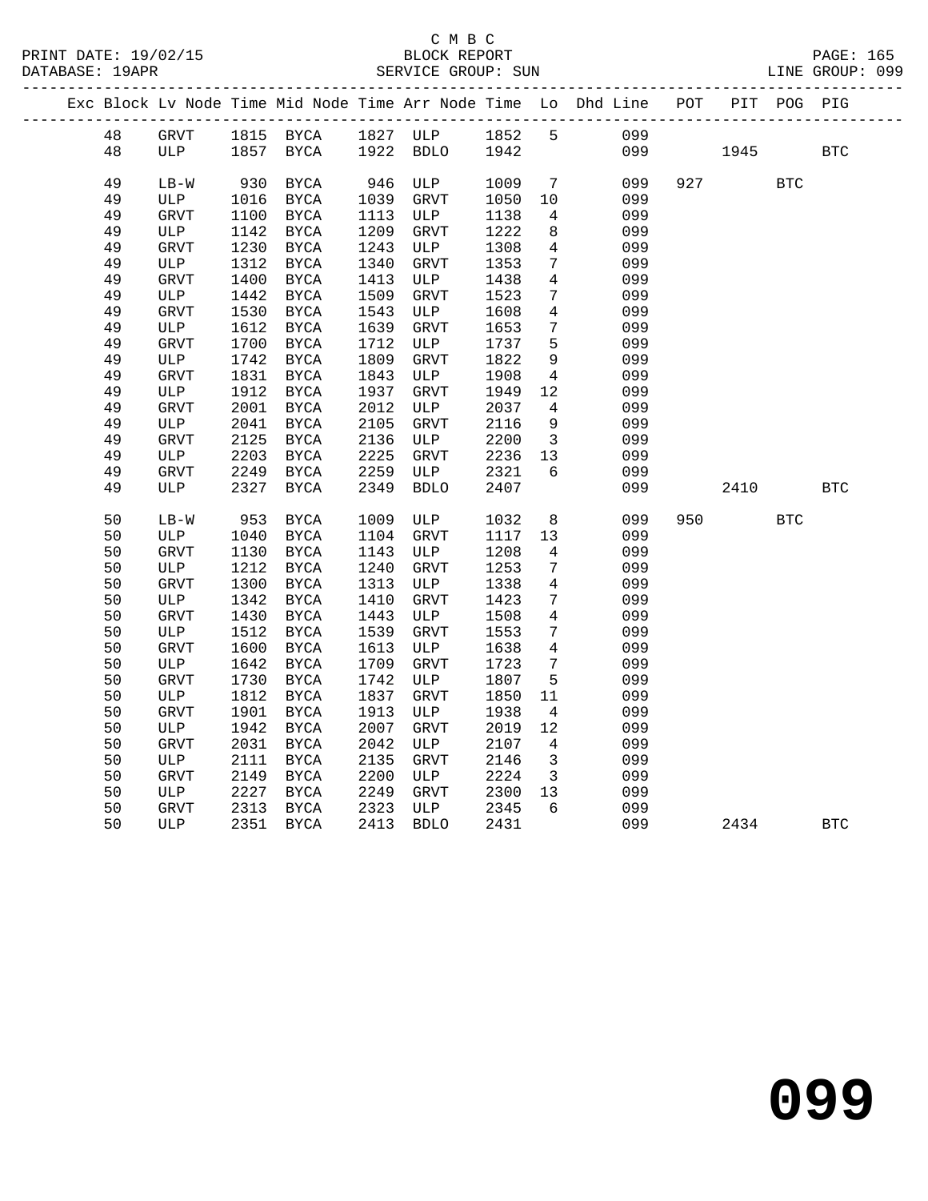C M B C

BLOCK REPORT

SERVICE GROUP: SUN

PRINT DATE: 19/02/15
DATABASE: 19APR
LINE GROUP: 099

| Exc | Block | Lv Node | Time | Mid Node | Time | Arr Node | Time | Lo | Dhd Line | POT | PIT | POG | PIG |
|---|---|---|---|---|---|---|---|---|---|---|---|---|---|
| | 48 | GRVT | 1815 | BYCA | 1827 | ULP | 1852 | 5 | 099 | | | | |
| | 48 | ULP | 1857 | BYCA | 1922 | BDLO | 1942 | | 099 | | 1945 | | BTC |
| | 49 | LB-W | 930 | BYCA | 946 | ULP | 1009 | 7 | 099 | 927 | | BTC | |
| | 49 | ULP | 1016 | BYCA | 1039 | GRVT | 1050 | 10 | 099 | | | | |
| | 49 | GRVT | 1100 | BYCA | 1113 | ULP | 1138 | 4 | 099 | | | | |
| | 49 | ULP | 1142 | BYCA | 1209 | GRVT | 1222 | 8 | 099 | | | | |
| | 49 | GRVT | 1230 | BYCA | 1243 | ULP | 1308 | 4 | 099 | | | | |
| | 49 | ULP | 1312 | BYCA | 1340 | GRVT | 1353 | 7 | 099 | | | | |
| | 49 | GRVT | 1400 | BYCA | 1413 | ULP | 1438 | 4 | 099 | | | | |
| | 49 | ULP | 1442 | BYCA | 1509 | GRVT | 1523 | 7 | 099 | | | | |
| | 49 | GRVT | 1530 | BYCA | 1543 | ULP | 1608 | 4 | 099 | | | | |
| | 49 | ULP | 1612 | BYCA | 1639 | GRVT | 1653 | 7 | 099 | | | | |
| | 49 | GRVT | 1700 | BYCA | 1712 | ULP | 1737 | 5 | 099 | | | | |
| | 49 | ULP | 1742 | BYCA | 1809 | GRVT | 1822 | 9 | 099 | | | | |
| | 49 | GRVT | 1831 | BYCA | 1843 | ULP | 1908 | 4 | 099 | | | | |
| | 49 | ULP | 1912 | BYCA | 1937 | GRVT | 1949 | 12 | 099 | | | | |
| | 49 | GRVT | 2001 | BYCA | 2012 | ULP | 2037 | 4 | 099 | | | | |
| | 49 | ULP | 2041 | BYCA | 2105 | GRVT | 2116 | 9 | 099 | | | | |
| | 49 | GRVT | 2125 | BYCA | 2136 | ULP | 2200 | 3 | 099 | | | | |
| | 49 | ULP | 2203 | BYCA | 2225 | GRVT | 2236 | 13 | 099 | | | | |
| | 49 | GRVT | 2249 | BYCA | 2259 | ULP | 2321 | 6 | 099 | | | | |
| | 49 | ULP | 2327 | BYCA | 2349 | BDLO | 2407 | | 099 | | 2410 | | BTC |
| | 50 | LB-W | 953 | BYCA | 1009 | ULP | 1032 | 8 | 099 | 950 | | BTC | |
| | 50 | ULP | 1040 | BYCA | 1104 | GRVT | 1117 | 13 | 099 | | | | |
| | 50 | GRVT | 1130 | BYCA | 1143 | ULP | 1208 | 4 | 099 | | | | |
| | 50 | ULP | 1212 | BYCA | 1240 | GRVT | 1253 | 7 | 099 | | | | |
| | 50 | GRVT | 1300 | BYCA | 1313 | ULP | 1338 | 4 | 099 | | | | |
| | 50 | ULP | 1342 | BYCA | 1410 | GRVT | 1423 | 7 | 099 | | | | |
| | 50 | GRVT | 1430 | BYCA | 1443 | ULP | 1508 | 4 | 099 | | | | |
| | 50 | ULP | 1512 | BYCA | 1539 | GRVT | 1553 | 7 | 099 | | | | |
| | 50 | GRVT | 1600 | BYCA | 1613 | ULP | 1638 | 4 | 099 | | | | |
| | 50 | ULP | 1642 | BYCA | 1709 | GRVT | 1723 | 7 | 099 | | | | |
| | 50 | GRVT | 1730 | BYCA | 1742 | ULP | 1807 | 5 | 099 | | | | |
| | 50 | ULP | 1812 | BYCA | 1837 | GRVT | 1850 | 11 | 099 | | | | |
| | 50 | GRVT | 1901 | BYCA | 1913 | ULP | 1938 | 4 | 099 | | | | |
| | 50 | ULP | 1942 | BYCA | 2007 | GRVT | 2019 | 12 | 099 | | | | |
| | 50 | GRVT | 2031 | BYCA | 2042 | ULP | 2107 | 4 | 099 | | | | |
| | 50 | ULP | 2111 | BYCA | 2135 | GRVT | 2146 | 3 | 099 | | | | |
| | 50 | GRVT | 2149 | BYCA | 2200 | ULP | 2224 | 3 | 099 | | | | |
| | 50 | ULP | 2227 | BYCA | 2249 | GRVT | 2300 | 13 | 099 | | | | |
| | 50 | GRVT | 2313 | BYCA | 2323 | ULP | 2345 | 6 | 099 | | | | |
| | 50 | ULP | 2351 | BYCA | 2413 | BDLO | 2431 | | 099 | | 2434 | | BTC |

# 099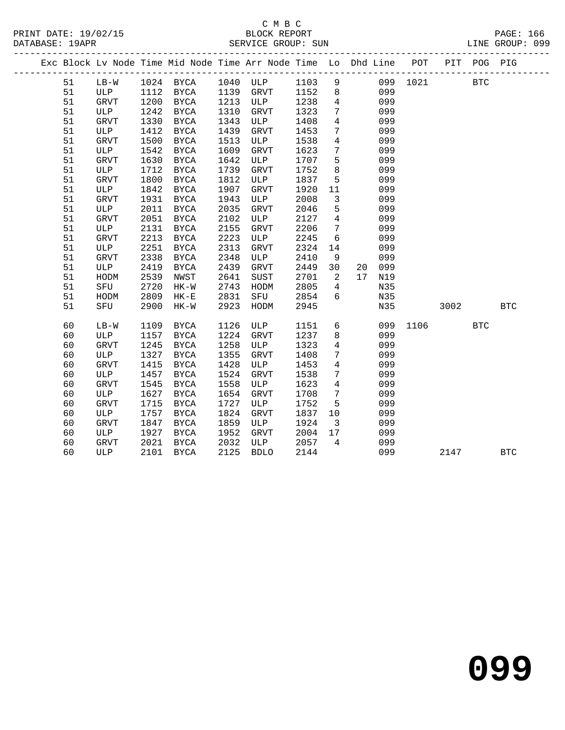C M B C
BLOCK REPORT
SERVICE GROUP: SUN

PRINT DATE: 19/02/15
DATABASE: 19APR
LINE GROUP: 099

| Exc | Block | Lv | Node | Time | Mid Node | Time | Arr Node | Time | Lo | Dhd | Line | POT | PIT | POG | PIG |
|---|---|---|---|---|---|---|---|---|---|---|---|---|---|---|---|
| | 51 | | LB-W | 1024 | BYCA | 1040 | ULP | 1103 | 9 | | 099 | 1021 | | BTC | |
| | 51 | | ULP | 1112 | BYCA | 1139 | GRVT | 1152 | 8 | | 099 | | | | |
| | 51 | | GRVT | 1200 | BYCA | 1213 | ULP | 1238 | 4 | | 099 | | | | |
| | 51 | | ULP | 1242 | BYCA | 1310 | GRVT | 1323 | 7 | | 099 | | | | |
| | 51 | | GRVT | 1330 | BYCA | 1343 | ULP | 1408 | 4 | | 099 | | | | |
| | 51 | | ULP | 1412 | BYCA | 1439 | GRVT | 1453 | 7 | | 099 | | | | |
| | 51 | | GRVT | 1500 | BYCA | 1513 | ULP | 1538 | 4 | | 099 | | | | |
| | 51 | | ULP | 1542 | BYCA | 1609 | GRVT | 1623 | 7 | | 099 | | | | |
| | 51 | | GRVT | 1630 | BYCA | 1642 | ULP | 1707 | 5 | | 099 | | | | |
| | 51 | | ULP | 1712 | BYCA | 1739 | GRVT | 1752 | 8 | | 099 | | | | |
| | 51 | | GRVT | 1800 | BYCA | 1812 | ULP | 1837 | 5 | | 099 | | | | |
| | 51 | | ULP | 1842 | BYCA | 1907 | GRVT | 1920 | 11 | | 099 | | | | |
| | 51 | | GRVT | 1931 | BYCA | 1943 | ULP | 2008 | 3 | | 099 | | | | |
| | 51 | | ULP | 2011 | BYCA | 2035 | GRVT | 2046 | 5 | | 099 | | | | |
| | 51 | | GRVT | 2051 | BYCA | 2102 | ULP | 2127 | 4 | | 099 | | | | |
| | 51 | | ULP | 2131 | BYCA | 2155 | GRVT | 2206 | 7 | | 099 | | | | |
| | 51 | | GRVT | 2213 | BYCA | 2223 | ULP | 2245 | 6 | | 099 | | | | |
| | 51 | | ULP | 2251 | BYCA | 2313 | GRVT | 2324 | 14 | | 099 | | | | |
| | 51 | | GRVT | 2338 | BYCA | 2348 | ULP | 2410 | 9 | | 099 | | | | |
| | 51 | | ULP | 2419 | BYCA | 2439 | GRVT | 2449 | 30 | 20 | 099 | | | | |
| | 51 | | HODM | 2539 | NWST | 2641 | SUST | 2701 | 2 | 17 | N19 | | | | |
| | 51 | | SFU | 2720 | HK-W | 2743 | HODM | 2805 | 4 | | N35 | | | | |
| | 51 | | HODM | 2809 | HK-E | 2831 | SFU | 2854 | 6 | | N35 | | | | |
| | 51 | | SFU | 2900 | HK-W | 2923 | HODM | 2945 | | | N35 | | 3002 | | BTC |
| | 60 | | LB-W | 1109 | BYCA | 1126 | ULP | 1151 | 6 | | 099 | 1106 | | BTC | |
| | 60 | | ULP | 1157 | BYCA | 1224 | GRVT | 1237 | 8 | | 099 | | | | |
| | 60 | | GRVT | 1245 | BYCA | 1258 | ULP | 1323 | 4 | | 099 | | | | |
| | 60 | | ULP | 1327 | BYCA | 1355 | GRVT | 1408 | 7 | | 099 | | | | |
| | 60 | | GRVT | 1415 | BYCA | 1428 | ULP | 1453 | 4 | | 099 | | | | |
| | 60 | | ULP | 1457 | BYCA | 1524 | GRVT | 1538 | 7 | | 099 | | | | |
| | 60 | | GRVT | 1545 | BYCA | 1558 | ULP | 1623 | 4 | | 099 | | | | |
| | 60 | | ULP | 1627 | BYCA | 1654 | GRVT | 1708 | 7 | | 099 | | | | |
| | 60 | | GRVT | 1715 | BYCA | 1727 | ULP | 1752 | 5 | | 099 | | | | |
| | 60 | | ULP | 1757 | BYCA | 1824 | GRVT | 1837 | 10 | | 099 | | | | |
| | 60 | | GRVT | 1847 | BYCA | 1859 | ULP | 1924 | 3 | | 099 | | | | |
| | 60 | | ULP | 1927 | BYCA | 1952 | GRVT | 2004 | 17 | | 099 | | | | |
| | 60 | | GRVT | 2021 | BYCA | 2032 | ULP | 2057 | 4 | | 099 | | | | |
| | 60 | | ULP | 2101 | BYCA | 2125 | BDLO | 2144 | | | 099 | | 2147 | | BTC |

# 099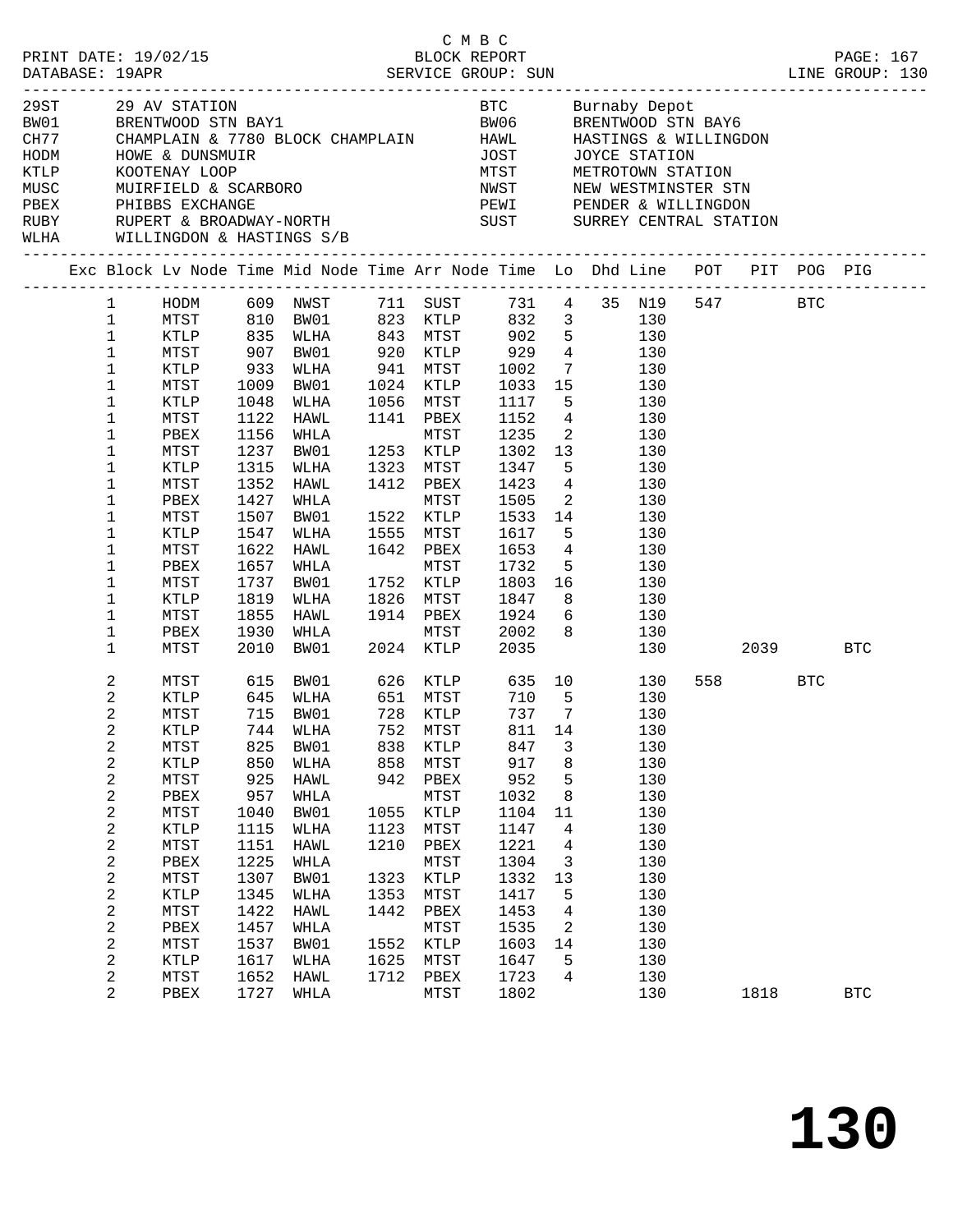C M B C
BLOCK REPORT
SERVICE GROUP: SUN

PRINT DATE: 19/02/15
DATABASE: 19APR
LINE GROUP: 130

| Code | Name | Code | Name |
|---|---|---|---|
| 29ST | 29 AV STATION | BTC | Burnaby Depot |
| BW01 | BRENTWOOD STN BAY1 | BW06 | BRENTWOOD STN BAY6 |
| CH77 | CHAMPLAIN & 7780 BLOCK CHAMPLAIN | HAWL | HASTINGS & WILLINGDON |
| HODM | HOWE & DUNSMUIR | JOST | JOYCE STATION |
| KTLP | KOOTENAY LOOP | MTST | METROTOWN STATION |
| MUSC | MUIRFIELD & SCARBORO | NWST | NEW WESTMINSTER STN |
| PBEX | PHIBBS EXCHANGE | PEWI | PENDER & WILLINGDON |
| RUBY | RUPERT & BROADWAY-NORTH | SUST | SURREY CENTRAL STATION |
| WLHA | WILLINGDON & HASTINGS S/B | | |

| Exc | Block | Lv Node | Time | Mid Node | Time | Arr Node | Time | Lo | Dhd | Line | POT | PIT | POG | PIG |
|---|---|---|---|---|---|---|---|---|---|---|---|---|---|---|
| | 1 | HODM | 609 | NWST | 711 | SUST | 731 | 4 | 35 | N19 | 547 | | BTC | |
| | 1 | MTST | 810 | BW01 | 823 | KTLP | 832 | 3 | | 130 | | | | |
| | 1 | KTLP | 835 | WLHA | 843 | MTST | 902 | 5 | | 130 | | | | |
| | 1 | MTST | 907 | BW01 | 920 | KTLP | 929 | 4 | | 130 | | | | |
| | 1 | KTLP | 933 | WLHA | 941 | MTST | 1002 | 7 | | 130 | | | | |
| | 1 | MTST | 1009 | BW01 | 1024 | KTLP | 1033 | 15 | | 130 | | | | |
| | 1 | KTLP | 1048 | WLHA | 1056 | MTST | 1117 | 5 | | 130 | | | | |
| | 1 | MTST | 1122 | HAWL | 1141 | PBEX | 1152 | 4 | | 130 | | | | |
| | 1 | PBEX | 1156 | WHLA | | MTST | 1235 | 2 | | 130 | | | | |
| | 1 | MTST | 1237 | BW01 | 1253 | KTLP | 1302 | 13 | | 130 | | | | |
| | 1 | KTLP | 1315 | WLHA | 1323 | MTST | 1347 | 5 | | 130 | | | | |
| | 1 | MTST | 1352 | HAWL | 1412 | PBEX | 1423 | 4 | | 130 | | | | |
| | 1 | PBEX | 1427 | WHLA | | MTST | 1505 | 2 | | 130 | | | | |
| | 1 | MTST | 1507 | BW01 | 1522 | KTLP | 1533 | 14 | | 130 | | | | |
| | 1 | KTLP | 1547 | WLHA | 1555 | MTST | 1617 | 5 | | 130 | | | | |
| | 1 | MTST | 1622 | HAWL | 1642 | PBEX | 1653 | 4 | | 130 | | | | |
| | 1 | PBEX | 1657 | WHLA | | MTST | 1732 | 5 | | 130 | | | | |
| | 1 | MTST | 1737 | BW01 | 1752 | KTLP | 1803 | 16 | | 130 | | | | |
| | 1 | KTLP | 1819 | WLHA | 1826 | MTST | 1847 | 8 | | 130 | | | | |
| | 1 | MTST | 1855 | HAWL | 1914 | PBEX | 1924 | 6 | | 130 | | | | |
| | 1 | PBEX | 1930 | WHLA | | MTST | 2002 | 8 | | 130 | | | | |
| | 1 | MTST | 2010 | BW01 | 2024 | KTLP | 2035 | | | 130 | | 2039 | | BTC |
| | 2 | MTST | 615 | BW01 | 626 | KTLP | 635 | 10 | | 130 | 558 | | BTC | |
| | 2 | KTLP | 645 | WLHA | 651 | MTST | 710 | 5 | | 130 | | | | |
| | 2 | MTST | 715 | BW01 | 728 | KTLP | 737 | 7 | | 130 | | | | |
| | 2 | KTLP | 744 | WLHA | 752 | MTST | 811 | 14 | | 130 | | | | |
| | 2 | MTST | 825 | BW01 | 838 | KTLP | 847 | 3 | | 130 | | | | |
| | 2 | KTLP | 850 | WLHA | 858 | MTST | 917 | 8 | | 130 | | | | |
| | 2 | MTST | 925 | HAWL | 942 | PBEX | 952 | 5 | | 130 | | | | |
| | 2 | PBEX | 957 | WHLA | | MTST | 1032 | 8 | | 130 | | | | |
| | 2 | MTST | 1040 | BW01 | 1055 | KTLP | 1104 | 11 | | 130 | | | | |
| | 2 | KTLP | 1115 | WLHA | 1123 | MTST | 1147 | 4 | | 130 | | | | |
| | 2 | MTST | 1151 | HAWL | 1210 | PBEX | 1221 | 4 | | 130 | | | | |
| | 2 | PBEX | 1225 | WHLA | | MTST | 1304 | 3 | | 130 | | | | |
| | 2 | MTST | 1307 | BW01 | 1323 | KTLP | 1332 | 13 | | 130 | | | | |
| | 2 | KTLP | 1345 | WLHA | 1353 | MTST | 1417 | 5 | | 130 | | | | |
| | 2 | MTST | 1422 | HAWL | 1442 | PBEX | 1453 | 4 | | 130 | | | | |
| | 2 | PBEX | 1457 | WHLA | | MTST | 1535 | 2 | | 130 | | | | |
| | 2 | MTST | 1537 | BW01 | 1552 | KTLP | 1603 | 14 | | 130 | | | | |
| | 2 | KTLP | 1617 | WLHA | 1625 | MTST | 1647 | 5 | | 130 | | | | |
| | 2 | MTST | 1652 | HAWL | 1712 | PBEX | 1723 | 4 | | 130 | | | | |
| | 2 | PBEX | 1727 | WHLA | | MTST | 1802 | | | 130 | | 1818 | | BTC |

# 130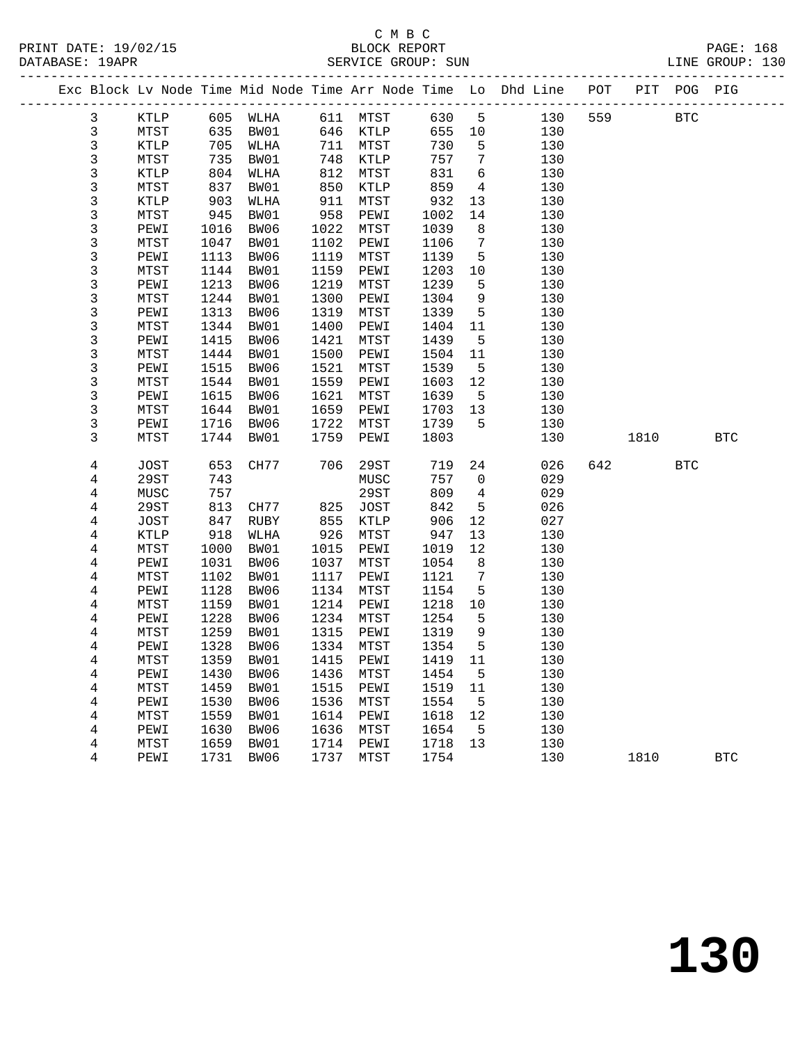C M B C
BLOCK REPORT
SERVICE GROUP: SUN

PRINT DATE: 19/02/15
DATABASE: 19APR
LINE GROUP: 130

| Exc | Block | Lv | Node | Time | Mid Node | Time | Arr Node | Time | Lo | Dhd Line | POT | PIT | POG | PIG |
|---|---|---|---|---|---|---|---|---|---|---|---|---|---|---|
| | 3 | | KTLP | 605 | WLHA | 611 | MTST | 630 | 5 | 130 | 559 | | BTC | |
| | 3 | | MTST | 635 | BW01 | 646 | KTLP | 655 | 10 | 130 | | | | |
| | 3 | | KTLP | 705 | WLHA | 711 | MTST | 730 | 5 | 130 | | | | |
| | 3 | | MTST | 735 | BW01 | 748 | KTLP | 757 | 7 | 130 | | | | |
| | 3 | | KTLP | 804 | WLHA | 812 | MTST | 831 | 6 | 130 | | | | |
| | 3 | | MTST | 837 | BW01 | 850 | KTLP | 859 | 4 | 130 | | | | |
| | 3 | | KTLP | 903 | WLHA | 911 | MTST | 932 | 13 | 130 | | | | |
| | 3 | | MTST | 945 | BW01 | 958 | PEWI | 1002 | 14 | 130 | | | | |
| | 3 | | PEWI | 1016 | BW06 | 1022 | MTST | 1039 | 8 | 130 | | | | |
| | 3 | | MTST | 1047 | BW01 | 1102 | PEWI | 1106 | 7 | 130 | | | | |
| | 3 | | PEWI | 1113 | BW06 | 1119 | MTST | 1139 | 5 | 130 | | | | |
| | 3 | | MTST | 1144 | BW01 | 1159 | PEWI | 1203 | 10 | 130 | | | | |
| | 3 | | PEWI | 1213 | BW06 | 1219 | MTST | 1239 | 5 | 130 | | | | |
| | 3 | | MTST | 1244 | BW01 | 1300 | PEWI | 1304 | 9 | 130 | | | | |
| | 3 | | PEWI | 1313 | BW06 | 1319 | MTST | 1339 | 5 | 130 | | | | |
| | 3 | | MTST | 1344 | BW01 | 1400 | PEWI | 1404 | 11 | 130 | | | | |
| | 3 | | PEWI | 1415 | BW06 | 1421 | MTST | 1439 | 5 | 130 | | | | |
| | 3 | | MTST | 1444 | BW01 | 1500 | PEWI | 1504 | 11 | 130 | | | | |
| | 3 | | PEWI | 1515 | BW06 | 1521 | MTST | 1539 | 5 | 130 | | | | |
| | 3 | | MTST | 1544 | BW01 | 1559 | PEWI | 1603 | 12 | 130 | | | | |
| | 3 | | PEWI | 1615 | BW06 | 1621 | MTST | 1639 | 5 | 130 | | | | |
| | 3 | | MTST | 1644 | BW01 | 1659 | PEWI | 1703 | 13 | 130 | | | | |
| | 3 | | PEWI | 1716 | BW06 | 1722 | MTST | 1739 | 5 | 130 | | | | |
| | 3 | | MTST | 1744 | BW01 | 1759 | PEWI | 1803 | | 130 | | 1810 | | BTC |
| | 4 | | JOST | 653 | CH77 | 706 | 29ST | 719 | 24 | 026 | 642 | | BTC | |
| | 4 | | 29ST | 743 | | | MUSC | 757 | 0 | 029 | | | | |
| | 4 | | MUSC | 757 | | | 29ST | 809 | 4 | 029 | | | | |
| | 4 | | 29ST | 813 | CH77 | 825 | JOST | 842 | 5 | 026 | | | | |
| | 4 | | JOST | 847 | RUBY | 855 | KTLP | 906 | 12 | 027 | | | | |
| | 4 | | KTLP | 918 | WLHA | 926 | MTST | 947 | 13 | 130 | | | | |
| | 4 | | MTST | 1000 | BW01 | 1015 | PEWI | 1019 | 12 | 130 | | | | |
| | 4 | | PEWI | 1031 | BW06 | 1037 | MTST | 1054 | 8 | 130 | | | | |
| | 4 | | MTST | 1102 | BW01 | 1117 | PEWI | 1121 | 7 | 130 | | | | |
| | 4 | | PEWI | 1128 | BW06 | 1134 | MTST | 1154 | 5 | 130 | | | | |
| | 4 | | MTST | 1159 | BW01 | 1214 | PEWI | 1218 | 10 | 130 | | | | |
| | 4 | | PEWI | 1228 | BW06 | 1234 | MTST | 1254 | 5 | 130 | | | | |
| | 4 | | MTST | 1259 | BW01 | 1315 | PEWI | 1319 | 9 | 130 | | | | |
| | 4 | | PEWI | 1328 | BW06 | 1334 | MTST | 1354 | 5 | 130 | | | | |
| | 4 | | MTST | 1359 | BW01 | 1415 | PEWI | 1419 | 11 | 130 | | | | |
| | 4 | | PEWI | 1430 | BW06 | 1436 | MTST | 1454 | 5 | 130 | | | | |
| | 4 | | MTST | 1459 | BW01 | 1515 | PEWI | 1519 | 11 | 130 | | | | |
| | 4 | | PEWI | 1530 | BW06 | 1536 | MTST | 1554 | 5 | 130 | | | | |
| | 4 | | MTST | 1559 | BW01 | 1614 | PEWI | 1618 | 12 | 130 | | | | |
| | 4 | | PEWI | 1630 | BW06 | 1636 | MTST | 1654 | 5 | 130 | | | | |
| | 4 | | MTST | 1659 | BW01 | 1714 | PEWI | 1718 | 13 | 130 | | | | |
| | 4 | | PEWI | 1731 | BW06 | 1737 | MTST | 1754 | | 130 | | 1810 | | BTC |

# 130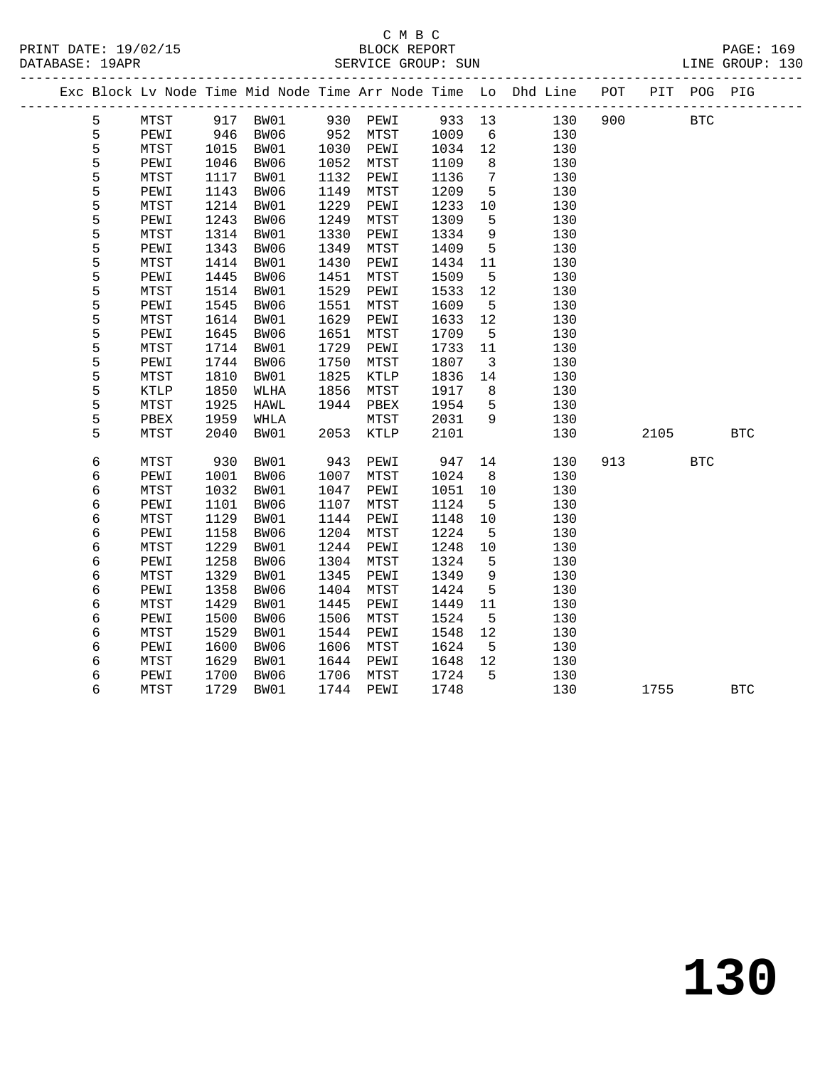C M B C
BLOCK REPORT
SERVICE GROUP: SUN

PRINT DATE: 19/02/15
DATABASE: 19APR
LINE GROUP: 130

| Exc | Block | Lv | Node | Time | Mid Node | Time | Arr Node | Time | Lo | Dhd Line | POT | PIT | POG | PIG |
|---|---|---|---|---|---|---|---|---|---|---|---|---|---|---|
| | 5 | | MTST | 917 | BW01 | 930 | PEWI | 933 | 13 | 130 | 900 | | BTC | |
| | 5 | | PEWI | 946 | BW06 | 952 | MTST | 1009 | 6 | 130 | | | | |
| | 5 | | MTST | 1015 | BW01 | 1030 | PEWI | 1034 | 12 | 130 | | | | |
| | 5 | | PEWI | 1046 | BW06 | 1052 | MTST | 1109 | 8 | 130 | | | | |
| | 5 | | MTST | 1117 | BW01 | 1132 | PEWI | 1136 | 7 | 130 | | | | |
| | 5 | | PEWI | 1143 | BW06 | 1149 | MTST | 1209 | 5 | 130 | | | | |
| | 5 | | MTST | 1214 | BW01 | 1229 | PEWI | 1233 | 10 | 130 | | | | |
| | 5 | | PEWI | 1243 | BW06 | 1249 | MTST | 1309 | 5 | 130 | | | | |
| | 5 | | MTST | 1314 | BW01 | 1330 | PEWI | 1334 | 9 | 130 | | | | |
| | 5 | | PEWI | 1343 | BW06 | 1349 | MTST | 1409 | 5 | 130 | | | | |
| | 5 | | MTST | 1414 | BW01 | 1430 | PEWI | 1434 | 11 | 130 | | | | |
| | 5 | | PEWI | 1445 | BW06 | 1451 | MTST | 1509 | 5 | 130 | | | | |
| | 5 | | MTST | 1514 | BW01 | 1529 | PEWI | 1533 | 12 | 130 | | | | |
| | 5 | | PEWI | 1545 | BW06 | 1551 | MTST | 1609 | 5 | 130 | | | | |
| | 5 | | MTST | 1614 | BW01 | 1629 | PEWI | 1633 | 12 | 130 | | | | |
| | 5 | | PEWI | 1645 | BW06 | 1651 | MTST | 1709 | 5 | 130 | | | | |
| | 5 | | MTST | 1714 | BW01 | 1729 | PEWI | 1733 | 11 | 130 | | | | |
| | 5 | | PEWI | 1744 | BW06 | 1750 | MTST | 1807 | 3 | 130 | | | | |
| | 5 | | MTST | 1810 | BW01 | 1825 | KTLP | 1836 | 14 | 130 | | | | |
| | 5 | | KTLP | 1850 | WLHA | 1856 | MTST | 1917 | 8 | 130 | | | | |
| | 5 | | MTST | 1925 | HAWL | 1944 | PBEX | 1954 | 5 | 130 | | | | |
| | 5 | | PBEX | 1959 | WHLA | | MTST | 2031 | 9 | 130 | | | | |
| | 5 | | MTST | 2040 | BW01 | 2053 | KTLP | 2101 | | 130 | | 2105 | | BTC |
| | 6 | | MTST | 930 | BW01 | 943 | PEWI | 947 | 14 | 130 | 913 | | BTC | |
| | 6 | | PEWI | 1001 | BW06 | 1007 | MTST | 1024 | 8 | 130 | | | | |
| | 6 | | MTST | 1032 | BW01 | 1047 | PEWI | 1051 | 10 | 130 | | | | |
| | 6 | | PEWI | 1101 | BW06 | 1107 | MTST | 1124 | 5 | 130 | | | | |
| | 6 | | MTST | 1129 | BW01 | 1144 | PEWI | 1148 | 10 | 130 | | | | |
| | 6 | | PEWI | 1158 | BW06 | 1204 | MTST | 1224 | 5 | 130 | | | | |
| | 6 | | MTST | 1229 | BW01 | 1244 | PEWI | 1248 | 10 | 130 | | | | |
| | 6 | | PEWI | 1258 | BW06 | 1304 | MTST | 1324 | 5 | 130 | | | | |
| | 6 | | MTST | 1329 | BW01 | 1345 | PEWI | 1349 | 9 | 130 | | | | |
| | 6 | | PEWI | 1358 | BW06 | 1404 | MTST | 1424 | 5 | 130 | | | | |
| | 6 | | MTST | 1429 | BW01 | 1445 | PEWI | 1449 | 11 | 130 | | | | |
| | 6 | | PEWI | 1500 | BW06 | 1506 | MTST | 1524 | 5 | 130 | | | | |
| | 6 | | MTST | 1529 | BW01 | 1544 | PEWI | 1548 | 12 | 130 | | | | |
| | 6 | | PEWI | 1600 | BW06 | 1606 | MTST | 1624 | 5 | 130 | | | | |
| | 6 | | MTST | 1629 | BW01 | 1644 | PEWI | 1648 | 12 | 130 | | | | |
| | 6 | | PEWI | 1700 | BW06 | 1706 | MTST | 1724 | 5 | 130 | | | | |
| | 6 | | MTST | 1729 | BW01 | 1744 | PEWI | 1748 | | 130 | | 1755 | | BTC |

**130**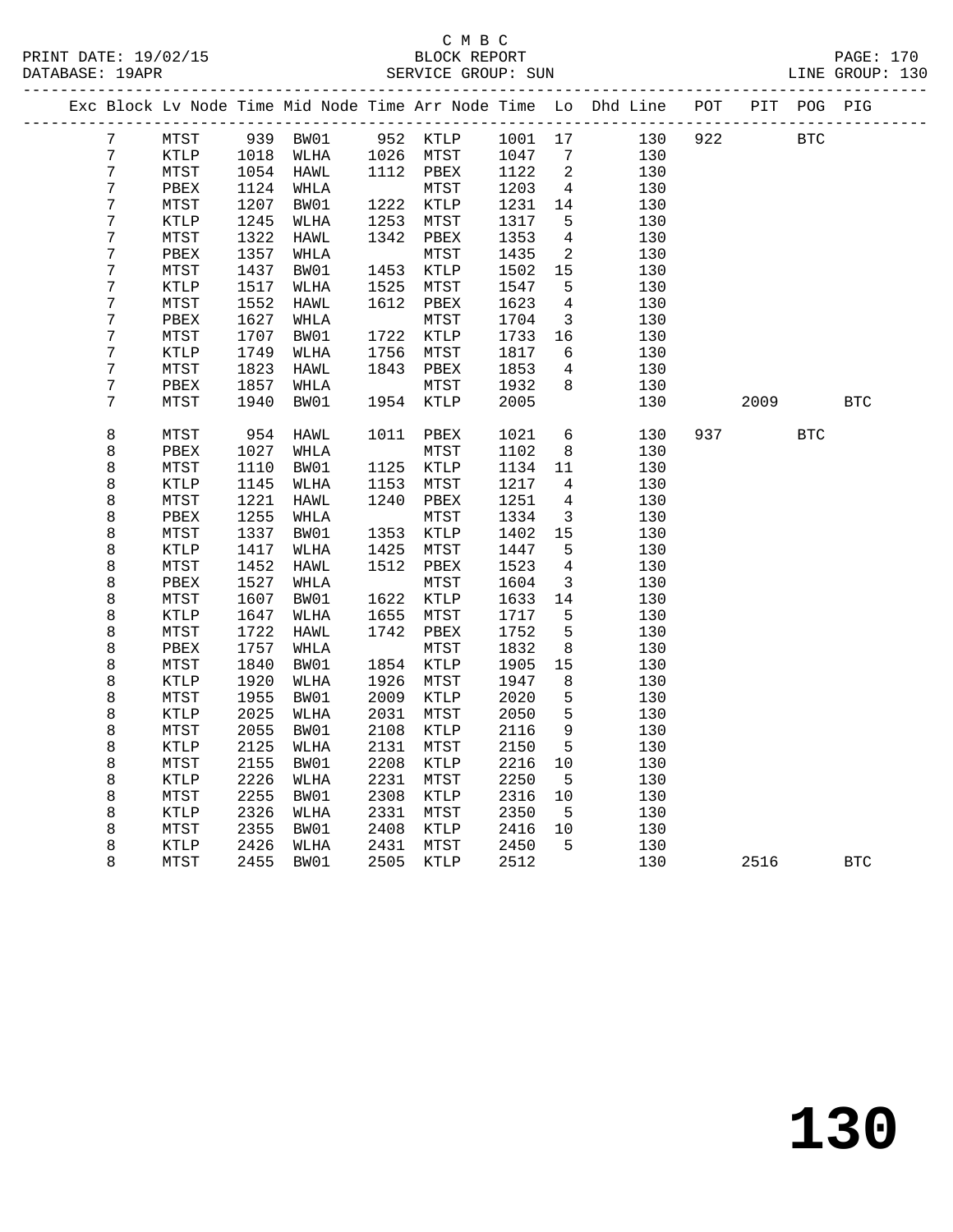C M B C
BLOCK REPORT
SERVICE GROUP: SUN

PRINT DATE: 19/02/15
DATABASE: 19APR
LINE GROUP: 130

| Exc | Block | Lv | Node | Time | Mid Node | Time | Arr Node | Time | Lo | Dhd Line | POT | PIT | POG | PIG |
|---|---|---|---|---|---|---|---|---|---|---|---|---|---|---|
| | 7 | | MTST | 939 | BW01 | 952 | KTLP | 1001 | 17 | 130 | 922 | | BTC | |
| | 7 | | KTLP | 1018 | WLHA | 1026 | MTST | 1047 | 7 | 130 | | | | |
| | 7 | | MTST | 1054 | HAWL | 1112 | PBEX | 1122 | 2 | 130 | | | | |
| | 7 | | PBEX | 1124 | WHLA | | MTST | 1203 | 4 | 130 | | | | |
| | 7 | | MTST | 1207 | BW01 | 1222 | KTLP | 1231 | 14 | 130 | | | | |
| | 7 | | KTLP | 1245 | WLHA | 1253 | MTST | 1317 | 5 | 130 | | | | |
| | 7 | | MTST | 1322 | HAWL | 1342 | PBEX | 1353 | 4 | 130 | | | | |
| | 7 | | PBEX | 1357 | WHLA | | MTST | 1435 | 2 | 130 | | | | |
| | 7 | | MTST | 1437 | BW01 | 1453 | KTLP | 1502 | 15 | 130 | | | | |
| | 7 | | KTLP | 1517 | WLHA | 1525 | MTST | 1547 | 5 | 130 | | | | |
| | 7 | | MTST | 1552 | HAWL | 1612 | PBEX | 1623 | 4 | 130 | | | | |
| | 7 | | PBEX | 1627 | WHLA | | MTST | 1704 | 3 | 130 | | | | |
| | 7 | | MTST | 1707 | BW01 | 1722 | KTLP | 1733 | 16 | 130 | | | | |
| | 7 | | KTLP | 1749 | WLHA | 1756 | MTST | 1817 | 6 | 130 | | | | |
| | 7 | | MTST | 1823 | HAWL | 1843 | PBEX | 1853 | 4 | 130 | | | | |
| | 7 | | PBEX | 1857 | WHLA | | MTST | 1932 | 8 | 130 | | | | |
| | 7 | | MTST | 1940 | BW01 | 1954 | KTLP | 2005 | | 130 | | 2009 | | BTC |
| | 8 | | MTST | 954 | HAWL | 1011 | PBEX | 1021 | 6 | 130 | 937 | | BTC | |
| | 8 | | PBEX | 1027 | WHLA | | MTST | 1102 | 8 | 130 | | | | |
| | 8 | | MTST | 1110 | BW01 | 1125 | KTLP | 1134 | 11 | 130 | | | | |
| | 8 | | KTLP | 1145 | WLHA | 1153 | MTST | 1217 | 4 | 130 | | | | |
| | 8 | | MTST | 1221 | HAWL | 1240 | PBEX | 1251 | 4 | 130 | | | | |
| | 8 | | PBEX | 1255 | WHLA | | MTST | 1334 | 3 | 130 | | | | |
| | 8 | | MTST | 1337 | BW01 | 1353 | KTLP | 1402 | 15 | 130 | | | | |
| | 8 | | KTLP | 1417 | WLHA | 1425 | MTST | 1447 | 5 | 130 | | | | |
| | 8 | | MTST | 1452 | HAWL | 1512 | PBEX | 1523 | 4 | 130 | | | | |
| | 8 | | PBEX | 1527 | WHLA | | MTST | 1604 | 3 | 130 | | | | |
| | 8 | | MTST | 1607 | BW01 | 1622 | KTLP | 1633 | 14 | 130 | | | | |
| | 8 | | KTLP | 1647 | WLHA | 1655 | MTST | 1717 | 5 | 130 | | | | |
| | 8 | | MTST | 1722 | HAWL | 1742 | PBEX | 1752 | 5 | 130 | | | | |
| | 8 | | PBEX | 1757 | WHLA | | MTST | 1832 | 8 | 130 | | | | |
| | 8 | | MTST | 1840 | BW01 | 1854 | KTLP | 1905 | 15 | 130 | | | | |
| | 8 | | KTLP | 1920 | WLHA | 1926 | MTST | 1947 | 8 | 130 | | | | |
| | 8 | | MTST | 1955 | BW01 | 2009 | KTLP | 2020 | 5 | 130 | | | | |
| | 8 | | KTLP | 2025 | WLHA | 2031 | MTST | 2050 | 5 | 130 | | | | |
| | 8 | | MTST | 2055 | BW01 | 2108 | KTLP | 2116 | 9 | 130 | | | | |
| | 8 | | KTLP | 2125 | WLHA | 2131 | MTST | 2150 | 5 | 130 | | | | |
| | 8 | | MTST | 2155 | BW01 | 2208 | KTLP | 2216 | 10 | 130 | | | | |
| | 8 | | KTLP | 2226 | WLHA | 2231 | MTST | 2250 | 5 | 130 | | | | |
| | 8 | | MTST | 2255 | BW01 | 2308 | KTLP | 2316 | 10 | 130 | | | | |
| | 8 | | KTLP | 2326 | WLHA | 2331 | MTST | 2350 | 5 | 130 | | | | |
| | 8 | | MTST | 2355 | BW01 | 2408 | KTLP | 2416 | 10 | 130 | | | | |
| | 8 | | KTLP | 2426 | WLHA | 2431 | MTST | 2450 | 5 | 130 | | | | |
| | 8 | | MTST | 2455 | BW01 | 2505 | KTLP | 2512 | | 130 | | 2516 | | BTC |

# 130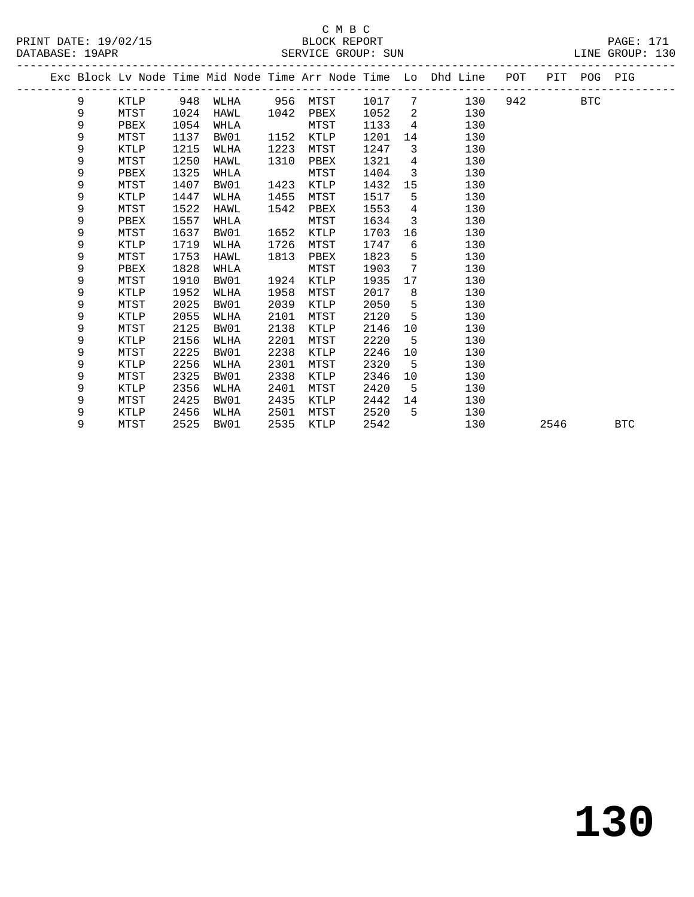C M B C

BLOCK REPORT

PRINT DATE: 19/02/15 &nbsp;&nbsp;&nbsp; DATABASE: 19APR &nbsp;&nbsp;&nbsp; SERVICE GROUP: SUN &nbsp;&nbsp;&nbsp; LINE GROUP: 130

| Exc | Block | Lv | Node | Time | Mid Node | Time | Arr Node | Time | Lo | Dhd Line | POT | PIT | POG | PIG |
|---|---|---|---|---|---|---|---|---|---|---|---|---|---|---|
| | 9 | | KTLP | 948 | WLHA | 956 | MTST | 1017 | 7 | 130 | 942 | | BTC | |
| | 9 | | MTST | 1024 | HAWL | 1042 | PBEX | 1052 | 2 | 130 | | | | |
| | 9 | | PBEX | 1054 | WHLA | | MTST | 1133 | 4 | 130 | | | | |
| | 9 | | MTST | 1137 | BW01 | 1152 | KTLP | 1201 | 14 | 130 | | | | |
| | 9 | | KTLP | 1215 | WLHA | 1223 | MTST | 1247 | 3 | 130 | | | | |
| | 9 | | MTST | 1250 | HAWL | 1310 | PBEX | 1321 | 4 | 130 | | | | |
| | 9 | | PBEX | 1325 | WHLA | | MTST | 1404 | 3 | 130 | | | | |
| | 9 | | MTST | 1407 | BW01 | 1423 | KTLP | 1432 | 15 | 130 | | | | |
| | 9 | | KTLP | 1447 | WLHA | 1455 | MTST | 1517 | 5 | 130 | | | | |
| | 9 | | MTST | 1522 | HAWL | 1542 | PBEX | 1553 | 4 | 130 | | | | |
| | 9 | | PBEX | 1557 | WHLA | | MTST | 1634 | 3 | 130 | | | | |
| | 9 | | MTST | 1637 | BW01 | 1652 | KTLP | 1703 | 16 | 130 | | | | |
| | 9 | | KTLP | 1719 | WLHA | 1726 | MTST | 1747 | 6 | 130 | | | | |
| | 9 | | MTST | 1753 | HAWL | 1813 | PBEX | 1823 | 5 | 130 | | | | |
| | 9 | | PBEX | 1828 | WHLA | | MTST | 1903 | 7 | 130 | | | | |
| | 9 | | MTST | 1910 | BW01 | 1924 | KTLP | 1935 | 17 | 130 | | | | |
| | 9 | | KTLP | 1952 | WLHA | 1958 | MTST | 2017 | 8 | 130 | | | | |
| | 9 | | MTST | 2025 | BW01 | 2039 | KTLP | 2050 | 5 | 130 | | | | |
| | 9 | | KTLP | 2055 | WLHA | 2101 | MTST | 2120 | 5 | 130 | | | | |
| | 9 | | MTST | 2125 | BW01 | 2138 | KTLP | 2146 | 10 | 130 | | | | |
| | 9 | | KTLP | 2156 | WLHA | 2201 | MTST | 2220 | 5 | 130 | | | | |
| | 9 | | MTST | 2225 | BW01 | 2238 | KTLP | 2246 | 10 | 130 | | | | |
| | 9 | | KTLP | 2256 | WLHA | 2301 | MTST | 2320 | 5 | 130 | | | | |
| | 9 | | MTST | 2325 | BW01 | 2338 | KTLP | 2346 | 10 | 130 | | | | |
| | 9 | | KTLP | 2356 | WLHA | 2401 | MTST | 2420 | 5 | 130 | | | | |
| | 9 | | MTST | 2425 | BW01 | 2435 | KTLP | 2442 | 14 | 130 | | | | |
| | 9 | | KTLP | 2456 | WLHA | 2501 | MTST | 2520 | 5 | 130 | | | | |
| | 9 | | MTST | 2525 | BW01 | 2535 | KTLP | 2542 | | 130 | | 2546 | | BTC |

# 130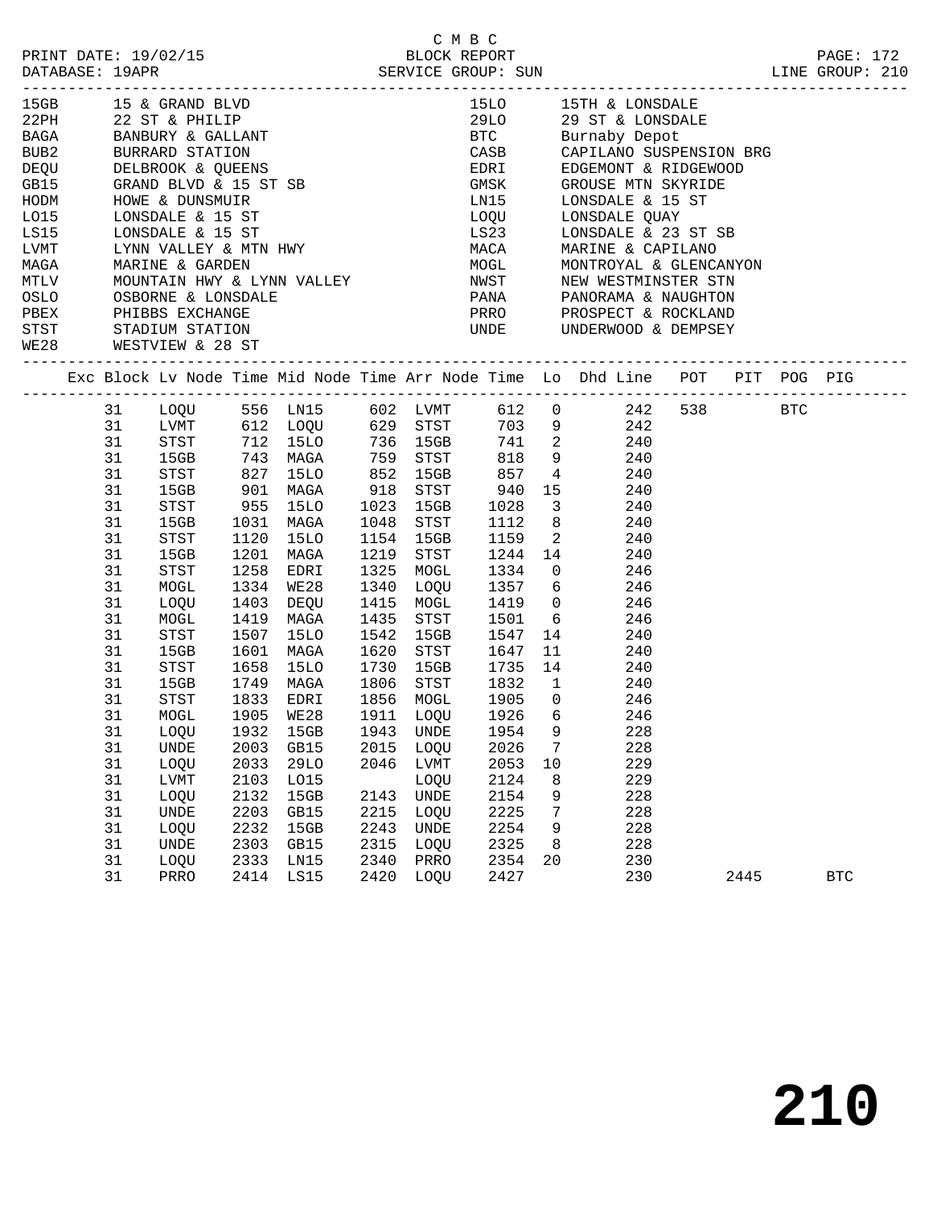C M B C

PRINT DATE: 19/02/15 BLOCK REPORT PAGE: 172
DATABASE: 19APR SERVICE GROUP: SUN LINE GROUP: 210

| Code | Description | Code | Description |
|---|---|---|---|
| 15GB | 15 & GRAND BLVD | 15LO | 15TH & LONSDALE |
| 22PH | 22 ST & PHILIP | 29LO | 29 ST & LONSDALE |
| BAGA | BANBURY & GALLANT | BTC | Burnaby Depot |
| BUB2 | BURRARD STATION | CASB | CAPILANO SUSPENSION BRG |
| DEQU | DELBROOK & QUEENS | EDRI | EDGEMONT & RIDGEWOOD |
| GB15 | GRAND BLVD & 15 ST SB | GMSK | GROUSE MTN SKYRIDE |
| HODM | HOWE & DUNSMUIR | LN15 | LONSDALE & 15 ST |
| LO15 | LONSDALE & 15 ST | LOQU | LONSDALE QUAY |
| LS15 | LONSDALE & 15 ST | LS23 | LONSDALE & 23 ST SB |
| LVMT | LYNN VALLEY & MTN HWY | MACA | MARINE & CAPILANO |
| MAGA | MARINE & GARDEN | MOGL | MONTROYAL & GLENCANYON |
| MTLV | MOUNTAIN HWY & LYNN VALLEY | NWST | NEW WESTMINSTER STN |
| OSLO | OSBORNE & LONSDALE | PANA | PANORAMA & NAUGHTON |
| PBEX | PHIBBS EXCHANGE | PRRO | PROSPECT & ROCKLAND |
| STST | STADIUM STATION | UNDE | UNDERWOOD & DEMPSEY |
| WE28 | WESTVIEW & 28 ST | | |

| Exc | Block | Lv Node | Time | Mid Node | Time | Arr Node | Time | Lo | Dhd Line | POT | PIT | POG | PIG |
|---|---|---|---|---|---|---|---|---|---|---|---|---|---|
| | 31 | LOQU | 556 | LN15 | 602 | LVMT | 612 | 0 | 242 | 538 | | BTC | |
| | 31 | LVMT | 612 | LOQU | 629 | STST | 703 | 9 | 242 | | | | |
| | 31 | STST | 712 | 15LO | 736 | 15GB | 741 | 2 | 240 | | | | |
| | 31 | 15GB | 743 | MAGA | 759 | STST | 818 | 9 | 240 | | | | |
| | 31 | STST | 827 | 15LO | 852 | 15GB | 857 | 4 | 240 | | | | |
| | 31 | 15GB | 901 | MAGA | 918 | STST | 940 | 15 | 240 | | | | |
| | 31 | STST | 955 | 15LO | 1023 | 15GB | 1028 | 3 | 240 | | | | |
| | 31 | 15GB | 1031 | MAGA | 1048 | STST | 1112 | 8 | 240 | | | | |
| | 31 | STST | 1120 | 15LO | 1154 | 15GB | 1159 | 2 | 240 | | | | |
| | 31 | 15GB | 1201 | MAGA | 1219 | STST | 1244 | 14 | 240 | | | | |
| | 31 | STST | 1258 | EDRI | 1325 | MOGL | 1334 | 0 | 246 | | | | |
| | 31 | MOGL | 1334 | WE28 | 1340 | LOQU | 1357 | 6 | 246 | | | | |
| | 31 | LOQU | 1403 | DEQU | 1415 | MOGL | 1419 | 0 | 246 | | | | |
| | 31 | MOGL | 1419 | MAGA | 1435 | STST | 1501 | 6 | 246 | | | | |
| | 31 | STST | 1507 | 15LO | 1542 | 15GB | 1547 | 14 | 240 | | | | |
| | 31 | 15GB | 1601 | MAGA | 1620 | STST | 1647 | 11 | 240 | | | | |
| | 31 | STST | 1658 | 15LO | 1730 | 15GB | 1735 | 14 | 240 | | | | |
| | 31 | 15GB | 1749 | MAGA | 1806 | STST | 1832 | 1 | 240 | | | | |
| | 31 | STST | 1833 | EDRI | 1856 | MOGL | 1905 | 0 | 246 | | | | |
| | 31 | MOGL | 1905 | WE28 | 1911 | LOQU | 1926 | 6 | 246 | | | | |
| | 31 | LOQU | 1932 | 15GB | 1943 | UNDE | 1954 | 9 | 228 | | | | |
| | 31 | UNDE | 2003 | GB15 | 2015 | LOQU | 2026 | 7 | 228 | | | | |
| | 31 | LOQU | 2033 | 29LO | 2046 | LVMT | 2053 | 10 | 229 | | | | |
| | 31 | LVMT | 2103 | LO15 | | LOQU | 2124 | 8 | 229 | | | | |
| | 31 | LOQU | 2132 | 15GB | 2143 | UNDE | 2154 | 9 | 228 | | | | |
| | 31 | UNDE | 2203 | GB15 | 2215 | LOQU | 2225 | 7 | 228 | | | | |
| | 31 | LOQU | 2232 | 15GB | 2243 | UNDE | 2254 | 9 | 228 | | | | |
| | 31 | UNDE | 2303 | GB15 | 2315 | LOQU | 2325 | 8 | 228 | | | | |
| | 31 | LOQU | 2333 | LN15 | 2340 | PRRO | 2354 | 20 | 230 | | | | |
| | 31 | PRRO | 2414 | LS15 | 2420 | LOQU | 2427 | | 230 | | 2445 | | BTC |

# 210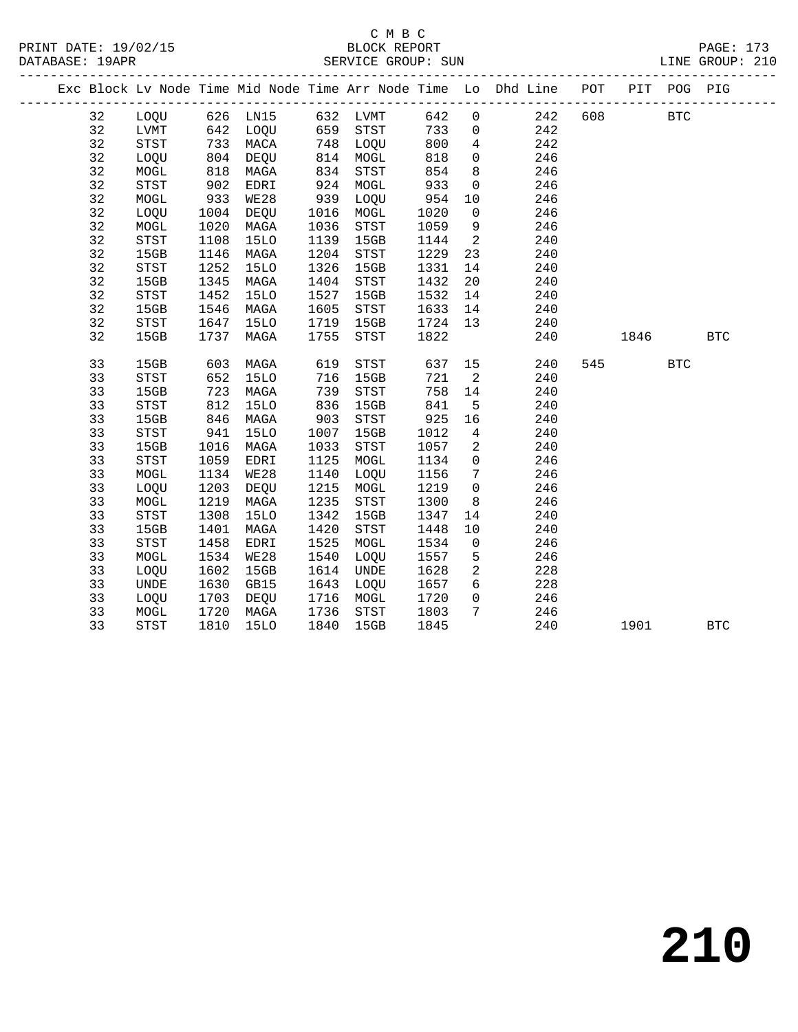C M B C
BLOCK REPORT
SERVICE GROUP: SUN

PRINT DATE: 19/02/15
DATABASE: 19APR
LINE GROUP: 210

| Exc | Block | Lv Node | Time | Mid Node | Time | Arr Node | Time | Lo | Dhd Line | POT | PIT | POG | PIG |
|---|---|---|---|---|---|---|---|---|---|---|---|---|---|
| | 32 | LOQU | 626 | LN15 | 632 | LVMT | 642 | 0 | 242 | 608 | | BTC | |
| | 32 | LVMT | 642 | LOQU | 659 | STST | 733 | 0 | 242 | | | | |
| | 32 | STST | 733 | MACA | 748 | LOQU | 800 | 4 | 242 | | | | |
| | 32 | LOQU | 804 | DEQU | 814 | MOGL | 818 | 0 | 246 | | | | |
| | 32 | MOGL | 818 | MAGA | 834 | STST | 854 | 8 | 246 | | | | |
| | 32 | STST | 902 | EDRI | 924 | MOGL | 933 | 0 | 246 | | | | |
| | 32 | MOGL | 933 | WE28 | 939 | LOQU | 954 | 10 | 246 | | | | |
| | 32 | LOQU | 1004 | DEQU | 1016 | MOGL | 1020 | 0 | 246 | | | | |
| | 32 | MOGL | 1020 | MAGA | 1036 | STST | 1059 | 9 | 246 | | | | |
| | 32 | STST | 1108 | 15LO | 1139 | 15GB | 1144 | 2 | 240 | | | | |
| | 32 | 15GB | 1146 | MAGA | 1204 | STST | 1229 | 23 | 240 | | | | |
| | 32 | STST | 1252 | 15LO | 1326 | 15GB | 1331 | 14 | 240 | | | | |
| | 32 | 15GB | 1345 | MAGA | 1404 | STST | 1432 | 20 | 240 | | | | |
| | 32 | STST | 1452 | 15LO | 1527 | 15GB | 1532 | 14 | 240 | | | | |
| | 32 | 15GB | 1546 | MAGA | 1605 | STST | 1633 | 14 | 240 | | | | |
| | 32 | STST | 1647 | 15LO | 1719 | 15GB | 1724 | 13 | 240 | | | | |
| | 32 | 15GB | 1737 | MAGA | 1755 | STST | 1822 | | 240 | | 1846 | | BTC |
| | 33 | 15GB | 603 | MAGA | 619 | STST | 637 | 15 | 240 | 545 | | BTC | |
| | 33 | STST | 652 | 15LO | 716 | 15GB | 721 | 2 | 240 | | | | |
| | 33 | 15GB | 723 | MAGA | 739 | STST | 758 | 14 | 240 | | | | |
| | 33 | STST | 812 | 15LO | 836 | 15GB | 841 | 5 | 240 | | | | |
| | 33 | 15GB | 846 | MAGA | 903 | STST | 925 | 16 | 240 | | | | |
| | 33 | STST | 941 | 15LO | 1007 | 15GB | 1012 | 4 | 240 | | | | |
| | 33 | 15GB | 1016 | MAGA | 1033 | STST | 1057 | 2 | 240 | | | | |
| | 33 | STST | 1059 | EDRI | 1125 | MOGL | 1134 | 0 | 246 | | | | |
| | 33 | MOGL | 1134 | WE28 | 1140 | LOQU | 1156 | 7 | 246 | | | | |
| | 33 | LOQU | 1203 | DEQU | 1215 | MOGL | 1219 | 0 | 246 | | | | |
| | 33 | MOGL | 1219 | MAGA | 1235 | STST | 1300 | 8 | 246 | | | | |
| | 33 | STST | 1308 | 15LO | 1342 | 15GB | 1347 | 14 | 240 | | | | |
| | 33 | 15GB | 1401 | MAGA | 1420 | STST | 1448 | 10 | 240 | | | | |
| | 33 | STST | 1458 | EDRI | 1525 | MOGL | 1534 | 0 | 246 | | | | |
| | 33 | MOGL | 1534 | WE28 | 1540 | LOQU | 1557 | 5 | 246 | | | | |
| | 33 | LOQU | 1602 | 15GB | 1614 | UNDE | 1628 | 2 | 228 | | | | |
| | 33 | UNDE | 1630 | GB15 | 1643 | LOQU | 1657 | 6 | 228 | | | | |
| | 33 | LOQU | 1703 | DEQU | 1716 | MOGL | 1720 | 0 | 246 | | | | |
| | 33 | MOGL | 1720 | MAGA | 1736 | STST | 1803 | 7 | 246 | | | | |
| | 33 | STST | 1810 | 15LO | 1840 | 15GB | 1845 | | 240 | | 1901 | | BTC |

210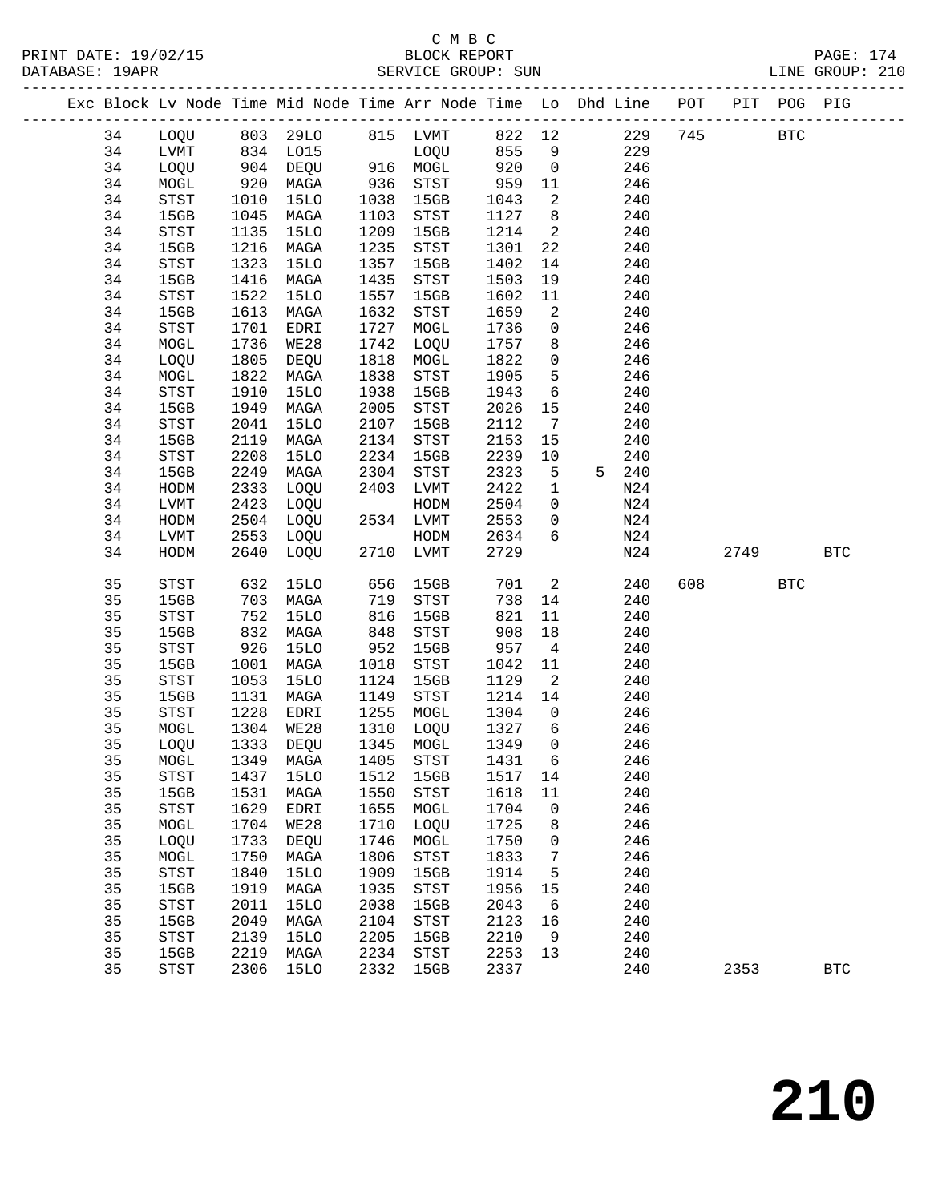C M B C

BLOCK REPORT

SERVICE GROUP: SUN

LINE GROUP: 210

| Exc | Block | Lv Node | Time | Mid Node | Time | Arr Node | Time | Lo | Dhd | Line | POT | PIT | POG | PIG |
|---|---|---|---|---|---|---|---|---|---|---|---|---|---|---|
| | 34 | LOQU | 803 | 29LO | 815 | LVMT | 822 | 12 | | 229 | 745 | | BTC | |
| | 34 | LVMT | 834 | LO15 | | LOQU | 855 | 9 | | 229 | | | | |
| | 34 | LOQU | 904 | DEQU | 916 | MOGL | 920 | 0 | | 246 | | | | |
| | 34 | MOGL | 920 | MAGA | 936 | STST | 959 | 11 | | 246 | | | | |
| | 34 | STST | 1010 | 15LO | 1038 | 15GB | 1043 | 2 | | 240 | | | | |
| | 34 | 15GB | 1045 | MAGA | 1103 | STST | 1127 | 8 | | 240 | | | | |
| | 34 | STST | 1135 | 15LO | 1209 | 15GB | 1214 | 2 | | 240 | | | | |
| | 34 | 15GB | 1216 | MAGA | 1235 | STST | 1301 | 22 | | 240 | | | | |
| | 34 | STST | 1323 | 15LO | 1357 | 15GB | 1402 | 14 | | 240 | | | | |
| | 34 | 15GB | 1416 | MAGA | 1435 | STST | 1503 | 19 | | 240 | | | | |
| | 34 | STST | 1522 | 15LO | 1557 | 15GB | 1602 | 11 | | 240 | | | | |
| | 34 | 15GB | 1613 | MAGA | 1632 | STST | 1659 | 2 | | 240 | | | | |
| | 34 | STST | 1701 | EDRI | 1727 | MOGL | 1736 | 0 | | 246 | | | | |
| | 34 | MOGL | 1736 | WE28 | 1742 | LOQU | 1757 | 8 | | 246 | | | | |
| | 34 | LOQU | 1805 | DEQU | 1818 | MOGL | 1822 | 0 | | 246 | | | | |
| | 34 | MOGL | 1822 | MAGA | 1838 | STST | 1905 | 5 | | 246 | | | | |
| | 34 | STST | 1910 | 15LO | 1938 | 15GB | 1943 | 6 | | 240 | | | | |
| | 34 | 15GB | 1949 | MAGA | 2005 | STST | 2026 | 15 | | 240 | | | | |
| | 34 | STST | 2041 | 15LO | 2107 | 15GB | 2112 | 7 | | 240 | | | | |
| | 34 | 15GB | 2119 | MAGA | 2134 | STST | 2153 | 15 | | 240 | | | | |
| | 34 | STST | 2208 | 15LO | 2234 | 15GB | 2239 | 10 | | 240 | | | | |
| | 34 | 15GB | 2249 | MAGA | 2304 | STST | 2323 | 5 | 5 | 240 | | | | |
| | 34 | HODM | 2333 | LOQU | 2403 | LVMT | 2422 | 1 | | N24 | | | | |
| | 34 | LVMT | 2423 | LOQU | | HODM | 2504 | 0 | | N24 | | | | |
| | 34 | HODM | 2504 | LOQU | 2534 | LVMT | 2553 | 0 | | N24 | | | | |
| | 34 | LVMT | 2553 | LOQU | | HODM | 2634 | 6 | | N24 | | | | |
| | 34 | HODM | 2640 | LOQU | 2710 | LVMT | 2729 | | | N24 | | 2749 | | BTC |
| | 35 | STST | 632 | 15LO | 656 | 15GB | 701 | 2 | | 240 | 608 | | BTC | |
| | 35 | 15GB | 703 | MAGA | 719 | STST | 738 | 14 | | 240 | | | | |
| | 35 | STST | 752 | 15LO | 816 | 15GB | 821 | 11 | | 240 | | | | |
| | 35 | 15GB | 832 | MAGA | 848 | STST | 908 | 18 | | 240 | | | | |
| | 35 | STST | 926 | 15LO | 952 | 15GB | 957 | 4 | | 240 | | | | |
| | 35 | 15GB | 1001 | MAGA | 1018 | STST | 1042 | 11 | | 240 | | | | |
| | 35 | STST | 1053 | 15LO | 1124 | 15GB | 1129 | 2 | | 240 | | | | |
| | 35 | 15GB | 1131 | MAGA | 1149 | STST | 1214 | 14 | | 240 | | | | |
| | 35 | STST | 1228 | EDRI | 1255 | MOGL | 1304 | 0 | | 246 | | | | |
| | 35 | MOGL | 1304 | WE28 | 1310 | LOQU | 1327 | 6 | | 246 | | | | |
| | 35 | LOQU | 1333 | DEQU | 1345 | MOGL | 1349 | 0 | | 246 | | | | |
| | 35 | MOGL | 1349 | MAGA | 1405 | STST | 1431 | 6 | | 246 | | | | |
| | 35 | STST | 1437 | 15LO | 1512 | 15GB | 1517 | 14 | | 240 | | | | |
| | 35 | 15GB | 1531 | MAGA | 1550 | STST | 1618 | 11 | | 240 | | | | |
| | 35 | STST | 1629 | EDRI | 1655 | MOGL | 1704 | 0 | | 246 | | | | |
| | 35 | MOGL | 1704 | WE28 | 1710 | LOQU | 1725 | 8 | | 246 | | | | |
| | 35 | LOQU | 1733 | DEQU | 1746 | MOGL | 1750 | 0 | | 246 | | | | |
| | 35 | MOGL | 1750 | MAGA | 1806 | STST | 1833 | 7 | | 246 | | | | |
| | 35 | STST | 1840 | 15LO | 1909 | 15GB | 1914 | 5 | | 240 | | | | |
| | 35 | 15GB | 1919 | MAGA | 1935 | STST | 1956 | 15 | | 240 | | | | |
| | 35 | STST | 2011 | 15LO | 2038 | 15GB | 2043 | 6 | | 240 | | | | |
| | 35 | 15GB | 2049 | MAGA | 2104 | STST | 2123 | 16 | | 240 | | | | |
| | 35 | STST | 2139 | 15LO | 2205 | 15GB | 2210 | 9 | | 240 | | | | |
| | 35 | 15GB | 2219 | MAGA | 2234 | STST | 2253 | 13 | | 240 | | | | |
| | 35 | STST | 2306 | 15LO | 2332 | 15GB | 2337 | | | 240 | | 2353 | | BTC |

# 210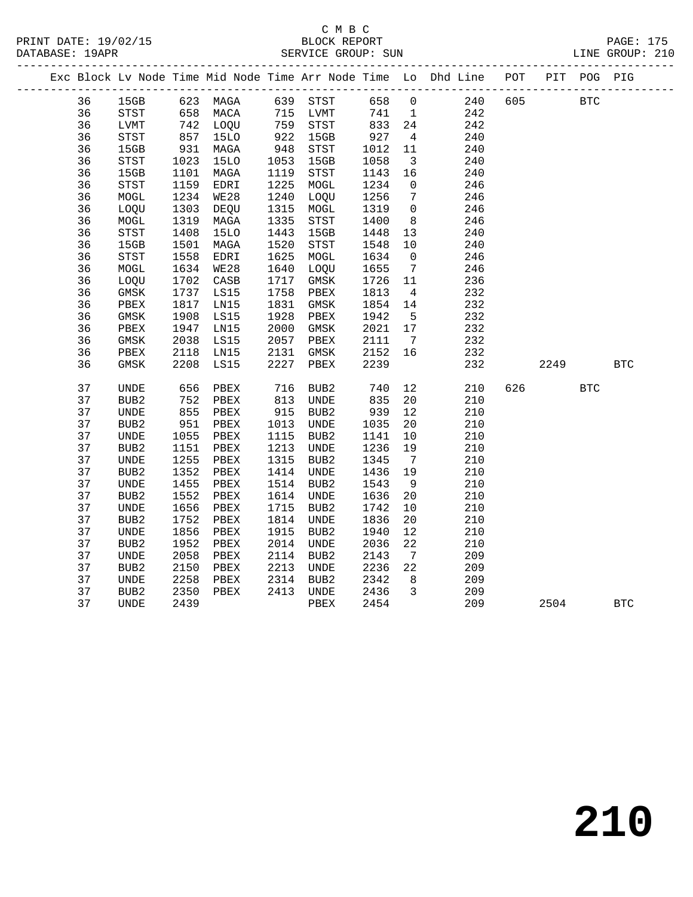# C M B C

BLOCK REPORT

PRINT DATE: 19/02/15 DATABASE: 19APR SERVICE GROUP: SUN LINE GROUP: 210

| Exc | Block | Lv Node | Time | Mid Node | Time | Arr Node | Time | Lo | Dhd Line | POT | PIT | POG | PIG |
|---|---|---|---|---|---|---|---|---|---|---|---|---|---|
| | 36 | 15GB | 623 | MAGA | 639 | STST | 658 | 0 | 240 | 605 | | BTC | |
| | 36 | STST | 658 | MACA | 715 | LVMT | 741 | 1 | 242 | | | | |
| | 36 | LVMT | 742 | LOQU | 759 | STST | 833 | 24 | 242 | | | | |
| | 36 | STST | 857 | 15LO | 922 | 15GB | 927 | 4 | 240 | | | | |
| | 36 | 15GB | 931 | MAGA | 948 | STST | 1012 | 11 | 240 | | | | |
| | 36 | STST | 1023 | 15LO | 1053 | 15GB | 1058 | 3 | 240 | | | | |
| | 36 | 15GB | 1101 | MAGA | 1119 | STST | 1143 | 16 | 240 | | | | |
| | 36 | STST | 1159 | EDRI | 1225 | MOGL | 1234 | 0 | 246 | | | | |
| | 36 | MOGL | 1234 | WE28 | 1240 | LOQU | 1256 | 7 | 246 | | | | |
| | 36 | LOQU | 1303 | DEQU | 1315 | MOGL | 1319 | 0 | 246 | | | | |
| | 36 | MOGL | 1319 | MAGA | 1335 | STST | 1400 | 8 | 246 | | | | |
| | 36 | STST | 1408 | 15LO | 1443 | 15GB | 1448 | 13 | 240 | | | | |
| | 36 | 15GB | 1501 | MAGA | 1520 | STST | 1548 | 10 | 240 | | | | |
| | 36 | STST | 1558 | EDRI | 1625 | MOGL | 1634 | 0 | 246 | | | | |
| | 36 | MOGL | 1634 | WE28 | 1640 | LOQU | 1655 | 7 | 246 | | | | |
| | 36 | LOQU | 1702 | CASB | 1717 | GMSK | 1726 | 11 | 236 | | | | |
| | 36 | GMSK | 1737 | LS15 | 1758 | PBEX | 1813 | 4 | 232 | | | | |
| | 36 | PBEX | 1817 | LN15 | 1831 | GMSK | 1854 | 14 | 232 | | | | |
| | 36 | GMSK | 1908 | LS15 | 1928 | PBEX | 1942 | 5 | 232 | | | | |
| | 36 | PBEX | 1947 | LN15 | 2000 | GMSK | 2021 | 17 | 232 | | | | |
| | 36 | GMSK | 2038 | LS15 | 2057 | PBEX | 2111 | 7 | 232 | | | | |
| | 36 | PBEX | 2118 | LN15 | 2131 | GMSK | 2152 | 16 | 232 | | | | |
| | 36 | GMSK | 2208 | LS15 | 2227 | PBEX | 2239 | | 232 | | 2249 | | BTC |
| | 37 | UNDE | 656 | PBEX | 716 | BUB2 | 740 | 12 | 210 | 626 | | BTC | |
| | 37 | BUB2 | 752 | PBEX | 813 | UNDE | 835 | 20 | 210 | | | | |
| | 37 | UNDE | 855 | PBEX | 915 | BUB2 | 939 | 12 | 210 | | | | |
| | 37 | BUB2 | 951 | PBEX | 1013 | UNDE | 1035 | 20 | 210 | | | | |
| | 37 | UNDE | 1055 | PBEX | 1115 | BUB2 | 1141 | 10 | 210 | | | | |
| | 37 | BUB2 | 1151 | PBEX | 1213 | UNDE | 1236 | 19 | 210 | | | | |
| | 37 | UNDE | 1255 | PBEX | 1315 | BUB2 | 1345 | 7 | 210 | | | | |
| | 37 | BUB2 | 1352 | PBEX | 1414 | UNDE | 1436 | 19 | 210 | | | | |
| | 37 | UNDE | 1455 | PBEX | 1514 | BUB2 | 1543 | 9 | 210 | | | | |
| | 37 | BUB2 | 1552 | PBEX | 1614 | UNDE | 1636 | 20 | 210 | | | | |
| | 37 | UNDE | 1656 | PBEX | 1715 | BUB2 | 1742 | 10 | 210 | | | | |
| | 37 | BUB2 | 1752 | PBEX | 1814 | UNDE | 1836 | 20 | 210 | | | | |
| | 37 | UNDE | 1856 | PBEX | 1915 | BUB2 | 1940 | 12 | 210 | | | | |
| | 37 | BUB2 | 1952 | PBEX | 2014 | UNDE | 2036 | 22 | 210 | | | | |
| | 37 | UNDE | 2058 | PBEX | 2114 | BUB2 | 2143 | 7 | 209 | | | | |
| | 37 | BUB2 | 2150 | PBEX | 2213 | UNDE | 2236 | 22 | 209 | | | | |
| | 37 | UNDE | 2258 | PBEX | 2314 | BUB2 | 2342 | 8 | 209 | | | | |
| | 37 | BUB2 | 2350 | PBEX | 2413 | UNDE | 2436 | 3 | 209 | | | | |
| | 37 | UNDE | 2439 | | | PBEX | 2454 | | 209 | | 2504 | | BTC |

# 210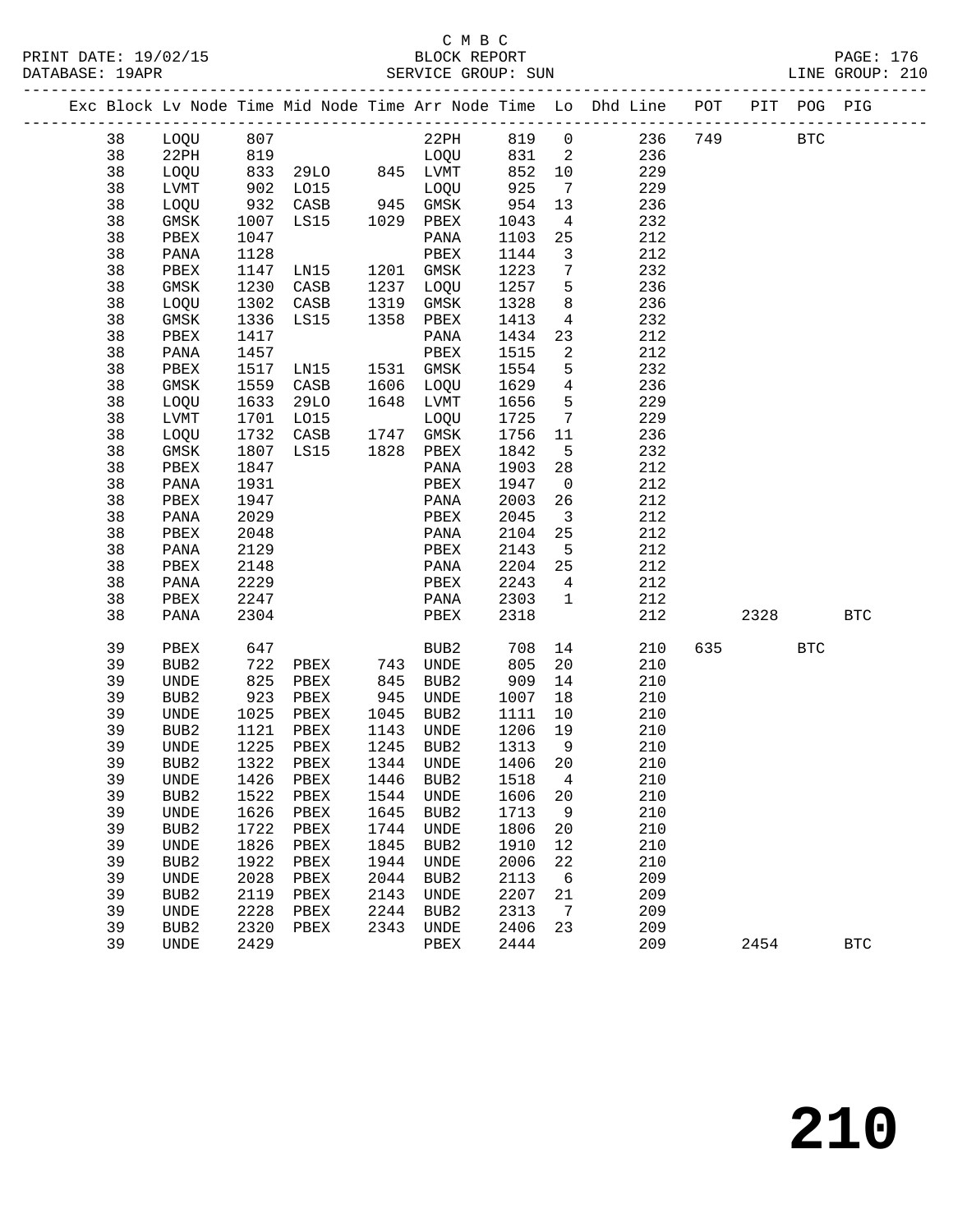C M B C
PRINT DATE: 19/02/15 BLOCK REPORT PAGE: 176
DATABASE: 19APR SERVICE GROUP: SUN LINE GROUP: 210

| Exc | Block | Lv | Node | Time | Mid Node | Time | Arr Node | Time | Lo | Dhd Line | POT | PIT | POG | PIG |
|---|---|---|---|---|---|---|---|---|---|---|---|---|---|---|
| | 38 | | LOQU | 807 | | | 22PH | 819 | 0 | 236 | 749 | | BTC | |
| | 38 | | 22PH | 819 | | | LOQU | 831 | 2 | 236 | | | | |
| | 38 | | LOQU | 833 | 29LO | 845 | LVMT | 852 | 10 | 229 | | | | |
| | 38 | | LVMT | 902 | LO15 | | LOQU | 925 | 7 | 229 | | | | |
| | 38 | | LOQU | 932 | CASB | 945 | GMSK | 954 | 13 | 236 | | | | |
| | 38 | | GMSK | 1007 | LS15 | 1029 | PBEX | 1043 | 4 | 232 | | | | |
| | 38 | | PBEX | 1047 | | | PANA | 1103 | 25 | 212 | | | | |
| | 38 | | PANA | 1128 | | | PBEX | 1144 | 3 | 212 | | | | |
| | 38 | | PBEX | 1147 | LN15 | 1201 | GMSK | 1223 | 7 | 232 | | | | |
| | 38 | | GMSK | 1230 | CASB | 1237 | LOQU | 1257 | 5 | 236 | | | | |
| | 38 | | LOQU | 1302 | CASB | 1319 | GMSK | 1328 | 8 | 236 | | | | |
| | 38 | | GMSK | 1336 | LS15 | 1358 | PBEX | 1413 | 4 | 232 | | | | |
| | 38 | | PBEX | 1417 | | | PANA | 1434 | 23 | 212 | | | | |
| | 38 | | PANA | 1457 | | | PBEX | 1515 | 2 | 212 | | | | |
| | 38 | | PBEX | 1517 | LN15 | 1531 | GMSK | 1554 | 5 | 232 | | | | |
| | 38 | | GMSK | 1559 | CASB | 1606 | LOQU | 1629 | 4 | 236 | | | | |
| | 38 | | LOQU | 1633 | 29LO | 1648 | LVMT | 1656 | 5 | 229 | | | | |
| | 38 | | LVMT | 1701 | LO15 | | LOQU | 1725 | 7 | 229 | | | | |
| | 38 | | LOQU | 1732 | CASB | 1747 | GMSK | 1756 | 11 | 236 | | | | |
| | 38 | | GMSK | 1807 | LS15 | 1828 | PBEX | 1842 | 5 | 232 | | | | |
| | 38 | | PBEX | 1847 | | | PANA | 1903 | 28 | 212 | | | | |
| | 38 | | PANA | 1931 | | | PBEX | 1947 | 0 | 212 | | | | |
| | 38 | | PBEX | 1947 | | | PANA | 2003 | 26 | 212 | | | | |
| | 38 | | PANA | 2029 | | | PBEX | 2045 | 3 | 212 | | | | |
| | 38 | | PBEX | 2048 | | | PANA | 2104 | 25 | 212 | | | | |
| | 38 | | PANA | 2129 | | | PBEX | 2143 | 5 | 212 | | | | |
| | 38 | | PBEX | 2148 | | | PANA | 2204 | 25 | 212 | | | | |
| | 38 | | PANA | 2229 | | | PBEX | 2243 | 4 | 212 | | | | |
| | 38 | | PBEX | 2247 | | | PANA | 2303 | 1 | 212 | | | | |
| | 38 | | PANA | 2304 | | | PBEX | 2318 | | 212 | | 2328 | | BTC |
| | 39 | | PBEX | 647 | | | BUB2 | 708 | 14 | 210 | 635 | | BTC | |
| | 39 | | BUB2 | 722 | PBEX | 743 | UNDE | 805 | 20 | 210 | | | | |
| | 39 | | UNDE | 825 | PBEX | 845 | BUB2 | 909 | 14 | 210 | | | | |
| | 39 | | BUB2 | 923 | PBEX | 945 | UNDE | 1007 | 18 | 210 | | | | |
| | 39 | | UNDE | 1025 | PBEX | 1045 | BUB2 | 1111 | 10 | 210 | | | | |
| | 39 | | BUB2 | 1121 | PBEX | 1143 | UNDE | 1206 | 19 | 210 | | | | |
| | 39 | | UNDE | 1225 | PBEX | 1245 | BUB2 | 1313 | 9 | 210 | | | | |
| | 39 | | BUB2 | 1322 | PBEX | 1344 | UNDE | 1406 | 20 | 210 | | | | |
| | 39 | | UNDE | 1426 | PBEX | 1446 | BUB2 | 1518 | 4 | 210 | | | | |
| | 39 | | BUB2 | 1522 | PBEX | 1544 | UNDE | 1606 | 20 | 210 | | | | |
| | 39 | | UNDE | 1626 | PBEX | 1645 | BUB2 | 1713 | 9 | 210 | | | | |
| | 39 | | BUB2 | 1722 | PBEX | 1744 | UNDE | 1806 | 20 | 210 | | | | |
| | 39 | | UNDE | 1826 | PBEX | 1845 | BUB2 | 1910 | 12 | 210 | | | | |
| | 39 | | BUB2 | 1922 | PBEX | 1944 | UNDE | 2006 | 22 | 210 | | | | |
| | 39 | | UNDE | 2028 | PBEX | 2044 | BUB2 | 2113 | 6 | 209 | | | | |
| | 39 | | BUB2 | 2119 | PBEX | 2143 | UNDE | 2207 | 21 | 209 | | | | |
| | 39 | | UNDE | 2228 | PBEX | 2244 | BUB2 | 2313 | 7 | 209 | | | | |
| | 39 | | BUB2 | 2320 | PBEX | 2343 | UNDE | 2406 | 23 | 209 | | | | |
| | 39 | | UNDE | 2429 | | | PBEX | 2444 | | 209 | | 2454 | | BTC |

210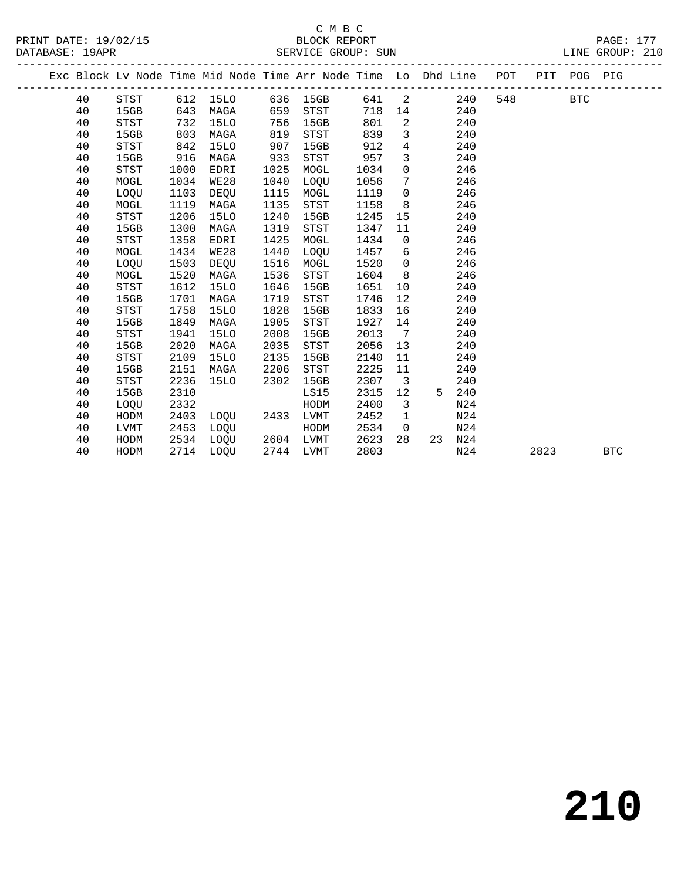C M B C
BLOCK REPORT
SERVICE GROUP: SUN

PRINT DATE: 19/02/15
DATABASE: 19APR
LINE GROUP: 210

| Exc | Block | Lv Node | Time | Mid Node | Time | Arr Node | Time | Lo | Dhd | Line | POT | PIT | POG | PIG |
|---|---|---|---|---|---|---|---|---|---|---|---|---|---|---|
| | 40 | STST | 612 | 15LO | 636 | 15GB | 641 | 2 | | 240 | 548 | | BTC | |
| | 40 | 15GB | 643 | MAGA | 659 | STST | 718 | 14 | | 240 | | | | |
| | 40 | STST | 732 | 15LO | 756 | 15GB | 801 | 2 | | 240 | | | | |
| | 40 | 15GB | 803 | MAGA | 819 | STST | 839 | 3 | | 240 | | | | |
| | 40 | STST | 842 | 15LO | 907 | 15GB | 912 | 4 | | 240 | | | | |
| | 40 | 15GB | 916 | MAGA | 933 | STST | 957 | 3 | | 240 | | | | |
| | 40 | STST | 1000 | EDRI | 1025 | MOGL | 1034 | 0 | | 246 | | | | |
| | 40 | MOGL | 1034 | WE28 | 1040 | LOQU | 1056 | 7 | | 246 | | | | |
| | 40 | LOQU | 1103 | DEQU | 1115 | MOGL | 1119 | 0 | | 246 | | | | |
| | 40 | MOGL | 1119 | MAGA | 1135 | STST | 1158 | 8 | | 246 | | | | |
| | 40 | STST | 1206 | 15LO | 1240 | 15GB | 1245 | 15 | | 240 | | | | |
| | 40 | 15GB | 1300 | MAGA | 1319 | STST | 1347 | 11 | | 240 | | | | |
| | 40 | STST | 1358 | EDRI | 1425 | MOGL | 1434 | 0 | | 246 | | | | |
| | 40 | MOGL | 1434 | WE28 | 1440 | LOQU | 1457 | 6 | | 246 | | | | |
| | 40 | LOQU | 1503 | DEQU | 1516 | MOGL | 1520 | 0 | | 246 | | | | |
| | 40 | MOGL | 1520 | MAGA | 1536 | STST | 1604 | 8 | | 246 | | | | |
| | 40 | STST | 1612 | 15LO | 1646 | 15GB | 1651 | 10 | | 240 | | | | |
| | 40 | 15GB | 1701 | MAGA | 1719 | STST | 1746 | 12 | | 240 | | | | |
| | 40 | STST | 1758 | 15LO | 1828 | 15GB | 1833 | 16 | | 240 | | | | |
| | 40 | 15GB | 1849 | MAGA | 1905 | STST | 1927 | 14 | | 240 | | | | |
| | 40 | STST | 1941 | 15LO | 2008 | 15GB | 2013 | 7 | | 240 | | | | |
| | 40 | 15GB | 2020 | MAGA | 2035 | STST | 2056 | 13 | | 240 | | | | |
| | 40 | STST | 2109 | 15LO | 2135 | 15GB | 2140 | 11 | | 240 | | | | |
| | 40 | 15GB | 2151 | MAGA | 2206 | STST | 2225 | 11 | | 240 | | | | |
| | 40 | STST | 2236 | 15LO | 2302 | 15GB | 2307 | 3 | | 240 | | | | |
| | 40 | 15GB | 2310 | | | LS15 | 2315 | 12 | 5 | 240 | | | | |
| | 40 | LOQU | 2332 | | | HODM | 2400 | 3 | | N24 | | | | |
| | 40 | HODM | 2403 | LOQU | 2433 | LVMT | 2452 | 1 | | N24 | | | | |
| | 40 | LVMT | 2453 | LOQU | | HODM | 2534 | 0 | | N24 | | | | |
| | 40 | HODM | 2534 | LOQU | 2604 | LVMT | 2623 | 28 | 23 | N24 | | | | |
| | 40 | HODM | 2714 | LOQU | 2744 | LVMT | 2803 | | | N24 | | 2823 | | BTC |

210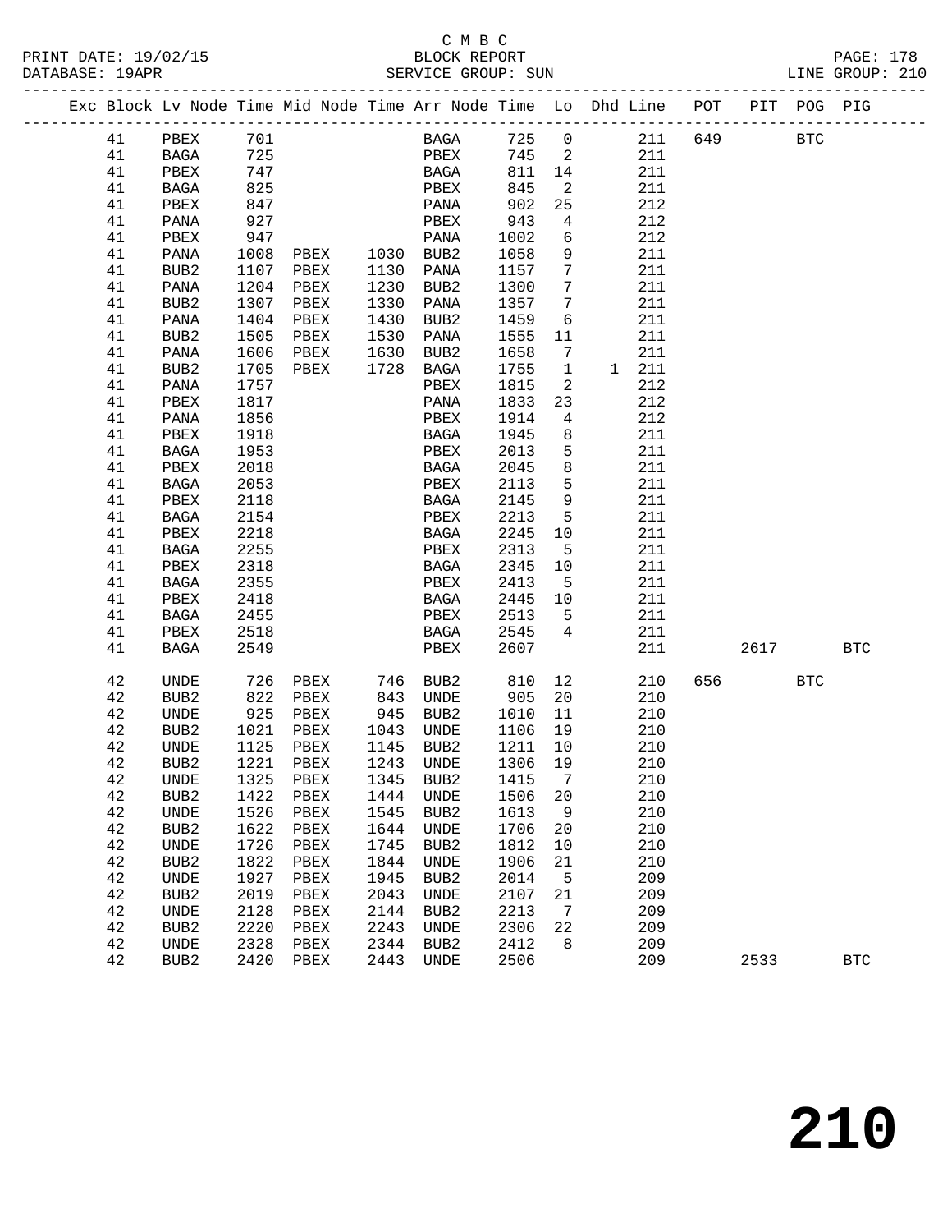C M B C

PRINT DATE: 19/02/15 BLOCK REPORT PAGE: 178
DATABASE: 19APR SERVICE GROUP: SUN LINE GROUP: 210

| Exc | Block | Lv | Node | Time | Mid Node | Time | Arr Node | Time | Lo | Dhd | Line | POT | PIT | POG | PIG |
|---|---|---|---|---|---|---|---|---|---|---|---|---|---|---|---|
| | 41 | | PBEX | 701 | | | BAGA | 725 | 0 | | 211 | 649 | | BTC | |
| | 41 | | BAGA | 725 | | | PBEX | 745 | 2 | | 211 | | | | |
| | 41 | | PBEX | 747 | | | BAGA | 811 | 14 | | 211 | | | | |
| | 41 | | BAGA | 825 | | | PBEX | 845 | 2 | | 211 | | | | |
| | 41 | | PBEX | 847 | | | PANA | 902 | 25 | | 212 | | | | |
| | 41 | | PANA | 927 | | | PBEX | 943 | 4 | | 212 | | | | |
| | 41 | | PBEX | 947 | | | PANA | 1002 | 6 | | 212 | | | | |
| | 41 | | PANA | 1008 | PBEX | 1030 | BUB2 | 1058 | 9 | | 211 | | | | |
| | 41 | | BUB2 | 1107 | PBEX | 1130 | PANA | 1157 | 7 | | 211 | | | | |
| | 41 | | PANA | 1204 | PBEX | 1230 | BUB2 | 1300 | 7 | | 211 | | | | |
| | 41 | | BUB2 | 1307 | PBEX | 1330 | PANA | 1357 | 7 | | 211 | | | | |
| | 41 | | PANA | 1404 | PBEX | 1430 | BUB2 | 1459 | 6 | | 211 | | | | |
| | 41 | | BUB2 | 1505 | PBEX | 1530 | PANA | 1555 | 11 | | 211 | | | | |
| | 41 | | PANA | 1606 | PBEX | 1630 | BUB2 | 1658 | 7 | | 211 | | | | |
| | 41 | | BUB2 | 1705 | PBEX | 1728 | BAGA | 1755 | 1 | 1 | 211 | | | | |
| | 41 | | PANA | 1757 | | | PBEX | 1815 | 2 | | 212 | | | | |
| | 41 | | PBEX | 1817 | | | PANA | 1833 | 23 | | 212 | | | | |
| | 41 | | PANA | 1856 | | | PBEX | 1914 | 4 | | 212 | | | | |
| | 41 | | PBEX | 1918 | | | BAGA | 1945 | 8 | | 211 | | | | |
| | 41 | | BAGA | 1953 | | | PBEX | 2013 | 5 | | 211 | | | | |
| | 41 | | PBEX | 2018 | | | BAGA | 2045 | 8 | | 211 | | | | |
| | 41 | | BAGA | 2053 | | | PBEX | 2113 | 5 | | 211 | | | | |
| | 41 | | PBEX | 2118 | | | BAGA | 2145 | 9 | | 211 | | | | |
| | 41 | | BAGA | 2154 | | | PBEX | 2213 | 5 | | 211 | | | | |
| | 41 | | PBEX | 2218 | | | BAGA | 2245 | 10 | | 211 | | | | |
| | 41 | | BAGA | 2255 | | | PBEX | 2313 | 5 | | 211 | | | | |
| | 41 | | PBEX | 2318 | | | BAGA | 2345 | 10 | | 211 | | | | |
| | 41 | | BAGA | 2355 | | | PBEX | 2413 | 5 | | 211 | | | | |
| | 41 | | PBEX | 2418 | | | BAGA | 2445 | 10 | | 211 | | | | |
| | 41 | | BAGA | 2455 | | | PBEX | 2513 | 5 | | 211 | | | | |
| | 41 | | PBEX | 2518 | | | BAGA | 2545 | 4 | | 211 | | | | |
| | 41 | | BAGA | 2549 | | | PBEX | 2607 | | | 211 | | 2617 | | BTC |
| | 42 | | UNDE | 726 | PBEX | 746 | BUB2 | 810 | 12 | | 210 | 656 | | BTC | |
| | 42 | | BUB2 | 822 | PBEX | 843 | UNDE | 905 | 20 | | 210 | | | | |
| | 42 | | UNDE | 925 | PBEX | 945 | BUB2 | 1010 | 11 | | 210 | | | | |
| | 42 | | BUB2 | 1021 | PBEX | 1043 | UNDE | 1106 | 19 | | 210 | | | | |
| | 42 | | UNDE | 1125 | PBEX | 1145 | BUB2 | 1211 | 10 | | 210 | | | | |
| | 42 | | BUB2 | 1221 | PBEX | 1243 | UNDE | 1306 | 19 | | 210 | | | | |
| | 42 | | UNDE | 1325 | PBEX | 1345 | BUB2 | 1415 | 7 | | 210 | | | | |
| | 42 | | BUB2 | 1422 | PBEX | 1444 | UNDE | 1506 | 20 | | 210 | | | | |
| | 42 | | UNDE | 1526 | PBEX | 1545 | BUB2 | 1613 | 9 | | 210 | | | | |
| | 42 | | BUB2 | 1622 | PBEX | 1644 | UNDE | 1706 | 20 | | 210 | | | | |
| | 42 | | UNDE | 1726 | PBEX | 1745 | BUB2 | 1812 | 10 | | 210 | | | | |
| | 42 | | BUB2 | 1822 | PBEX | 1844 | UNDE | 1906 | 21 | | 210 | | | | |
| | 42 | | UNDE | 1927 | PBEX | 1945 | BUB2 | 2014 | 5 | | 209 | | | | |
| | 42 | | BUB2 | 2019 | PBEX | 2043 | UNDE | 2107 | 21 | | 209 | | | | |
| | 42 | | UNDE | 2128 | PBEX | 2144 | BUB2 | 2213 | 7 | | 209 | | | | |
| | 42 | | BUB2 | 2220 | PBEX | 2243 | UNDE | 2306 | 22 | | 209 | | | | |
| | 42 | | UNDE | 2328 | PBEX | 2344 | BUB2 | 2412 | 8 | | 209 | | | | |
| | 42 | | BUB2 | 2420 | PBEX | 2443 | UNDE | 2506 | | | 209 | | 2533 | | BTC |

# 210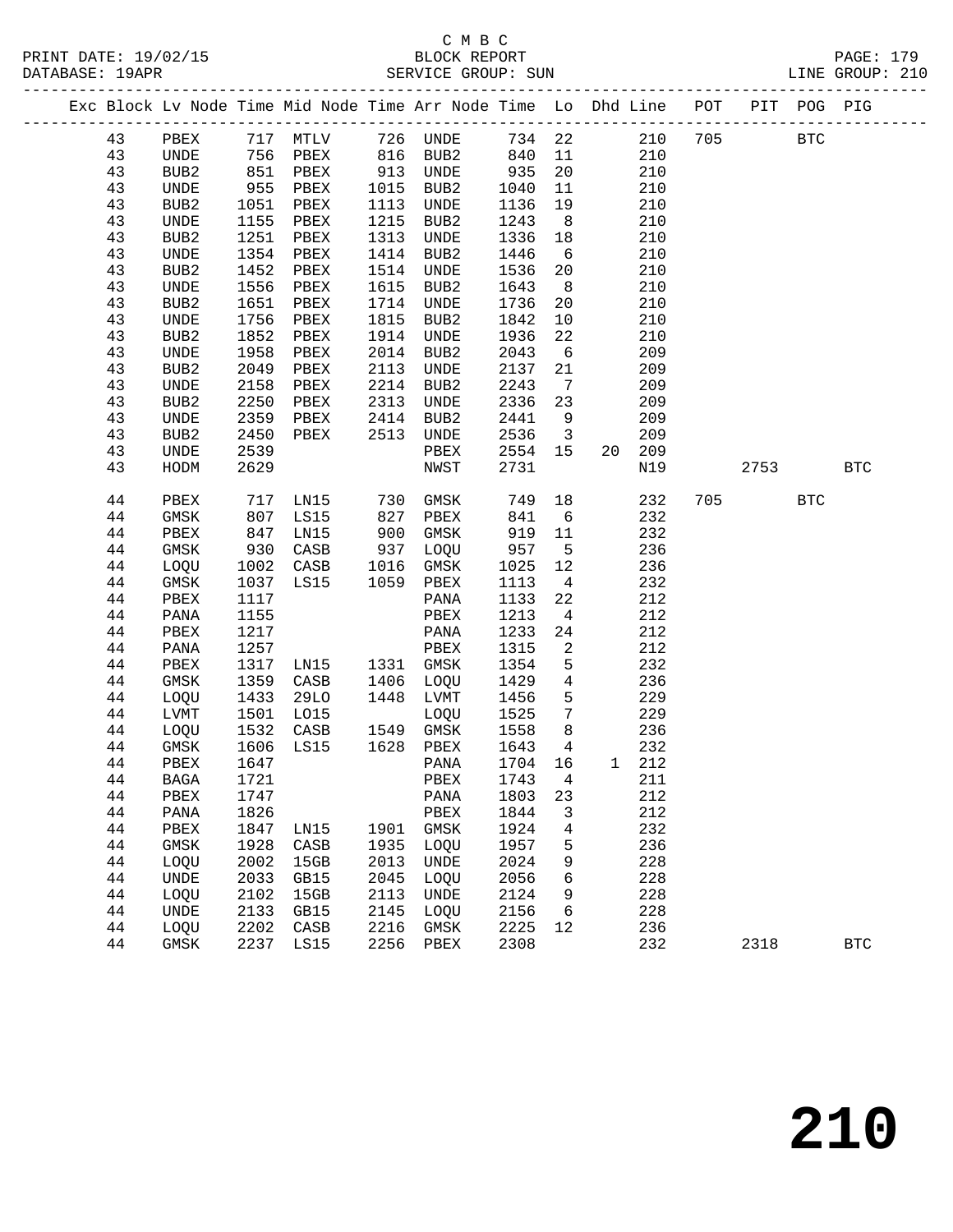C M B C

PRINT DATE: 19/02/15 BLOCK REPORT PAGE: 179
DATABASE: 19APR SERVICE GROUP: SUN LINE GROUP: 210

| Exc | Block | Lv | Node | Time | Mid Node | Time | Arr Node | Time | Lo | Dhd | Line | POT | PIT | POG | PIG |
|---|---|---|---|---|---|---|---|---|---|---|---|---|---|---|---|
| | 43 | | PBEX | 717 | MTLV | 726 | UNDE | 734 | 22 | | 210 | 705 | | BTC | |
| | 43 | | UNDE | 756 | PBEX | 816 | BUB2 | 840 | 11 | | 210 | | | | |
| | 43 | | BUB2 | 851 | PBEX | 913 | UNDE | 935 | 20 | | 210 | | | | |
| | 43 | | UNDE | 955 | PBEX | 1015 | BUB2 | 1040 | 11 | | 210 | | | | |
| | 43 | | BUB2 | 1051 | PBEX | 1113 | UNDE | 1136 | 19 | | 210 | | | | |
| | 43 | | UNDE | 1155 | PBEX | 1215 | BUB2 | 1243 | 8 | | 210 | | | | |
| | 43 | | BUB2 | 1251 | PBEX | 1313 | UNDE | 1336 | 18 | | 210 | | | | |
| | 43 | | UNDE | 1354 | PBEX | 1414 | BUB2 | 1446 | 6 | | 210 | | | | |
| | 43 | | BUB2 | 1452 | PBEX | 1514 | UNDE | 1536 | 20 | | 210 | | | | |
| | 43 | | UNDE | 1556 | PBEX | 1615 | BUB2 | 1643 | 8 | | 210 | | | | |
| | 43 | | BUB2 | 1651 | PBEX | 1714 | UNDE | 1736 | 20 | | 210 | | | | |
| | 43 | | UNDE | 1756 | PBEX | 1815 | BUB2 | 1842 | 10 | | 210 | | | | |
| | 43 | | BUB2 | 1852 | PBEX | 1914 | UNDE | 1936 | 22 | | 210 | | | | |
| | 43 | | UNDE | 1958 | PBEX | 2014 | BUB2 | 2043 | 6 | | 209 | | | | |
| | 43 | | BUB2 | 2049 | PBEX | 2113 | UNDE | 2137 | 21 | | 209 | | | | |
| | 43 | | UNDE | 2158 | PBEX | 2214 | BUB2 | 2243 | 7 | | 209 | | | | |
| | 43 | | BUB2 | 2250 | PBEX | 2313 | UNDE | 2336 | 23 | | 209 | | | | |
| | 43 | | UNDE | 2359 | PBEX | 2414 | BUB2 | 2441 | 9 | | 209 | | | | |
| | 43 | | BUB2 | 2450 | PBEX | 2513 | UNDE | 2536 | 3 | | 209 | | | | |
| | 43 | | UNDE | 2539 | | | PBEX | 2554 | 15 | 20 | 209 | | | | |
| | 43 | | HODM | 2629 | | | NWST | 2731 | | | N19 | | 2753 | | BTC |
| | 44 | | PBEX | 717 | LN15 | 730 | GMSK | 749 | 18 | | 232 | 705 | | BTC | |
| | 44 | | GMSK | 807 | LS15 | 827 | PBEX | 841 | 6 | | 232 | | | | |
| | 44 | | PBEX | 847 | LN15 | 900 | GMSK | 919 | 11 | | 232 | | | | |
| | 44 | | GMSK | 930 | CASB | 937 | LOQU | 957 | 5 | | 236 | | | | |
| | 44 | | LOQU | 1002 | CASB | 1016 | GMSK | 1025 | 12 | | 236 | | | | |
| | 44 | | GMSK | 1037 | LS15 | 1059 | PBEX | 1113 | 4 | | 232 | | | | |
| | 44 | | PBEX | 1117 | | | PANA | 1133 | 22 | | 212 | | | | |
| | 44 | | PANA | 1155 | | | PBEX | 1213 | 4 | | 212 | | | | |
| | 44 | | PBEX | 1217 | | | PANA | 1233 | 24 | | 212 | | | | |
| | 44 | | PANA | 1257 | | | PBEX | 1315 | 2 | | 212 | | | | |
| | 44 | | PBEX | 1317 | LN15 | 1331 | GMSK | 1354 | 5 | | 232 | | | | |
| | 44 | | GMSK | 1359 | CASB | 1406 | LOQU | 1429 | 4 | | 236 | | | | |
| | 44 | | LOQU | 1433 | 29LO | 1448 | LVMT | 1456 | 5 | | 229 | | | | |
| | 44 | | LVMT | 1501 | LO15 | | LOQU | 1525 | 7 | | 229 | | | | |
| | 44 | | LOQU | 1532 | CASB | 1549 | GMSK | 1558 | 8 | | 236 | | | | |
| | 44 | | GMSK | 1606 | LS15 | 1628 | PBEX | 1643 | 4 | | 232 | | | | |
| | 44 | | PBEX | 1647 | | | PANA | 1704 | 16 | 1 | 212 | | | | |
| | 44 | | BAGA | 1721 | | | PBEX | 1743 | 4 | | 211 | | | | |
| | 44 | | PBEX | 1747 | | | PANA | 1803 | 23 | | 212 | | | | |
| | 44 | | PANA | 1826 | | | PBEX | 1844 | 3 | | 212 | | | | |
| | 44 | | PBEX | 1847 | LN15 | 1901 | GMSK | 1924 | 4 | | 232 | | | | |
| | 44 | | GMSK | 1928 | CASB | 1935 | LOQU | 1957 | 5 | | 236 | | | | |
| | 44 | | LOQU | 2002 | 15GB | 2013 | UNDE | 2024 | 9 | | 228 | | | | |
| | 44 | | UNDE | 2033 | GB15 | 2045 | LOQU | 2056 | 6 | | 228 | | | | |
| | 44 | | LOQU | 2102 | 15GB | 2113 | UNDE | 2124 | 9 | | 228 | | | | |
| | 44 | | UNDE | 2133 | GB15 | 2145 | LOQU | 2156 | 6 | | 228 | | | | |
| | 44 | | LOQU | 2202 | CASB | 2216 | GMSK | 2225 | 12 | | 236 | | | | |
| | 44 | | GMSK | 2237 | LS15 | 2256 | PBEX | 2308 | | | 232 | | 2318 | | BTC |

210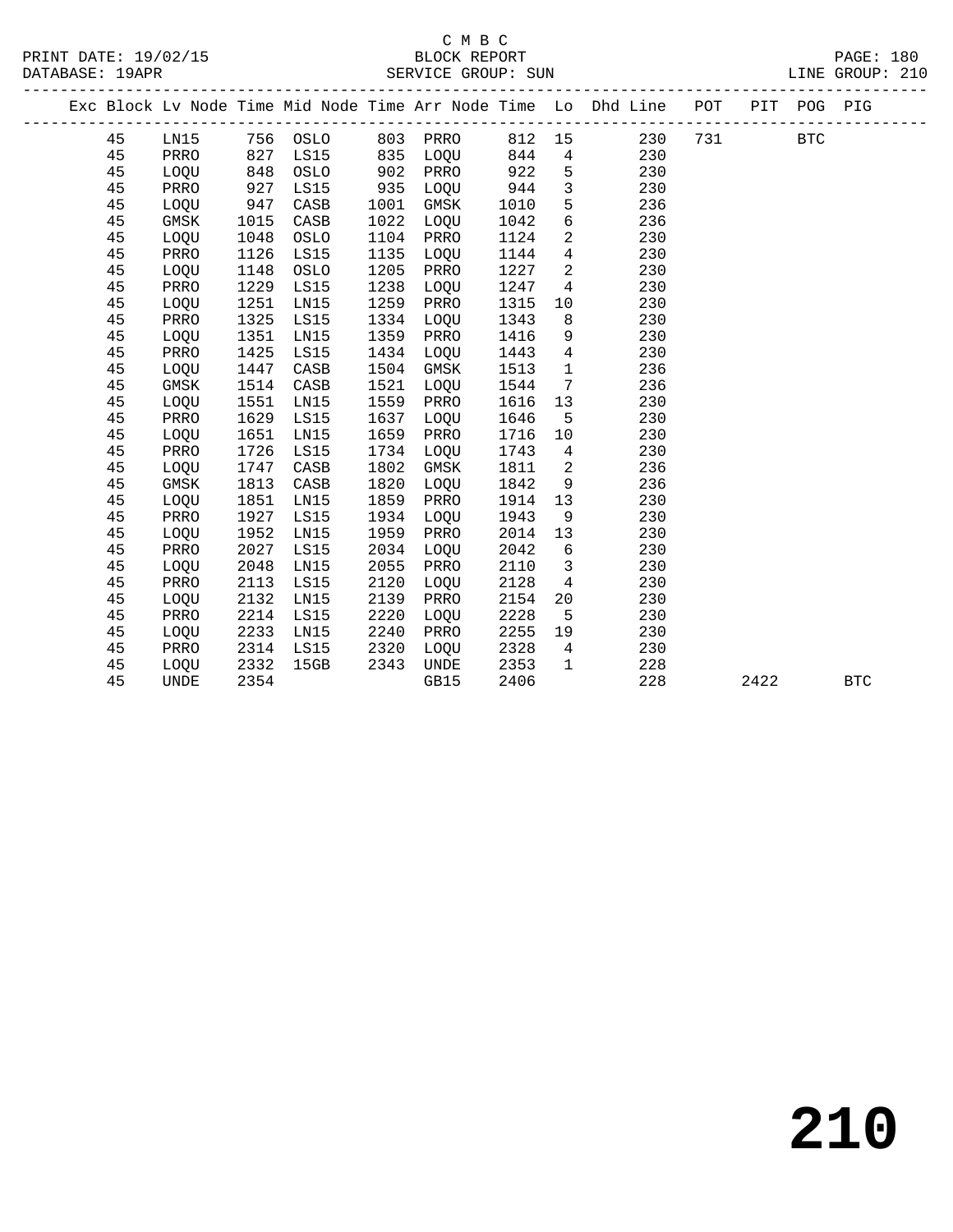C M B C

BLOCK REPORT

PRINT DATE: 19/02/15 DATABASE: 19APR SERVICE GROUP: SUN LINE GROUP: 210

| Exc | Block | Lv | Node | Time | Mid Node | Time | Arr Node | Time | Lo | Dhd Line | POT | PIT | POG | PIG |
|---|---|---|---|---|---|---|---|---|---|---|---|---|---|---|
| | 45 | | LN15 | 756 | OSLO | 803 | PRRO | 812 | 15 | 230 | 731 | | BTC | |
| | 45 | | PRRO | 827 | LS15 | 835 | LOQU | 844 | 4 | 230 | | | | |
| | 45 | | LOQU | 848 | OSLO | 902 | PRRO | 922 | 5 | 230 | | | | |
| | 45 | | PRRO | 927 | LS15 | 935 | LOQU | 944 | 3 | 230 | | | | |
| | 45 | | LOQU | 947 | CASB | 1001 | GMSK | 1010 | 5 | 236 | | | | |
| | 45 | | GMSK | 1015 | CASB | 1022 | LOQU | 1042 | 6 | 236 | | | | |
| | 45 | | LOQU | 1048 | OSLO | 1104 | PRRO | 1124 | 2 | 230 | | | | |
| | 45 | | PRRO | 1126 | LS15 | 1135 | LOQU | 1144 | 4 | 230 | | | | |
| | 45 | | LOQU | 1148 | OSLO | 1205 | PRRO | 1227 | 2 | 230 | | | | |
| | 45 | | PRRO | 1229 | LS15 | 1238 | LOQU | 1247 | 4 | 230 | | | | |
| | 45 | | LOQU | 1251 | LN15 | 1259 | PRRO | 1315 | 10 | 230 | | | | |
| | 45 | | PRRO | 1325 | LS15 | 1334 | LOQU | 1343 | 8 | 230 | | | | |
| | 45 | | LOQU | 1351 | LN15 | 1359 | PRRO | 1416 | 9 | 230 | | | | |
| | 45 | | PRRO | 1425 | LS15 | 1434 | LOQU | 1443 | 4 | 230 | | | | |
| | 45 | | LOQU | 1447 | CASB | 1504 | GMSK | 1513 | 1 | 236 | | | | |
| | 45 | | GMSK | 1514 | CASB | 1521 | LOQU | 1544 | 7 | 236 | | | | |
| | 45 | | LOQU | 1551 | LN15 | 1559 | PRRO | 1616 | 13 | 230 | | | | |
| | 45 | | PRRO | 1629 | LS15 | 1637 | LOQU | 1646 | 5 | 230 | | | | |
| | 45 | | LOQU | 1651 | LN15 | 1659 | PRRO | 1716 | 10 | 230 | | | | |
| | 45 | | PRRO | 1726 | LS15 | 1734 | LOQU | 1743 | 4 | 230 | | | | |
| | 45 | | LOQU | 1747 | CASB | 1802 | GMSK | 1811 | 2 | 236 | | | | |
| | 45 | | GMSK | 1813 | CASB | 1820 | LOQU | 1842 | 9 | 236 | | | | |
| | 45 | | LOQU | 1851 | LN15 | 1859 | PRRO | 1914 | 13 | 230 | | | | |
| | 45 | | PRRO | 1927 | LS15 | 1934 | LOQU | 1943 | 9 | 230 | | | | |
| | 45 | | LOQU | 1952 | LN15 | 1959 | PRRO | 2014 | 13 | 230 | | | | |
| | 45 | | PRRO | 2027 | LS15 | 2034 | LOQU | 2042 | 6 | 230 | | | | |
| | 45 | | LOQU | 2048 | LN15 | 2055 | PRRO | 2110 | 3 | 230 | | | | |
| | 45 | | PRRO | 2113 | LS15 | 2120 | LOQU | 2128 | 4 | 230 | | | | |
| | 45 | | LOQU | 2132 | LN15 | 2139 | PRRO | 2154 | 20 | 230 | | | | |
| | 45 | | PRRO | 2214 | LS15 | 2220 | LOQU | 2228 | 5 | 230 | | | | |
| | 45 | | LOQU | 2233 | LN15 | 2240 | PRRO | 2255 | 19 | 230 | | | | |
| | 45 | | PRRO | 2314 | LS15 | 2320 | LOQU | 2328 | 4 | 230 | | | | |
| | 45 | | LOQU | 2332 | 15GB | 2343 | UNDE | 2353 | 1 | 228 | | | | |
| | 45 | | UNDE | 2354 | | | GB15 | 2406 | | 228 | | 2422 | | BTC |

210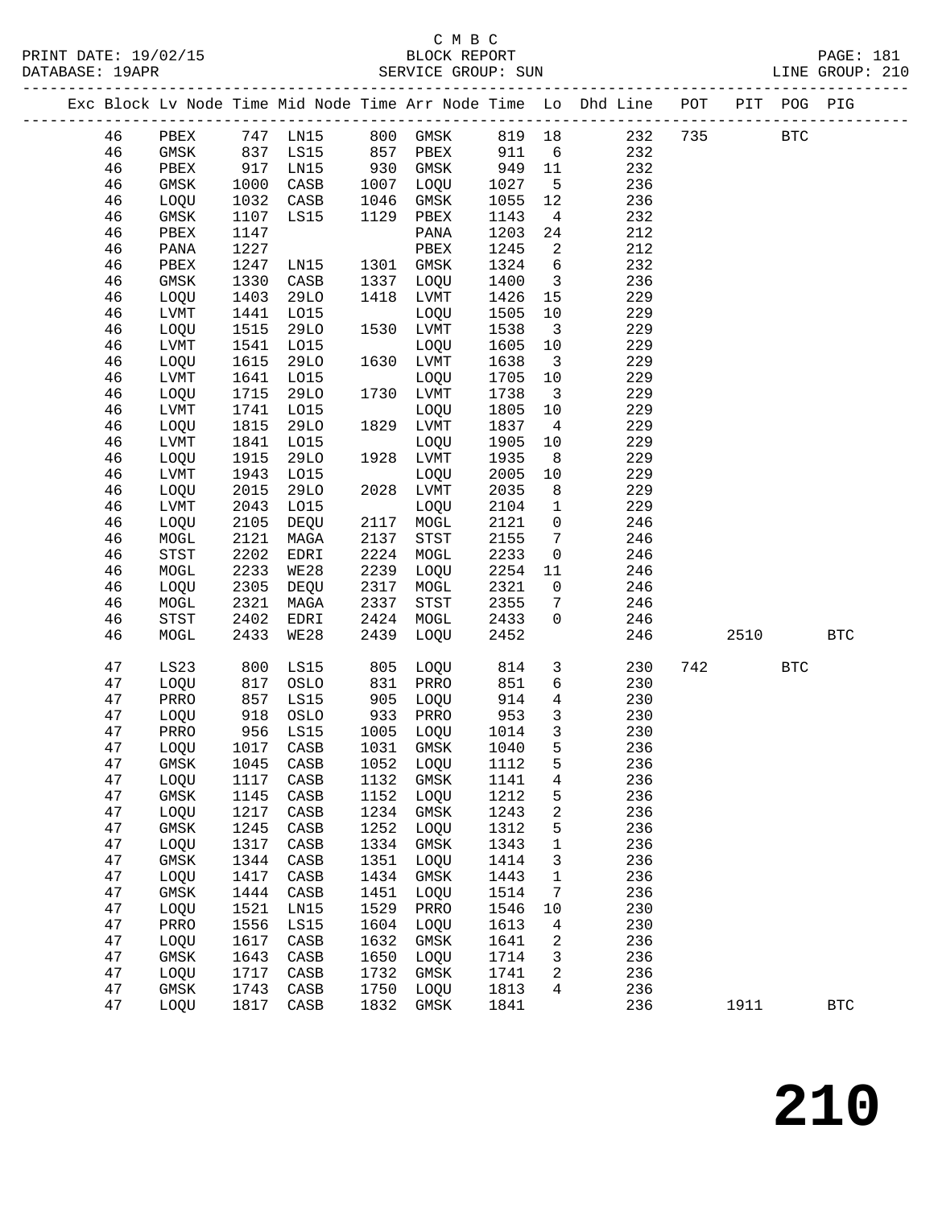C M B C
PRINT DATE: 19/02/15 BLOCK REPORT
DATABASE: 19APR SERVICE GROUP: SUN LINE GROUP: 210

| Exc | Block | Lv | Node | Time | Mid Node | Time | Arr Node | Time | Lo | Dhd Line | POT | PIT | POG | PIG |
|---|---|---|---|---|---|---|---|---|---|---|---|---|---|---|
| | 46 | | PBEX | 747 | LN15 | 800 | GMSK | 819 | 18 | 232 | 735 | | BTC | |
| | 46 | | GMSK | 837 | LS15 | 857 | PBEX | 911 | 6 | 232 | | | | |
| | 46 | | PBEX | 917 | LN15 | 930 | GMSK | 949 | 11 | 232 | | | | |
| | 46 | | GMSK | 1000 | CASB | 1007 | LOQU | 1027 | 5 | 236 | | | | |
| | 46 | | LOQU | 1032 | CASB | 1046 | GMSK | 1055 | 12 | 236 | | | | |
| | 46 | | GMSK | 1107 | LS15 | 1129 | PBEX | 1143 | 4 | 232 | | | | |
| | 46 | | PBEX | 1147 | | | PANA | 1203 | 24 | 212 | | | | |
| | 46 | | PANA | 1227 | | | PBEX | 1245 | 2 | 212 | | | | |
| | 46 | | PBEX | 1247 | LN15 | 1301 | GMSK | 1324 | 6 | 232 | | | | |
| | 46 | | GMSK | 1330 | CASB | 1337 | LOQU | 1400 | 3 | 236 | | | | |
| | 46 | | LOQU | 1403 | 29LO | 1418 | LVMT | 1426 | 15 | 229 | | | | |
| | 46 | | LVMT | 1441 | LO15 | | LOQU | 1505 | 10 | 229 | | | | |
| | 46 | | LOQU | 1515 | 29LO | 1530 | LVMT | 1538 | 3 | 229 | | | | |
| | 46 | | LVMT | 1541 | LO15 | | LOQU | 1605 | 10 | 229 | | | | |
| | 46 | | LOQU | 1615 | 29LO | 1630 | LVMT | 1638 | 3 | 229 | | | | |
| | 46 | | LVMT | 1641 | LO15 | | LOQU | 1705 | 10 | 229 | | | | |
| | 46 | | LOQU | 1715 | 29LO | 1730 | LVMT | 1738 | 3 | 229 | | | | |
| | 46 | | LVMT | 1741 | LO15 | | LOQU | 1805 | 10 | 229 | | | | |
| | 46 | | LOQU | 1815 | 29LO | 1829 | LVMT | 1837 | 4 | 229 | | | | |
| | 46 | | LVMT | 1841 | LO15 | | LOQU | 1905 | 10 | 229 | | | | |
| | 46 | | LOQU | 1915 | 29LO | 1928 | LVMT | 1935 | 8 | 229 | | | | |
| | 46 | | LVMT | 1943 | LO15 | | LOQU | 2005 | 10 | 229 | | | | |
| | 46 | | LOQU | 2015 | 29LO | 2028 | LVMT | 2035 | 8 | 229 | | | | |
| | 46 | | LVMT | 2043 | LO15 | | LOQU | 2104 | 1 | 229 | | | | |
| | 46 | | LOQU | 2105 | DEQU | 2117 | MOGL | 2121 | 0 | 246 | | | | |
| | 46 | | MOGL | 2121 | MAGA | 2137 | STST | 2155 | 7 | 246 | | | | |
| | 46 | | STST | 2202 | EDRI | 2224 | MOGL | 2233 | 0 | 246 | | | | |
| | 46 | | MOGL | 2233 | WE28 | 2239 | LOQU | 2254 | 11 | 246 | | | | |
| | 46 | | LOQU | 2305 | DEQU | 2317 | MOGL | 2321 | 0 | 246 | | | | |
| | 46 | | MOGL | 2321 | MAGA | 2337 | STST | 2355 | 7 | 246 | | | | |
| | 46 | | STST | 2402 | EDRI | 2424 | MOGL | 2433 | 0 | 246 | | | | |
| | 46 | | MOGL | 2433 | WE28 | 2439 | LOQU | 2452 | | 246 | | 2510 | | BTC |
| | 47 | | LS23 | 800 | LS15 | 805 | LOQU | 814 | 3 | 230 | 742 | | BTC | |
| | 47 | | LOQU | 817 | OSLO | 831 | PRRO | 851 | 6 | 230 | | | | |
| | 47 | | PRRO | 857 | LS15 | 905 | LOQU | 914 | 4 | 230 | | | | |
| | 47 | | LOQU | 918 | OSLO | 933 | PRRO | 953 | 3 | 230 | | | | |
| | 47 | | PRRO | 956 | LS15 | 1005 | LOQU | 1014 | 3 | 230 | | | | |
| | 47 | | LOQU | 1017 | CASB | 1031 | GMSK | 1040 | 5 | 236 | | | | |
| | 47 | | GMSK | 1045 | CASB | 1052 | LOQU | 1112 | 5 | 236 | | | | |
| | 47 | | LOQU | 1117 | CASB | 1132 | GMSK | 1141 | 4 | 236 | | | | |
| | 47 | | GMSK | 1145 | CASB | 1152 | LOQU | 1212 | 5 | 236 | | | | |
| | 47 | | LOQU | 1217 | CASB | 1234 | GMSK | 1243 | 2 | 236 | | | | |
| | 47 | | GMSK | 1245 | CASB | 1252 | LOQU | 1312 | 5 | 236 | | | | |
| | 47 | | LOQU | 1317 | CASB | 1334 | GMSK | 1343 | 1 | 236 | | | | |
| | 47 | | GMSK | 1344 | CASB | 1351 | LOQU | 1414 | 3 | 236 | | | | |
| | 47 | | LOQU | 1417 | CASB | 1434 | GMSK | 1443 | 1 | 236 | | | | |
| | 47 | | GMSK | 1444 | CASB | 1451 | LOQU | 1514 | 7 | 236 | | | | |
| | 47 | | LOQU | 1521 | LN15 | 1529 | PRRO | 1546 | 10 | 230 | | | | |
| | 47 | | PRRO | 1556 | LS15 | 1604 | LOQU | 1613 | 4 | 230 | | | | |
| | 47 | | LOQU | 1617 | CASB | 1632 | GMSK | 1641 | 2 | 236 | | | | |
| | 47 | | GMSK | 1643 | CASB | 1650 | LOQU | 1714 | 3 | 236 | | | | |
| | 47 | | LOQU | 1717 | CASB | 1732 | GMSK | 1741 | 2 | 236 | | | | |
| | 47 | | GMSK | 1743 | CASB | 1750 | LOQU | 1813 | 4 | 236 | | | | |
| | 47 | | LOQU | 1817 | CASB | 1832 | GMSK | 1841 | | 236 | | 1911 | | BTC |

210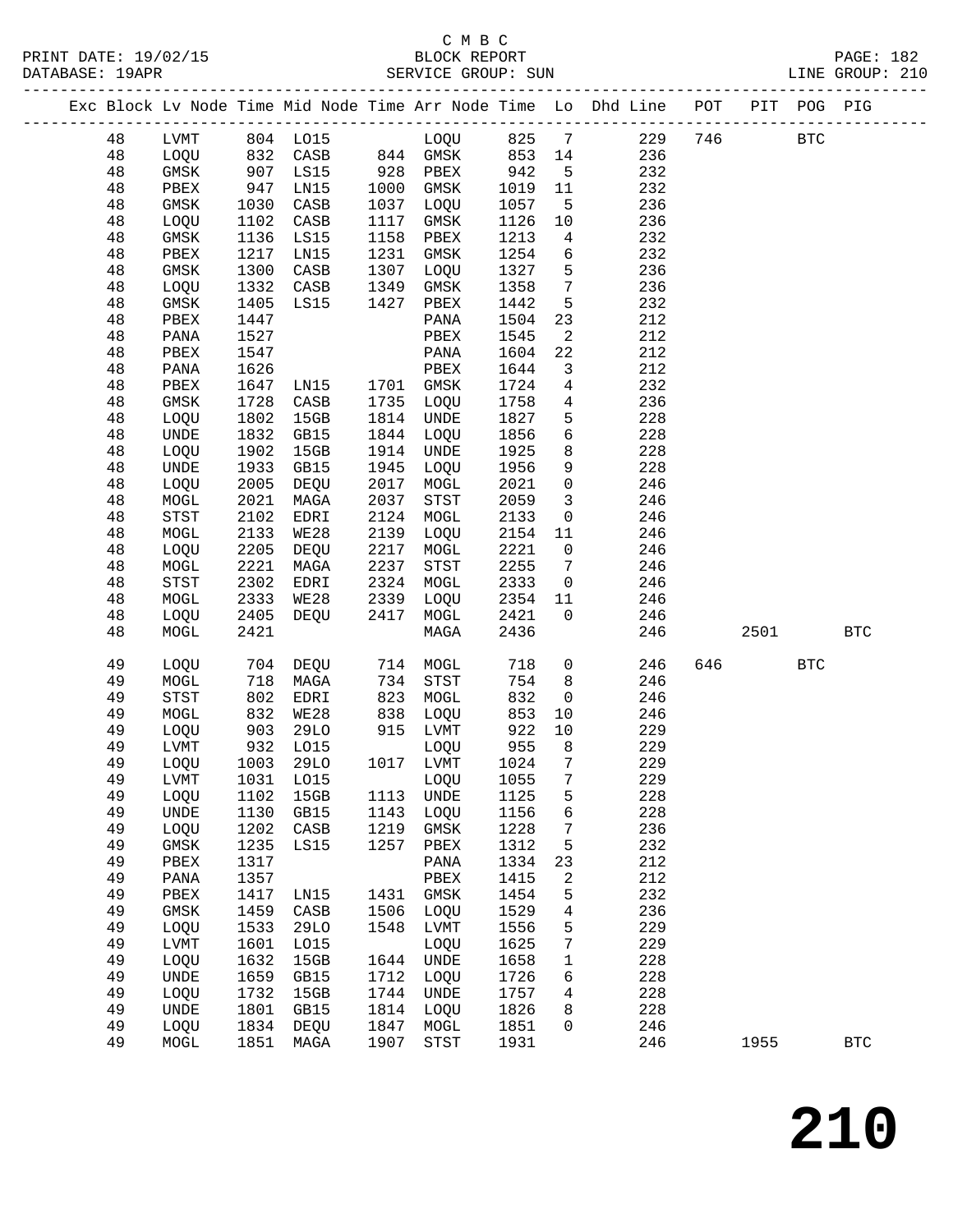C M B C
BLOCK REPORT
SERVICE GROUP: SUN

PRINT DATE: 19/02/15
DATABASE: 19APR
LINE GROUP: 210

| Exc | Block | Lv | Node | Time | Mid Node | Time | Arr Node | Time | Lo | Dhd Line | POT | PIT | POG | PIG |
|---|---|---|---|---|---|---|---|---|---|---|---|---|---|---|
| | 48 | | LVMT | 804 | LO15 | | LOQU | 825 | 7 | 229 | 746 | | BTC | |
| | 48 | | LOQU | 832 | CASB | 844 | GMSK | 853 | 14 | 236 | | | | |
| | 48 | | GMSK | 907 | LS15 | 928 | PBEX | 942 | 5 | 232 | | | | |
| | 48 | | PBEX | 947 | LN15 | 1000 | GMSK | 1019 | 11 | 232 | | | | |
| | 48 | | GMSK | 1030 | CASB | 1037 | LOQU | 1057 | 5 | 236 | | | | |
| | 48 | | LOQU | 1102 | CASB | 1117 | GMSK | 1126 | 10 | 236 | | | | |
| | 48 | | GMSK | 1136 | LS15 | 1158 | PBEX | 1213 | 4 | 232 | | | | |
| | 48 | | PBEX | 1217 | LN15 | 1231 | GMSK | 1254 | 6 | 232 | | | | |
| | 48 | | GMSK | 1300 | CASB | 1307 | LOQU | 1327 | 5 | 236 | | | | |
| | 48 | | LOQU | 1332 | CASB | 1349 | GMSK | 1358 | 7 | 236 | | | | |
| | 48 | | GMSK | 1405 | LS15 | 1427 | PBEX | 1442 | 5 | 232 | | | | |
| | 48 | | PBEX | 1447 | | | PANA | 1504 | 23 | 212 | | | | |
| | 48 | | PANA | 1527 | | | PBEX | 1545 | 2 | 212 | | | | |
| | 48 | | PBEX | 1547 | | | PANA | 1604 | 22 | 212 | | | | |
| | 48 | | PANA | 1626 | | | PBEX | 1644 | 3 | 212 | | | | |
| | 48 | | PBEX | 1647 | LN15 | 1701 | GMSK | 1724 | 4 | 232 | | | | |
| | 48 | | GMSK | 1728 | CASB | 1735 | LOQU | 1758 | 4 | 236 | | | | |
| | 48 | | LOQU | 1802 | 15GB | 1814 | UNDE | 1827 | 5 | 228 | | | | |
| | 48 | | UNDE | 1832 | GB15 | 1844 | LOQU | 1856 | 6 | 228 | | | | |
| | 48 | | LOQU | 1902 | 15GB | 1914 | UNDE | 1925 | 8 | 228 | | | | |
| | 48 | | UNDE | 1933 | GB15 | 1945 | LOQU | 1956 | 9 | 228 | | | | |
| | 48 | | LOQU | 2005 | DEQU | 2017 | MOGL | 2021 | 0 | 246 | | | | |
| | 48 | | MOGL | 2021 | MAGA | 2037 | STST | 2059 | 3 | 246 | | | | |
| | 48 | | STST | 2102 | EDRI | 2124 | MOGL | 2133 | 0 | 246 | | | | |
| | 48 | | MOGL | 2133 | WE28 | 2139 | LOQU | 2154 | 11 | 246 | | | | |
| | 48 | | LOQU | 2205 | DEQU | 2217 | MOGL | 2221 | 0 | 246 | | | | |
| | 48 | | MOGL | 2221 | MAGA | 2237 | STST | 2255 | 7 | 246 | | | | |
| | 48 | | STST | 2302 | EDRI | 2324 | MOGL | 2333 | 0 | 246 | | | | |
| | 48 | | MOGL | 2333 | WE28 | 2339 | LOQU | 2354 | 11 | 246 | | | | |
| | 48 | | LOQU | 2405 | DEQU | 2417 | MOGL | 2421 | 0 | 246 | | | | |
| | 48 | | MOGL | 2421 | | | MAGA | 2436 | | 246 | | 2501 | | BTC |
| | 49 | | LOQU | 704 | DEQU | 714 | MOGL | 718 | 0 | 246 | 646 | | BTC | |
| | 49 | | MOGL | 718 | MAGA | 734 | STST | 754 | 8 | 246 | | | | |
| | 49 | | STST | 802 | EDRI | 823 | MOGL | 832 | 0 | 246 | | | | |
| | 49 | | MOGL | 832 | WE28 | 838 | LOQU | 853 | 10 | 246 | | | | |
| | 49 | | LOQU | 903 | 29LO | 915 | LVMT | 922 | 10 | 229 | | | | |
| | 49 | | LVMT | 932 | LO15 | | LOQU | 955 | 8 | 229 | | | | |
| | 49 | | LOQU | 1003 | 29LO | 1017 | LVMT | 1024 | 7 | 229 | | | | |
| | 49 | | LVMT | 1031 | LO15 | | LOQU | 1055 | 7 | 229 | | | | |
| | 49 | | LOQU | 1102 | 15GB | 1113 | UNDE | 1125 | 5 | 228 | | | | |
| | 49 | | UNDE | 1130 | GB15 | 1143 | LOQU | 1156 | 6 | 228 | | | | |
| | 49 | | LOQU | 1202 | CASB | 1219 | GMSK | 1228 | 7 | 236 | | | | |
| | 49 | | GMSK | 1235 | LS15 | 1257 | PBEX | 1312 | 5 | 232 | | | | |
| | 49 | | PBEX | 1317 | | | PANA | 1334 | 23 | 212 | | | | |
| | 49 | | PANA | 1357 | | | PBEX | 1415 | 2 | 212 | | | | |
| | 49 | | PBEX | 1417 | LN15 | 1431 | GMSK | 1454 | 5 | 232 | | | | |
| | 49 | | GMSK | 1459 | CASB | 1506 | LOQU | 1529 | 4 | 236 | | | | |
| | 49 | | LOQU | 1533 | 29LO | 1548 | LVMT | 1556 | 5 | 229 | | | | |
| | 49 | | LVMT | 1601 | LO15 | | LOQU | 1625 | 7 | 229 | | | | |
| | 49 | | LOQU | 1632 | 15GB | 1644 | UNDE | 1658 | 1 | 228 | | | | |
| | 49 | | UNDE | 1659 | GB15 | 1712 | LOQU | 1726 | 6 | 228 | | | | |
| | 49 | | LOQU | 1732 | 15GB | 1744 | UNDE | 1757 | 4 | 228 | | | | |
| | 49 | | UNDE | 1801 | GB15 | 1814 | LOQU | 1826 | 8 | 228 | | | | |
| | 49 | | LOQU | 1834 | DEQU | 1847 | MOGL | 1851 | 0 | 246 | | | | |
| | 49 | | MOGL | 1851 | MAGA | 1907 | STST | 1931 | | 246 | | 1955 | | BTC |

210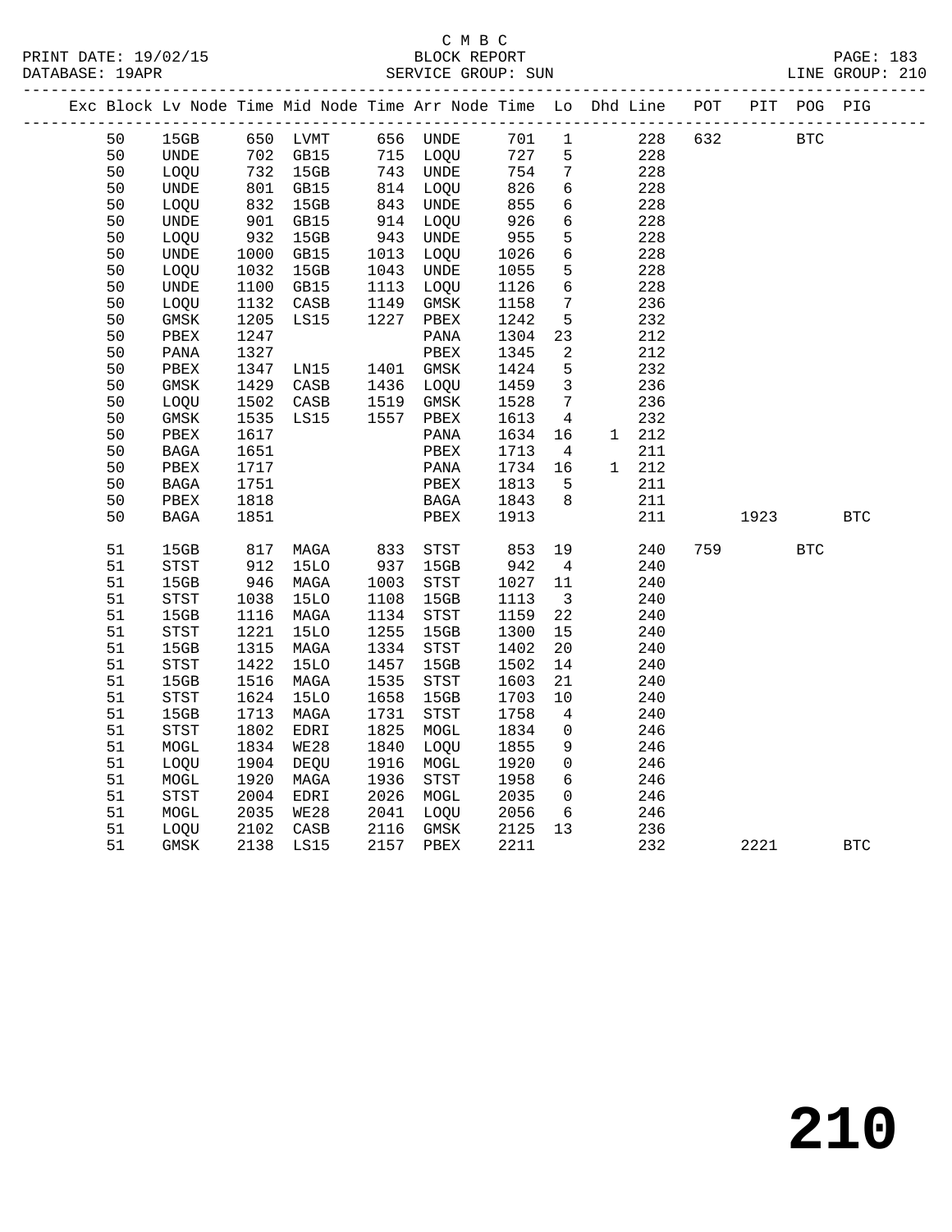C M B C
BLOCK REPORT
SERVICE GROUP: SUN

PRINT DATE: 19/02/15
DATABASE: 19APR
LINE GROUP: 210

| Exc | Block | Lv Node | Time | Mid Node | Time | Arr Node | Time | Lo | Dhd | Line | POT | PIT | POG | PIG |
|---|---|---|---|---|---|---|---|---|---|---|---|---|---|---|
| | 50 | 15GB | 650 | LVMT | 656 | UNDE | 701 | 1 | | 228 | 632 | | BTC | |
| | 50 | UNDE | 702 | GB15 | 715 | LOQU | 727 | 5 | | 228 | | | | |
| | 50 | LOQU | 732 | 15GB | 743 | UNDE | 754 | 7 | | 228 | | | | |
| | 50 | UNDE | 801 | GB15 | 814 | LOQU | 826 | 6 | | 228 | | | | |
| | 50 | LOQU | 832 | 15GB | 843 | UNDE | 855 | 6 | | 228 | | | | |
| | 50 | UNDE | 901 | GB15 | 914 | LOQU | 926 | 6 | | 228 | | | | |
| | 50 | LOQU | 932 | 15GB | 943 | UNDE | 955 | 5 | | 228 | | | | |
| | 50 | UNDE | 1000 | GB15 | 1013 | LOQU | 1026 | 6 | | 228 | | | | |
| | 50 | LOQU | 1032 | 15GB | 1043 | UNDE | 1055 | 5 | | 228 | | | | |
| | 50 | UNDE | 1100 | GB15 | 1113 | LOQU | 1126 | 6 | | 228 | | | | |
| | 50 | LOQU | 1132 | CASB | 1149 | GMSK | 1158 | 7 | | 236 | | | | |
| | 50 | GMSK | 1205 | LS15 | 1227 | PBEX | 1242 | 5 | | 232 | | | | |
| | 50 | PBEX | 1247 | | | PANA | 1304 | 23 | | 212 | | | | |
| | 50 | PANA | 1327 | | | PBEX | 1345 | 2 | | 212 | | | | |
| | 50 | PBEX | 1347 | LN15 | 1401 | GMSK | 1424 | 5 | | 232 | | | | |
| | 50 | GMSK | 1429 | CASB | 1436 | LOQU | 1459 | 3 | | 236 | | | | |
| | 50 | LOQU | 1502 | CASB | 1519 | GMSK | 1528 | 7 | | 236 | | | | |
| | 50 | GMSK | 1535 | LS15 | 1557 | PBEX | 1613 | 4 | | 232 | | | | |
| | 50 | PBEX | 1617 | | | PANA | 1634 | 16 | 1 | 212 | | | | |
| | 50 | BAGA | 1651 | | | PBEX | 1713 | 4 | | 211 | | | | |
| | 50 | PBEX | 1717 | | | PANA | 1734 | 16 | 1 | 212 | | | | |
| | 50 | BAGA | 1751 | | | PBEX | 1813 | 5 | | 211 | | | | |
| | 50 | PBEX | 1818 | | | BAGA | 1843 | 8 | | 211 | | | | |
| | 50 | BAGA | 1851 | | | PBEX | 1913 | | | 211 | | 1923 | | BTC |
| | 51 | 15GB | 817 | MAGA | 833 | STST | 853 | 19 | | 240 | 759 | | BTC | |
| | 51 | STST | 912 | 15LO | 937 | 15GB | 942 | 4 | | 240 | | | | |
| | 51 | 15GB | 946 | MAGA | 1003 | STST | 1027 | 11 | | 240 | | | | |
| | 51 | STST | 1038 | 15LO | 1108 | 15GB | 1113 | 3 | | 240 | | | | |
| | 51 | 15GB | 1116 | MAGA | 1134 | STST | 1159 | 22 | | 240 | | | | |
| | 51 | STST | 1221 | 15LO | 1255 | 15GB | 1300 | 15 | | 240 | | | | |
| | 51 | 15GB | 1315 | MAGA | 1334 | STST | 1402 | 20 | | 240 | | | | |
| | 51 | STST | 1422 | 15LO | 1457 | 15GB | 1502 | 14 | | 240 | | | | |
| | 51 | 15GB | 1516 | MAGA | 1535 | STST | 1603 | 21 | | 240 | | | | |
| | 51 | STST | 1624 | 15LO | 1658 | 15GB | 1703 | 10 | | 240 | | | | |
| | 51 | 15GB | 1713 | MAGA | 1731 | STST | 1758 | 4 | | 240 | | | | |
| | 51 | STST | 1802 | EDRI | 1825 | MOGL | 1834 | 0 | | 246 | | | | |
| | 51 | MOGL | 1834 | WE28 | 1840 | LOQU | 1855 | 9 | | 246 | | | | |
| | 51 | LOQU | 1904 | DEQU | 1916 | MOGL | 1920 | 0 | | 246 | | | | |
| | 51 | MOGL | 1920 | MAGA | 1936 | STST | 1958 | 6 | | 246 | | | | |
| | 51 | STST | 2004 | EDRI | 2026 | MOGL | 2035 | 0 | | 246 | | | | |
| | 51 | MOGL | 2035 | WE28 | 2041 | LOQU | 2056 | 6 | | 246 | | | | |
| | 51 | LOQU | 2102 | CASB | 2116 | GMSK | 2125 | 13 | | 236 | | | | |
| | 51 | GMSK | 2138 | LS15 | 2157 | PBEX | 2211 | | | 232 | | 2221 | | BTC |

210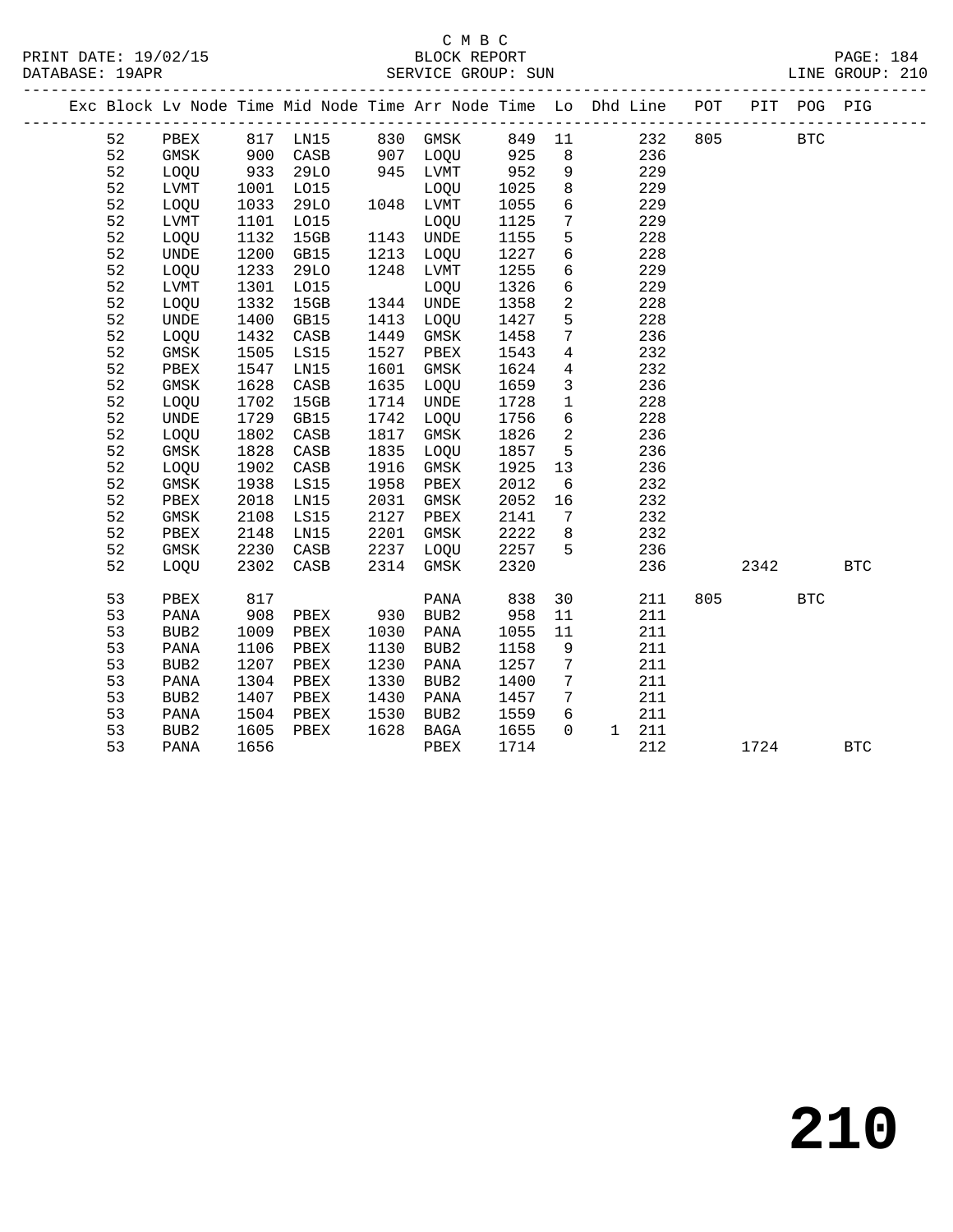C M B C

BLOCK REPORT

SERVICE GROUP: SUN

| Exc | Block | Lv | Node | Time | Mid Node | Time | Arr Node | Time | Lo | Dhd | Line | POT | PIT | POG | PIG |
|---|---|---|---|---|---|---|---|---|---|---|---|---|---|---|---|
| | 52 | | PBEX | 817 | LN15 | 830 | GMSK | 849 | 11 | | 232 | 805 | | BTC | |
| | 52 | | GMSK | 900 | CASB | 907 | LOQU | 925 | 8 | | 236 | | | | |
| | 52 | | LOQU | 933 | 29LO | 945 | LVMT | 952 | 9 | | 229 | | | | |
| | 52 | | LVMT | 1001 | LO15 | | LOQU | 1025 | 8 | | 229 | | | | |
| | 52 | | LOQU | 1033 | 29LO | 1048 | LVMT | 1055 | 6 | | 229 | | | | |
| | 52 | | LVMT | 1101 | LO15 | | LOQU | 1125 | 7 | | 229 | | | | |
| | 52 | | LOQU | 1132 | 15GB | 1143 | UNDE | 1155 | 5 | | 228 | | | | |
| | 52 | | UNDE | 1200 | GB15 | 1213 | LOQU | 1227 | 6 | | 228 | | | | |
| | 52 | | LOQU | 1233 | 29LO | 1248 | LVMT | 1255 | 6 | | 229 | | | | |
| | 52 | | LVMT | 1301 | LO15 | | LOQU | 1326 | 6 | | 229 | | | | |
| | 52 | | LOQU | 1332 | 15GB | 1344 | UNDE | 1358 | 2 | | 228 | | | | |
| | 52 | | UNDE | 1400 | GB15 | 1413 | LOQU | 1427 | 5 | | 228 | | | | |
| | 52 | | LOQU | 1432 | CASB | 1449 | GMSK | 1458 | 7 | | 236 | | | | |
| | 52 | | GMSK | 1505 | LS15 | 1527 | PBEX | 1543 | 4 | | 232 | | | | |
| | 52 | | PBEX | 1547 | LN15 | 1601 | GMSK | 1624 | 4 | | 232 | | | | |
| | 52 | | GMSK | 1628 | CASB | 1635 | LOQU | 1659 | 3 | | 236 | | | | |
| | 52 | | LOQU | 1702 | 15GB | 1714 | UNDE | 1728 | 1 | | 228 | | | | |
| | 52 | | UNDE | 1729 | GB15 | 1742 | LOQU | 1756 | 6 | | 228 | | | | |
| | 52 | | LOQU | 1802 | CASB | 1817 | GMSK | 1826 | 2 | | 236 | | | | |
| | 52 | | GMSK | 1828 | CASB | 1835 | LOQU | 1857 | 5 | | 236 | | | | |
| | 52 | | LOQU | 1902 | CASB | 1916 | GMSK | 1925 | 13 | | 236 | | | | |
| | 52 | | GMSK | 1938 | LS15 | 1958 | PBEX | 2012 | 6 | | 232 | | | | |
| | 52 | | PBEX | 2018 | LN15 | 2031 | GMSK | 2052 | 16 | | 232 | | | | |
| | 52 | | GMSK | 2108 | LS15 | 2127 | PBEX | 2141 | 7 | | 232 | | | | |
| | 52 | | PBEX | 2148 | LN15 | 2201 | GMSK | 2222 | 8 | | 232 | | | | |
| | 52 | | GMSK | 2230 | CASB | 2237 | LOQU | 2257 | 5 | | 236 | | | | |
| | 52 | | LOQU | 2302 | CASB | 2314 | GMSK | 2320 | | | 236 | | 2342 | | BTC |
| | 53 | | PBEX | 817 | | | PANA | 838 | 30 | | 211 | 805 | | BTC | |
| | 53 | | PANA | 908 | PBEX | 930 | BUB2 | 958 | 11 | | 211 | | | | |
| | 53 | | BUB2 | 1009 | PBEX | 1030 | PANA | 1055 | 11 | | 211 | | | | |
| | 53 | | PANA | 1106 | PBEX | 1130 | BUB2 | 1158 | 9 | | 211 | | | | |
| | 53 | | BUB2 | 1207 | PBEX | 1230 | PANA | 1257 | 7 | | 211 | | | | |
| | 53 | | PANA | 1304 | PBEX | 1330 | BUB2 | 1400 | 7 | | 211 | | | | |
| | 53 | | BUB2 | 1407 | PBEX | 1430 | PANA | 1457 | 7 | | 211 | | | | |
| | 53 | | PANA | 1504 | PBEX | 1530 | BUB2 | 1559 | 6 | | 211 | | | | |
| | 53 | | BUB2 | 1605 | PBEX | 1628 | BAGA | 1655 | 0 | 1 | 211 | | | | |
| | 53 | | PANA | 1656 | | | PBEX | 1714 | | | 212 | | 1724 | | BTC |

# 210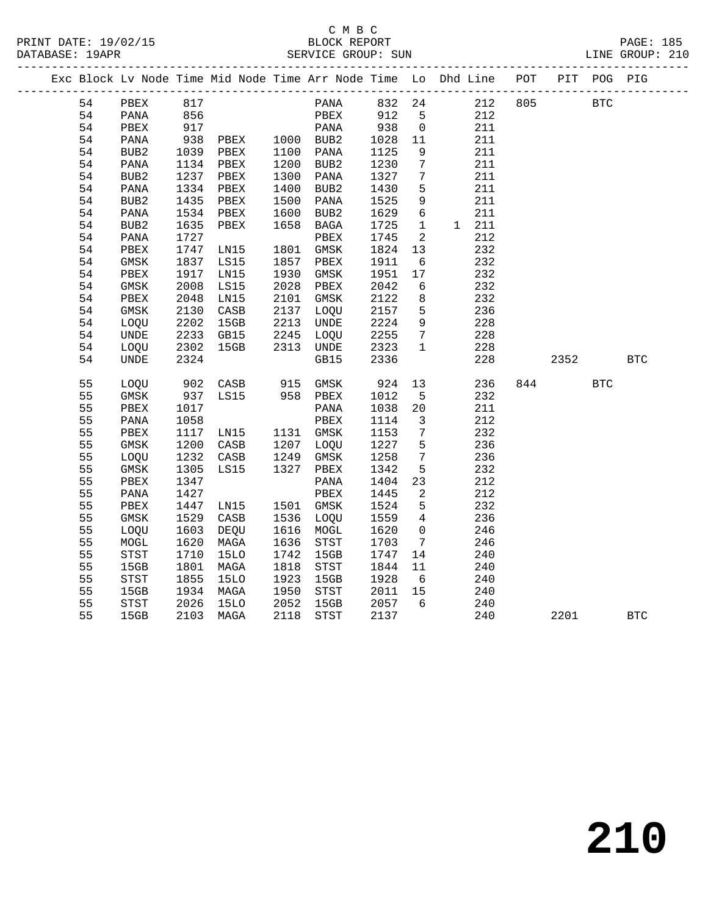C M B C

BLOCK REPORT

SERVICE GROUP: SUN

PRINT DATE: 19/02/15
DATABASE: 19APR
LINE GROUP: 210

| Exc | Block | Lv | Node | Time | Mid Node | Time | Arr Node | Time | Lo | Dhd | Line | POT | PIT | POG | PIG |
|---|---|---|---|---|---|---|---|---|---|---|---|---|---|---|---|
| | 54 | | PBEX | 817 | | | PANA | 832 | 24 | | 212 | 805 | | BTC | |
| | 54 | | PANA | 856 | | | PBEX | 912 | 5 | | 212 | | | | |
| | 54 | | PBEX | 917 | | | PANA | 938 | 0 | | 211 | | | | |
| | 54 | | PANA | 938 | PBEX | 1000 | BUB2 | 1028 | 11 | | 211 | | | | |
| | 54 | | BUB2 | 1039 | PBEX | 1100 | PANA | 1125 | 9 | | 211 | | | | |
| | 54 | | PANA | 1134 | PBEX | 1200 | BUB2 | 1230 | 7 | | 211 | | | | |
| | 54 | | BUB2 | 1237 | PBEX | 1300 | PANA | 1327 | 7 | | 211 | | | | |
| | 54 | | PANA | 1334 | PBEX | 1400 | BUB2 | 1430 | 5 | | 211 | | | | |
| | 54 | | BUB2 | 1435 | PBEX | 1500 | PANA | 1525 | 9 | | 211 | | | | |
| | 54 | | PANA | 1534 | PBEX | 1600 | BUB2 | 1629 | 6 | | 211 | | | | |
| | 54 | | BUB2 | 1635 | PBEX | 1658 | BAGA | 1725 | 1 | 1 | 211 | | | | |
| | 54 | | PANA | 1727 | | | PBEX | 1745 | 2 | | 212 | | | | |
| | 54 | | PBEX | 1747 | LN15 | 1801 | GMSK | 1824 | 13 | | 232 | | | | |
| | 54 | | GMSK | 1837 | LS15 | 1857 | PBEX | 1911 | 6 | | 232 | | | | |
| | 54 | | PBEX | 1917 | LN15 | 1930 | GMSK | 1951 | 17 | | 232 | | | | |
| | 54 | | GMSK | 2008 | LS15 | 2028 | PBEX | 2042 | 6 | | 232 | | | | |
| | 54 | | PBEX | 2048 | LN15 | 2101 | GMSK | 2122 | 8 | | 232 | | | | |
| | 54 | | GMSK | 2130 | CASB | 2137 | LOQU | 2157 | 5 | | 236 | | | | |
| | 54 | | LOQU | 2202 | 15GB | 2213 | UNDE | 2224 | 9 | | 228 | | | | |
| | 54 | | UNDE | 2233 | GB15 | 2245 | LOQU | 2255 | 7 | | 228 | | | | |
| | 54 | | LOQU | 2302 | 15GB | 2313 | UNDE | 2323 | 1 | | 228 | | | | |
| | 54 | | UNDE | 2324 | | | GB15 | 2336 | | | 228 | | 2352 | | BTC |
| | 55 | | LOQU | 902 | CASB | 915 | GMSK | 924 | 13 | | 236 | 844 | | BTC | |
| | 55 | | GMSK | 937 | LS15 | 958 | PBEX | 1012 | 5 | | 232 | | | | |
| | 55 | | PBEX | 1017 | | | PANA | 1038 | 20 | | 211 | | | | |
| | 55 | | PANA | 1058 | | | PBEX | 1114 | 3 | | 212 | | | | |
| | 55 | | PBEX | 1117 | LN15 | 1131 | GMSK | 1153 | 7 | | 232 | | | | |
| | 55 | | GMSK | 1200 | CASB | 1207 | LOQU | 1227 | 5 | | 236 | | | | |
| | 55 | | LOQU | 1232 | CASB | 1249 | GMSK | 1258 | 7 | | 236 | | | | |
| | 55 | | GMSK | 1305 | LS15 | 1327 | PBEX | 1342 | 5 | | 232 | | | | |
| | 55 | | PBEX | 1347 | | | PANA | 1404 | 23 | | 212 | | | | |
| | 55 | | PANA | 1427 | | | PBEX | 1445 | 2 | | 212 | | | | |
| | 55 | | PBEX | 1447 | LN15 | 1501 | GMSK | 1524 | 5 | | 232 | | | | |
| | 55 | | GMSK | 1529 | CASB | 1536 | LOQU | 1559 | 4 | | 236 | | | | |
| | 55 | | LOQU | 1603 | DEQU | 1616 | MOGL | 1620 | 0 | | 246 | | | | |
| | 55 | | MOGL | 1620 | MAGA | 1636 | STST | 1703 | 7 | | 246 | | | | |
| | 55 | | STST | 1710 | 15LO | 1742 | 15GB | 1747 | 14 | | 240 | | | | |
| | 55 | | 15GB | 1801 | MAGA | 1818 | STST | 1844 | 11 | | 240 | | | | |
| | 55 | | STST | 1855 | 15LO | 1923 | 15GB | 1928 | 6 | | 240 | | | | |
| | 55 | | 15GB | 1934 | MAGA | 1950 | STST | 2011 | 15 | | 240 | | | | |
| | 55 | | STST | 2026 | 15LO | 2052 | 15GB | 2057 | 6 | | 240 | | | | |
| | 55 | | 15GB | 2103 | MAGA | 2118 | STST | 2137 | | | 240 | | 2201 | | BTC |

# 210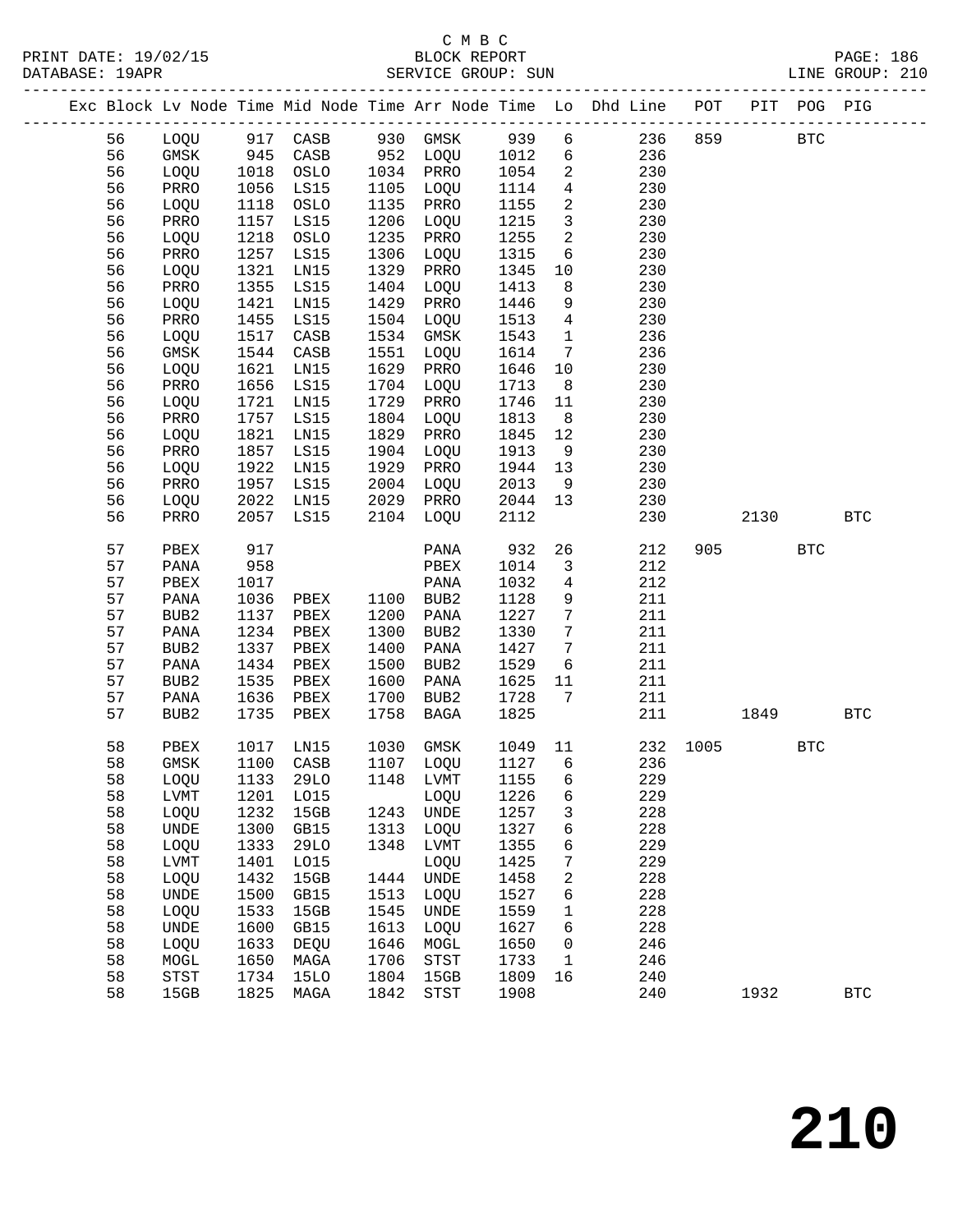C M B C
PRINT DATE: 19/02/15 BLOCK REPORT PAGE: 186
DATABASE: 19APR SERVICE GROUP: SUN LINE GROUP: 210

| Exc | Block | Lv Node | Time | Mid Node | Time | Arr Node | Time | Lo | Dhd Line | POT | PIT | POG | PIG |
|---|---|---|---|---|---|---|---|---|---|---|---|---|---|
| | 56 | LOQU | 917 | CASB | 930 | GMSK | 939 | 6 | 236 | 859 | | BTC | |
| | 56 | GMSK | 945 | CASB | 952 | LOQU | 1012 | 6 | 236 | | | | |
| | 56 | LOQU | 1018 | OSLO | 1034 | PRRO | 1054 | 2 | 230 | | | | |
| | 56 | PRRO | 1056 | LS15 | 1105 | LOQU | 1114 | 4 | 230 | | | | |
| | 56 | LOQU | 1118 | OSLO | 1135 | PRRO | 1155 | 2 | 230 | | | | |
| | 56 | PRRO | 1157 | LS15 | 1206 | LOQU | 1215 | 3 | 230 | | | | |
| | 56 | LOQU | 1218 | OSLO | 1235 | PRRO | 1255 | 2 | 230 | | | | |
| | 56 | PRRO | 1257 | LS15 | 1306 | LOQU | 1315 | 6 | 230 | | | | |
| | 56 | LOQU | 1321 | LN15 | 1329 | PRRO | 1345 | 10 | 230 | | | | |
| | 56 | PRRO | 1355 | LS15 | 1404 | LOQU | 1413 | 8 | 230 | | | | |
| | 56 | LOQU | 1421 | LN15 | 1429 | PRRO | 1446 | 9 | 230 | | | | |
| | 56 | PRRO | 1455 | LS15 | 1504 | LOQU | 1513 | 4 | 230 | | | | |
| | 56 | LOQU | 1517 | CASB | 1534 | GMSK | 1543 | 1 | 236 | | | | |
| | 56 | GMSK | 1544 | CASB | 1551 | LOQU | 1614 | 7 | 236 | | | | |
| | 56 | LOQU | 1621 | LN15 | 1629 | PRRO | 1646 | 10 | 230 | | | | |
| | 56 | PRRO | 1656 | LS15 | 1704 | LOQU | 1713 | 8 | 230 | | | | |
| | 56 | LOQU | 1721 | LN15 | 1729 | PRRO | 1746 | 11 | 230 | | | | |
| | 56 | PRRO | 1757 | LS15 | 1804 | LOQU | 1813 | 8 | 230 | | | | |
| | 56 | LOQU | 1821 | LN15 | 1829 | PRRO | 1845 | 12 | 230 | | | | |
| | 56 | PRRO | 1857 | LS15 | 1904 | LOQU | 1913 | 9 | 230 | | | | |
| | 56 | LOQU | 1922 | LN15 | 1929 | PRRO | 1944 | 13 | 230 | | | | |
| | 56 | PRRO | 1957 | LS15 | 2004 | LOQU | 2013 | 9 | 230 | | | | |
| | 56 | LOQU | 2022 | LN15 | 2029 | PRRO | 2044 | 13 | 230 | | | | |
| | 56 | PRRO | 2057 | LS15 | 2104 | LOQU | 2112 | | 230 | | 2130 | | BTC |
| | 57 | PBEX | 917 | | | PANA | 932 | 26 | 212 | 905 | | BTC | |
| | 57 | PANA | 958 | | | PBEX | 1014 | 3 | 212 | | | | |
| | 57 | PBEX | 1017 | | | PANA | 1032 | 4 | 212 | | | | |
| | 57 | PANA | 1036 | PBEX | 1100 | BUB2 | 1128 | 9 | 211 | | | | |
| | 57 | BUB2 | 1137 | PBEX | 1200 | PANA | 1227 | 7 | 211 | | | | |
| | 57 | PANA | 1234 | PBEX | 1300 | BUB2 | 1330 | 7 | 211 | | | | |
| | 57 | BUB2 | 1337 | PBEX | 1400 | PANA | 1427 | 7 | 211 | | | | |
| | 57 | PANA | 1434 | PBEX | 1500 | BUB2 | 1529 | 6 | 211 | | | | |
| | 57 | BUB2 | 1535 | PBEX | 1600 | PANA | 1625 | 11 | 211 | | | | |
| | 57 | PANA | 1636 | PBEX | 1700 | BUB2 | 1728 | 7 | 211 | | | | |
| | 57 | BUB2 | 1735 | PBEX | 1758 | BAGA | 1825 | | 211 | | 1849 | | BTC |
| | 58 | PBEX | 1017 | LN15 | 1030 | GMSK | 1049 | 11 | 232 | 1005 | | BTC | |
| | 58 | GMSK | 1100 | CASB | 1107 | LOQU | 1127 | 6 | 236 | | | | |
| | 58 | LOQU | 1133 | 29LO | 1148 | LVMT | 1155 | 6 | 229 | | | | |
| | 58 | LVMT | 1201 | LO15 | | LOQU | 1226 | 6 | 229 | | | | |
| | 58 | LOQU | 1232 | 15GB | 1243 | UNDE | 1257 | 3 | 228 | | | | |
| | 58 | UNDE | 1300 | GB15 | 1313 | LOQU | 1327 | 6 | 228 | | | | |
| | 58 | LOQU | 1333 | 29LO | 1348 | LVMT | 1355 | 6 | 229 | | | | |
| | 58 | LVMT | 1401 | LO15 | | LOQU | 1425 | 7 | 229 | | | | |
| | 58 | LOQU | 1432 | 15GB | 1444 | UNDE | 1458 | 2 | 228 | | | | |
| | 58 | UNDE | 1500 | GB15 | 1513 | LOQU | 1527 | 6 | 228 | | | | |
| | 58 | LOQU | 1533 | 15GB | 1545 | UNDE | 1559 | 1 | 228 | | | | |
| | 58 | UNDE | 1600 | GB15 | 1613 | LOQU | 1627 | 6 | 228 | | | | |
| | 58 | LOQU | 1633 | DEQU | 1646 | MOGL | 1650 | 0 | 246 | | | | |
| | 58 | MOGL | 1650 | MAGA | 1706 | STST | 1733 | 1 | 246 | | | | |
| | 58 | STST | 1734 | 15LO | 1804 | 15GB | 1809 | 16 | 240 | | | | |
| | 58 | 15GB | 1825 | MAGA | 1842 | STST | 1908 | | 240 | | 1932 | | BTC |

210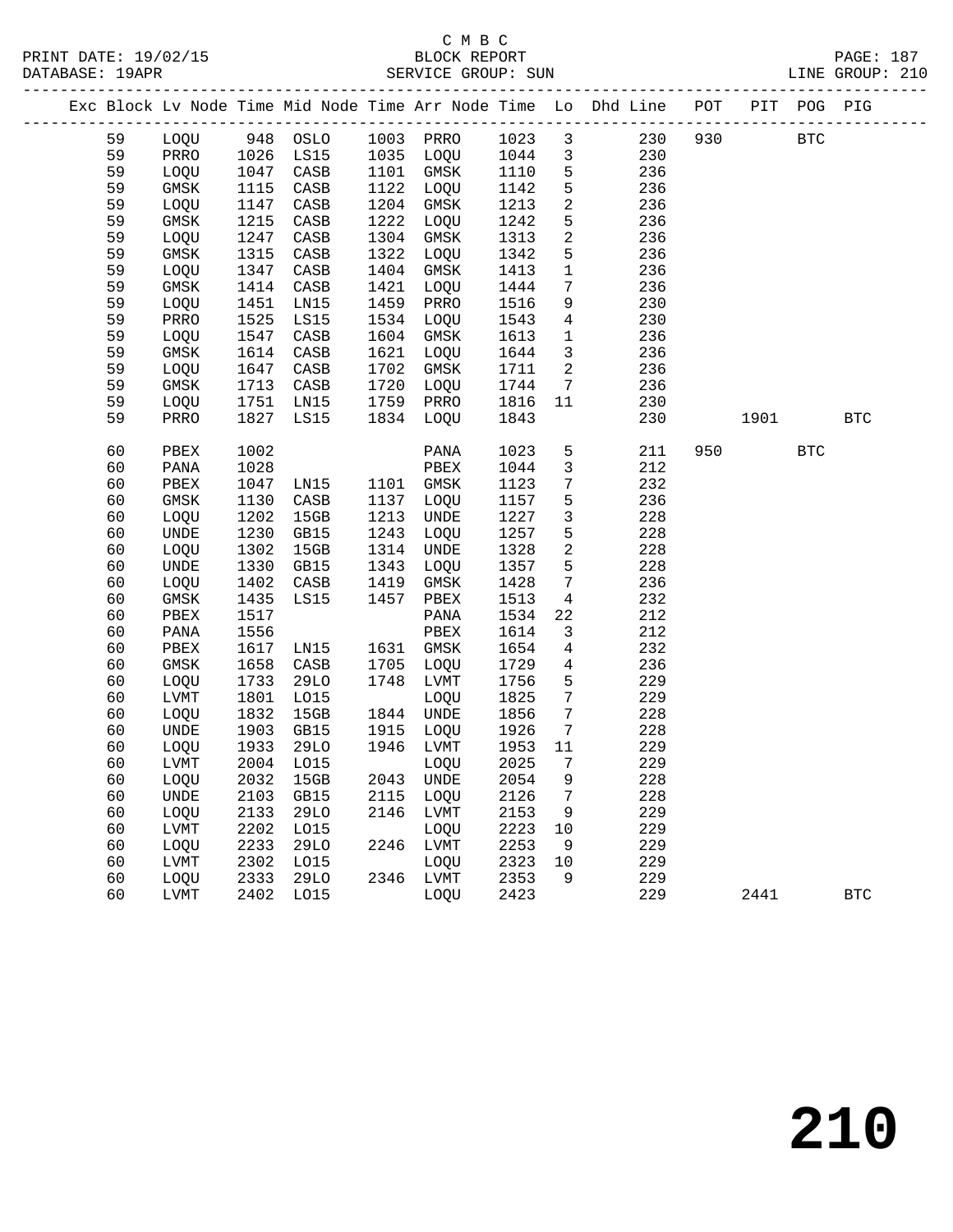C M B C
PRINT DATE: 19/02/15 BLOCK REPORT PAGE: 187
DATABASE: 19APR SERVICE GROUP: SUN LINE GROUP: 210

| Exc | Block | Lv Node | Time | Mid Node | Time | Arr Node | Time | Lo | Dhd Line | POT | PIT | POG | PIG |
|---|---|---|---|---|---|---|---|---|---|---|---|---|---|
| | 59 | LOQU | 948 | OSLO | 1003 | PRRO | 1023 | 3 | 230 | 930 | | BTC | |
| | 59 | PRRO | 1026 | LS15 | 1035 | LOQU | 1044 | 3 | 230 | | | | |
| | 59 | LOQU | 1047 | CASB | 1101 | GMSK | 1110 | 5 | 236 | | | | |
| | 59 | GMSK | 1115 | CASB | 1122 | LOQU | 1142 | 5 | 236 | | | | |
| | 59 | LOQU | 1147 | CASB | 1204 | GMSK | 1213 | 2 | 236 | | | | |
| | 59 | GMSK | 1215 | CASB | 1222 | LOQU | 1242 | 5 | 236 | | | | |
| | 59 | LOQU | 1247 | CASB | 1304 | GMSK | 1313 | 2 | 236 | | | | |
| | 59 | GMSK | 1315 | CASB | 1322 | LOQU | 1342 | 5 | 236 | | | | |
| | 59 | LOQU | 1347 | CASB | 1404 | GMSK | 1413 | 1 | 236 | | | | |
| | 59 | GMSK | 1414 | CASB | 1421 | LOQU | 1444 | 7 | 236 | | | | |
| | 59 | LOQU | 1451 | LN15 | 1459 | PRRO | 1516 | 9 | 230 | | | | |
| | 59 | PRRO | 1525 | LS15 | 1534 | LOQU | 1543 | 4 | 230 | | | | |
| | 59 | LOQU | 1547 | CASB | 1604 | GMSK | 1613 | 1 | 236 | | | | |
| | 59 | GMSK | 1614 | CASB | 1621 | LOQU | 1644 | 3 | 236 | | | | |
| | 59 | LOQU | 1647 | CASB | 1702 | GMSK | 1711 | 2 | 236 | | | | |
| | 59 | GMSK | 1713 | CASB | 1720 | LOQU | 1744 | 7 | 236 | | | | |
| | 59 | LOQU | 1751 | LN15 | 1759 | PRRO | 1816 | 11 | 230 | | | | |
| | 59 | PRRO | 1827 | LS15 | 1834 | LOQU | 1843 | | 230 | | 1901 | | BTC |
| | 60 | PBEX | 1002 | | | PANA | 1023 | 5 | 211 | 950 | | BTC | |
| | 60 | PANA | 1028 | | | PBEX | 1044 | 3 | 212 | | | | |
| | 60 | PBEX | 1047 | LN15 | 1101 | GMSK | 1123 | 7 | 232 | | | | |
| | 60 | GMSK | 1130 | CASB | 1137 | LOQU | 1157 | 5 | 236 | | | | |
| | 60 | LOQU | 1202 | 15GB | 1213 | UNDE | 1227 | 3 | 228 | | | | |
| | 60 | UNDE | 1230 | GB15 | 1243 | LOQU | 1257 | 5 | 228 | | | | |
| | 60 | LOQU | 1302 | 15GB | 1314 | UNDE | 1328 | 2 | 228 | | | | |
| | 60 | UNDE | 1330 | GB15 | 1343 | LOQU | 1357 | 5 | 228 | | | | |
| | 60 | LOQU | 1402 | CASB | 1419 | GMSK | 1428 | 7 | 236 | | | | |
| | 60 | GMSK | 1435 | LS15 | 1457 | PBEX | 1513 | 4 | 232 | | | | |
| | 60 | PBEX | 1517 | | | PANA | 1534 | 22 | 212 | | | | |
| | 60 | PANA | 1556 | | | PBEX | 1614 | 3 | 212 | | | | |
| | 60 | PBEX | 1617 | LN15 | 1631 | GMSK | 1654 | 4 | 232 | | | | |
| | 60 | GMSK | 1658 | CASB | 1705 | LOQU | 1729 | 4 | 236 | | | | |
| | 60 | LOQU | 1733 | 29LO | 1748 | LVMT | 1756 | 5 | 229 | | | | |
| | 60 | LVMT | 1801 | LO15 | | LOQU | 1825 | 7 | 229 | | | | |
| | 60 | LOQU | 1832 | 15GB | 1844 | UNDE | 1856 | 7 | 228 | | | | |
| | 60 | UNDE | 1903 | GB15 | 1915 | LOQU | 1926 | 7 | 228 | | | | |
| | 60 | LOQU | 1933 | 29LO | 1946 | LVMT | 1953 | 11 | 229 | | | | |
| | 60 | LVMT | 2004 | LO15 | | LOQU | 2025 | 7 | 229 | | | | |
| | 60 | LOQU | 2032 | 15GB | 2043 | UNDE | 2054 | 9 | 228 | | | | |
| | 60 | UNDE | 2103 | GB15 | 2115 | LOQU | 2126 | 7 | 228 | | | | |
| | 60 | LOQU | 2133 | 29LO | 2146 | LVMT | 2153 | 9 | 229 | | | | |
| | 60 | LVMT | 2202 | LO15 | | LOQU | 2223 | 10 | 229 | | | | |
| | 60 | LOQU | 2233 | 29LO | 2246 | LVMT | 2253 | 9 | 229 | | | | |
| | 60 | LVMT | 2302 | LO15 | | LOQU | 2323 | 10 | 229 | | | | |
| | 60 | LOQU | 2333 | 29LO | 2346 | LVMT | 2353 | 9 | 229 | | | | |
| | 60 | LVMT | 2402 | LO15 | | LOQU | 2423 | | 229 | | 2441 | | BTC |

210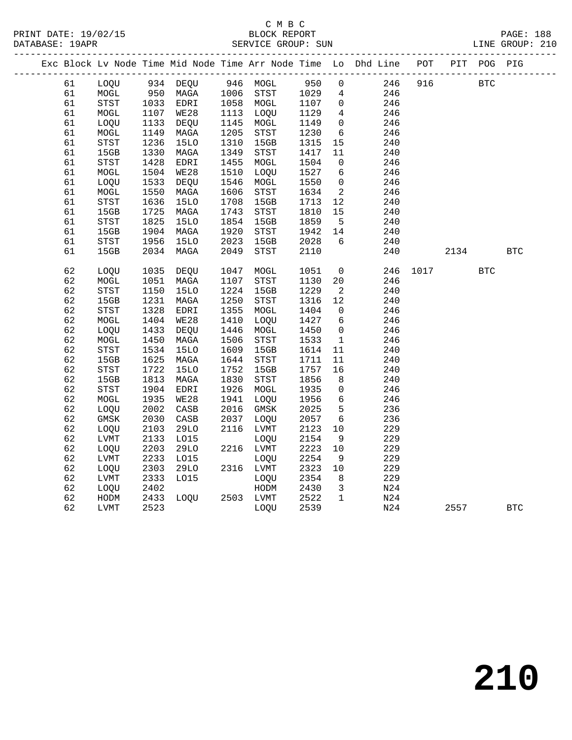C M B C

BLOCK REPORT

SERVICE GROUP: SUN

LINE GROUP: 210

| Exc | Block | Lv | Node | Time | Mid Node | Time | Arr Node | Time | Lo | Dhd Line | POT | PIT | POG | PIG |
|---|---|---|---|---|---|---|---|---|---|---|---|---|---|---|
| | 61 | LOQU | 934 | DEQU | 946 | MOGL | 950 | 0 | | 246 | 916 | | BTC | |
| | 61 | MOGL | 950 | MAGA | 1006 | STST | 1029 | 4 | | 246 | | | | |
| | 61 | STST | 1033 | EDRI | 1058 | MOGL | 1107 | 0 | | 246 | | | | |
| | 61 | MOGL | 1107 | WE28 | 1113 | LOQU | 1129 | 4 | | 246 | | | | |
| | 61 | LOQU | 1133 | DEQU | 1145 | MOGL | 1149 | 0 | | 246 | | | | |
| | 61 | MOGL | 1149 | MAGA | 1205 | STST | 1230 | 6 | | 246 | | | | |
| | 61 | STST | 1236 | 15LO | 1310 | 15GB | 1315 | 15 | | 240 | | | | |
| | 61 | 15GB | 1330 | MAGA | 1349 | STST | 1417 | 11 | | 240 | | | | |
| | 61 | STST | 1428 | EDRI | 1455 | MOGL | 1504 | 0 | | 246 | | | | |
| | 61 | MOGL | 1504 | WE28 | 1510 | LOQU | 1527 | 6 | | 246 | | | | |
| | 61 | LOQU | 1533 | DEQU | 1546 | MOGL | 1550 | 0 | | 246 | | | | |
| | 61 | MOGL | 1550 | MAGA | 1606 | STST | 1634 | 2 | | 246 | | | | |
| | 61 | STST | 1636 | 15LO | 1708 | 15GB | 1713 | 12 | | 240 | | | | |
| | 61 | 15GB | 1725 | MAGA | 1743 | STST | 1810 | 15 | | 240 | | | | |
| | 61 | STST | 1825 | 15LO | 1854 | 15GB | 1859 | 5 | | 240 | | | | |
| | 61 | 15GB | 1904 | MAGA | 1920 | STST | 1942 | 14 | | 240 | | | | |
| | 61 | STST | 1956 | 15LO | 2023 | 15GB | 2028 | 6 | | 240 | | | | |
| | 61 | 15GB | 2034 | MAGA | 2049 | STST | 2110 | | | 240 | | 2134 | | BTC |
| | 62 | LOQU | 1035 | DEQU | 1047 | MOGL | 1051 | 0 | | 246 | 1017 | | BTC | |
| | 62 | MOGL | 1051 | MAGA | 1107 | STST | 1130 | 20 | | 246 | | | | |
| | 62 | STST | 1150 | 15LO | 1224 | 15GB | 1229 | 2 | | 240 | | | | |
| | 62 | 15GB | 1231 | MAGA | 1250 | STST | 1316 | 12 | | 240 | | | | |
| | 62 | STST | 1328 | EDRI | 1355 | MOGL | 1404 | 0 | | 246 | | | | |
| | 62 | MOGL | 1404 | WE28 | 1410 | LOQU | 1427 | 6 | | 246 | | | | |
| | 62 | LOQU | 1433 | DEQU | 1446 | MOGL | 1450 | 0 | | 246 | | | | |
| | 62 | MOGL | 1450 | MAGA | 1506 | STST | 1533 | 1 | | 246 | | | | |
| | 62 | STST | 1534 | 15LO | 1609 | 15GB | 1614 | 11 | | 240 | | | | |
| | 62 | 15GB | 1625 | MAGA | 1644 | STST | 1711 | 11 | | 240 | | | | |
| | 62 | STST | 1722 | 15LO | 1752 | 15GB | 1757 | 16 | | 240 | | | | |
| | 62 | 15GB | 1813 | MAGA | 1830 | STST | 1856 | 8 | | 240 | | | | |
| | 62 | STST | 1904 | EDRI | 1926 | MOGL | 1935 | 0 | | 246 | | | | |
| | 62 | MOGL | 1935 | WE28 | 1941 | LOQU | 1956 | 6 | | 246 | | | | |
| | 62 | LOQU | 2002 | CASB | 2016 | GMSK | 2025 | 5 | | 236 | | | | |
| | 62 | GMSK | 2030 | CASB | 2037 | LOQU | 2057 | 6 | | 236 | | | | |
| | 62 | LOQU | 2103 | 29LO | 2116 | LVMT | 2123 | 10 | | 229 | | | | |
| | 62 | LVMT | 2133 | LO15 | | LOQU | 2154 | 9 | | 229 | | | | |
| | 62 | LOQU | 2203 | 29LO | 2216 | LVMT | 2223 | 10 | | 229 | | | | |
| | 62 | LVMT | 2233 | LO15 | | LOQU | 2254 | 9 | | 229 | | | | |
| | 62 | LOQU | 2303 | 29LO | 2316 | LVMT | 2323 | 10 | | 229 | | | | |
| | 62 | LVMT | 2333 | LO15 | | LOQU | 2354 | 8 | | 229 | | | | |
| | 62 | LOQU | 2402 | | | HODM | 2430 | 3 | | N24 | | | | |
| | 62 | HODM | 2433 | LOQU | 2503 | LVMT | 2522 | 1 | | N24 | | | | |
| | 62 | LVMT | 2523 | | | LOQU | 2539 | | | N24 | | 2557 | | BTC |

210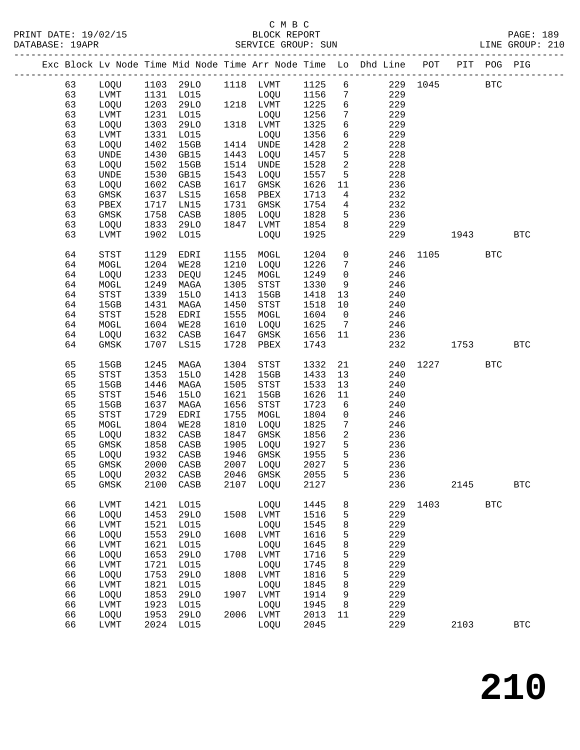C M B C

BLOCK REPORT

SERVICE GROUP: SUN

PRINT DATE: 19/02/15
DATABASE: 19APR
PAGE: 189
LINE GROUP: 210

| Exc | Block | Lv | Node | Time | Mid Node | Time | Arr Node | Time | Lo | Dhd Line | POT | PIT | POG | PIG |
|---|---|---|---|---|---|---|---|---|---|---|---|---|---|---|
| | 63 | | LOQU | 1103 | 29LO | 1118 | LVMT | 1125 | 6 | 229 | 1045 | | BTC | |
| | 63 | | LVMT | 1131 | LO15 | | LOQU | 1156 | 7 | 229 | | | | |
| | 63 | | LOQU | 1203 | 29LO | 1218 | LVMT | 1225 | 6 | 229 | | | | |
| | 63 | | LVMT | 1231 | LO15 | | LOQU | 1256 | 7 | 229 | | | | |
| | 63 | | LOQU | 1303 | 29LO | 1318 | LVMT | 1325 | 6 | 229 | | | | |
| | 63 | | LVMT | 1331 | LO15 | | LOQU | 1356 | 6 | 229 | | | | |
| | 63 | | LOQU | 1402 | 15GB | 1414 | UNDE | 1428 | 2 | 228 | | | | |
| | 63 | | UNDE | 1430 | GB15 | 1443 | LOQU | 1457 | 5 | 228 | | | | |
| | 63 | | LOQU | 1502 | 15GB | 1514 | UNDE | 1528 | 2 | 228 | | | | |
| | 63 | | UNDE | 1530 | GB15 | 1543 | LOQU | 1557 | 5 | 228 | | | | |
| | 63 | | LOQU | 1602 | CASB | 1617 | GMSK | 1626 | 11 | 236 | | | | |
| | 63 | | GMSK | 1637 | LS15 | 1658 | PBEX | 1713 | 4 | 232 | | | | |
| | 63 | | PBEX | 1717 | LN15 | 1731 | GMSK | 1754 | 4 | 232 | | | | |
| | 63 | | GMSK | 1758 | CASB | 1805 | LOQU | 1828 | 5 | 236 | | | | |
| | 63 | | LOQU | 1833 | 29LO | 1847 | LVMT | 1854 | 8 | 229 | | | | |
| | 63 | | LVMT | 1902 | LO15 | | LOQU | 1925 | | 229 | | 1943 | | BTC |
| | 64 | | STST | 1129 | EDRI | 1155 | MOGL | 1204 | 0 | 246 | 1105 | | BTC | |
| | 64 | | MOGL | 1204 | WE28 | 1210 | LOQU | 1226 | 7 | 246 | | | | |
| | 64 | | LOQU | 1233 | DEQU | 1245 | MOGL | 1249 | 0 | 246 | | | | |
| | 64 | | MOGL | 1249 | MAGA | 1305 | STST | 1330 | 9 | 246 | | | | |
| | 64 | | STST | 1339 | 15LO | 1413 | 15GB | 1418 | 13 | 240 | | | | |
| | 64 | | 15GB | 1431 | MAGA | 1450 | STST | 1518 | 10 | 240 | | | | |
| | 64 | | STST | 1528 | EDRI | 1555 | MOGL | 1604 | 0 | 246 | | | | |
| | 64 | | MOGL | 1604 | WE28 | 1610 | LOQU | 1625 | 7 | 246 | | | | |
| | 64 | | LOQU | 1632 | CASB | 1647 | GMSK | 1656 | 11 | 236 | | | | |
| | 64 | | GMSK | 1707 | LS15 | 1728 | PBEX | 1743 | | 232 | | 1753 | | BTC |
| | 65 | | 15GB | 1245 | MAGA | 1304 | STST | 1332 | 21 | 240 | 1227 | | BTC | |
| | 65 | | STST | 1353 | 15LO | 1428 | 15GB | 1433 | 13 | 240 | | | | |
| | 65 | | 15GB | 1446 | MAGA | 1505 | STST | 1533 | 13 | 240 | | | | |
| | 65 | | STST | 1546 | 15LO | 1621 | 15GB | 1626 | 11 | 240 | | | | |
| | 65 | | 15GB | 1637 | MAGA | 1656 | STST | 1723 | 6 | 240 | | | | |
| | 65 | | STST | 1729 | EDRI | 1755 | MOGL | 1804 | 0 | 246 | | | | |
| | 65 | | MOGL | 1804 | WE28 | 1810 | LOQU | 1825 | 7 | 246 | | | | |
| | 65 | | LOQU | 1832 | CASB | 1847 | GMSK | 1856 | 2 | 236 | | | | |
| | 65 | | GMSK | 1858 | CASB | 1905 | LOQU | 1927 | 5 | 236 | | | | |
| | 65 | | LOQU | 1932 | CASB | 1946 | GMSK | 1955 | 5 | 236 | | | | |
| | 65 | | GMSK | 2000 | CASB | 2007 | LOQU | 2027 | 5 | 236 | | | | |
| | 65 | | LOQU | 2032 | CASB | 2046 | GMSK | 2055 | 5 | 236 | | | | |
| | 65 | | GMSK | 2100 | CASB | 2107 | LOQU | 2127 | | 236 | | 2145 | | BTC |
| | 66 | | LVMT | 1421 | LO15 | | LOQU | 1445 | 8 | 229 | 1403 | | BTC | |
| | 66 | | LOQU | 1453 | 29LO | 1508 | LVMT | 1516 | 5 | 229 | | | | |
| | 66 | | LVMT | 1521 | LO15 | | LOQU | 1545 | 8 | 229 | | | | |
| | 66 | | LOQU | 1553 | 29LO | 1608 | LVMT | 1616 | 5 | 229 | | | | |
| | 66 | | LVMT | 1621 | LO15 | | LOQU | 1645 | 8 | 229 | | | | |
| | 66 | | LOQU | 1653 | 29LO | 1708 | LVMT | 1716 | 5 | 229 | | | | |
| | 66 | | LVMT | 1721 | LO15 | | LOQU | 1745 | 8 | 229 | | | | |
| | 66 | | LOQU | 1753 | 29LO | 1808 | LVMT | 1816 | 5 | 229 | | | | |
| | 66 | | LVMT | 1821 | LO15 | | LOQU | 1845 | 8 | 229 | | | | |
| | 66 | | LOQU | 1853 | 29LO | 1907 | LVMT | 1914 | 9 | 229 | | | | |
| | 66 | | LVMT | 1923 | LO15 | | LOQU | 1945 | 8 | 229 | | | | |
| | 66 | | LOQU | 1953 | 29LO | 2006 | LVMT | 2013 | 11 | 229 | | | | |
| | 66 | | LVMT | 2024 | LO15 | | LOQU | 2045 | | 229 | | 2103 | | BTC |

# 210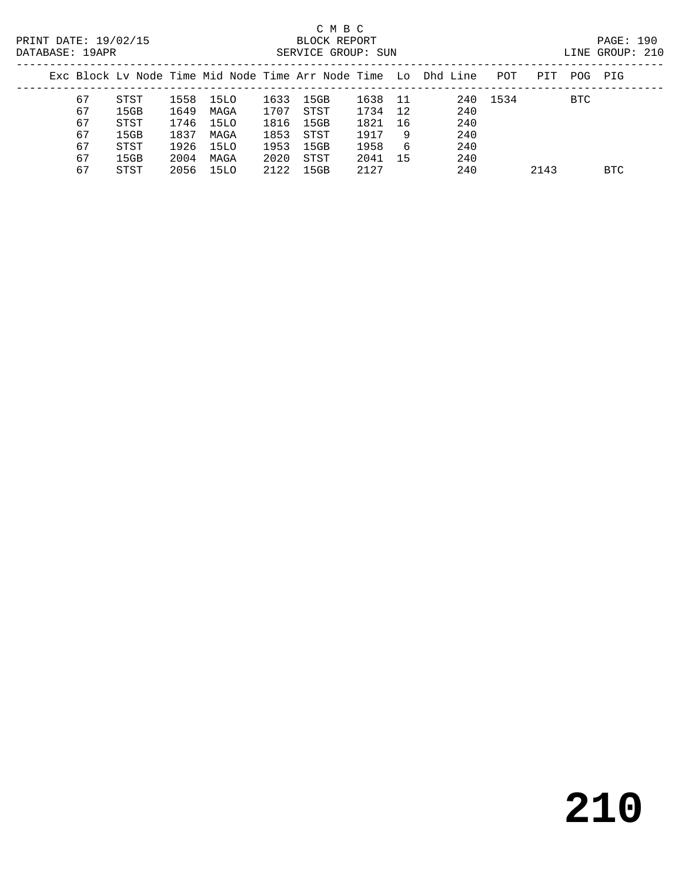C M B C
BLOCK REPORT
SERVICE GROUP: SUN

PRINT DATE: 19/02/15
DATABASE: 19APR
LINE GROUP: 210

| Exc | Block | Lv | Node | Time | Mid Node | Time | Arr Node | Time | Lo | Dhd | Line | POT | PIT | POG | PIG |
|---|---|---|---|---|---|---|---|---|---|---|---|---|---|---|---|
| | 67 | | STST | 1558 | 15LO | 1633 | 15GB | 1638 | 11 | | 240 | 1534 | | BTC | |
| | 67 | | 15GB | 1649 | MAGA | 1707 | STST | 1734 | 12 | | 240 | | | | |
| | 67 | | STST | 1746 | 15LO | 1816 | 15GB | 1821 | 16 | | 240 | | | | |
| | 67 | | 15GB | 1837 | MAGA | 1853 | STST | 1917 | 9 | | 240 | | | | |
| | 67 | | STST | 1926 | 15LO | 1953 | 15GB | 1958 | 6 | | 240 | | | | |
| | 67 | | 15GB | 2004 | MAGA | 2020 | STST | 2041 | 15 | | 240 | | | | |
| | 67 | | STST | 2056 | 15LO | 2122 | 15GB | 2127 | | | 240 | | 2143 | | BTC |

# 210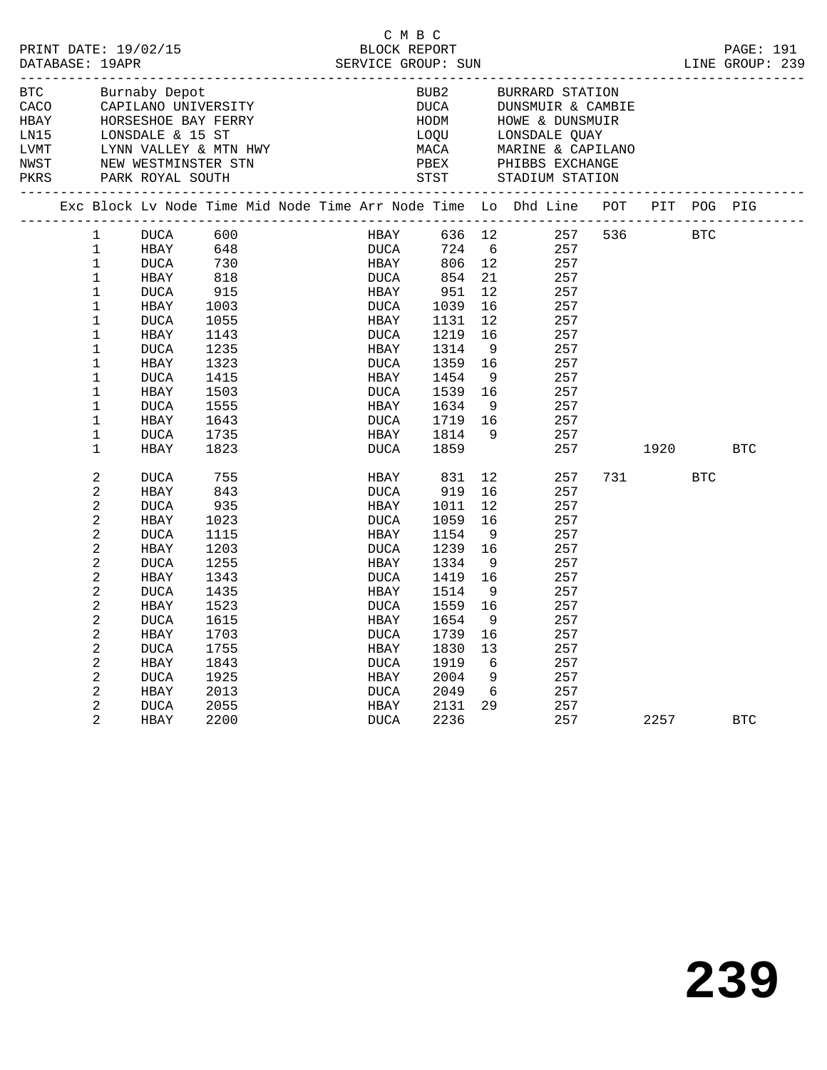C M B C

PRINT DATE: 19/02/15 BLOCK REPORT PAGE: 191
DATABASE: 19APR SERVICE GROUP: SUN LINE GROUP: 239

| Code | Name | Code | Name |
|---|---|---|---|
| BTC | Burnaby Depot | BUB2 | BURRARD STATION |
| CACO | CAPILANO UNIVERSITY | DUCA | DUNSMUIR & CAMBIE |
| HBAY | HORSESHOE BAY FERRY | HODM | HOWE & DUNSMUIR |
| LN15 | LONSDALE & 15 ST | LOQU | LONSDALE QUAY |
| LVMT | LYNN VALLEY & MTN HWY | MACA | MARINE & CAPILANO |
| NWST | NEW WESTMINSTER STN | PBEX | PHIBBS EXCHANGE |
| PKRS | PARK ROYAL SOUTH | STST | STADIUM STATION |

| Exc | Block | Lv Node | Time | Mid Node | Time | Arr Node | Time | Lo | Dhd Line | POT | PIT | POG | PIG |
|---|---|---|---|---|---|---|---|---|---|---|---|---|---|
| | 1 | DUCA | 600 | | | HBAY | 636 | 12 | 257 | 536 | | BTC | |
| | 1 | HBAY | 648 | | | DUCA | 724 | 6 | 257 | | | | |
| | 1 | DUCA | 730 | | | HBAY | 806 | 12 | 257 | | | | |
| | 1 | HBAY | 818 | | | DUCA | 854 | 21 | 257 | | | | |
| | 1 | DUCA | 915 | | | HBAY | 951 | 12 | 257 | | | | |
| | 1 | HBAY | 1003 | | | DUCA | 1039 | 16 | 257 | | | | |
| | 1 | DUCA | 1055 | | | HBAY | 1131 | 12 | 257 | | | | |
| | 1 | HBAY | 1143 | | | DUCA | 1219 | 16 | 257 | | | | |
| | 1 | DUCA | 1235 | | | HBAY | 1314 | 9 | 257 | | | | |
| | 1 | HBAY | 1323 | | | DUCA | 1359 | 16 | 257 | | | | |
| | 1 | DUCA | 1415 | | | HBAY | 1454 | 9 | 257 | | | | |
| | 1 | HBAY | 1503 | | | DUCA | 1539 | 16 | 257 | | | | |
| | 1 | DUCA | 1555 | | | HBAY | 1634 | 9 | 257 | | | | |
| | 1 | HBAY | 1643 | | | DUCA | 1719 | 16 | 257 | | | | |
| | 1 | DUCA | 1735 | | | HBAY | 1814 | 9 | 257 | | | | |
| | 1 | HBAY | 1823 | | | DUCA | 1859 | | 257 | | 1920 | | BTC |
| | 2 | DUCA | 755 | | | HBAY | 831 | 12 | 257 | 731 | | BTC | |
| | 2 | HBAY | 843 | | | DUCA | 919 | 16 | 257 | | | | |
| | 2 | DUCA | 935 | | | HBAY | 1011 | 12 | 257 | | | | |
| | 2 | HBAY | 1023 | | | DUCA | 1059 | 16 | 257 | | | | |
| | 2 | DUCA | 1115 | | | HBAY | 1154 | 9 | 257 | | | | |
| | 2 | HBAY | 1203 | | | DUCA | 1239 | 16 | 257 | | | | |
| | 2 | DUCA | 1255 | | | HBAY | 1334 | 9 | 257 | | | | |
| | 2 | HBAY | 1343 | | | DUCA | 1419 | 16 | 257 | | | | |
| | 2 | DUCA | 1435 | | | HBAY | 1514 | 9 | 257 | | | | |
| | 2 | HBAY | 1523 | | | DUCA | 1559 | 16 | 257 | | | | |
| | 2 | DUCA | 1615 | | | HBAY | 1654 | 9 | 257 | | | | |
| | 2 | HBAY | 1703 | | | DUCA | 1739 | 16 | 257 | | | | |
| | 2 | DUCA | 1755 | | | HBAY | 1830 | 13 | 257 | | | | |
| | 2 | HBAY | 1843 | | | DUCA | 1919 | 6 | 257 | | | | |
| | 2 | DUCA | 1925 | | | HBAY | 2004 | 9 | 257 | | | | |
| | 2 | HBAY | 2013 | | | DUCA | 2049 | 6 | 257 | | | | |
| | 2 | DUCA | 2055 | | | HBAY | 2131 | 29 | 257 | | | | |
| | 2 | HBAY | 2200 | | | DUCA | 2236 | | 257 | | 2257 | | BTC |

239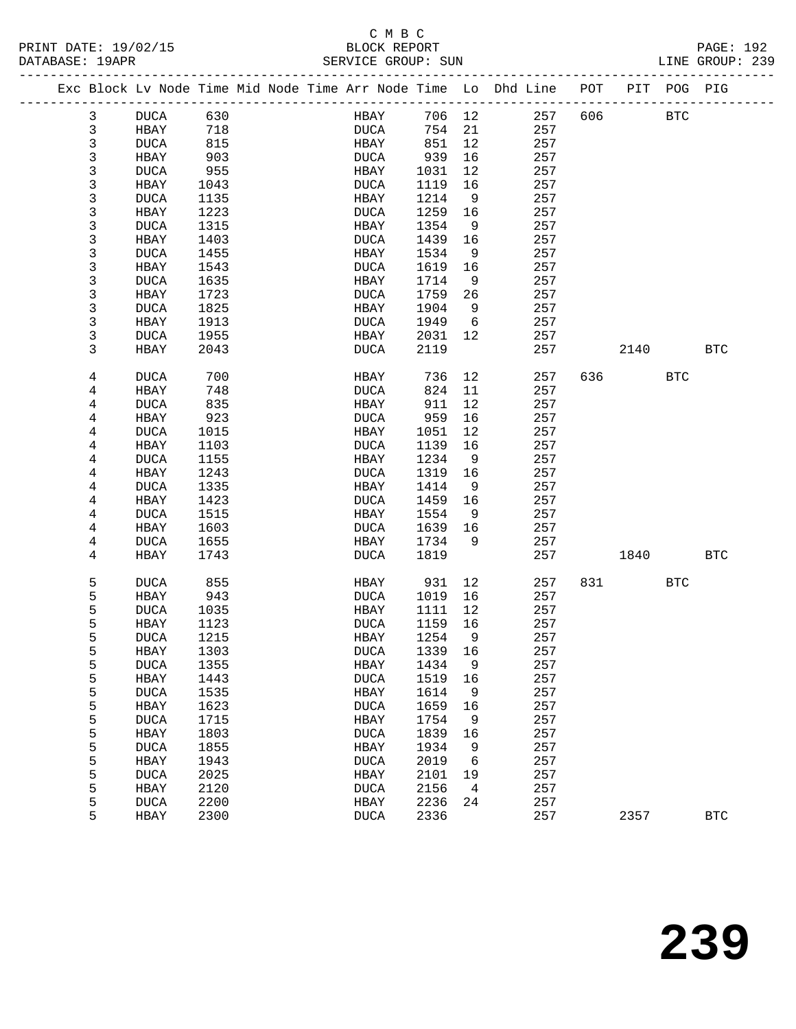C M B C
PRINT DATE: 19/02/15 BLOCK REPORT
DATABASE: 19APR SERVICE GROUP: SUN LINE GROUP: 239

| Exc | Block | Lv | Node | Time | Mid Node | Time | Arr Node | Time | Lo | Dhd Line | POT | PIT | POG | PIG |
|---|---|---|---|---|---|---|---|---|---|---|---|---|---|---|
| | 3 | | DUCA | 630 | | | HBAY | 706 | 12 | 257 | 606 | | BTC | |
| | 3 | | HBAY | 718 | | | DUCA | 754 | 21 | 257 | | | | |
| | 3 | | DUCA | 815 | | | HBAY | 851 | 12 | 257 | | | | |
| | 3 | | HBAY | 903 | | | DUCA | 939 | 16 | 257 | | | | |
| | 3 | | DUCA | 955 | | | HBAY | 1031 | 12 | 257 | | | | |
| | 3 | | HBAY | 1043 | | | DUCA | 1119 | 16 | 257 | | | | |
| | 3 | | DUCA | 1135 | | | HBAY | 1214 | 9 | 257 | | | | |
| | 3 | | HBAY | 1223 | | | DUCA | 1259 | 16 | 257 | | | | |
| | 3 | | DUCA | 1315 | | | HBAY | 1354 | 9 | 257 | | | | |
| | 3 | | HBAY | 1403 | | | DUCA | 1439 | 16 | 257 | | | | |
| | 3 | | DUCA | 1455 | | | HBAY | 1534 | 9 | 257 | | | | |
| | 3 | | HBAY | 1543 | | | DUCA | 1619 | 16 | 257 | | | | |
| | 3 | | DUCA | 1635 | | | HBAY | 1714 | 9 | 257 | | | | |
| | 3 | | HBAY | 1723 | | | DUCA | 1759 | 26 | 257 | | | | |
| | 3 | | DUCA | 1825 | | | HBAY | 1904 | 9 | 257 | | | | |
| | 3 | | HBAY | 1913 | | | DUCA | 1949 | 6 | 257 | | | | |
| | 3 | | DUCA | 1955 | | | HBAY | 2031 | 12 | 257 | | | | |
| | 3 | | HBAY | 2043 | | | DUCA | 2119 | | 257 | | 2140 | | BTC |
| | 4 | | DUCA | 700 | | | HBAY | 736 | 12 | 257 | 636 | | BTC | |
| | 4 | | HBAY | 748 | | | DUCA | 824 | 11 | 257 | | | | |
| | 4 | | DUCA | 835 | | | HBAY | 911 | 12 | 257 | | | | |
| | 4 | | HBAY | 923 | | | DUCA | 959 | 16 | 257 | | | | |
| | 4 | | DUCA | 1015 | | | HBAY | 1051 | 12 | 257 | | | | |
| | 4 | | HBAY | 1103 | | | DUCA | 1139 | 16 | 257 | | | | |
| | 4 | | DUCA | 1155 | | | HBAY | 1234 | 9 | 257 | | | | |
| | 4 | | HBAY | 1243 | | | DUCA | 1319 | 16 | 257 | | | | |
| | 4 | | DUCA | 1335 | | | HBAY | 1414 | 9 | 257 | | | | |
| | 4 | | HBAY | 1423 | | | DUCA | 1459 | 16 | 257 | | | | |
| | 4 | | DUCA | 1515 | | | HBAY | 1554 | 9 | 257 | | | | |
| | 4 | | HBAY | 1603 | | | DUCA | 1639 | 16 | 257 | | | | |
| | 4 | | DUCA | 1655 | | | HBAY | 1734 | 9 | 257 | | | | |
| | 4 | | HBAY | 1743 | | | DUCA | 1819 | | 257 | | 1840 | | BTC |
| | 5 | | DUCA | 855 | | | HBAY | 931 | 12 | 257 | 831 | | BTC | |
| | 5 | | HBAY | 943 | | | DUCA | 1019 | 16 | 257 | | | | |
| | 5 | | DUCA | 1035 | | | HBAY | 1111 | 12 | 257 | | | | |
| | 5 | | HBAY | 1123 | | | DUCA | 1159 | 16 | 257 | | | | |
| | 5 | | DUCA | 1215 | | | HBAY | 1254 | 9 | 257 | | | | |
| | 5 | | HBAY | 1303 | | | DUCA | 1339 | 16 | 257 | | | | |
| | 5 | | DUCA | 1355 | | | HBAY | 1434 | 9 | 257 | | | | |
| | 5 | | HBAY | 1443 | | | DUCA | 1519 | 16 | 257 | | | | |
| | 5 | | DUCA | 1535 | | | HBAY | 1614 | 9 | 257 | | | | |
| | 5 | | HBAY | 1623 | | | DUCA | 1659 | 16 | 257 | | | | |
| | 5 | | DUCA | 1715 | | | HBAY | 1754 | 9 | 257 | | | | |
| | 5 | | HBAY | 1803 | | | DUCA | 1839 | 16 | 257 | | | | |
| | 5 | | DUCA | 1855 | | | HBAY | 1934 | 9 | 257 | | | | |
| | 5 | | HBAY | 1943 | | | DUCA | 2019 | 6 | 257 | | | | |
| | 5 | | DUCA | 2025 | | | HBAY | 2101 | 19 | 257 | | | | |
| | 5 | | HBAY | 2120 | | | DUCA | 2156 | 4 | 257 | | | | |
| | 5 | | DUCA | 2200 | | | HBAY | 2236 | 24 | 257 | | | | |
| | 5 | | HBAY | 2300 | | | DUCA | 2336 | | 257 | | 2357 | | BTC |

239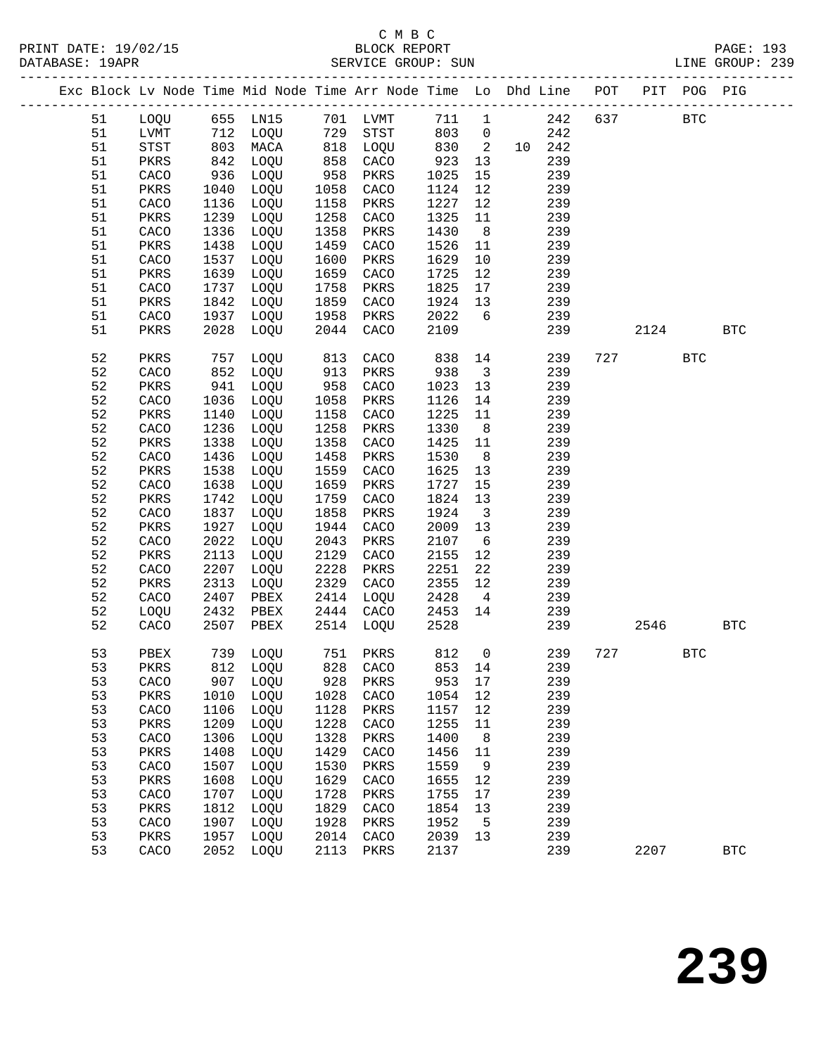C M B C

PRINT DATE: 19/02/15 BLOCK REPORT PAGE: 193
DATABASE: 19APR SERVICE GROUP: SUN LINE GROUP: 239

| Exc | Block | Lv Node | Time | Mid Node | Time | Arr Node | Time | Lo | Dhd | Line | POT | PIT | POG | PIG |
|---|---|---|---|---|---|---|---|---|---|---|---|---|---|---|
| | 51 | LOQU | 655 | LN15 | 701 | LVMT | 711 | 1 | | 242 | 637 | | BTC | |
| | 51 | LVMT | 712 | LOQU | 729 | STST | 803 | 0 | | 242 | | | | |
| | 51 | STST | 803 | MACA | 818 | LOQU | 830 | 2 | 10 | 242 | | | | |
| | 51 | PKRS | 842 | LOQU | 858 | CACO | 923 | 13 | | 239 | | | | |
| | 51 | CACO | 936 | LOQU | 958 | PKRS | 1025 | 15 | | 239 | | | | |
| | 51 | PKRS | 1040 | LOQU | 1058 | CACO | 1124 | 12 | | 239 | | | | |
| | 51 | CACO | 1136 | LOQU | 1158 | PKRS | 1227 | 12 | | 239 | | | | |
| | 51 | PKRS | 1239 | LOQU | 1258 | CACO | 1325 | 11 | | 239 | | | | |
| | 51 | CACO | 1336 | LOQU | 1358 | PKRS | 1430 | 8 | | 239 | | | | |
| | 51 | PKRS | 1438 | LOQU | 1459 | CACO | 1526 | 11 | | 239 | | | | |
| | 51 | CACO | 1537 | LOQU | 1600 | PKRS | 1629 | 10 | | 239 | | | | |
| | 51 | PKRS | 1639 | LOQU | 1659 | CACO | 1725 | 12 | | 239 | | | | |
| | 51 | CACO | 1737 | LOQU | 1758 | PKRS | 1825 | 17 | | 239 | | | | |
| | 51 | PKRS | 1842 | LOQU | 1859 | CACO | 1924 | 13 | | 239 | | | | |
| | 51 | CACO | 1937 | LOQU | 1958 | PKRS | 2022 | 6 | | 239 | | | | |
| | 51 | PKRS | 2028 | LOQU | 2044 | CACO | 2109 | | | 239 | | 2124 | | BTC |
| | 52 | PKRS | 757 | LOQU | 813 | CACO | 838 | 14 | | 239 | 727 | | BTC | |
| | 52 | CACO | 852 | LOQU | 913 | PKRS | 938 | 3 | | 239 | | | | |
| | 52 | PKRS | 941 | LOQU | 958 | CACO | 1023 | 13 | | 239 | | | | |
| | 52 | CACO | 1036 | LOQU | 1058 | PKRS | 1126 | 14 | | 239 | | | | |
| | 52 | PKRS | 1140 | LOQU | 1158 | CACO | 1225 | 11 | | 239 | | | | |
| | 52 | CACO | 1236 | LOQU | 1258 | PKRS | 1330 | 8 | | 239 | | | | |
| | 52 | PKRS | 1338 | LOQU | 1358 | CACO | 1425 | 11 | | 239 | | | | |
| | 52 | CACO | 1436 | LOQU | 1458 | PKRS | 1530 | 8 | | 239 | | | | |
| | 52 | PKRS | 1538 | LOQU | 1559 | CACO | 1625 | 13 | | 239 | | | | |
| | 52 | CACO | 1638 | LOQU | 1659 | PKRS | 1727 | 15 | | 239 | | | | |
| | 52 | PKRS | 1742 | LOQU | 1759 | CACO | 1824 | 13 | | 239 | | | | |
| | 52 | CACO | 1837 | LOQU | 1858 | PKRS | 1924 | 3 | | 239 | | | | |
| | 52 | PKRS | 1927 | LOQU | 1944 | CACO | 2009 | 13 | | 239 | | | | |
| | 52 | CACO | 2022 | LOQU | 2043 | PKRS | 2107 | 6 | | 239 | | | | |
| | 52 | PKRS | 2113 | LOQU | 2129 | CACO | 2155 | 12 | | 239 | | | | |
| | 52 | CACO | 2207 | LOQU | 2228 | PKRS | 2251 | 22 | | 239 | | | | |
| | 52 | PKRS | 2313 | LOQU | 2329 | CACO | 2355 | 12 | | 239 | | | | |
| | 52 | CACO | 2407 | PBEX | 2414 | LOQU | 2428 | 4 | | 239 | | | | |
| | 52 | LOQU | 2432 | PBEX | 2444 | CACO | 2453 | 14 | | 239 | | | | |
| | 52 | CACO | 2507 | PBEX | 2514 | LOQU | 2528 | | | 239 | | 2546 | | BTC |
| | 53 | PBEX | 739 | LOQU | 751 | PKRS | 812 | 0 | | 239 | 727 | | BTC | |
| | 53 | PKRS | 812 | LOQU | 828 | CACO | 853 | 14 | | 239 | | | | |
| | 53 | CACO | 907 | LOQU | 928 | PKRS | 953 | 17 | | 239 | | | | |
| | 53 | PKRS | 1010 | LOQU | 1028 | CACO | 1054 | 12 | | 239 | | | | |
| | 53 | CACO | 1106 | LOQU | 1128 | PKRS | 1157 | 12 | | 239 | | | | |
| | 53 | PKRS | 1209 | LOQU | 1228 | CACO | 1255 | 11 | | 239 | | | | |
| | 53 | CACO | 1306 | LOQU | 1328 | PKRS | 1400 | 8 | | 239 | | | | |
| | 53 | PKRS | 1408 | LOQU | 1429 | CACO | 1456 | 11 | | 239 | | | | |
| | 53 | CACO | 1507 | LOQU | 1530 | PKRS | 1559 | 9 | | 239 | | | | |
| | 53 | PKRS | 1608 | LOQU | 1629 | CACO | 1655 | 12 | | 239 | | | | |
| | 53 | CACO | 1707 | LOQU | 1728 | PKRS | 1755 | 17 | | 239 | | | | |
| | 53 | PKRS | 1812 | LOQU | 1829 | CACO | 1854 | 13 | | 239 | | | | |
| | 53 | CACO | 1907 | LOQU | 1928 | PKRS | 1952 | 5 | | 239 | | | | |
| | 53 | PKRS | 1957 | LOQU | 2014 | CACO | 2039 | 13 | | 239 | | | | |
| | 53 | CACO | 2052 | LOQU | 2113 | PKRS | 2137 | | | 239 | | 2207 | | BTC |

# 239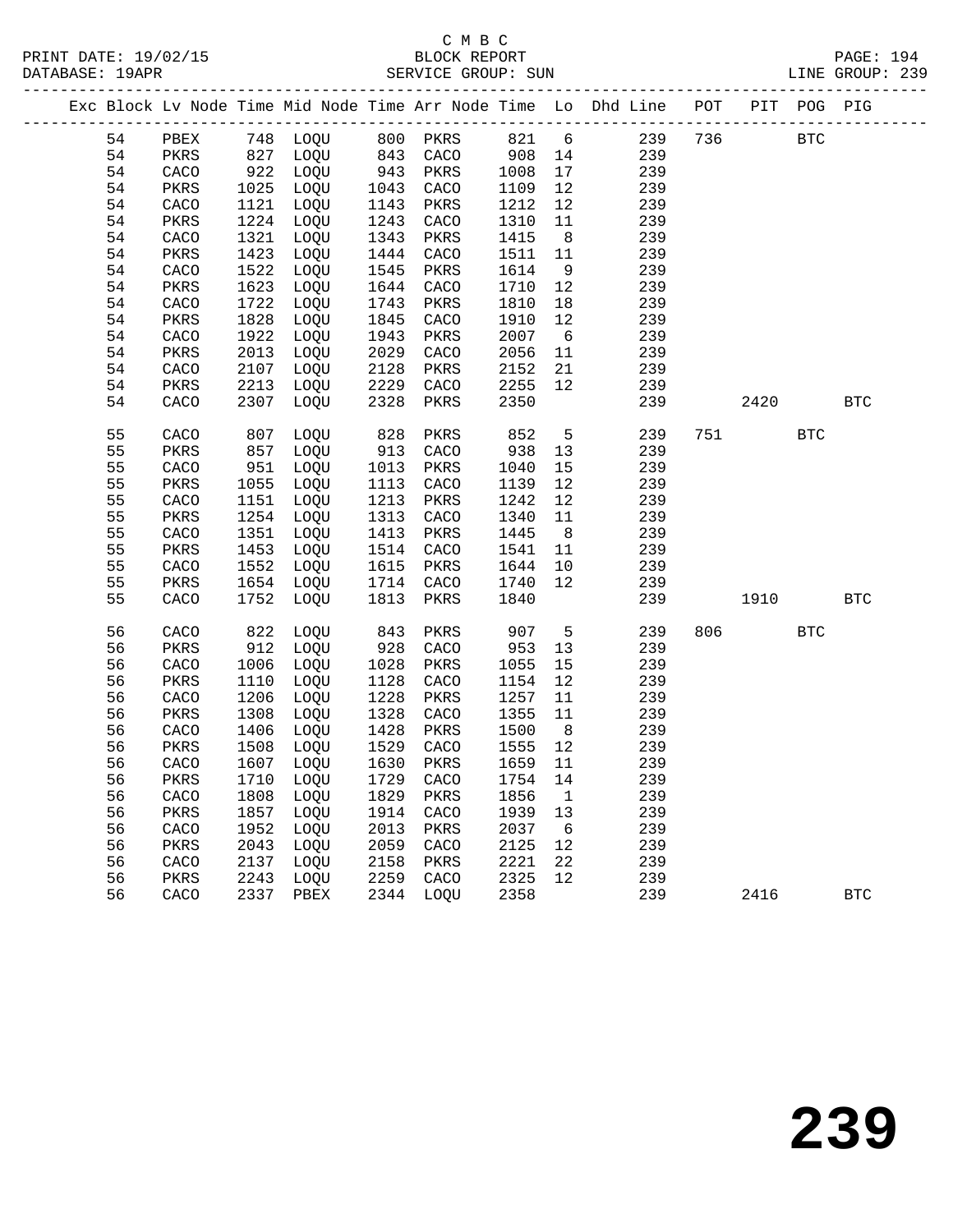C M B C
BLOCK REPORT
SERVICE GROUP: SUN

PRINT DATE: 19/02/15
DATABASE: 19APR
LINE GROUP: 239

| Exc | Block | Lv | Node | Time | Mid Node | Time | Arr Node | Time | Lo | Dhd Line | POT | PIT | POG | PIG |
|---|---|---|---|---|---|---|---|---|---|---|---|---|---|---|
| | 54 | | PBEX | 748 | LOQU | 800 | PKRS | 821 | 6 | 239 | 736 | | BTC | |
| | 54 | | PKRS | 827 | LOQU | 843 | CACO | 908 | 14 | 239 | | | | |
| | 54 | | CACO | 922 | LOQU | 943 | PKRS | 1008 | 17 | 239 | | | | |
| | 54 | | PKRS | 1025 | LOQU | 1043 | CACO | 1109 | 12 | 239 | | | | |
| | 54 | | CACO | 1121 | LOQU | 1143 | PKRS | 1212 | 12 | 239 | | | | |
| | 54 | | PKRS | 1224 | LOQU | 1243 | CACO | 1310 | 11 | 239 | | | | |
| | 54 | | CACO | 1321 | LOQU | 1343 | PKRS | 1415 | 8 | 239 | | | | |
| | 54 | | PKRS | 1423 | LOQU | 1444 | CACO | 1511 | 11 | 239 | | | | |
| | 54 | | CACO | 1522 | LOQU | 1545 | PKRS | 1614 | 9 | 239 | | | | |
| | 54 | | PKRS | 1623 | LOQU | 1644 | CACO | 1710 | 12 | 239 | | | | |
| | 54 | | CACO | 1722 | LOQU | 1743 | PKRS | 1810 | 18 | 239 | | | | |
| | 54 | | PKRS | 1828 | LOQU | 1845 | CACO | 1910 | 12 | 239 | | | | |
| | 54 | | CACO | 1922 | LOQU | 1943 | PKRS | 2007 | 6 | 239 | | | | |
| | 54 | | PKRS | 2013 | LOQU | 2029 | CACO | 2056 | 11 | 239 | | | | |
| | 54 | | CACO | 2107 | LOQU | 2128 | PKRS | 2152 | 21 | 239 | | | | |
| | 54 | | PKRS | 2213 | LOQU | 2229 | CACO | 2255 | 12 | 239 | | | | |
| | 54 | | CACO | 2307 | LOQU | 2328 | PKRS | 2350 | | 239 | | 2420 | | BTC |
| | 55 | | CACO | 807 | LOQU | 828 | PKRS | 852 | 5 | 239 | 751 | | BTC | |
| | 55 | | PKRS | 857 | LOQU | 913 | CACO | 938 | 13 | 239 | | | | |
| | 55 | | CACO | 951 | LOQU | 1013 | PKRS | 1040 | 15 | 239 | | | | |
| | 55 | | PKRS | 1055 | LOQU | 1113 | CACO | 1139 | 12 | 239 | | | | |
| | 55 | | CACO | 1151 | LOQU | 1213 | PKRS | 1242 | 12 | 239 | | | | |
| | 55 | | PKRS | 1254 | LOQU | 1313 | CACO | 1340 | 11 | 239 | | | | |
| | 55 | | CACO | 1351 | LOQU | 1413 | PKRS | 1445 | 8 | 239 | | | | |
| | 55 | | PKRS | 1453 | LOQU | 1514 | CACO | 1541 | 11 | 239 | | | | |
| | 55 | | CACO | 1552 | LOQU | 1615 | PKRS | 1644 | 10 | 239 | | | | |
| | 55 | | PKRS | 1654 | LOQU | 1714 | CACO | 1740 | 12 | 239 | | | | |
| | 55 | | CACO | 1752 | LOQU | 1813 | PKRS | 1840 | | 239 | | 1910 | | BTC |
| | 56 | | CACO | 822 | LOQU | 843 | PKRS | 907 | 5 | 239 | 806 | | BTC | |
| | 56 | | PKRS | 912 | LOQU | 928 | CACO | 953 | 13 | 239 | | | | |
| | 56 | | CACO | 1006 | LOQU | 1028 | PKRS | 1055 | 15 | 239 | | | | |
| | 56 | | PKRS | 1110 | LOQU | 1128 | CACO | 1154 | 12 | 239 | | | | |
| | 56 | | CACO | 1206 | LOQU | 1228 | PKRS | 1257 | 11 | 239 | | | | |
| | 56 | | PKRS | 1308 | LOQU | 1328 | CACO | 1355 | 11 | 239 | | | | |
| | 56 | | CACO | 1406 | LOQU | 1428 | PKRS | 1500 | 8 | 239 | | | | |
| | 56 | | PKRS | 1508 | LOQU | 1529 | CACO | 1555 | 12 | 239 | | | | |
| | 56 | | CACO | 1607 | LOQU | 1630 | PKRS | 1659 | 11 | 239 | | | | |
| | 56 | | PKRS | 1710 | LOQU | 1729 | CACO | 1754 | 14 | 239 | | | | |
| | 56 | | CACO | 1808 | LOQU | 1829 | PKRS | 1856 | 1 | 239 | | | | |
| | 56 | | PKRS | 1857 | LOQU | 1914 | CACO | 1939 | 13 | 239 | | | | |
| | 56 | | CACO | 1952 | LOQU | 2013 | PKRS | 2037 | 6 | 239 | | | | |
| | 56 | | PKRS | 2043 | LOQU | 2059 | CACO | 2125 | 12 | 239 | | | | |
| | 56 | | CACO | 2137 | LOQU | 2158 | PKRS | 2221 | 22 | 239 | | | | |
| | 56 | | PKRS | 2243 | LOQU | 2259 | CACO | 2325 | 12 | 239 | | | | |
| | 56 | | CACO | 2337 | PBEX | 2344 | LOQU | 2358 | | 239 | | 2416 | | BTC |

239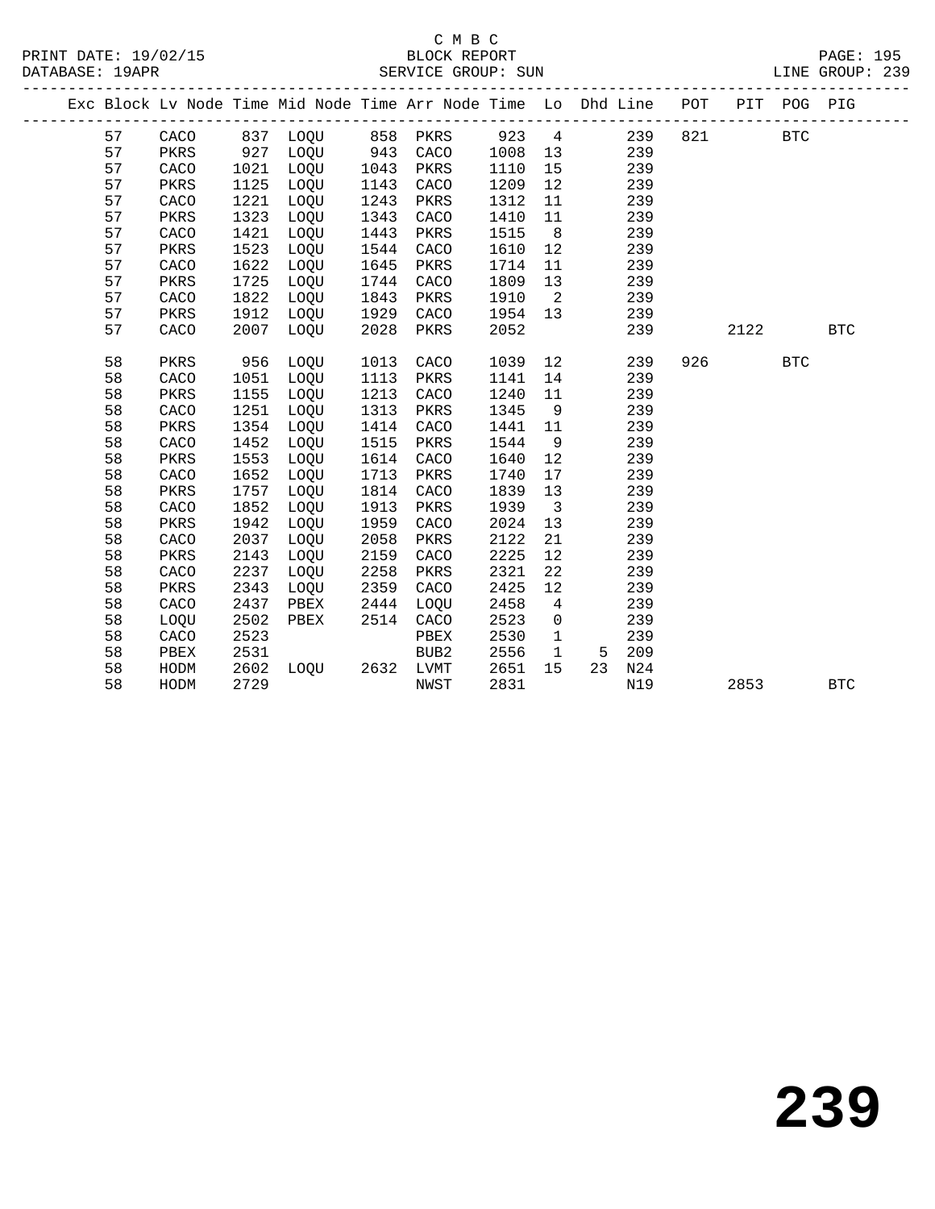C M B C

BLOCK REPORT

SERVICE GROUP: SUN

LINE GROUP: 239

| Exc | Block | Lv | Node | Time | Mid Node | Time | Arr Node | Time | Lo | Dhd | Line | POT | PIT | POG | PIG |
|---|---|---|---|---|---|---|---|---|---|---|---|---|---|---|---|
| | 57 | | CACO | 837 | LOQU | 858 | PKRS | 923 | 4 | | 239 | 821 | | BTC | |
| | 57 | | PKRS | 927 | LOQU | 943 | CACO | 1008 | 13 | | 239 | | | | |
| | 57 | | CACO | 1021 | LOQU | 1043 | PKRS | 1110 | 15 | | 239 | | | | |
| | 57 | | PKRS | 1125 | LOQU | 1143 | CACO | 1209 | 12 | | 239 | | | | |
| | 57 | | CACO | 1221 | LOQU | 1243 | PKRS | 1312 | 11 | | 239 | | | | |
| | 57 | | PKRS | 1323 | LOQU | 1343 | CACO | 1410 | 11 | | 239 | | | | |
| | 57 | | CACO | 1421 | LOQU | 1443 | PKRS | 1515 | 8 | | 239 | | | | |
| | 57 | | PKRS | 1523 | LOQU | 1544 | CACO | 1610 | 12 | | 239 | | | | |
| | 57 | | CACO | 1622 | LOQU | 1645 | PKRS | 1714 | 11 | | 239 | | | | |
| | 57 | | PKRS | 1725 | LOQU | 1744 | CACO | 1809 | 13 | | 239 | | | | |
| | 57 | | CACO | 1822 | LOQU | 1843 | PKRS | 1910 | 2 | | 239 | | | | |
| | 57 | | PKRS | 1912 | LOQU | 1929 | CACO | 1954 | 13 | | 239 | | | | |
| | 57 | | CACO | 2007 | LOQU | 2028 | PKRS | 2052 | | | 239 | | 2122 | | BTC |
| | 58 | | PKRS | 956 | LOQU | 1013 | CACO | 1039 | 12 | | 239 | 926 | | BTC | |
| | 58 | | CACO | 1051 | LOQU | 1113 | PKRS | 1141 | 14 | | 239 | | | | |
| | 58 | | PKRS | 1155 | LOQU | 1213 | CACO | 1240 | 11 | | 239 | | | | |
| | 58 | | CACO | 1251 | LOQU | 1313 | PKRS | 1345 | 9 | | 239 | | | | |
| | 58 | | PKRS | 1354 | LOQU | 1414 | CACO | 1441 | 11 | | 239 | | | | |
| | 58 | | CACO | 1452 | LOQU | 1515 | PKRS | 1544 | 9 | | 239 | | | | |
| | 58 | | PKRS | 1553 | LOQU | 1614 | CACO | 1640 | 12 | | 239 | | | | |
| | 58 | | CACO | 1652 | LOQU | 1713 | PKRS | 1740 | 17 | | 239 | | | | |
| | 58 | | PKRS | 1757 | LOQU | 1814 | CACO | 1839 | 13 | | 239 | | | | |
| | 58 | | CACO | 1852 | LOQU | 1913 | PKRS | 1939 | 3 | | 239 | | | | |
| | 58 | | PKRS | 1942 | LOQU | 1959 | CACO | 2024 | 13 | | 239 | | | | |
| | 58 | | CACO | 2037 | LOQU | 2058 | PKRS | 2122 | 21 | | 239 | | | | |
| | 58 | | PKRS | 2143 | LOQU | 2159 | CACO | 2225 | 12 | | 239 | | | | |
| | 58 | | CACO | 2237 | LOQU | 2258 | PKRS | 2321 | 22 | | 239 | | | | |
| | 58 | | PKRS | 2343 | LOQU | 2359 | CACO | 2425 | 12 | | 239 | | | | |
| | 58 | | CACO | 2437 | PBEX | 2444 | LOQU | 2458 | 4 | | 239 | | | | |
| | 58 | | LOQU | 2502 | PBEX | 2514 | CACO | 2523 | 0 | | 239 | | | | |
| | 58 | | CACO | 2523 | | | PBEX | 2530 | 1 | | 239 | | | | |
| | 58 | | PBEX | 2531 | | | BUB2 | 2556 | 1 | 5 | 209 | | | | |
| | 58 | | HODM | 2602 | LOQU | 2632 | LVMT | 2651 | 15 | 23 | N24 | | | | |
| | 58 | | HODM | 2729 | | | NWST | 2831 | | | N19 | | 2853 | | BTC |

239